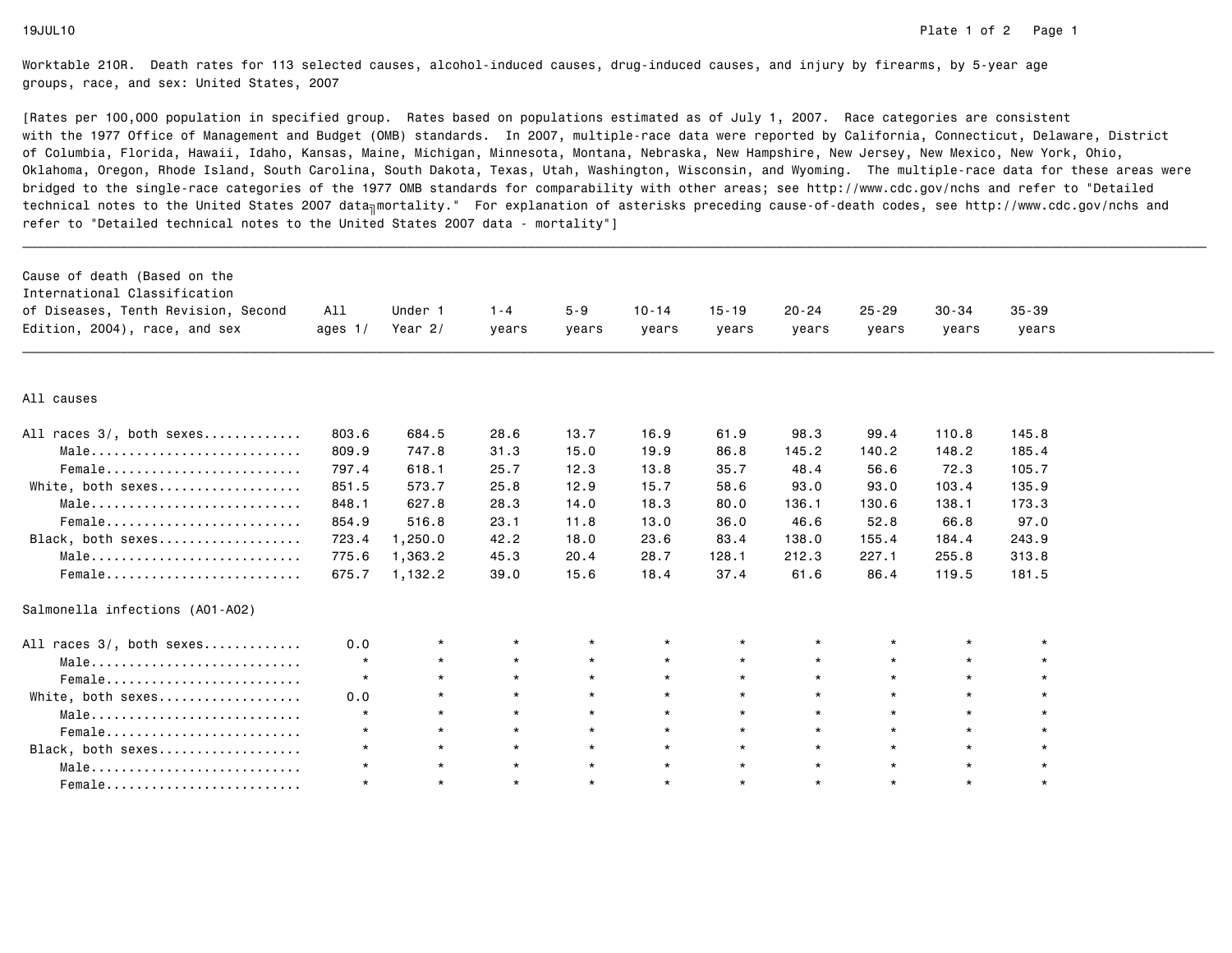Worktable 210R. Death rates for 113 selected causes, alcohol-induced causes, drug-induced causes, and injury by firearms, by 5-year age groups, race, and sex: United States, 2007

[Rates per 100,000 population in specified group. Rates based on populations estimated as of July 1, 2007. Race categories are consistent with the 1977 Office of Management and Budget (OMB) standards. In 2007, multiple-race data were reported by California, Connecticut, Delaware, District of Columbia, Florida, Hawaii, Idaho, Kansas, Maine, Michigan, Minnesota, Montana, Nebraska, New Hampshire, New Jersey, New Mexico, New York, Ohio, Oklahoma, Oregon, Rhode Island, South Carolina, South Dakota, Texas, Utah, Washington, Wisconsin, and Wyoming. The multiple-race data for these areas were bridged to the single-race categories of the 1977 OMB standards for comparability with other areas; see http://www.cdc.gov/nchs and refer to "Detailed technical notes to the United States 2007 data╖mortality." For explanation of asterisks preceding cause-of-death codes, see http://www.cdc.gov/nchs and refer to "Detailed technical notes to the United States 2007 data - mortality"]

| Cause of death (Based on the International Classification of Diseases, Tenth Revision, Second Edition, 2004), race, and sex | All ages 1/ | Under 1 Year 2/ | 1-4 years | 5-9 years | 10-14 years | 15-19 years | 20-24 years | 25-29 years | 30-34 years | 35-39 years |
|---|---|---|---|---|---|---|---|---|---|---|
| **All causes** | | | | | | | | | | |
| All races 3/, both sexes............ | 803.6 | 684.5 | 28.6 | 13.7 | 16.9 | 61.9 | 98.3 | 99.4 | 110.8 | 145.8 |
| Male........................... | 809.9 | 747.8 | 31.3 | 15.0 | 19.9 | 86.8 | 145.2 | 140.2 | 148.2 | 185.4 |
| Female......................... | 797.4 | 618.1 | 25.7 | 12.3 | 13.8 | 35.7 | 48.4 | 56.6 | 72.3 | 105.7 |
| White, both sexes.................. | 851.5 | 573.7 | 25.8 | 12.9 | 15.7 | 58.6 | 93.0 | 93.0 | 103.4 | 135.9 |
| Male........................... | 848.1 | 627.8 | 28.3 | 14.0 | 18.3 | 80.0 | 136.1 | 130.6 | 138.1 | 173.3 |
| Female......................... | 854.9 | 516.8 | 23.1 | 11.8 | 13.0 | 36.0 | 46.6 | 52.8 | 66.8 | 97.0 |
| Black, both sexes.................. | 723.4 | 1,250.0 | 42.2 | 18.0 | 23.6 | 83.4 | 138.0 | 155.4 | 184.4 | 243.9 |
| Male........................... | 775.6 | 1,363.2 | 45.3 | 20.4 | 28.7 | 128.1 | 212.3 | 227.1 | 255.8 | 313.8 |
| Female......................... | 675.7 | 1,132.2 | 39.0 | 15.6 | 18.4 | 37.4 | 61.6 | 86.4 | 119.5 | 181.5 |
| **Salmonella infections (A01-A02)** | | | | | | | | | | |
| All races 3/, both sexes............ | 0.0 | * | * | * | * | * | * | * | * | * |
| Male........................... | * | * | * | * | * | * | * | * | * | * |
| Female......................... | * | * | * | * | * | * | * | * | * | * |
| White, both sexes.................. | 0.0 | * | * | * | * | * | * | * | * | * |
| Male........................... | * | * | * | * | * | * | * | * | * | * |
| Female......................... | * | * | * | * | * | * | * | * | * | * |
| Black, both sexes.................. | * | * | * | * | * | * | * | * | * | * |
| Male........................... | * | * | * | * | * | * | * | * | * | * |
| Female......................... | * | * | * | * | * | * | * | * | * | * |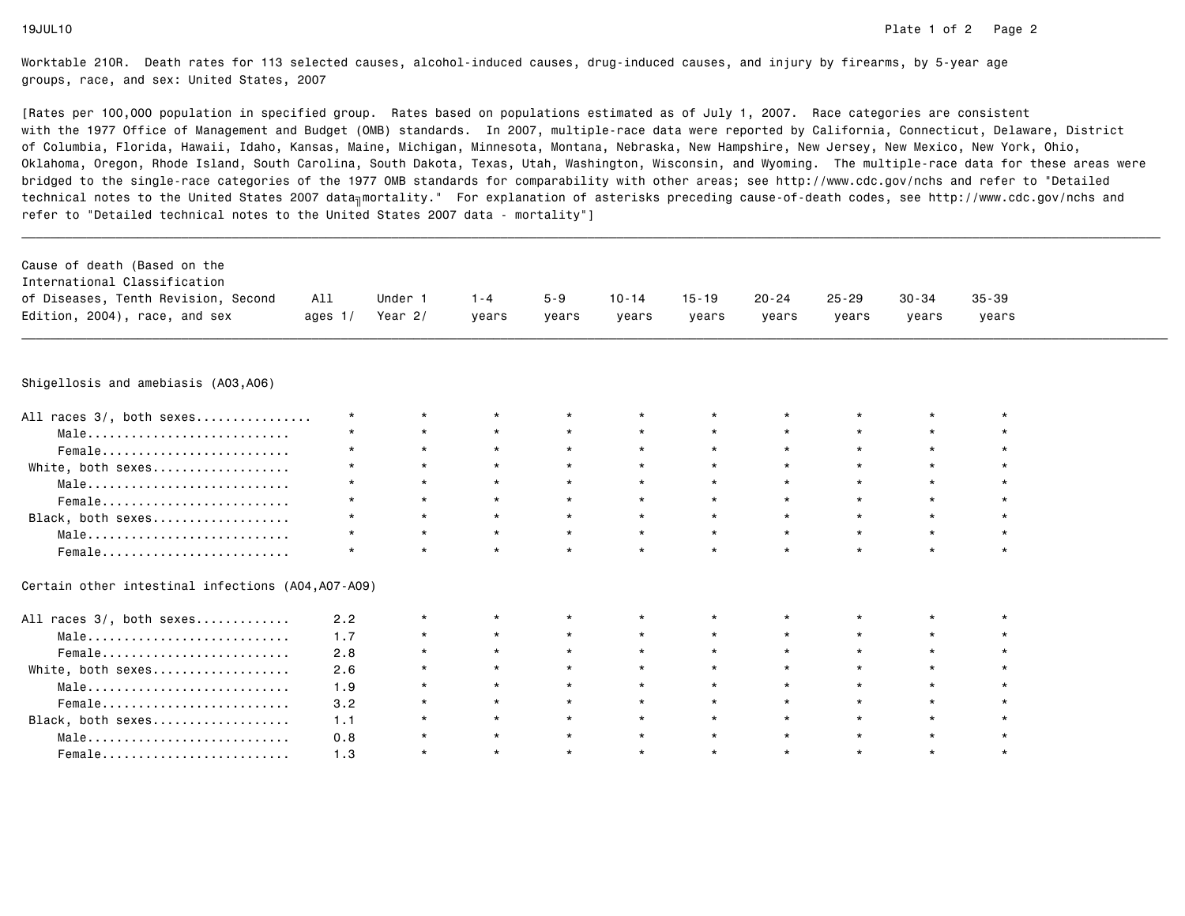Worktable 210R. Death rates for 113 selected causes, alcohol-induced causes, drug-induced causes, and injury by firearms, by 5-year age groups, race, and sex: United States, 2007

[Rates per 100,000 population in specified group. Rates based on populations estimated as of July 1, 2007. Race categories are consistent with the 1977 Office of Management and Budget (OMB) standards. In 2007, multiple-race data were reported by California, Connecticut, Delaware, District of Columbia, Florida, Hawaii, Idaho, Kansas, Maine, Michigan, Minnesota, Montana, Nebraska, New Hampshire, New Jersey, New Mexico, New York, Ohio, Oklahoma, Oregon, Rhode Island, South Carolina, South Dakota, Texas, Utah, Washington, Wisconsin, and Wyoming. The multiple-race data for these areas were bridged to the single-race categories of the 1977 OMB standards for comparability with other areas; see http://www.cdc.gov/nchs and refer to "Detailed technical notes to the United States 2007 data - mortality." For explanation of asterisks preceding cause-of-death codes, see http://www.cdc.gov/nchs and refer to "Detailed technical notes to the United States 2007 data - mortality"]

| Cause of death (Based on the International Classification of Diseases, Tenth Revision, Second Edition, 2004), race, and sex | All ages 1/ | Under 1 Year 2/ | 1-4 years | 5-9 years | 10-14 years | 15-19 years | 20-24 years | 25-29 years | 30-34 years | 35-39 years |
|---|---|---|---|---|---|---|---|---|---|---|
| **Shigellosis and amebiasis (A03,A06)** | | | | | | | | | | |
| All races 3/, both sexes | * | * | * | * | * | * | * | * | * | * |
| Male | * | * | * | * | * | * | * | * | * | * |
| Female | * | * | * | * | * | * | * | * | * | * |
| White, both sexes | * | * | * | * | * | * | * | * | * | * |
| Male | * | * | * | * | * | * | * | * | * | * |
| Female | * | * | * | * | * | * | * | * | * | * |
| Black, both sexes | * | * | * | * | * | * | * | * | * | * |
| Male | * | * | * | * | * | * | * | * | * | * |
| Female | * | * | * | * | * | * | * | * | * | * |
| **Certain other intestinal infections (A04,A07-A09)** | | | | | | | | | | |
| All races 3/, both sexes | 2.2 | * | * | * | * | * | * | * | * | * |
| Male | 1.7 | * | * | * | * | * | * | * | * | * |
| Female | 2.8 | * | * | * | * | * | * | * | * | * |
| White, both sexes | 2.6 | * | * | * | * | * | * | * | * | * |
| Male | 1.9 | * | * | * | * | * | * | * | * | * |
| Female | 3.2 | * | * | * | * | * | * | * | * | * |
| Black, both sexes | 1.1 | * | * | * | * | * | * | * | * | * |
| Male | 0.8 | * | * | * | * | * | * | * | * | * |
| Female | 1.3 | * | * | * | * | * | * | * | * | * |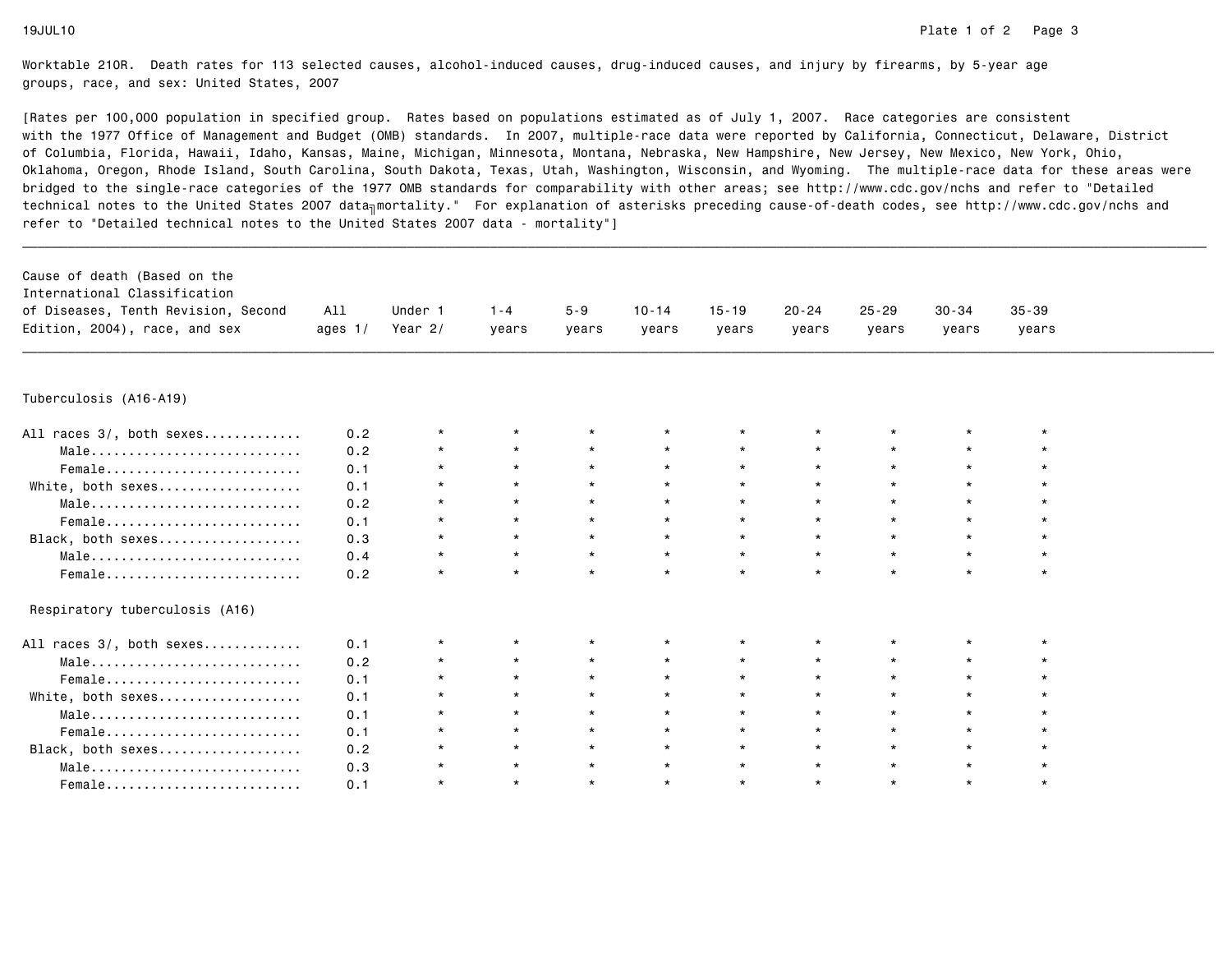Worktable 210R. Death rates for 113 selected causes, alcohol-induced causes, drug-induced causes, and injury by firearms, by 5-year age groups, race, and sex: United States, 2007

[Rates per 100,000 population in specified group. Rates based on populations estimated as of July 1, 2007. Race categories are consistent with the 1977 Office of Management and Budget (OMB) standards. In 2007, multiple-race data were reported by California, Connecticut, Delaware, District of Columbia, Florida, Hawaii, Idaho, Kansas, Maine, Michigan, Minnesota, Montana, Nebraska, New Hampshire, New Jersey, New Mexico, New York, Ohio, Oklahoma, Oregon, Rhode Island, South Carolina, South Dakota, Texas, Utah, Washington, Wisconsin, and Wyoming. The multiple-race data for these areas were bridged to the single-race categories of the 1977 OMB standards for comparability with other areas; see http://www.cdc.gov/nchs and refer to "Detailed technical notes to the United States 2007 data–mortality." For explanation of asterisks preceding cause-of-death codes, see http://www.cdc.gov/nchs and refer to "Detailed technical notes to the United States 2007 data - mortality"]

| Cause of death (Based on the International Classification of Diseases, Tenth Revision, Second Edition, 2004), race, and sex | All ages 1/ | Under 1 Year 2/ | 1-4 years | 5-9 years | 10-14 years | 15-19 years | 20-24 years | 25-29 years | 30-34 years | 35-39 years |
|---|---|---|---|---|---|---|---|---|---|---|
| **Tuberculosis (A16-A19)** | | | | | | | | | | |
| All races 3/, both sexes | 0.2 | * | * | * | * | * | * | * | * | * |
| Male | 0.2 | * | * | * | * | * | * | * | * | * |
| Female | 0.1 | * | * | * | * | * | * | * | * | * |
| White, both sexes | 0.1 | * | * | * | * | * | * | * | * | * |
| Male | 0.2 | * | * | * | * | * | * | * | * | * |
| Female | 0.1 | * | * | * | * | * | * | * | * | * |
| Black, both sexes | 0.3 | * | * | * | * | * | * | * | * | * |
| Male | 0.4 | * | * | * | * | * | * | * | * | * |
| Female | 0.2 | * | * | * | * | * | * | * | * | * |
| **Respiratory tuberculosis (A16)** | | | | | | | | | | |
| All races 3/, both sexes | 0.1 | * | * | * | * | * | * | * | * | * |
| Male | 0.2 | * | * | * | * | * | * | * | * | * |
| Female | 0.1 | * | * | * | * | * | * | * | * | * |
| White, both sexes | 0.1 | * | * | * | * | * | * | * | * | * |
| Male | 0.1 | * | * | * | * | * | * | * | * | * |
| Female | 0.1 | * | * | * | * | * | * | * | * | * |
| Black, both sexes | 0.2 | * | * | * | * | * | * | * | * | * |
| Male | 0.3 | * | * | * | * | * | * | * | * | * |
| Female | 0.1 | * | * | * | * | * | * | * | * | * |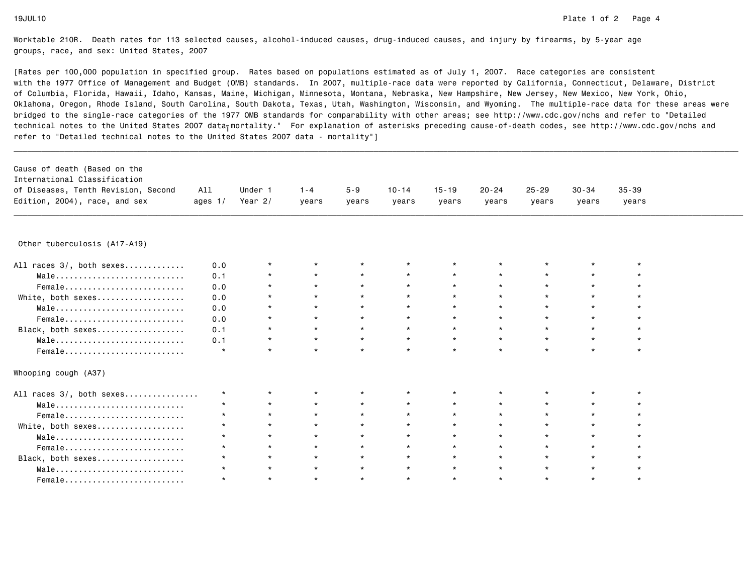Worktable 210R. Death rates for 113 selected causes, alcohol-induced causes, drug-induced causes, and injury by firearms, by 5-year age groups, race, and sex: United States, 2007

[Rates per 100,000 population in specified group. Rates based on populations estimated as of July 1, 2007. Race categories are consistent with the 1977 Office of Management and Budget (OMB) standards. In 2007, multiple-race data were reported by California, Connecticut, Delaware, District of Columbia, Florida, Hawaii, Idaho, Kansas, Maine, Michigan, Minnesota, Montana, Nebraska, New Hampshire, New Jersey, New Mexico, New York, Ohio, Oklahoma, Oregon, Rhode Island, South Carolina, South Dakota, Texas, Utah, Washington, Wisconsin, and Wyoming. The multiple-race data for these areas were bridged to the single-race categories of the 1977 OMB standards for comparability with other areas; see http://www.cdc.gov/nchs and refer to "Detailed technical notes to the United States 2007 data - mortality." For explanation of asterisks preceding cause-of-death codes, see http://www.cdc.gov/nchs and refer to "Detailed technical notes to the United States 2007 data - mortality"]

| Cause of death (Based on the International Classification of Diseases, Tenth Revision, Second Edition, 2004), race, and sex | All ages 1/ | Under 1 Year 2/ | 1-4 years | 5-9 years | 10-14 years | 15-19 years | 20-24 years | 25-29 years | 30-34 years | 35-39 years |
|---|---|---|---|---|---|---|---|---|---|---|
| **Other tuberculosis (A17-A19)** | | | | | | | | | | |
| All races 3/, both sexes | 0.0 | * | * | * | * | * | * | * | * | * |
| Male | 0.1 | * | * | * | * | * | * | * | * | * |
| Female | 0.0 | * | * | * | * | * | * | * | * | * |
| White, both sexes | 0.0 | * | * | * | * | * | * | * | * | * |
| Male | 0.0 | * | * | * | * | * | * | * | * | * |
| Female | 0.0 | * | * | * | * | * | * | * | * | * |
| Black, both sexes | 0.1 | * | * | * | * | * | * | * | * | * |
| Male | 0.1 | * | * | * | * | * | * | * | * | * |
| Female | * | * | * | * | * | * | * | * | * | * |
| **Whooping cough (A37)** | | | | | | | | | | |
| All races 3/, both sexes | * | * | * | * | * | * | * | * | * | * |
| Male | * | * | * | * | * | * | * | * | * | * |
| Female | * | * | * | * | * | * | * | * | * | * |
| White, both sexes | * | * | * | * | * | * | * | * | * | * |
| Male | * | * | * | * | * | * | * | * | * | * |
| Female | * | * | * | * | * | * | * | * | * | * |
| Black, both sexes | * | * | * | * | * | * | * | * | * | * |
| Male | * | * | * | * | * | * | * | * | * | * |
| Female | * | * | * | * | * | * | * | * | * | * |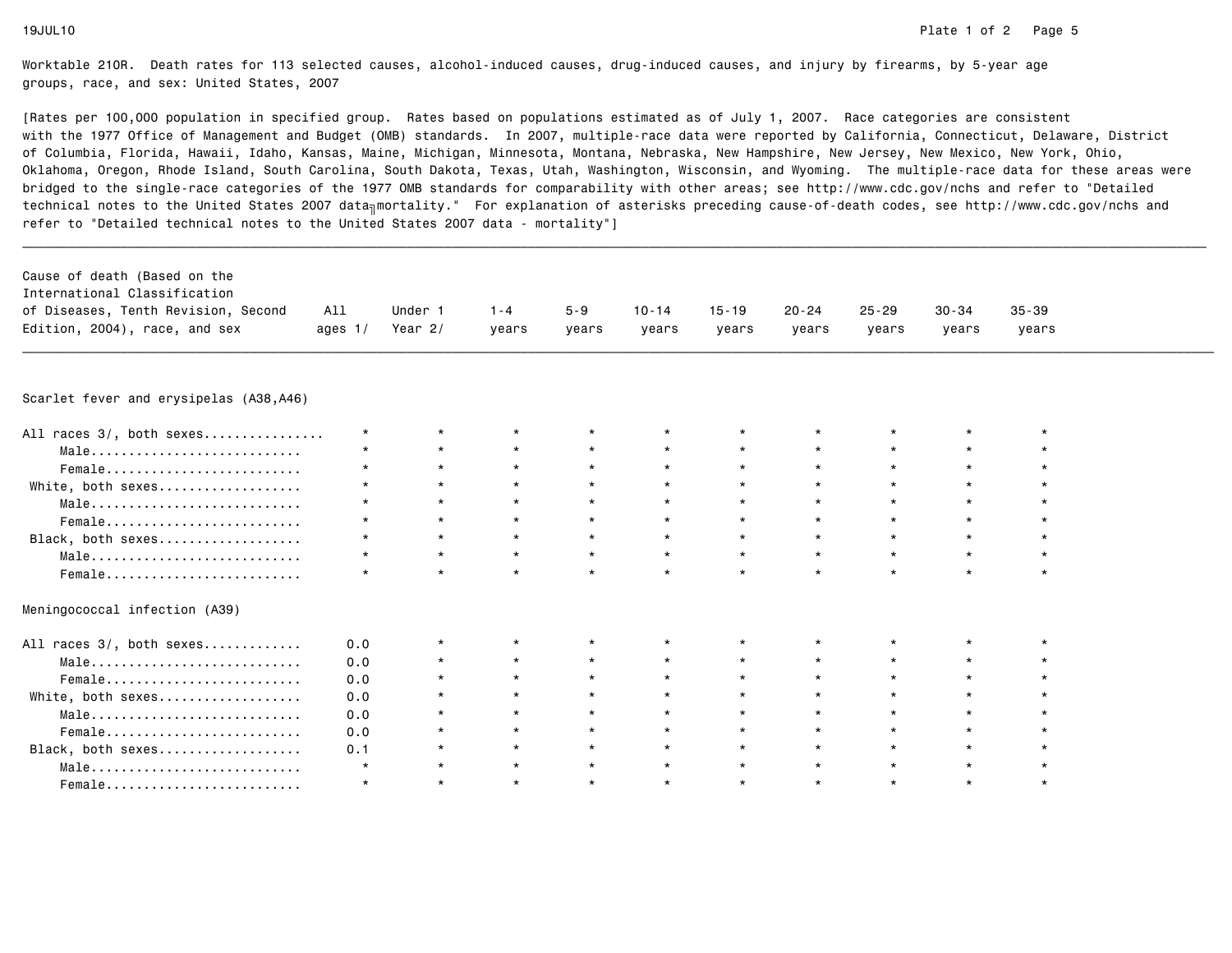Worktable 210R. Death rates for 113 selected causes, alcohol-induced causes, drug-induced causes, and injury by firearms, by 5-year age groups, race, and sex: United States, 2007

[Rates per 100,000 population in specified group. Rates based on populations estimated as of July 1, 2007. Race categories are consistent with the 1977 Office of Management and Budget (OMB) standards. In 2007, multiple-race data were reported by California, Connecticut, Delaware, District of Columbia, Florida, Hawaii, Idaho, Kansas, Maine, Michigan, Minnesota, Montana, Nebraska, New Hampshire, New Jersey, New Mexico, New York, Ohio, Oklahoma, Oregon, Rhode Island, South Carolina, South Dakota, Texas, Utah, Washington, Wisconsin, and Wyoming. The multiple-race data for these areas were bridged to the single-race categories of the 1977 OMB standards for comparability with other areas; see http://www.cdc.gov/nchs and refer to "Detailed technical notes to the United States 2007 data - mortality." For explanation of asterisks preceding cause-of-death codes, see http://www.cdc.gov/nchs and refer to "Detailed technical notes to the United States 2007 data - mortality"]

| Cause of death (Based on the International Classification of Diseases, Tenth Revision, Second Edition, 2004), race, and sex | All ages 1/ | Under 1 Year 2/ | 1-4 years | 5-9 years | 10-14 years | 15-19 years | 20-24 years | 25-29 years | 30-34 years | 35-39 years |
|---|---|---|---|---|---|---|---|---|---|---|
| **Scarlet fever and erysipelas (A38,A46)** | | | | | | | | | | |
| All races 3/, both sexes | * | * | * | * | * | * | * | * | * | * |
| Male | * | * | * | * | * | * | * | * | * | * |
| Female | * | * | * | * | * | * | * | * | * | * |
| White, both sexes | * | * | * | * | * | * | * | * | * | * |
| Male | * | * | * | * | * | * | * | * | * | * |
| Female | * | * | * | * | * | * | * | * | * | * |
| Black, both sexes | * | * | * | * | * | * | * | * | * | * |
| Male | * | * | * | * | * | * | * | * | * | * |
| Female | * | * | * | * | * | * | * | * | * | * |
| **Meningococcal infection (A39)** | | | | | | | | | | |
| All races 3/, both sexes | 0.0 | * | * | * | * | * | * | * | * | * |
| Male | 0.0 | * | * | * | * | * | * | * | * | * |
| Female | 0.0 | * | * | * | * | * | * | * | * | * |
| White, both sexes | 0.0 | * | * | * | * | * | * | * | * | * |
| Male | 0.0 | * | * | * | * | * | * | * | * | * |
| Female | 0.0 | * | * | * | * | * | * | * | * | * |
| Black, both sexes | 0.1 | * | * | * | * | * | * | * | * | * |
| Male | * | * | * | * | * | * | * | * | * | * |
| Female | * | * | * | * | * | * | * | * | * | * |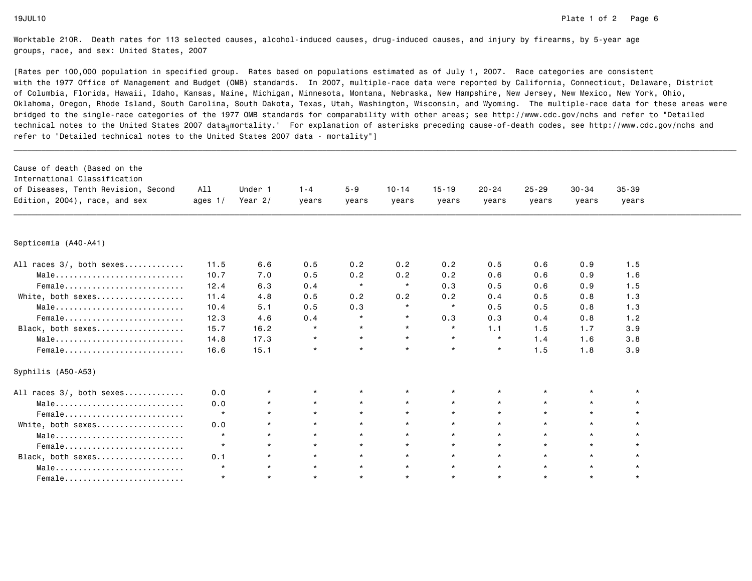Worktable 210R. Death rates for 113 selected causes, alcohol-induced causes, drug-induced causes, and injury by firearms, by 5-year age groups, race, and sex: United States, 2007

[Rates per 100,000 population in specified group. Rates based on populations estimated as of July 1, 2007. Race categories are consistent with the 1977 Office of Management and Budget (OMB) standards. In 2007, multiple-race data were reported by California, Connecticut, Delaware, District of Columbia, Florida, Hawaii, Idaho, Kansas, Maine, Michigan, Minnesota, Montana, Nebraska, New Hampshire, New Jersey, New Mexico, New York, Ohio, Oklahoma, Oregon, Rhode Island, South Carolina, South Dakota, Texas, Utah, Washington, Wisconsin, and Wyoming. The multiple-race data for these areas were bridged to the single-race categories of the 1977 OMB standards for comparability with other areas; see http://www.cdc.gov/nchs and refer to "Detailed technical notes to the United States 2007 data mortality." For explanation of asterisks preceding cause-of-death codes, see http://www.cdc.gov/nchs and refer to "Detailed technical notes to the United States 2007 data - mortality"]

| Cause of death (Based on the International Classification of Diseases, Tenth Revision, Second Edition, 2004), race, and sex | All ages 1/ | Under 1 Year 2/ | 1-4 years | 5-9 years | 10-14 years | 15-19 years | 20-24 years | 25-29 years | 30-34 years | 35-39 years |
|---|---|---|---|---|---|---|---|---|---|---|
| **Septicemia (A40-A41)** | | | | | | | | | | |
| All races 3/, both sexes | 11.5 | 6.6 | 0.5 | 0.2 | 0.2 | 0.2 | 0.5 | 0.6 | 0.9 | 1.5 |
| Male | 10.7 | 7.0 | 0.5 | 0.2 | 0.2 | 0.2 | 0.6 | 0.6 | 0.9 | 1.6 |
| Female | 12.4 | 6.3 | 0.4 | * | * | 0.3 | 0.5 | 0.6 | 0.9 | 1.5 |
| White, both sexes | 11.4 | 4.8 | 0.5 | 0.2 | 0.2 | 0.2 | 0.4 | 0.5 | 0.8 | 1.3 |
| Male | 10.4 | 5.1 | 0.5 | 0.3 | * | * | 0.5 | 0.5 | 0.8 | 1.3 |
| Female | 12.3 | 4.6 | 0.4 | * | * | 0.3 | 0.3 | 0.4 | 0.8 | 1.2 |
| Black, both sexes | 15.7 | 16.2 | * | * | * | * | 1.1 | 1.5 | 1.7 | 3.9 |
| Male | 14.8 | 17.3 | * | * | * | * | * | 1.4 | 1.6 | 3.8 |
| Female | 16.6 | 15.1 | * | * | * | * | * | 1.5 | 1.8 | 3.9 |
| **Syphilis (A50-A53)** | | | | | | | | | | |
| All races 3/, both sexes | 0.0 | * | * | * | * | * | * | * | * | * |
| Male | 0.0 | * | * | * | * | * | * | * | * | * |
| Female | * | * | * | * | * | * | * | * | * | * |
| White, both sexes | 0.0 | * | * | * | * | * | * | * | * | * |
| Male | * | * | * | * | * | * | * | * | * | * |
| Female | * | * | * | * | * | * | * | * | * | * |
| Black, both sexes | 0.1 | * | * | * | * | * | * | * | * | * |
| Male | * | * | * | * | * | * | * | * | * | * |
| Female | * | * | * | * | * | * | * | * | * | * |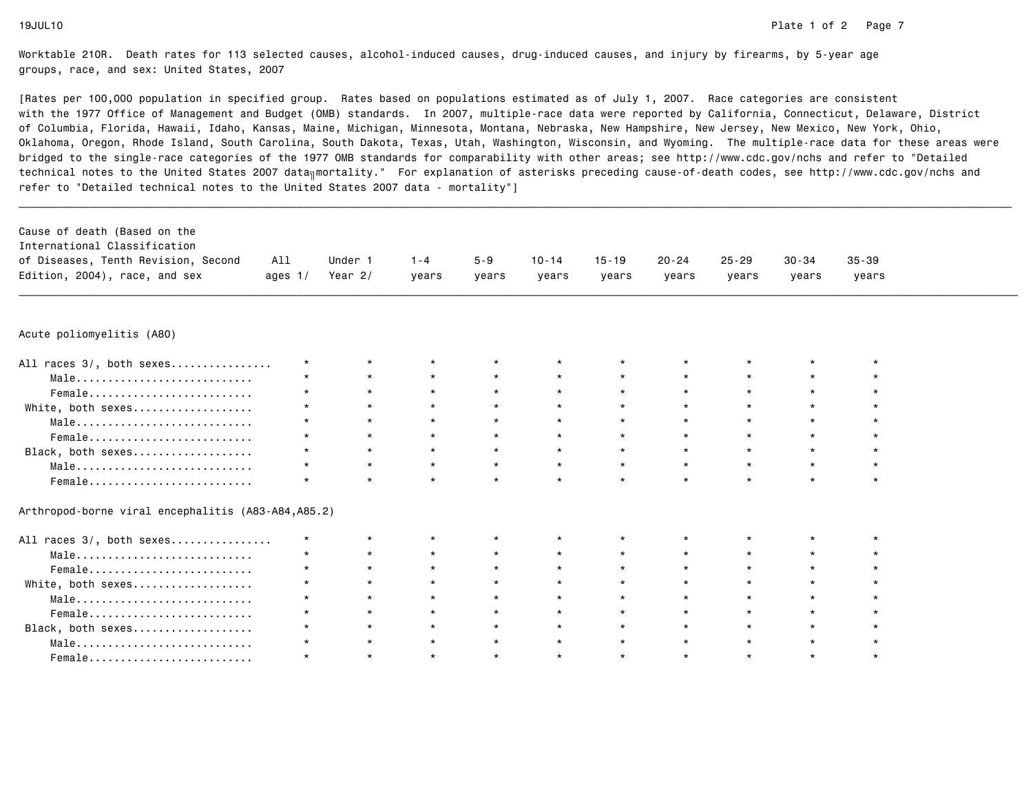Worktable 210R. Death rates for 113 selected causes, alcohol-induced causes, drug-induced causes, and injury by firearms, by 5-year age groups, race, and sex: United States, 2007

[Rates per 100,000 population in specified group. Rates based on populations estimated as of July 1, 2007. Race categories are consistent with the 1977 Office of Management and Budget (OMB) standards. In 2007, multiple-race data were reported by California, Connecticut, Delaware, District of Columbia, Florida, Hawaii, Idaho, Kansas, Maine, Michigan, Minnesota, Montana, Nebraska, New Hampshire, New Jersey, New Mexico, New York, Ohio, Oklahoma, Oregon, Rhode Island, South Carolina, South Dakota, Texas, Utah, Washington, Wisconsin, and Wyoming. The multiple-race data for these areas were bridged to the single-race categories of the 1977 OMB standards for comparability with other areas; see http://www.cdc.gov/nchs and refer to "Detailed technical notes to the United States 2007 data╖mortality." For explanation of asterisks preceding cause-of-death codes, see http://www.cdc.gov/nchs and refer to "Detailed technical notes to the United States 2007 data - mortality"]

| Cause of death (Based on the International Classification of Diseases, Tenth Revision, Second Edition, 2004), race, and sex | All ages 1/ | Under 1 Year 2/ | 1-4 years | 5-9 years | 10-14 years | 15-19 years | 20-24 years | 25-29 years | 30-34 years | 35-39 years |
|---|---|---|---|---|---|---|---|---|---|---|
| **Acute poliomyelitis (A80)** | | | | | | | | | | |
| All races 3/, both sexes | * | * | * | * | * | * | * | * | * | * |
| Male | * | * | * | * | * | * | * | * | * | * |
| Female | * | * | * | * | * | * | * | * | * | * |
| White, both sexes | * | * | * | * | * | * | * | * | * | * |
| Male | * | * | * | * | * | * | * | * | * | * |
| Female | * | * | * | * | * | * | * | * | * | * |
| Black, both sexes | * | * | * | * | * | * | * | * | * | * |
| Male | * | * | * | * | * | * | * | * | * | * |
| Female | * | * | * | * | * | * | * | * | * | * |
| **Arthropod-borne viral encephalitis (A83-A84,A85.2)** | | | | | | | | | | |
| All races 3/, both sexes | * | * | * | * | * | * | * | * | * | * |
| Male | * | * | * | * | * | * | * | * | * | * |
| Female | * | * | * | * | * | * | * | * | * | * |
| White, both sexes | * | * | * | * | * | * | * | * | * | * |
| Male | * | * | * | * | * | * | * | * | * | * |
| Female | * | * | * | * | * | * | * | * | * | * |
| Black, both sexes | * | * | * | * | * | * | * | * | * | * |
| Male | * | * | * | * | * | * | * | * | * | * |
| Female | * | * | * | * | * | * | * | * | * | * |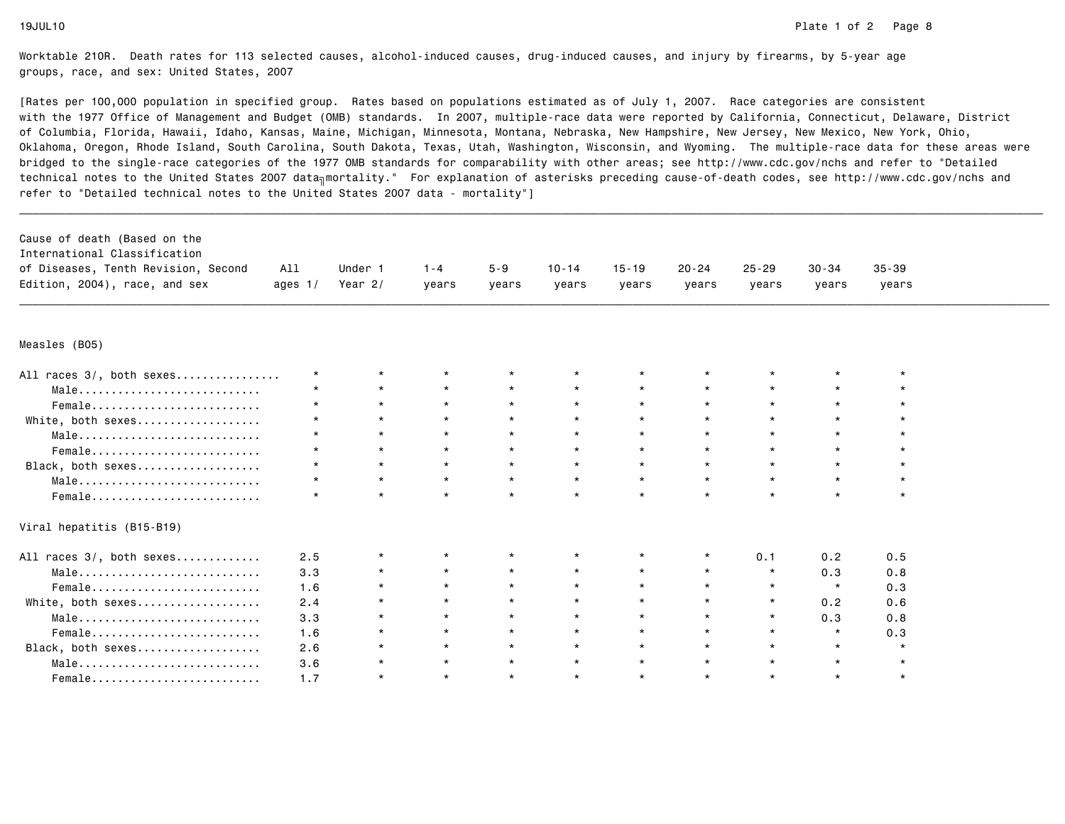Worktable 210R. Death rates for 113 selected causes, alcohol-induced causes, drug-induced causes, and injury by firearms, by 5-year age groups, race, and sex: United States, 2007

[Rates per 100,000 population in specified group. Rates based on populations estimated as of July 1, 2007. Race categories are consistent with the 1977 Office of Management and Budget (OMB) standards. In 2007, multiple-race data were reported by California, Connecticut, Delaware, District of Columbia, Florida, Hawaii, Idaho, Kansas, Maine, Michigan, Minnesota, Montana, Nebraska, New Hampshire, New Jersey, New Mexico, New York, Ohio, Oklahoma, Oregon, Rhode Island, South Carolina, South Dakota, Texas, Utah, Washington, Wisconsin, and Wyoming. The multiple-race data for these areas were bridged to the single-race categories of the 1977 OMB standards for comparability with other areas; see http://www.cdc.gov/nchs and refer to "Detailed technical notes to the United States 2007 data - mortality." For explanation of asterisks preceding cause-of-death codes, see http://www.cdc.gov/nchs and refer to "Detailed technical notes to the United States 2007 data - mortality"]

| Cause of death (Based on the International Classification of Diseases, Tenth Revision, Second Edition, 2004), race, and sex | All ages 1/ | Under 1 Year 2/ | 1-4 years | 5-9 years | 10-14 years | 15-19 years | 20-24 years | 25-29 years | 30-34 years | 35-39 years |
|---|---|---|---|---|---|---|---|---|---|---|
| **Measles (B05)** | | | | | | | | | | |
| All races 3/, both sexes | * | * | * | * | * | * | * | * | * | * |
| Male | * | * | * | * | * | * | * | * | * | * |
| Female | * | * | * | * | * | * | * | * | * | * |
| White, both sexes | * | * | * | * | * | * | * | * | * | * |
| Male | * | * | * | * | * | * | * | * | * | * |
| Female | * | * | * | * | * | * | * | * | * | * |
| Black, both sexes | * | * | * | * | * | * | * | * | * | * |
| Male | * | * | * | * | * | * | * | * | * | * |
| Female | * | * | * | * | * | * | * | * | * | * |
| **Viral hepatitis (B15-B19)** | | | | | | | | | | |
| All races 3/, both sexes | 2.5 | * | * | * | * | * | * | 0.1 | 0.2 | 0.5 |
| Male | 3.3 | * | * | * | * | * | * | * | 0.3 | 0.8 |
| Female | 1.6 | * | * | * | * | * | * | * | * | 0.3 |
| White, both sexes | 2.4 | * | * | * | * | * | * | * | 0.2 | 0.6 |
| Male | 3.3 | * | * | * | * | * | * | * | 0.3 | 0.8 |
| Female | 1.6 | * | * | * | * | * | * | * | * | 0.3 |
| Black, both sexes | 2.6 | * | * | * | * | * | * | * | * | * |
| Male | 3.6 | * | * | * | * | * | * | * | * | * |
| Female | 1.7 | * | * | * | * | * | * | * | * | * |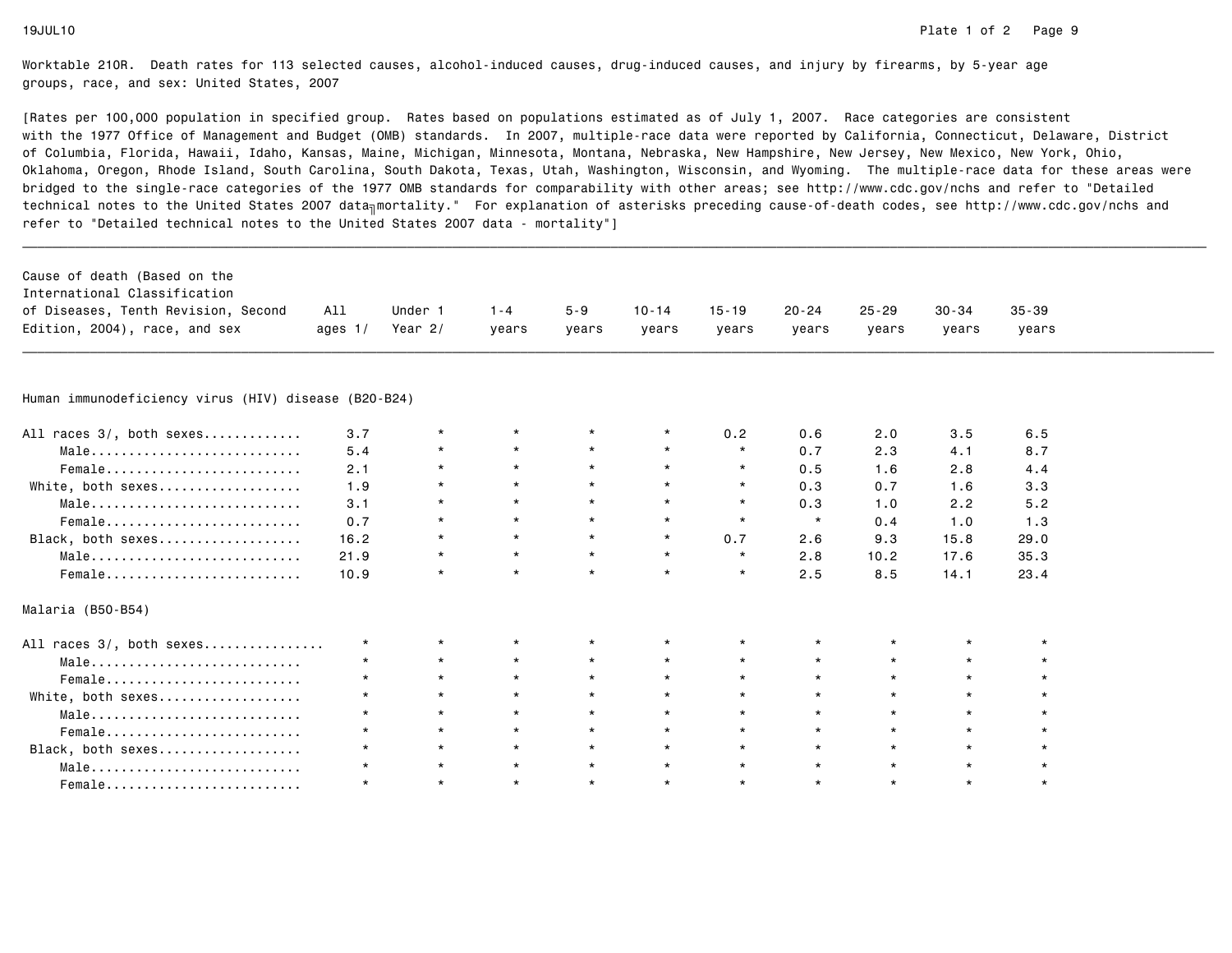Worktable 210R. Death rates for 113 selected causes, alcohol-induced causes, drug-induced causes, and injury by firearms, by 5-year age groups, race, and sex: United States, 2007

[Rates per 100,000 population in specified group. Rates based on populations estimated as of July 1, 2007. Race categories are consistent with the 1977 Office of Management and Budget (OMB) standards. In 2007, multiple-race data were reported by California, Connecticut, Delaware, District of Columbia, Florida, Hawaii, Idaho, Kansas, Maine, Michigan, Minnesota, Montana, Nebraska, New Hampshire, New Jersey, New Mexico, New York, Ohio, Oklahoma, Oregon, Rhode Island, South Carolina, South Dakota, Texas, Utah, Washington, Wisconsin, and Wyoming. The multiple-race data for these areas were bridged to the single-race categories of the 1977 OMB standards for comparability with other areas; see http://www.cdc.gov/nchs and refer to "Detailed technical notes to the United States 2007 data - mortality." For explanation of asterisks preceding cause-of-death codes, see http://www.cdc.gov/nchs and refer to "Detailed technical notes to the United States 2007 data - mortality"]

| Cause of death (Based on the International Classification of Diseases, Tenth Revision, Second Edition, 2004), race, and sex | All ages 1/ | Under 1 Year 2/ | 1-4 years | 5-9 years | 10-14 years | 15-19 years | 20-24 years | 25-29 years | 30-34 years | 35-39 years |
|---|---|---|---|---|---|---|---|---|---|---|
| **Human immunodeficiency virus (HIV) disease (B20-B24)** | | | | | | | | | | |
| All races 3/, both sexes | 3.7 | * | * | * | * | 0.2 | 0.6 | 2.0 | 3.5 | 6.5 |
| Male | 5.4 | * | * | * | * | * | 0.7 | 2.3 | 4.1 | 8.7 |
| Female | 2.1 | * | * | * | * | * | 0.5 | 1.6 | 2.8 | 4.4 |
| White, both sexes | 1.9 | * | * | * | * | * | 0.3 | 0.7 | 1.6 | 3.3 |
| Male | 3.1 | * | * | * | * | * | 0.3 | 1.0 | 2.2 | 5.2 |
| Female | 0.7 | * | * | * | * | * | * | 0.4 | 1.0 | 1.3 |
| Black, both sexes | 16.2 | * | * | * | * | 0.7 | 2.6 | 9.3 | 15.8 | 29.0 |
| Male | 21.9 | * | * | * | * | * | 2.8 | 10.2 | 17.6 | 35.3 |
| Female | 10.9 | * | * | * | * | * | 2.5 | 8.5 | 14.1 | 23.4 |
| **Malaria (B50-B54)** | | | | | | | | | | |
| All races 3/, both sexes | * | * | * | * | * | * | * | * | * | * |
| Male | * | * | * | * | * | * | * | * | * | * |
| Female | * | * | * | * | * | * | * | * | * | * |
| White, both sexes | * | * | * | * | * | * | * | * | * | * |
| Male | * | * | * | * | * | * | * | * | * | * |
| Female | * | * | * | * | * | * | * | * | * | * |
| Black, both sexes | * | * | * | * | * | * | * | * | * | * |
| Male | * | * | * | * | * | * | * | * | * | * |
| Female | * | * | * | * | * | * | * | * | * | * |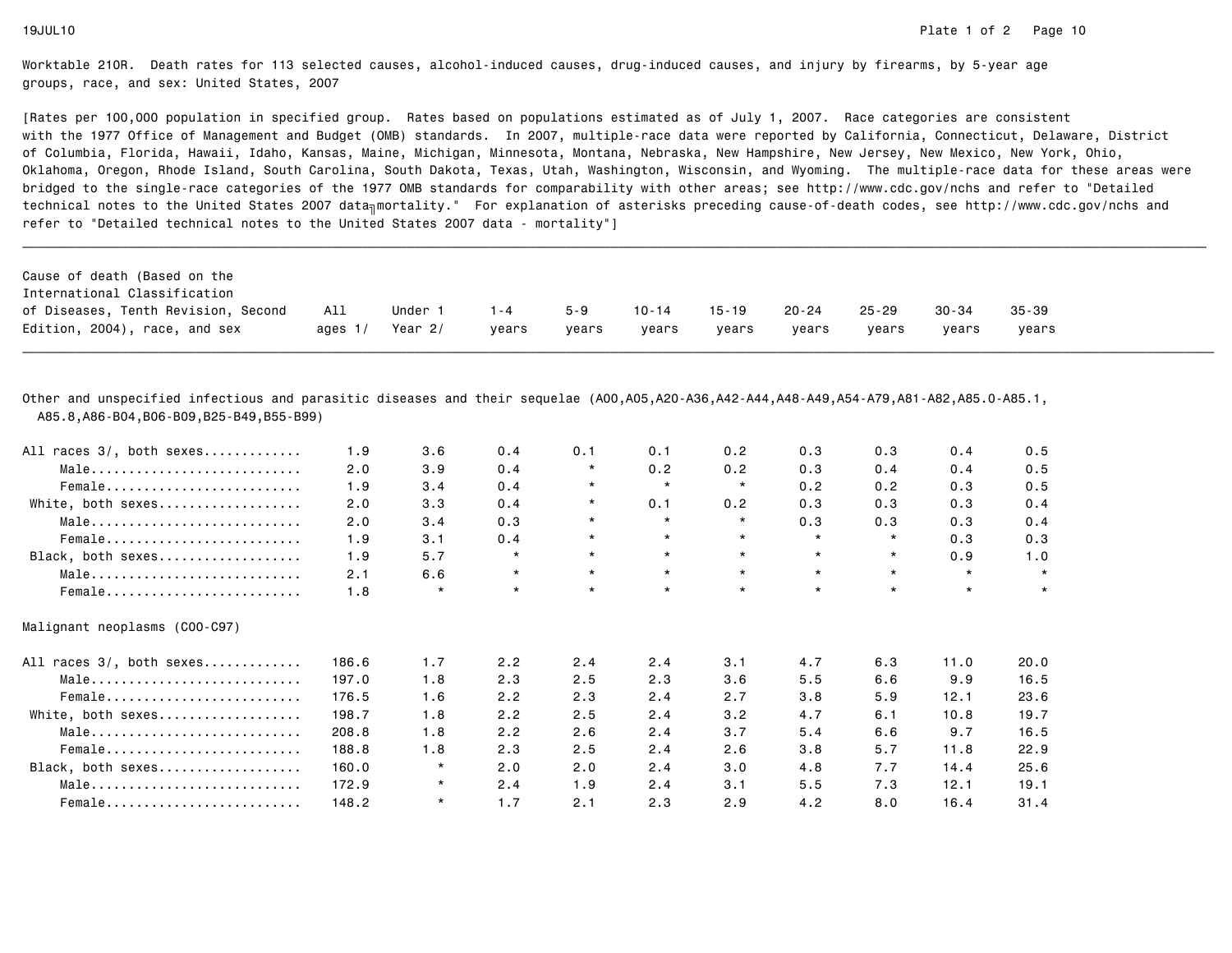Worktable 210R. Death rates for 113 selected causes, alcohol-induced causes, drug-induced causes, and injury by firearms, by 5-year age groups, race, and sex: United States, 2007

[Rates per 100,000 population in specified group. Rates based on populations estimated as of July 1, 2007. Race categories are consistent with the 1977 Office of Management and Budget (OMB) standards. In 2007, multiple-race data were reported by California, Connecticut, Delaware, District of Columbia, Florida, Hawaii, Idaho, Kansas, Maine, Michigan, Minnesota, Montana, Nebraska, New Hampshire, New Jersey, New Mexico, New York, Ohio, Oklahoma, Oregon, Rhode Island, South Carolina, South Dakota, Texas, Utah, Washington, Wisconsin, and Wyoming. The multiple-race data for these areas were bridged to the single-race categories of the 1977 OMB standards for comparability with other areas; see http://www.cdc.gov/nchs and refer to "Detailed technical notes to the United States 2007 data–mortality." For explanation of asterisks preceding cause-of-death codes, see http://www.cdc.gov/nchs and refer to "Detailed technical notes to the United States 2007 data - mortality"]

| Cause of death (Based on the International Classification of Diseases, Tenth Revision, Second Edition, 2004), race, and sex | All ages 1/ | Under 1 Year 2/ | 1-4 years | 5-9 years | 10-14 years | 15-19 years | 20-24 years | 25-29 years | 30-34 years | 35-39 years |
|---|---|---|---|---|---|---|---|---|---|---|
| **Other and unspecified infectious and parasitic diseases and their sequelae (A00,A05,A20-A36,A42-A44,A48-A49,A54-A79,A81-A82,A85.0-A85.1, A85.8,A86-B04,B06-B09,B25-B49,B55-B99)** | | | | | | | | | | |
| All races 3/, both sexes | 1.9 | 3.6 | 0.4 | 0.1 | 0.1 | 0.2 | 0.3 | 0.3 | 0.4 | 0.5 |
| Male | 2.0 | 3.9 | 0.4 | * | 0.2 | 0.2 | 0.3 | 0.4 | 0.4 | 0.5 |
| Female | 1.9 | 3.4 | 0.4 | * | * | * | 0.2 | 0.2 | 0.3 | 0.5 |
| White, both sexes | 2.0 | 3.3 | 0.4 | * | 0.1 | 0.2 | 0.3 | 0.3 | 0.3 | 0.4 |
| Male | 2.0 | 3.4 | 0.3 | * | * | * | 0.3 | 0.3 | 0.3 | 0.4 |
| Female | 1.9 | 3.1 | 0.4 | * | * | * | * | * | 0.3 | 0.3 |
| Black, both sexes | 1.9 | 5.7 | * | * | * | * | * | * | 0.9 | 1.0 |
| Male | 2.1 | 6.6 | * | * | * | * | * | * | * | * |
| Female | 1.8 | * | * | * | * | * | * | * | * | * |
| **Malignant neoplasms (C00-C97)** | | | | | | | | | | |
| All races 3/, both sexes | 186.6 | 1.7 | 2.2 | 2.4 | 2.4 | 3.1 | 4.7 | 6.3 | 11.0 | 20.0 |
| Male | 197.0 | 1.8 | 2.3 | 2.5 | 2.3 | 3.6 | 5.5 | 6.6 | 9.9 | 16.5 |
| Female | 176.5 | 1.6 | 2.2 | 2.3 | 2.4 | 2.7 | 3.8 | 5.9 | 12.1 | 23.6 |
| White, both sexes | 198.7 | 1.8 | 2.2 | 2.5 | 2.4 | 3.2 | 4.7 | 6.1 | 10.8 | 19.7 |
| Male | 208.8 | 1.8 | 2.2 | 2.6 | 2.4 | 3.7 | 5.4 | 6.6 | 9.7 | 16.5 |
| Female | 188.8 | 1.8 | 2.3 | 2.5 | 2.4 | 2.6 | 3.8 | 5.7 | 11.8 | 22.9 |
| Black, both sexes | 160.0 | * | 2.0 | 2.0 | 2.4 | 3.0 | 4.8 | 7.7 | 14.4 | 25.6 |
| Male | 172.9 | * | 2.4 | 1.9 | 2.4 | 3.1 | 5.5 | 7.3 | 12.1 | 19.1 |
| Female | 148.2 | * | 1.7 | 2.1 | 2.3 | 2.9 | 4.2 | 8.0 | 16.4 | 31.4 |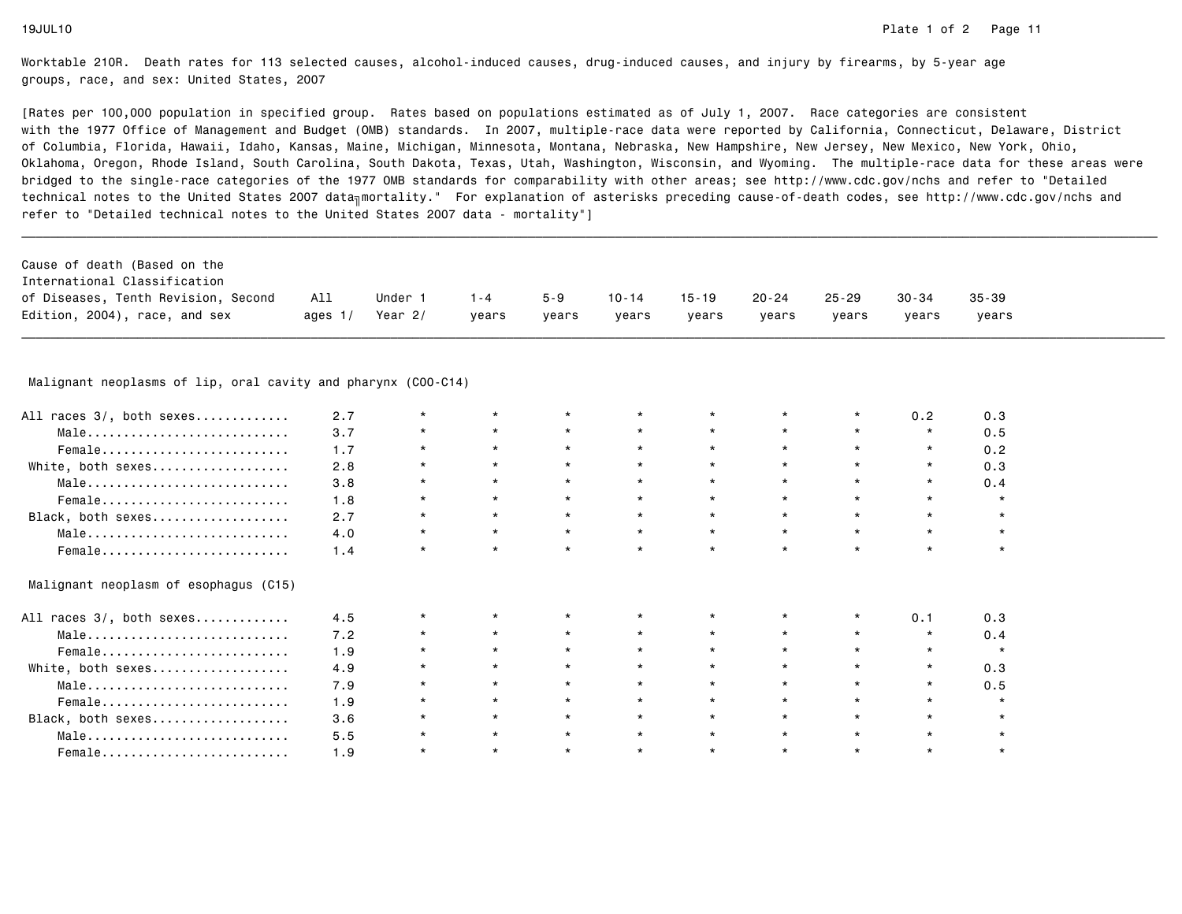Worktable 210R. Death rates for 113 selected causes, alcohol-induced causes, drug-induced causes, and injury by firearms, by 5-year age groups, race, and sex: United States, 2007

[Rates per 100,000 population in specified group. Rates based on populations estimated as of July 1, 2007. Race categories are consistent with the 1977 Office of Management and Budget (OMB) standards. In 2007, multiple-race data were reported by California, Connecticut, Delaware, District of Columbia, Florida, Hawaii, Idaho, Kansas, Maine, Michigan, Minnesota, Montana, Nebraska, New Hampshire, New Jersey, New Mexico, New York, Ohio, Oklahoma, Oregon, Rhode Island, South Carolina, South Dakota, Texas, Utah, Washington, Wisconsin, and Wyoming. The multiple-race data for these areas were bridged to the single-race categories of the 1977 OMB standards for comparability with other areas; see http://www.cdc.gov/nchs and refer to "Detailed technical notes to the United States 2007 data - mortality." For explanation of asterisks preceding cause-of-death codes, see http://www.cdc.gov/nchs and refer to "Detailed technical notes to the United States 2007 data - mortality"]

| Cause of death (Based on the International Classification of Diseases, Tenth Revision, Second Edition, 2004), race, and sex | All ages 1/ | Under 1 Year 2/ | 1-4 years | 5-9 years | 10-14 years | 15-19 years | 20-24 years | 25-29 years | 30-34 years | 35-39 years |
|---|---|---|---|---|---|---|---|---|---|---|
| **Malignant neoplasms of lip, oral cavity and pharynx (C00-C14)** | | | | | | | | | | |
| All races 3/, both sexes | 2.7 | * | * | * | * | * | * | * | 0.2 | 0.3 |
| Male | 3.7 | * | * | * | * | * | * | * | * | 0.5 |
| Female | 1.7 | * | * | * | * | * | * | * | * | 0.2 |
| White, both sexes | 2.8 | * | * | * | * | * | * | * | * | 0.3 |
| Male | 3.8 | * | * | * | * | * | * | * | * | 0.4 |
| Female | 1.8 | * | * | * | * | * | * | * | * | * |
| Black, both sexes | 2.7 | * | * | * | * | * | * | * | * | * |
| Male | 4.0 | * | * | * | * | * | * | * | * | * |
| Female | 1.4 | * | * | * | * | * | * | * | * | * |
| **Malignant neoplasm of esophagus (C15)** | | | | | | | | | | |
| All races 3/, both sexes | 4.5 | * | * | * | * | * | * | * | 0.1 | 0.3 |
| Male | 7.2 | * | * | * | * | * | * | * | * | 0.4 |
| Female | 1.9 | * | * | * | * | * | * | * | * | * |
| White, both sexes | 4.9 | * | * | * | * | * | * | * | * | 0.3 |
| Male | 7.9 | * | * | * | * | * | * | * | * | 0.5 |
| Female | 1.9 | * | * | * | * | * | * | * | * | * |
| Black, both sexes | 3.6 | * | * | * | * | * | * | * | * | * |
| Male | 5.5 | * | * | * | * | * | * | * | * | * |
| Female | 1.9 | * | * | * | * | * | * | * | * | * |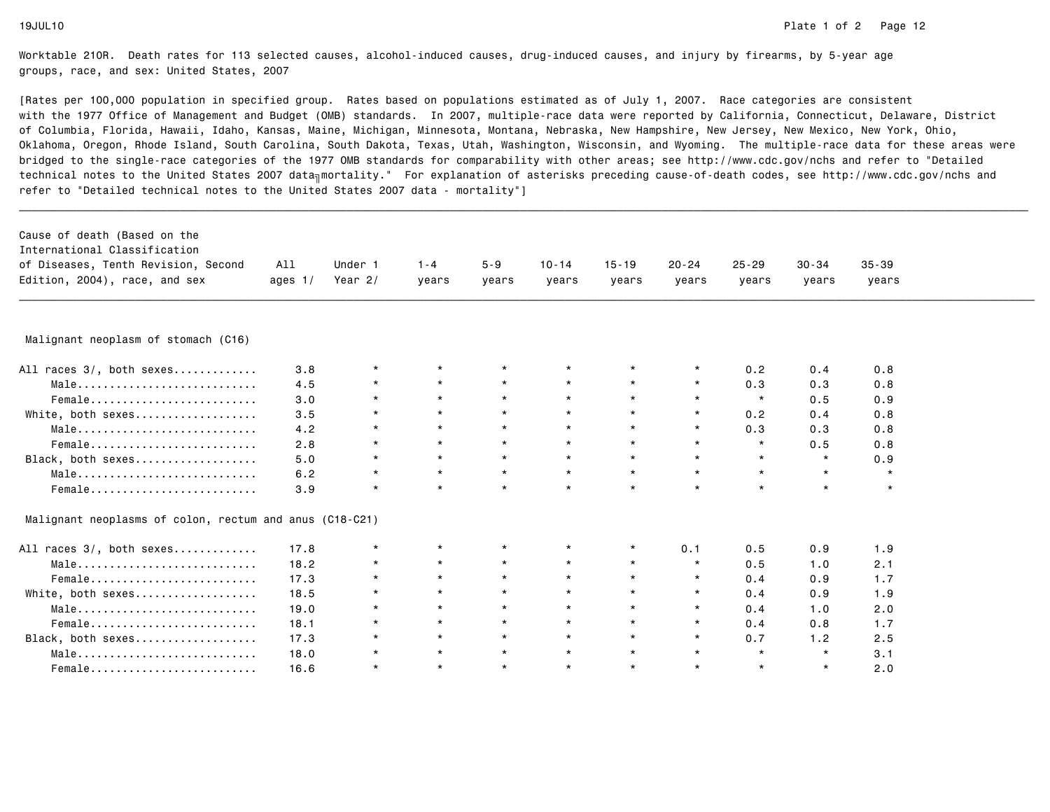Worktable 210R. Death rates for 113 selected causes, alcohol-induced causes, drug-induced causes, and injury by firearms, by 5-year age groups, race, and sex: United States, 2007

[Rates per 100,000 population in specified group. Rates based on populations estimated as of July 1, 2007. Race categories are consistent with the 1977 Office of Management and Budget (OMB) standards. In 2007, multiple-race data were reported by California, Connecticut, Delaware, District of Columbia, Florida, Hawaii, Idaho, Kansas, Maine, Michigan, Minnesota, Montana, Nebraska, New Hampshire, New Jersey, New Mexico, New York, Ohio, Oklahoma, Oregon, Rhode Island, South Carolina, South Dakota, Texas, Utah, Washington, Wisconsin, and Wyoming. The multiple-race data for these areas were bridged to the single-race categories of the 1977 OMB standards for comparability with other areas; see http://www.cdc.gov/nchs and refer to "Detailed technical notes to the United States 2007 data - mortality." For explanation of asterisks preceding cause-of-death codes, see http://www.cdc.gov/nchs and refer to "Detailed technical notes to the United States 2007 data - mortality"]

| Cause of death (Based on the International Classification of Diseases, Tenth Revision, Second Edition, 2004), race, and sex | All ages 1/ | Under 1 Year 2/ | 1-4 years | 5-9 years | 10-14 years | 15-19 years | 20-24 years | 25-29 years | 30-34 years | 35-39 years |
|---|---|---|---|---|---|---|---|---|---|---|
| **Malignant neoplasm of stomach (C16)** | | | | | | | | | | |
| All races 3/, both sexes | 3.8 | * | * | * | * | * | * | 0.2 | 0.4 | 0.8 |
| Male | 4.5 | * | * | * | * | * | * | 0.3 | 0.3 | 0.8 |
| Female | 3.0 | * | * | * | * | * | * | * | 0.5 | 0.9 |
| White, both sexes | 3.5 | * | * | * | * | * | * | 0.2 | 0.4 | 0.8 |
| Male | 4.2 | * | * | * | * | * | * | 0.3 | 0.3 | 0.8 |
| Female | 2.8 | * | * | * | * | * | * | * | 0.5 | 0.8 |
| Black, both sexes | 5.0 | * | * | * | * | * | * | * | * | 0.9 |
| Male | 6.2 | * | * | * | * | * | * | * | * | * |
| Female | 3.9 | * | * | * | * | * | * | * | * | * |
| **Malignant neoplasms of colon, rectum and anus (C18-C21)** | | | | | | | | | | |
| All races 3/, both sexes | 17.8 | * | * | * | * | * | 0.1 | 0.5 | 0.9 | 1.9 |
| Male | 18.2 | * | * | * | * | * | * | 0.5 | 1.0 | 2.1 |
| Female | 17.3 | * | * | * | * | * | * | 0.4 | 0.9 | 1.7 |
| White, both sexes | 18.5 | * | * | * | * | * | * | 0.4 | 0.9 | 1.9 |
| Male | 19.0 | * | * | * | * | * | * | 0.4 | 1.0 | 2.0 |
| Female | 18.1 | * | * | * | * | * | * | 0.4 | 0.8 | 1.7 |
| Black, both sexes | 17.3 | * | * | * | * | * | * | 0.7 | 1.2 | 2.5 |
| Male | 18.0 | * | * | * | * | * | * | * | * | 3.1 |
| Female | 16.6 | * | * | * | * | * | * | * | * | 2.0 |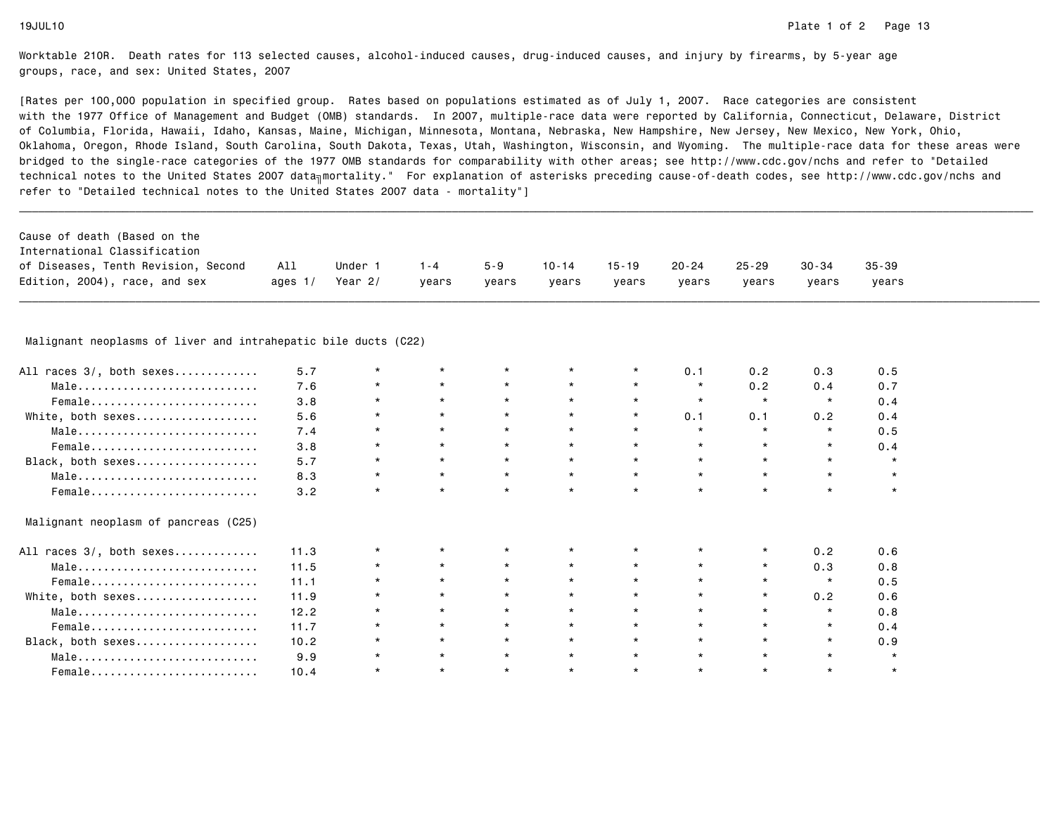Worktable 210R. Death rates for 113 selected causes, alcohol-induced causes, drug-induced causes, and injury by firearms, by 5-year age groups, race, and sex: United States, 2007

[Rates per 100,000 population in specified group. Rates based on populations estimated as of July 1, 2007. Race categories are consistent with the 1977 Office of Management and Budget (OMB) standards. In 2007, multiple-race data were reported by California, Connecticut, Delaware, District of Columbia, Florida, Hawaii, Idaho, Kansas, Maine, Michigan, Minnesota, Montana, Nebraska, New Hampshire, New Jersey, New Mexico, New York, Ohio, Oklahoma, Oregon, Rhode Island, South Carolina, South Dakota, Texas, Utah, Washington, Wisconsin, and Wyoming. The multiple-race data for these areas were bridged to the single-race categories of the 1977 OMB standards for comparability with other areas; see http://www.cdc.gov/nchs and refer to "Detailed technical notes to the United States 2007 data mortality." For explanation of asterisks preceding cause-of-death codes, see http://www.cdc.gov/nchs and refer to "Detailed technical notes to the United States 2007 data - mortality"]

| Cause of death (Based on the International Classification of Diseases, Tenth Revision, Second Edition, 2004), race, and sex | All ages 1/ | Under 1 Year 2/ | 1-4 years | 5-9 years | 10-14 years | 15-19 years | 20-24 years | 25-29 years | 30-34 years | 35-39 years |
|---|---|---|---|---|---|---|---|---|---|---|
| **Malignant neoplasms of liver and intrahepatic bile ducts (C22)** | | | | | | | | | | |
| All races 3/, both sexes............ | 5.7 | * | * | * | * | * | 0.1 | 0.2 | 0.3 | 0.5 |
| Male........................... | 7.6 | * | * | * | * | * | * | 0.2 | 0.4 | 0.7 |
| Female......................... | 3.8 | * | * | * | * | * | * | * | * | 0.4 |
| White, both sexes.................. | 5.6 | * | * | * | * | * | 0.1 | 0.1 | 0.2 | 0.4 |
| Male........................... | 7.4 | * | * | * | * | * | * | * | * | 0.5 |
| Female......................... | 3.8 | * | * | * | * | * | * | * | * | 0.4 |
| Black, both sexes.................. | 5.7 | * | * | * | * | * | * | * | * | * |
| Male........................... | 8.3 | * | * | * | * | * | * | * | * | * |
| Female......................... | 3.2 | * | * | * | * | * | * | * | * | * |
| **Malignant neoplasm of pancreas (C25)** | | | | | | | | | | |
| All races 3/, both sexes............ | 11.3 | * | * | * | * | * | * | * | 0.2 | 0.6 |
| Male........................... | 11.5 | * | * | * | * | * | * | * | 0.3 | 0.8 |
| Female......................... | 11.1 | * | * | * | * | * | * | * | * | 0.5 |
| White, both sexes.................. | 11.9 | * | * | * | * | * | * | * | 0.2 | 0.6 |
| Male........................... | 12.2 | * | * | * | * | * | * | * | * | 0.8 |
| Female......................... | 11.7 | * | * | * | * | * | * | * | * | 0.4 |
| Black, both sexes.................. | 10.2 | * | * | * | * | * | * | * | * | 0.9 |
| Male........................... | 9.9 | * | * | * | * | * | * | * | * | * |
| Female......................... | 10.4 | * | * | * | * | * | * | * | * | * |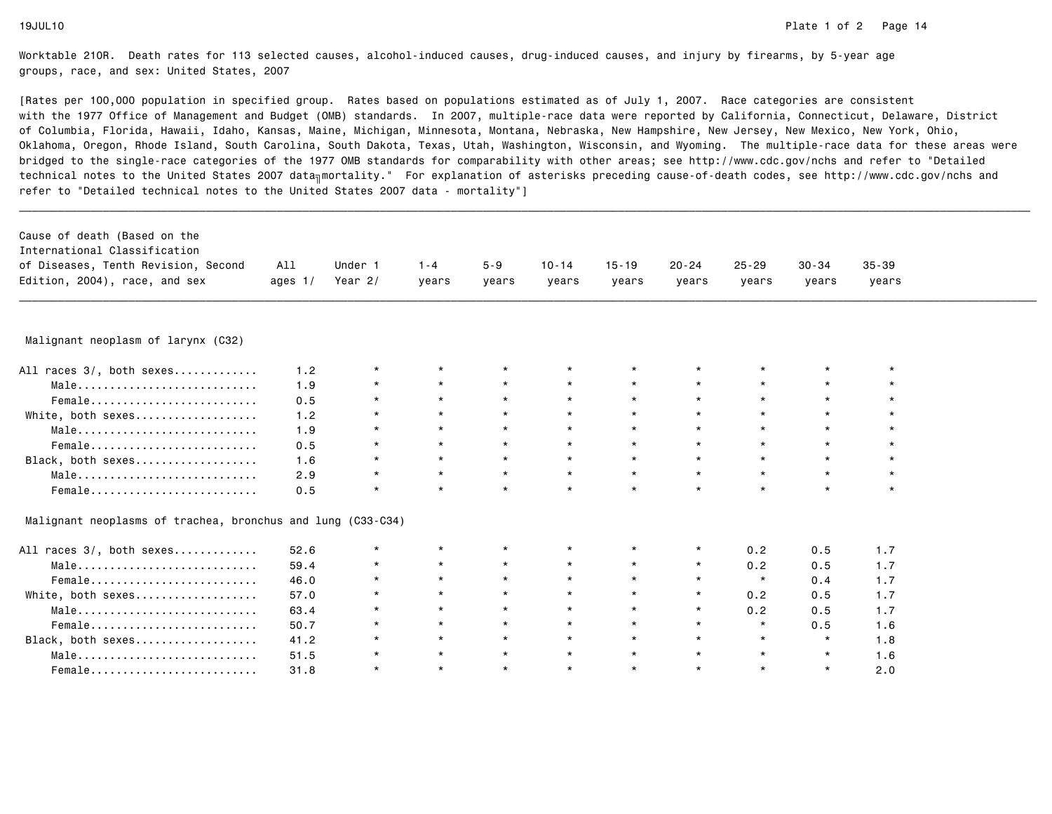Worktable 210R. Death rates for 113 selected causes, alcohol-induced causes, drug-induced causes, and injury by firearms, by 5-year age groups, race, and sex: United States, 2007

[Rates per 100,000 population in specified group. Rates based on populations estimated as of July 1, 2007. Race categories are consistent with the 1977 Office of Management and Budget (OMB) standards. In 2007, multiple-race data were reported by California, Connecticut, Delaware, District of Columbia, Florida, Hawaii, Idaho, Kansas, Maine, Michigan, Minnesota, Montana, Nebraska, New Hampshire, New Jersey, New Mexico, New York, Ohio, Oklahoma, Oregon, Rhode Island, South Carolina, South Dakota, Texas, Utah, Washington, Wisconsin, and Wyoming. The multiple-race data for these areas were bridged to the single-race categories of the 1977 OMB standards for comparability with other areas; see http://www.cdc.gov/nchs and refer to "Detailed technical notes to the United States 2007 data - mortality." For explanation of asterisks preceding cause-of-death codes, see http://www.cdc.gov/nchs and refer to "Detailed technical notes to the United States 2007 data - mortality"]

| Cause of death (Based on the International Classification of Diseases, Tenth Revision, Second Edition, 2004), race, and sex | All ages 1/ | Under 1 Year 2/ | 1-4 years | 5-9 years | 10-14 years | 15-19 years | 20-24 years | 25-29 years | 30-34 years | 35-39 years |
|---|---|---|---|---|---|---|---|---|---|---|
| **Malignant neoplasm of larynx (C32)** | | | | | | | | | | |
| All races 3/, both sexes | 1.2 | * | * | * | * | * | * | * | * | * |
| Male | 1.9 | * | * | * | * | * | * | * | * | * |
| Female | 0.5 | * | * | * | * | * | * | * | * | * |
| White, both sexes | 1.2 | * | * | * | * | * | * | * | * | * |
| Male | 1.9 | * | * | * | * | * | * | * | * | * |
| Female | 0.5 | * | * | * | * | * | * | * | * | * |
| Black, both sexes | 1.6 | * | * | * | * | * | * | * | * | * |
| Male | 2.9 | * | * | * | * | * | * | * | * | * |
| Female | 0.5 | * | * | * | * | * | * | * | * | * |
| **Malignant neoplasms of trachea, bronchus and lung (C33-C34)** | | | | | | | | | | |
| All races 3/, both sexes | 52.6 | * | * | * | * | * | * | 0.2 | 0.5 | 1.7 |
| Male | 59.4 | * | * | * | * | * | * | 0.2 | 0.5 | 1.7 |
| Female | 46.0 | * | * | * | * | * | * | * | 0.4 | 1.7 |
| White, both sexes | 57.0 | * | * | * | * | * | * | 0.2 | 0.5 | 1.7 |
| Male | 63.4 | * | * | * | * | * | * | 0.2 | 0.5 | 1.7 |
| Female | 50.7 | * | * | * | * | * | * | * | 0.5 | 1.6 |
| Black, both sexes | 41.2 | * | * | * | * | * | * | * | * | 1.8 |
| Male | 51.5 | * | * | * | * | * | * | * | * | 1.6 |
| Female | 31.8 | * | * | * | * | * | * | * | * | 2.0 |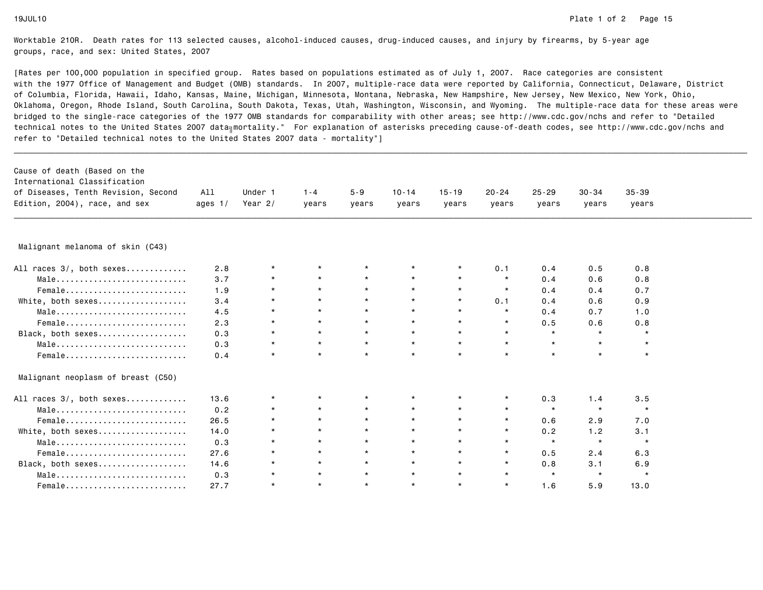Worktable 210R. Death rates for 113 selected causes, alcohol-induced causes, drug-induced causes, and injury by firearms, by 5-year age groups, race, and sex: United States, 2007

[Rates per 100,000 population in specified group. Rates based on populations estimated as of July 1, 2007. Race categories are consistent with the 1977 Office of Management and Budget (OMB) standards. In 2007, multiple-race data were reported by California, Connecticut, Delaware, District of Columbia, Florida, Hawaii, Idaho, Kansas, Maine, Michigan, Minnesota, Montana, Nebraska, New Hampshire, New Jersey, New Mexico, New York, Ohio, Oklahoma, Oregon, Rhode Island, South Carolina, South Dakota, Texas, Utah, Washington, Wisconsin, and Wyoming. The multiple-race data for these areas were bridged to the single-race categories of the 1977 OMB standards for comparability with other areas; see http://www.cdc.gov/nchs and refer to "Detailed technical notes to the United States 2007 data - mortality." For explanation of asterisks preceding cause-of-death codes, see http://www.cdc.gov/nchs and refer to "Detailed technical notes to the United States 2007 data - mortality"]

| Cause of death (Based on the International Classification of Diseases, Tenth Revision, Second Edition, 2004), race, and sex | All ages 1/ | Under 1 Year 2/ | 1-4 years | 5-9 years | 10-14 years | 15-19 years | 20-24 years | 25-29 years | 30-34 years | 35-39 years |
|---|---|---|---|---|---|---|---|---|---|---|
| **Malignant melanoma of skin (C43)** | | | | | | | | | | |
| All races 3/, both sexes | 2.8 | * | * | * | * | * | 0.1 | 0.4 | 0.5 | 0.8 |
| Male | 3.7 | * | * | * | * | * | * | 0.4 | 0.6 | 0.8 |
| Female | 1.9 | * | * | * | * | * | * | 0.4 | 0.4 | 0.7 |
| White, both sexes | 3.4 | * | * | * | * | * | 0.1 | 0.4 | 0.6 | 0.9 |
| Male | 4.5 | * | * | * | * | * | * | 0.4 | 0.7 | 1.0 |
| Female | 2.3 | * | * | * | * | * | * | 0.5 | 0.6 | 0.8 |
| Black, both sexes | 0.3 | * | * | * | * | * | * | * | * | * |
| Male | 0.3 | * | * | * | * | * | * | * | * | * |
| Female | 0.4 | * | * | * | * | * | * | * | * | * |
| **Malignant neoplasm of breast (C50)** | | | | | | | | | | |
| All races 3/, both sexes | 13.6 | * | * | * | * | * | * | 0.3 | 1.4 | 3.5 |
| Male | 0.2 | * | * | * | * | * | * | * | * | * |
| Female | 26.5 | * | * | * | * | * | * | 0.6 | 2.9 | 7.0 |
| White, both sexes | 14.0 | * | * | * | * | * | * | 0.2 | 1.2 | 3.1 |
| Male | 0.3 | * | * | * | * | * | * | * | * | * |
| Female | 27.6 | * | * | * | * | * | * | 0.5 | 2.4 | 6.3 |
| Black, both sexes | 14.6 | * | * | * | * | * | * | 0.8 | 3.1 | 6.9 |
| Male | 0.3 | * | * | * | * | * | * | * | * | * |
| Female | 27.7 | * | * | * | * | * | * | 1.6 | 5.9 | 13.0 |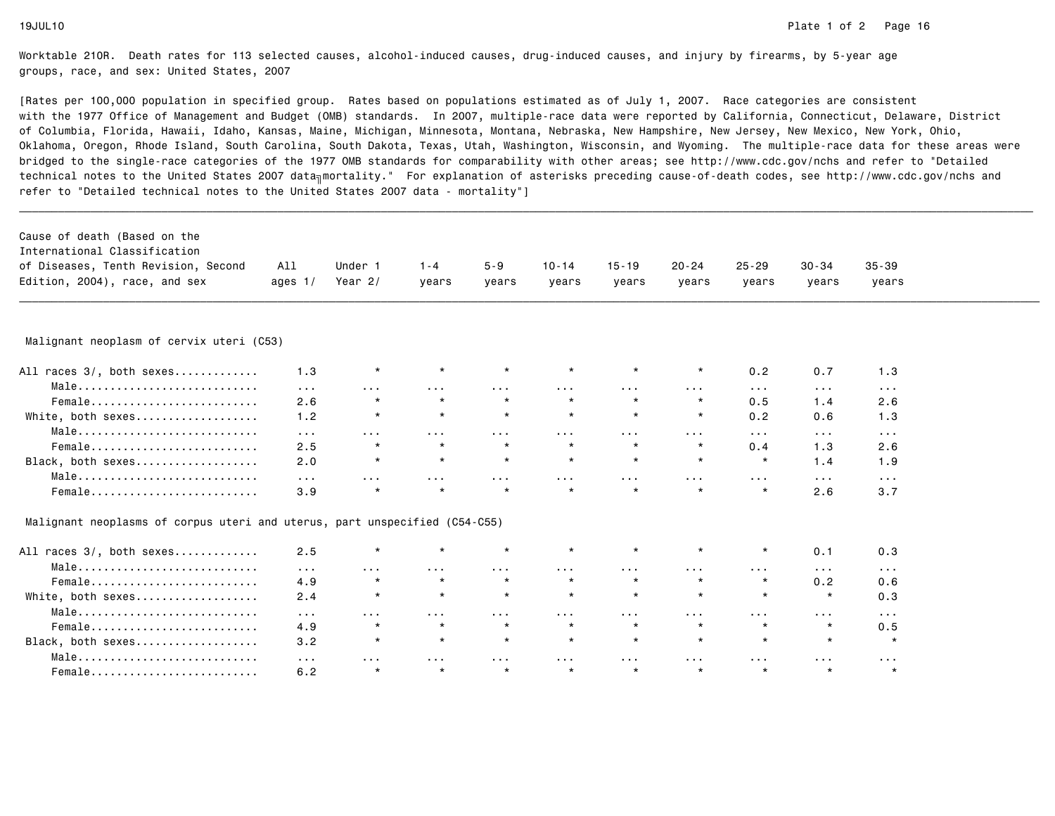Worktable 210R. Death rates for 113 selected causes, alcohol-induced causes, drug-induced causes, and injury by firearms, by 5-year age groups, race, and sex: United States, 2007

[Rates per 100,000 population in specified group. Rates based on populations estimated as of July 1, 2007. Race categories are consistent with the 1977 Office of Management and Budget (OMB) standards. In 2007, multiple-race data were reported by California, Connecticut, Delaware, District of Columbia, Florida, Hawaii, Idaho, Kansas, Maine, Michigan, Minnesota, Montana, Nebraska, New Hampshire, New Jersey, New Mexico, New York, Ohio, Oklahoma, Oregon, Rhode Island, South Carolina, South Dakota, Texas, Utah, Washington, Wisconsin, and Wyoming. The multiple-race data for these areas were bridged to the single-race categories of the 1977 OMB standards for comparability with other areas; see http://www.cdc.gov/nchs and refer to "Detailed technical notes to the United States 2007 data mortality." For explanation of asterisks preceding cause-of-death codes, see http://www.cdc.gov/nchs and refer to "Detailed technical notes to the United States 2007 data - mortality"]

| Cause of death (Based on the International Classification of Diseases, Tenth Revision, Second Edition, 2004), race, and sex | All ages 1/ | Under 1 Year 2/ | 1-4 years | 5-9 years | 10-14 years | 15-19 years | 20-24 years | 25-29 years | 30-34 years | 35-39 years |
|---|---|---|---|---|---|---|---|---|---|---|
| **Malignant neoplasm of cervix uteri (C53)** | | | | | | | | | | |
| All races 3/, both sexes | 1.3 | * | * | * | * | * | * | 0.2 | 0.7 | 1.3 |
| Male | ... | ... | ... | ... | ... | ... | ... | ... | ... | ... |
| Female | 2.6 | * | * | * | * | * | * | 0.5 | 1.4 | 2.6 |
| White, both sexes | 1.2 | * | * | * | * | * | * | 0.2 | 0.6 | 1.3 |
| Male | ... | ... | ... | ... | ... | ... | ... | ... | ... | ... |
| Female | 2.5 | * | * | * | * | * | * | 0.4 | 1.3 | 2.6 |
| Black, both sexes | 2.0 | * | * | * | * | * | * | * | 1.4 | 1.9 |
| Male | ... | ... | ... | ... | ... | ... | ... | ... | ... | ... |
| Female | 3.9 | * | * | * | * | * | * | * | 2.6 | 3.7 |
| **Malignant neoplasms of corpus uteri and uterus, part unspecified (C54-C55)** | | | | | | | | | | |
| All races 3/, both sexes | 2.5 | * | * | * | * | * | * | * | 0.1 | 0.3 |
| Male | ... | ... | ... | ... | ... | ... | ... | ... | ... | ... |
| Female | 4.9 | * | * | * | * | * | * | * | 0.2 | 0.6 |
| White, both sexes | 2.4 | * | * | * | * | * | * | * | * | 0.3 |
| Male | ... | ... | ... | ... | ... | ... | ... | ... | ... | ... |
| Female | 4.9 | * | * | * | * | * | * | * | * | 0.5 |
| Black, both sexes | 3.2 | * | * | * | * | * | * | * | * | * |
| Male | ... | ... | ... | ... | ... | ... | ... | ... | ... | ... |
| Female | 6.2 | * | * | * | * | * | * | * | * | * |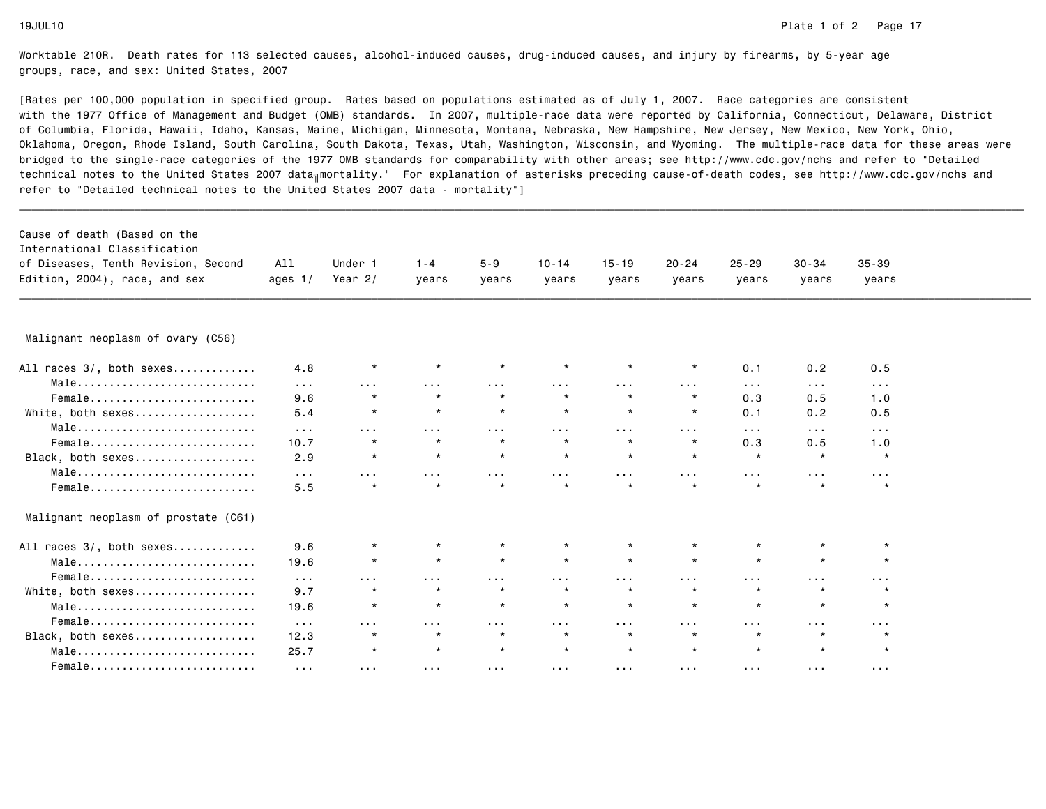Worktable 210R. Death rates for 113 selected causes, alcohol-induced causes, drug-induced causes, and injury by firearms, by 5-year age groups, race, and sex: United States, 2007

[Rates per 100,000 population in specified group. Rates based on populations estimated as of July 1, 2007. Race categories are consistent with the 1977 Office of Management and Budget (OMB) standards. In 2007, multiple-race data were reported by California, Connecticut, Delaware, District of Columbia, Florida, Hawaii, Idaho, Kansas, Maine, Michigan, Minnesota, Montana, Nebraska, New Hampshire, New Jersey, New Mexico, New York, Ohio, Oklahoma, Oregon, Rhode Island, South Carolina, South Dakota, Texas, Utah, Washington, Wisconsin, and Wyoming. The multiple-race data for these areas were bridged to the single-race categories of the 1977 OMB standards for comparability with other areas; see http://www.cdc.gov/nchs and refer to "Detailed technical notes to the United States 2007 data–mortality." For explanation of asterisks preceding cause-of-death codes, see http://www.cdc.gov/nchs and refer to "Detailed technical notes to the United States 2007 data - mortality"]

| Cause of death (Based on the International Classification of Diseases, Tenth Revision, Second Edition, 2004), race, and sex | All ages 1/ | Under 1 Year 2/ | 1-4 years | 5-9 years | 10-14 years | 15-19 years | 20-24 years | 25-29 years | 30-34 years | 35-39 years |
|---|---|---|---|---|---|---|---|---|---|---|
| **Malignant neoplasm of ovary (C56)** | | | | | | | | | | |
| All races 3/, both sexes | 4.8 | * | * | * | * | * | * | 0.1 | 0.2 | 0.5 |
| Male | ... | ... | ... | ... | ... | ... | ... | ... | ... | ... |
| Female | 9.6 | * | * | * | * | * | * | 0.3 | 0.5 | 1.0 |
| White, both sexes | 5.4 | * | * | * | * | * | * | 0.1 | 0.2 | 0.5 |
| Male | ... | ... | ... | ... | ... | ... | ... | ... | ... | ... |
| Female | 10.7 | * | * | * | * | * | * | 0.3 | 0.5 | 1.0 |
| Black, both sexes | 2.9 | * | * | * | * | * | * | * | * | * |
| Male | ... | ... | ... | ... | ... | ... | ... | ... | ... | ... |
| Female | 5.5 | * | * | * | * | * | * | * | * | * |
| **Malignant neoplasm of prostate (C61)** | | | | | | | | | | |
| All races 3/, both sexes | 9.6 | * | * | * | * | * | * | * | * | * |
| Male | 19.6 | * | * | * | * | * | * | * | * | * |
| Female | ... | ... | ... | ... | ... | ... | ... | ... | ... | ... |
| White, both sexes | 9.7 | * | * | * | * | * | * | * | * | * |
| Male | 19.6 | * | * | * | * | * | * | * | * | * |
| Female | ... | ... | ... | ... | ... | ... | ... | ... | ... | ... |
| Black, both sexes | 12.3 | * | * | * | * | * | * | * | * | * |
| Male | 25.7 | * | * | * | * | * | * | * | * | * |
| Female | ... | ... | ... | ... | ... | ... | ... | ... | ... | ... |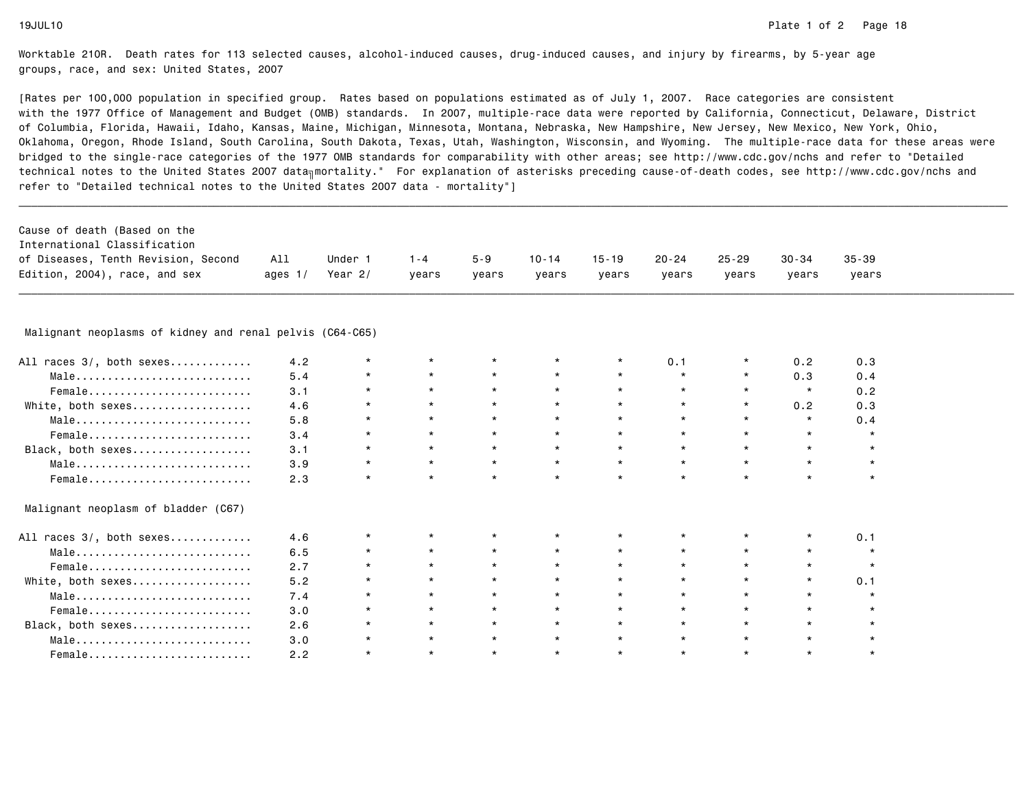Worktable 210R. Death rates for 113 selected causes, alcohol-induced causes, drug-induced causes, and injury by firearms, by 5-year age groups, race, and sex: United States, 2007

[Rates per 100,000 population in specified group. Rates based on populations estimated as of July 1, 2007. Race categories are consistent with the 1977 Office of Management and Budget (OMB) standards. In 2007, multiple-race data were reported by California, Connecticut, Delaware, District of Columbia, Florida, Hawaii, Idaho, Kansas, Maine, Michigan, Minnesota, Montana, Nebraska, New Hampshire, New Jersey, New Mexico, New York, Ohio, Oklahoma, Oregon, Rhode Island, South Carolina, South Dakota, Texas, Utah, Washington, Wisconsin, and Wyoming. The multiple-race data for these areas were bridged to the single-race categories of the 1977 OMB standards for comparability with other areas; see http://www.cdc.gov/nchs and refer to "Detailed technical notes to the United States 2007 data-mortality." For explanation of asterisks preceding cause-of-death codes, see http://www.cdc.gov/nchs and refer to "Detailed technical notes to the United States 2007 data - mortality"]

| Cause of death (Based on the International Classification of Diseases, Tenth Revision, Second Edition, 2004), race, and sex | All ages 1/ | Under 1 Year 2/ | 1-4 years | 5-9 years | 10-14 years | 15-19 years | 20-24 years | 25-29 years | 30-34 years | 35-39 years |
|---|---|---|---|---|---|---|---|---|---|---|
| **Malignant neoplasms of kidney and renal pelvis (C64-C65)** | | | | | | | | | | |
| All races 3/, both sexes............ | 4.2 | * | * | * | * | * | 0.1 | * | 0.2 | 0.3 |
| Male............................ | 5.4 | * | * | * | * | * | * | * | 0.3 | 0.4 |
| Female.......................... | 3.1 | * | * | * | * | * | * | * | * | 0.2 |
| White, both sexes................... | 4.6 | * | * | * | * | * | * | * | 0.2 | 0.3 |
| Male............................ | 5.8 | * | * | * | * | * | * | * | * | 0.4 |
| Female.......................... | 3.4 | * | * | * | * | * | * | * | * | * |
| Black, both sexes................... | 3.1 | * | * | * | * | * | * | * | * | * |
| Male............................ | 3.9 | * | * | * | * | * | * | * | * | * |
| Female.......................... | 2.3 | * | * | * | * | * | * | * | * | * |
| **Malignant neoplasm of bladder (C67)** | | | | | | | | | | |
| All races 3/, both sexes............ | 4.6 | * | * | * | * | * | * | * | * | 0.1 |
| Male............................ | 6.5 | * | * | * | * | * | * | * | * | * |
| Female.......................... | 2.7 | * | * | * | * | * | * | * | * | * |
| White, both sexes................... | 5.2 | * | * | * | * | * | * | * | * | 0.1 |
| Male............................ | 7.4 | * | * | * | * | * | * | * | * | * |
| Female.......................... | 3.0 | * | * | * | * | * | * | * | * | * |
| Black, both sexes................... | 2.6 | * | * | * | * | * | * | * | * | * |
| Male............................ | 3.0 | * | * | * | * | * | * | * | * | * |
| Female.......................... | 2.2 | * | * | * | * | * | * | * | * | * |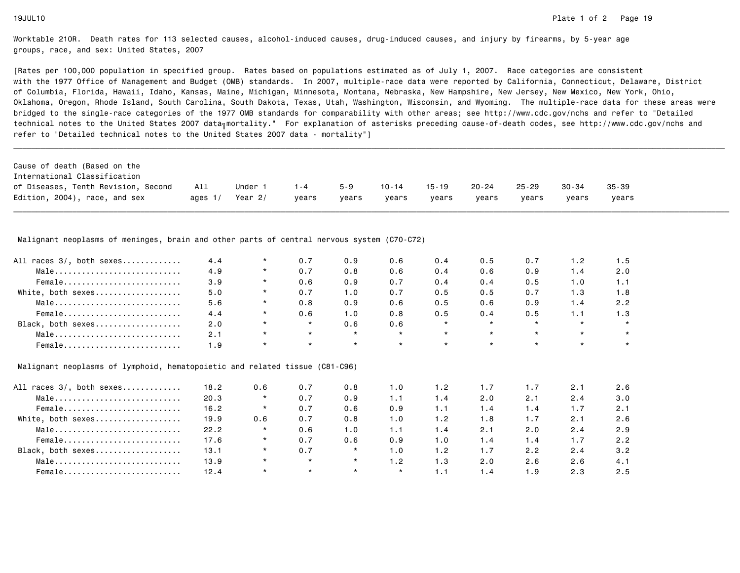Worktable 210R. Death rates for 113 selected causes, alcohol-induced causes, drug-induced causes, and injury by firearms, by 5-year age groups, race, and sex: United States, 2007

[Rates per 100,000 population in specified group. Rates based on populations estimated as of July 1, 2007. Race categories are consistent with the 1977 Office of Management and Budget (OMB) standards. In 2007, multiple-race data were reported by California, Connecticut, Delaware, District of Columbia, Florida, Hawaii, Idaho, Kansas, Maine, Michigan, Minnesota, Montana, Nebraska, New Hampshire, New Jersey, New Mexico, New York, Ohio, Oklahoma, Oregon, Rhode Island, South Carolina, South Dakota, Texas, Utah, Washington, Wisconsin, and Wyoming. The multiple-race data for these areas were bridged to the single-race categories of the 1977 OMB standards for comparability with other areas; see http://www.cdc.gov/nchs and refer to "Detailed technical notes to the United States 2007 data╗mortality." For explanation of asterisks preceding cause-of-death codes, see http://www.cdc.gov/nchs and refer to "Detailed technical notes to the United States 2007 data - mortality"]

| Cause of death (Based on the International Classification of Diseases, Tenth Revision, Second Edition, 2004), race, and sex | All ages 1/ | Under 1 Year 2/ | 1-4 years | 5-9 years | 10-14 years | 15-19 years | 20-24 years | 25-29 years | 30-34 years | 35-39 years |
|---|---|---|---|---|---|---|---|---|---|---|
| **Malignant neoplasms of meninges, brain and other parts of central nervous system (C70-C72)** | | | | | | | | | | |
| All races 3/, both sexes............ | 4.4 | * | 0.7 | 0.9 | 0.6 | 0.4 | 0.5 | 0.7 | 1.2 | 1.5 |
| Male............................ | 4.9 | * | 0.7 | 0.8 | 0.6 | 0.4 | 0.6 | 0.9 | 1.4 | 2.0 |
| Female.......................... | 3.9 | * | 0.6 | 0.9 | 0.7 | 0.4 | 0.4 | 0.5 | 1.0 | 1.1 |
| White, both sexes................... | 5.0 | * | 0.7 | 1.0 | 0.7 | 0.5 | 0.5 | 0.7 | 1.3 | 1.8 |
| Male............................ | 5.6 | * | 0.8 | 0.9 | 0.6 | 0.5 | 0.6 | 0.9 | 1.4 | 2.2 |
| Female.......................... | 4.4 | * | 0.6 | 1.0 | 0.8 | 0.5 | 0.4 | 0.5 | 1.1 | 1.3 |
| Black, both sexes................... | 2.0 | * | * | 0.6 | 0.6 | * | * | * | * | * |
| Male............................ | 2.1 | * | * | * | * | * | * | * | * | * |
| Female.......................... | 1.9 | * | * | * | * | * | * | * | * | * |
| **Malignant neoplasms of lymphoid, hematopoietic and related tissue (C81-C96)** | | | | | | | | | | |
| All races 3/, both sexes............ | 18.2 | 0.6 | 0.7 | 0.8 | 1.0 | 1.2 | 1.7 | 1.7 | 2.1 | 2.6 |
| Male............................ | 20.3 | * | 0.7 | 0.9 | 1.1 | 1.4 | 2.0 | 2.1 | 2.4 | 3.0 |
| Female.......................... | 16.2 | * | 0.7 | 0.6 | 0.9 | 1.1 | 1.4 | 1.4 | 1.7 | 2.1 |
| White, both sexes................... | 19.9 | 0.6 | 0.7 | 0.8 | 1.0 | 1.2 | 1.8 | 1.7 | 2.1 | 2.6 |
| Male............................ | 22.2 | * | 0.6 | 1.0 | 1.1 | 1.4 | 2.1 | 2.0 | 2.4 | 2.9 |
| Female.......................... | 17.6 | * | 0.7 | 0.6 | 0.9 | 1.0 | 1.4 | 1.4 | 1.7 | 2.2 |
| Black, both sexes................... | 13.1 | * | 0.7 | * | 1.0 | 1.2 | 1.7 | 2.2 | 2.4 | 3.2 |
| Male............................ | 13.9 | * | * | * | 1.2 | 1.3 | 2.0 | 2.6 | 2.6 | 4.1 |
| Female.......................... | 12.4 | * | * | * | * | 1.1 | 1.4 | 1.9 | 2.3 | 2.5 |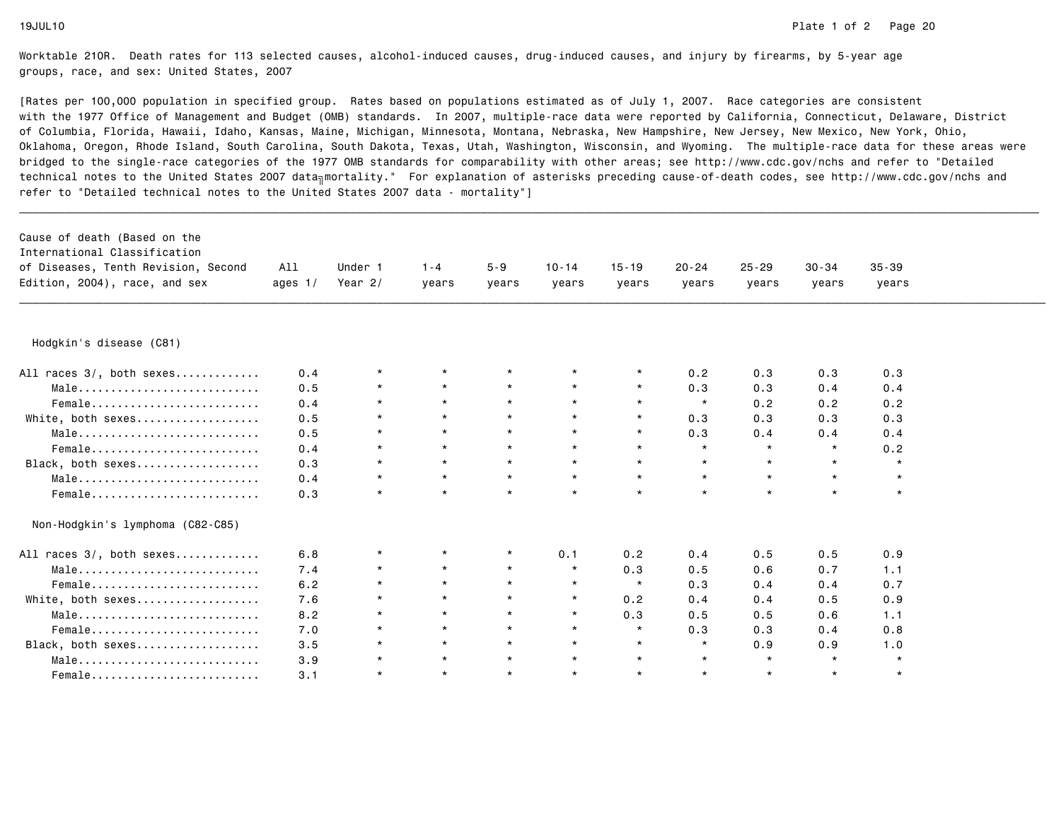Worktable 210R. Death rates for 113 selected causes, alcohol-induced causes, drug-induced causes, and injury by firearms, by 5-year age groups, race, and sex: United States, 2007

[Rates per 100,000 population in specified group. Rates based on populations estimated as of July 1, 2007. Race categories are consistent with the 1977 Office of Management and Budget (OMB) standards. In 2007, multiple-race data were reported by California, Connecticut, Delaware, District of Columbia, Florida, Hawaii, Idaho, Kansas, Maine, Michigan, Minnesota, Montana, Nebraska, New Hampshire, New Jersey, New Mexico, New York, Ohio, Oklahoma, Oregon, Rhode Island, South Carolina, South Dakota, Texas, Utah, Washington, Wisconsin, and Wyoming. The multiple-race data for these areas were bridged to the single-race categories of the 1977 OMB standards for comparability with other areas; see http://www.cdc.gov/nchs and refer to "Detailed technical notes to the United States 2007 data—mortality." For explanation of asterisks preceding cause-of-death codes, see http://www.cdc.gov/nchs and refer to "Detailed technical notes to the United States 2007 data - mortality"]

| Cause of death (Based on the International Classification of Diseases, Tenth Revision, Second Edition, 2004), race, and sex | All ages 1/ | Under 1 Year 2/ | 1-4 years | 5-9 years | 10-14 years | 15-19 years | 20-24 years | 25-29 years | 30-34 years | 35-39 years |
|---|---|---|---|---|---|---|---|---|---|---|
| **Hodgkin's disease (C81)** | | | | | | | | | | |
| All races 3/, both sexes | 0.4 | * | * | * | * | * | 0.2 | 0.3 | 0.3 | 0.3 |
| Male | 0.5 | * | * | * | * | * | 0.3 | 0.3 | 0.4 | 0.4 |
| Female | 0.4 | * | * | * | * | * | * | 0.2 | 0.2 | 0.2 |
| White, both sexes | 0.5 | * | * | * | * | * | 0.3 | 0.3 | 0.3 | 0.3 |
| Male | 0.5 | * | * | * | * | * | 0.3 | 0.4 | 0.4 | 0.4 |
| Female | 0.4 | * | * | * | * | * | * | * | * | 0.2 |
| Black, both sexes | 0.3 | * | * | * | * | * | * | * | * | * |
| Male | 0.4 | * | * | * | * | * | * | * | * | * |
| Female | 0.3 | * | * | * | * | * | * | * | * | * |
| **Non-Hodgkin's lymphoma (C82-C85)** | | | | | | | | | | |
| All races 3/, both sexes | 6.8 | * | * | * | 0.1 | 0.2 | 0.4 | 0.5 | 0.5 | 0.9 |
| Male | 7.4 | * | * | * | * | 0.3 | 0.5 | 0.6 | 0.7 | 1.1 |
| Female | 6.2 | * | * | * | * | * | 0.3 | 0.4 | 0.4 | 0.7 |
| White, both sexes | 7.6 | * | * | * | * | 0.2 | 0.4 | 0.4 | 0.5 | 0.9 |
| Male | 8.2 | * | * | * | * | 0.3 | 0.5 | 0.5 | 0.6 | 1.1 |
| Female | 7.0 | * | * | * | * | * | 0.3 | 0.3 | 0.4 | 0.8 |
| Black, both sexes | 3.5 | * | * | * | * | * | * | 0.9 | 0.9 | 1.0 |
| Male | 3.9 | * | * | * | * | * | * | * | * | * |
| Female | 3.1 | * | * | * | * | * | * | * | * | * |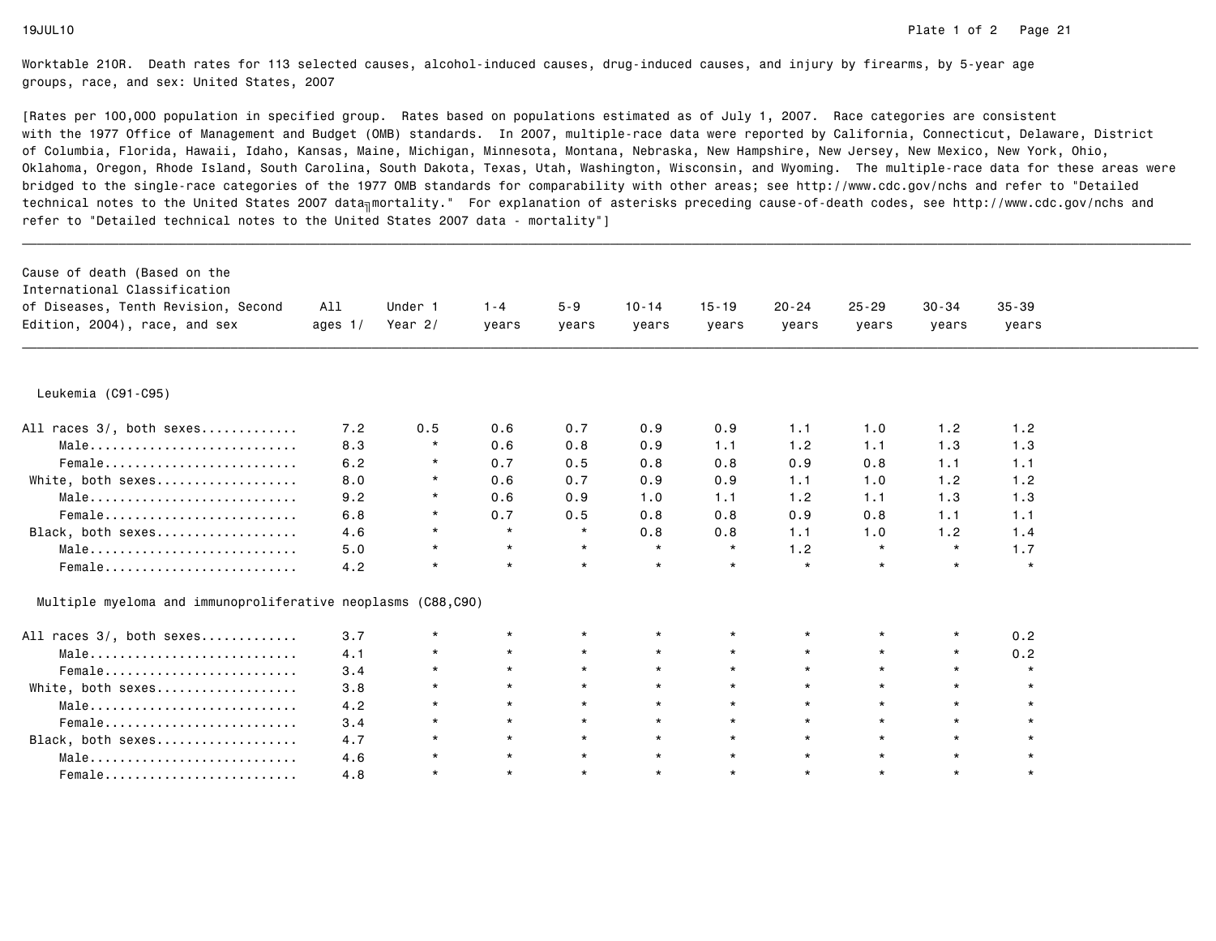Worktable 210R. Death rates for 113 selected causes, alcohol-induced causes, drug-induced causes, and injury by firearms, by 5-year age groups, race, and sex: United States, 2007

[Rates per 100,000 population in specified group. Rates based on populations estimated as of July 1, 2007. Race categories are consistent with the 1977 Office of Management and Budget (OMB) standards. In 2007, multiple-race data were reported by California, Connecticut, Delaware, District of Columbia, Florida, Hawaii, Idaho, Kansas, Maine, Michigan, Minnesota, Montana, Nebraska, New Hampshire, New Jersey, New Mexico, New York, Ohio, Oklahoma, Oregon, Rhode Island, South Carolina, South Dakota, Texas, Utah, Washington, Wisconsin, and Wyoming. The multiple-race data for these areas were bridged to the single-race categories of the 1977 OMB standards for comparability with other areas; see http://www.cdc.gov/nchs and refer to "Detailed technical notes to the United States 2007 data - mortality." For explanation of asterisks preceding cause-of-death codes, see http://www.cdc.gov/nchs and refer to "Detailed technical notes to the United States 2007 data - mortality"]

| Cause of death (Based on the International Classification of Diseases, Tenth Revision, Second Edition, 2004), race, and sex | All ages 1/ | Under 1 Year 2/ | 1-4 years | 5-9 years | 10-14 years | 15-19 years | 20-24 years | 25-29 years | 30-34 years | 35-39 years |
|---|---|---|---|---|---|---|---|---|---|---|
| **Leukemia (C91-C95)** | | | | | | | | | | |
| All races 3/, both sexes | 7.2 | 0.5 | 0.6 | 0.7 | 0.9 | 0.9 | 1.1 | 1.0 | 1.2 | 1.2 |
| Male | 8.3 | * | 0.6 | 0.8 | 0.9 | 1.1 | 1.2 | 1.1 | 1.3 | 1.3 |
| Female | 6.2 | * | 0.7 | 0.5 | 0.8 | 0.8 | 0.9 | 0.8 | 1.1 | 1.1 |
| White, both sexes | 8.0 | * | 0.6 | 0.7 | 0.9 | 0.9 | 1.1 | 1.0 | 1.2 | 1.2 |
| Male | 9.2 | * | 0.6 | 0.9 | 1.0 | 1.1 | 1.2 | 1.1 | 1.3 | 1.3 |
| Female | 6.8 | * | 0.7 | 0.5 | 0.8 | 0.8 | 0.9 | 0.8 | 1.1 | 1.1 |
| Black, both sexes | 4.6 | * | * | * | 0.8 | 0.8 | 1.1 | 1.0 | 1.2 | 1.4 |
| Male | 5.0 | * | * | * | * | * | 1.2 | * | * | 1.7 |
| Female | 4.2 | * | * | * | * | * | * | * | * | * |
| **Multiple myeloma and immunoproliferative neoplasms (C88,C90)** | | | | | | | | | | |
| All races 3/, both sexes | 3.7 | * | * | * | * | * | * | * | * | 0.2 |
| Male | 4.1 | * | * | * | * | * | * | * | * | 0.2 |
| Female | 3.4 | * | * | * | * | * | * | * | * | * |
| White, both sexes | 3.8 | * | * | * | * | * | * | * | * | * |
| Male | 4.2 | * | * | * | * | * | * | * | * | * |
| Female | 3.4 | * | * | * | * | * | * | * | * | * |
| Black, both sexes | 4.7 | * | * | * | * | * | * | * | * | * |
| Male | 4.6 | * | * | * | * | * | * | * | * | * |
| Female | 4.8 | * | * | * | * | * | * | * | * | * |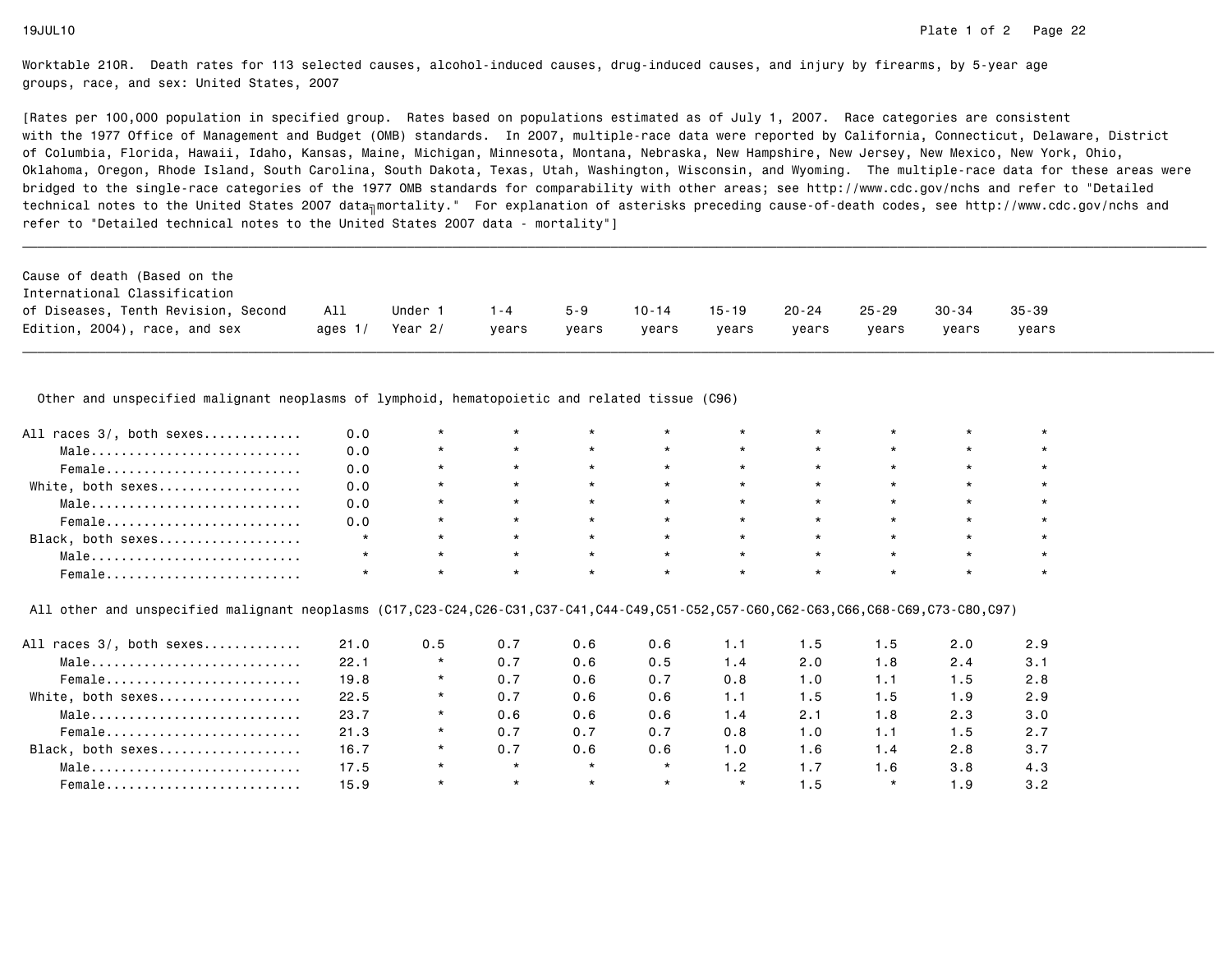Worktable 210R. Death rates for 113 selected causes, alcohol-induced causes, drug-induced causes, and injury by firearms, by 5-year age groups, race, and sex: United States, 2007

[Rates per 100,000 population in specified group. Rates based on populations estimated as of July 1, 2007. Race categories are consistent with the 1977 Office of Management and Budget (OMB) standards. In 2007, multiple-race data were reported by California, Connecticut, Delaware, District of Columbia, Florida, Hawaii, Idaho, Kansas, Maine, Michigan, Minnesota, Montana, Nebraska, New Hampshire, New Jersey, New Mexico, New York, Ohio, Oklahoma, Oregon, Rhode Island, South Carolina, South Dakota, Texas, Utah, Washington, Wisconsin, and Wyoming. The multiple-race data for these areas were bridged to the single-race categories of the 1977 OMB standards for comparability with other areas; see http://www.cdc.gov/nchs and refer to "Detailed technical notes to the United States 2007 data - mortality." For explanation of asterisks preceding cause-of-death codes, see http://www.cdc.gov/nchs and refer to "Detailed technical notes to the United States 2007 data - mortality"]

| Cause of death (Based on the International Classification of Diseases, Tenth Revision, Second Edition, 2004), race, and sex | All ages 1/ | Under 1 Year 2/ | 1-4 years | 5-9 years | 10-14 years | 15-19 years | 20-24 years | 25-29 years | 30-34 years | 35-39 years |
|---|---|---|---|---|---|---|---|---|---|---|
| **Other and unspecified malignant neoplasms of lymphoid, hematopoietic and related tissue (C96)** | | | | | | | | | | |
| All races 3/, both sexes | 0.0 | * | * | * | * | * | * | * | * | * |
| Male | 0.0 | * | * | * | * | * | * | * | * | * |
| Female | 0.0 | * | * | * | * | * | * | * | * | * |
| White, both sexes | 0.0 | * | * | * | * | * | * | * | * | * |
| Male | 0.0 | * | * | * | * | * | * | * | * | * |
| Female | 0.0 | * | * | * | * | * | * | * | * | * |
| Black, both sexes | * | * | * | * | * | * | * | * | * | * |
| Male | * | * | * | * | * | * | * | * | * | * |
| Female | * | * | * | * | * | * | * | * | * | * |
| **All other and unspecified malignant neoplasms (C17,C23-C24,C26-C31,C37-C41,C44-C49,C51-C52,C57-C60,C62-C63,C66,C68-C69,C73-C80,C97)** | | | | | | | | | | |
| All races 3/, both sexes | 21.0 | 0.5 | 0.7 | 0.6 | 0.6 | 1.1 | 1.5 | 1.5 | 2.0 | 2.9 |
| Male | 22.1 | * | 0.7 | 0.6 | 0.5 | 1.4 | 2.0 | 1.8 | 2.4 | 3.1 |
| Female | 19.8 | * | 0.7 | 0.6 | 0.7 | 0.8 | 1.0 | 1.1 | 1.5 | 2.8 |
| White, both sexes | 22.5 | * | 0.7 | 0.6 | 0.6 | 1.1 | 1.5 | 1.5 | 1.9 | 2.9 |
| Male | 23.7 | * | 0.6 | 0.6 | 0.6 | 1.4 | 2.1 | 1.8 | 2.3 | 3.0 |
| Female | 21.3 | * | 0.7 | 0.7 | 0.7 | 0.8 | 1.0 | 1.1 | 1.5 | 2.7 |
| Black, both sexes | 16.7 | * | 0.7 | 0.6 | 0.6 | 1.0 | 1.6 | 1.4 | 2.8 | 3.7 |
| Male | 17.5 | * | * | * | * | 1.2 | 1.7 | 1.6 | 3.8 | 4.3 |
| Female | 15.9 | * | * | * | * | * | 1.5 | * | 1.9 | 3.2 |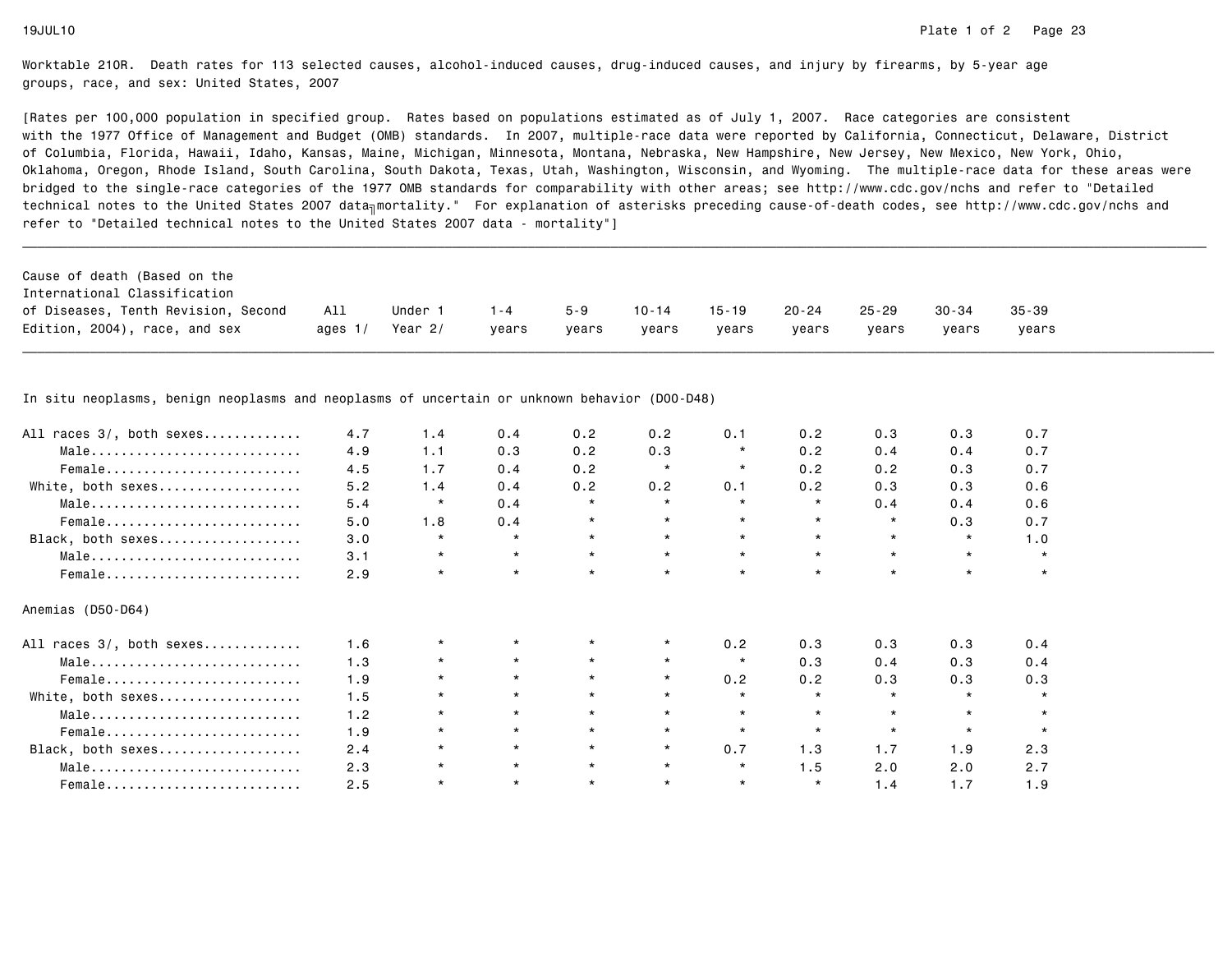Worktable 210R. Death rates for 113 selected causes, alcohol-induced causes, drug-induced causes, and injury by firearms, by 5-year age groups, race, and sex: United States, 2007

[Rates per 100,000 population in specified group. Rates based on populations estimated as of July 1, 2007. Race categories are consistent with the 1977 Office of Management and Budget (OMB) standards. In 2007, multiple-race data were reported by California, Connecticut, Delaware, District of Columbia, Florida, Hawaii, Idaho, Kansas, Maine, Michigan, Minnesota, Montana, Nebraska, New Hampshire, New Jersey, New Mexico, New York, Ohio, Oklahoma, Oregon, Rhode Island, South Carolina, South Dakota, Texas, Utah, Washington, Wisconsin, and Wyoming. The multiple-race data for these areas were bridged to the single-race categories of the 1977 OMB standards for comparability with other areas; see http://www.cdc.gov/nchs and refer to "Detailed technical notes to the United States 2007 data - mortality." For explanation of asterisks preceding cause-of-death codes, see http://www.cdc.gov/nchs and refer to "Detailed technical notes to the United States 2007 data - mortality"]

| Cause of death (Based on the International Classification of Diseases, Tenth Revision, Second Edition, 2004), race, and sex | All ages 1/ | Under 1 Year 2/ | 1-4 years | 5-9 years | 10-14 years | 15-19 years | 20-24 years | 25-29 years | 30-34 years | 35-39 years |
|---|---|---|---|---|---|---|---|---|---|---|
| **In situ neoplasms, benign neoplasms and neoplasms of uncertain or unknown behavior (D00-D48)** | | | | | | | | | | |
| All races 3/, both sexes | 4.7 | 1.4 | 0.4 | 0.2 | 0.2 | 0.1 | 0.2 | 0.3 | 0.3 | 0.7 |
| Male | 4.9 | 1.1 | 0.3 | 0.2 | 0.3 | * | 0.2 | 0.4 | 0.4 | 0.7 |
| Female | 4.5 | 1.7 | 0.4 | 0.2 | * | * | 0.2 | 0.2 | 0.3 | 0.7 |
| White, both sexes | 5.2 | 1.4 | 0.4 | 0.2 | 0.2 | 0.1 | 0.2 | 0.3 | 0.3 | 0.6 |
| Male | 5.4 | * | 0.4 | * | * | * | * | 0.4 | 0.4 | 0.6 |
| Female | 5.0 | 1.8 | 0.4 | * | * | * | * | * | 0.3 | 0.7 |
| Black, both sexes | 3.0 | * | * | * | * | * | * | * | * | 1.0 |
| Male | 3.1 | * | * | * | * | * | * | * | * | * |
| Female | 2.9 | * | * | * | * | * | * | * | * | * |
| **Anemias (D50-D64)** | | | | | | | | | | |
| All races 3/, both sexes | 1.6 | * | * | * | * | 0.2 | 0.3 | 0.3 | 0.3 | 0.4 |
| Male | 1.3 | * | * | * | * | * | 0.3 | 0.4 | 0.3 | 0.4 |
| Female | 1.9 | * | * | * | * | 0.2 | 0.2 | 0.3 | 0.3 | 0.3 |
| White, both sexes | 1.5 | * | * | * | * | * | * | * | * | * |
| Male | 1.2 | * | * | * | * | * | * | * | * | * |
| Female | 1.9 | * | * | * | * | * | * | * | * | * |
| Black, both sexes | 2.4 | * | * | * | * | 0.7 | 1.3 | 1.7 | 1.9 | 2.3 |
| Male | 2.3 | * | * | * | * | * | 1.5 | 2.0 | 2.0 | 2.7 |
| Female | 2.5 | * | * | * | * | * | * | 1.4 | 1.7 | 1.9 |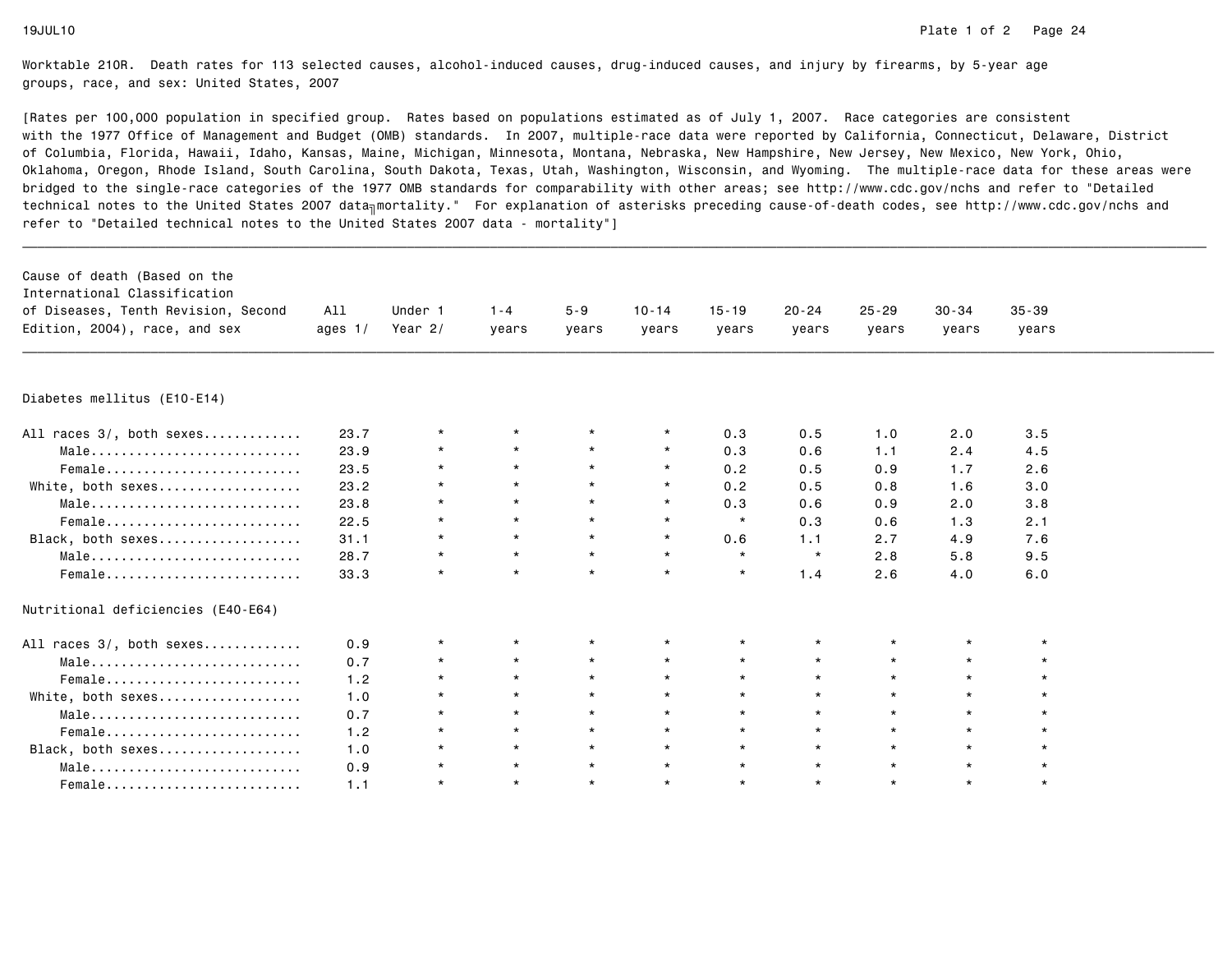Worktable 210R. Death rates for 113 selected causes, alcohol-induced causes, drug-induced causes, and injury by firearms, by 5-year age groups, race, and sex: United States, 2007

[Rates per 100,000 population in specified group. Rates based on populations estimated as of July 1, 2007. Race categories are consistent with the 1977 Office of Management and Budget (OMB) standards. In 2007, multiple-race data were reported by California, Connecticut, Delaware, District of Columbia, Florida, Hawaii, Idaho, Kansas, Maine, Michigan, Minnesota, Montana, Nebraska, New Hampshire, New Jersey, New Mexico, New York, Ohio, Oklahoma, Oregon, Rhode Island, South Carolina, South Dakota, Texas, Utah, Washington, Wisconsin, and Wyoming. The multiple-race data for these areas were bridged to the single-race categories of the 1977 OMB standards for comparability with other areas; see http://www.cdc.gov/nchs and refer to "Detailed technical notes to the United States 2007 data–mortality." For explanation of asterisks preceding cause-of-death codes, see http://www.cdc.gov/nchs and refer to "Detailed technical notes to the United States 2007 data - mortality"]

| Cause of death (Based on the International Classification of Diseases, Tenth Revision, Second Edition, 2004), race, and sex | All ages 1/ | Under 1 Year 2/ | 1-4 years | 5-9 years | 10-14 years | 15-19 years | 20-24 years | 25-29 years | 30-34 years | 35-39 years |
|---|---|---|---|---|---|---|---|---|---|---|
| **Diabetes mellitus (E10-E14)** | | | | | | | | | | |
| All races 3/, both sexes | 23.7 | * | * | * | * | 0.3 | 0.5 | 1.0 | 2.0 | 3.5 |
| Male | 23.9 | * | * | * | * | 0.3 | 0.6 | 1.1 | 2.4 | 4.5 |
| Female | 23.5 | * | * | * | * | 0.2 | 0.5 | 0.9 | 1.7 | 2.6 |
| White, both sexes | 23.2 | * | * | * | * | 0.2 | 0.5 | 0.8 | 1.6 | 3.0 |
| Male | 23.8 | * | * | * | * | 0.3 | 0.6 | 0.9 | 2.0 | 3.8 |
| Female | 22.5 | * | * | * | * | * | 0.3 | 0.6 | 1.3 | 2.1 |
| Black, both sexes | 31.1 | * | * | * | * | 0.6 | 1.1 | 2.7 | 4.9 | 7.6 |
| Male | 28.7 | * | * | * | * | * | * | 2.8 | 5.8 | 9.5 |
| Female | 33.3 | * | * | * | * | * | 1.4 | 2.6 | 4.0 | 6.0 |
| **Nutritional deficiencies (E40-E64)** | | | | | | | | | | |
| All races 3/, both sexes | 0.9 | * | * | * | * | * | * | * | * | * |
| Male | 0.7 | * | * | * | * | * | * | * | * | * |
| Female | 1.2 | * | * | * | * | * | * | * | * | * |
| White, both sexes | 1.0 | * | * | * | * | * | * | * | * | * |
| Male | 0.7 | * | * | * | * | * | * | * | * | * |
| Female | 1.2 | * | * | * | * | * | * | * | * | * |
| Black, both sexes | 1.0 | * | * | * | * | * | * | * | * | * |
| Male | 0.9 | * | * | * | * | * | * | * | * | * |
| Female | 1.1 | * | * | * | * | * | * | * | * | * |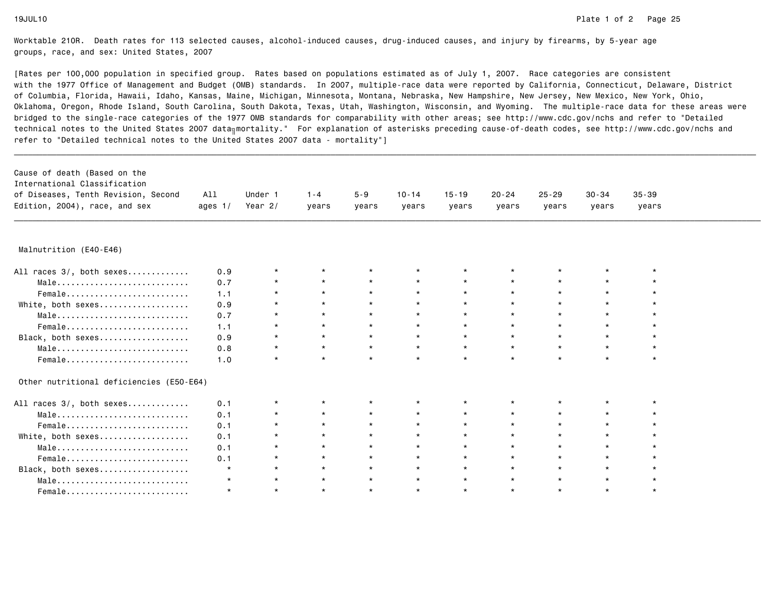Worktable 210R. Death rates for 113 selected causes, alcohol-induced causes, drug-induced causes, and injury by firearms, by 5-year age groups, race, and sex: United States, 2007

[Rates per 100,000 population in specified group. Rates based on populations estimated as of July 1, 2007. Race categories are consistent with the 1977 Office of Management and Budget (OMB) standards. In 2007, multiple-race data were reported by California, Connecticut, Delaware, District of Columbia, Florida, Hawaii, Idaho, Kansas, Maine, Michigan, Minnesota, Montana, Nebraska, New Hampshire, New Jersey, New Mexico, New York, Ohio, Oklahoma, Oregon, Rhode Island, South Carolina, South Dakota, Texas, Utah, Washington, Wisconsin, and Wyoming. The multiple-race data for these areas were bridged to the single-race categories of the 1977 OMB standards for comparability with other areas; see http://www.cdc.gov/nchs and refer to "Detailed technical notes to the United States 2007 data - mortality." For explanation of asterisks preceding cause-of-death codes, see http://www.cdc.gov/nchs and refer to "Detailed technical notes to the United States 2007 data - mortality"]

| Cause of death (Based on the International Classification of Diseases, Tenth Revision, Second Edition, 2004), race, and sex | All ages 1/ | Under 1 Year 2/ | 1-4 years | 5-9 years | 10-14 years | 15-19 years | 20-24 years | 25-29 years | 30-34 years | 35-39 years |
|---|---|---|---|---|---|---|---|---|---|---|
| **Malnutrition (E40-E46)** | | | | | | | | | | |
| All races 3/, both sexes | 0.9 | * | * | * | * | * | * | * | * | * |
| Male | 0.7 | * | * | * | * | * | * | * | * | * |
| Female | 1.1 | * | * | * | * | * | * | * | * | * |
| White, both sexes | 0.9 | * | * | * | * | * | * | * | * | * |
| Male | 0.7 | * | * | * | * | * | * | * | * | * |
| Female | 1.1 | * | * | * | * | * | * | * | * | * |
| Black, both sexes | 0.9 | * | * | * | * | * | * | * | * | * |
| Male | 0.8 | * | * | * | * | * | * | * | * | * |
| Female | 1.0 | * | * | * | * | * | * | * | * | * |
| **Other nutritional deficiencies (E50-E64)** | | | | | | | | | | |
| All races 3/, both sexes | 0.1 | * | * | * | * | * | * | * | * | * |
| Male | 0.1 | * | * | * | * | * | * | * | * | * |
| Female | 0.1 | * | * | * | * | * | * | * | * | * |
| White, both sexes | 0.1 | * | * | * | * | * | * | * | * | * |
| Male | 0.1 | * | * | * | * | * | * | * | * | * |
| Female | 0.1 | * | * | * | * | * | * | * | * | * |
| Black, both sexes | * | * | * | * | * | * | * | * | * | * |
| Male | * | * | * | * | * | * | * | * | * | * |
| Female | * | * | * | * | * | * | * | * | * | * |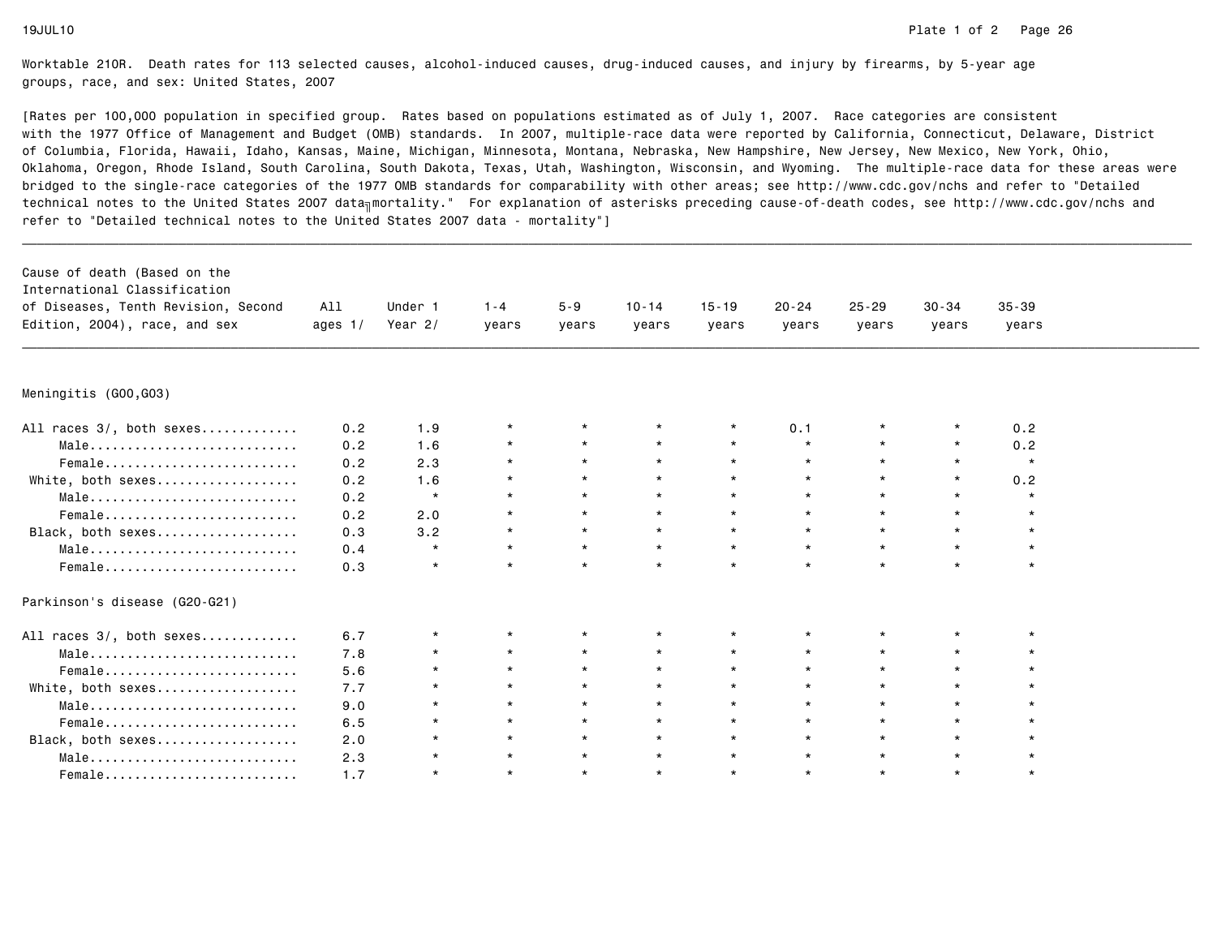Worktable 210R. Death rates for 113 selected causes, alcohol-induced causes, drug-induced causes, and injury by firearms, by 5-year age groups, race, and sex: United States, 2007

[Rates per 100,000 population in specified group. Rates based on populations estimated as of July 1, 2007. Race categories are consistent with the 1977 Office of Management and Budget (OMB) standards. In 2007, multiple-race data were reported by California, Connecticut, Delaware, District of Columbia, Florida, Hawaii, Idaho, Kansas, Maine, Michigan, Minnesota, Montana, Nebraska, New Hampshire, New Jersey, New Mexico, New York, Ohio, Oklahoma, Oregon, Rhode Island, South Carolina, South Dakota, Texas, Utah, Washington, Wisconsin, and Wyoming. The multiple-race data for these areas were bridged to the single-race categories of the 1977 OMB standards for comparability with other areas; see http://www.cdc.gov/nchs and refer to "Detailed technical notes to the United States 2007 data - mortality." For explanation of asterisks preceding cause-of-death codes, see http://www.cdc.gov/nchs and refer to "Detailed technical notes to the United States 2007 data - mortality"]

| Cause of death (Based on the International Classification of Diseases, Tenth Revision, Second Edition, 2004), race, and sex | All ages 1/ | Under 1 Year 2/ | 1-4 years | 5-9 years | 10-14 years | 15-19 years | 20-24 years | 25-29 years | 30-34 years | 35-39 years |
|---|---|---|---|---|---|---|---|---|---|---|
| **Meningitis (G00,G03)** | | | | | | | | | | |
| All races 3/, both sexes | 0.2 | 1.9 | * | * | * | * | 0.1 | * | * | 0.2 |
| Male | 0.2 | 1.6 | * | * | * | * | * | * | * | 0.2 |
| Female | 0.2 | 2.3 | * | * | * | * | * | * | * | * |
| White, both sexes | 0.2 | 1.6 | * | * | * | * | * | * | * | 0.2 |
| Male | 0.2 | * | * | * | * | * | * | * | * | * |
| Female | 0.2 | 2.0 | * | * | * | * | * | * | * | * |
| Black, both sexes | 0.3 | 3.2 | * | * | * | * | * | * | * | * |
| Male | 0.4 | * | * | * | * | * | * | * | * | * |
| Female | 0.3 | * | * | * | * | * | * | * | * | * |
| **Parkinson's disease (G20-G21)** | | | | | | | | | | |
| All races 3/, both sexes | 6.7 | * | * | * | * | * | * | * | * | * |
| Male | 7.8 | * | * | * | * | * | * | * | * | * |
| Female | 5.6 | * | * | * | * | * | * | * | * | * |
| White, both sexes | 7.7 | * | * | * | * | * | * | * | * | * |
| Male | 9.0 | * | * | * | * | * | * | * | * | * |
| Female | 6.5 | * | * | * | * | * | * | * | * | * |
| Black, both sexes | 2.0 | * | * | * | * | * | * | * | * | * |
| Male | 2.3 | * | * | * | * | * | * | * | * | * |
| Female | 1.7 | * | * | * | * | * | * | * | * | * |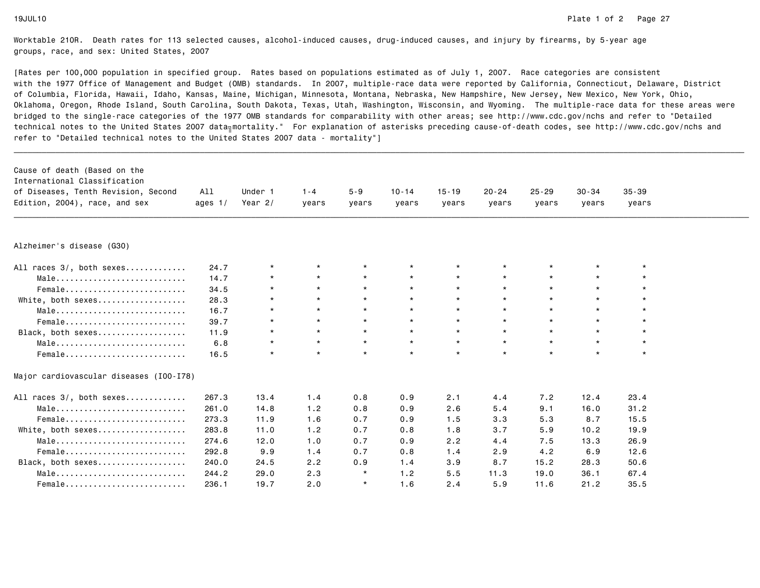Worktable 210R. Death rates for 113 selected causes, alcohol-induced causes, drug-induced causes, and injury by firearms, by 5-year age groups, race, and sex: United States, 2007

[Rates per 100,000 population in specified group. Rates based on populations estimated as of July 1, 2007. Race categories are consistent with the 1977 Office of Management and Budget (OMB) standards. In 2007, multiple-race data were reported by California, Connecticut, Delaware, District of Columbia, Florida, Hawaii, Idaho, Kansas, Maine, Michigan, Minnesota, Montana, Nebraska, New Hampshire, New Jersey, New Mexico, New York, Ohio, Oklahoma, Oregon, Rhode Island, South Carolina, South Dakota, Texas, Utah, Washington, Wisconsin, and Wyoming. The multiple-race data for these areas were bridged to the single-race categories of the 1977 OMB standards for comparability with other areas; see http://www.cdc.gov/nchs and refer to "Detailed technical notes to the United States 2007 data - mortality." For explanation of asterisks preceding cause-of-death codes, see http://www.cdc.gov/nchs and refer to "Detailed technical notes to the United States 2007 data - mortality"]

| Cause of death (Based on the International Classification of Diseases, Tenth Revision, Second Edition, 2004), race, and sex | All ages 1/ | Under 1 Year 2/ | 1-4 years | 5-9 years | 10-14 years | 15-19 years | 20-24 years | 25-29 years | 30-34 years | 35-39 years |
|---|---|---|---|---|---|---|---|---|---|---|
| **Alzheimer's disease (G30)** | | | | | | | | | | |
| All races 3/, both sexes | 24.7 | * | * | * | * | * | * | * | * | * |
| Male | 14.7 | * | * | * | * | * | * | * | * | * |
| Female | 34.5 | * | * | * | * | * | * | * | * | * |
| White, both sexes | 28.3 | * | * | * | * | * | * | * | * | * |
| Male | 16.7 | * | * | * | * | * | * | * | * | * |
| Female | 39.7 | * | * | * | * | * | * | * | * | * |
| Black, both sexes | 11.9 | * | * | * | * | * | * | * | * | * |
| Male | 6.8 | * | * | * | * | * | * | * | * | * |
| Female | 16.5 | * | * | * | * | * | * | * | * | * |
| **Major cardiovascular diseases (I00-I78)** | | | | | | | | | | |
| All races 3/, both sexes | 267.3 | 13.4 | 1.4 | 0.8 | 0.9 | 2.1 | 4.4 | 7.2 | 12.4 | 23.4 |
| Male | 261.0 | 14.8 | 1.2 | 0.8 | 0.9 | 2.6 | 5.4 | 9.1 | 16.0 | 31.2 |
| Female | 273.3 | 11.9 | 1.6 | 0.7 | 0.9 | 1.5 | 3.3 | 5.3 | 8.7 | 15.5 |
| White, both sexes | 283.8 | 11.0 | 1.2 | 0.7 | 0.8 | 1.8 | 3.7 | 5.9 | 10.2 | 19.9 |
| Male | 274.6 | 12.0 | 1.0 | 0.7 | 0.9 | 2.2 | 4.4 | 7.5 | 13.3 | 26.9 |
| Female | 292.8 | 9.9 | 1.4 | 0.7 | 0.8 | 1.4 | 2.9 | 4.2 | 6.9 | 12.6 |
| Black, both sexes | 240.0 | 24.5 | 2.2 | 0.9 | 1.4 | 3.9 | 8.7 | 15.2 | 28.3 | 50.6 |
| Male | 244.2 | 29.0 | 2.3 | * | 1.2 | 5.5 | 11.3 | 19.0 | 36.1 | 67.4 |
| Female | 236.1 | 19.7 | 2.0 | * | 1.6 | 2.4 | 5.9 | 11.6 | 21.2 | 35.5 |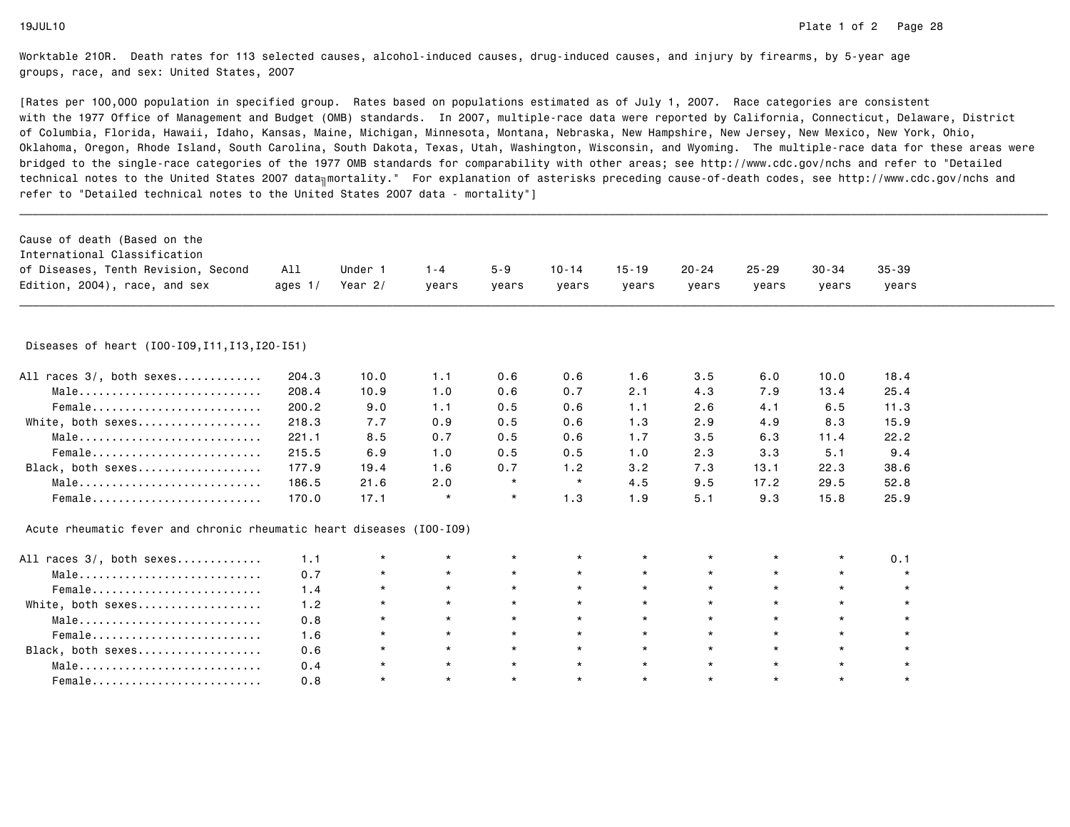Worktable 210R. Death rates for 113 selected causes, alcohol-induced causes, drug-induced causes, and injury by firearms, by 5-year age groups, race, and sex: United States, 2007

[Rates per 100,000 population in specified group. Rates based on populations estimated as of July 1, 2007. Race categories are consistent with the 1977 Office of Management and Budget (OMB) standards. In 2007, multiple-race data were reported by California, Connecticut, Delaware, District of Columbia, Florida, Hawaii, Idaho, Kansas, Maine, Michigan, Minnesota, Montana, Nebraska, New Hampshire, New Jersey, New Mexico, New York, Ohio, Oklahoma, Oregon, Rhode Island, South Carolina, South Dakota, Texas, Utah, Washington, Wisconsin, and Wyoming. The multiple-race data for these areas were bridged to the single-race categories of the 1977 OMB standards for comparability with other areas; see http://www.cdc.gov/nchs and refer to "Detailed technical notes to the United States 2007 data - mortality." For explanation of asterisks preceding cause-of-death codes, see http://www.cdc.gov/nchs and refer to "Detailed technical notes to the United States 2007 data - mortality"]

| Cause of death (Based on the International Classification of Diseases, Tenth Revision, Second Edition, 2004), race, and sex | All ages 1/ | Under 1 Year 2/ | 1-4 years | 5-9 years | 10-14 years | 15-19 years | 20-24 years | 25-29 years | 30-34 years | 35-39 years |
|---|---|---|---|---|---|---|---|---|---|---|
| **Diseases of heart (I00-I09,I11,I13,I20-I51)** | | | | | | | | | | |
| All races 3/, both sexes | 204.3 | 10.0 | 1.1 | 0.6 | 0.6 | 1.6 | 3.5 | 6.0 | 10.0 | 18.4 |
| Male | 208.4 | 10.9 | 1.0 | 0.6 | 0.7 | 2.1 | 4.3 | 7.9 | 13.4 | 25.4 |
| Female | 200.2 | 9.0 | 1.1 | 0.5 | 0.6 | 1.1 | 2.6 | 4.1 | 6.5 | 11.3 |
| White, both sexes | 218.3 | 7.7 | 0.9 | 0.5 | 0.6 | 1.3 | 2.9 | 4.9 | 8.3 | 15.9 |
| Male | 221.1 | 8.5 | 0.7 | 0.5 | 0.6 | 1.7 | 3.5 | 6.3 | 11.4 | 22.2 |
| Female | 215.5 | 6.9 | 1.0 | 0.5 | 0.5 | 1.0 | 2.3 | 3.3 | 5.1 | 9.4 |
| Black, both sexes | 177.9 | 19.4 | 1.6 | 0.7 | 1.2 | 3.2 | 7.3 | 13.1 | 22.3 | 38.6 |
| Male | 186.5 | 21.6 | 2.0 | * | * | 4.5 | 9.5 | 17.2 | 29.5 | 52.8 |
| Female | 170.0 | 17.1 | * | * | 1.3 | 1.9 | 5.1 | 9.3 | 15.8 | 25.9 |
| **Acute rheumatic fever and chronic rheumatic heart diseases (I00-I09)** | | | | | | | | | | |
| All races 3/, both sexes | 1.1 | * | * | * | * | * | * | * | * | 0.1 |
| Male | 0.7 | * | * | * | * | * | * | * | * | * |
| Female | 1.4 | * | * | * | * | * | * | * | * | * |
| White, both sexes | 1.2 | * | * | * | * | * | * | * | * | * |
| Male | 0.8 | * | * | * | * | * | * | * | * | * |
| Female | 1.6 | * | * | * | * | * | * | * | * | * |
| Black, both sexes | 0.6 | * | * | * | * | * | * | * | * | * |
| Male | 0.4 | * | * | * | * | * | * | * | * | * |
| Female | 0.8 | * | * | * | * | * | * | * | * | * |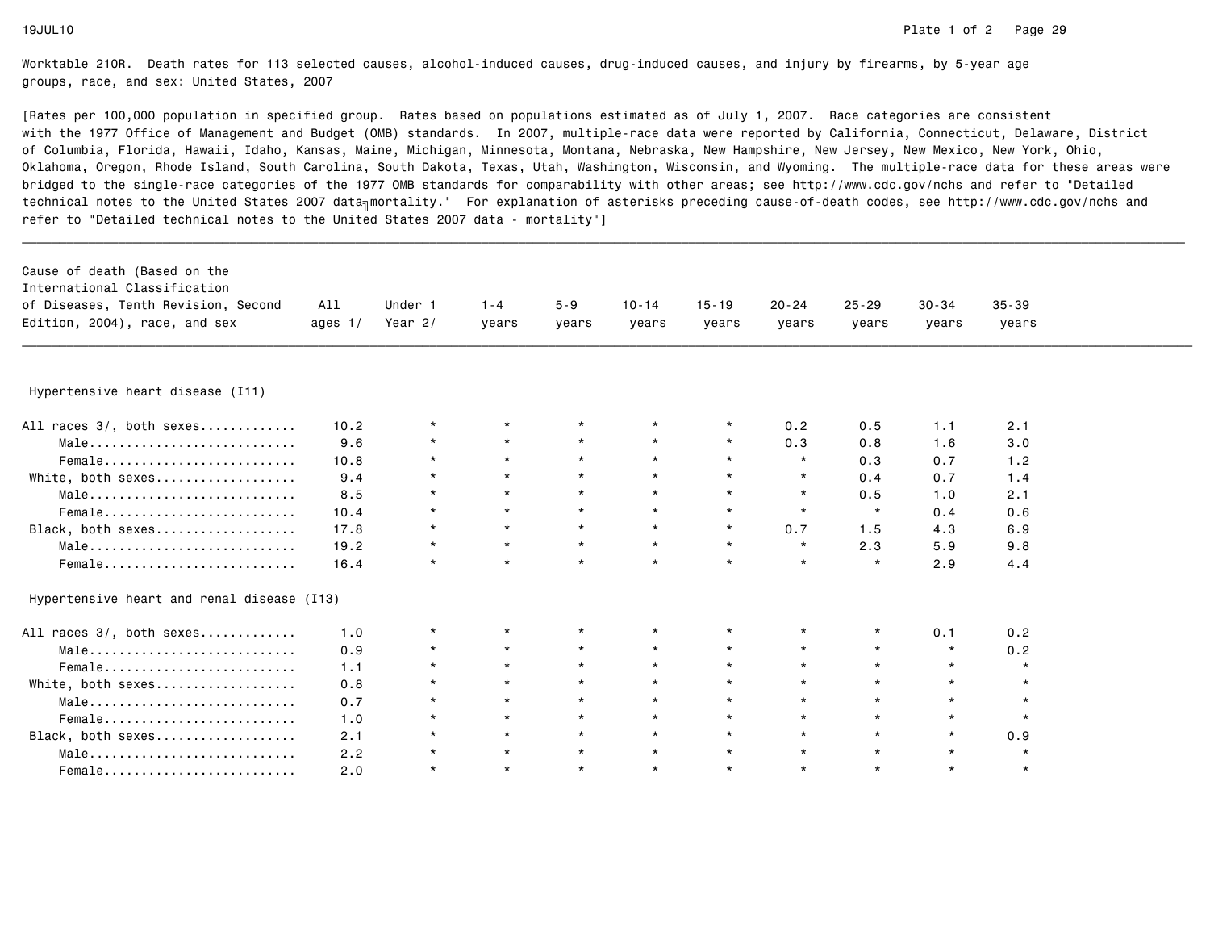Worktable 210R. Death rates for 113 selected causes, alcohol-induced causes, drug-induced causes, and injury by firearms, by 5-year age groups, race, and sex: United States, 2007

[Rates per 100,000 population in specified group. Rates based on populations estimated as of July 1, 2007. Race categories are consistent with the 1977 Office of Management and Budget (OMB) standards. In 2007, multiple-race data were reported by California, Connecticut, Delaware, District of Columbia, Florida, Hawaii, Idaho, Kansas, Maine, Michigan, Minnesota, Montana, Nebraska, New Hampshire, New Jersey, New Mexico, New York, Ohio, Oklahoma, Oregon, Rhode Island, South Carolina, South Dakota, Texas, Utah, Washington, Wisconsin, and Wyoming. The multiple-race data for these areas were bridged to the single-race categories of the 1977 OMB standards for comparability with other areas; see http://www.cdc.gov/nchs and refer to "Detailed technical notes to the United States 2007 data - mortality." For explanation of asterisks preceding cause-of-death codes, see http://www.cdc.gov/nchs and refer to "Detailed technical notes to the United States 2007 data - mortality"]

| Cause of death (Based on the International Classification of Diseases, Tenth Revision, Second Edition, 2004), race, and sex | All ages 1/ | Under 1 Year 2/ | 1-4 years | 5-9 years | 10-14 years | 15-19 years | 20-24 years | 25-29 years | 30-34 years | 35-39 years |
|---|---|---|---|---|---|---|---|---|---|---|
| **Hypertensive heart disease (I11)** | | | | | | | | | | |
| All races 3/, both sexes | 10.2 | * | * | * | * | * | 0.2 | 0.5 | 1.1 | 2.1 |
| Male | 9.6 | * | * | * | * | * | 0.3 | 0.8 | 1.6 | 3.0 |
| Female | 10.8 | * | * | * | * | * | * | 0.3 | 0.7 | 1.2 |
| White, both sexes | 9.4 | * | * | * | * | * | * | 0.4 | 0.7 | 1.4 |
| Male | 8.5 | * | * | * | * | * | * | 0.5 | 1.0 | 2.1 |
| Female | 10.4 | * | * | * | * | * | * | * | 0.4 | 0.6 |
| Black, both sexes | 17.8 | * | * | * | * | * | 0.7 | 1.5 | 4.3 | 6.9 |
| Male | 19.2 | * | * | * | * | * | * | 2.3 | 5.9 | 9.8 |
| Female | 16.4 | * | * | * | * | * | * | * | 2.9 | 4.4 |
| **Hypertensive heart and renal disease (I13)** | | | | | | | | | | |
| All races 3/, both sexes | 1.0 | * | * | * | * | * | * | * | 0.1 | 0.2 |
| Male | 0.9 | * | * | * | * | * | * | * | * | 0.2 |
| Female | 1.1 | * | * | * | * | * | * | * | * | * |
| White, both sexes | 0.8 | * | * | * | * | * | * | * | * | * |
| Male | 0.7 | * | * | * | * | * | * | * | * | * |
| Female | 1.0 | * | * | * | * | * | * | * | * | * |
| Black, both sexes | 2.1 | * | * | * | * | * | * | * | * | 0.9 |
| Male | 2.2 | * | * | * | * | * | * | * | * | * |
| Female | 2.0 | * | * | * | * | * | * | * | * | * |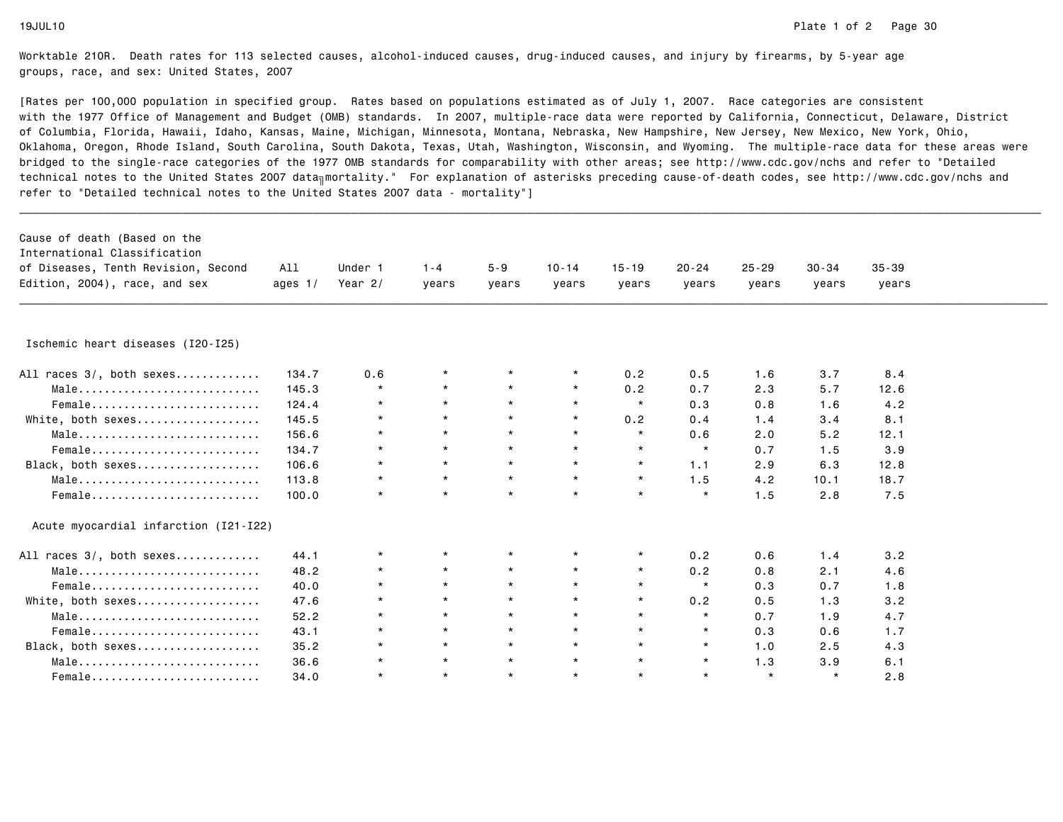Worktable 210R. Death rates for 113 selected causes, alcohol-induced causes, drug-induced causes, and injury by firearms, by 5-year age groups, race, and sex: United States, 2007

[Rates per 100,000 population in specified group. Rates based on populations estimated as of July 1, 2007. Race categories are consistent with the 1977 Office of Management and Budget (OMB) standards. In 2007, multiple-race data were reported by California, Connecticut, Delaware, District of Columbia, Florida, Hawaii, Idaho, Kansas, Maine, Michigan, Minnesota, Montana, Nebraska, New Hampshire, New Jersey, New Mexico, New York, Ohio, Oklahoma, Oregon, Rhode Island, South Carolina, South Dakota, Texas, Utah, Washington, Wisconsin, and Wyoming. The multiple-race data for these areas were bridged to the single-race categories of the 1977 OMB standards for comparability with other areas; see http://www.cdc.gov/nchs and refer to "Detailed technical notes to the United States 2007 data - mortality." For explanation of asterisks preceding cause-of-death codes, see http://www.cdc.gov/nchs and refer to "Detailed technical notes to the United States 2007 data - mortality"]

| Cause of death (Based on the International Classification of Diseases, Tenth Revision, Second Edition, 2004), race, and sex | All ages 1/ | Under 1 Year 2/ | 1-4 years | 5-9 years | 10-14 years | 15-19 years | 20-24 years | 25-29 years | 30-34 years | 35-39 years |
|---|---|---|---|---|---|---|---|---|---|---|
| **Ischemic heart diseases (I20-I25)** | | | | | | | | | | |
| All races 3/, both sexes | 134.7 | 0.6 | * | * | * | 0.2 | 0.5 | 1.6 | 3.7 | 8.4 |
| Male | 145.3 | * | * | * | * | 0.2 | 0.7 | 2.3 | 5.7 | 12.6 |
| Female | 124.4 | * | * | * | * | * | 0.3 | 0.8 | 1.6 | 4.2 |
| White, both sexes | 145.5 | * | * | * | * | 0.2 | 0.4 | 1.4 | 3.4 | 8.1 |
| Male | 156.6 | * | * | * | * | * | 0.6 | 2.0 | 5.2 | 12.1 |
| Female | 134.7 | * | * | * | * | * | * | 0.7 | 1.5 | 3.9 |
| Black, both sexes | 106.6 | * | * | * | * | * | 1.1 | 2.9 | 6.3 | 12.8 |
| Male | 113.8 | * | * | * | * | * | 1.5 | 4.2 | 10.1 | 18.7 |
| Female | 100.0 | * | * | * | * | * | * | 1.5 | 2.8 | 7.5 |
| **Acute myocardial infarction (I21-I22)** | | | | | | | | | | |
| All races 3/, both sexes | 44.1 | * | * | * | * | * | 0.2 | 0.6 | 1.4 | 3.2 |
| Male | 48.2 | * | * | * | * | * | 0.2 | 0.8 | 2.1 | 4.6 |
| Female | 40.0 | * | * | * | * | * | * | 0.3 | 0.7 | 1.8 |
| White, both sexes | 47.6 | * | * | * | * | * | 0.2 | 0.5 | 1.3 | 3.2 |
| Male | 52.2 | * | * | * | * | * | * | 0.7 | 1.9 | 4.7 |
| Female | 43.1 | * | * | * | * | * | * | 0.3 | 0.6 | 1.7 |
| Black, both sexes | 35.2 | * | * | * | * | * | * | 1.0 | 2.5 | 4.3 |
| Male | 36.6 | * | * | * | * | * | * | 1.3 | 3.9 | 6.1 |
| Female | 34.0 | * | * | * | * | * | * | * | * | 2.8 |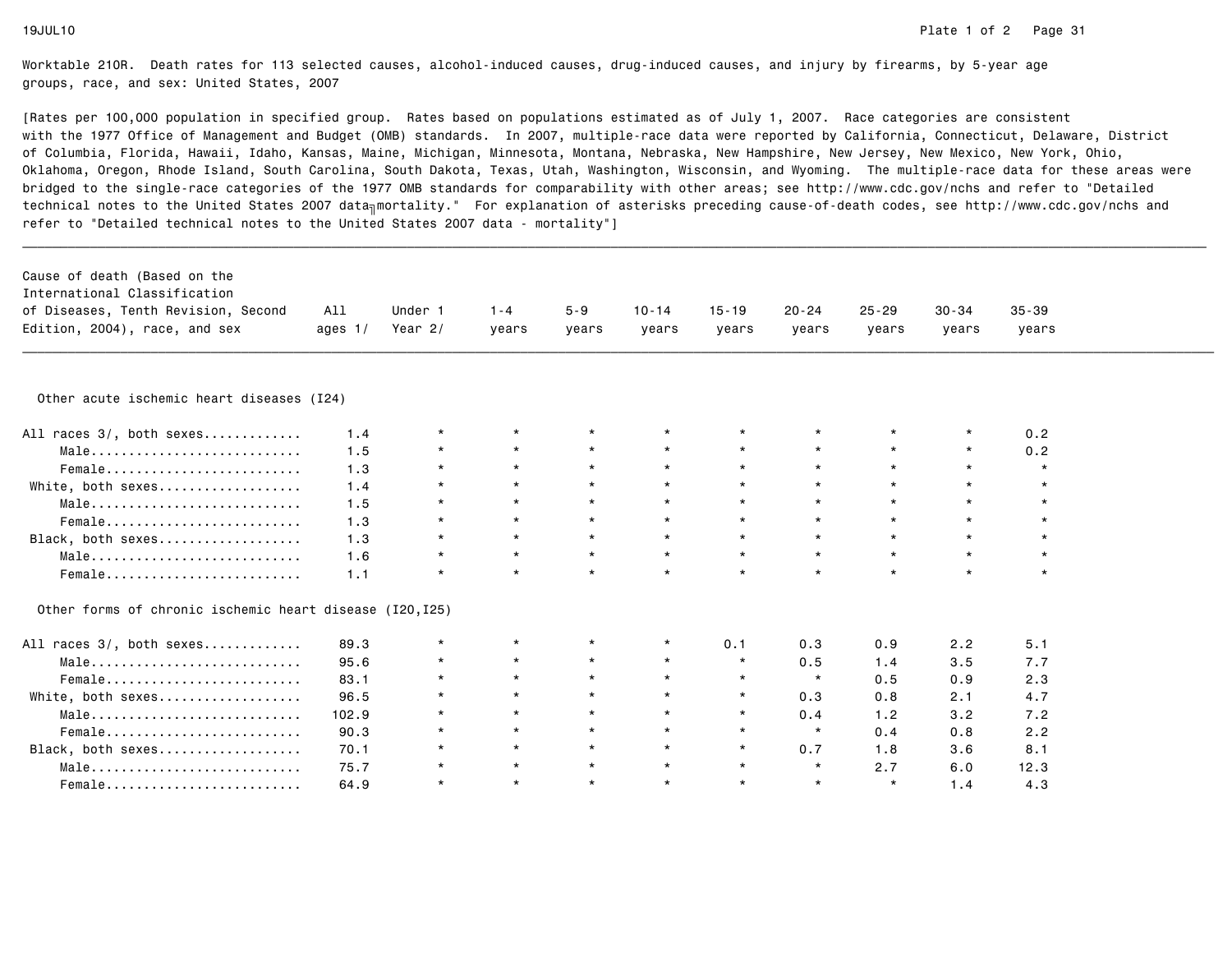Worktable 210R. Death rates for 113 selected causes, alcohol-induced causes, drug-induced causes, and injury by firearms, by 5-year age groups, race, and sex: United States, 2007

[Rates per 100,000 population in specified group. Rates based on populations estimated as of July 1, 2007. Race categories are consistent with the 1977 Office of Management and Budget (OMB) standards. In 2007, multiple-race data were reported by California, Connecticut, Delaware, District of Columbia, Florida, Hawaii, Idaho, Kansas, Maine, Michigan, Minnesota, Montana, Nebraska, New Hampshire, New Jersey, New Mexico, New York, Ohio, Oklahoma, Oregon, Rhode Island, South Carolina, South Dakota, Texas, Utah, Washington, Wisconsin, and Wyoming. The multiple-race data for these areas were bridged to the single-race categories of the 1977 OMB standards for comparability with other areas; see http://www.cdc.gov/nchs and refer to "Detailed technical notes to the United States 2007 data - mortality." For explanation of asterisks preceding cause-of-death codes, see http://www.cdc.gov/nchs and refer to "Detailed technical notes to the United States 2007 data - mortality"]

| Cause of death (Based on the International Classification of Diseases, Tenth Revision, Second Edition, 2004), race, and sex | All ages 1/ | Under 1 Year 2/ | 1-4 years | 5-9 years | 10-14 years | 15-19 years | 20-24 years | 25-29 years | 30-34 years | 35-39 years |
|---|---|---|---|---|---|---|---|---|---|---|
| **Other acute ischemic heart diseases (I24)** | | | | | | | | | | |
| All races 3/, both sexes............ | 1.4 | * | * | * | * | * | * | * | * | 0.2 |
| Male............................ | 1.5 | * | * | * | * | * | * | * | * | 0.2 |
| Female.......................... | 1.3 | * | * | * | * | * | * | * | * | * |
| White, both sexes................... | 1.4 | * | * | * | * | * | * | * | * | * |
| Male............................ | 1.5 | * | * | * | * | * | * | * | * | * |
| Female.......................... | 1.3 | * | * | * | * | * | * | * | * | * |
| Black, both sexes................... | 1.3 | * | * | * | * | * | * | * | * | * |
| Male............................ | 1.6 | * | * | * | * | * | * | * | * | * |
| Female.......................... | 1.1 | * | * | * | * | * | * | * | * | * |
| **Other forms of chronic ischemic heart disease (I20,I25)** | | | | | | | | | | |
| All races 3/, both sexes............ | 89.3 | * | * | * | * | 0.1 | 0.3 | 0.9 | 2.2 | 5.1 |
| Male............................ | 95.6 | * | * | * | * | * | 0.5 | 1.4 | 3.5 | 7.7 |
| Female.......................... | 83.1 | * | * | * | * | * | * | 0.5 | 0.9 | 2.3 |
| White, both sexes................... | 96.5 | * | * | * | * | * | 0.3 | 0.8 | 2.1 | 4.7 |
| Male............................ | 102.9 | * | * | * | * | * | 0.4 | 1.2 | 3.2 | 7.2 |
| Female.......................... | 90.3 | * | * | * | * | * | * | 0.4 | 0.8 | 2.2 |
| Black, both sexes................... | 70.1 | * | * | * | * | * | 0.7 | 1.8 | 3.6 | 8.1 |
| Male............................ | 75.7 | * | * | * | * | * | * | 2.7 | 6.0 | 12.3 |
| Female.......................... | 64.9 | * | * | * | * | * | * | * | 1.4 | 4.3 |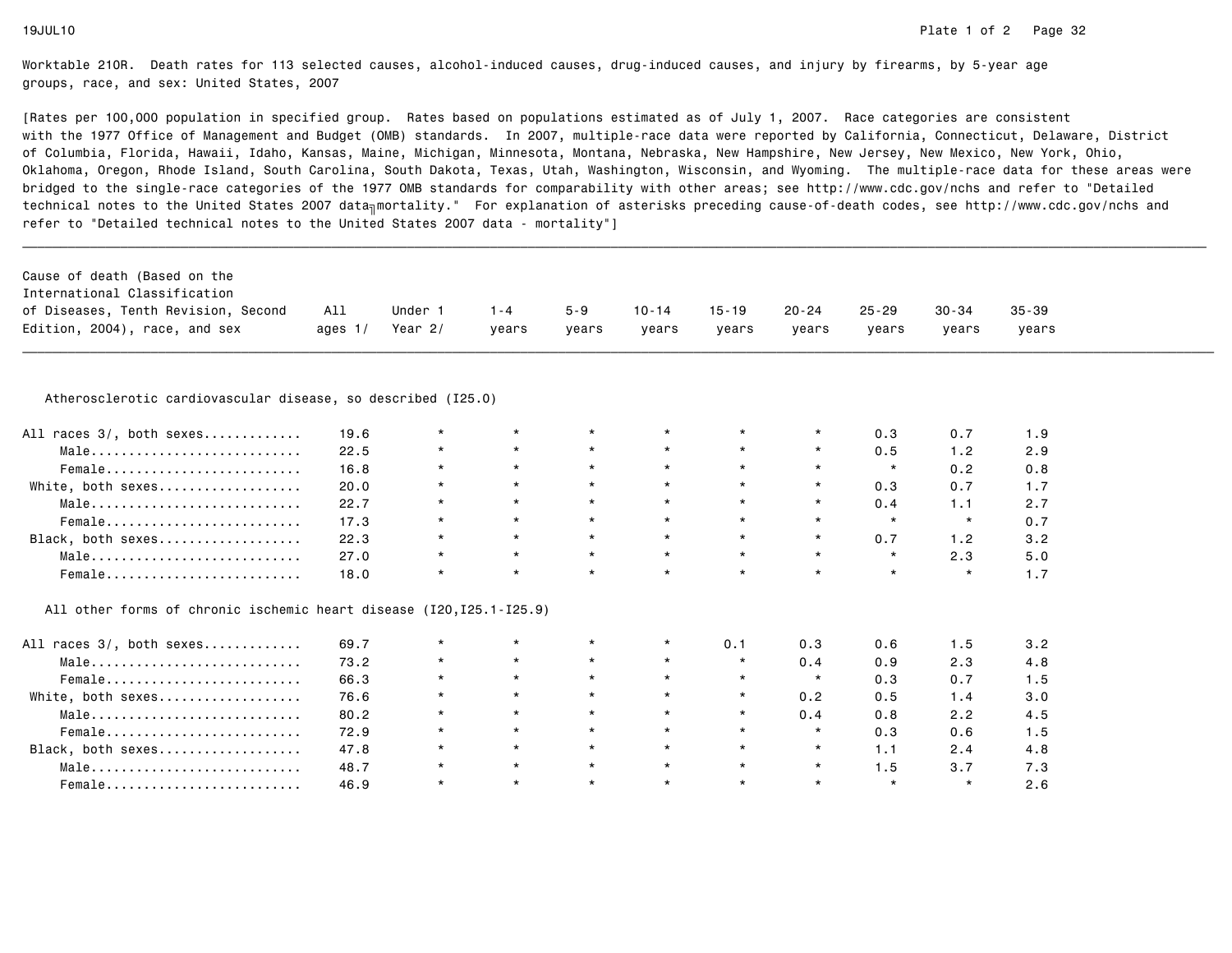Worktable 210R. Death rates for 113 selected causes, alcohol-induced causes, drug-induced causes, and injury by firearms, by 5-year age groups, race, and sex: United States, 2007

[Rates per 100,000 population in specified group. Rates based on populations estimated as of July 1, 2007. Race categories are consistent with the 1977 Office of Management and Budget (OMB) standards. In 2007, multiple-race data were reported by California, Connecticut, Delaware, District of Columbia, Florida, Hawaii, Idaho, Kansas, Maine, Michigan, Minnesota, Montana, Nebraska, New Hampshire, New Jersey, New Mexico, New York, Ohio, Oklahoma, Oregon, Rhode Island, South Carolina, South Dakota, Texas, Utah, Washington, Wisconsin, and Wyoming. The multiple-race data for these areas were bridged to the single-race categories of the 1977 OMB standards for comparability with other areas; see http://www.cdc.gov/nchs and refer to "Detailed technical notes to the United States 2007 data - mortality." For explanation of asterisks preceding cause-of-death codes, see http://www.cdc.gov/nchs and refer to "Detailed technical notes to the United States 2007 data - mortality"]

| Cause of death (Based on the International Classification of Diseases, Tenth Revision, Second Edition, 2004), race, and sex | All ages 1/ | Under 1 Year 2/ | 1-4 years | 5-9 years | 10-14 years | 15-19 years | 20-24 years | 25-29 years | 30-34 years | 35-39 years |
|---|---|---|---|---|---|---|---|---|---|---|
| **Atherosclerotic cardiovascular disease, so described (I25.0)** | | | | | | | | | | |
| All races 3/, both sexes | 19.6 | * | * | * | * | * | * | 0.3 | 0.7 | 1.9 |
| Male | 22.5 | * | * | * | * | * | * | 0.5 | 1.2 | 2.9 |
| Female | 16.8 | * | * | * | * | * | * | * | 0.2 | 0.8 |
| White, both sexes | 20.0 | * | * | * | * | * | * | 0.3 | 0.7 | 1.7 |
| Male | 22.7 | * | * | * | * | * | * | 0.4 | 1.1 | 2.7 |
| Female | 17.3 | * | * | * | * | * | * | * | * | 0.7 |
| Black, both sexes | 22.3 | * | * | * | * | * | * | 0.7 | 1.2 | 3.2 |
| Male | 27.0 | * | * | * | * | * | * | * | 2.3 | 5.0 |
| Female | 18.0 | * | * | * | * | * | * | * | * | 1.7 |
| **All other forms of chronic ischemic heart disease (I20,I25.1-I25.9)** | | | | | | | | | | |
| All races 3/, both sexes | 69.7 | * | * | * | * | 0.1 | 0.3 | 0.6 | 1.5 | 3.2 |
| Male | 73.2 | * | * | * | * | * | 0.4 | 0.9 | 2.3 | 4.8 |
| Female | 66.3 | * | * | * | * | * | * | 0.3 | 0.7 | 1.5 |
| White, both sexes | 76.6 | * | * | * | * | * | 0.2 | 0.5 | 1.4 | 3.0 |
| Male | 80.2 | * | * | * | * | * | 0.4 | 0.8 | 2.2 | 4.5 |
| Female | 72.9 | * | * | * | * | * | * | 0.3 | 0.6 | 1.5 |
| Black, both sexes | 47.8 | * | * | * | * | * | * | 1.1 | 2.4 | 4.8 |
| Male | 48.7 | * | * | * | * | * | * | 1.5 | 3.7 | 7.3 |
| Female | 46.9 | * | * | * | * | * | * | * | * | 2.6 |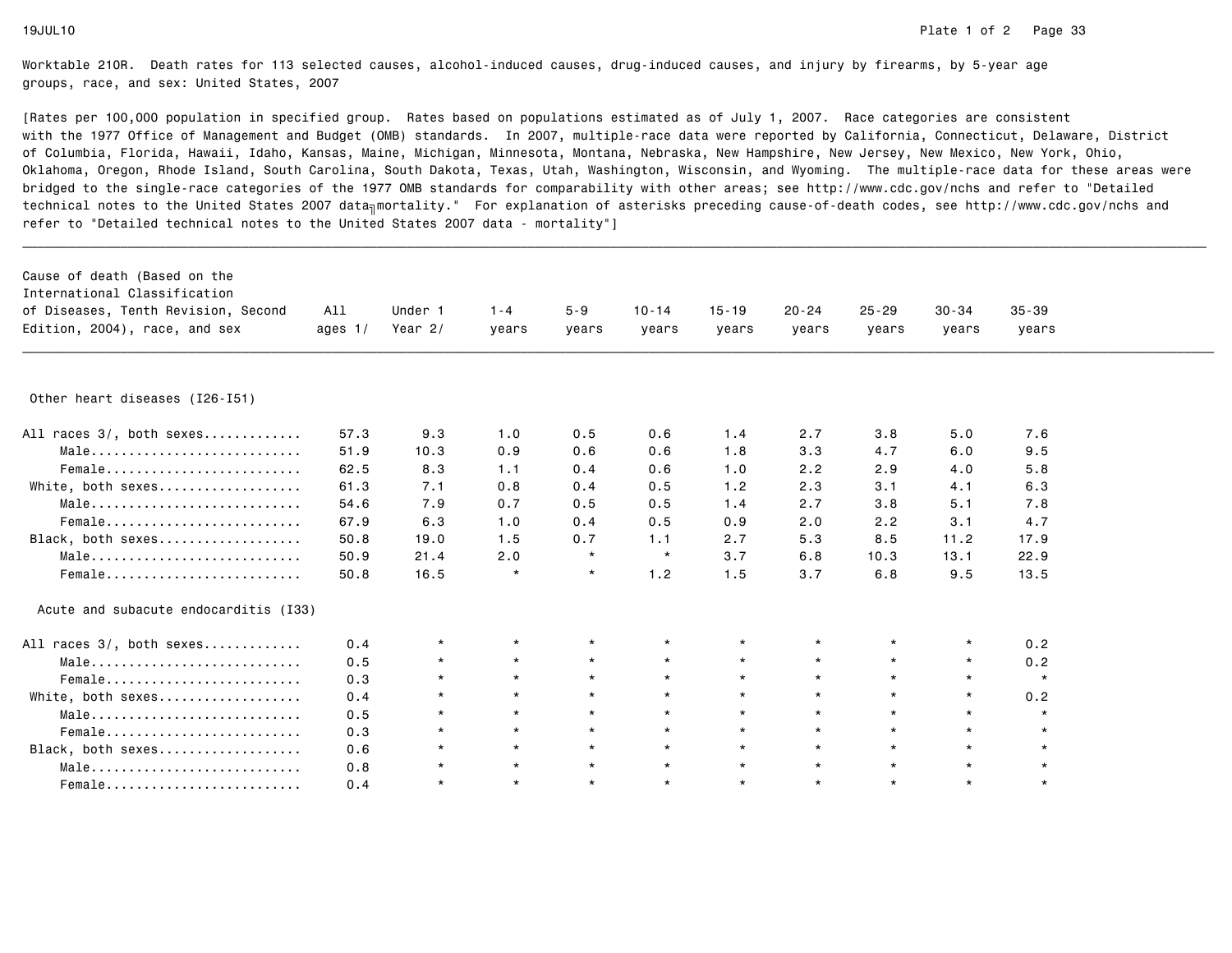Worktable 210R. Death rates for 113 selected causes, alcohol-induced causes, drug-induced causes, and injury by firearms, by 5-year age groups, race, and sex: United States, 2007

[Rates per 100,000 population in specified group. Rates based on populations estimated as of July 1, 2007. Race categories are consistent with the 1977 Office of Management and Budget (OMB) standards. In 2007, multiple-race data were reported by California, Connecticut, Delaware, District of Columbia, Florida, Hawaii, Idaho, Kansas, Maine, Michigan, Minnesota, Montana, Nebraska, New Hampshire, New Jersey, New Mexico, New York, Ohio, Oklahoma, Oregon, Rhode Island, South Carolina, South Dakota, Texas, Utah, Washington, Wisconsin, and Wyoming. The multiple-race data for these areas were bridged to the single-race categories of the 1977 OMB standards for comparability with other areas; see http://www.cdc.gov/nchs and refer to "Detailed technical notes to the United States 2007 data - mortality." For explanation of asterisks preceding cause-of-death codes, see http://www.cdc.gov/nchs and refer to "Detailed technical notes to the United States 2007 data - mortality"]

| Cause of death (Based on the International Classification of Diseases, Tenth Revision, Second Edition, 2004), race, and sex | All ages 1/ | Under 1 Year 2/ | 1-4 years | 5-9 years | 10-14 years | 15-19 years | 20-24 years | 25-29 years | 30-34 years | 35-39 years |
|---|---|---|---|---|---|---|---|---|---|---|
| **Other heart diseases (I26-I51)** | | | | | | | | | | |
| All races 3/, both sexes............ | 57.3 | 9.3 | 1.0 | 0.5 | 0.6 | 1.4 | 2.7 | 3.8 | 5.0 | 7.6 |
| Male............................ | 51.9 | 10.3 | 0.9 | 0.6 | 0.6 | 1.8 | 3.3 | 4.7 | 6.0 | 9.5 |
| Female.......................... | 62.5 | 8.3 | 1.1 | 0.4 | 0.6 | 1.0 | 2.2 | 2.9 | 4.0 | 5.8 |
| White, both sexes................... | 61.3 | 7.1 | 0.8 | 0.4 | 0.5 | 1.2 | 2.3 | 3.1 | 4.1 | 6.3 |
| Male............................ | 54.6 | 7.9 | 0.7 | 0.5 | 0.5 | 1.4 | 2.7 | 3.8 | 5.1 | 7.8 |
| Female.......................... | 67.9 | 6.3 | 1.0 | 0.4 | 0.5 | 0.9 | 2.0 | 2.2 | 3.1 | 4.7 |
| Black, both sexes................... | 50.8 | 19.0 | 1.5 | 0.7 | 1.1 | 2.7 | 5.3 | 8.5 | 11.2 | 17.9 |
| Male............................ | 50.9 | 21.4 | 2.0 | * | * | 3.7 | 6.8 | 10.3 | 13.1 | 22.9 |
| Female.......................... | 50.8 | 16.5 | * | * | 1.2 | 1.5 | 3.7 | 6.8 | 9.5 | 13.5 |
| **Acute and subacute endocarditis (I33)** | | | | | | | | | | |
| All races 3/, both sexes............ | 0.4 | * | * | * | * | * | * | * | * | 0.2 |
| Male............................ | 0.5 | * | * | * | * | * | * | * | * | 0.2 |
| Female.......................... | 0.3 | * | * | * | * | * | * | * | * | * |
| White, both sexes................... | 0.4 | * | * | * | * | * | * | * | * | 0.2 |
| Male............................ | 0.5 | * | * | * | * | * | * | * | * | * |
| Female.......................... | 0.3 | * | * | * | * | * | * | * | * | * |
| Black, both sexes................... | 0.6 | * | * | * | * | * | * | * | * | * |
| Male............................ | 0.8 | * | * | * | * | * | * | * | * | * |
| Female.......................... | 0.4 | * | * | * | * | * | * | * | * | * |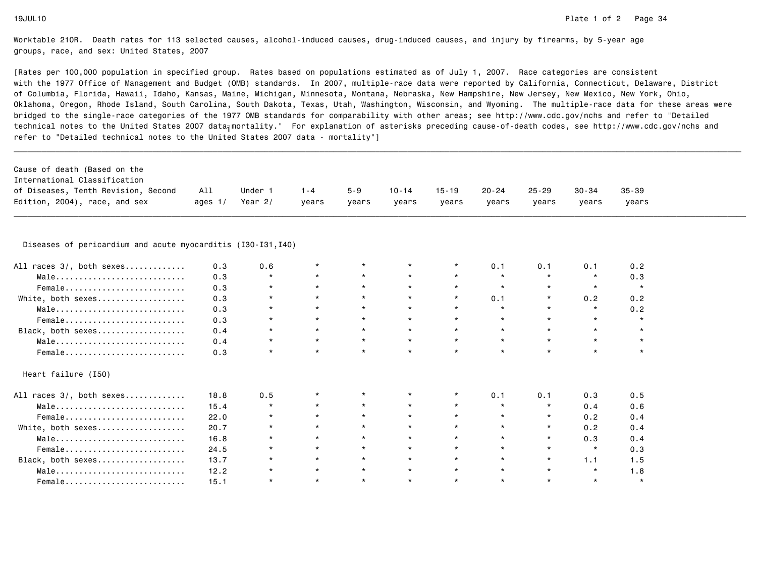Worktable 210R. Death rates for 113 selected causes, alcohol-induced causes, drug-induced causes, and injury by firearms, by 5-year age groups, race, and sex: United States, 2007

[Rates per 100,000 population in specified group. Rates based on populations estimated as of July 1, 2007. Race categories are consistent with the 1977 Office of Management and Budget (OMB) standards. In 2007, multiple-race data were reported by California, Connecticut, Delaware, District of Columbia, Florida, Hawaii, Idaho, Kansas, Maine, Michigan, Minnesota, Montana, Nebraska, New Hampshire, New Jersey, New Mexico, New York, Ohio, Oklahoma, Oregon, Rhode Island, South Carolina, South Dakota, Texas, Utah, Washington, Wisconsin, and Wyoming. The multiple-race data for these areas were bridged to the single-race categories of the 1977 OMB standards for comparability with other areas; see http://www.cdc.gov/nchs and refer to "Detailed technical notes to the United States 2007 data╗mortality." For explanation of asterisks preceding cause-of-death codes, see http://www.cdc.gov/nchs and refer to "Detailed technical notes to the United States 2007 data - mortality"]

| Cause of death (Based on the International Classification of Diseases, Tenth Revision, Second Edition, 2004), race, and sex | All ages 1/ | Under 1 Year 2/ | 1-4 years | 5-9 years | 10-14 years | 15-19 years | 20-24 years | 25-29 years | 30-34 years | 35-39 years |
|---|---|---|---|---|---|---|---|---|---|---|
| **Diseases of pericardium and acute myocarditis (I30-I31,I40)** | | | | | | | | | | |
| All races 3/, both sexes | 0.3 | 0.6 | * | * | * | * | 0.1 | 0.1 | 0.1 | 0.2 |
| Male | 0.3 | * | * | * | * | * | * | * | * | 0.3 |
| Female | 0.3 | * | * | * | * | * | * | * | * | * |
| White, both sexes | 0.3 | * | * | * | * | * | 0.1 | * | 0.2 | 0.2 |
| Male | 0.3 | * | * | * | * | * | * | * | * | 0.2 |
| Female | 0.3 | * | * | * | * | * | * | * | * | * |
| Black, both sexes | 0.4 | * | * | * | * | * | * | * | * | * |
| Male | 0.4 | * | * | * | * | * | * | * | * | * |
| Female | 0.3 | * | * | * | * | * | * | * | * | * |
| **Heart failure (I50)** | | | | | | | | | | |
| All races 3/, both sexes | 18.8 | 0.5 | * | * | * | * | 0.1 | 0.1 | 0.3 | 0.5 |
| Male | 15.4 | * | * | * | * | * | * | * | 0.4 | 0.6 |
| Female | 22.0 | * | * | * | * | * | * | * | 0.2 | 0.4 |
| White, both sexes | 20.7 | * | * | * | * | * | * | * | 0.2 | 0.4 |
| Male | 16.8 | * | * | * | * | * | * | * | 0.3 | 0.4 |
| Female | 24.5 | * | * | * | * | * | * | * | * | 0.3 |
| Black, both sexes | 13.7 | * | * | * | * | * | * | * | 1.1 | 1.5 |
| Male | 12.2 | * | * | * | * | * | * | * | * | 1.8 |
| Female | 15.1 | * | * | * | * | * | * | * | * | * |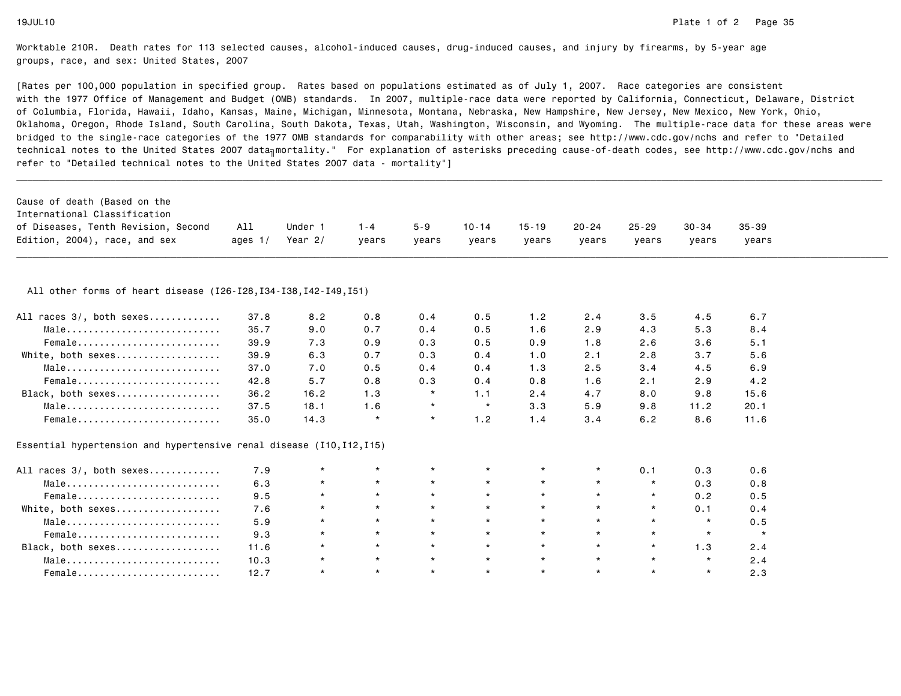Worktable 210R. Death rates for 113 selected causes, alcohol-induced causes, drug-induced causes, and injury by firearms, by 5-year age groups, race, and sex: United States, 2007

[Rates per 100,000 population in specified group. Rates based on populations estimated as of July 1, 2007. Race categories are consistent with the 1977 Office of Management and Budget (OMB) standards. In 2007, multiple-race data were reported by California, Connecticut, Delaware, District of Columbia, Florida, Hawaii, Idaho, Kansas, Maine, Michigan, Minnesota, Montana, Nebraska, New Hampshire, New Jersey, New Mexico, New York, Ohio, Oklahoma, Oregon, Rhode Island, South Carolina, South Dakota, Texas, Utah, Washington, Wisconsin, and Wyoming. The multiple-race data for these areas were bridged to the single-race categories of the 1977 OMB standards for comparability with other areas; see http://www.cdc.gov/nchs and refer to "Detailed technical notes to the United States 2007 data╖mortality." For explanation of asterisks preceding cause-of-death codes, see http://www.cdc.gov/nchs and refer to "Detailed technical notes to the United States 2007 data - mortality"]

| Cause of death (Based on the International Classification of Diseases, Tenth Revision, Second Edition, 2004), race, and sex | All ages 1/ | Under 1 Year 2/ | 1-4 years | 5-9 years | 10-14 years | 15-19 years | 20-24 years | 25-29 years | 30-34 years | 35-39 years |
|---|---|---|---|---|---|---|---|---|---|---|
| **All other forms of heart disease (I26-I28,I34-I38,I42-I49,I51)** | | | | | | | | | | |
| All races 3/, both sexes............ | 37.8 | 8.2 | 0.8 | 0.4 | 0.5 | 1.2 | 2.4 | 3.5 | 4.5 | 6.7 |
| Male............................ | 35.7 | 9.0 | 0.7 | 0.4 | 0.5 | 1.6 | 2.9 | 4.3 | 5.3 | 8.4 |
| Female.......................... | 39.9 | 7.3 | 0.9 | 0.3 | 0.5 | 0.9 | 1.8 | 2.6 | 3.6 | 5.1 |
| White, both sexes................... | 39.9 | 6.3 | 0.7 | 0.3 | 0.4 | 1.0 | 2.1 | 2.8 | 3.7 | 5.6 |
| Male............................ | 37.0 | 7.0 | 0.5 | 0.4 | 0.4 | 1.3 | 2.5 | 3.4 | 4.5 | 6.9 |
| Female.......................... | 42.8 | 5.7 | 0.8 | 0.3 | 0.4 | 0.8 | 1.6 | 2.1 | 2.9 | 4.2 |
| Black, both sexes................... | 36.2 | 16.2 | 1.3 | * | 1.1 | 2.4 | 4.7 | 8.0 | 9.8 | 15.6 |
| Male............................ | 37.5 | 18.1 | 1.6 | * | * | 3.3 | 5.9 | 9.8 | 11.2 | 20.1 |
| Female.......................... | 35.0 | 14.3 | * | * | 1.2 | 1.4 | 3.4 | 6.2 | 8.6 | 11.6 |
| **Essential hypertension and hypertensive renal disease (I10,I12,I15)** | | | | | | | | | | |
| All races 3/, both sexes............ | 7.9 | * | * | * | * | * | * | 0.1 | 0.3 | 0.6 |
| Male............................ | 6.3 | * | * | * | * | * | * | * | 0.3 | 0.8 |
| Female.......................... | 9.5 | * | * | * | * | * | * | * | 0.2 | 0.5 |
| White, both sexes................... | 7.6 | * | * | * | * | * | * | * | 0.1 | 0.4 |
| Male............................ | 5.9 | * | * | * | * | * | * | * | * | 0.5 |
| Female.......................... | 9.3 | * | * | * | * | * | * | * | * | * |
| Black, both sexes................... | 11.6 | * | * | * | * | * | * | * | 1.3 | 2.4 |
| Male............................ | 10.3 | * | * | * | * | * | * | * | * | 2.4 |
| Female.......................... | 12.7 | * | * | * | * | * | * | * | * | 2.3 |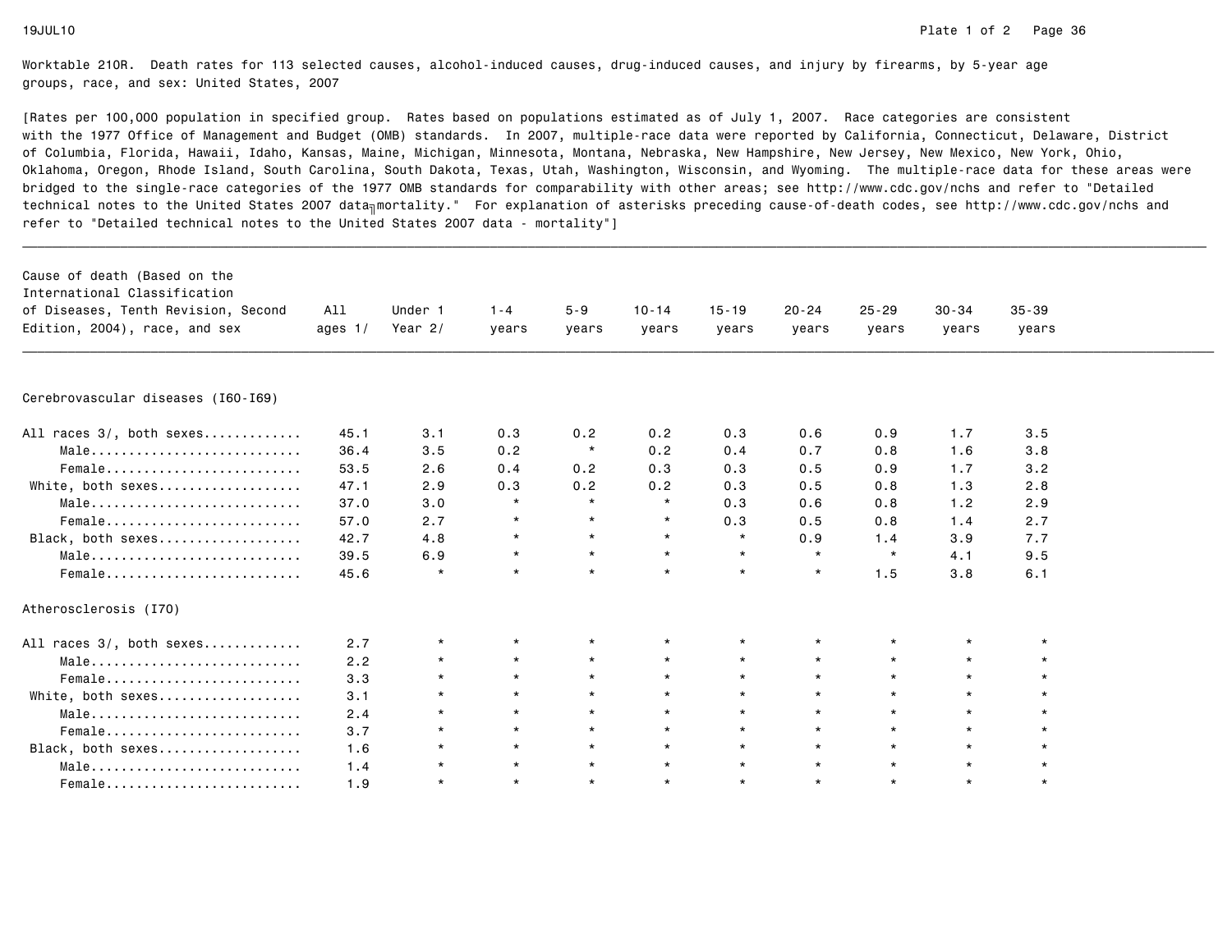Worktable 210R. Death rates for 113 selected causes, alcohol-induced causes, drug-induced causes, and injury by firearms, by 5-year age groups, race, and sex: United States, 2007

[Rates per 100,000 population in specified group. Rates based on populations estimated as of July 1, 2007. Race categories are consistent with the 1977 Office of Management and Budget (OMB) standards. In 2007, multiple-race data were reported by California, Connecticut, Delaware, District of Columbia, Florida, Hawaii, Idaho, Kansas, Maine, Michigan, Minnesota, Montana, Nebraska, New Hampshire, New Jersey, New Mexico, New York, Ohio, Oklahoma, Oregon, Rhode Island, South Carolina, South Dakota, Texas, Utah, Washington, Wisconsin, and Wyoming. The multiple-race data for these areas were bridged to the single-race categories of the 1977 OMB standards for comparability with other areas; see http://www.cdc.gov/nchs and refer to "Detailed technical notes to the United States 2007 data mortality." For explanation of asterisks preceding cause-of-death codes, see http://www.cdc.gov/nchs and refer to "Detailed technical notes to the United States 2007 data - mortality"]

| Cause of death (Based on the International Classification of Diseases, Tenth Revision, Second Edition, 2004), race, and sex | All ages 1/ | Under 1 Year 2/ | 1-4 years | 5-9 years | 10-14 years | 15-19 years | 20-24 years | 25-29 years | 30-34 years | 35-39 years |
|---|---|---|---|---|---|---|---|---|---|---|
| **Cerebrovascular diseases (I60-I69)** | | | | | | | | | | |
| All races 3/, both sexes | 45.1 | 3.1 | 0.3 | 0.2 | 0.2 | 0.3 | 0.6 | 0.9 | 1.7 | 3.5 |
| Male | 36.4 | 3.5 | 0.2 | * | 0.2 | 0.4 | 0.7 | 0.8 | 1.6 | 3.8 |
| Female | 53.5 | 2.6 | 0.4 | 0.2 | 0.3 | 0.3 | 0.5 | 0.9 | 1.7 | 3.2 |
| White, both sexes | 47.1 | 2.9 | 0.3 | 0.2 | 0.2 | 0.3 | 0.5 | 0.8 | 1.3 | 2.8 |
| Male | 37.0 | 3.0 | * | * | * | 0.3 | 0.6 | 0.8 | 1.2 | 2.9 |
| Female | 57.0 | 2.7 | * | * | * | 0.3 | 0.5 | 0.8 | 1.4 | 2.7 |
| Black, both sexes | 42.7 | 4.8 | * | * | * | * | 0.9 | 1.4 | 3.9 | 7.7 |
| Male | 39.5 | 6.9 | * | * | * | * | * | * | 4.1 | 9.5 |
| Female | 45.6 | * | * | * | * | * | * | 1.5 | 3.8 | 6.1 |
| **Atherosclerosis (I70)** | | | | | | | | | | |
| All races 3/, both sexes | 2.7 | * | * | * | * | * | * | * | * | * |
| Male | 2.2 | * | * | * | * | * | * | * | * | * |
| Female | 3.3 | * | * | * | * | * | * | * | * | * |
| White, both sexes | 3.1 | * | * | * | * | * | * | * | * | * |
| Male | 2.4 | * | * | * | * | * | * | * | * | * |
| Female | 3.7 | * | * | * | * | * | * | * | * | * |
| Black, both sexes | 1.6 | * | * | * | * | * | * | * | * | * |
| Male | 1.4 | * | * | * | * | * | * | * | * | * |
| Female | 1.9 | * | * | * | * | * | * | * | * | * |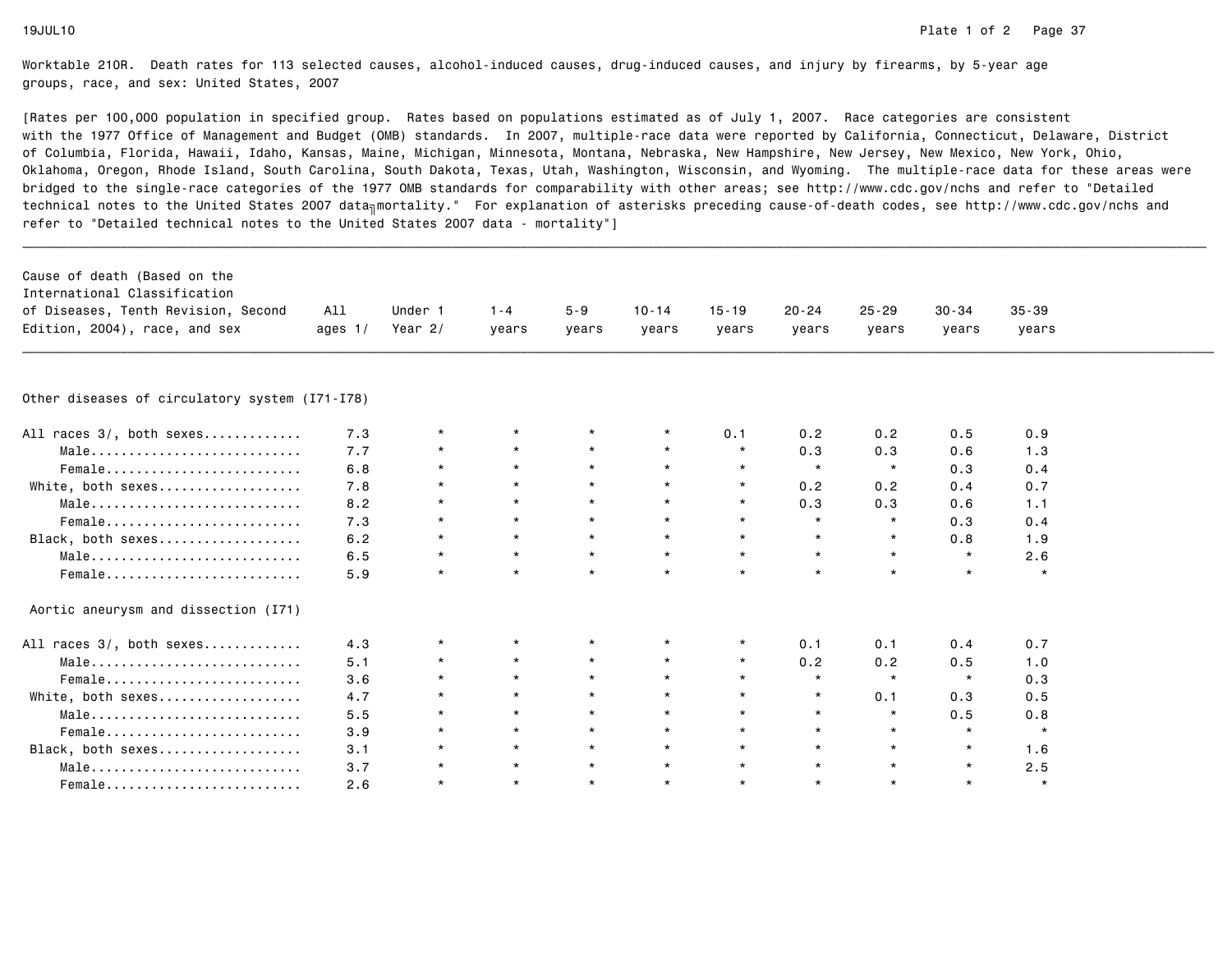Worktable 210R. Death rates for 113 selected causes, alcohol-induced causes, drug-induced causes, and injury by firearms, by 5-year age groups, race, and sex: United States, 2007

[Rates per 100,000 population in specified group. Rates based on populations estimated as of July 1, 2007. Race categories are consistent with the 1977 Office of Management and Budget (OMB) standards. In 2007, multiple-race data were reported by California, Connecticut, Delaware, District of Columbia, Florida, Hawaii, Idaho, Kansas, Maine, Michigan, Minnesota, Montana, Nebraska, New Hampshire, New Jersey, New Mexico, New York, Ohio, Oklahoma, Oregon, Rhode Island, South Carolina, South Dakota, Texas, Utah, Washington, Wisconsin, and Wyoming. The multiple-race data for these areas were bridged to the single-race categories of the 1977 OMB standards for comparability with other areas; see http://www.cdc.gov/nchs and refer to "Detailed technical notes to the United States 2007 data mortality." For explanation of asterisks preceding cause-of-death codes, see http://www.cdc.gov/nchs and refer to "Detailed technical notes to the United States 2007 data - mortality"]

| Cause of death (Based on the International Classification of Diseases, Tenth Revision, Second Edition, 2004), race, and sex | All ages 1/ | Under 1 Year 2/ | 1-4 years | 5-9 years | 10-14 years | 15-19 years | 20-24 years | 25-29 years | 30-34 years | 35-39 years |
|---|---|---|---|---|---|---|---|---|---|---|
| **Other diseases of circulatory system (I71-I78)** | | | | | | | | | | |
| All races 3/, both sexes............ | 7.3 | * | * | * | * | 0.1 | 0.2 | 0.2 | 0.5 | 0.9 |
| Male........................... | 7.7 | * | * | * | * | * | 0.3 | 0.3 | 0.6 | 1.3 |
| Female......................... | 6.8 | * | * | * | * | * | * | * | 0.3 | 0.4 |
| White, both sexes.................. | 7.8 | * | * | * | * | * | 0.2 | 0.2 | 0.4 | 0.7 |
| Male........................... | 8.2 | * | * | * | * | * | 0.3 | 0.3 | 0.6 | 1.1 |
| Female......................... | 7.3 | * | * | * | * | * | * | * | 0.3 | 0.4 |
| Black, both sexes.................. | 6.2 | * | * | * | * | * | * | * | 0.8 | 1.9 |
| Male........................... | 6.5 | * | * | * | * | * | * | * | * | 2.6 |
| Female......................... | 5.9 | * | * | * | * | * | * | * | * | * |
| **Aortic aneurysm and dissection (I71)** | | | | | | | | | | |
| All races 3/, both sexes............ | 4.3 | * | * | * | * | * | 0.1 | 0.1 | 0.4 | 0.7 |
| Male........................... | 5.1 | * | * | * | * | * | 0.2 | 0.2 | 0.5 | 1.0 |
| Female......................... | 3.6 | * | * | * | * | * | * | * | * | 0.3 |
| White, both sexes.................. | 4.7 | * | * | * | * | * | * | 0.1 | 0.3 | 0.5 |
| Male........................... | 5.5 | * | * | * | * | * | * | * | 0.5 | 0.8 |
| Female......................... | 3.9 | * | * | * | * | * | * | * | * | * |
| Black, both sexes.................. | 3.1 | * | * | * | * | * | * | * | * | 1.6 |
| Male........................... | 3.7 | * | * | * | * | * | * | * | * | 2.5 |
| Female......................... | 2.6 | * | * | * | * | * | * | * | * | * |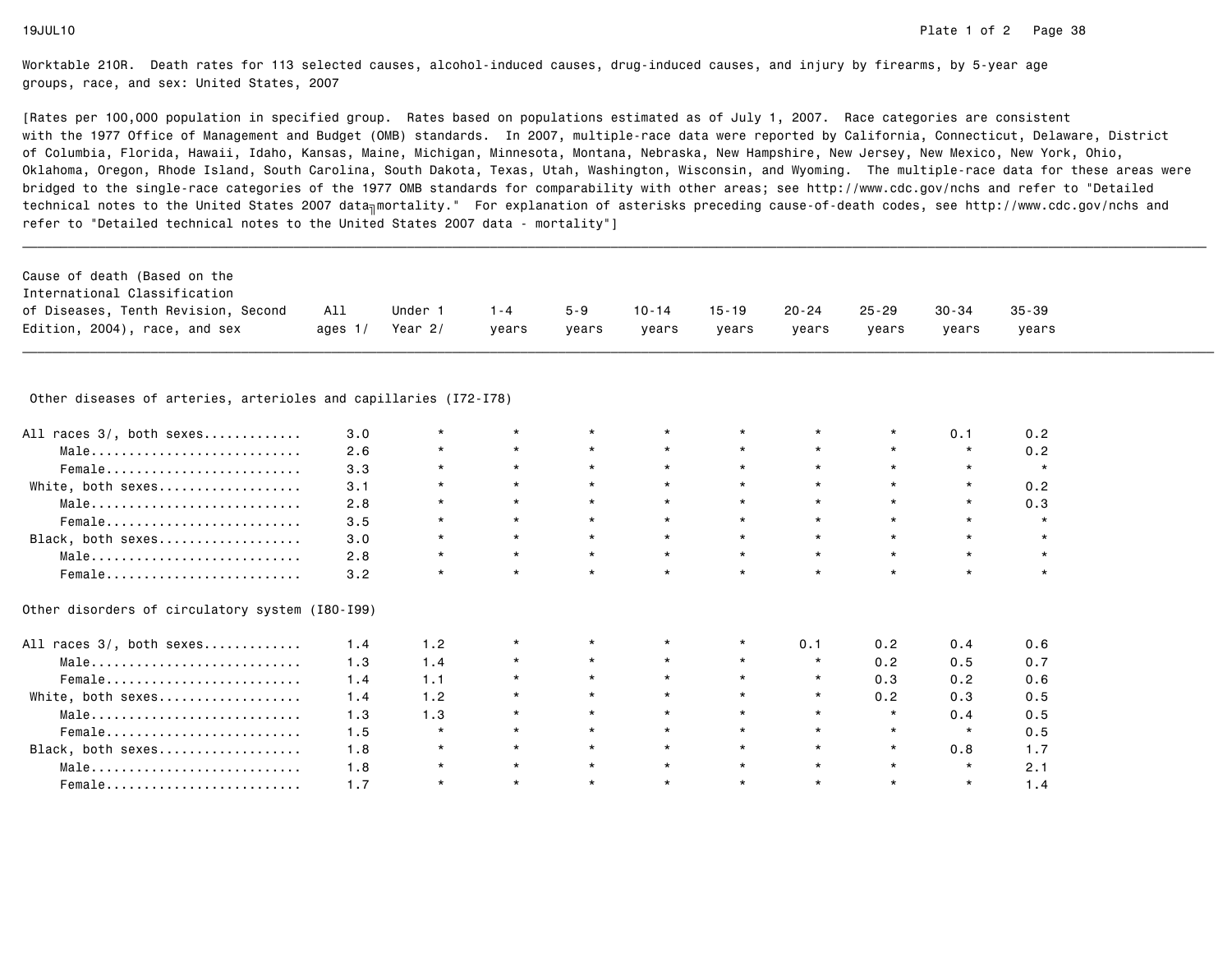Worktable 210R. Death rates for 113 selected causes, alcohol-induced causes, drug-induced causes, and injury by firearms, by 5-year age groups, race, and sex: United States, 2007

[Rates per 100,000 population in specified group. Rates based on populations estimated as of July 1, 2007. Race categories are consistent with the 1977 Office of Management and Budget (OMB) standards. In 2007, multiple-race data were reported by California, Connecticut, Delaware, District of Columbia, Florida, Hawaii, Idaho, Kansas, Maine, Michigan, Minnesota, Montana, Nebraska, New Hampshire, New Jersey, New Mexico, New York, Ohio, Oklahoma, Oregon, Rhode Island, South Carolina, South Dakota, Texas, Utah, Washington, Wisconsin, and Wyoming. The multiple-race data for these areas were bridged to the single-race categories of the 1977 OMB standards for comparability with other areas; see http://www.cdc.gov/nchs and refer to "Detailed technical notes to the United States 2007 data╖mortality." For explanation of asterisks preceding cause-of-death codes, see http://www.cdc.gov/nchs and refer to "Detailed technical notes to the United States 2007 data - mortality"]

| Cause of death (Based on the International Classification of Diseases, Tenth Revision, Second Edition, 2004), race, and sex | All ages 1/ | Under 1 Year 2/ | 1-4 years | 5-9 years | 10-14 years | 15-19 years | 20-24 years | 25-29 years | 30-34 years | 35-39 years |
|---|---|---|---|---|---|---|---|---|---|---|
| **Other diseases of arteries, arterioles and capillaries (I72-I78)** | | | | | | | | | | |
| All races 3/, both sexes............ | 3.0 | * | * | * | * | * | * | * | 0.1 | 0.2 |
| Male........................... | 2.6 | * | * | * | * | * | * | * | * | 0.2 |
| Female......................... | 3.3 | * | * | * | * | * | * | * | * | * |
| White, both sexes.................. | 3.1 | * | * | * | * | * | * | * | * | 0.2 |
| Male........................... | 2.8 | * | * | * | * | * | * | * | * | 0.3 |
| Female......................... | 3.5 | * | * | * | * | * | * | * | * | * |
| Black, both sexes.................. | 3.0 | * | * | * | * | * | * | * | * | * |
| Male........................... | 2.8 | * | * | * | * | * | * | * | * | * |
| Female......................... | 3.2 | * | * | * | * | * | * | * | * | * |
| **Other disorders of circulatory system (I80-I99)** | | | | | | | | | | |
| All races 3/, both sexes............ | 1.4 | 1.2 | * | * | * | * | 0.1 | 0.2 | 0.4 | 0.6 |
| Male........................... | 1.3 | 1.4 | * | * | * | * | * | 0.2 | 0.5 | 0.7 |
| Female......................... | 1.4 | 1.1 | * | * | * | * | * | 0.3 | 0.2 | 0.6 |
| White, both sexes.................. | 1.4 | 1.2 | * | * | * | * | * | 0.2 | 0.3 | 0.5 |
| Male........................... | 1.3 | 1.3 | * | * | * | * | * | * | 0.4 | 0.5 |
| Female......................... | 1.5 | * | * | * | * | * | * | * | * | 0.5 |
| Black, both sexes.................. | 1.8 | * | * | * | * | * | * | * | 0.8 | 1.7 |
| Male........................... | 1.8 | * | * | * | * | * | * | * | * | 2.1 |
| Female......................... | 1.7 | * | * | * | * | * | * | * | * | 1.4 |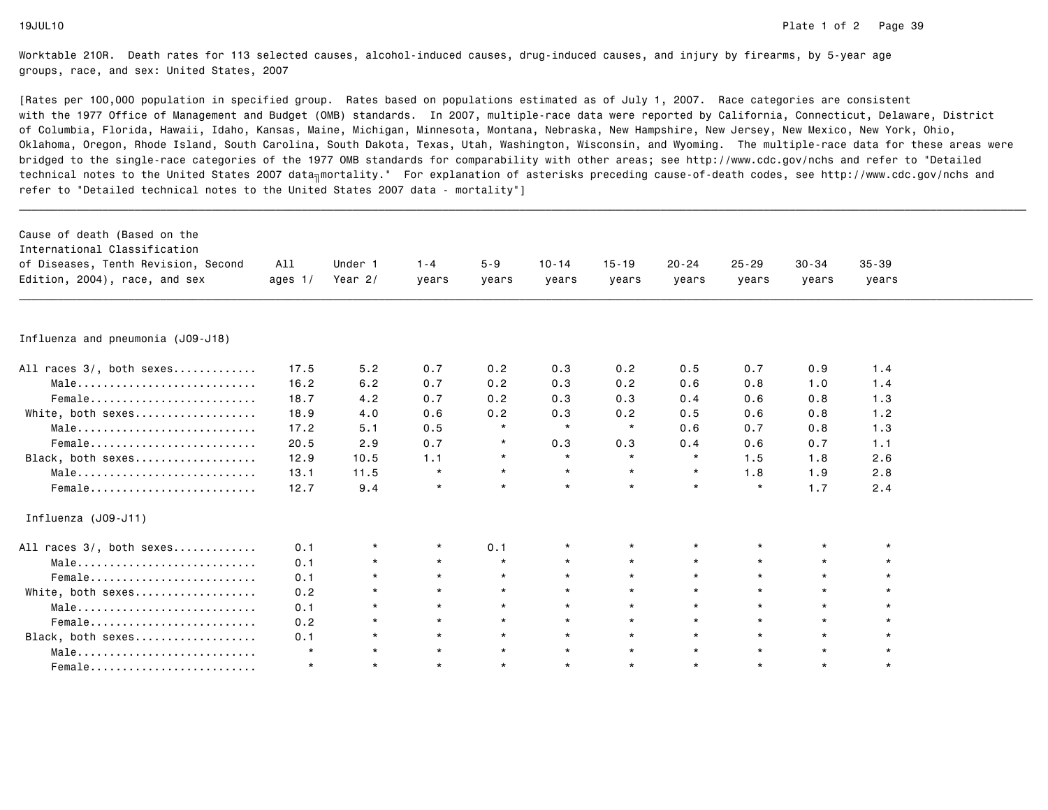Worktable 210R. Death rates for 113 selected causes, alcohol-induced causes, drug-induced causes, and injury by firearms, by 5-year age groups, race, and sex: United States, 2007

[Rates per 100,000 population in specified group. Rates based on populations estimated as of July 1, 2007. Race categories are consistent with the 1977 Office of Management and Budget (OMB) standards. In 2007, multiple-race data were reported by California, Connecticut, Delaware, District of Columbia, Florida, Hawaii, Idaho, Kansas, Maine, Michigan, Minnesota, Montana, Nebraska, New Hampshire, New Jersey, New Mexico, New York, Ohio, Oklahoma, Oregon, Rhode Island, South Carolina, South Dakota, Texas, Utah, Washington, Wisconsin, and Wyoming. The multiple-race data for these areas were bridged to the single-race categories of the 1977 OMB standards for comparability with other areas; see http://www.cdc.gov/nchs and refer to "Detailed technical notes to the United States 2007 data╖mortality." For explanation of asterisks preceding cause-of-death codes, see http://www.cdc.gov/nchs and refer to "Detailed technical notes to the United States 2007 data - mortality"]

| Cause of death (Based on the International Classification of Diseases, Tenth Revision, Second Edition, 2004), race, and sex | All ages 1/ | Under 1 Year 2/ | 1-4 years | 5-9 years | 10-14 years | 15-19 years | 20-24 years | 25-29 years | 30-34 years | 35-39 years |
|---|---|---|---|---|---|---|---|---|---|---|
| **Influenza and pneumonia (J09-J18)** | | | | | | | | | | |
| All races 3/, both sexes | 17.5 | 5.2 | 0.7 | 0.2 | 0.3 | 0.2 | 0.5 | 0.7 | 0.9 | 1.4 |
| Male | 16.2 | 6.2 | 0.7 | 0.2 | 0.3 | 0.2 | 0.6 | 0.8 | 1.0 | 1.4 |
| Female | 18.7 | 4.2 | 0.7 | 0.2 | 0.3 | 0.3 | 0.4 | 0.6 | 0.8 | 1.3 |
| White, both sexes | 18.9 | 4.0 | 0.6 | 0.2 | 0.3 | 0.2 | 0.5 | 0.6 | 0.8 | 1.2 |
| Male | 17.2 | 5.1 | 0.5 | * | * | * | 0.6 | 0.7 | 0.8 | 1.3 |
| Female | 20.5 | 2.9 | 0.7 | * | 0.3 | 0.3 | 0.4 | 0.6 | 0.7 | 1.1 |
| Black, both sexes | 12.9 | 10.5 | 1.1 | * | * | * | * | 1.5 | 1.8 | 2.6 |
| Male | 13.1 | 11.5 | * | * | * | * | * | 1.8 | 1.9 | 2.8 |
| Female | 12.7 | 9.4 | * | * | * | * | * | * | 1.7 | 2.4 |
| **Influenza (J09-J11)** | | | | | | | | | | |
| All races 3/, both sexes | 0.1 | * | * | 0.1 | * | * | * | * | * | * |
| Male | 0.1 | * | * | * | * | * | * | * | * | * |
| Female | 0.1 | * | * | * | * | * | * | * | * | * |
| White, both sexes | 0.2 | * | * | * | * | * | * | * | * | * |
| Male | 0.1 | * | * | * | * | * | * | * | * | * |
| Female | 0.2 | * | * | * | * | * | * | * | * | * |
| Black, both sexes | 0.1 | * | * | * | * | * | * | * | * | * |
| Male | * | * | * | * | * | * | * | * | * | * |
| Female | * | * | * | * | * | * | * | * | * | * |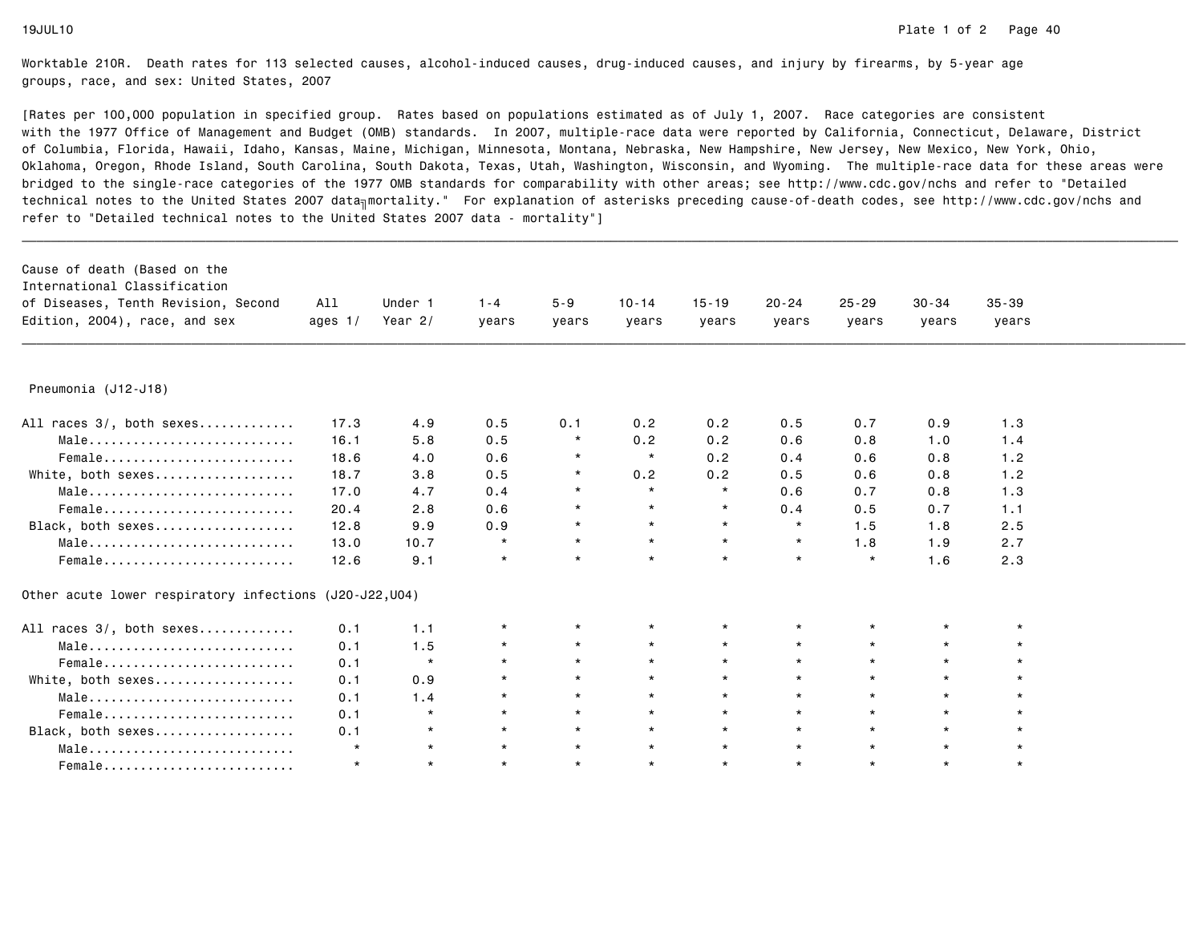Worktable 210R. Death rates for 113 selected causes, alcohol-induced causes, drug-induced causes, and injury by firearms, by 5-year age groups, race, and sex: United States, 2007

[Rates per 100,000 population in specified group. Rates based on populations estimated as of July 1, 2007. Race categories are consistent with the 1977 Office of Management and Budget (OMB) standards. In 2007, multiple-race data were reported by California, Connecticut, Delaware, District of Columbia, Florida, Hawaii, Idaho, Kansas, Maine, Michigan, Minnesota, Montana, Nebraska, New Hampshire, New Jersey, New Mexico, New York, Ohio, Oklahoma, Oregon, Rhode Island, South Carolina, South Dakota, Texas, Utah, Washington, Wisconsin, and Wyoming. The multiple-race data for these areas were bridged to the single-race categories of the 1977 OMB standards for comparability with other areas; see http://www.cdc.gov/nchs and refer to "Detailed technical notes to the United States 2007 data–mortality." For explanation of asterisks preceding cause-of-death codes, see http://www.cdc.gov/nchs and refer to "Detailed technical notes to the United States 2007 data - mortality"]

| Cause of death (Based on the International Classification of Diseases, Tenth Revision, Second Edition, 2004), race, and sex | All ages 1/ | Under 1 Year 2/ | 1-4 years | 5-9 years | 10-14 years | 15-19 years | 20-24 years | 25-29 years | 30-34 years | 35-39 years |
|---|---|---|---|---|---|---|---|---|---|---|
| **Pneumonia (J12-J18)** | | | | | | | | | | |
| All races 3/, both sexes | 17.3 | 4.9 | 0.5 | 0.1 | 0.2 | 0.2 | 0.5 | 0.7 | 0.9 | 1.3 |
| Male | 16.1 | 5.8 | 0.5 | * | 0.2 | 0.2 | 0.6 | 0.8 | 1.0 | 1.4 |
| Female | 18.6 | 4.0 | 0.6 | * | * | 0.2 | 0.4 | 0.6 | 0.8 | 1.2 |
| White, both sexes | 18.7 | 3.8 | 0.5 | * | 0.2 | 0.2 | 0.5 | 0.6 | 0.8 | 1.2 |
| Male | 17.0 | 4.7 | 0.4 | * | * | * | 0.6 | 0.7 | 0.8 | 1.3 |
| Female | 20.4 | 2.8 | 0.6 | * | * | * | 0.4 | 0.5 | 0.7 | 1.1 |
| Black, both sexes | 12.8 | 9.9 | 0.9 | * | * | * | * | 1.5 | 1.8 | 2.5 |
| Male | 13.0 | 10.7 | * | * | * | * | * | 1.8 | 1.9 | 2.7 |
| Female | 12.6 | 9.1 | * | * | * | * | * | * | 1.6 | 2.3 |
| **Other acute lower respiratory infections (J20-J22,U04)** | | | | | | | | | | |
| All races 3/, both sexes | 0.1 | 1.1 | * | * | * | * | * | * | * | * |
| Male | 0.1 | 1.5 | * | * | * | * | * | * | * | * |
| Female | 0.1 | * | * | * | * | * | * | * | * | * |
| White, both sexes | 0.1 | 0.9 | * | * | * | * | * | * | * | * |
| Male | 0.1 | 1.4 | * | * | * | * | * | * | * | * |
| Female | 0.1 | * | * | * | * | * | * | * | * | * |
| Black, both sexes | 0.1 | * | * | * | * | * | * | * | * | * |
| Male | * | * | * | * | * | * | * | * | * | * |
| Female | * | * | * | * | * | * | * | * | * | * |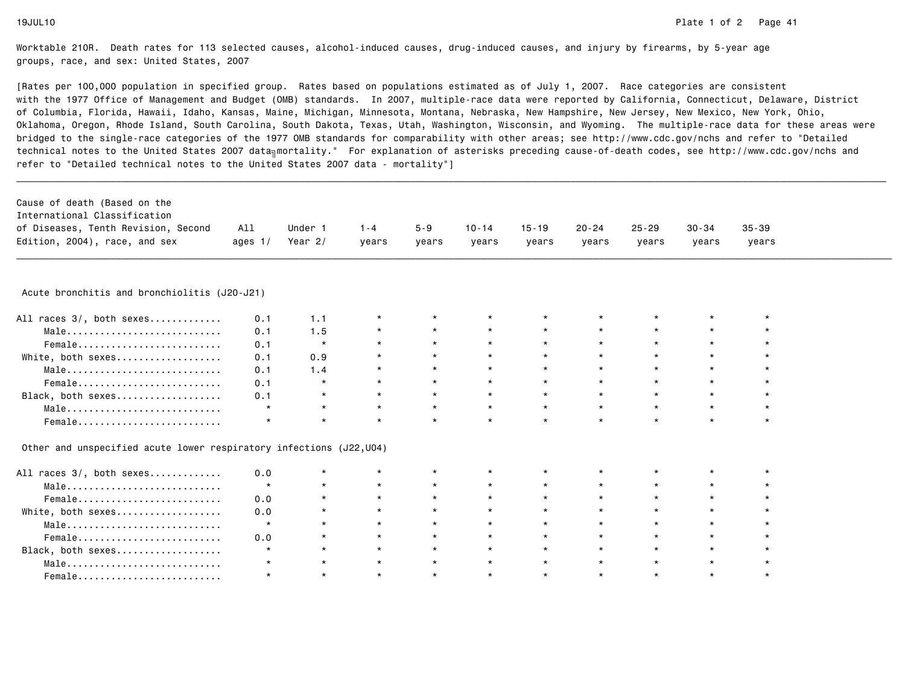Worktable 210R. Death rates for 113 selected causes, alcohol-induced causes, drug-induced causes, and injury by firearms, by 5-year age groups, race, and sex: United States, 2007

[Rates per 100,000 population in specified group. Rates based on populations estimated as of July 1, 2007. Race categories are consistent with the 1977 Office of Management and Budget (OMB) standards. In 2007, multiple-race data were reported by California, Connecticut, Delaware, District of Columbia, Florida, Hawaii, Idaho, Kansas, Maine, Michigan, Minnesota, Montana, Nebraska, New Hampshire, New Jersey, New Mexico, New York, Ohio, Oklahoma, Oregon, Rhode Island, South Carolina, South Dakota, Texas, Utah, Washington, Wisconsin, and Wyoming. The multiple-race data for these areas were bridged to the single-race categories of the 1977 OMB standards for comparability with other areas; see http://www.cdc.gov/nchs and refer to "Detailed technical notes to the United States 2007 data - mortality." For explanation of asterisks preceding cause-of-death codes, see http://www.cdc.gov/nchs and refer to "Detailed technical notes to the United States 2007 data - mortality"]

| Cause of death (Based on the International Classification of Diseases, Tenth Revision, Second Edition, 2004), race, and sex | All ages 1/ | Under 1 Year 2/ | 1-4 years | 5-9 years | 10-14 years | 15-19 years | 20-24 years | 25-29 years | 30-34 years | 35-39 years |
|---|---|---|---|---|---|---|---|---|---|---|
| **Acute bronchitis and bronchiolitis (J20-J21)** | | | | | | | | | | |
| All races 3/, both sexes | 0.1 | 1.1 | * | * | * | * | * | * | * | * |
| Male | 0.1 | 1.5 | * | * | * | * | * | * | * | * |
| Female | 0.1 | * | * | * | * | * | * | * | * | * |
| White, both sexes | 0.1 | 0.9 | * | * | * | * | * | * | * | * |
| Male | 0.1 | 1.4 | * | * | * | * | * | * | * | * |
| Female | 0.1 | * | * | * | * | * | * | * | * | * |
| Black, both sexes | 0.1 | * | * | * | * | * | * | * | * | * |
| Male | * | * | * | * | * | * | * | * | * | * |
| Female | * | * | * | * | * | * | * | * | * | * |
| **Other and unspecified acute lower respiratory infections (J22,U04)** | | | | | | | | | | |
| All races 3/, both sexes | 0.0 | * | * | * | * | * | * | * | * | * |
| Male | * | * | * | * | * | * | * | * | * | * |
| Female | 0.0 | * | * | * | * | * | * | * | * | * |
| White, both sexes | 0.0 | * | * | * | * | * | * | * | * | * |
| Male | * | * | * | * | * | * | * | * | * | * |
| Female | 0.0 | * | * | * | * | * | * | * | * | * |
| Black, both sexes | * | * | * | * | * | * | * | * | * | * |
| Male | * | * | * | * | * | * | * | * | * | * |
| Female | * | * | * | * | * | * | * | * | * | * |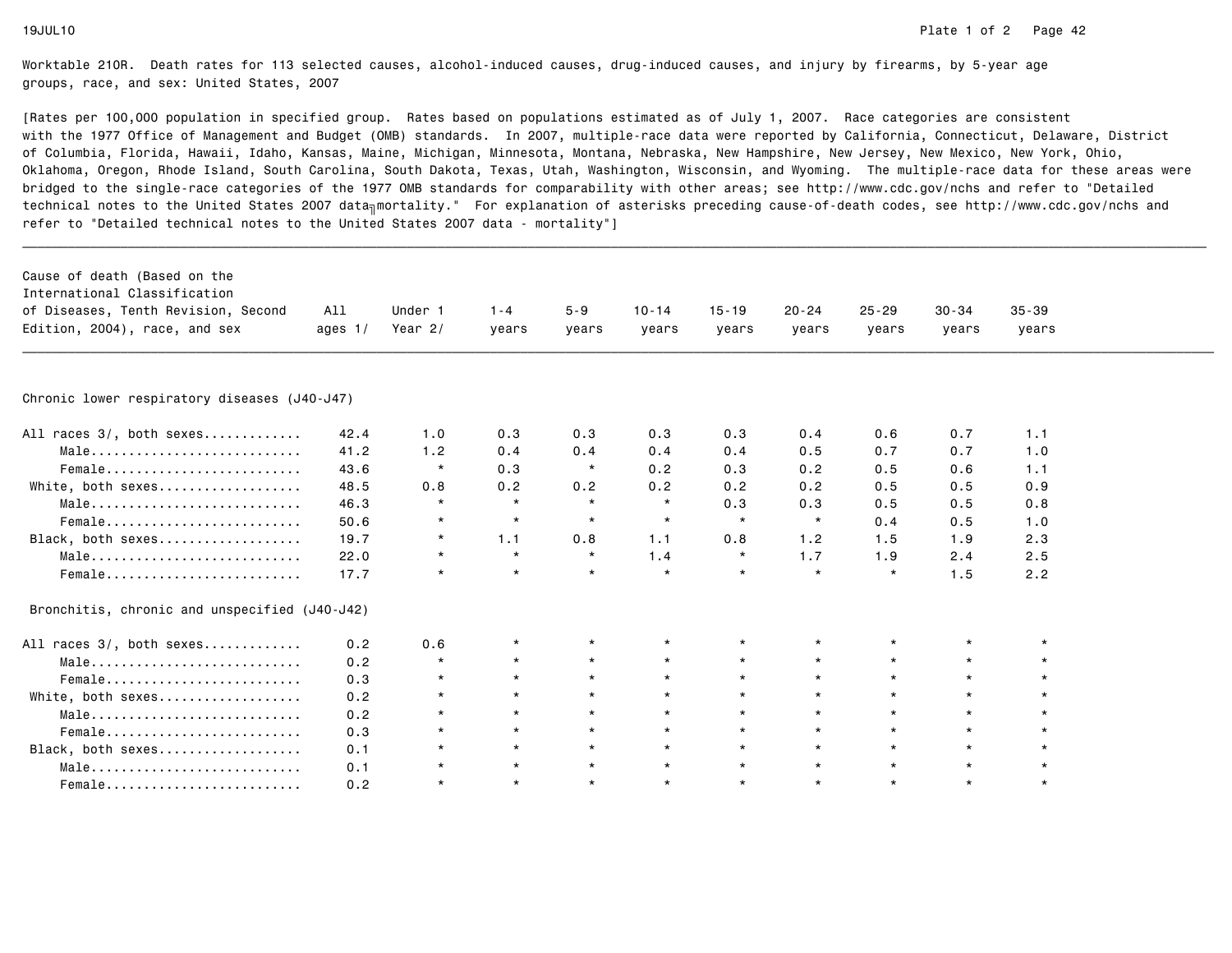Worktable 210R. Death rates for 113 selected causes, alcohol-induced causes, drug-induced causes, and injury by firearms, by 5-year age groups, race, and sex: United States, 2007

[Rates per 100,000 population in specified group. Rates based on populations estimated as of July 1, 2007. Race categories are consistent with the 1977 Office of Management and Budget (OMB) standards. In 2007, multiple-race data were reported by California, Connecticut, Delaware, District of Columbia, Florida, Hawaii, Idaho, Kansas, Maine, Michigan, Minnesota, Montana, Nebraska, New Hampshire, New Jersey, New Mexico, New York, Ohio, Oklahoma, Oregon, Rhode Island, South Carolina, South Dakota, Texas, Utah, Washington, Wisconsin, and Wyoming. The multiple-race data for these areas were bridged to the single-race categories of the 1977 OMB standards for comparability with other areas; see http://www.cdc.gov/nchs and refer to "Detailed technical notes to the United States 2007 data - mortality." For explanation of asterisks preceding cause-of-death codes, see http://www.cdc.gov/nchs and refer to "Detailed technical notes to the United States 2007 data - mortality"]

| Cause of death (Based on the International Classification of Diseases, Tenth Revision, Second Edition, 2004), race, and sex | All ages 1/ | Under 1 Year 2/ | 1-4 years | 5-9 years | 10-14 years | 15-19 years | 20-24 years | 25-29 years | 30-34 years | 35-39 years |
|---|---|---|---|---|---|---|---|---|---|---|
| **Chronic lower respiratory diseases (J40-J47)** | | | | | | | | | | |
| All races 3/, both sexes | 42.4 | 1.0 | 0.3 | 0.3 | 0.3 | 0.3 | 0.4 | 0.6 | 0.7 | 1.1 |
| Male | 41.2 | 1.2 | 0.4 | 0.4 | 0.4 | 0.4 | 0.5 | 0.7 | 0.7 | 1.0 |
| Female | 43.6 | * | 0.3 | * | 0.2 | 0.3 | 0.2 | 0.5 | 0.6 | 1.1 |
| White, both sexes | 48.5 | 0.8 | 0.2 | 0.2 | 0.2 | 0.2 | 0.2 | 0.5 | 0.5 | 0.9 |
| Male | 46.3 | * | * | * | * | 0.3 | 0.3 | 0.5 | 0.5 | 0.8 |
| Female | 50.6 | * | * | * | * | * | * | 0.4 | 0.5 | 1.0 |
| Black, both sexes | 19.7 | * | 1.1 | 0.8 | 1.1 | 0.8 | 1.2 | 1.5 | 1.9 | 2.3 |
| Male | 22.0 | * | * | * | 1.4 | * | 1.7 | 1.9 | 2.4 | 2.5 |
| Female | 17.7 | * | * | * | * | * | * | * | 1.5 | 2.2 |
| **Bronchitis, chronic and unspecified (J40-J42)** | | | | | | | | | | |
| All races 3/, both sexes | 0.2 | 0.6 | * | * | * | * | * | * | * | * |
| Male | 0.2 | * | * | * | * | * | * | * | * | * |
| Female | 0.3 | * | * | * | * | * | * | * | * | * |
| White, both sexes | 0.2 | * | * | * | * | * | * | * | * | * |
| Male | 0.2 | * | * | * | * | * | * | * | * | * |
| Female | 0.3 | * | * | * | * | * | * | * | * | * |
| Black, both sexes | 0.1 | * | * | * | * | * | * | * | * | * |
| Male | 0.1 | * | * | * | * | * | * | * | * | * |
| Female | 0.2 | * | * | * | * | * | * | * | * | * |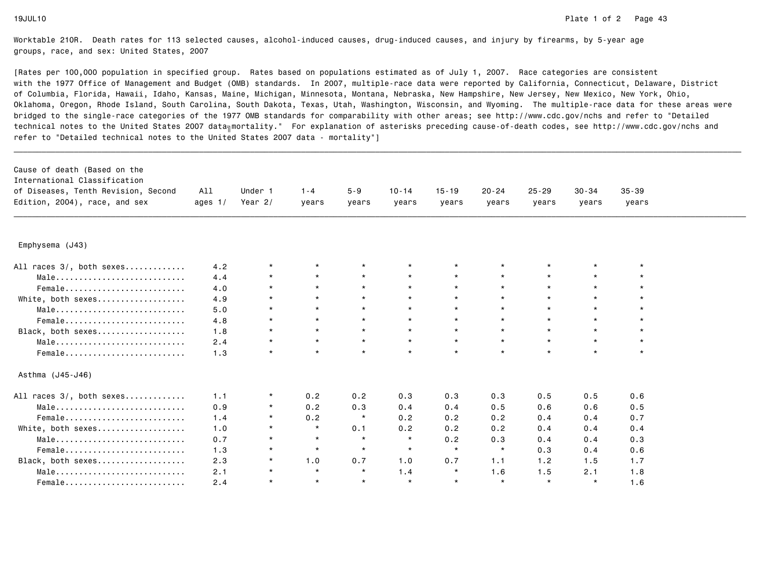Worktable 210R. Death rates for 113 selected causes, alcohol-induced causes, drug-induced causes, and injury by firearms, by 5-year age groups, race, and sex: United States, 2007

[Rates per 100,000 population in specified group. Rates based on populations estimated as of July 1, 2007. Race categories are consistent with the 1977 Office of Management and Budget (OMB) standards. In 2007, multiple-race data were reported by California, Connecticut, Delaware, District of Columbia, Florida, Hawaii, Idaho, Kansas, Maine, Michigan, Minnesota, Montana, Nebraska, New Hampshire, New Jersey, New Mexico, New York, Ohio, Oklahoma, Oregon, Rhode Island, South Carolina, South Dakota, Texas, Utah, Washington, Wisconsin, and Wyoming. The multiple-race data for these areas were bridged to the single-race categories of the 1977 OMB standards for comparability with other areas; see http://www.cdc.gov/nchs and refer to "Detailed technical notes to the United States 2007 data mortality." For explanation of asterisks preceding cause-of-death codes, see http://www.cdc.gov/nchs and refer to "Detailed technical notes to the United States 2007 data - mortality"]

| Cause of death (Based on the International Classification of Diseases, Tenth Revision, Second Edition, 2004), race, and sex | All ages 1/ | Under 1 Year 2/ | 1-4 years | 5-9 years | 10-14 years | 15-19 years | 20-24 years | 25-29 years | 30-34 years | 35-39 years |
|---|---|---|---|---|---|---|---|---|---|---|
| **Emphysema (J43)** | | | | | | | | | | |
| All races 3/, both sexes | 4.2 | * | * | * | * | * | * | * | * | * |
| Male | 4.4 | * | * | * | * | * | * | * | * | * |
| Female | 4.0 | * | * | * | * | * | * | * | * | * |
| White, both sexes | 4.9 | * | * | * | * | * | * | * | * | * |
| Male | 5.0 | * | * | * | * | * | * | * | * | * |
| Female | 4.8 | * | * | * | * | * | * | * | * | * |
| Black, both sexes | 1.8 | * | * | * | * | * | * | * | * | * |
| Male | 2.4 | * | * | * | * | * | * | * | * | * |
| Female | 1.3 | * | * | * | * | * | * | * | * | * |
| **Asthma (J45-J46)** | | | | | | | | | | |
| All races 3/, both sexes | 1.1 | * | 0.2 | 0.2 | 0.3 | 0.3 | 0.3 | 0.5 | 0.5 | 0.6 |
| Male | 0.9 | * | 0.2 | 0.3 | 0.4 | 0.4 | 0.5 | 0.6 | 0.6 | 0.5 |
| Female | 1.4 | * | 0.2 | * | 0.2 | 0.2 | 0.2 | 0.4 | 0.4 | 0.7 |
| White, both sexes | 1.0 | * | * | 0.1 | 0.2 | 0.2 | 0.2 | 0.4 | 0.4 | 0.4 |
| Male | 0.7 | * | * | * | * | 0.2 | 0.3 | 0.4 | 0.4 | 0.3 |
| Female | 1.3 | * | * | * | * | * | * | 0.3 | 0.4 | 0.6 |
| Black, both sexes | 2.3 | * | 1.0 | 0.7 | 1.0 | 0.7 | 1.1 | 1.2 | 1.5 | 1.7 |
| Male | 2.1 | * | * | * | 1.4 | * | 1.6 | 1.5 | 2.1 | 1.8 |
| Female | 2.4 | * | * | * | * | * | * | * | * | 1.6 |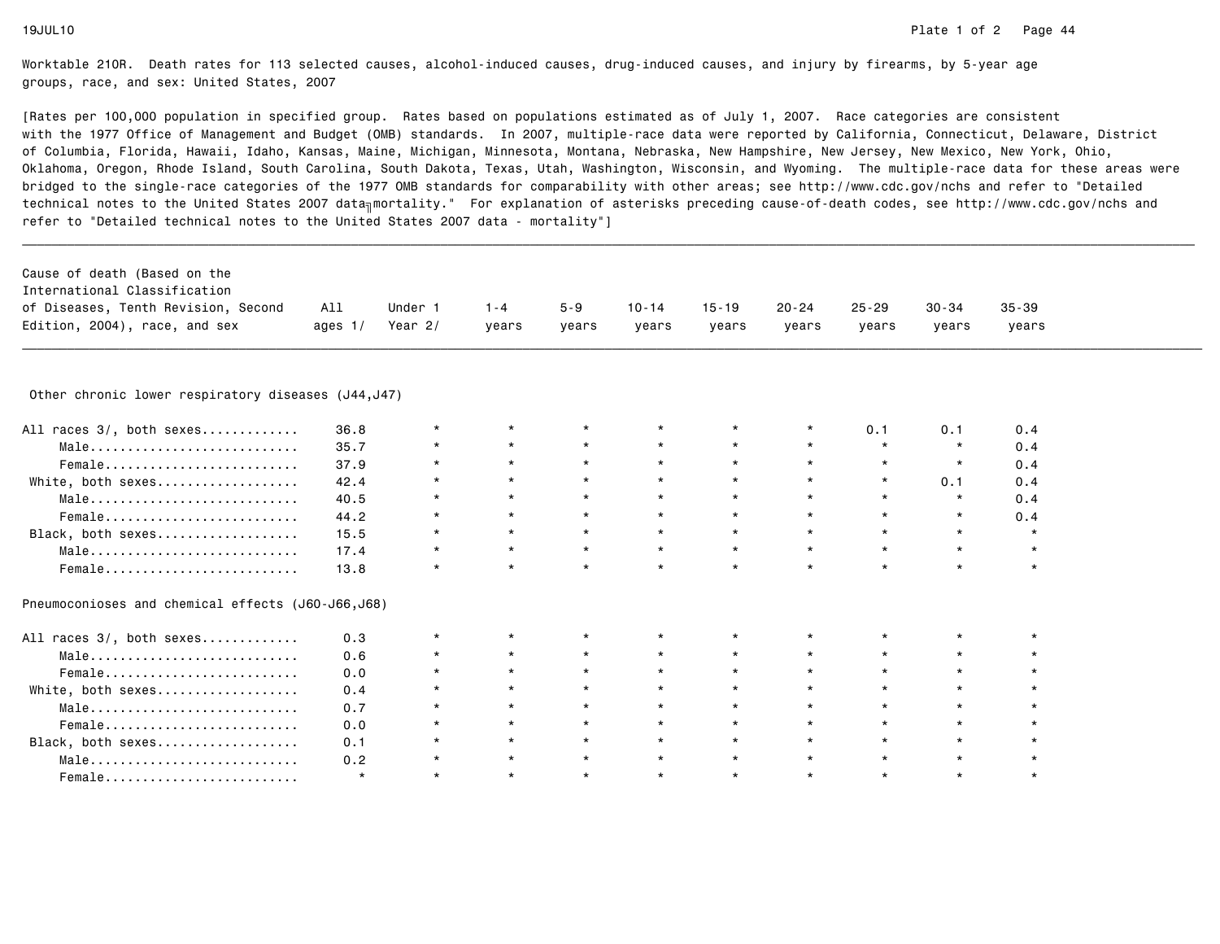Worktable 210R. Death rates for 113 selected causes, alcohol-induced causes, drug-induced causes, and injury by firearms, by 5-year age groups, race, and sex: United States, 2007

[Rates per 100,000 population in specified group. Rates based on populations estimated as of July 1, 2007. Race categories are consistent with the 1977 Office of Management and Budget (OMB) standards. In 2007, multiple-race data were reported by California, Connecticut, Delaware, District of Columbia, Florida, Hawaii, Idaho, Kansas, Maine, Michigan, Minnesota, Montana, Nebraska, New Hampshire, New Jersey, New Mexico, New York, Ohio, Oklahoma, Oregon, Rhode Island, South Carolina, South Dakota, Texas, Utah, Washington, Wisconsin, and Wyoming. The multiple-race data for these areas were bridged to the single-race categories of the 1977 OMB standards for comparability with other areas; see http://www.cdc.gov/nchs and refer to "Detailed technical notes to the United States 2007 data-mortality." For explanation of asterisks preceding cause-of-death codes, see http://www.cdc.gov/nchs and refer to "Detailed technical notes to the United States 2007 data - mortality"]

| Cause of death (Based on the International Classification of Diseases, Tenth Revision, Second Edition, 2004), race, and sex | All ages 1/ | Under 1 Year 2/ | 1-4 years | 5-9 years | 10-14 years | 15-19 years | 20-24 years | 25-29 years | 30-34 years | 35-39 years |
|---|---|---|---|---|---|---|---|---|---|---|
| **Other chronic lower respiratory diseases (J44,J47)** | | | | | | | | | | |
| All races 3/, both sexes | 36.8 | * | * | * | * | * | * | 0.1 | 0.1 | 0.4 |
| Male | 35.7 | * | * | * | * | * | * | * | * | 0.4 |
| Female | 37.9 | * | * | * | * | * | * | * | * | 0.4 |
| White, both sexes | 42.4 | * | * | * | * | * | * | * | 0.1 | 0.4 |
| Male | 40.5 | * | * | * | * | * | * | * | * | 0.4 |
| Female | 44.2 | * | * | * | * | * | * | * | * | 0.4 |
| Black, both sexes | 15.5 | * | * | * | * | * | * | * | * | * |
| Male | 17.4 | * | * | * | * | * | * | * | * | * |
| Female | 13.8 | * | * | * | * | * | * | * | * | * |
| **Pneumoconioses and chemical effects (J60-J66,J68)** | | | | | | | | | | |
| All races 3/, both sexes | 0.3 | * | * | * | * | * | * | * | * | * |
| Male | 0.6 | * | * | * | * | * | * | * | * | * |
| Female | 0.0 | * | * | * | * | * | * | * | * | * |
| White, both sexes | 0.4 | * | * | * | * | * | * | * | * | * |
| Male | 0.7 | * | * | * | * | * | * | * | * | * |
| Female | 0.0 | * | * | * | * | * | * | * | * | * |
| Black, both sexes | 0.1 | * | * | * | * | * | * | * | * | * |
| Male | 0.2 | * | * | * | * | * | * | * | * | * |
| Female | * | * | * | * | * | * | * | * | * | * |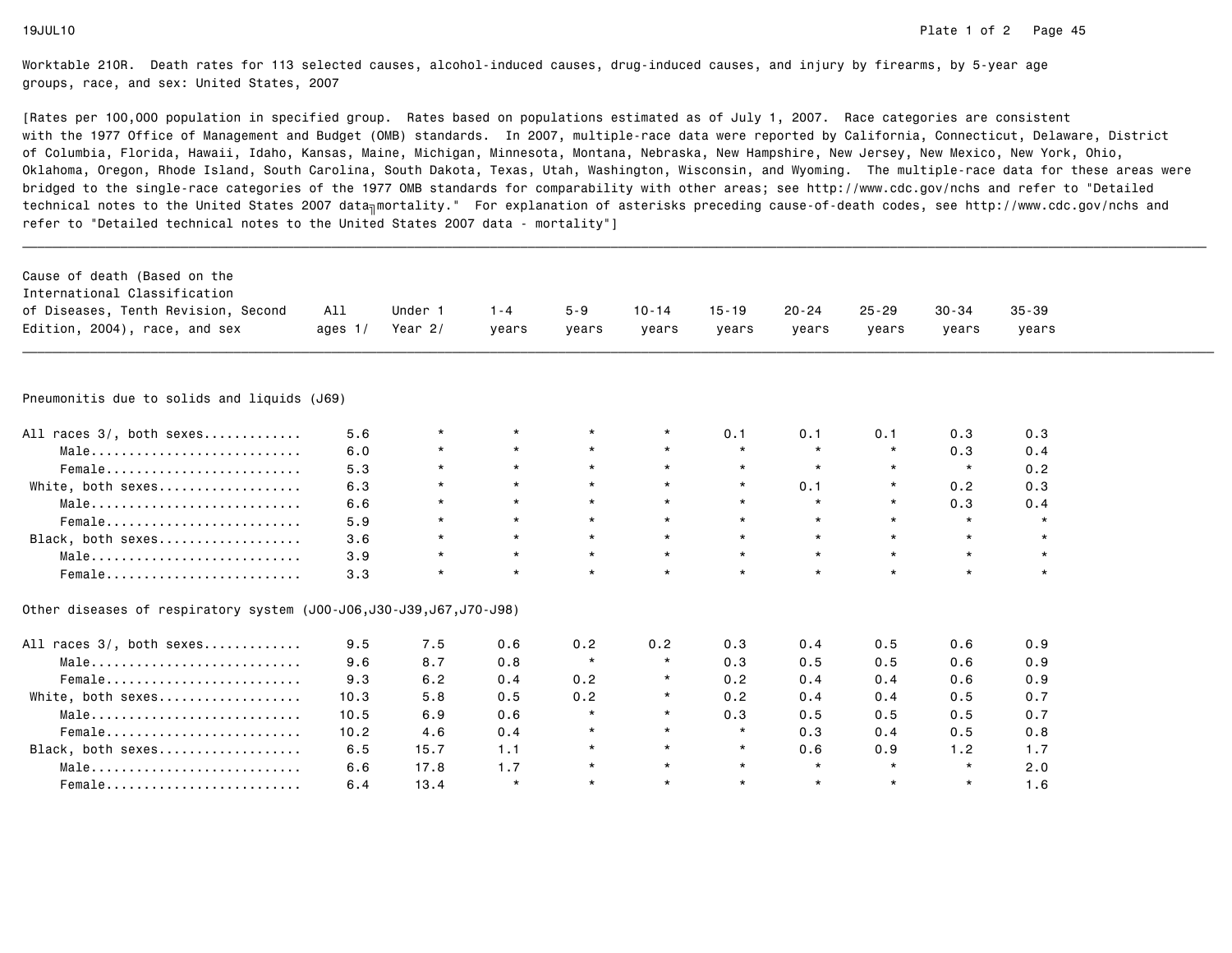Worktable 210R. Death rates for 113 selected causes, alcohol-induced causes, drug-induced causes, and injury by firearms, by 5-year age groups, race, and sex: United States, 2007

[Rates per 100,000 population in specified group. Rates based on populations estimated as of July 1, 2007. Race categories are consistent with the 1977 Office of Management and Budget (OMB) standards. In 2007, multiple-race data were reported by California, Connecticut, Delaware, District of Columbia, Florida, Hawaii, Idaho, Kansas, Maine, Michigan, Minnesota, Montana, Nebraska, New Hampshire, New Jersey, New Mexico, New York, Ohio, Oklahoma, Oregon, Rhode Island, South Carolina, South Dakota, Texas, Utah, Washington, Wisconsin, and Wyoming. The multiple-race data for these areas were bridged to the single-race categories of the 1977 OMB standards for comparability with other areas; see http://www.cdc.gov/nchs and refer to "Detailed technical notes to the United States 2007 data - mortality." For explanation of asterisks preceding cause-of-death codes, see http://www.cdc.gov/nchs and refer to "Detailed technical notes to the United States 2007 data - mortality"]

| Cause of death (Based on the International Classification of Diseases, Tenth Revision, Second Edition, 2004), race, and sex | All ages 1/ | Under 1 Year 2/ | 1-4 years | 5-9 years | 10-14 years | 15-19 years | 20-24 years | 25-29 years | 30-34 years | 35-39 years |
|---|---|---|---|---|---|---|---|---|---|---|
| **Pneumonitis due to solids and liquids (J69)** | | | | | | | | | | |
| All races 3/, both sexes............ | 5.6 | * | * | * | * | 0.1 | 0.1 | 0.1 | 0.3 | 0.3 |
| Male............................ | 6.0 | * | * | * | * | * | * | * | 0.3 | 0.4 |
| Female.......................... | 5.3 | * | * | * | * | * | * | * | * | 0.2 |
| White, both sexes................... | 6.3 | * | * | * | * | * | 0.1 | * | 0.2 | 0.3 |
| Male............................ | 6.6 | * | * | * | * | * | * | * | 0.3 | 0.4 |
| Female.......................... | 5.9 | * | * | * | * | * | * | * | * | * |
| Black, both sexes................... | 3.6 | * | * | * | * | * | * | * | * | * |
| Male............................ | 3.9 | * | * | * | * | * | * | * | * | * |
| Female.......................... | 3.3 | * | * | * | * | * | * | * | * | * |
| **Other diseases of respiratory system (J00-J06,J30-J39,J67,J70-J98)** | | | | | | | | | | |
| All races 3/, both sexes............ | 9.5 | 7.5 | 0.6 | 0.2 | 0.2 | 0.3 | 0.4 | 0.5 | 0.6 | 0.9 |
| Male............................ | 9.6 | 8.7 | 0.8 | * | * | 0.3 | 0.5 | 0.5 | 0.6 | 0.9 |
| Female.......................... | 9.3 | 6.2 | 0.4 | 0.2 | * | 0.2 | 0.4 | 0.4 | 0.6 | 0.9 |
| White, both sexes................... | 10.3 | 5.8 | 0.5 | 0.2 | * | 0.2 | 0.4 | 0.4 | 0.5 | 0.7 |
| Male............................ | 10.5 | 6.9 | 0.6 | * | * | 0.3 | 0.5 | 0.5 | 0.5 | 0.7 |
| Female.......................... | 10.2 | 4.6 | 0.4 | * | * | * | 0.3 | 0.4 | 0.5 | 0.8 |
| Black, both sexes................... | 6.5 | 15.7 | 1.1 | * | * | * | 0.6 | 0.9 | 1.2 | 1.7 |
| Male............................ | 6.6 | 17.8 | 1.7 | * | * | * | * | * | * | 2.0 |
| Female.......................... | 6.4 | 13.4 | * | * | * | * | * | * | * | 1.6 |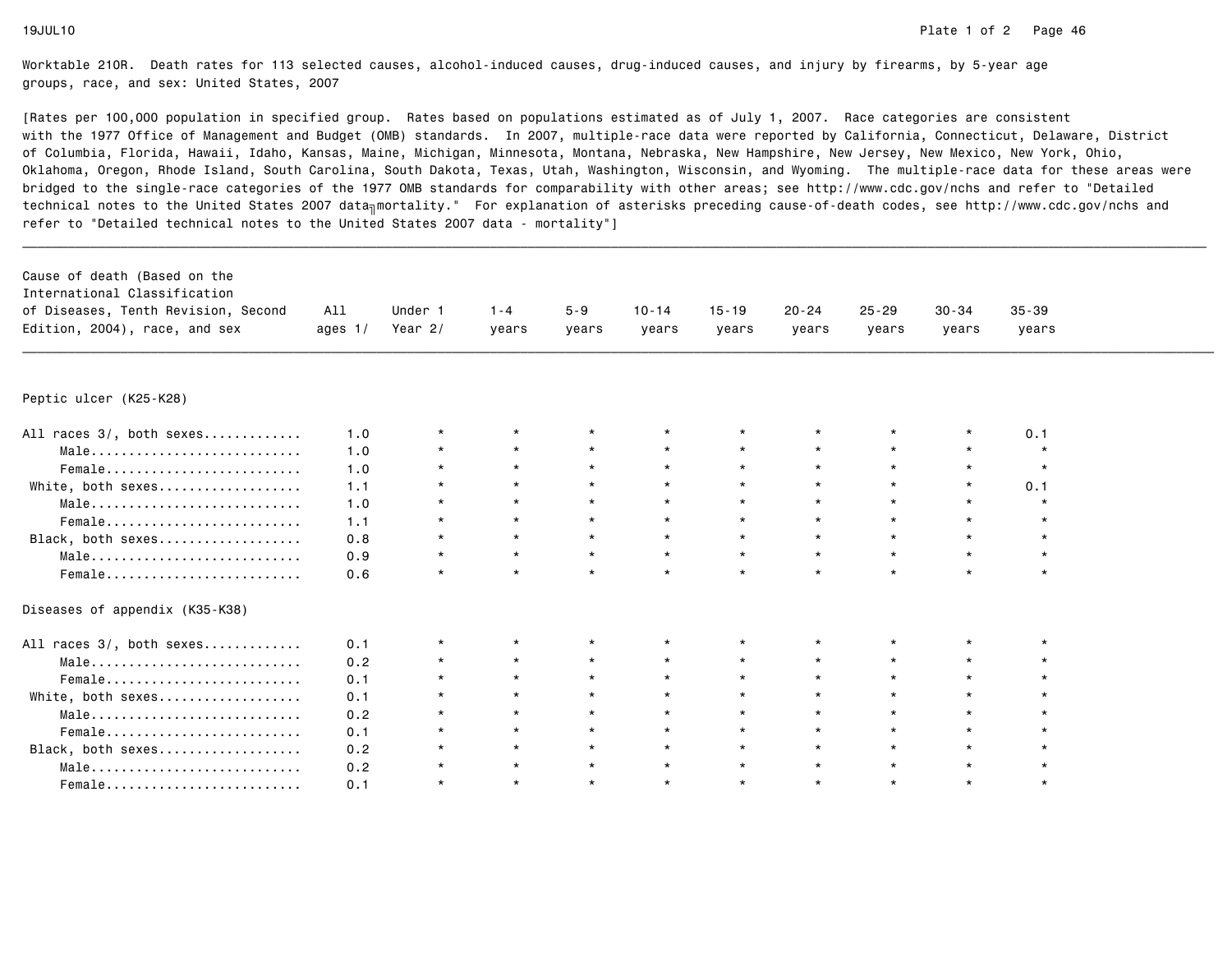Worktable 210R. Death rates for 113 selected causes, alcohol-induced causes, drug-induced causes, and injury by firearms, by 5-year age groups, race, and sex: United States, 2007

[Rates per 100,000 population in specified group. Rates based on populations estimated as of July 1, 2007. Race categories are consistent with the 1977 Office of Management and Budget (OMB) standards. In 2007, multiple-race data were reported by California, Connecticut, Delaware, District of Columbia, Florida, Hawaii, Idaho, Kansas, Maine, Michigan, Minnesota, Montana, Nebraska, New Hampshire, New Jersey, New Mexico, New York, Ohio, Oklahoma, Oregon, Rhode Island, South Carolina, South Dakota, Texas, Utah, Washington, Wisconsin, and Wyoming. The multiple-race data for these areas were bridged to the single-race categories of the 1977 OMB standards for comparability with other areas; see http://www.cdc.gov/nchs and refer to "Detailed technical notes to the United States 2007 data╖mortality." For explanation of asterisks preceding cause-of-death codes, see http://www.cdc.gov/nchs and refer to "Detailed technical notes to the United States 2007 data - mortality"]

| Cause of death (Based on the International Classification of Diseases, Tenth Revision, Second Edition, 2004), race, and sex | All ages 1/ | Under 1 Year 2/ | 1-4 years | 5-9 years | 10-14 years | 15-19 years | 20-24 years | 25-29 years | 30-34 years | 35-39 years |
|---|---|---|---|---|---|---|---|---|---|---|
| **Peptic ulcer (K25-K28)** | | | | | | | | | | |
| All races 3/, both sexes | 1.0 | * | * | * | * | * | * | * | * | 0.1 |
| Male | 1.0 | * | * | * | * | * | * | * | * | * |
| Female | 1.0 | * | * | * | * | * | * | * | * | * |
| White, both sexes | 1.1 | * | * | * | * | * | * | * | * | 0.1 |
| Male | 1.0 | * | * | * | * | * | * | * | * | * |
| Female | 1.1 | * | * | * | * | * | * | * | * | * |
| Black, both sexes | 0.8 | * | * | * | * | * | * | * | * | * |
| Male | 0.9 | * | * | * | * | * | * | * | * | * |
| Female | 0.6 | * | * | * | * | * | * | * | * | * |
| **Diseases of appendix (K35-K38)** | | | | | | | | | | |
| All races 3/, both sexes | 0.1 | * | * | * | * | * | * | * | * | * |
| Male | 0.2 | * | * | * | * | * | * | * | * | * |
| Female | 0.1 | * | * | * | * | * | * | * | * | * |
| White, both sexes | 0.1 | * | * | * | * | * | * | * | * | * |
| Male | 0.2 | * | * | * | * | * | * | * | * | * |
| Female | 0.1 | * | * | * | * | * | * | * | * | * |
| Black, both sexes | 0.2 | * | * | * | * | * | * | * | * | * |
| Male | 0.2 | * | * | * | * | * | * | * | * | * |
| Female | 0.1 | * | * | * | * | * | * | * | * | * |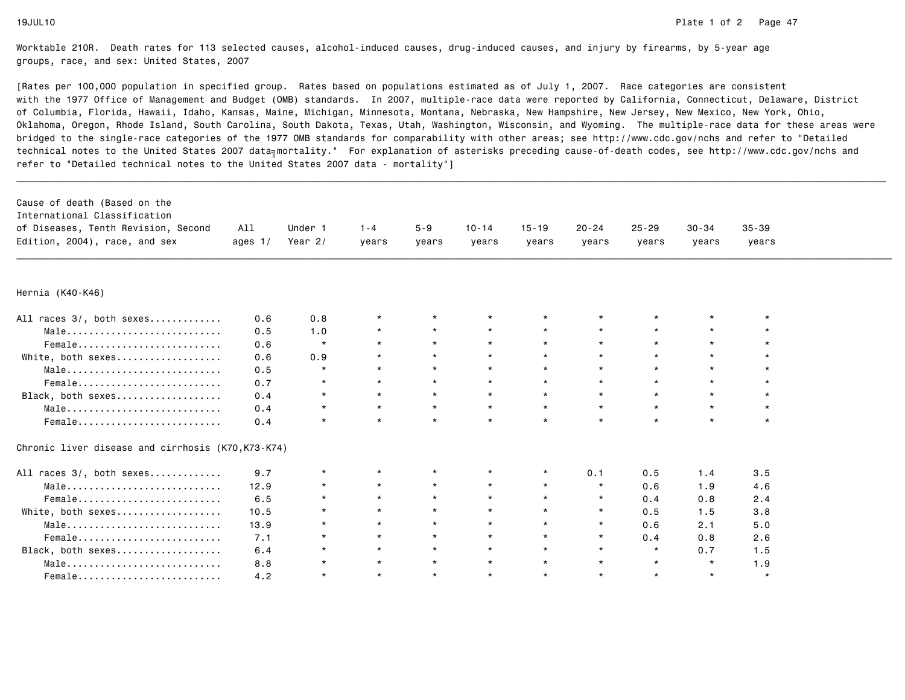Worktable 210R. Death rates for 113 selected causes, alcohol-induced causes, drug-induced causes, and injury by firearms, by 5-year age groups, race, and sex: United States, 2007

[Rates per 100,000 population in specified group. Rates based on populations estimated as of July 1, 2007. Race categories are consistent with the 1977 Office of Management and Budget (OMB) standards. In 2007, multiple-race data were reported by California, Connecticut, Delaware, District of Columbia, Florida, Hawaii, Idaho, Kansas, Maine, Michigan, Minnesota, Montana, Nebraska, New Hampshire, New Jersey, New Mexico, New York, Ohio, Oklahoma, Oregon, Rhode Island, South Carolina, South Dakota, Texas, Utah, Washington, Wisconsin, and Wyoming. The multiple-race data for these areas were bridged to the single-race categories of the 1977 OMB standards for comparability with other areas; see http://www.cdc.gov/nchs and refer to "Detailed technical notes to the United States 2007 data - mortality." For explanation of asterisks preceding cause-of-death codes, see http://www.cdc.gov/nchs and refer to "Detailed technical notes to the United States 2007 data - mortality"]

| Cause of death (Based on the International Classification of Diseases, Tenth Revision, Second Edition, 2004), race, and sex | All ages 1/ | Under 1 Year 2/ | 1-4 years | 5-9 years | 10-14 years | 15-19 years | 20-24 years | 25-29 years | 30-34 years | 35-39 years |
|---|---|---|---|---|---|---|---|---|---|---|
| **Hernia (K40-K46)** | | | | | | | | | | |
| All races 3/, both sexes | 0.6 | 0.8 | * | * | * | * | * | * | * | * |
| Male | 0.5 | 1.0 | * | * | * | * | * | * | * | * |
| Female | 0.6 | * | * | * | * | * | * | * | * | * |
| White, both sexes | 0.6 | 0.9 | * | * | * | * | * | * | * | * |
| Male | 0.5 | * | * | * | * | * | * | * | * | * |
| Female | 0.7 | * | * | * | * | * | * | * | * | * |
| Black, both sexes | 0.4 | * | * | * | * | * | * | * | * | * |
| Male | 0.4 | * | * | * | * | * | * | * | * | * |
| Female | 0.4 | * | * | * | * | * | * | * | * | * |
| **Chronic liver disease and cirrhosis (K70,K73-K74)** | | | | | | | | | | |
| All races 3/, both sexes | 9.7 | * | * | * | * | * | 0.1 | 0.5 | 1.4 | 3.5 |
| Male | 12.9 | * | * | * | * | * | * | 0.6 | 1.9 | 4.6 |
| Female | 6.5 | * | * | * | * | * | * | 0.4 | 0.8 | 2.4 |
| White, both sexes | 10.5 | * | * | * | * | * | * | 0.5 | 1.5 | 3.8 |
| Male | 13.9 | * | * | * | * | * | * | 0.6 | 2.1 | 5.0 |
| Female | 7.1 | * | * | * | * | * | * | 0.4 | 0.8 | 2.6 |
| Black, both sexes | 6.4 | * | * | * | * | * | * | * | 0.7 | 1.5 |
| Male | 8.8 | * | * | * | * | * | * | * | * | 1.9 |
| Female | 4.2 | * | * | * | * | * | * | * | * | * |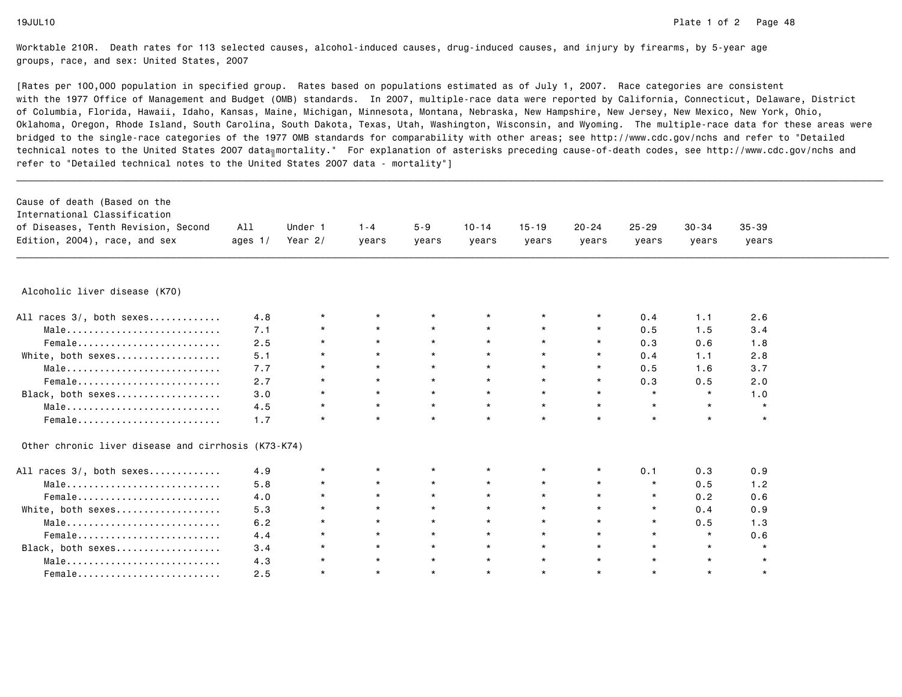Worktable 210R. Death rates for 113 selected causes, alcohol-induced causes, drug-induced causes, and injury by firearms, by 5-year age groups, race, and sex: United States, 2007

[Rates per 100,000 population in specified group. Rates based on populations estimated as of July 1, 2007. Race categories are consistent with the 1977 Office of Management and Budget (OMB) standards. In 2007, multiple-race data were reported by California, Connecticut, Delaware, District of Columbia, Florida, Hawaii, Idaho, Kansas, Maine, Michigan, Minnesota, Montana, Nebraska, New Hampshire, New Jersey, New Mexico, New York, Ohio, Oklahoma, Oregon, Rhode Island, South Carolina, South Dakota, Texas, Utah, Washington, Wisconsin, and Wyoming. The multiple-race data for these areas were bridged to the single-race categories of the 1977 OMB standards for comparability with other areas; see http://www.cdc.gov/nchs and refer to "Detailed technical notes to the United States 2007 data–mortality." For explanation of asterisks preceding cause-of-death codes, see http://www.cdc.gov/nchs and refer to "Detailed technical notes to the United States 2007 data - mortality"]

| Cause of death (Based on the International Classification of Diseases, Tenth Revision, Second Edition, 2004), race, and sex | All ages 1/ | Under 1 Year 2/ | 1-4 years | 5-9 years | 10-14 years | 15-19 years | 20-24 years | 25-29 years | 30-34 years | 35-39 years |
|---|---|---|---|---|---|---|---|---|---|---|
| **Alcoholic liver disease (K70)** | | | | | | | | | | |
| All races 3/, both sexes............ | 4.8 | * | * | * | * | * | * | 0.4 | 1.1 | 2.6 |
| Male............................ | 7.1 | * | * | * | * | * | * | 0.5 | 1.5 | 3.4 |
| Female.......................... | 2.5 | * | * | * | * | * | * | 0.3 | 0.6 | 1.8 |
| White, both sexes................... | 5.1 | * | * | * | * | * | * | 0.4 | 1.1 | 2.8 |
| Male............................ | 7.7 | * | * | * | * | * | * | 0.5 | 1.6 | 3.7 |
| Female.......................... | 2.7 | * | * | * | * | * | * | 0.3 | 0.5 | 2.0 |
| Black, both sexes................... | 3.0 | * | * | * | * | * | * | * | * | 1.0 |
| Male............................ | 4.5 | * | * | * | * | * | * | * | * | * |
| Female.......................... | 1.7 | * | * | * | * | * | * | * | * | * |
| **Other chronic liver disease and cirrhosis (K73-K74)** | | | | | | | | | | |
| All races 3/, both sexes............ | 4.9 | * | * | * | * | * | * | 0.1 | 0.3 | 0.9 |
| Male............................ | 5.8 | * | * | * | * | * | * | * | 0.5 | 1.2 |
| Female.......................... | 4.0 | * | * | * | * | * | * | * | 0.2 | 0.6 |
| White, both sexes................... | 5.3 | * | * | * | * | * | * | * | 0.4 | 0.9 |
| Male............................ | 6.2 | * | * | * | * | * | * | * | 0.5 | 1.3 |
| Female.......................... | 4.4 | * | * | * | * | * | * | * | * | 0.6 |
| Black, both sexes................... | 3.4 | * | * | * | * | * | * | * | * | * |
| Male............................ | 4.3 | * | * | * | * | * | * | * | * | * |
| Female.......................... | 2.5 | * | * | * | * | * | * | * | * | * |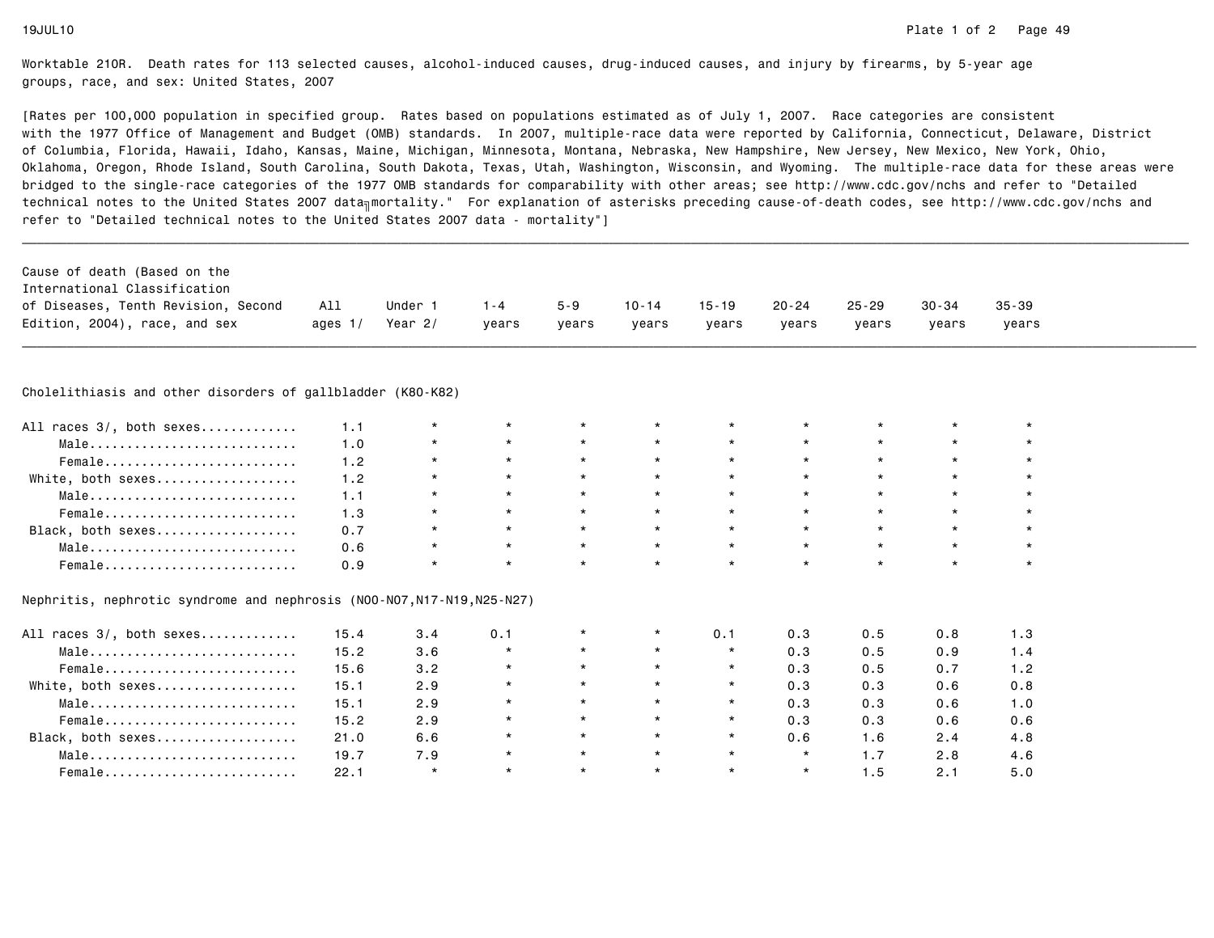Worktable 210R. Death rates for 113 selected causes, alcohol-induced causes, drug-induced causes, and injury by firearms, by 5-year age groups, race, and sex: United States, 2007

[Rates per 100,000 population in specified group. Rates based on populations estimated as of July 1, 2007. Race categories are consistent with the 1977 Office of Management and Budget (OMB) standards. In 2007, multiple-race data were reported by California, Connecticut, Delaware, District of Columbia, Florida, Hawaii, Idaho, Kansas, Maine, Michigan, Minnesota, Montana, Nebraska, New Hampshire, New Jersey, New Mexico, New York, Ohio, Oklahoma, Oregon, Rhode Island, South Carolina, South Dakota, Texas, Utah, Washington, Wisconsin, and Wyoming. The multiple-race data for these areas were bridged to the single-race categories of the 1977 OMB standards for comparability with other areas; see http://www.cdc.gov/nchs and refer to "Detailed technical notes to the United States 2007 data–mortality." For explanation of asterisks preceding cause-of-death codes, see http://www.cdc.gov/nchs and refer to "Detailed technical notes to the United States 2007 data - mortality"]

| Cause of death (Based on the International Classification of Diseases, Tenth Revision, Second Edition, 2004), race, and sex | All ages 1/ | Under 1 Year 2/ | 1-4 years | 5-9 years | 10-14 years | 15-19 years | 20-24 years | 25-29 years | 30-34 years | 35-39 years |
|---|---|---|---|---|---|---|---|---|---|---|
| **Cholelithiasis and other disorders of gallbladder (K80-K82)** | | | | | | | | | | |
| All races 3/, both sexes | 1.1 | * | * | * | * | * | * | * | * | * |
| Male | 1.0 | * | * | * | * | * | * | * | * | * |
| Female | 1.2 | * | * | * | * | * | * | * | * | * |
| White, both sexes | 1.2 | * | * | * | * | * | * | * | * | * |
| Male | 1.1 | * | * | * | * | * | * | * | * | * |
| Female | 1.3 | * | * | * | * | * | * | * | * | * |
| Black, both sexes | 0.7 | * | * | * | * | * | * | * | * | * |
| Male | 0.6 | * | * | * | * | * | * | * | * | * |
| Female | 0.9 | * | * | * | * | * | * | * | * | * |
| **Nephritis, nephrotic syndrome and nephrosis (N00-N07,N17-N19,N25-N27)** | | | | | | | | | | |
| All races 3/, both sexes | 15.4 | 3.4 | 0.1 | * | * | 0.1 | 0.3 | 0.5 | 0.8 | 1.3 |
| Male | 15.2 | 3.6 | * | * | * | * | 0.3 | 0.5 | 0.9 | 1.4 |
| Female | 15.6 | 3.2 | * | * | * | * | 0.3 | 0.5 | 0.7 | 1.2 |
| White, both sexes | 15.1 | 2.9 | * | * | * | * | 0.3 | 0.3 | 0.6 | 0.8 |
| Male | 15.1 | 2.9 | * | * | * | * | 0.3 | 0.3 | 0.6 | 1.0 |
| Female | 15.2 | 2.9 | * | * | * | * | 0.3 | 0.3 | 0.6 | 0.6 |
| Black, both sexes | 21.0 | 6.6 | * | * | * | * | 0.6 | 1.6 | 2.4 | 4.8 |
| Male | 19.7 | 7.9 | * | * | * | * | * | 1.7 | 2.8 | 4.6 |
| Female | 22.1 | * | * | * | * | * | * | 1.5 | 2.1 | 5.0 |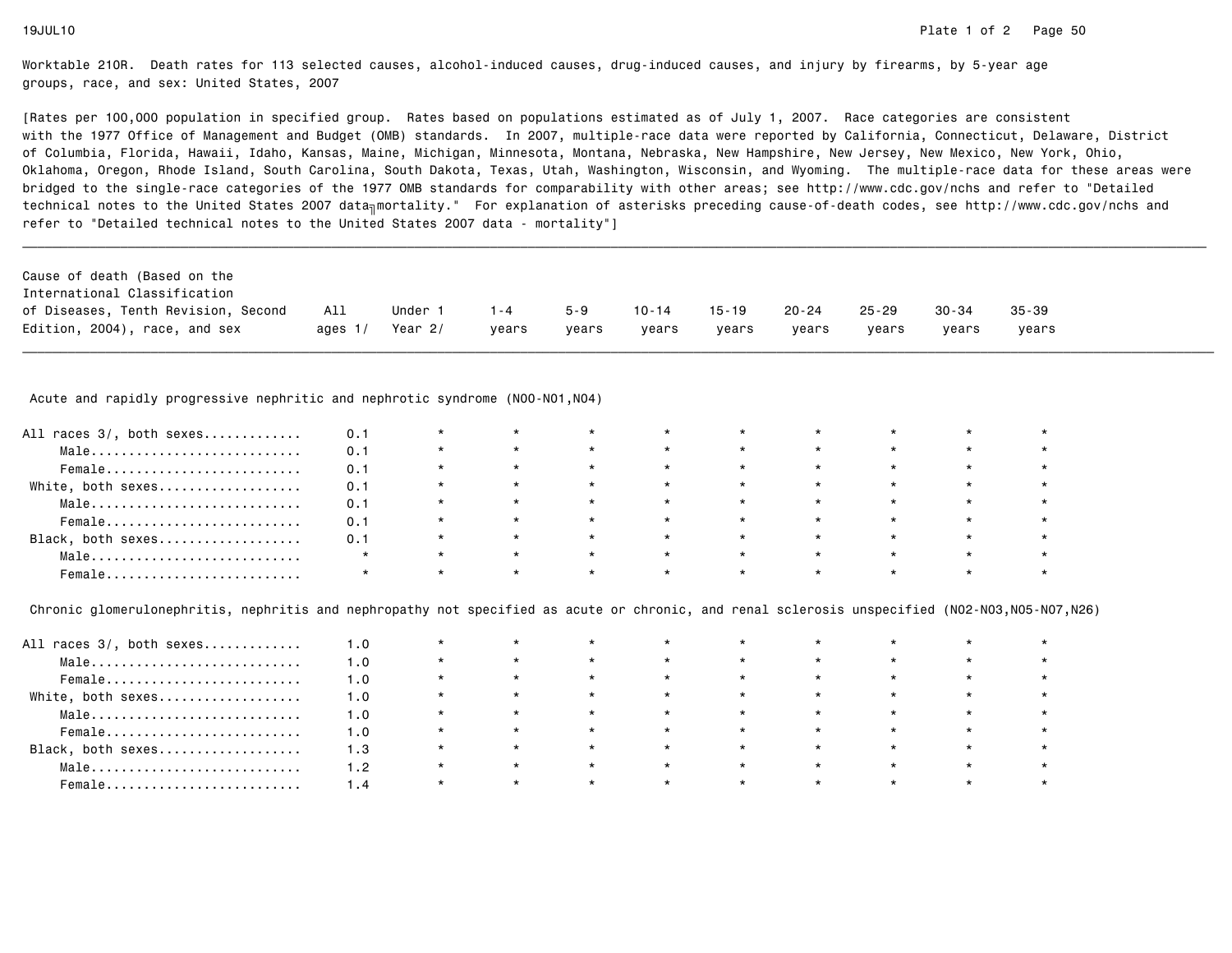Worktable 210R. Death rates for 113 selected causes, alcohol-induced causes, drug-induced causes, and injury by firearms, by 5-year age groups, race, and sex: United States, 2007

[Rates per 100,000 population in specified group. Rates based on populations estimated as of July 1, 2007. Race categories are consistent with the 1977 Office of Management and Budget (OMB) standards. In 2007, multiple-race data were reported by California, Connecticut, Delaware, District of Columbia, Florida, Hawaii, Idaho, Kansas, Maine, Michigan, Minnesota, Montana, Nebraska, New Hampshire, New Jersey, New Mexico, New York, Ohio, Oklahoma, Oregon, Rhode Island, South Carolina, South Dakota, Texas, Utah, Washington, Wisconsin, and Wyoming. The multiple-race data for these areas were bridged to the single-race categories of the 1977 OMB standards for comparability with other areas; see http://www.cdc.gov/nchs and refer to "Detailed technical notes to the United States 2007 data - mortality." For explanation of asterisks preceding cause-of-death codes, see http://www.cdc.gov/nchs and refer to "Detailed technical notes to the United States 2007 data - mortality"]

| Cause of death (Based on the International Classification of Diseases, Tenth Revision, Second Edition, 2004), race, and sex | All ages 1/ | Under 1 Year 2/ | 1-4 years | 5-9 years | 10-14 years | 15-19 years | 20-24 years | 25-29 years | 30-34 years | 35-39 years |
|---|---|---|---|---|---|---|---|---|---|---|
| **Acute and rapidly progressive nephritic and nephrotic syndrome (N00-N01,N04)** | | | | | | | | | | |
| All races 3/, both sexes | 0.1 | * | * | * | * | * | * | * | * | * |
| Male | 0.1 | * | * | * | * | * | * | * | * | * |
| Female | 0.1 | * | * | * | * | * | * | * | * | * |
| White, both sexes | 0.1 | * | * | * | * | * | * | * | * | * |
| Male | 0.1 | * | * | * | * | * | * | * | * | * |
| Female | 0.1 | * | * | * | * | * | * | * | * | * |
| Black, both sexes | 0.1 | * | * | * | * | * | * | * | * | * |
| Male | * | * | * | * | * | * | * | * | * | * |
| Female | * | * | * | * | * | * | * | * | * | * |
| **Chronic glomerulonephritis, nephritis and nephropathy not specified as acute or chronic, and renal sclerosis unspecified (N02-N03,N05-N07,N26)** | | | | | | | | | | |
| All races 3/, both sexes | 1.0 | * | * | * | * | * | * | * | * | * |
| Male | 1.0 | * | * | * | * | * | * | * | * | * |
| Female | 1.0 | * | * | * | * | * | * | * | * | * |
| White, both sexes | 1.0 | * | * | * | * | * | * | * | * | * |
| Male | 1.0 | * | * | * | * | * | * | * | * | * |
| Female | 1.0 | * | * | * | * | * | * | * | * | * |
| Black, both sexes | 1.3 | * | * | * | * | * | * | * | * | * |
| Male | 1.2 | * | * | * | * | * | * | * | * | * |
| Female | 1.4 | * | * | * | * | * | * | * | * | * |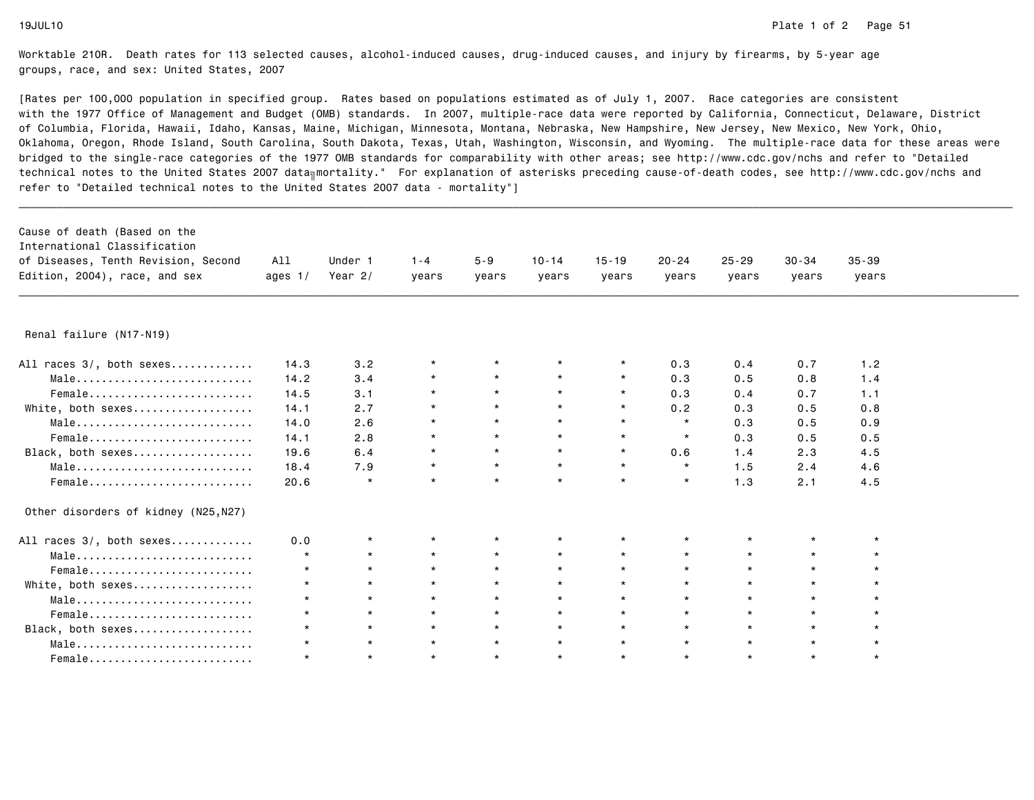Worktable 210R. Death rates for 113 selected causes, alcohol-induced causes, drug-induced causes, and injury by firearms, by 5-year age groups, race, and sex: United States, 2007

[Rates per 100,000 population in specified group. Rates based on populations estimated as of July 1, 2007. Race categories are consistent with the 1977 Office of Management and Budget (OMB) standards. In 2007, multiple-race data were reported by California, Connecticut, Delaware, District of Columbia, Florida, Hawaii, Idaho, Kansas, Maine, Michigan, Minnesota, Montana, Nebraska, New Hampshire, New Jersey, New Mexico, New York, Ohio, Oklahoma, Oregon, Rhode Island, South Carolina, South Dakota, Texas, Utah, Washington, Wisconsin, and Wyoming. The multiple-race data for these areas were bridged to the single-race categories of the 1977 OMB standards for comparability with other areas; see http://www.cdc.gov/nchs and refer to "Detailed technical notes to the United States 2007 data - mortality." For explanation of asterisks preceding cause-of-death codes, see http://www.cdc.gov/nchs and refer to "Detailed technical notes to the United States 2007 data - mortality"]

| Cause of death (Based on the International Classification of Diseases, Tenth Revision, Second Edition, 2004), race, and sex | All ages 1/ | Under 1 Year 2/ | 1-4 years | 5-9 years | 10-14 years | 15-19 years | 20-24 years | 25-29 years | 30-34 years | 35-39 years |
|---|---|---|---|---|---|---|---|---|---|---|
| **Renal failure (N17-N19)** | | | | | | | | | | |
| All races 3/, both sexes | 14.3 | 3.2 | * | * | * | * | 0.3 | 0.4 | 0.7 | 1.2 |
| Male | 14.2 | 3.4 | * | * | * | * | 0.3 | 0.5 | 0.8 | 1.4 |
| Female | 14.5 | 3.1 | * | * | * | * | 0.3 | 0.4 | 0.7 | 1.1 |
| White, both sexes | 14.1 | 2.7 | * | * | * | * | 0.2 | 0.3 | 0.5 | 0.8 |
| Male | 14.0 | 2.6 | * | * | * | * | * | 0.3 | 0.5 | 0.9 |
| Female | 14.1 | 2.8 | * | * | * | * | * | 0.3 | 0.5 | 0.5 |
| Black, both sexes | 19.6 | 6.4 | * | * | * | * | 0.6 | 1.4 | 2.3 | 4.5 |
| Male | 18.4 | 7.9 | * | * | * | * | * | 1.5 | 2.4 | 4.6 |
| Female | 20.6 | * | * | * | * | * | * | 1.3 | 2.1 | 4.5 |
| **Other disorders of kidney (N25,N27)** | | | | | | | | | | |
| All races 3/, both sexes | 0.0 | * | * | * | * | * | * | * | * | * |
| Male | * | * | * | * | * | * | * | * | * | * |
| Female | * | * | * | * | * | * | * | * | * | * |
| White, both sexes | * | * | * | * | * | * | * | * | * | * |
| Male | * | * | * | * | * | * | * | * | * | * |
| Female | * | * | * | * | * | * | * | * | * | * |
| Black, both sexes | * | * | * | * | * | * | * | * | * | * |
| Male | * | * | * | * | * | * | * | * | * | * |
| Female | * | * | * | * | * | * | * | * | * | * |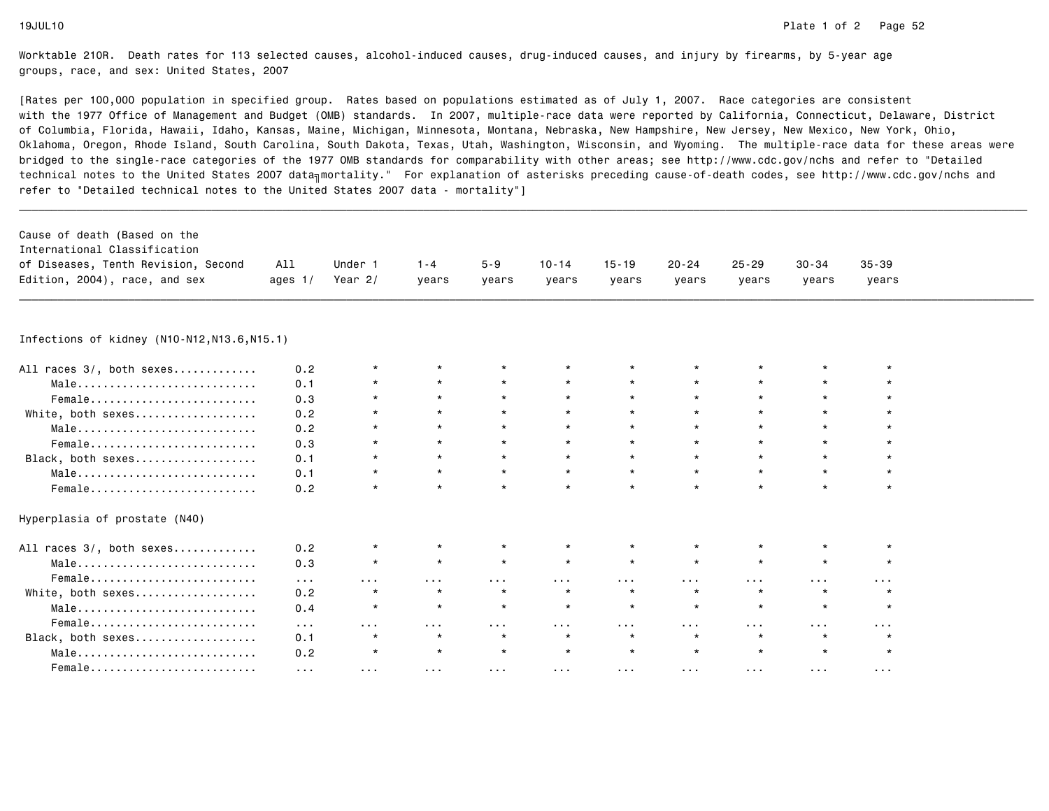Worktable 210R. Death rates for 113 selected causes, alcohol-induced causes, drug-induced causes, and injury by firearms, by 5-year age groups, race, and sex: United States, 2007

[Rates per 100,000 population in specified group. Rates based on populations estimated as of July 1, 2007. Race categories are consistent with the 1977 Office of Management and Budget (OMB) standards. In 2007, multiple-race data were reported by California, Connecticut, Delaware, District of Columbia, Florida, Hawaii, Idaho, Kansas, Maine, Michigan, Minnesota, Montana, Nebraska, New Hampshire, New Jersey, New Mexico, New York, Ohio, Oklahoma, Oregon, Rhode Island, South Carolina, South Dakota, Texas, Utah, Washington, Wisconsin, and Wyoming. The multiple-race data for these areas were bridged to the single-race categories of the 1977 OMB standards for comparability with other areas; see http://www.cdc.gov/nchs and refer to "Detailed technical notes to the United States 2007 data - mortality." For explanation of asterisks preceding cause-of-death codes, see http://www.cdc.gov/nchs and refer to "Detailed technical notes to the United States 2007 data - mortality"]

| Cause of death (Based on the International Classification of Diseases, Tenth Revision, Second Edition, 2004), race, and sex | All ages 1/ | Under 1 Year 2/ | 1-4 years | 5-9 years | 10-14 years | 15-19 years | 20-24 years | 25-29 years | 30-34 years | 35-39 years |
|---|---|---|---|---|---|---|---|---|---|---|
| **Infections of kidney (N10-N12,N13.6,N15.1)** | | | | | | | | | | |
| All races 3/, both sexes | 0.2 | * | * | * | * | * | * | * | * | * |
| Male | 0.1 | * | * | * | * | * | * | * | * | * |
| Female | 0.3 | * | * | * | * | * | * | * | * | * |
| White, both sexes | 0.2 | * | * | * | * | * | * | * | * | * |
| Male | 0.2 | * | * | * | * | * | * | * | * | * |
| Female | 0.3 | * | * | * | * | * | * | * | * | * |
| Black, both sexes | 0.1 | * | * | * | * | * | * | * | * | * |
| Male | 0.1 | * | * | * | * | * | * | * | * | * |
| Female | 0.2 | * | * | * | * | * | * | * | * | * |
| **Hyperplasia of prostate (N40)** | | | | | | | | | | |
| All races 3/, both sexes | 0.2 | * | * | * | * | * | * | * | * | * |
| Male | 0.3 | * | * | * | * | * | * | * | * | * |
| Female | ... | ... | ... | ... | ... | ... | ... | ... | ... | ... |
| White, both sexes | 0.2 | * | * | * | * | * | * | * | * | * |
| Male | 0.4 | * | * | * | * | * | * | * | * | * |
| Female | ... | ... | ... | ... | ... | ... | ... | ... | ... | ... |
| Black, both sexes | 0.1 | * | * | * | * | * | * | * | * | * |
| Male | 0.2 | * | * | * | * | * | * | * | * | * |
| Female | ... | ... | ... | ... | ... | ... | ... | ... | ... | ... |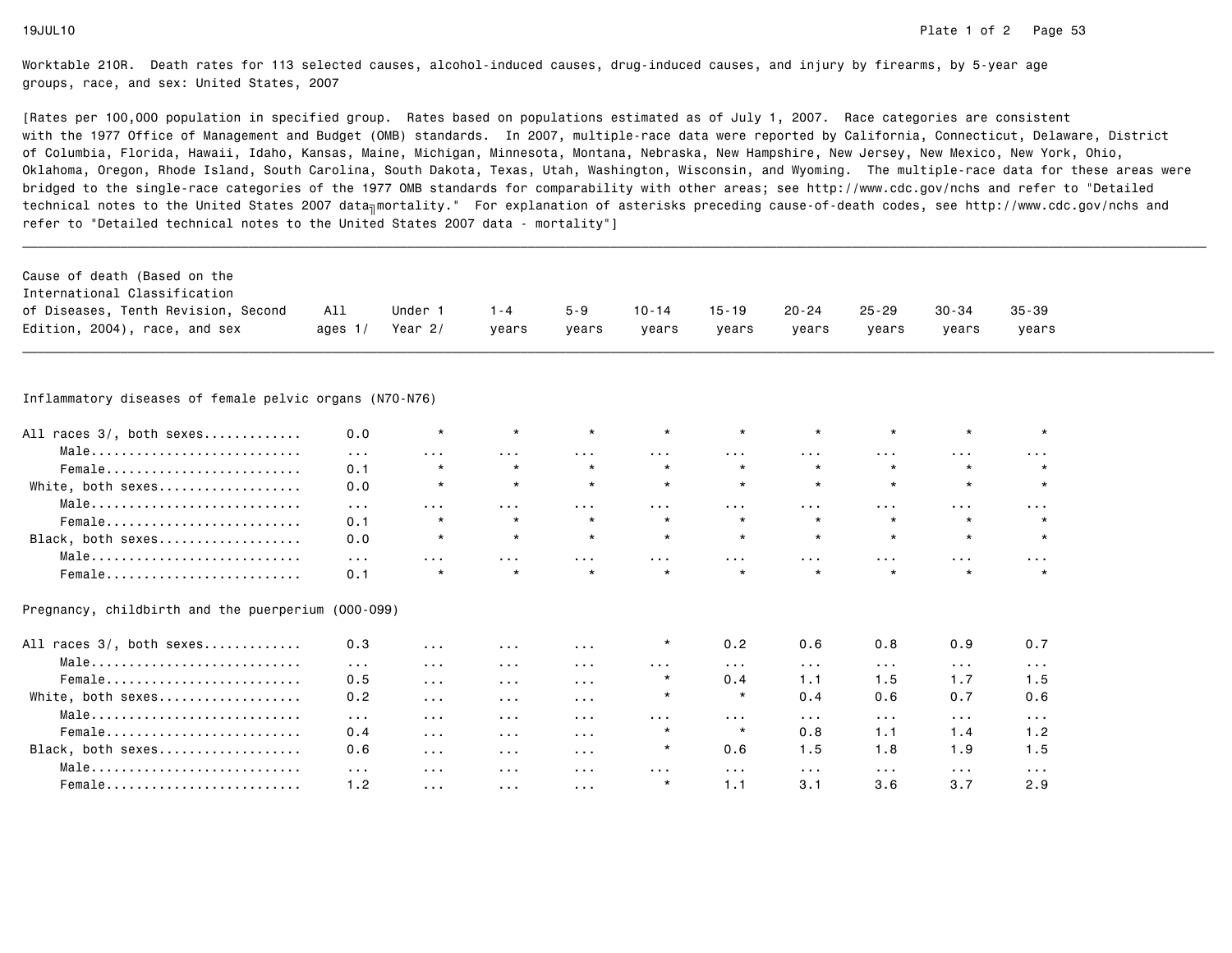Worktable 210R. Death rates for 113 selected causes, alcohol-induced causes, drug-induced causes, and injury by firearms, by 5-year age groups, race, and sex: United States, 2007

[Rates per 100,000 population in specified group. Rates based on populations estimated as of July 1, 2007. Race categories are consistent with the 1977 Office of Management and Budget (OMB) standards. In 2007, multiple-race data were reported by California, Connecticut, Delaware, District of Columbia, Florida, Hawaii, Idaho, Kansas, Maine, Michigan, Minnesota, Montana, Nebraska, New Hampshire, New Jersey, New Mexico, New York, Ohio, Oklahoma, Oregon, Rhode Island, South Carolina, South Dakota, Texas, Utah, Washington, Wisconsin, and Wyoming. The multiple-race data for these areas were bridged to the single-race categories of the 1977 OMB standards for comparability with other areas; see http://www.cdc.gov/nchs and refer to "Detailed technical notes to the United States 2007 data - mortality." For explanation of asterisks preceding cause-of-death codes, see http://www.cdc.gov/nchs and refer to "Detailed technical notes to the United States 2007 data - mortality"]

| Cause of death (Based on the International Classification of Diseases, Tenth Revision, Second Edition, 2004), race, and sex | All ages 1/ | Under 1 Year 2/ | 1-4 years | 5-9 years | 10-14 years | 15-19 years | 20-24 years | 25-29 years | 30-34 years | 35-39 years |
|---|---|---|---|---|---|---|---|---|---|---|
| **Inflammatory diseases of female pelvic organs (N70-N76)** | | | | | | | | | | |
| All races 3/, both sexes............ | 0.0 | * | * | * | * | * | * | * | * | * |
| Male............................ | ... | ... | ... | ... | ... | ... | ... | ... | ... | ... |
| Female.......................... | 0.1 | * | * | * | * | * | * | * | * | * |
| White, both sexes.................. | 0.0 | * | * | * | * | * | * | * | * | * |
| Male............................ | ... | ... | ... | ... | ... | ... | ... | ... | ... | ... |
| Female.......................... | 0.1 | * | * | * | * | * | * | * | * | * |
| Black, both sexes.................. | 0.0 | * | * | * | * | * | * | * | * | * |
| Male............................ | ... | ... | ... | ... | ... | ... | ... | ... | ... | ... |
| Female.......................... | 0.1 | * | * | * | * | * | * | * | * | * |
| **Pregnancy, childbirth and the puerperium (O00-O99)** | | | | | | | | | | |
| All races 3/, both sexes............ | 0.3 | ... | ... | ... | * | 0.2 | 0.6 | 0.8 | 0.9 | 0.7 |
| Male............................ | ... | ... | ... | ... | ... | ... | ... | ... | ... | ... |
| Female.......................... | 0.5 | ... | ... | ... | * | 0.4 | 1.1 | 1.5 | 1.7 | 1.5 |
| White, both sexes.................. | 0.2 | ... | ... | ... | * | * | 0.4 | 0.6 | 0.7 | 0.6 |
| Male............................ | ... | ... | ... | ... | ... | ... | ... | ... | ... | ... |
| Female.......................... | 0.4 | ... | ... | ... | * | * | 0.8 | 1.1 | 1.4 | 1.2 |
| Black, both sexes.................. | 0.6 | ... | ... | ... | * | 0.6 | 1.5 | 1.8 | 1.9 | 1.5 |
| Male............................ | ... | ... | ... | ... | ... | ... | ... | ... | ... | ... |
| Female.......................... | 1.2 | ... | ... | ... | * | 1.1 | 3.1 | 3.6 | 3.7 | 2.9 |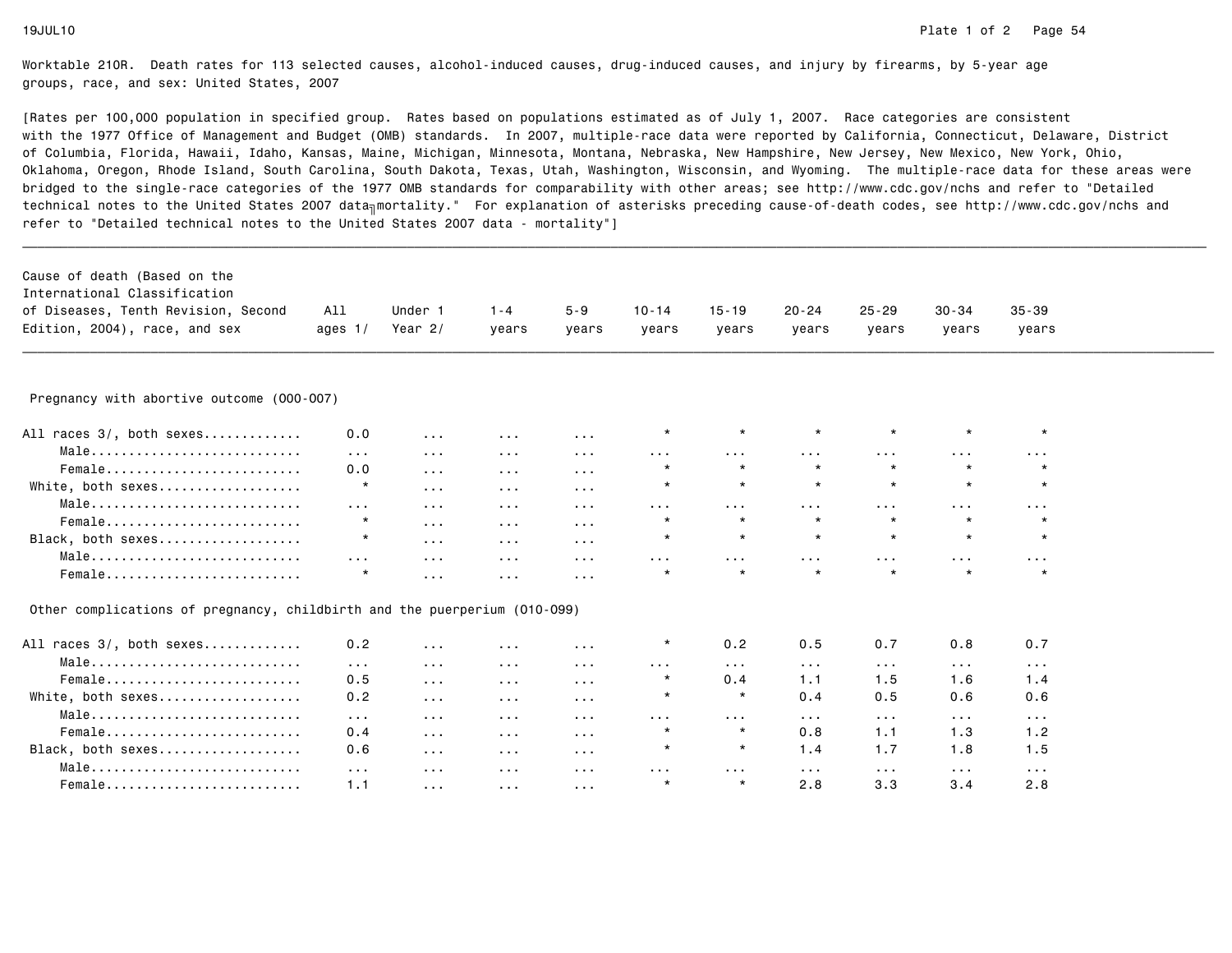Worktable 210R. Death rates for 113 selected causes, alcohol-induced causes, drug-induced causes, and injury by firearms, by 5-year age groups, race, and sex: United States, 2007

[Rates per 100,000 population in specified group. Rates based on populations estimated as of July 1, 2007. Race categories are consistent with the 1977 Office of Management and Budget (OMB) standards. In 2007, multiple-race data were reported by California, Connecticut, Delaware, District of Columbia, Florida, Hawaii, Idaho, Kansas, Maine, Michigan, Minnesota, Montana, Nebraska, New Hampshire, New Jersey, New Mexico, New York, Ohio, Oklahoma, Oregon, Rhode Island, South Carolina, South Dakota, Texas, Utah, Washington, Wisconsin, and Wyoming. The multiple-race data for these areas were bridged to the single-race categories of the 1977 OMB standards for comparability with other areas; see http://www.cdc.gov/nchs and refer to "Detailed technical notes to the United States 2007 data—mortality." For explanation of asterisks preceding cause-of-death codes, see http://www.cdc.gov/nchs and refer to "Detailed technical notes to the United States 2007 data - mortality"]

| Cause of death (Based on the International Classification of Diseases, Tenth Revision, Second Edition, 2004), race, and sex | All ages 1/ | Under 1 Year 2/ | 1-4 years | 5-9 years | 10-14 years | 15-19 years | 20-24 years | 25-29 years | 30-34 years | 35-39 years |
|---|---|---|---|---|---|---|---|---|---|---|
| **Pregnancy with abortive outcome (O00-O07)** | | | | | | | | | | |
| All races 3/, both sexes | 0.0 | ... | ... | ... | * | * | * | * | * | * |
| Male | ... | ... | ... | ... | ... | ... | ... | ... | ... | ... |
| Female | 0.0 | ... | ... | ... | * | * | * | * | * | * |
| White, both sexes | * | ... | ... | ... | * | * | * | * | * | * |
| Male | ... | ... | ... | ... | ... | ... | ... | ... | ... | ... |
| Female | * | ... | ... | ... | * | * | * | * | * | * |
| Black, both sexes | * | ... | ... | ... | * | * | * | * | * | * |
| Male | ... | ... | ... | ... | ... | ... | ... | ... | ... | ... |
| Female | * | ... | ... | ... | * | * | * | * | * | * |
| **Other complications of pregnancy, childbirth and the puerperium (O10-O99)** | | | | | | | | | | |
| All races 3/, both sexes | 0.2 | ... | ... | ... | * | 0.2 | 0.5 | 0.7 | 0.8 | 0.7 |
| Male | ... | ... | ... | ... | ... | ... | ... | ... | ... | ... |
| Female | 0.5 | ... | ... | ... | * | 0.4 | 1.1 | 1.5 | 1.6 | 1.4 |
| White, both sexes | 0.2 | ... | ... | ... | * | * | 0.4 | 0.5 | 0.6 | 0.6 |
| Male | ... | ... | ... | ... | ... | ... | ... | ... | ... | ... |
| Female | 0.4 | ... | ... | ... | * | * | 0.8 | 1.1 | 1.3 | 1.2 |
| Black, both sexes | 0.6 | ... | ... | ... | * | * | 1.4 | 1.7 | 1.8 | 1.5 |
| Male | ... | ... | ... | ... | ... | ... | ... | ... | ... | ... |
| Female | 1.1 | ... | ... | ... | * | * | 2.8 | 3.3 | 3.4 | 2.8 |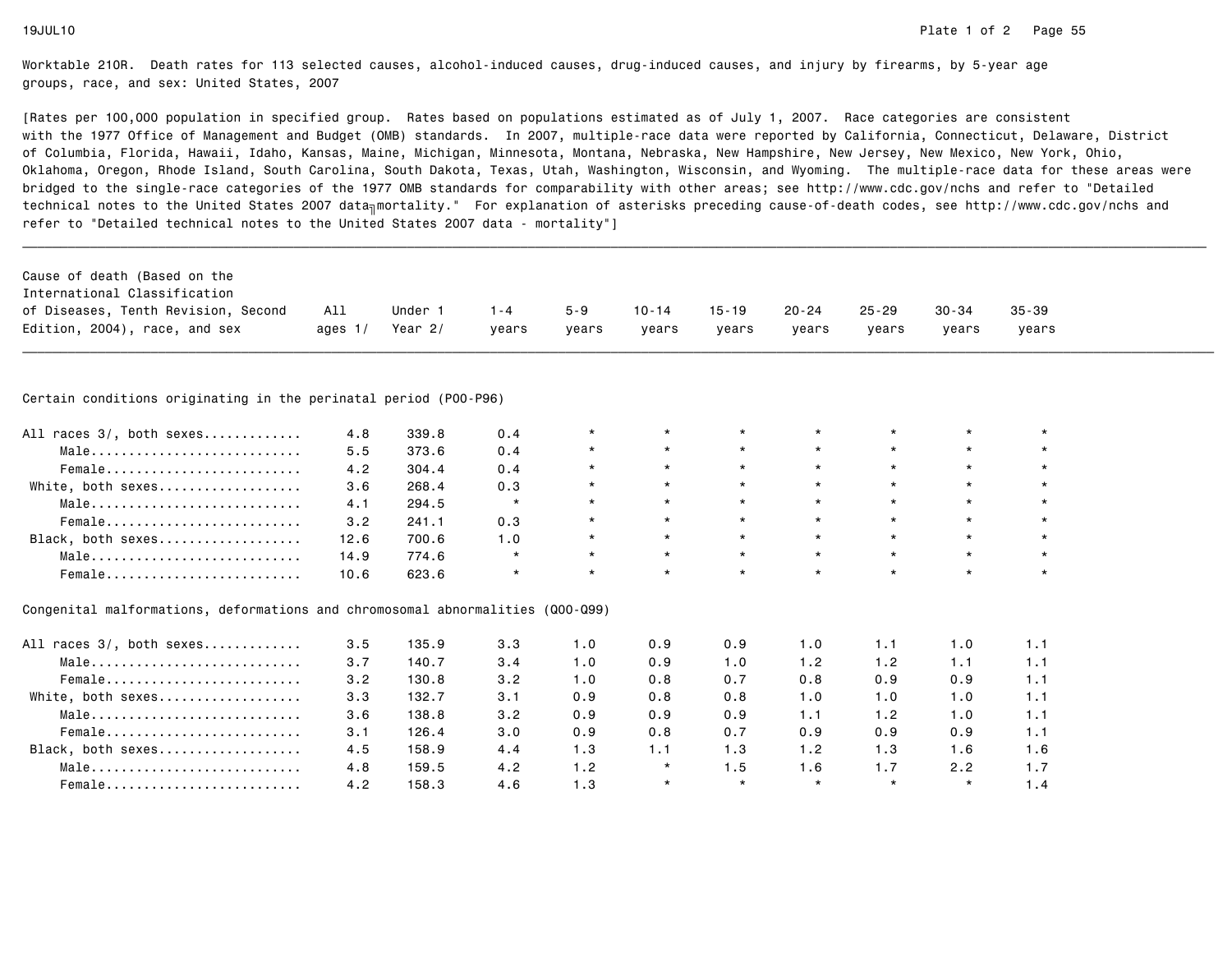Worktable 210R. Death rates for 113 selected causes, alcohol-induced causes, drug-induced causes, and injury by firearms, by 5-year age groups, race, and sex: United States, 2007

[Rates per 100,000 population in specified group. Rates based on populations estimated as of July 1, 2007. Race categories are consistent with the 1977 Office of Management and Budget (OMB) standards. In 2007, multiple-race data were reported by California, Connecticut, Delaware, District of Columbia, Florida, Hawaii, Idaho, Kansas, Maine, Michigan, Minnesota, Montana, Nebraska, New Hampshire, New Jersey, New Mexico, New York, Ohio, Oklahoma, Oregon, Rhode Island, South Carolina, South Dakota, Texas, Utah, Washington, Wisconsin, and Wyoming. The multiple-race data for these areas were bridged to the single-race categories of the 1977 OMB standards for comparability with other areas; see http://www.cdc.gov/nchs and refer to "Detailed technical notes to the United States 2007 data╖mortality." For explanation of asterisks preceding cause-of-death codes, see http://www.cdc.gov/nchs and refer to "Detailed technical notes to the United States 2007 data - mortality"]

| Cause of death (Based on the International Classification of Diseases, Tenth Revision, Second Edition, 2004), race, and sex | All ages 1/ | Under 1 Year 2/ | 1-4 years | 5-9 years | 10-14 years | 15-19 years | 20-24 years | 25-29 years | 30-34 years | 35-39 years |
|---|---|---|---|---|---|---|---|---|---|---|
| **Certain conditions originating in the perinatal period (P00-P96)** | | | | | | | | | | |
| All races 3/, both sexes............ | 4.8 | 339.8 | 0.4 | * | * | * | * | * | * | * |
| Male............................ | 5.5 | 373.6 | 0.4 | * | * | * | * | * | * | * |
| Female.......................... | 4.2 | 304.4 | 0.4 | * | * | * | * | * | * | * |
| White, both sexes................... | 3.6 | 268.4 | 0.3 | * | * | * | * | * | * | * |
| Male............................ | 4.1 | 294.5 | * | * | * | * | * | * | * | * |
| Female.......................... | 3.2 | 241.1 | 0.3 | * | * | * | * | * | * | * |
| Black, both sexes................... | 12.6 | 700.6 | 1.0 | * | * | * | * | * | * | * |
| Male............................ | 14.9 | 774.6 | * | * | * | * | * | * | * | * |
| Female.......................... | 10.6 | 623.6 | * | * | * | * | * | * | * | * |
| **Congenital malformations, deformations and chromosomal abnormalities (Q00-Q99)** | | | | | | | | | | |
| All races 3/, both sexes............ | 3.5 | 135.9 | 3.3 | 1.0 | 0.9 | 0.9 | 1.0 | 1.1 | 1.0 | 1.1 |
| Male............................ | 3.7 | 140.7 | 3.4 | 1.0 | 0.9 | 1.0 | 1.2 | 1.2 | 1.1 | 1.1 |
| Female.......................... | 3.2 | 130.8 | 3.2 | 1.0 | 0.8 | 0.7 | 0.8 | 0.9 | 0.9 | 1.1 |
| White, both sexes................... | 3.3 | 132.7 | 3.1 | 0.9 | 0.8 | 0.8 | 1.0 | 1.0 | 1.0 | 1.1 |
| Male............................ | 3.6 | 138.8 | 3.2 | 0.9 | 0.9 | 0.9 | 1.1 | 1.2 | 1.0 | 1.1 |
| Female.......................... | 3.1 | 126.4 | 3.0 | 0.9 | 0.8 | 0.7 | 0.9 | 0.9 | 0.9 | 1.1 |
| Black, both sexes................... | 4.5 | 158.9 | 4.4 | 1.3 | 1.1 | 1.3 | 1.2 | 1.3 | 1.6 | 1.6 |
| Male............................ | 4.8 | 159.5 | 4.2 | 1.2 | * | 1.5 | 1.6 | 1.7 | 2.2 | 1.7 |
| Female.......................... | 4.2 | 158.3 | 4.6 | 1.3 | * | * | * | * | * | 1.4 |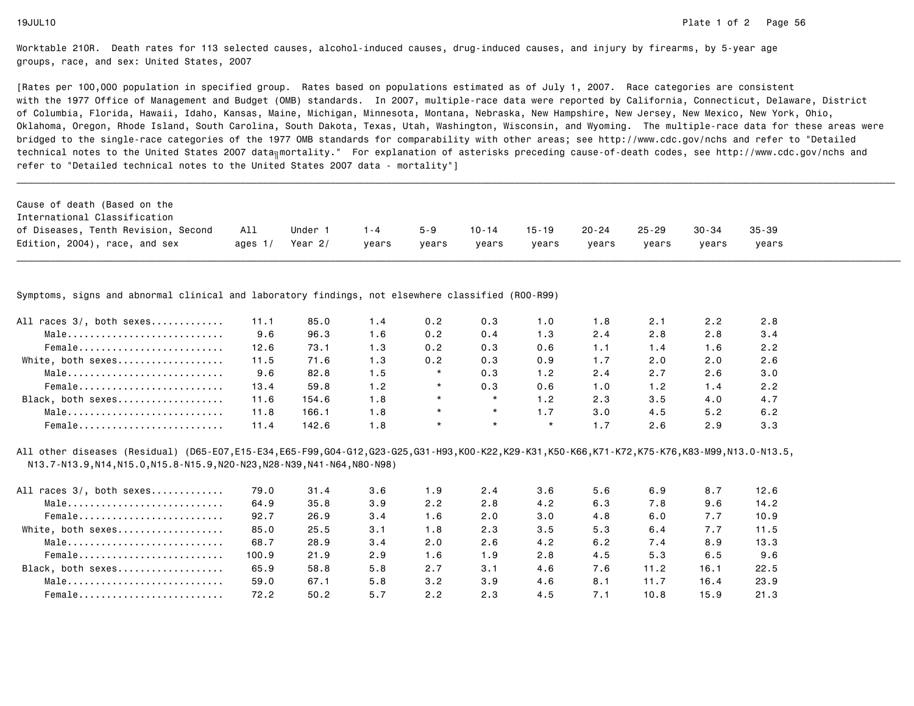Worktable 210R. Death rates for 113 selected causes, alcohol-induced causes, drug-induced causes, and injury by firearms, by 5-year age groups, race, and sex: United States, 2007

[Rates per 100,000 population in specified group. Rates based on populations estimated as of July 1, 2007. Race categories are consistent with the 1977 Office of Management and Budget (OMB) standards. In 2007, multiple-race data were reported by California, Connecticut, Delaware, District of Columbia, Florida, Hawaii, Idaho, Kansas, Maine, Michigan, Minnesota, Montana, Nebraska, New Hampshire, New Jersey, New Mexico, New York, Ohio, Oklahoma, Oregon, Rhode Island, South Carolina, South Dakota, Texas, Utah, Washington, Wisconsin, and Wyoming. The multiple-race data for these areas were bridged to the single-race categories of the 1977 OMB standards for comparability with other areas; see http://www.cdc.gov/nchs and refer to "Detailed technical notes to the United States 2007 data - mortality." For explanation of asterisks preceding cause-of-death codes, see http://www.cdc.gov/nchs and refer to "Detailed technical notes to the United States 2007 data - mortality"]

| Cause of death (Based on the International Classification of Diseases, Tenth Revision, Second Edition, 2004), race, and sex | All ages 1/ | Under 1 Year 2/ | 1-4 years | 5-9 years | 10-14 years | 15-19 years | 20-24 years | 25-29 years | 30-34 years | 35-39 years |
|---|---|---|---|---|---|---|---|---|---|---|
| **Symptoms, signs and abnormal clinical and laboratory findings, not elsewhere classified (R00-R99)** | | | | | | | | | | |
| All races 3/, both sexes | 11.1 | 85.0 | 1.4 | 0.2 | 0.3 | 1.0 | 1.8 | 2.1 | 2.2 | 2.8 |
| Male | 9.6 | 96.3 | 1.6 | 0.2 | 0.4 | 1.3 | 2.4 | 2.8 | 2.8 | 3.4 |
| Female | 12.6 | 73.1 | 1.3 | 0.2 | 0.3 | 0.6 | 1.1 | 1.4 | 1.6 | 2.2 |
| White, both sexes | 11.5 | 71.6 | 1.3 | 0.2 | 0.3 | 0.9 | 1.7 | 2.0 | 2.0 | 2.6 |
| Male | 9.6 | 82.8 | 1.5 | * | 0.3 | 1.2 | 2.4 | 2.7 | 2.6 | 3.0 |
| Female | 13.4 | 59.8 | 1.2 | * | 0.3 | 0.6 | 1.0 | 1.2 | 1.4 | 2.2 |
| Black, both sexes | 11.6 | 154.6 | 1.8 | * | * | 1.2 | 2.3 | 3.5 | 4.0 | 4.7 |
| Male | 11.8 | 166.1 | 1.8 | * | * | 1.7 | 3.0 | 4.5 | 5.2 | 6.2 |
| Female | 11.4 | 142.6 | 1.8 | * | * | * | 1.7 | 2.6 | 2.9 | 3.3 |
| **All other diseases (Residual) (D65-E07,E15-E34,E65-F99,G04-G12,G23-G25,G31-H93,K00-K22,K29-K31,K50-K66,K71-K72,K75-K76,K83-M99,N13.0-N13.5, N13.7-N13.9,N14,N15.0,N15.8-N15.9,N20-N23,N28-N39,N41-N64,N80-N98)** | | | | | | | | | | |
| All races 3/, both sexes | 79.0 | 31.4 | 3.6 | 1.9 | 2.4 | 3.6 | 5.6 | 6.9 | 8.7 | 12.6 |
| Male | 64.9 | 35.8 | 3.9 | 2.2 | 2.8 | 4.2 | 6.3 | 7.8 | 9.6 | 14.2 |
| Female | 92.7 | 26.9 | 3.4 | 1.6 | 2.0 | 3.0 | 4.8 | 6.0 | 7.7 | 10.9 |
| White, both sexes | 85.0 | 25.5 | 3.1 | 1.8 | 2.3 | 3.5 | 5.3 | 6.4 | 7.7 | 11.5 |
| Male | 68.7 | 28.9 | 3.4 | 2.0 | 2.6 | 4.2 | 6.2 | 7.4 | 8.9 | 13.3 |
| Female | 100.9 | 21.9 | 2.9 | 1.6 | 1.9 | 2.8 | 4.5 | 5.3 | 6.5 | 9.6 |
| Black, both sexes | 65.9 | 58.8 | 5.8 | 2.7 | 3.1 | 4.6 | 7.6 | 11.2 | 16.1 | 22.5 |
| Male | 59.0 | 67.1 | 5.8 | 3.2 | 3.9 | 4.6 | 8.1 | 11.7 | 16.4 | 23.9 |
| Female | 72.2 | 50.2 | 5.7 | 2.2 | 2.3 | 4.5 | 7.1 | 10.8 | 15.9 | 21.3 |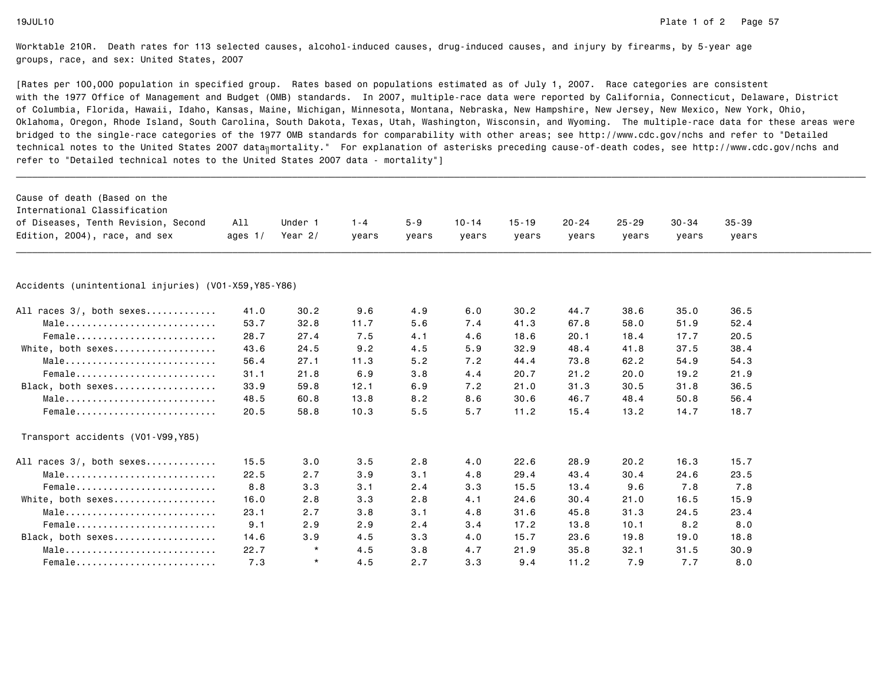Worktable 210R. Death rates for 113 selected causes, alcohol-induced causes, drug-induced causes, and injury by firearms, by 5-year age groups, race, and sex: United States, 2007

[Rates per 100,000 population in specified group. Rates based on populations estimated as of July 1, 2007. Race categories are consistent with the 1977 Office of Management and Budget (OMB) standards. In 2007, multiple-race data were reported by California, Connecticut, Delaware, District of Columbia, Florida, Hawaii, Idaho, Kansas, Maine, Michigan, Minnesota, Montana, Nebraska, New Hampshire, New Jersey, New Mexico, New York, Ohio, Oklahoma, Oregon, Rhode Island, South Carolina, South Dakota, Texas, Utah, Washington, Wisconsin, and Wyoming. The multiple-race data for these areas were bridged to the single-race categories of the 1977 OMB standards for comparability with other areas; see http://www.cdc.gov/nchs and refer to "Detailed technical notes to the United States 2007 data╖mortality." For explanation of asterisks preceding cause-of-death codes, see http://www.cdc.gov/nchs and refer to "Detailed technical notes to the United States 2007 data - mortality"]

| Cause of death (Based on the International Classification of Diseases, Tenth Revision, Second Edition, 2004), race, and sex | All ages 1/ | Under 1 Year 2/ | 1-4 years | 5-9 years | 10-14 years | 15-19 years | 20-24 years | 25-29 years | 30-34 years | 35-39 years |
|---|---|---|---|---|---|---|---|---|---|---|
| **Accidents (unintentional injuries) (V01-X59,Y85-Y86)** | | | | | | | | | | |
| All races 3/, both sexes | 41.0 | 30.2 | 9.6 | 4.9 | 6.0 | 30.2 | 44.7 | 38.6 | 35.0 | 36.5 |
| Male | 53.7 | 32.8 | 11.7 | 5.6 | 7.4 | 41.3 | 67.8 | 58.0 | 51.9 | 52.4 |
| Female | 28.7 | 27.4 | 7.5 | 4.1 | 4.6 | 18.6 | 20.1 | 18.4 | 17.7 | 20.5 |
| White, both sexes | 43.6 | 24.5 | 9.2 | 4.5 | 5.9 | 32.9 | 48.4 | 41.8 | 37.5 | 38.4 |
| Male | 56.4 | 27.1 | 11.3 | 5.2 | 7.2 | 44.4 | 73.8 | 62.2 | 54.9 | 54.3 |
| Female | 31.1 | 21.8 | 6.9 | 3.8 | 4.4 | 20.7 | 21.2 | 20.0 | 19.2 | 21.9 |
| Black, both sexes | 33.9 | 59.8 | 12.1 | 6.9 | 7.2 | 21.0 | 31.3 | 30.5 | 31.8 | 36.5 |
| Male | 48.5 | 60.8 | 13.8 | 8.2 | 8.6 | 30.6 | 46.7 | 48.4 | 50.8 | 56.4 |
| Female | 20.5 | 58.8 | 10.3 | 5.5 | 5.7 | 11.2 | 15.4 | 13.2 | 14.7 | 18.7 |
| **Transport accidents (V01-V99,Y85)** | | | | | | | | | | |
| All races 3/, both sexes | 15.5 | 3.0 | 3.5 | 2.8 | 4.0 | 22.6 | 28.9 | 20.2 | 16.3 | 15.7 |
| Male | 22.5 | 2.7 | 3.9 | 3.1 | 4.8 | 29.4 | 43.4 | 30.4 | 24.6 | 23.5 |
| Female | 8.8 | 3.3 | 3.1 | 2.4 | 3.3 | 15.5 | 13.4 | 9.6 | 7.8 | 7.8 |
| White, both sexes | 16.0 | 2.8 | 3.3 | 2.8 | 4.1 | 24.6 | 30.4 | 21.0 | 16.5 | 15.9 |
| Male | 23.1 | 2.7 | 3.8 | 3.1 | 4.8 | 31.6 | 45.8 | 31.3 | 24.5 | 23.4 |
| Female | 9.1 | 2.9 | 2.9 | 2.4 | 3.4 | 17.2 | 13.8 | 10.1 | 8.2 | 8.0 |
| Black, both sexes | 14.6 | 3.9 | 4.5 | 3.3 | 4.0 | 15.7 | 23.6 | 19.8 | 19.0 | 18.8 |
| Male | 22.7 | * | 4.5 | 3.8 | 4.7 | 21.9 | 35.8 | 32.1 | 31.5 | 30.9 |
| Female | 7.3 | * | 4.5 | 2.7 | 3.3 | 9.4 | 11.2 | 7.9 | 7.7 | 8.0 |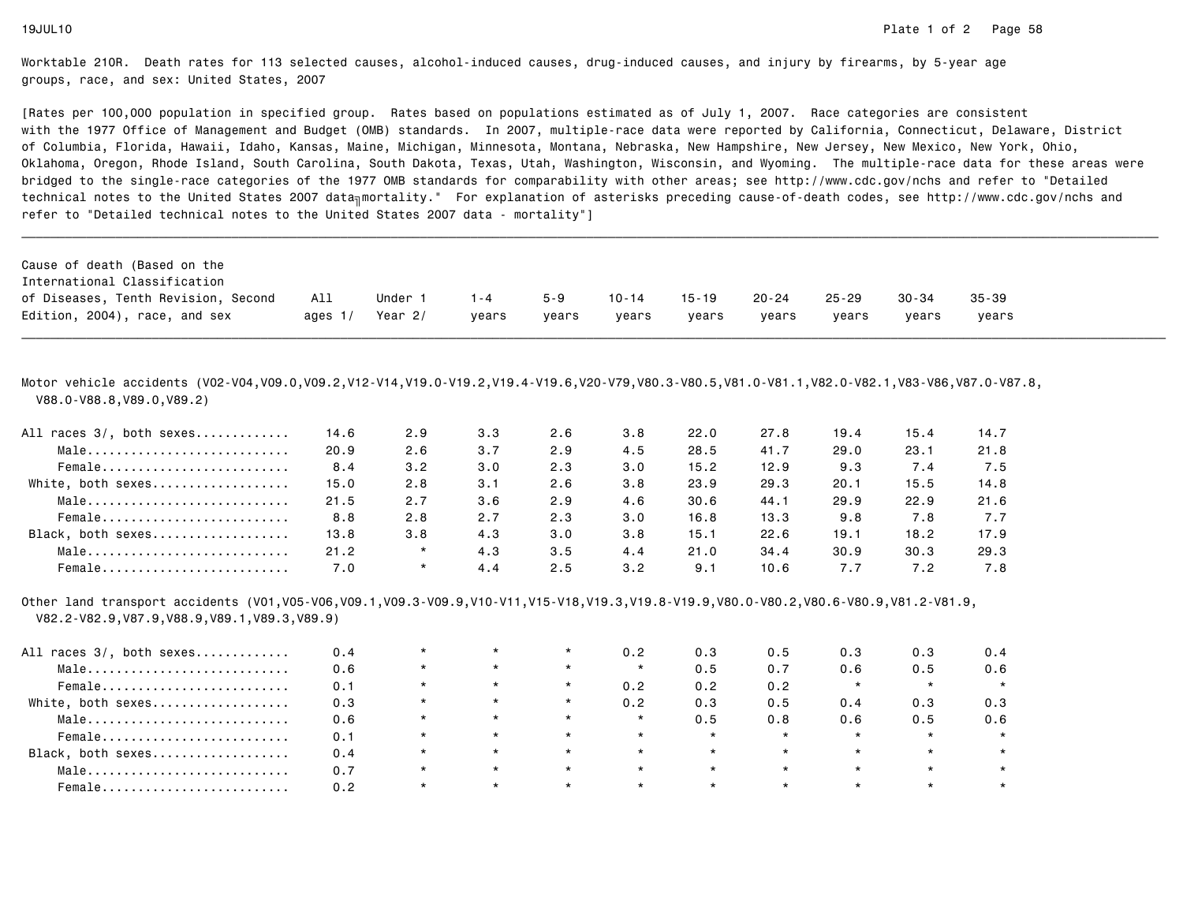Worktable 210R. Death rates for 113 selected causes, alcohol-induced causes, drug-induced causes, and injury by firearms, by 5-year age groups, race, and sex: United States, 2007

[Rates per 100,000 population in specified group. Rates based on populations estimated as of July 1, 2007. Race categories are consistent with the 1977 Office of Management and Budget (OMB) standards. In 2007, multiple-race data were reported by California, Connecticut, Delaware, District of Columbia, Florida, Hawaii, Idaho, Kansas, Maine, Michigan, Minnesota, Montana, Nebraska, New Hampshire, New Jersey, New Mexico, New York, Ohio, Oklahoma, Oregon, Rhode Island, South Carolina, South Dakota, Texas, Utah, Washington, Wisconsin, and Wyoming. The multiple-race data for these areas were bridged to the single-race categories of the 1977 OMB standards for comparability with other areas; see http://www.cdc.gov/nchs and refer to "Detailed technical notes to the United States 2007 data - mortality." For explanation of asterisks preceding cause-of-death codes, see http://www.cdc.gov/nchs and refer to "Detailed technical notes to the United States 2007 data - mortality"]

| Cause of death (Based on the International Classification of Diseases, Tenth Revision, Second Edition, 2004), race, and sex | All ages 1/ | Under 1 Year 2/ | 1-4 years | 5-9 years | 10-14 years | 15-19 years | 20-24 years | 25-29 years | 30-34 years | 35-39 years |
|---|---|---|---|---|---|---|---|---|---|---|
| **Motor vehicle accidents (V02-V04,V09.0,V09.2,V12-V14,V19.0-V19.2,V19.4-V19.6,V20-V79,V80.3-V80.5,V81.0-V81.1,V82.0-V82.1,V83-V86,V87.0-V87.8, V88.0-V88.8,V89.0,V89.2)** | | | | | | | | | | |
| All races 3/, both sexes | 14.6 | 2.9 | 3.3 | 2.6 | 3.8 | 22.0 | 27.8 | 19.4 | 15.4 | 14.7 |
| Male | 20.9 | 2.6 | 3.7 | 2.9 | 4.5 | 28.5 | 41.7 | 29.0 | 23.1 | 21.8 |
| Female | 8.4 | 3.2 | 3.0 | 2.3 | 3.0 | 15.2 | 12.9 | 9.3 | 7.4 | 7.5 |
| White, both sexes | 15.0 | 2.8 | 3.1 | 2.6 | 3.8 | 23.9 | 29.3 | 20.1 | 15.5 | 14.8 |
| Male | 21.5 | 2.7 | 3.6 | 2.9 | 4.6 | 30.6 | 44.1 | 29.9 | 22.9 | 21.6 |
| Female | 8.8 | 2.8 | 2.7 | 2.3 | 3.0 | 16.8 | 13.3 | 9.8 | 7.8 | 7.7 |
| Black, both sexes | 13.8 | 3.8 | 4.3 | 3.0 | 3.8 | 15.1 | 22.6 | 19.1 | 18.2 | 17.9 |
| Male | 21.2 | * | 4.3 | 3.5 | 4.4 | 21.0 | 34.4 | 30.9 | 30.3 | 29.3 |
| Female | 7.0 | * | 4.4 | 2.5 | 3.2 | 9.1 | 10.6 | 7.7 | 7.2 | 7.8 |
| **Other land transport accidents (V01,V05-V06,V09.1,V09.3-V09.9,V10-V11,V15-V18,V19.3,V19.8-V19.9,V80.0-V80.2,V80.6-V80.9,V81.2-V81.9, V82.2-V82.9,V87.9,V88.9,V89.1,V89.3,V89.9)** | | | | | | | | | | |
| All races 3/, both sexes | 0.4 | * | * | * | 0.2 | 0.3 | 0.5 | 0.3 | 0.3 | 0.4 |
| Male | 0.6 | * | * | * | * | 0.5 | 0.7 | 0.6 | 0.5 | 0.6 |
| Female | 0.1 | * | * | * | 0.2 | 0.2 | 0.2 | * | * | * |
| White, both sexes | 0.3 | * | * | * | 0.2 | 0.3 | 0.5 | 0.4 | 0.3 | 0.3 |
| Male | 0.6 | * | * | * | * | 0.5 | 0.8 | 0.6 | 0.5 | 0.6 |
| Female | 0.1 | * | * | * | * | * | * | * | * | * |
| Black, both sexes | 0.4 | * | * | * | * | * | * | * | * | * |
| Male | 0.7 | * | * | * | * | * | * | * | * | * |
| Female | 0.2 | * | * | * | * | * | * | * | * | * |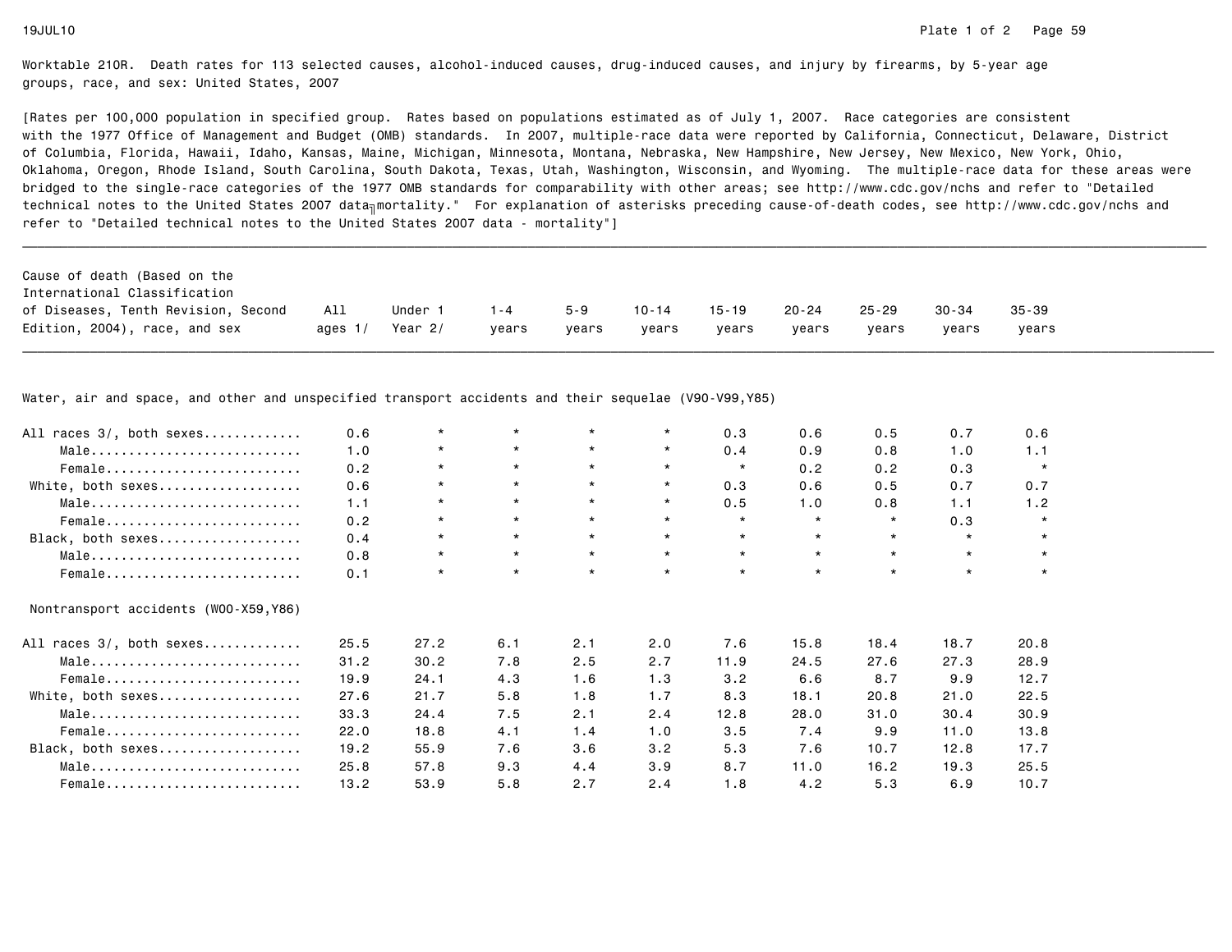Worktable 210R. Death rates for 113 selected causes, alcohol-induced causes, drug-induced causes, and injury by firearms, by 5-year age groups, race, and sex: United States, 2007

[Rates per 100,000 population in specified group. Rates based on populations estimated as of July 1, 2007. Race categories are consistent with the 1977 Office of Management and Budget (OMB) standards. In 2007, multiple-race data were reported by California, Connecticut, Delaware, District of Columbia, Florida, Hawaii, Idaho, Kansas, Maine, Michigan, Minnesota, Montana, Nebraska, New Hampshire, New Jersey, New Mexico, New York, Ohio, Oklahoma, Oregon, Rhode Island, South Carolina, South Dakota, Texas, Utah, Washington, Wisconsin, and Wyoming. The multiple-race data for these areas were bridged to the single-race categories of the 1977 OMB standards for comparability with other areas; see http://www.cdc.gov/nchs and refer to "Detailed technical notes to the United States 2007 data - mortality." For explanation of asterisks preceding cause-of-death codes, see http://www.cdc.gov/nchs and refer to "Detailed technical notes to the United States 2007 data - mortality"]

| Cause of death (Based on the International Classification of Diseases, Tenth Revision, Second Edition, 2004), race, and sex | All ages 1/ | Under 1 Year 2/ | 1-4 years | 5-9 years | 10-14 years | 15-19 years | 20-24 years | 25-29 years | 30-34 years | 35-39 years |
|---|---|---|---|---|---|---|---|---|---|---|
| **Water, air and space, and other and unspecified transport accidents and their sequelae (V90-V99,Y85)** | | | | | | | | | | |
| All races 3/, both sexes | 0.6 | * | * | * | * | 0.3 | 0.6 | 0.5 | 0.7 | 0.6 |
| Male | 1.0 | * | * | * | * | 0.4 | 0.9 | 0.8 | 1.0 | 1.1 |
| Female | 0.2 | * | * | * | * | * | 0.2 | 0.2 | 0.3 | * |
| White, both sexes | 0.6 | * | * | * | * | 0.3 | 0.6 | 0.5 | 0.7 | 0.7 |
| Male | 1.1 | * | * | * | * | 0.5 | 1.0 | 0.8 | 1.1 | 1.2 |
| Female | 0.2 | * | * | * | * | * | * | * | 0.3 | * |
| Black, both sexes | 0.4 | * | * | * | * | * | * | * | * | * |
| Male | 0.8 | * | * | * | * | * | * | * | * | * |
| Female | 0.1 | * | * | * | * | * | * | * | * | * |
| **Nontransport accidents (W00-X59,Y86)** | | | | | | | | | | |
| All races 3/, both sexes | 25.5 | 27.2 | 6.1 | 2.1 | 2.0 | 7.6 | 15.8 | 18.4 | 18.7 | 20.8 |
| Male | 31.2 | 30.2 | 7.8 | 2.5 | 2.7 | 11.9 | 24.5 | 27.6 | 27.3 | 28.9 |
| Female | 19.9 | 24.1 | 4.3 | 1.6 | 1.3 | 3.2 | 6.6 | 8.7 | 9.9 | 12.7 |
| White, both sexes | 27.6 | 21.7 | 5.8 | 1.8 | 1.7 | 8.3 | 18.1 | 20.8 | 21.0 | 22.5 |
| Male | 33.3 | 24.4 | 7.5 | 2.1 | 2.4 | 12.8 | 28.0 | 31.0 | 30.4 | 30.9 |
| Female | 22.0 | 18.8 | 4.1 | 1.4 | 1.0 | 3.5 | 7.4 | 9.9 | 11.0 | 13.8 |
| Black, both sexes | 19.2 | 55.9 | 7.6 | 3.6 | 3.2 | 5.3 | 7.6 | 10.7 | 12.8 | 17.7 |
| Male | 25.8 | 57.8 | 9.3 | 4.4 | 3.9 | 8.7 | 11.0 | 16.2 | 19.3 | 25.5 |
| Female | 13.2 | 53.9 | 5.8 | 2.7 | 2.4 | 1.8 | 4.2 | 5.3 | 6.9 | 10.7 |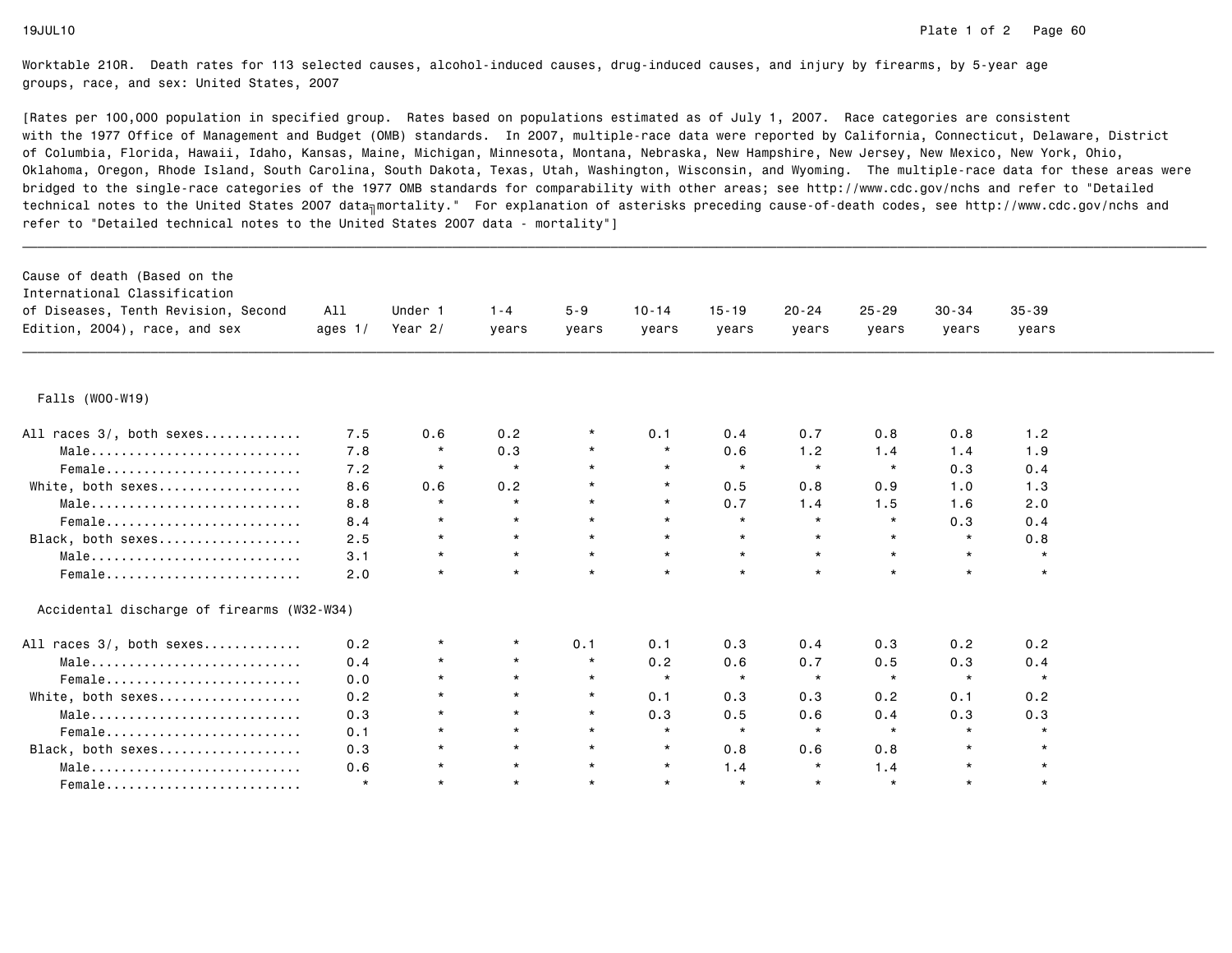Worktable 210R. Death rates for 113 selected causes, alcohol-induced causes, drug-induced causes, and injury by firearms, by 5-year age groups, race, and sex: United States, 2007

[Rates per 100,000 population in specified group. Rates based on populations estimated as of July 1, 2007. Race categories are consistent with the 1977 Office of Management and Budget (OMB) standards. In 2007, multiple-race data were reported by California, Connecticut, Delaware, District of Columbia, Florida, Hawaii, Idaho, Kansas, Maine, Michigan, Minnesota, Montana, Nebraska, New Hampshire, New Jersey, New Mexico, New York, Ohio, Oklahoma, Oregon, Rhode Island, South Carolina, South Dakota, Texas, Utah, Washington, Wisconsin, and Wyoming. The multiple-race data for these areas were bridged to the single-race categories of the 1977 OMB standards for comparability with other areas; see http://www.cdc.gov/nchs and refer to "Detailed technical notes to the United States 2007 data╖mortality." For explanation of asterisks preceding cause-of-death codes, see http://www.cdc.gov/nchs and refer to "Detailed technical notes to the United States 2007 data - mortality"]

| Cause of death (Based on the International Classification of Diseases, Tenth Revision, Second Edition, 2004), race, and sex | All ages 1/ | Under 1 Year 2/ | 1-4 years | 5-9 years | 10-14 years | 15-19 years | 20-24 years | 25-29 years | 30-34 years | 35-39 years |
|---|---|---|---|---|---|---|---|---|---|---|
| **Falls (W00-W19)** | | | | | | | | | | |
| All races 3/, both sexes............ | 7.5 | 0.6 | 0.2 | * | 0.1 | 0.4 | 0.7 | 0.8 | 0.8 | 1.2 |
| Male........................... | 7.8 | * | 0.3 | * | * | 0.6 | 1.2 | 1.4 | 1.4 | 1.9 |
| Female......................... | 7.2 | * | * | * | * | * | * | * | 0.3 | 0.4 |
| White, both sexes.................. | 8.6 | 0.6 | 0.2 | * | * | 0.5 | 0.8 | 0.9 | 1.0 | 1.3 |
| Male........................... | 8.8 | * | * | * | * | 0.7 | 1.4 | 1.5 | 1.6 | 2.0 |
| Female......................... | 8.4 | * | * | * | * | * | * | * | 0.3 | 0.4 |
| Black, both sexes.................. | 2.5 | * | * | * | * | * | * | * | * | 0.8 |
| Male........................... | 3.1 | * | * | * | * | * | * | * | * | * |
| Female......................... | 2.0 | * | * | * | * | * | * | * | * | * |
| **Accidental discharge of firearms (W32-W34)** | | | | | | | | | | |
| All races 3/, both sexes............ | 0.2 | * | * | 0.1 | 0.1 | 0.3 | 0.4 | 0.3 | 0.2 | 0.2 |
| Male........................... | 0.4 | * | * | * | 0.2 | 0.6 | 0.7 | 0.5 | 0.3 | 0.4 |
| Female......................... | 0.0 | * | * | * | * | * | * | * | * | * |
| White, both sexes.................. | 0.2 | * | * | * | 0.1 | 0.3 | 0.3 | 0.2 | 0.1 | 0.2 |
| Male........................... | 0.3 | * | * | * | 0.3 | 0.5 | 0.6 | 0.4 | 0.3 | 0.3 |
| Female......................... | 0.1 | * | * | * | * | * | * | * | * | * |
| Black, both sexes.................. | 0.3 | * | * | * | * | 0.8 | 0.6 | 0.8 | * | * |
| Male........................... | 0.6 | * | * | * | * | 1.4 | * | 1.4 | * | * |
| Female......................... | * | * | * | * | * | * | * | * | * | * |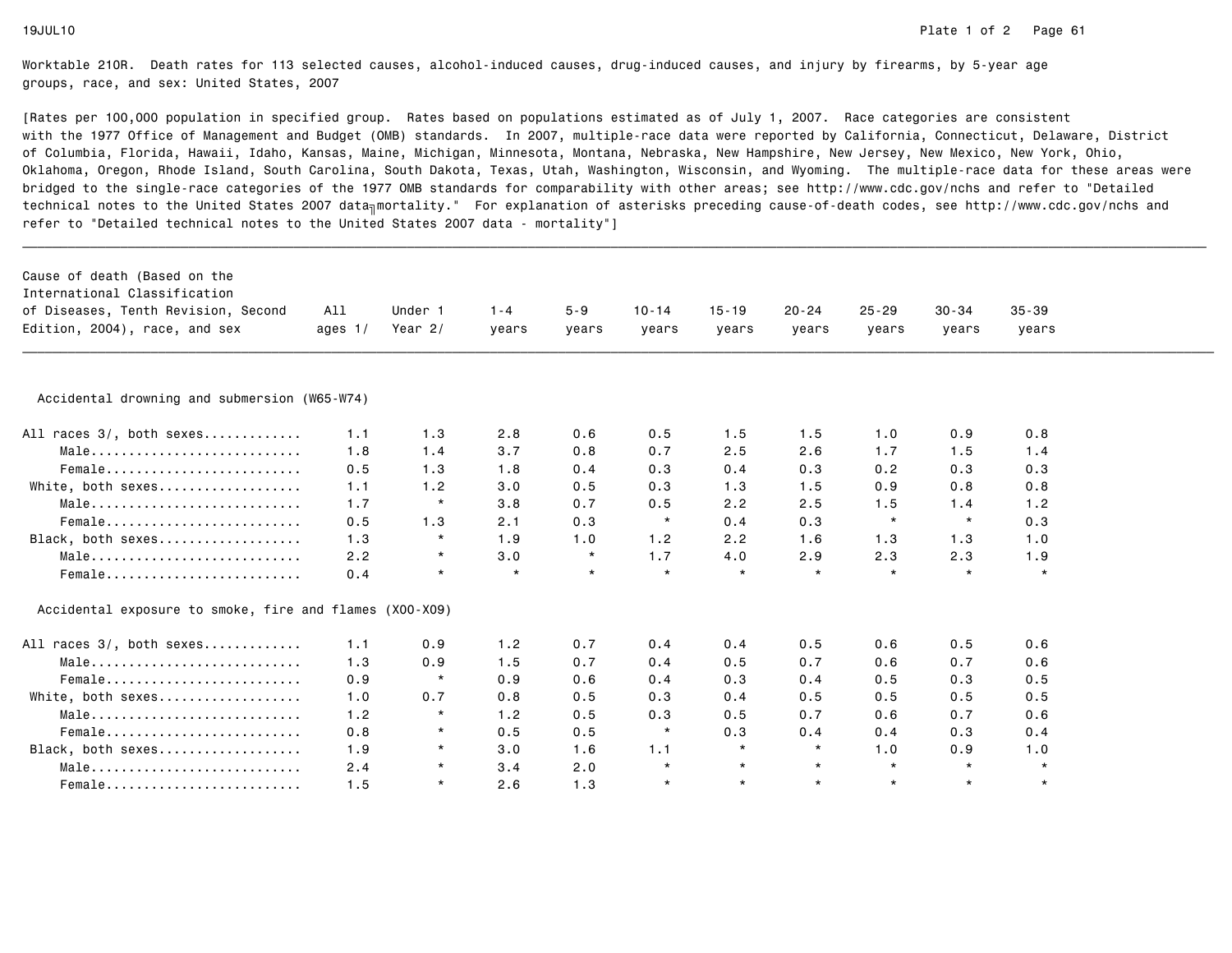Worktable 210R. Death rates for 113 selected causes, alcohol-induced causes, drug-induced causes, and injury by firearms, by 5-year age groups, race, and sex: United States, 2007

[Rates per 100,000 population in specified group. Rates based on populations estimated as of July 1, 2007. Race categories are consistent with the 1977 Office of Management and Budget (OMB) standards. In 2007, multiple-race data were reported by California, Connecticut, Delaware, District of Columbia, Florida, Hawaii, Idaho, Kansas, Maine, Michigan, Minnesota, Montana, Nebraska, New Hampshire, New Jersey, New Mexico, New York, Ohio, Oklahoma, Oregon, Rhode Island, South Carolina, South Dakota, Texas, Utah, Washington, Wisconsin, and Wyoming. The multiple-race data for these areas were bridged to the single-race categories of the 1977 OMB standards for comparability with other areas; see http://www.cdc.gov/nchs and refer to "Detailed technical notes to the United States 2007 data mortality." For explanation of asterisks preceding cause-of-death codes, see http://www.cdc.gov/nchs and refer to "Detailed technical notes to the United States 2007 data - mortality"]

| Cause of death (Based on the International Classification of Diseases, Tenth Revision, Second Edition, 2004), race, and sex | All ages 1/ | Under 1 Year 2/ | 1-4 years | 5-9 years | 10-14 years | 15-19 years | 20-24 years | 25-29 years | 30-34 years | 35-39 years |
|---|---|---|---|---|---|---|---|---|---|---|
| **Accidental drowning and submersion (W65-W74)** | | | | | | | | | | |
| All races 3/, both sexes | 1.1 | 1.3 | 2.8 | 0.6 | 0.5 | 1.5 | 1.5 | 1.0 | 0.9 | 0.8 |
| Male | 1.8 | 1.4 | 3.7 | 0.8 | 0.7 | 2.5 | 2.6 | 1.7 | 1.5 | 1.4 |
| Female | 0.5 | 1.3 | 1.8 | 0.4 | 0.3 | 0.4 | 0.3 | 0.2 | 0.3 | 0.3 |
| White, both sexes | 1.1 | 1.2 | 3.0 | 0.5 | 0.3 | 1.3 | 1.5 | 0.9 | 0.8 | 0.8 |
| Male | 1.7 | * | 3.8 | 0.7 | 0.5 | 2.2 | 2.5 | 1.5 | 1.4 | 1.2 |
| Female | 0.5 | 1.3 | 2.1 | 0.3 | * | 0.4 | 0.3 | * | * | 0.3 |
| Black, both sexes | 1.3 | * | 1.9 | 1.0 | 1.2 | 2.2 | 1.6 | 1.3 | 1.3 | 1.0 |
| Male | 2.2 | * | 3.0 | * | 1.7 | 4.0 | 2.9 | 2.3 | 2.3 | 1.9 |
| Female | 0.4 | * | * | * | * | * | * | * | * | * |
| **Accidental exposure to smoke, fire and flames (X00-X09)** | | | | | | | | | | |
| All races 3/, both sexes | 1.1 | 0.9 | 1.2 | 0.7 | 0.4 | 0.4 | 0.5 | 0.6 | 0.5 | 0.6 |
| Male | 1.3 | 0.9 | 1.5 | 0.7 | 0.4 | 0.5 | 0.7 | 0.6 | 0.7 | 0.6 |
| Female | 0.9 | * | 0.9 | 0.6 | 0.4 | 0.3 | 0.4 | 0.5 | 0.3 | 0.5 |
| White, both sexes | 1.0 | 0.7 | 0.8 | 0.5 | 0.3 | 0.4 | 0.5 | 0.5 | 0.5 | 0.5 |
| Male | 1.2 | * | 1.2 | 0.5 | 0.3 | 0.5 | 0.7 | 0.6 | 0.7 | 0.6 |
| Female | 0.8 | * | 0.5 | 0.5 | * | 0.3 | 0.4 | 0.4 | 0.3 | 0.4 |
| Black, both sexes | 1.9 | * | 3.0 | 1.6 | 1.1 | * | * | 1.0 | 0.9 | 1.0 |
| Male | 2.4 | * | 3.4 | 2.0 | * | * | * | * | * | * |
| Female | 1.5 | * | 2.6 | 1.3 | * | * | * | * | * | * |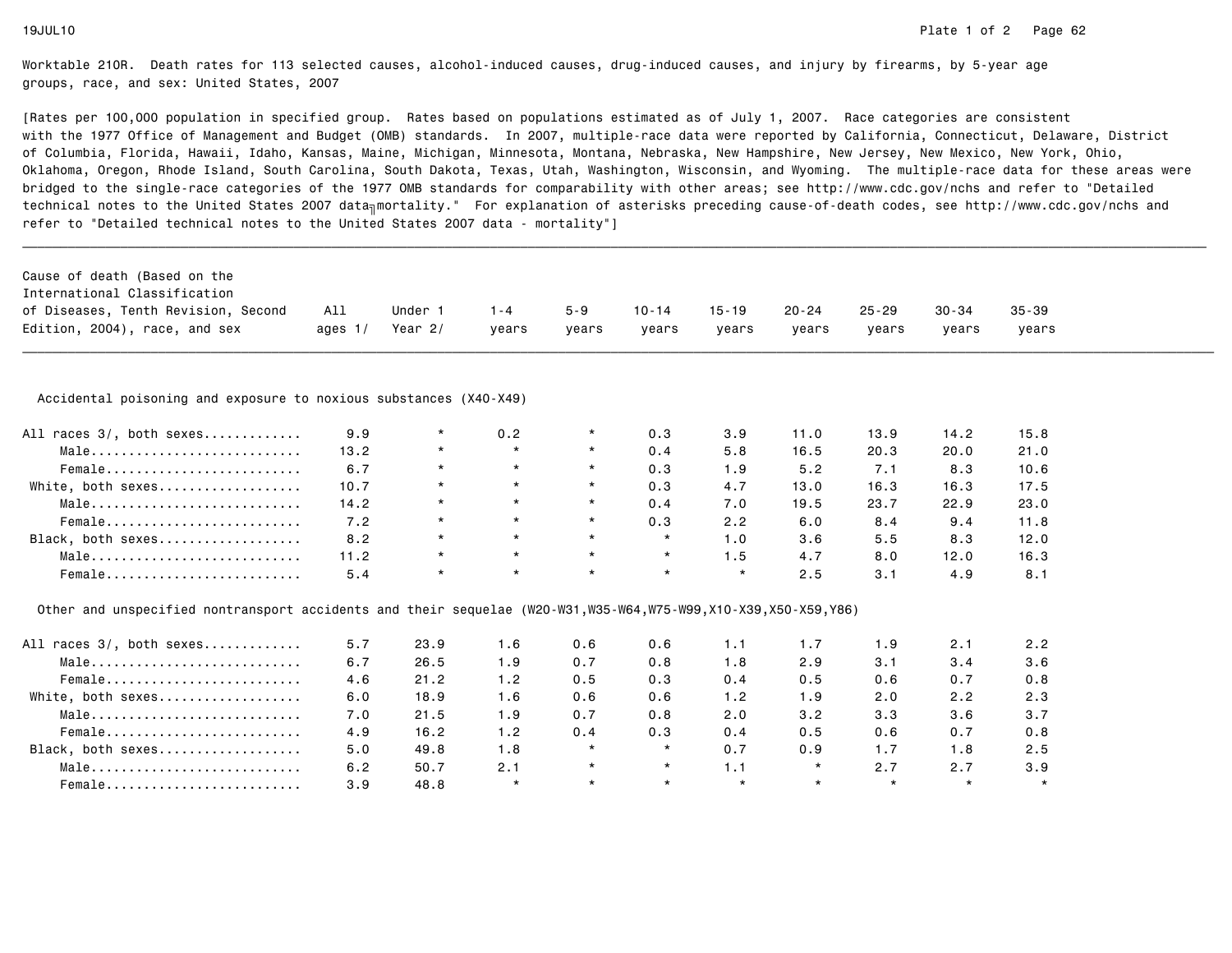Worktable 210R. Death rates for 113 selected causes, alcohol-induced causes, drug-induced causes, and injury by firearms, by 5-year age groups, race, and sex: United States, 2007

[Rates per 100,000 population in specified group. Rates based on populations estimated as of July 1, 2007. Race categories are consistent with the 1977 Office of Management and Budget (OMB) standards. In 2007, multiple-race data were reported by California, Connecticut, Delaware, District of Columbia, Florida, Hawaii, Idaho, Kansas, Maine, Michigan, Minnesota, Montana, Nebraska, New Hampshire, New Jersey, New Mexico, New York, Ohio, Oklahoma, Oregon, Rhode Island, South Carolina, South Dakota, Texas, Utah, Washington, Wisconsin, and Wyoming. The multiple-race data for these areas were bridged to the single-race categories of the 1977 OMB standards for comparability with other areas; see http://www.cdc.gov/nchs and refer to "Detailed technical notes to the United States 2007 data╗mortality." For explanation of asterisks preceding cause-of-death codes, see http://www.cdc.gov/nchs and refer to "Detailed technical notes to the United States 2007 data - mortality"]

| Cause of death (Based on the International Classification of Diseases, Tenth Revision, Second Edition, 2004), race, and sex | All ages 1/ | Under 1 Year 2/ | 1-4 years | 5-9 years | 10-14 years | 15-19 years | 20-24 years | 25-29 years | 30-34 years | 35-39 years |
|---|---|---|---|---|---|---|---|---|---|---|
| **Accidental poisoning and exposure to noxious substances (X40-X49)** | | | | | | | | | | |
| All races 3/, both sexes | 9.9 | * | 0.2 | * | 0.3 | 3.9 | 11.0 | 13.9 | 14.2 | 15.8 |
| Male | 13.2 | * | * | * | 0.4 | 5.8 | 16.5 | 20.3 | 20.0 | 21.0 |
| Female | 6.7 | * | * | * | 0.3 | 1.9 | 5.2 | 7.1 | 8.3 | 10.6 |
| White, both sexes | 10.7 | * | * | * | 0.3 | 4.7 | 13.0 | 16.3 | 16.3 | 17.5 |
| Male | 14.2 | * | * | * | 0.4 | 7.0 | 19.5 | 23.7 | 22.9 | 23.0 |
| Female | 7.2 | * | * | * | 0.3 | 2.2 | 6.0 | 8.4 | 9.4 | 11.8 |
| Black, both sexes | 8.2 | * | * | * | * | 1.0 | 3.6 | 5.5 | 8.3 | 12.0 |
| Male | 11.2 | * | * | * | * | 1.5 | 4.7 | 8.0 | 12.0 | 16.3 |
| Female | 5.4 | * | * | * | * | * | 2.5 | 3.1 | 4.9 | 8.1 |
| **Other and unspecified nontransport accidents and their sequelae (W20-W31,W35-W64,W75-W99,X10-X39,X50-X59,Y86)** | | | | | | | | | | |
| All races 3/, both sexes | 5.7 | 23.9 | 1.6 | 0.6 | 0.6 | 1.1 | 1.7 | 1.9 | 2.1 | 2.2 |
| Male | 6.7 | 26.5 | 1.9 | 0.7 | 0.8 | 1.8 | 2.9 | 3.1 | 3.4 | 3.6 |
| Female | 4.6 | 21.2 | 1.2 | 0.5 | 0.3 | 0.4 | 0.5 | 0.6 | 0.7 | 0.8 |
| White, both sexes | 6.0 | 18.9 | 1.6 | 0.6 | 0.6 | 1.2 | 1.9 | 2.0 | 2.2 | 2.3 |
| Male | 7.0 | 21.5 | 1.9 | 0.7 | 0.8 | 2.0 | 3.2 | 3.3 | 3.6 | 3.7 |
| Female | 4.9 | 16.2 | 1.2 | 0.4 | 0.3 | 0.4 | 0.5 | 0.6 | 0.7 | 0.8 |
| Black, both sexes | 5.0 | 49.8 | 1.8 | * | * | 0.7 | 0.9 | 1.7 | 1.8 | 2.5 |
| Male | 6.2 | 50.7 | 2.1 | * | * | 1.1 | * | 2.7 | 2.7 | 3.9 |
| Female | 3.9 | 48.8 | * | * | * | * | * | * | * | * |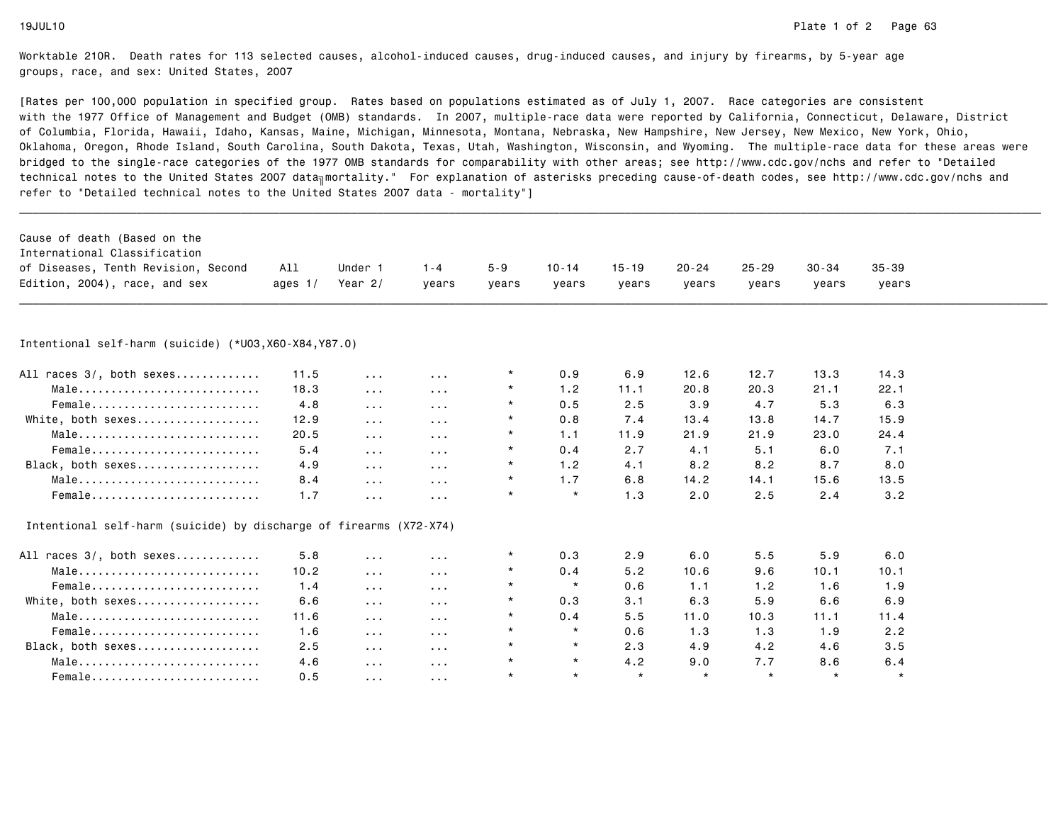Worktable 210R. Death rates for 113 selected causes, alcohol-induced causes, drug-induced causes, and injury by firearms, by 5-year age groups, race, and sex: United States, 2007

[Rates per 100,000 population in specified group. Rates based on populations estimated as of July 1, 2007. Race categories are consistent with the 1977 Office of Management and Budget (OMB) standards. In 2007, multiple-race data were reported by California, Connecticut, Delaware, District of Columbia, Florida, Hawaii, Idaho, Kansas, Maine, Michigan, Minnesota, Montana, Nebraska, New Hampshire, New Jersey, New Mexico, New York, Ohio, Oklahoma, Oregon, Rhode Island, South Carolina, South Dakota, Texas, Utah, Washington, Wisconsin, and Wyoming. The multiple-race data for these areas were bridged to the single-race categories of the 1977 OMB standards for comparability with other areas; see http://www.cdc.gov/nchs and refer to "Detailed technical notes to the United States 2007 data╖mortality." For explanation of asterisks preceding cause-of-death codes, see http://www.cdc.gov/nchs and refer to "Detailed technical notes to the United States 2007 data - mortality"]

| Cause of death (Based on the International Classification of Diseases, Tenth Revision, Second Edition, 2004), race, and sex | All ages 1/ | Under 1 Year 2/ | 1-4 years | 5-9 years | 10-14 years | 15-19 years | 20-24 years | 25-29 years | 30-34 years | 35-39 years |
|---|---|---|---|---|---|---|---|---|---|---|
| **Intentional self-harm (suicide) (*U03,X60-X84,Y87.0)** | | | | | | | | | | |
| All races 3/, both sexes | 11.5 | ... | ... | * | 0.9 | 6.9 | 12.6 | 12.7 | 13.3 | 14.3 |
| Male | 18.3 | ... | ... | * | 1.2 | 11.1 | 20.8 | 20.3 | 21.1 | 22.1 |
| Female | 4.8 | ... | ... | * | 0.5 | 2.5 | 3.9 | 4.7 | 5.3 | 6.3 |
| White, both sexes | 12.9 | ... | ... | * | 0.8 | 7.4 | 13.4 | 13.8 | 14.7 | 15.9 |
| Male | 20.5 | ... | ... | * | 1.1 | 11.9 | 21.9 | 21.9 | 23.0 | 24.4 |
| Female | 5.4 | ... | ... | * | 0.4 | 2.7 | 4.1 | 5.1 | 6.0 | 7.1 |
| Black, both sexes | 4.9 | ... | ... | * | 1.2 | 4.1 | 8.2 | 8.2 | 8.7 | 8.0 |
| Male | 8.4 | ... | ... | * | 1.7 | 6.8 | 14.2 | 14.1 | 15.6 | 13.5 |
| Female | 1.7 | ... | ... | * | * | 1.3 | 2.0 | 2.5 | 2.4 | 3.2 |
| **Intentional self-harm (suicide) by discharge of firearms (X72-X74)** | | | | | | | | | | |
| All races 3/, both sexes | 5.8 | ... | ... | * | 0.3 | 2.9 | 6.0 | 5.5 | 5.9 | 6.0 |
| Male | 10.2 | ... | ... | * | 0.4 | 5.2 | 10.6 | 9.6 | 10.1 | 10.1 |
| Female | 1.4 | ... | ... | * | * | 0.6 | 1.1 | 1.2 | 1.6 | 1.9 |
| White, both sexes | 6.6 | ... | ... | * | 0.3 | 3.1 | 6.3 | 5.9 | 6.6 | 6.9 |
| Male | 11.6 | ... | ... | * | 0.4 | 5.5 | 11.0 | 10.3 | 11.1 | 11.4 |
| Female | 1.6 | ... | ... | * | * | 0.6 | 1.3 | 1.3 | 1.9 | 2.2 |
| Black, both sexes | 2.5 | ... | ... | * | * | 2.3 | 4.9 | 4.2 | 4.6 | 3.5 |
| Male | 4.6 | ... | ... | * | * | 4.2 | 9.0 | 7.7 | 8.6 | 6.4 |
| Female | 0.5 | ... | ... | * | * | * | * | * | * | * |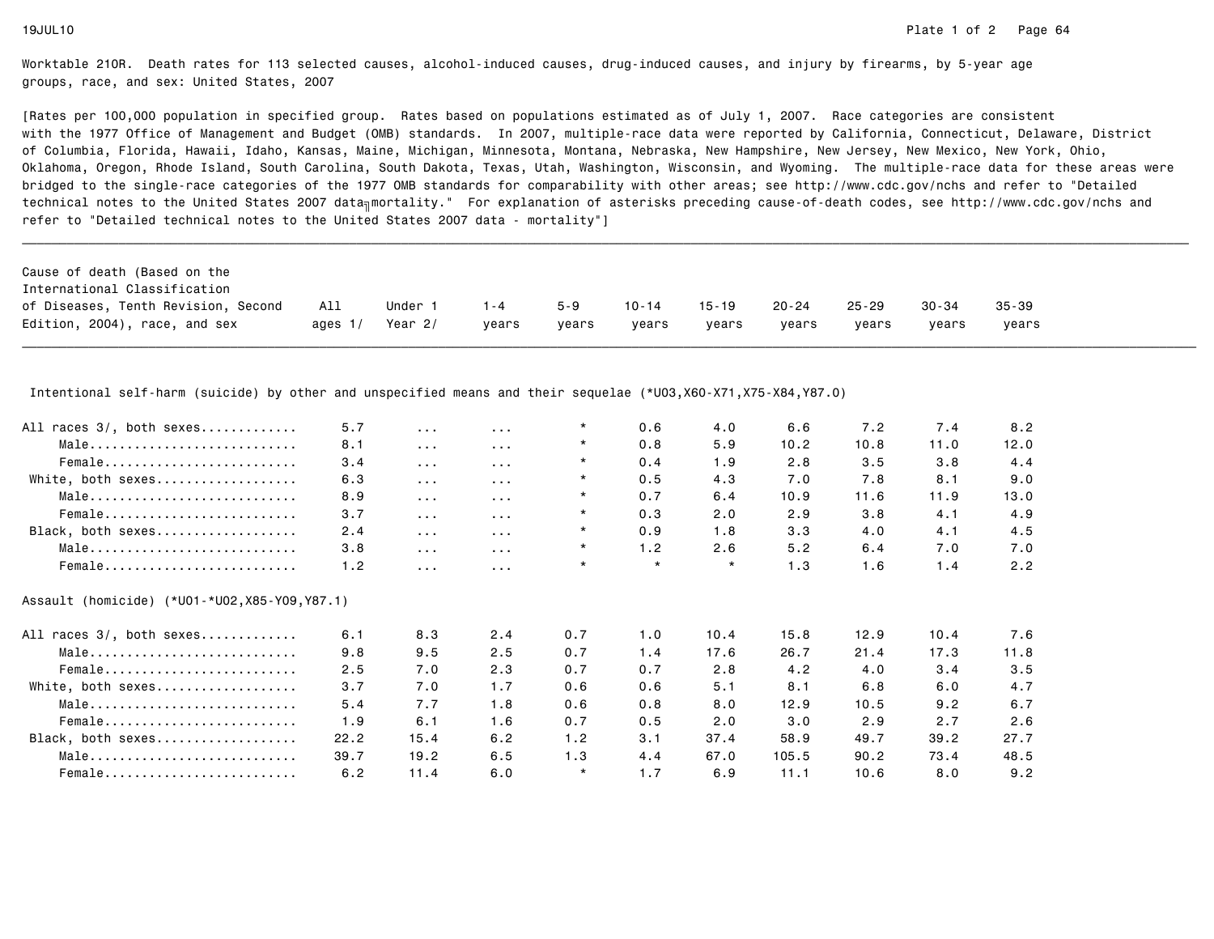Worktable 210R. Death rates for 113 selected causes, alcohol-induced causes, drug-induced causes, and injury by firearms, by 5-year age groups, race, and sex: United States, 2007

[Rates per 100,000 population in specified group. Rates based on populations estimated as of July 1, 2007. Race categories are consistent with the 1977 Office of Management and Budget (OMB) standards. In 2007, multiple-race data were reported by California, Connecticut, Delaware, District of Columbia, Florida, Hawaii, Idaho, Kansas, Maine, Michigan, Minnesota, Montana, Nebraska, New Hampshire, New Jersey, New Mexico, New York, Ohio, Oklahoma, Oregon, Rhode Island, South Carolina, South Dakota, Texas, Utah, Washington, Wisconsin, and Wyoming. The multiple-race data for these areas were bridged to the single-race categories of the 1977 OMB standards for comparability with other areas; see http://www.cdc.gov/nchs and refer to "Detailed technical notes to the United States 2007 data╖mortality." For explanation of asterisks preceding cause-of-death codes, see http://www.cdc.gov/nchs and refer to "Detailed technical notes to the United States 2007 data - mortality"]

| Cause of death (Based on the International Classification of Diseases, Tenth Revision, Second Edition, 2004), race, and sex | All ages 1/ | Under 1 Year 2/ | 1-4 years | 5-9 years | 10-14 years | 15-19 years | 20-24 years | 25-29 years | 30-34 years | 35-39 years |
|---|---|---|---|---|---|---|---|---|---|---|
| **Intentional self-harm (suicide) by other and unspecified means and their sequelae (*U03,X60-X71,X75-X84,Y87.0)** | | | | | | | | | | |
| All races 3/, both sexes | 5.7 | ... | ... | * | 0.6 | 4.0 | 6.6 | 7.2 | 7.4 | 8.2 |
| Male | 8.1 | ... | ... | * | 0.8 | 5.9 | 10.2 | 10.8 | 11.0 | 12.0 |
| Female | 3.4 | ... | ... | * | 0.4 | 1.9 | 2.8 | 3.5 | 3.8 | 4.4 |
| White, both sexes | 6.3 | ... | ... | * | 0.5 | 4.3 | 7.0 | 7.8 | 8.1 | 9.0 |
| Male | 8.9 | ... | ... | * | 0.7 | 6.4 | 10.9 | 11.6 | 11.9 | 13.0 |
| Female | 3.7 | ... | ... | * | 0.3 | 2.0 | 2.9 | 3.8 | 4.1 | 4.9 |
| Black, both sexes | 2.4 | ... | ... | * | 0.9 | 1.8 | 3.3 | 4.0 | 4.1 | 4.5 |
| Male | 3.8 | ... | ... | * | 1.2 | 2.6 | 5.2 | 6.4 | 7.0 | 7.0 |
| Female | 1.2 | ... | ... | * | * | * | 1.3 | 1.6 | 1.4 | 2.2 |
| **Assault (homicide) (*U01-*U02,X85-Y09,Y87.1)** | | | | | | | | | | |
| All races 3/, both sexes | 6.1 | 8.3 | 2.4 | 0.7 | 1.0 | 10.4 | 15.8 | 12.9 | 10.4 | 7.6 |
| Male | 9.8 | 9.5 | 2.5 | 0.7 | 1.4 | 17.6 | 26.7 | 21.4 | 17.3 | 11.8 |
| Female | 2.5 | 7.0 | 2.3 | 0.7 | 0.7 | 2.8 | 4.2 | 4.0 | 3.4 | 3.5 |
| White, both sexes | 3.7 | 7.0 | 1.7 | 0.6 | 0.6 | 5.1 | 8.1 | 6.8 | 6.0 | 4.7 |
| Male | 5.4 | 7.7 | 1.8 | 0.6 | 0.8 | 8.0 | 12.9 | 10.5 | 9.2 | 6.7 |
| Female | 1.9 | 6.1 | 1.6 | 0.7 | 0.5 | 2.0 | 3.0 | 2.9 | 2.7 | 2.6 |
| Black, both sexes | 22.2 | 15.4 | 6.2 | 1.2 | 3.1 | 37.4 | 58.9 | 49.7 | 39.2 | 27.7 |
| Male | 39.7 | 19.2 | 6.5 | 1.3 | 4.4 | 67.0 | 105.5 | 90.2 | 73.4 | 48.5 |
| Female | 6.2 | 11.4 | 6.0 | * | 1.7 | 6.9 | 11.1 | 10.6 | 8.0 | 9.2 |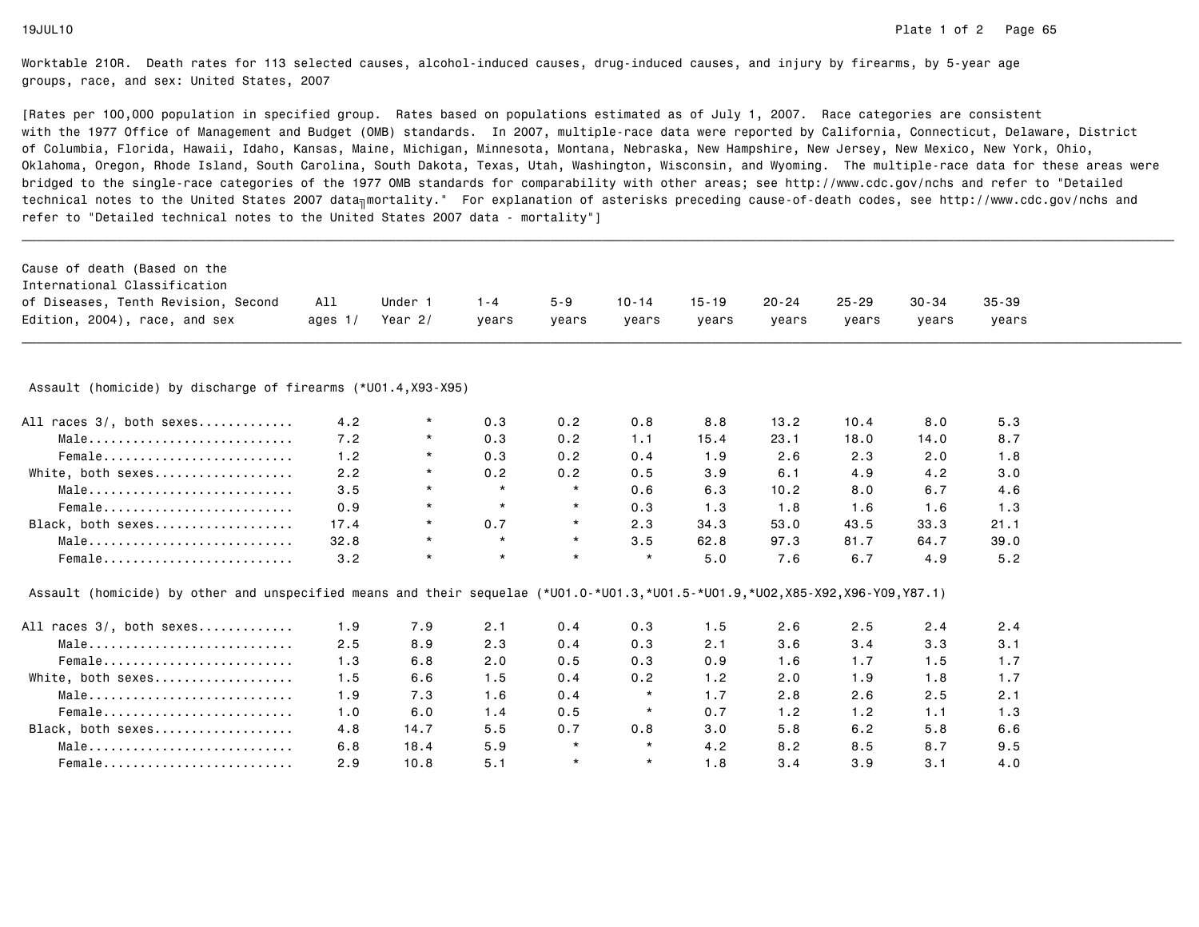Worktable 210R. Death rates for 113 selected causes, alcohol-induced causes, drug-induced causes, and injury by firearms, by 5-year age groups, race, and sex: United States, 2007

[Rates per 100,000 population in specified group. Rates based on populations estimated as of July 1, 2007. Race categories are consistent with the 1977 Office of Management and Budget (OMB) standards. In 2007, multiple-race data were reported by California, Connecticut, Delaware, District of Columbia, Florida, Hawaii, Idaho, Kansas, Maine, Michigan, Minnesota, Montana, Nebraska, New Hampshire, New Jersey, New Mexico, New York, Ohio, Oklahoma, Oregon, Rhode Island, South Carolina, South Dakota, Texas, Utah, Washington, Wisconsin, and Wyoming. The multiple-race data for these areas were bridged to the single-race categories of the 1977 OMB standards for comparability with other areas; see http://www.cdc.gov/nchs and refer to "Detailed technical notes to the United States 2007 data—mortality." For explanation of asterisks preceding cause-of-death codes, see http://www.cdc.gov/nchs and refer to "Detailed technical notes to the United States 2007 data - mortality"]

| Cause of death (Based on the International Classification of Diseases, Tenth Revision, Second Edition, 2004), race, and sex | All ages 1/ | Under 1 Year 2/ | 1-4 years | 5-9 years | 10-14 years | 15-19 years | 20-24 years | 25-29 years | 30-34 years | 35-39 years |
|---|---|---|---|---|---|---|---|---|---|---|
| **Assault (homicide) by discharge of firearms (*U01.4,X93-X95)** | | | | | | | | | | |
| All races 3/, both sexes | 4.2 | * | 0.3 | 0.2 | 0.8 | 8.8 | 13.2 | 10.4 | 8.0 | 5.3 |
| Male | 7.2 | * | 0.3 | 0.2 | 1.1 | 15.4 | 23.1 | 18.0 | 14.0 | 8.7 |
| Female | 1.2 | * | 0.3 | 0.2 | 0.4 | 1.9 | 2.6 | 2.3 | 2.0 | 1.8 |
| White, both sexes | 2.2 | * | 0.2 | 0.2 | 0.5 | 3.9 | 6.1 | 4.9 | 4.2 | 3.0 |
| Male | 3.5 | * | * | * | 0.6 | 6.3 | 10.2 | 8.0 | 6.7 | 4.6 |
| Female | 0.9 | * | * | * | 0.3 | 1.3 | 1.8 | 1.6 | 1.6 | 1.3 |
| Black, both sexes | 17.4 | * | 0.7 | * | 2.3 | 34.3 | 53.0 | 43.5 | 33.3 | 21.1 |
| Male | 32.8 | * | * | * | 3.5 | 62.8 | 97.3 | 81.7 | 64.7 | 39.0 |
| Female | 3.2 | * | * | * | * | 5.0 | 7.6 | 6.7 | 4.9 | 5.2 |
| **Assault (homicide) by other and unspecified means and their sequelae (*U01.0-*U01.3,*U01.5-*U01.9,*U02,X85-X92,X96-Y09,Y87.1)** | | | | | | | | | | |
| All races 3/, both sexes | 1.9 | 7.9 | 2.1 | 0.4 | 0.3 | 1.5 | 2.6 | 2.5 | 2.4 | 2.4 |
| Male | 2.5 | 8.9 | 2.3 | 0.4 | 0.3 | 2.1 | 3.6 | 3.4 | 3.3 | 3.1 |
| Female | 1.3 | 6.8 | 2.0 | 0.5 | 0.3 | 0.9 | 1.6 | 1.7 | 1.5 | 1.7 |
| White, both sexes | 1.5 | 6.6 | 1.5 | 0.4 | 0.2 | 1.2 | 2.0 | 1.9 | 1.8 | 1.7 |
| Male | 1.9 | 7.3 | 1.6 | 0.4 | * | 1.7 | 2.8 | 2.6 | 2.5 | 2.1 |
| Female | 1.0 | 6.0 | 1.4 | 0.5 | * | 0.7 | 1.2 | 1.2 | 1.1 | 1.3 |
| Black, both sexes | 4.8 | 14.7 | 5.5 | 0.7 | 0.8 | 3.0 | 5.8 | 6.2 | 5.8 | 6.6 |
| Male | 6.8 | 18.4 | 5.9 | * | * | 4.2 | 8.2 | 8.5 | 8.7 | 9.5 |
| Female | 2.9 | 10.8 | 5.1 | * | * | 1.8 | 3.4 | 3.9 | 3.1 | 4.0 |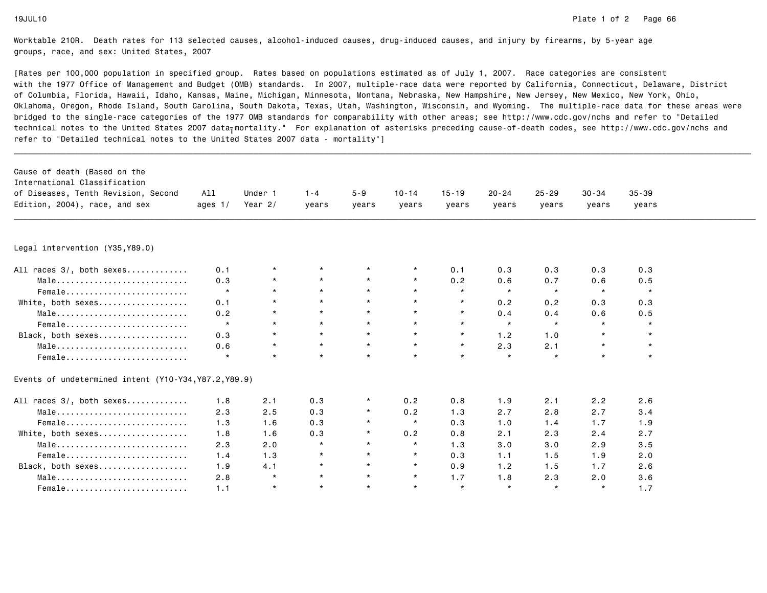Worktable 210R. Death rates for 113 selected causes, alcohol-induced causes, drug-induced causes, and injury by firearms, by 5-year age groups, race, and sex: United States, 2007

[Rates per 100,000 population in specified group. Rates based on populations estimated as of July 1, 2007. Race categories are consistent with the 1977 Office of Management and Budget (OMB) standards. In 2007, multiple-race data were reported by California, Connecticut, Delaware, District of Columbia, Florida, Hawaii, Idaho, Kansas, Maine, Michigan, Minnesota, Montana, Nebraska, New Hampshire, New Jersey, New Mexico, New York, Ohio, Oklahoma, Oregon, Rhode Island, South Carolina, South Dakota, Texas, Utah, Washington, Wisconsin, and Wyoming. The multiple-race data for these areas were bridged to the single-race categories of the 1977 OMB standards for comparability with other areas; see http://www.cdc.gov/nchs and refer to "Detailed technical notes to the United States 2007 data–mortality." For explanation of asterisks preceding cause-of-death codes, see http://www.cdc.gov/nchs and refer to "Detailed technical notes to the United States 2007 data - mortality"]

| Cause of death (Based on the International Classification of Diseases, Tenth Revision, Second Edition, 2004), race, and sex | All ages 1/ | Under 1 Year 2/ | 1-4 years | 5-9 years | 10-14 years | 15-19 years | 20-24 years | 25-29 years | 30-34 years | 35-39 years |
|---|---|---|---|---|---|---|---|---|---|---|
| **Legal intervention (Y35,Y89.0)** | | | | | | | | | | |
| All races 3/, both sexes | 0.1 | * | * | * | * | 0.1 | 0.3 | 0.3 | 0.3 | 0.3 |
| Male | 0.3 | * | * | * | * | 0.2 | 0.6 | 0.7 | 0.6 | 0.5 |
| Female | * | * | * | * | * | * | * | * | * | * |
| White, both sexes | 0.1 | * | * | * | * | * | 0.2 | 0.2 | 0.3 | 0.3 |
| Male | 0.2 | * | * | * | * | * | 0.4 | 0.4 | 0.6 | 0.5 |
| Female | * | * | * | * | * | * | * | * | * | * |
| Black, both sexes | 0.3 | * | * | * | * | * | 1.2 | 1.0 | * | * |
| Male | 0.6 | * | * | * | * | * | 2.3 | 2.1 | * | * |
| Female | * | * | * | * | * | * | * | * | * | * |
| **Events of undetermined intent (Y10-Y34,Y87.2,Y89.9)** | | | | | | | | | | |
| All races 3/, both sexes | 1.8 | 2.1 | 0.3 | * | 0.2 | 0.8 | 1.9 | 2.1 | 2.2 | 2.6 |
| Male | 2.3 | 2.5 | 0.3 | * | 0.2 | 1.3 | 2.7 | 2.8 | 2.7 | 3.4 |
| Female | 1.3 | 1.6 | 0.3 | * | * | 0.3 | 1.0 | 1.4 | 1.7 | 1.9 |
| White, both sexes | 1.8 | 1.6 | 0.3 | * | 0.2 | 0.8 | 2.1 | 2.3 | 2.4 | 2.7 |
| Male | 2.3 | 2.0 | * | * | * | 1.3 | 3.0 | 3.0 | 2.9 | 3.5 |
| Female | 1.4 | 1.3 | * | * | * | 0.3 | 1.1 | 1.5 | 1.9 | 2.0 |
| Black, both sexes | 1.9 | 4.1 | * | * | * | 0.9 | 1.2 | 1.5 | 1.7 | 2.6 |
| Male | 2.8 | * | * | * | * | 1.7 | 1.8 | 2.3 | 2.0 | 3.6 |
| Female | 1.1 | * | * | * | * | * | * | * | * | 1.7 |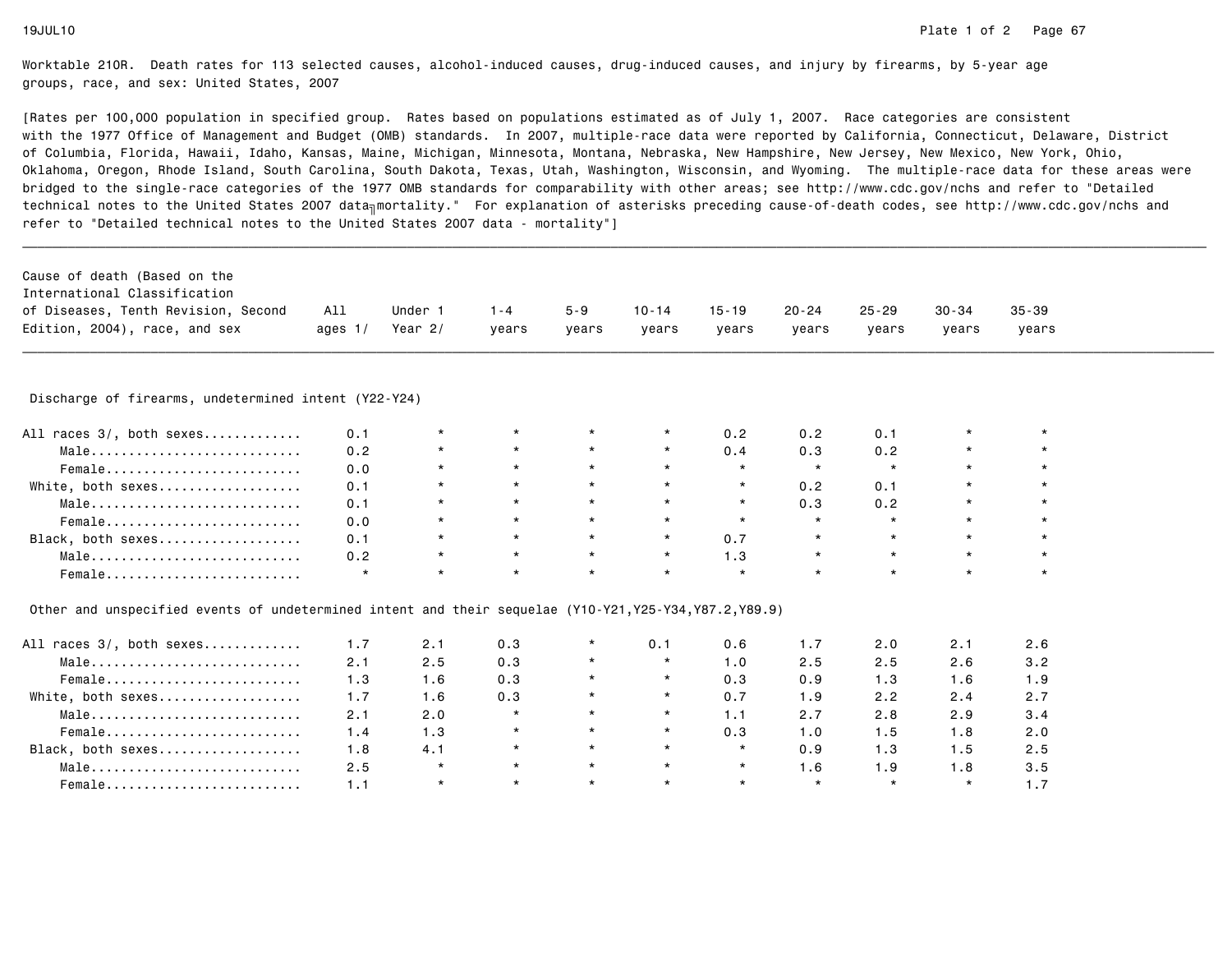Worktable 210R. Death rates for 113 selected causes, alcohol-induced causes, drug-induced causes, and injury by firearms, by 5-year age groups, race, and sex: United States, 2007

[Rates per 100,000 population in specified group. Rates based on populations estimated as of July 1, 2007. Race categories are consistent with the 1977 Office of Management and Budget (OMB) standards. In 2007, multiple-race data were reported by California, Connecticut, Delaware, District of Columbia, Florida, Hawaii, Idaho, Kansas, Maine, Michigan, Minnesota, Montana, Nebraska, New Hampshire, New Jersey, New Mexico, New York, Ohio, Oklahoma, Oregon, Rhode Island, South Carolina, South Dakota, Texas, Utah, Washington, Wisconsin, and Wyoming. The multiple-race data for these areas were bridged to the single-race categories of the 1977 OMB standards for comparability with other areas; see http://www.cdc.gov/nchs and refer to "Detailed technical notes to the United States 2007 data - mortality." For explanation of asterisks preceding cause-of-death codes, see http://www.cdc.gov/nchs and refer to "Detailed technical notes to the United States 2007 data - mortality"]

| Cause of death (Based on the International Classification of Diseases, Tenth Revision, Second Edition, 2004), race, and sex | All ages 1/ | Under 1 Year 2/ | 1-4 years | 5-9 years | 10-14 years | 15-19 years | 20-24 years | 25-29 years | 30-34 years | 35-39 years |
|---|---|---|---|---|---|---|---|---|---|---|
| **Discharge of firearms, undetermined intent (Y22-Y24)** | | | | | | | | | | |
| All races 3/, both sexes............ | 0.1 | * | * | * | * | 0.2 | 0.2 | 0.1 | * | * |
| Male........................... | 0.2 | * | * | * | * | 0.4 | 0.3 | 0.2 | * | * |
| Female......................... | 0.0 | * | * | * | * | * | * | * | * | * |
| White, both sexes.................. | 0.1 | * | * | * | * | * | 0.2 | 0.1 | * | * |
| Male........................... | 0.1 | * | * | * | * | * | 0.3 | 0.2 | * | * |
| Female......................... | 0.0 | * | * | * | * | * | * | * | * | * |
| Black, both sexes.................. | 0.1 | * | * | * | * | 0.7 | * | * | * | * |
| Male........................... | 0.2 | * | * | * | * | 1.3 | * | * | * | * |
| Female......................... | * | * | * | * | * | * | * | * | * | * |
| **Other and unspecified events of undetermined intent and their sequelae (Y10-Y21,Y25-Y34,Y87.2,Y89.9)** | | | | | | | | | | |
| All races 3/, both sexes............ | 1.7 | 2.1 | 0.3 | * | 0.1 | 0.6 | 1.7 | 2.0 | 2.1 | 2.6 |
| Male........................... | 2.1 | 2.5 | 0.3 | * | * | 1.0 | 2.5 | 2.5 | 2.6 | 3.2 |
| Female......................... | 1.3 | 1.6 | 0.3 | * | * | 0.3 | 0.9 | 1.3 | 1.6 | 1.9 |
| White, both sexes.................. | 1.7 | 1.6 | 0.3 | * | * | 0.7 | 1.9 | 2.2 | 2.4 | 2.7 |
| Male........................... | 2.1 | 2.0 | * | * | * | 1.1 | 2.7 | 2.8 | 2.9 | 3.4 |
| Female......................... | 1.4 | 1.3 | * | * | * | 0.3 | 1.0 | 1.5 | 1.8 | 2.0 |
| Black, both sexes.................. | 1.8 | 4.1 | * | * | * | * | 0.9 | 1.3 | 1.5 | 2.5 |
| Male........................... | 2.5 | * | * | * | * | * | 1.6 | 1.9 | 1.8 | 3.5 |
| Female......................... | 1.1 | * | * | * | * | * | * | * | * | 1.7 |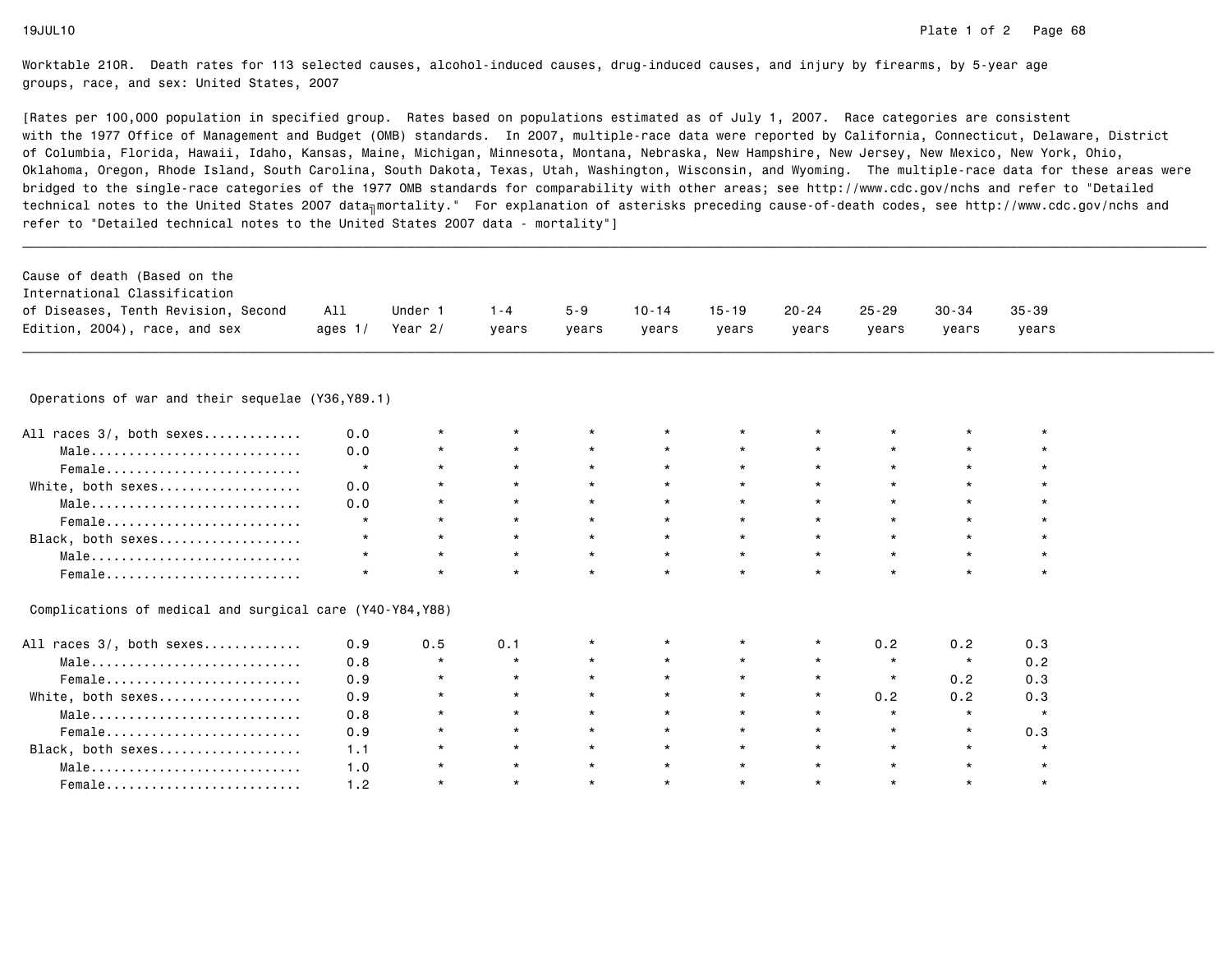Worktable 210R. Death rates for 113 selected causes, alcohol-induced causes, drug-induced causes, and injury by firearms, by 5-year age groups, race, and sex: United States, 2007

[Rates per 100,000 population in specified group. Rates based on populations estimated as of July 1, 2007. Race categories are consistent with the 1977 Office of Management and Budget (OMB) standards. In 2007, multiple-race data were reported by California, Connecticut, Delaware, District of Columbia, Florida, Hawaii, Idaho, Kansas, Maine, Michigan, Minnesota, Montana, Nebraska, New Hampshire, New Jersey, New Mexico, New York, Ohio, Oklahoma, Oregon, Rhode Island, South Carolina, South Dakota, Texas, Utah, Washington, Wisconsin, and Wyoming. The multiple-race data for these areas were bridged to the single-race categories of the 1977 OMB standards for comparability with other areas; see http://www.cdc.gov/nchs and refer to "Detailed technical notes to the United States 2007 data - mortality." For explanation of asterisks preceding cause-of-death codes, see http://www.cdc.gov/nchs and refer to "Detailed technical notes to the United States 2007 data - mortality"]

| Cause of death (Based on the International Classification of Diseases, Tenth Revision, Second Edition, 2004), race, and sex | All ages 1/ | Under 1 Year 2/ | 1-4 years | 5-9 years | 10-14 years | 15-19 years | 20-24 years | 25-29 years | 30-34 years | 35-39 years |
|---|---|---|---|---|---|---|---|---|---|---|
| **Operations of war and their sequelae (Y36,Y89.1)** | | | | | | | | | | |
| All races 3/, both sexes | 0.0 | * | * | * | * | * | * | * | * | * |
| Male | 0.0 | * | * | * | * | * | * | * | * | * |
| Female | * | * | * | * | * | * | * | * | * | * |
| White, both sexes | 0.0 | * | * | * | * | * | * | * | * | * |
| Male | 0.0 | * | * | * | * | * | * | * | * | * |
| Female | * | * | * | * | * | * | * | * | * | * |
| Black, both sexes | * | * | * | * | * | * | * | * | * | * |
| Male | * | * | * | * | * | * | * | * | * | * |
| Female | * | * | * | * | * | * | * | * | * | * |
| **Complications of medical and surgical care (Y40-Y84,Y88)** | | | | | | | | | | |
| All races 3/, both sexes | 0.9 | 0.5 | 0.1 | * | * | * | * | 0.2 | 0.2 | 0.3 |
| Male | 0.8 | * | * | * | * | * | * | * | * | 0.2 |
| Female | 0.9 | * | * | * | * | * | * | * | 0.2 | 0.3 |
| White, both sexes | 0.9 | * | * | * | * | * | * | 0.2 | 0.2 | 0.3 |
| Male | 0.8 | * | * | * | * | * | * | * | * | * |
| Female | 0.9 | * | * | * | * | * | * | * | * | 0.3 |
| Black, both sexes | 1.1 | * | * | * | * | * | * | * | * | * |
| Male | 1.0 | * | * | * | * | * | * | * | * | * |
| Female | 1.2 | * | * | * | * | * | * | * | * | * |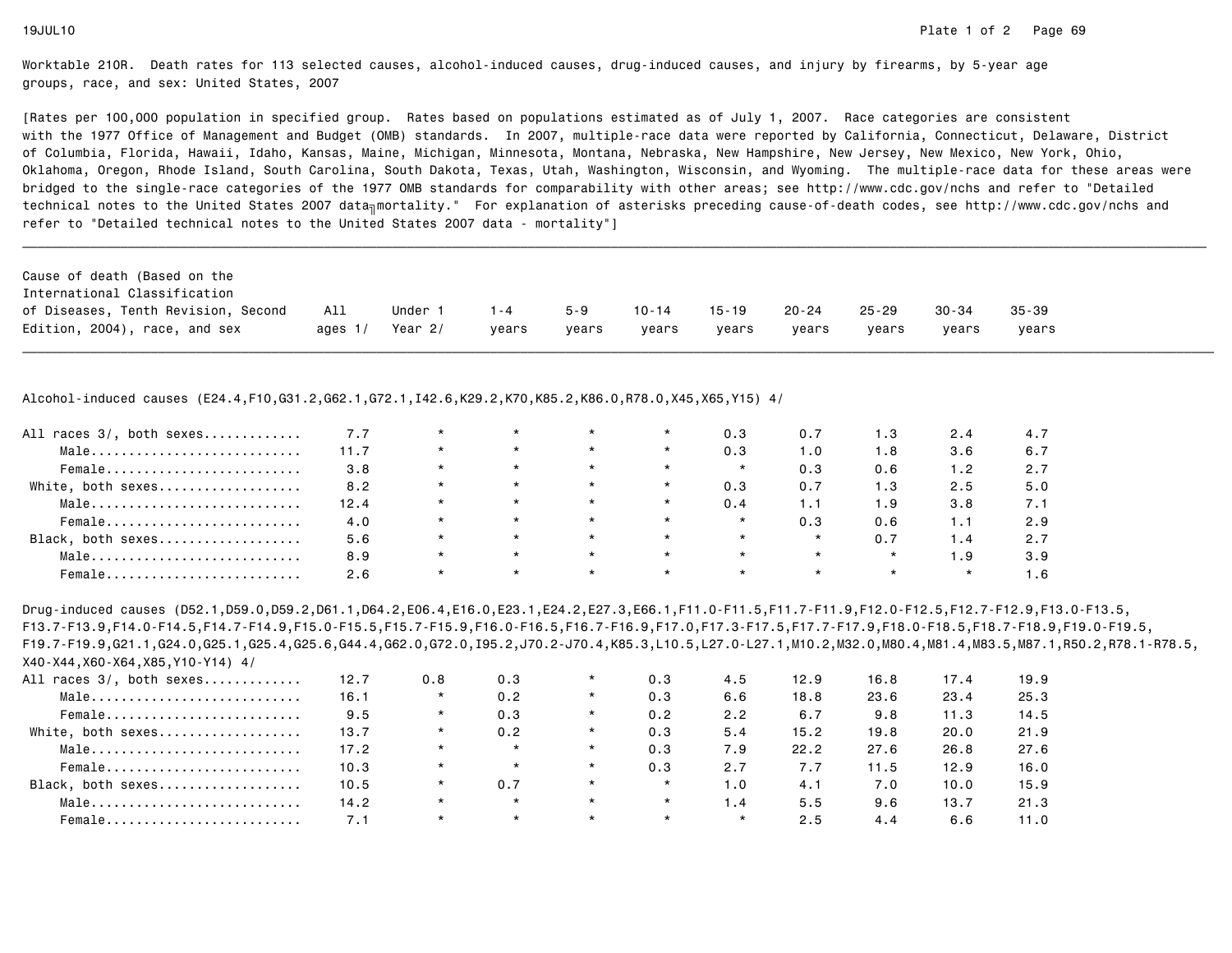Worktable 210R. Death rates for 113 selected causes, alcohol-induced causes, drug-induced causes, and injury by firearms, by 5-year age groups, race, and sex: United States, 2007

[Rates per 100,000 population in specified group. Rates based on populations estimated as of July 1, 2007. Race categories are consistent with the 1977 Office of Management and Budget (OMB) standards. In 2007, multiple-race data were reported by California, Connecticut, Delaware, District of Columbia, Florida, Hawaii, Idaho, Kansas, Maine, Michigan, Minnesota, Montana, Nebraska, New Hampshire, New Jersey, New Mexico, New York, Ohio, Oklahoma, Oregon, Rhode Island, South Carolina, South Dakota, Texas, Utah, Washington, Wisconsin, and Wyoming. The multiple-race data for these areas were bridged to the single-race categories of the 1977 OMB standards for comparability with other areas; see http://www.cdc.gov/nchs and refer to "Detailed technical notes to the United States 2007 data mortality." For explanation of asterisks preceding cause-of-death codes, see http://www.cdc.gov/nchs and refer to "Detailed technical notes to the United States 2007 data - mortality"]

| Cause of death (Based on the International Classification of Diseases, Tenth Revision, Second Edition, 2004), race, and sex | All ages 1/ | Under 1 Year 2/ | 1-4 years | 5-9 years | 10-14 years | 15-19 years | 20-24 years | 25-29 years | 30-34 years | 35-39 years |
|---|---|---|---|---|---|---|---|---|---|---|
| Alcohol-induced causes (E24.4,F10,G31.2,G62.1,G72.1,I42.6,K29.2,K70,K85.2,K86.0,R78.0,X45,X65,Y15) 4/ | | | | | | | | | | |
| All races 3/, both sexes | 7.7 | * | * | * | * | 0.3 | 0.7 | 1.3 | 2.4 | 4.7 |
| Male | 11.7 | * | * | * | * | 0.3 | 1.0 | 1.8 | 3.6 | 6.7 |
| Female | 3.8 | * | * | * | * | * | 0.3 | 0.6 | 1.2 | 2.7 |
| White, both sexes | 8.2 | * | * | * | * | 0.3 | 0.7 | 1.3 | 2.5 | 5.0 |
| Male | 12.4 | * | * | * | * | 0.4 | 1.1 | 1.9 | 3.8 | 7.1 |
| Female | 4.0 | * | * | * | * | * | 0.3 | 0.6 | 1.1 | 2.9 |
| Black, both sexes | 5.6 | * | * | * | * | * | * | 0.7 | 1.4 | 2.7 |
| Male | 8.9 | * | * | * | * | * | * | * | 1.9 | 3.9 |
| Female | 2.6 | * | * | * | * | * | * | * | * | 1.6 |
| Drug-induced causes (D52.1,D59.0,D59.2,D61.1,D64.2,E06.4,E16.0,E23.1,E24.2,E27.3,E66.1,F11.0-F11.5,F11.7-F11.9,F12.0-F12.5,F12.7-F12.9,F13.0-F13.5, F13.7-F13.9,F14.0-F14.5,F14.7-F14.9,F15.0-F15.5,F15.7-F15.9,F16.0-F16.5,F16.7-F16.9,F17.0,F17.3-F17.5,F17.7-F17.9,F18.0-F18.5,F18.7-F18.9,F19.0-F19.5, F19.7-F19.9,G21.1,G24.0,G25.1,G25.4,G25.6,G44.4,G62.0,G72.0,I95.2,J70.2-J70.4,K85.3,L10.5,L27.0-L27.1,M10.2,M32.0,M80.4,M81.4,M83.5,M87.1,R50.2,R78.1-R78.5, X40-X44,X60-X64,X85,Y10-Y14) 4/ | | | | | | | | | | |
| All races 3/, both sexes | 12.7 | 0.8 | 0.3 | * | 0.3 | 4.5 | 12.9 | 16.8 | 17.4 | 19.9 |
| Male | 16.1 | * | 0.2 | * | 0.3 | 6.6 | 18.8 | 23.6 | 23.4 | 25.3 |
| Female | 9.5 | * | 0.3 | * | 0.2 | 2.2 | 6.7 | 9.8 | 11.3 | 14.5 |
| White, both sexes | 13.7 | * | 0.2 | * | 0.3 | 5.4 | 15.2 | 19.8 | 20.0 | 21.9 |
| Male | 17.2 | * | * | * | 0.3 | 7.9 | 22.2 | 27.6 | 26.8 | 27.6 |
| Female | 10.3 | * | * | * | 0.3 | 2.7 | 7.7 | 11.5 | 12.9 | 16.0 |
| Black, both sexes | 10.5 | * | 0.7 | * | * | 1.0 | 4.1 | 7.0 | 10.0 | 15.9 |
| Male | 14.2 | * | * | * | * | 1.4 | 5.5 | 9.6 | 13.7 | 21.3 |
| Female | 7.1 | * | * | * | * | * | 2.5 | 4.4 | 6.6 | 11.0 |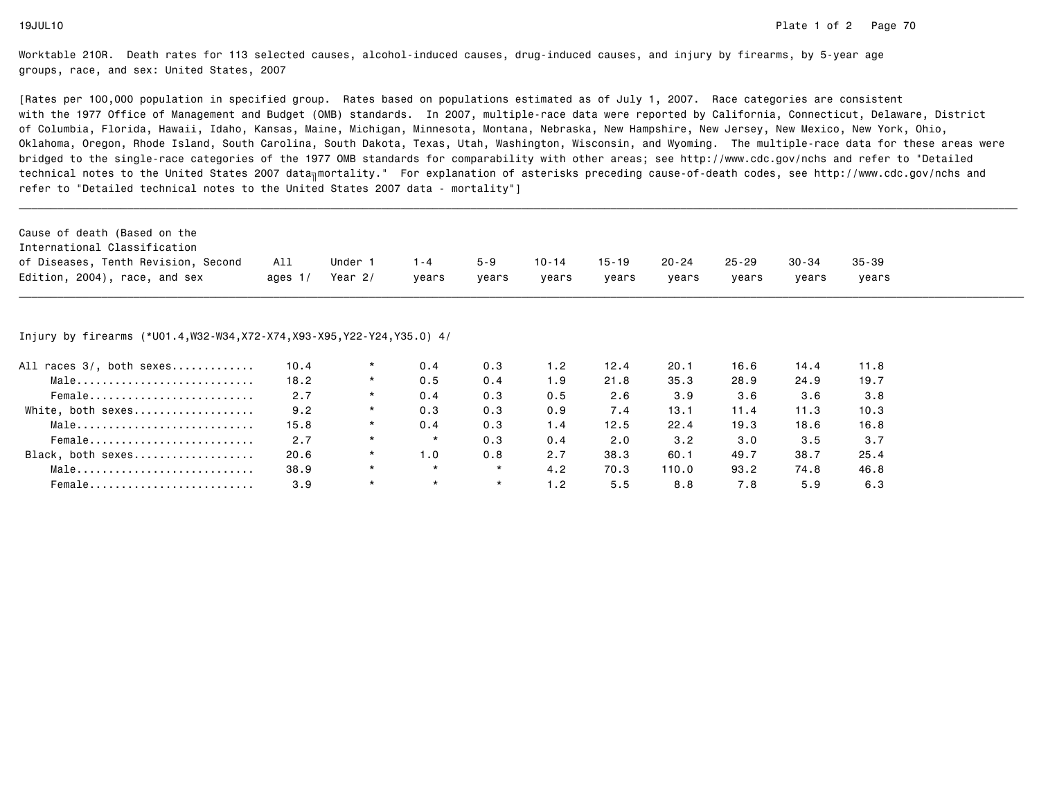Worktable 210R. Death rates for 113 selected causes, alcohol-induced causes, drug-induced causes, and injury by firearms, by 5-year age groups, race, and sex: United States, 2007

[Rates per 100,000 population in specified group. Rates based on populations estimated as of July 1, 2007. Race categories are consistent with the 1977 Office of Management and Budget (OMB) standards. In 2007, multiple-race data were reported by California, Connecticut, Delaware, District of Columbia, Florida, Hawaii, Idaho, Kansas, Maine, Michigan, Minnesota, Montana, Nebraska, New Hampshire, New Jersey, New Mexico, New York, Ohio, Oklahoma, Oregon, Rhode Island, South Carolina, South Dakota, Texas, Utah, Washington, Wisconsin, and Wyoming. The multiple-race data for these areas were bridged to the single-race categories of the 1977 OMB standards for comparability with other areas; see http://www.cdc.gov/nchs and refer to "Detailed technical notes to the United States 2007 data - mortality." For explanation of asterisks preceding cause-of-death codes, see http://www.cdc.gov/nchs and refer to "Detailed technical notes to the United States 2007 data - mortality"]

| Cause of death (Based on the International Classification of Diseases, Tenth Revision, Second Edition, 2004), race, and sex | All ages 1/ | Under 1 Year 2/ | 1-4 years | 5-9 years | 10-14 years | 15-19 years | 20-24 years | 25-29 years | 30-34 years | 35-39 years |
|---|---|---|---|---|---|---|---|---|---|---|
| Injury by firearms (*U01.4,W32-W34,X72-X74,X93-X95,Y22-Y24,Y35.0) 4/ | | | | | | | | | | |
| All races 3/, both sexes | 10.4 | * | 0.4 | 0.3 | 1.2 | 12.4 | 20.1 | 16.6 | 14.4 | 11.8 |
| Male | 18.2 | * | 0.5 | 0.4 | 1.9 | 21.8 | 35.3 | 28.9 | 24.9 | 19.7 |
| Female | 2.7 | * | 0.4 | 0.3 | 0.5 | 2.6 | 3.9 | 3.6 | 3.6 | 3.8 |
| White, both sexes | 9.2 | * | 0.3 | 0.3 | 0.9 | 7.4 | 13.1 | 11.4 | 11.3 | 10.3 |
| Male | 15.8 | * | 0.4 | 0.3 | 1.4 | 12.5 | 22.4 | 19.3 | 18.6 | 16.8 |
| Female | 2.7 | * | * | 0.3 | 0.4 | 2.0 | 3.2 | 3.0 | 3.5 | 3.7 |
| Black, both sexes | 20.6 | * | 1.0 | 0.8 | 2.7 | 38.3 | 60.1 | 49.7 | 38.7 | 25.4 |
| Male | 38.9 | * | * | * | 4.2 | 70.3 | 110.0 | 93.2 | 74.8 | 46.8 |
| Female | 3.9 | * | * | * | 1.2 | 5.5 | 8.8 | 7.8 | 5.9 | 6.3 |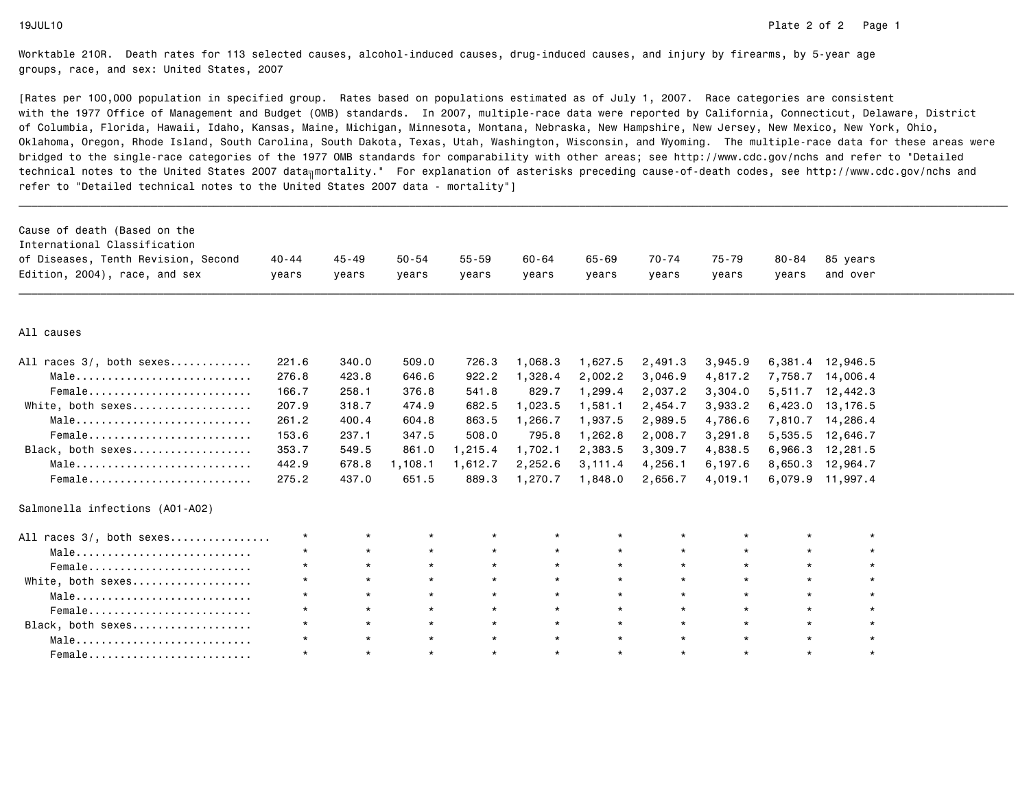Worktable 210R. Death rates for 113 selected causes, alcohol-induced causes, drug-induced causes, and injury by firearms, by 5-year age groups, race, and sex: United States, 2007

[Rates per 100,000 population in specified group. Rates based on populations estimated as of July 1, 2007. Race categories are consistent with the 1977 Office of Management and Budget (OMB) standards. In 2007, multiple-race data were reported by California, Connecticut, Delaware, District of Columbia, Florida, Hawaii, Idaho, Kansas, Maine, Michigan, Minnesota, Montana, Nebraska, New Hampshire, New Jersey, New Mexico, New York, Ohio, Oklahoma, Oregon, Rhode Island, South Carolina, South Dakota, Texas, Utah, Washington, Wisconsin, and Wyoming. The multiple-race data for these areas were bridged to the single-race categories of the 1977 OMB standards for comparability with other areas; see http://www.cdc.gov/nchs and refer to "Detailed technical notes to the United States 2007 data - mortality." For explanation of asterisks preceding cause-of-death codes, see http://www.cdc.gov/nchs and refer to "Detailed technical notes to the United States 2007 data - mortality"]

| Cause of death (Based on the International Classification of Diseases, Tenth Revision, Second Edition, 2004), race, and sex | 40-44 years | 45-49 years | 50-54 years | 55-59 years | 60-64 years | 65-69 years | 70-74 years | 75-79 years | 80-84 years | 85 years and over |
|---|---|---|---|---|---|---|---|---|---|---|
| **All causes** | | | | | | | | | | |
| All races 3/, both sexes | 221.6 | 340.0 | 509.0 | 726.3 | 1,068.3 | 1,627.5 | 2,491.3 | 3,945.9 | 6,381.4 | 12,946.5 |
| Male | 276.8 | 423.8 | 646.6 | 922.2 | 1,328.4 | 2,002.2 | 3,046.9 | 4,817.2 | 7,758.7 | 14,006.4 |
| Female | 166.7 | 258.1 | 376.8 | 541.8 | 829.7 | 1,299.4 | 2,037.2 | 3,304.0 | 5,511.7 | 12,442.3 |
| White, both sexes | 207.9 | 318.7 | 474.9 | 682.5 | 1,023.5 | 1,581.1 | 2,454.7 | 3,933.2 | 6,423.0 | 13,176.5 |
| Male | 261.2 | 400.4 | 604.8 | 863.5 | 1,266.7 | 1,937.5 | 2,989.5 | 4,786.6 | 7,810.7 | 14,286.4 |
| Female | 153.6 | 237.1 | 347.5 | 508.0 | 795.8 | 1,262.8 | 2,008.7 | 3,291.8 | 5,535.5 | 12,646.7 |
| Black, both sexes | 353.7 | 549.5 | 861.0 | 1,215.4 | 1,702.1 | 2,383.5 | 3,309.7 | 4,838.5 | 6,966.3 | 12,281.5 |
| Male | 442.9 | 678.8 | 1,108.1 | 1,612.7 | 2,252.6 | 3,111.4 | 4,256.1 | 6,197.6 | 8,650.3 | 12,964.7 |
| Female | 275.2 | 437.0 | 651.5 | 889.3 | 1,270.7 | 1,848.0 | 2,656.7 | 4,019.1 | 6,079.9 | 11,997.4 |
| **Salmonella infections (A01-A02)** | | | | | | | | | | |
| All races 3/, both sexes | * | * | * | * | * | * | * | * | * | * |
| Male | * | * | * | * | * | * | * | * | * | * |
| Female | * | * | * | * | * | * | * | * | * | * |
| White, both sexes | * | * | * | * | * | * | * | * | * | * |
| Male | * | * | * | * | * | * | * | * | * | * |
| Female | * | * | * | * | * | * | * | * | * | * |
| Black, both sexes | * | * | * | * | * | * | * | * | * | * |
| Male | * | * | * | * | * | * | * | * | * | * |
| Female | * | * | * | * | * | * | * | * | * | * |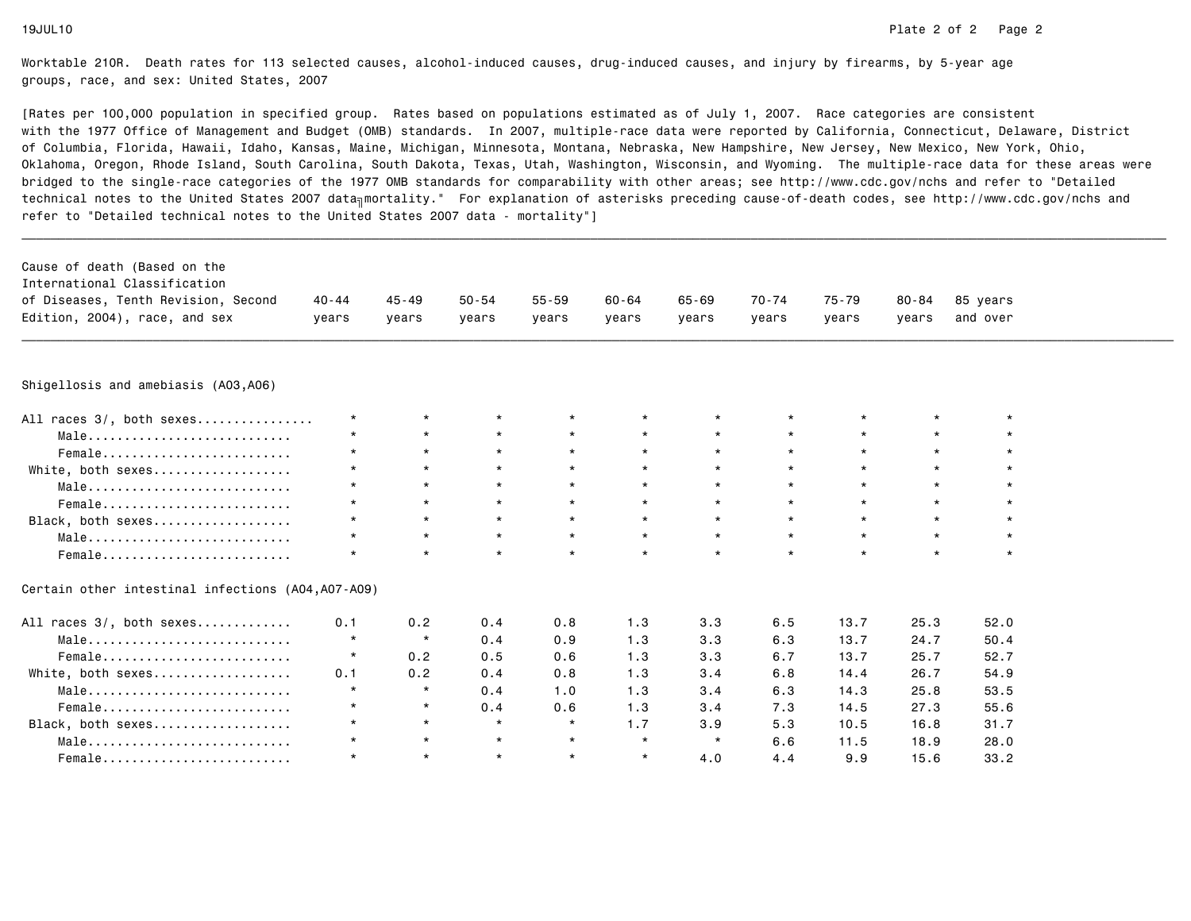Worktable 210R. Death rates for 113 selected causes, alcohol-induced causes, drug-induced causes, and injury by firearms, by 5-year age groups, race, and sex: United States, 2007

[Rates per 100,000 population in specified group. Rates based on populations estimated as of July 1, 2007. Race categories are consistent with the 1977 Office of Management and Budget (OMB) standards. In 2007, multiple-race data were reported by California, Connecticut, Delaware, District of Columbia, Florida, Hawaii, Idaho, Kansas, Maine, Michigan, Minnesota, Montana, Nebraska, New Hampshire, New Jersey, New Mexico, New York, Ohio, Oklahoma, Oregon, Rhode Island, South Carolina, South Dakota, Texas, Utah, Washington, Wisconsin, and Wyoming. The multiple-race data for these areas were bridged to the single-race categories of the 1977 OMB standards for comparability with other areas; see http://www.cdc.gov/nchs and refer to "Detailed technical notes to the United States 2007 data - mortality." For explanation of asterisks preceding cause-of-death codes, see http://www.cdc.gov/nchs and refer to "Detailed technical notes to the United States 2007 data - mortality"]

| Cause of death (Based on the International Classification of Diseases, Tenth Revision, Second Edition, 2004), race, and sex | 40-44 years | 45-49 years | 50-54 years | 55-59 years | 60-64 years | 65-69 years | 70-74 years | 75-79 years | 80-84 years | 85 years and over |
|---|---|---|---|---|---|---|---|---|---|---|
| **Shigellosis and amebiasis (A03,A06)** | | | | | | | | | | |
| All races 3/, both sexes | * | * | * | * | * | * | * | * | * | * |
| Male | * | * | * | * | * | * | * | * | * | * |
| Female | * | * | * | * | * | * | * | * | * | * |
| White, both sexes | * | * | * | * | * | * | * | * | * | * |
| Male | * | * | * | * | * | * | * | * | * | * |
| Female | * | * | * | * | * | * | * | * | * | * |
| Black, both sexes | * | * | * | * | * | * | * | * | * | * |
| Male | * | * | * | * | * | * | * | * | * | * |
| Female | * | * | * | * | * | * | * | * | * | * |
| **Certain other intestinal infections (A04,A07-A09)** | | | | | | | | | | |
| All races 3/, both sexes | 0.1 | 0.2 | 0.4 | 0.8 | 1.3 | 3.3 | 6.5 | 13.7 | 25.3 | 52.0 |
| Male | * | * | 0.4 | 0.9 | 1.3 | 3.3 | 6.3 | 13.7 | 24.7 | 50.4 |
| Female | * | 0.2 | 0.5 | 0.6 | 1.3 | 3.3 | 6.7 | 13.7 | 25.7 | 52.7 |
| White, both sexes | 0.1 | 0.2 | 0.4 | 0.8 | 1.3 | 3.4 | 6.8 | 14.4 | 26.7 | 54.9 |
| Male | * | * | 0.4 | 1.0 | 1.3 | 3.4 | 6.3 | 14.3 | 25.8 | 53.5 |
| Female | * | * | 0.4 | 0.6 | 1.3 | 3.4 | 7.3 | 14.5 | 27.3 | 55.6 |
| Black, both sexes | * | * | * | * | 1.7 | 3.9 | 5.3 | 10.5 | 16.8 | 31.7 |
| Male | * | * | * | * | * | * | 6.6 | 11.5 | 18.9 | 28.0 |
| Female | * | * | * | * | * | 4.0 | 4.4 | 9.9 | 15.6 | 33.2 |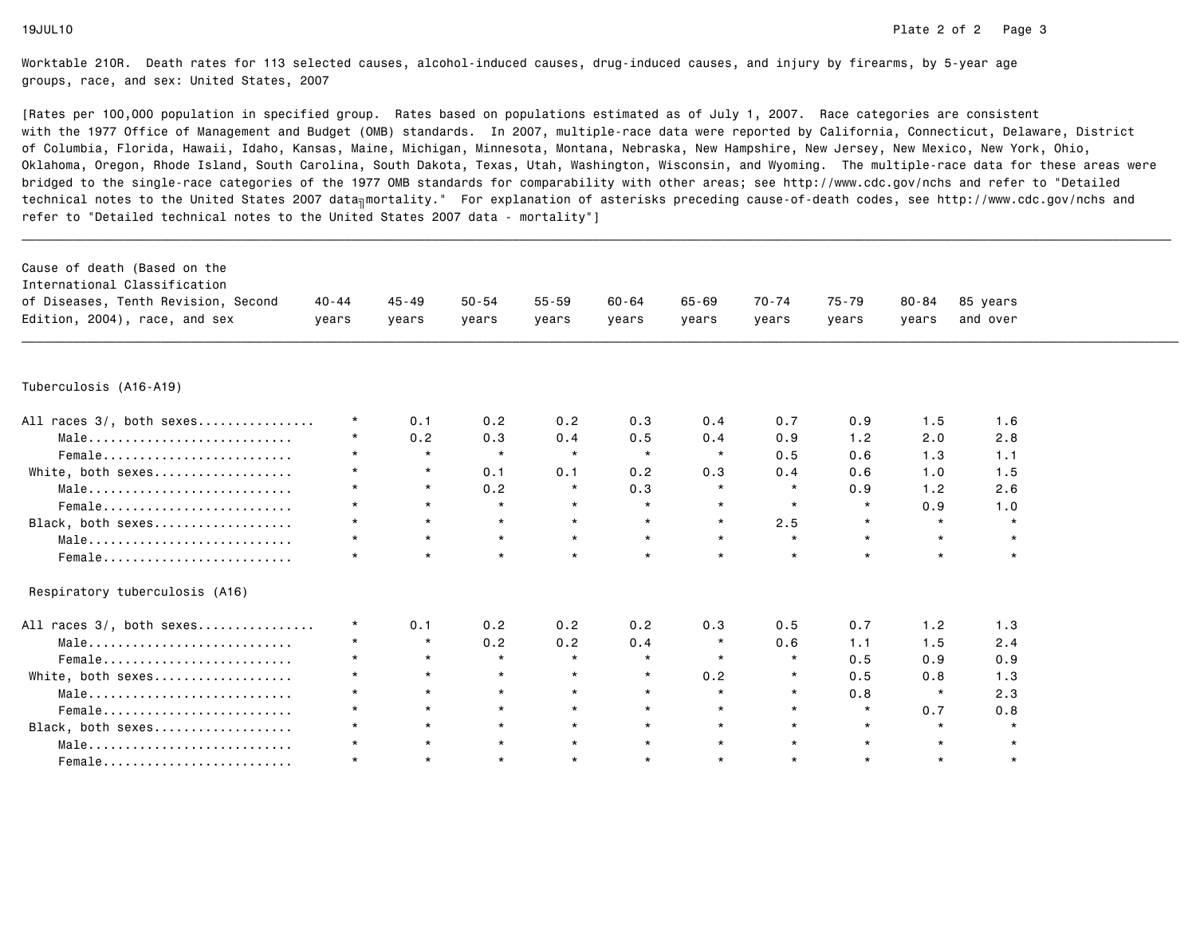Worktable 210R. Death rates for 113 selected causes, alcohol-induced causes, drug-induced causes, and injury by firearms, by 5-year age groups, race, and sex: United States, 2007

[Rates per 100,000 population in specified group. Rates based on populations estimated as of July 1, 2007. Race categories are consistent with the 1977 Office of Management and Budget (OMB) standards. In 2007, multiple-race data were reported by California, Connecticut, Delaware, District of Columbia, Florida, Hawaii, Idaho, Kansas, Maine, Michigan, Minnesota, Montana, Nebraska, New Hampshire, New Jersey, New Mexico, New York, Ohio, Oklahoma, Oregon, Rhode Island, South Carolina, South Dakota, Texas, Utah, Washington, Wisconsin, and Wyoming. The multiple-race data for these areas were bridged to the single-race categories of the 1977 OMB standards for comparability with other areas; see http://www.cdc.gov/nchs and refer to "Detailed technical notes to the United States 2007 data mortality." For explanation of asterisks preceding cause-of-death codes, see http://www.cdc.gov/nchs and refer to "Detailed technical notes to the United States 2007 data - mortality"]

| Cause of death (Based on the International Classification of Diseases, Tenth Revision, Second Edition, 2004), race, and sex | 40-44 years | 45-49 years | 50-54 years | 55-59 years | 60-64 years | 65-69 years | 70-74 years | 75-79 years | 80-84 years | 85 years and over |
|---|---|---|---|---|---|---|---|---|---|---|
| **Tuberculosis (A16-A19)** | | | | | | | | | | |
| All races 3/, both sexes | * | 0.1 | 0.2 | 0.2 | 0.3 | 0.4 | 0.7 | 0.9 | 1.5 | 1.6 |
| Male | * | 0.2 | 0.3 | 0.4 | 0.5 | 0.4 | 0.9 | 1.2 | 2.0 | 2.8 |
| Female | * | * | * | * | * | * | 0.5 | 0.6 | 1.3 | 1.1 |
| White, both sexes | * | * | 0.1 | 0.1 | 0.2 | 0.3 | 0.4 | 0.6 | 1.0 | 1.5 |
| Male | * | * | 0.2 | * | 0.3 | * | * | 0.9 | 1.2 | 2.6 |
| Female | * | * | * | * | * | * | * | * | 0.9 | 1.0 |
| Black, both sexes | * | * | * | * | * | * | 2.5 | * | * | * |
| Male | * | * | * | * | * | * | * | * | * | * |
| Female | * | * | * | * | * | * | * | * | * | * |
| **Respiratory tuberculosis (A16)** | | | | | | | | | | |
| All races 3/, both sexes | * | 0.1 | 0.2 | 0.2 | 0.2 | 0.3 | 0.5 | 0.7 | 1.2 | 1.3 |
| Male | * | * | 0.2 | 0.2 | 0.4 | * | 0.6 | 1.1 | 1.5 | 2.4 |
| Female | * | * | * | * | * | * | * | 0.5 | 0.9 | 0.9 |
| White, both sexes | * | * | * | * | * | 0.2 | * | 0.5 | 0.8 | 1.3 |
| Male | * | * | * | * | * | * | * | 0.8 | * | 2.3 |
| Female | * | * | * | * | * | * | * | * | 0.7 | 0.8 |
| Black, both sexes | * | * | * | * | * | * | * | * | * | * |
| Male | * | * | * | * | * | * | * | * | * | * |
| Female | * | * | * | * | * | * | * | * | * | * |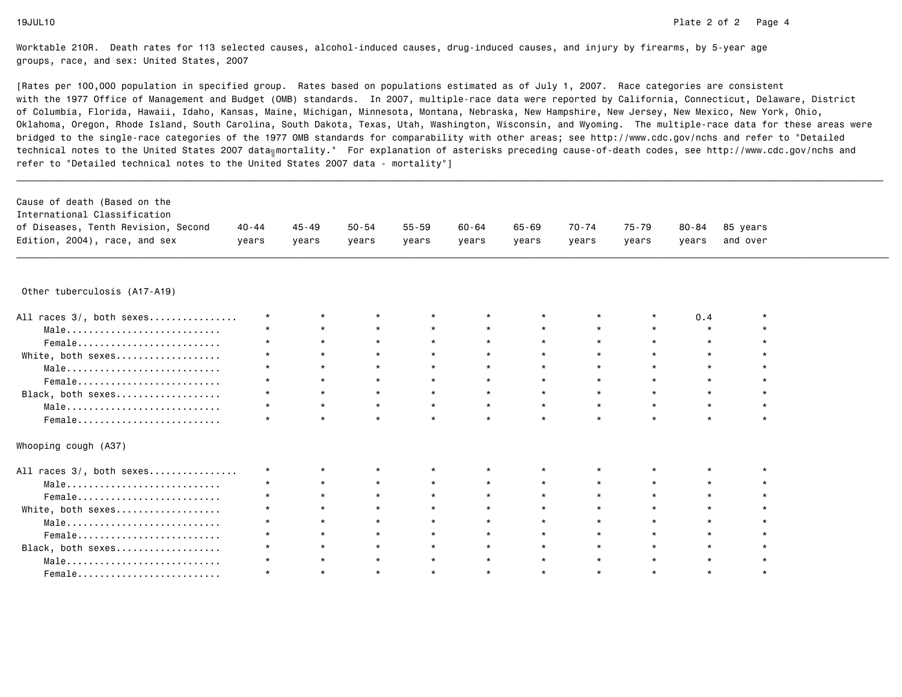Worktable 210R. Death rates for 113 selected causes, alcohol-induced causes, drug-induced causes, and injury by firearms, by 5-year age groups, race, and sex: United States, 2007

[Rates per 100,000 population in specified group. Rates based on populations estimated as of July 1, 2007. Race categories are consistent with the 1977 Office of Management and Budget (OMB) standards. In 2007, multiple-race data were reported by California, Connecticut, Delaware, District of Columbia, Florida, Hawaii, Idaho, Kansas, Maine, Michigan, Minnesota, Montana, Nebraska, New Hampshire, New Jersey, New Mexico, New York, Ohio, Oklahoma, Oregon, Rhode Island, South Carolina, South Dakota, Texas, Utah, Washington, Wisconsin, and Wyoming. The multiple-race data for these areas were bridged to the single-race categories of the 1977 OMB standards for comparability with other areas; see http://www.cdc.gov/nchs and refer to "Detailed technical notes to the United States 2007 data╖mortality." For explanation of asterisks preceding cause-of-death codes, see http://www.cdc.gov/nchs and refer to "Detailed technical notes to the United States 2007 data - mortality"]

| Cause of death (Based on the International Classification of Diseases, Tenth Revision, Second Edition, 2004), race, and sex | 40-44 years | 45-49 years | 50-54 years | 55-59 years | 60-64 years | 65-69 years | 70-74 years | 75-79 years | 80-84 years | 85 years and over |
|---|---|---|---|---|---|---|---|---|---|---|
| **Other tuberculosis (A17-A19)** | | | | | | | | | | |
| All races 3/, both sexes | * | * | * | * | * | * | * | * | 0.4 | * |
| Male | * | * | * | * | * | * | * | * | * | * |
| Female | * | * | * | * | * | * | * | * | * | * |
| White, both sexes | * | * | * | * | * | * | * | * | * | * |
| Male | * | * | * | * | * | * | * | * | * | * |
| Female | * | * | * | * | * | * | * | * | * | * |
| Black, both sexes | * | * | * | * | * | * | * | * | * | * |
| Male | * | * | * | * | * | * | * | * | * | * |
| Female | * | * | * | * | * | * | * | * | * | * |
| **Whooping cough (A37)** | | | | | | | | | | |
| All races 3/, both sexes | * | * | * | * | * | * | * | * | * | * |
| Male | * | * | * | * | * | * | * | * | * | * |
| Female | * | * | * | * | * | * | * | * | * | * |
| White, both sexes | * | * | * | * | * | * | * | * | * | * |
| Male | * | * | * | * | * | * | * | * | * | * |
| Female | * | * | * | * | * | * | * | * | * | * |
| Black, both sexes | * | * | * | * | * | * | * | * | * | * |
| Male | * | * | * | * | * | * | * | * | * | * |
| Female | * | * | * | * | * | * | * | * | * | * |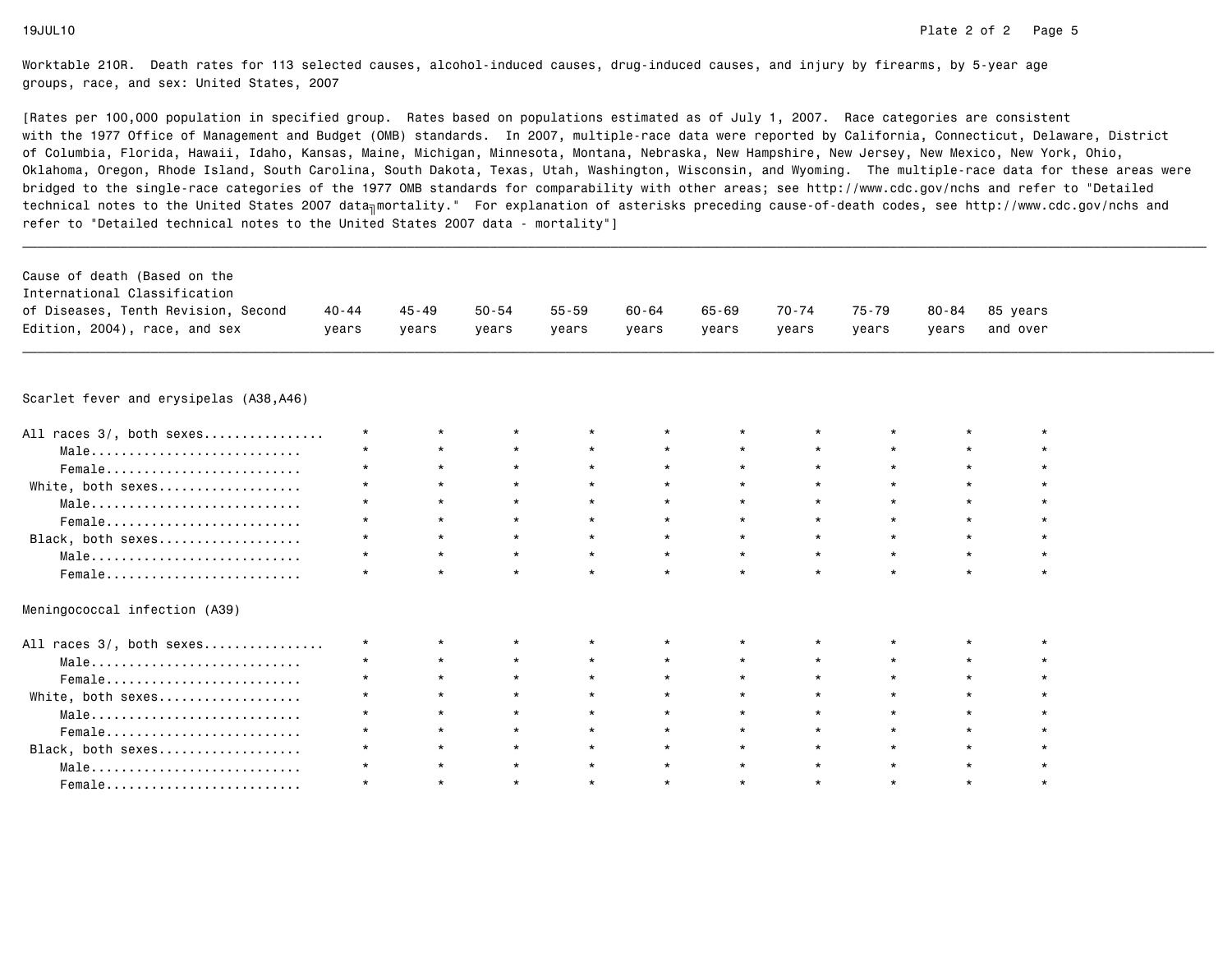Worktable 210R. Death rates for 113 selected causes, alcohol-induced causes, drug-induced causes, and injury by firearms, by 5-year age groups, race, and sex: United States, 2007

[Rates per 100,000 population in specified group. Rates based on populations estimated as of July 1, 2007. Race categories are consistent with the 1977 Office of Management and Budget (OMB) standards. In 2007, multiple-race data were reported by California, Connecticut, Delaware, District of Columbia, Florida, Hawaii, Idaho, Kansas, Maine, Michigan, Minnesota, Montana, Nebraska, New Hampshire, New Jersey, New Mexico, New York, Ohio, Oklahoma, Oregon, Rhode Island, South Carolina, South Dakota, Texas, Utah, Washington, Wisconsin, and Wyoming. The multiple-race data for these areas were bridged to the single-race categories of the 1977 OMB standards for comparability with other areas; see http://www.cdc.gov/nchs and refer to "Detailed technical notes to the United States 2007 data – mortality." For explanation of asterisks preceding cause-of-death codes, see http://www.cdc.gov/nchs and refer to "Detailed technical notes to the United States 2007 data - mortality"]

| Cause of death (Based on the International Classification of Diseases, Tenth Revision, Second Edition, 2004), race, and sex | 40-44 years | 45-49 years | 50-54 years | 55-59 years | 60-64 years | 65-69 years | 70-74 years | 75-79 years | 80-84 years | 85 years and over |
|---|---|---|---|---|---|---|---|---|---|---|
| **Scarlet fever and erysipelas (A38,A46)** | | | | | | | | | | |
| All races 3/, both sexes | * | * | * | * | * | * | * | * | * | * |
| Male | * | * | * | * | * | * | * | * | * | * |
| Female | * | * | * | * | * | * | * | * | * | * |
| White, both sexes | * | * | * | * | * | * | * | * | * | * |
| Male | * | * | * | * | * | * | * | * | * | * |
| Female | * | * | * | * | * | * | * | * | * | * |
| Black, both sexes | * | * | * | * | * | * | * | * | * | * |
| Male | * | * | * | * | * | * | * | * | * | * |
| Female | * | * | * | * | * | * | * | * | * | * |
| **Meningococcal infection (A39)** | | | | | | | | | | |
| All races 3/, both sexes | * | * | * | * | * | * | * | * | * | * |
| Male | * | * | * | * | * | * | * | * | * | * |
| Female | * | * | * | * | * | * | * | * | * | * |
| White, both sexes | * | * | * | * | * | * | * | * | * | * |
| Male | * | * | * | * | * | * | * | * | * | * |
| Female | * | * | * | * | * | * | * | * | * | * |
| Black, both sexes | * | * | * | * | * | * | * | * | * | * |
| Male | * | * | * | * | * | * | * | * | * | * |
| Female | * | * | * | * | * | * | * | * | * | * |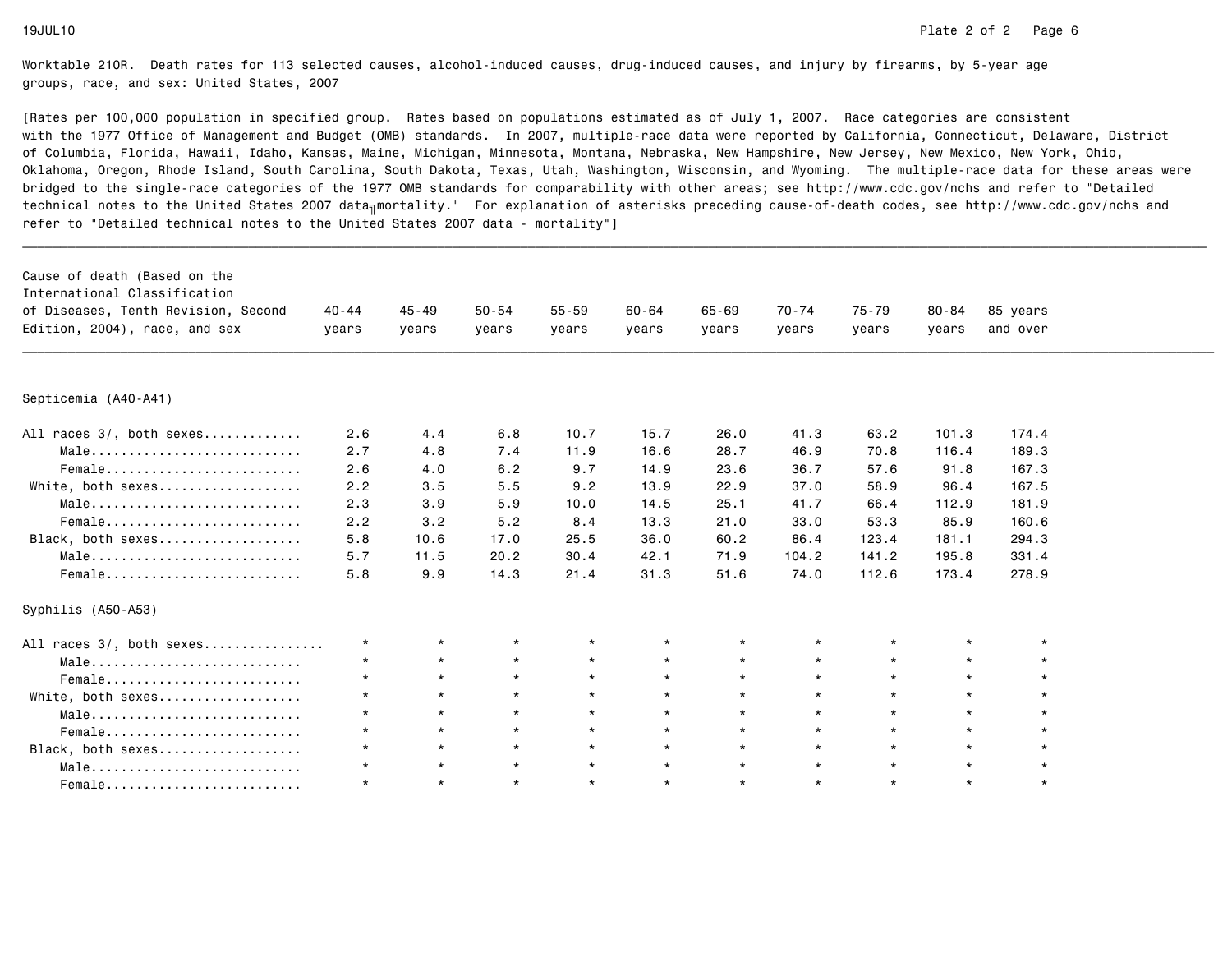Worktable 210R. Death rates for 113 selected causes, alcohol-induced causes, drug-induced causes, and injury by firearms, by 5-year age groups, race, and sex: United States, 2007

[Rates per 100,000 population in specified group. Rates based on populations estimated as of July 1, 2007. Race categories are consistent with the 1977 Office of Management and Budget (OMB) standards. In 2007, multiple-race data were reported by California, Connecticut, Delaware, District of Columbia, Florida, Hawaii, Idaho, Kansas, Maine, Michigan, Minnesota, Montana, Nebraska, New Hampshire, New Jersey, New Mexico, New York, Ohio, Oklahoma, Oregon, Rhode Island, South Carolina, South Dakota, Texas, Utah, Washington, Wisconsin, and Wyoming. The multiple-race data for these areas were bridged to the single-race categories of the 1977 OMB standards for comparability with other areas; see http://www.cdc.gov/nchs and refer to "Detailed technical notes to the United States 2007 data – mortality." For explanation of asterisks preceding cause-of-death codes, see http://www.cdc.gov/nchs and refer to "Detailed technical notes to the United States 2007 data - mortality"]

| Cause of death (Based on the International Classification of Diseases, Tenth Revision, Second Edition, 2004), race, and sex | 40-44 years | 45-49 years | 50-54 years | 55-59 years | 60-64 years | 65-69 years | 70-74 years | 75-79 years | 80-84 years | 85 years and over |
|---|---|---|---|---|---|---|---|---|---|---|
| **Septicemia (A40-A41)** | | | | | | | | | | |
| All races 3/, both sexes | 2.6 | 4.4 | 6.8 | 10.7 | 15.7 | 26.0 | 41.3 | 63.2 | 101.3 | 174.4 |
| Male | 2.7 | 4.8 | 7.4 | 11.9 | 16.6 | 28.7 | 46.9 | 70.8 | 116.4 | 189.3 |
| Female | 2.6 | 4.0 | 6.2 | 9.7 | 14.9 | 23.6 | 36.7 | 57.6 | 91.8 | 167.3 |
| White, both sexes | 2.2 | 3.5 | 5.5 | 9.2 | 13.9 | 22.9 | 37.0 | 58.9 | 96.4 | 167.5 |
| Male | 2.3 | 3.9 | 5.9 | 10.0 | 14.5 | 25.1 | 41.7 | 66.4 | 112.9 | 181.9 |
| Female | 2.2 | 3.2 | 5.2 | 8.4 | 13.3 | 21.0 | 33.0 | 53.3 | 85.9 | 160.6 |
| Black, both sexes | 5.8 | 10.6 | 17.0 | 25.5 | 36.0 | 60.2 | 86.4 | 123.4 | 181.1 | 294.3 |
| Male | 5.7 | 11.5 | 20.2 | 30.4 | 42.1 | 71.9 | 104.2 | 141.2 | 195.8 | 331.4 |
| Female | 5.8 | 9.9 | 14.3 | 21.4 | 31.3 | 51.6 | 74.0 | 112.6 | 173.4 | 278.9 |
| **Syphilis (A50-A53)** | | | | | | | | | | |
| All races 3/, both sexes | * | * | * | * | * | * | * | * | * | * |
| Male | * | * | * | * | * | * | * | * | * | * |
| Female | * | * | * | * | * | * | * | * | * | * |
| White, both sexes | * | * | * | * | * | * | * | * | * | * |
| Male | * | * | * | * | * | * | * | * | * | * |
| Female | * | * | * | * | * | * | * | * | * | * |
| Black, both sexes | * | * | * | * | * | * | * | * | * | * |
| Male | * | * | * | * | * | * | * | * | * | * |
| Female | * | * | * | * | * | * | * | * | * | * |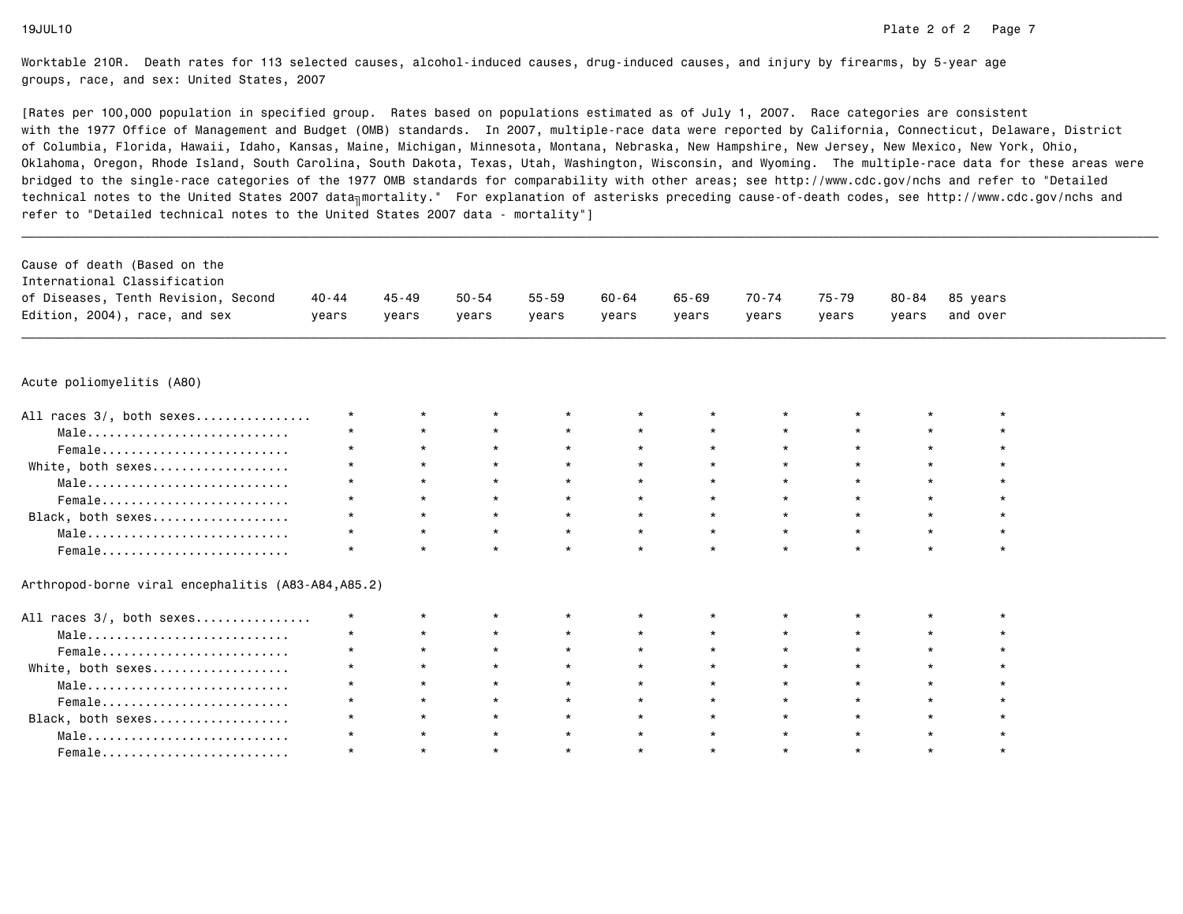Worktable 210R. Death rates for 113 selected causes, alcohol-induced causes, drug-induced causes, and injury by firearms, by 5-year age groups, race, and sex: United States, 2007

[Rates per 100,000 population in specified group. Rates based on populations estimated as of July 1, 2007. Race categories are consistent with the 1977 Office of Management and Budget (OMB) standards. In 2007, multiple-race data were reported by California, Connecticut, Delaware, District of Columbia, Florida, Hawaii, Idaho, Kansas, Maine, Michigan, Minnesota, Montana, Nebraska, New Hampshire, New Jersey, New Mexico, New York, Ohio, Oklahoma, Oregon, Rhode Island, South Carolina, South Dakota, Texas, Utah, Washington, Wisconsin, and Wyoming. The multiple-race data for these areas were bridged to the single-race categories of the 1977 OMB standards for comparability with other areas; see http://www.cdc.gov/nchs and refer to "Detailed technical notes to the United States 2007 data - mortality." For explanation of asterisks preceding cause-of-death codes, see http://www.cdc.gov/nchs and refer to "Detailed technical notes to the United States 2007 data - mortality"]

| Cause of death (Based on the International Classification of Diseases, Tenth Revision, Second Edition, 2004), race, and sex | 40-44 years | 45-49 years | 50-54 years | 55-59 years | 60-64 years | 65-69 years | 70-74 years | 75-79 years | 80-84 years | 85 years and over |
|---|---|---|---|---|---|---|---|---|---|---|
| **Acute poliomyelitis (A80)** | | | | | | | | | | |
| All races 3/, both sexes | * | * | * | * | * | * | * | * | * | * |
| Male | * | * | * | * | * | * | * | * | * | * |
| Female | * | * | * | * | * | * | * | * | * | * |
| White, both sexes | * | * | * | * | * | * | * | * | * | * |
| Male | * | * | * | * | * | * | * | * | * | * |
| Female | * | * | * | * | * | * | * | * | * | * |
| Black, both sexes | * | * | * | * | * | * | * | * | * | * |
| Male | * | * | * | * | * | * | * | * | * | * |
| Female | * | * | * | * | * | * | * | * | * | * |
| **Arthropod-borne viral encephalitis (A83-A84,A85.2)** | | | | | | | | | | |
| All races 3/, both sexes | * | * | * | * | * | * | * | * | * | * |
| Male | * | * | * | * | * | * | * | * | * | * |
| Female | * | * | * | * | * | * | * | * | * | * |
| White, both sexes | * | * | * | * | * | * | * | * | * | * |
| Male | * | * | * | * | * | * | * | * | * | * |
| Female | * | * | * | * | * | * | * | * | * | * |
| Black, both sexes | * | * | * | * | * | * | * | * | * | * |
| Male | * | * | * | * | * | * | * | * | * | * |
| Female | * | * | * | * | * | * | * | * | * | * |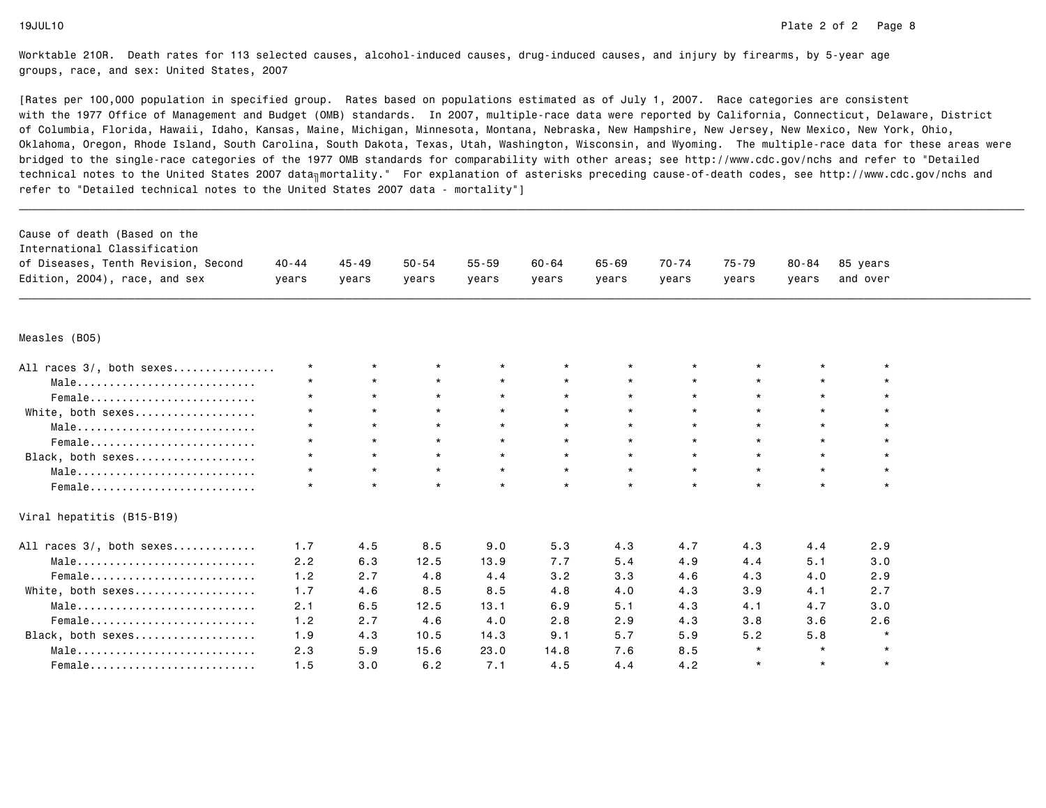Worktable 210R. Death rates for 113 selected causes, alcohol-induced causes, drug-induced causes, and injury by firearms, by 5-year age groups, race, and sex: United States, 2007

[Rates per 100,000 population in specified group. Rates based on populations estimated as of July 1, 2007. Race categories are consistent with the 1977 Office of Management and Budget (OMB) standards. In 2007, multiple-race data were reported by California, Connecticut, Delaware, District of Columbia, Florida, Hawaii, Idaho, Kansas, Maine, Michigan, Minnesota, Montana, Nebraska, New Hampshire, New Jersey, New Mexico, New York, Ohio, Oklahoma, Oregon, Rhode Island, South Carolina, South Dakota, Texas, Utah, Washington, Wisconsin, and Wyoming. The multiple-race data for these areas were bridged to the single-race categories of the 1977 OMB standards for comparability with other areas; see http://www.cdc.gov/nchs and refer to "Detailed technical notes to the United States 2007 data╖mortality." For explanation of asterisks preceding cause-of-death codes, see http://www.cdc.gov/nchs and refer to "Detailed technical notes to the United States 2007 data - mortality"]

| Cause of death (Based on the International Classification of Diseases, Tenth Revision, Second Edition, 2004), race, and sex | 40-44 years | 45-49 years | 50-54 years | 55-59 years | 60-64 years | 65-69 years | 70-74 years | 75-79 years | 80-84 years | 85 years and over |
|---|---|---|---|---|---|---|---|---|---|---|
| **Measles (B05)** | | | | | | | | | | |
| All races 3/, both sexes | * | * | * | * | * | * | * | * | * | * |
| Male | * | * | * | * | * | * | * | * | * | * |
| Female | * | * | * | * | * | * | * | * | * | * |
| White, both sexes | * | * | * | * | * | * | * | * | * | * |
| Male | * | * | * | * | * | * | * | * | * | * |
| Female | * | * | * | * | * | * | * | * | * | * |
| Black, both sexes | * | * | * | * | * | * | * | * | * | * |
| Male | * | * | * | * | * | * | * | * | * | * |
| Female | * | * | * | * | * | * | * | * | * | * |
| **Viral hepatitis (B15-B19)** | | | | | | | | | | |
| All races 3/, both sexes | 1.7 | 4.5 | 8.5 | 9.0 | 5.3 | 4.3 | 4.7 | 4.3 | 4.4 | 2.9 |
| Male | 2.2 | 6.3 | 12.5 | 13.9 | 7.7 | 5.4 | 4.9 | 4.4 | 5.1 | 3.0 |
| Female | 1.2 | 2.7 | 4.8 | 4.4 | 3.2 | 3.3 | 4.6 | 4.3 | 4.0 | 2.9 |
| White, both sexes | 1.7 | 4.6 | 8.5 | 8.5 | 4.8 | 4.0 | 4.3 | 3.9 | 4.1 | 2.7 |
| Male | 2.1 | 6.5 | 12.5 | 13.1 | 6.9 | 5.1 | 4.3 | 4.1 | 4.7 | 3.0 |
| Female | 1.2 | 2.7 | 4.6 | 4.0 | 2.8 | 2.9 | 4.3 | 3.8 | 3.6 | 2.6 |
| Black, both sexes | 1.9 | 4.3 | 10.5 | 14.3 | 9.1 | 5.7 | 5.9 | 5.2 | 5.8 | * |
| Male | 2.3 | 5.9 | 15.6 | 23.0 | 14.8 | 7.6 | 8.5 | * | * | * |
| Female | 1.5 | 3.0 | 6.2 | 7.1 | 4.5 | 4.4 | 4.2 | * | * | * |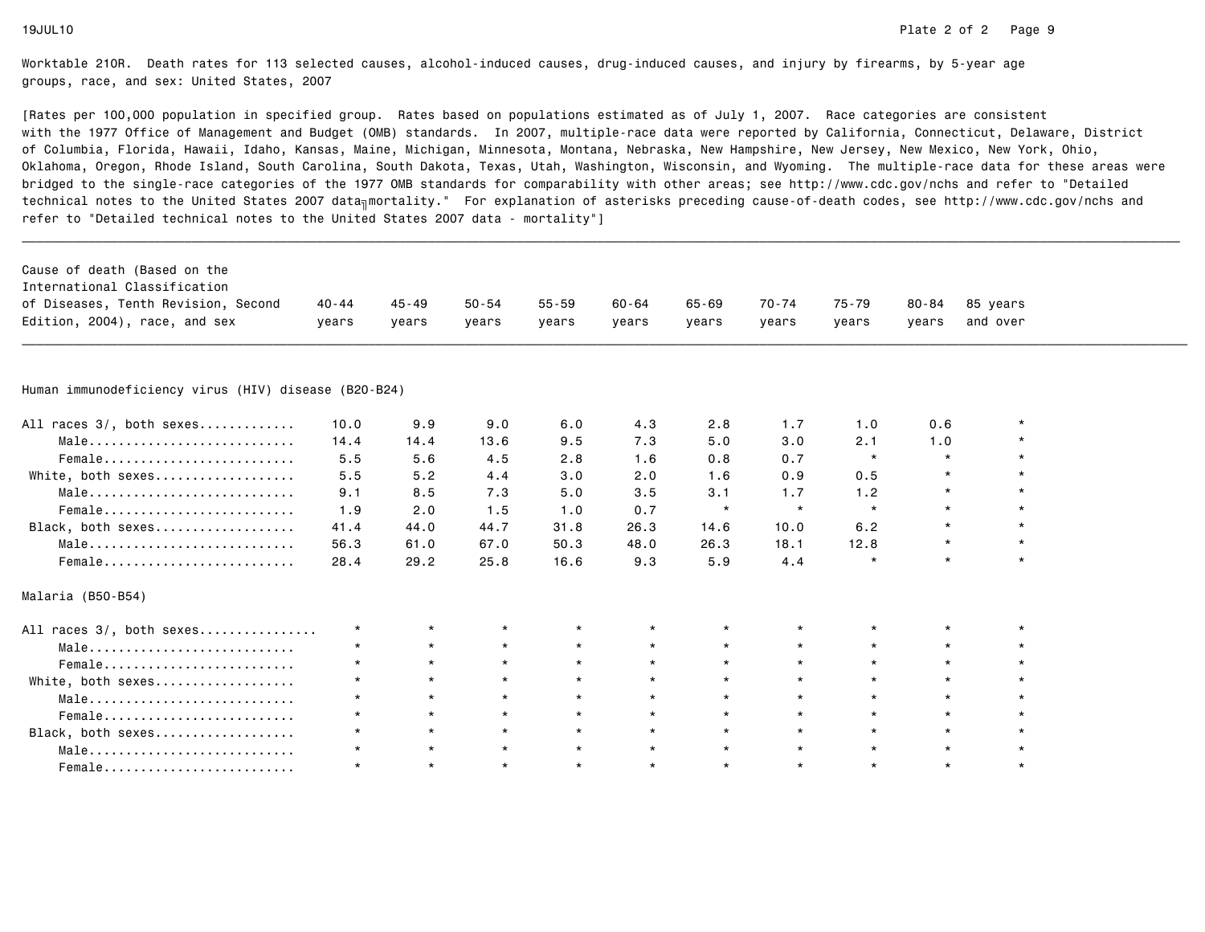Worktable 210R. Death rates for 113 selected causes, alcohol-induced causes, drug-induced causes, and injury by firearms, by 5-year age groups, race, and sex: United States, 2007

[Rates per 100,000 population in specified group. Rates based on populations estimated as of July 1, 2007. Race categories are consistent with the 1977 Office of Management and Budget (OMB) standards. In 2007, multiple-race data were reported by California, Connecticut, Delaware, District of Columbia, Florida, Hawaii, Idaho, Kansas, Maine, Michigan, Minnesota, Montana, Nebraska, New Hampshire, New Jersey, New Mexico, New York, Ohio, Oklahoma, Oregon, Rhode Island, South Carolina, South Dakota, Texas, Utah, Washington, Wisconsin, and Wyoming. The multiple-race data for these areas were bridged to the single-race categories of the 1977 OMB standards for comparability with other areas; see http://www.cdc.gov/nchs and refer to "Detailed technical notes to the United States 2007 data mortality." For explanation of asterisks preceding cause-of-death codes, see http://www.cdc.gov/nchs and refer to "Detailed technical notes to the United States 2007 data - mortality"]

| Cause of death (Based on the International Classification of Diseases, Tenth Revision, Second Edition, 2004), race, and sex | 40-44 years | 45-49 years | 50-54 years | 55-59 years | 60-64 years | 65-69 years | 70-74 years | 75-79 years | 80-84 years | 85 years and over |
|---|---|---|---|---|---|---|---|---|---|---|
| **Human immunodeficiency virus (HIV) disease (B20-B24)** | | | | | | | | | | |
| All races 3/, both sexes | 10.0 | 9.9 | 9.0 | 6.0 | 4.3 | 2.8 | 1.7 | 1.0 | 0.6 | * |
| Male | 14.4 | 14.4 | 13.6 | 9.5 | 7.3 | 5.0 | 3.0 | 2.1 | 1.0 | * |
| Female | 5.5 | 5.6 | 4.5 | 2.8 | 1.6 | 0.8 | 0.7 | * | * | * |
| White, both sexes | 5.5 | 5.2 | 4.4 | 3.0 | 2.0 | 1.6 | 0.9 | 0.5 | * | * |
| Male | 9.1 | 8.5 | 7.3 | 5.0 | 3.5 | 3.1 | 1.7 | 1.2 | * | * |
| Female | 1.9 | 2.0 | 1.5 | 1.0 | 0.7 | * | * | * | * | * |
| Black, both sexes | 41.4 | 44.0 | 44.7 | 31.8 | 26.3 | 14.6 | 10.0 | 6.2 | * | * |
| Male | 56.3 | 61.0 | 67.0 | 50.3 | 48.0 | 26.3 | 18.1 | 12.8 | * | * |
| Female | 28.4 | 29.2 | 25.8 | 16.6 | 9.3 | 5.9 | 4.4 | * | * | * |
| **Malaria (B50-B54)** | | | | | | | | | | |
| All races 3/, both sexes | * | * | * | * | * | * | * | * | * | * |
| Male | * | * | * | * | * | * | * | * | * | * |
| Female | * | * | * | * | * | * | * | * | * | * |
| White, both sexes | * | * | * | * | * | * | * | * | * | * |
| Male | * | * | * | * | * | * | * | * | * | * |
| Female | * | * | * | * | * | * | * | * | * | * |
| Black, both sexes | * | * | * | * | * | * | * | * | * | * |
| Male | * | * | * | * | * | * | * | * | * | * |
| Female | * | * | * | * | * | * | * | * | * | * |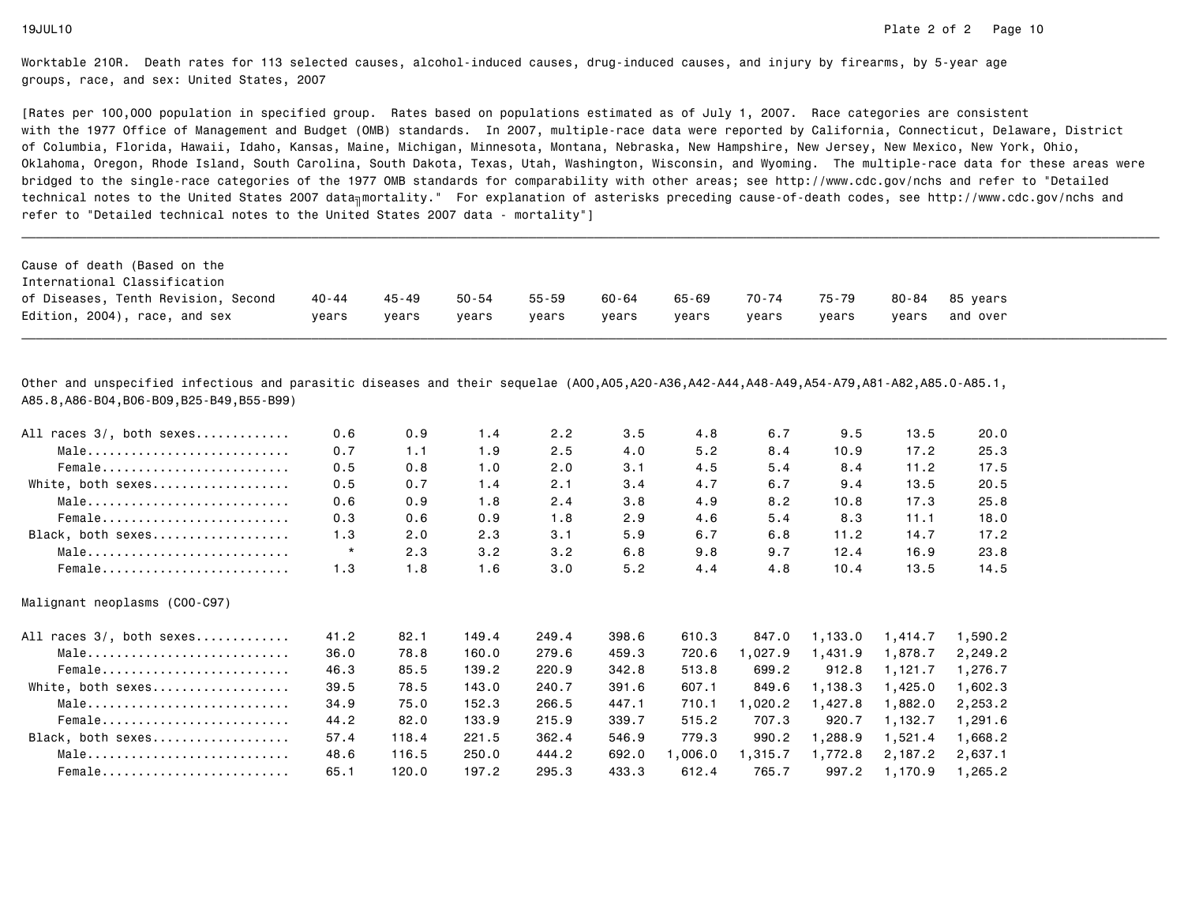Worktable 210R. Death rates for 113 selected causes, alcohol-induced causes, drug-induced causes, and injury by firearms, by 5-year age groups, race, and sex: United States, 2007

[Rates per 100,000 population in specified group. Rates based on populations estimated as of July 1, 2007. Race categories are consistent with the 1977 Office of Management and Budget (OMB) standards. In 2007, multiple-race data were reported by California, Connecticut, Delaware, District of Columbia, Florida, Hawaii, Idaho, Kansas, Maine, Michigan, Minnesota, Montana, Nebraska, New Hampshire, New Jersey, New Mexico, New York, Ohio, Oklahoma, Oregon, Rhode Island, South Carolina, South Dakota, Texas, Utah, Washington, Wisconsin, and Wyoming. The multiple-race data for these areas were bridged to the single-race categories of the 1977 OMB standards for comparability with other areas; see http://www.cdc.gov/nchs and refer to "Detailed technical notes to the United States 2007 data–mortality." For explanation of asterisks preceding cause-of-death codes, see http://www.cdc.gov/nchs and refer to "Detailed technical notes to the United States 2007 data - mortality"]

| Cause of death (Based on the International Classification of Diseases, Tenth Revision, Second Edition, 2004), race, and sex | 40-44 years | 45-49 years | 50-54 years | 55-59 years | 60-64 years | 65-69 years | 70-74 years | 75-79 years | 80-84 years | 85 years and over |
|---|---|---|---|---|---|---|---|---|---|---|
| **Other and unspecified infectious and parasitic diseases and their sequelae (A00,A05,A20-A36,A42-A44,A48-A49,A54-A79,A81-A82,A85.0-A85.1, A85.8,A86-B04,B06-B09,B25-B49,B55-B99)** | | | | | | | | | | |
| All races 3/, both sexes | 0.6 | 0.9 | 1.4 | 2.2 | 3.5 | 4.8 | 6.7 | 9.5 | 13.5 | 20.0 |
| Male | 0.7 | 1.1 | 1.9 | 2.5 | 4.0 | 5.2 | 8.4 | 10.9 | 17.2 | 25.3 |
| Female | 0.5 | 0.8 | 1.0 | 2.0 | 3.1 | 4.5 | 5.4 | 8.4 | 11.2 | 17.5 |
| White, both sexes | 0.5 | 0.7 | 1.4 | 2.1 | 3.4 | 4.7 | 6.7 | 9.4 | 13.5 | 20.5 |
| Male | 0.6 | 0.9 | 1.8 | 2.4 | 3.8 | 4.9 | 8.2 | 10.8 | 17.3 | 25.8 |
| Female | 0.3 | 0.6 | 0.9 | 1.8 | 2.9 | 4.6 | 5.4 | 8.3 | 11.1 | 18.0 |
| Black, both sexes | 1.3 | 2.0 | 2.3 | 3.1 | 5.9 | 6.7 | 6.8 | 11.2 | 14.7 | 17.2 |
| Male | * | 2.3 | 3.2 | 3.2 | 6.8 | 9.8 | 9.7 | 12.4 | 16.9 | 23.8 |
| Female | 1.3 | 1.8 | 1.6 | 3.0 | 5.2 | 4.4 | 4.8 | 10.4 | 13.5 | 14.5 |
| **Malignant neoplasms (C00-C97)** | | | | | | | | | | |
| All races 3/, both sexes | 41.2 | 82.1 | 149.4 | 249.4 | 398.6 | 610.3 | 847.0 | 1,133.0 | 1,414.7 | 1,590.2 |
| Male | 36.0 | 78.8 | 160.0 | 279.6 | 459.3 | 720.6 | 1,027.9 | 1,431.9 | 1,878.7 | 2,249.2 |
| Female | 46.3 | 85.5 | 139.2 | 220.9 | 342.8 | 513.8 | 699.2 | 912.8 | 1,121.7 | 1,276.7 |
| White, both sexes | 39.5 | 78.5 | 143.0 | 240.7 | 391.6 | 607.1 | 849.6 | 1,138.3 | 1,425.0 | 1,602.3 |
| Male | 34.9 | 75.0 | 152.3 | 266.5 | 447.1 | 710.1 | 1,020.2 | 1,427.8 | 1,882.0 | 2,253.2 |
| Female | 44.2 | 82.0 | 133.9 | 215.9 | 339.7 | 515.2 | 707.3 | 920.7 | 1,132.7 | 1,291.6 |
| Black, both sexes | 57.4 | 118.4 | 221.5 | 362.4 | 546.9 | 779.3 | 990.2 | 1,288.9 | 1,521.4 | 1,668.2 |
| Male | 48.6 | 116.5 | 250.0 | 444.2 | 692.0 | 1,006.0 | 1,315.7 | 1,772.8 | 2,187.2 | 2,637.1 |
| Female | 65.1 | 120.0 | 197.2 | 295.3 | 433.3 | 612.4 | 765.7 | 997.2 | 1,170.9 | 1,265.2 |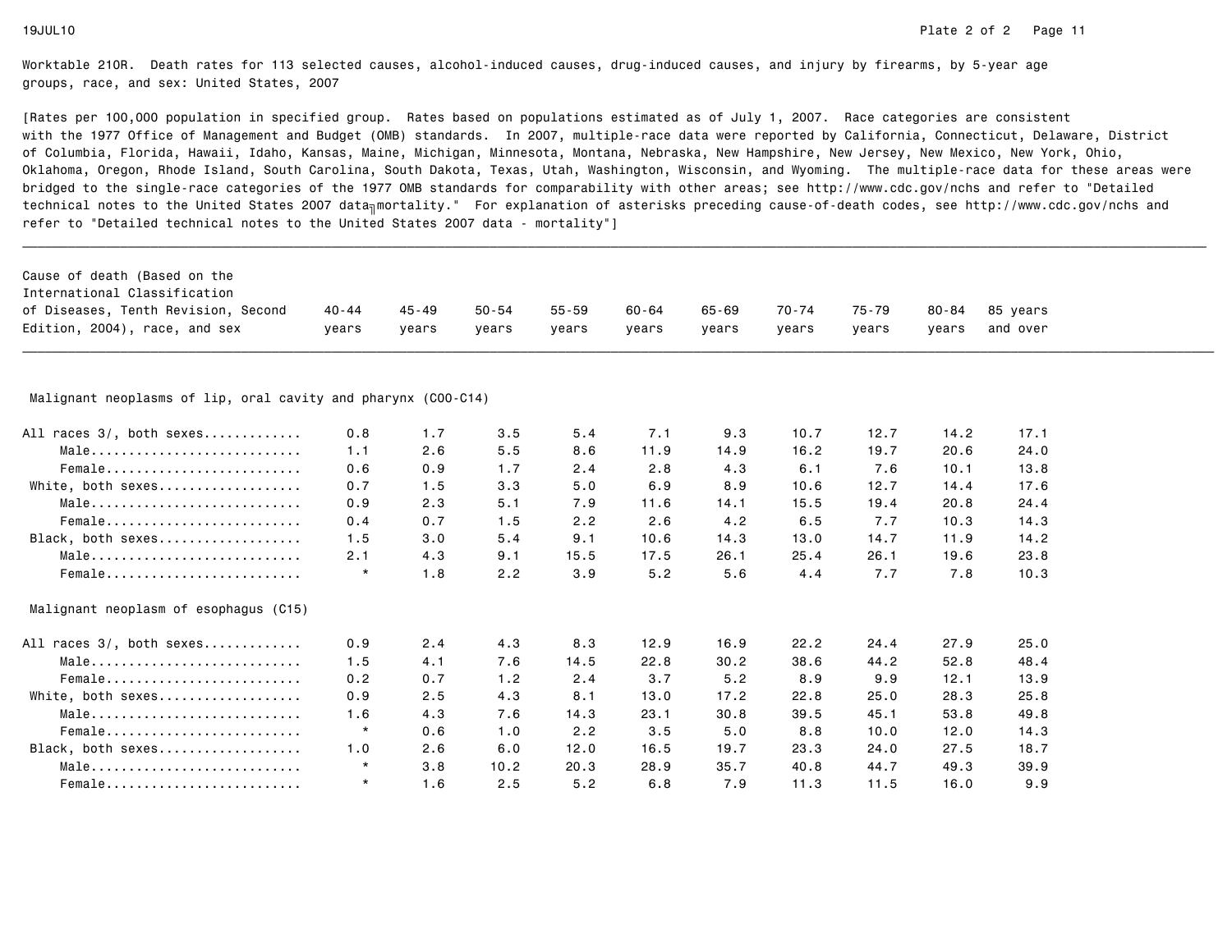Worktable 210R. Death rates for 113 selected causes, alcohol-induced causes, drug-induced causes, and injury by firearms, by 5-year age groups, race, and sex: United States, 2007

[Rates per 100,000 population in specified group. Rates based on populations estimated as of July 1, 2007. Race categories are consistent with the 1977 Office of Management and Budget (OMB) standards. In 2007, multiple-race data were reported by California, Connecticut, Delaware, District of Columbia, Florida, Hawaii, Idaho, Kansas, Maine, Michigan, Minnesota, Montana, Nebraska, New Hampshire, New Jersey, New Mexico, New York, Ohio, Oklahoma, Oregon, Rhode Island, South Carolina, South Dakota, Texas, Utah, Washington, Wisconsin, and Wyoming. The multiple-race data for these areas were bridged to the single-race categories of the 1977 OMB standards for comparability with other areas; see http://www.cdc.gov/nchs and refer to "Detailed technical notes to the United States 2007 data - mortality." For explanation of asterisks preceding cause-of-death codes, see http://www.cdc.gov/nchs and refer to "Detailed technical notes to the United States 2007 data - mortality"]

| Cause of death (Based on the International Classification of Diseases, Tenth Revision, Second Edition, 2004), race, and sex | 40-44 years | 45-49 years | 50-54 years | 55-59 years | 60-64 years | 65-69 years | 70-74 years | 75-79 years | 80-84 years | 85 years and over |
|---|---|---|---|---|---|---|---|---|---|---|
| **Malignant neoplasms of lip, oral cavity and pharynx (C00-C14)** | | | | | | | | | | |
| All races 3/, both sexes | 0.8 | 1.7 | 3.5 | 5.4 | 7.1 | 9.3 | 10.7 | 12.7 | 14.2 | 17.1 |
| Male | 1.1 | 2.6 | 5.5 | 8.6 | 11.9 | 14.9 | 16.2 | 19.7 | 20.6 | 24.0 |
| Female | 0.6 | 0.9 | 1.7 | 2.4 | 2.8 | 4.3 | 6.1 | 7.6 | 10.1 | 13.8 |
| White, both sexes | 0.7 | 1.5 | 3.3 | 5.0 | 6.9 | 8.9 | 10.6 | 12.7 | 14.4 | 17.6 |
| Male | 0.9 | 2.3 | 5.1 | 7.9 | 11.6 | 14.1 | 15.5 | 19.4 | 20.8 | 24.4 |
| Female | 0.4 | 0.7 | 1.5 | 2.2 | 2.6 | 4.2 | 6.5 | 7.7 | 10.3 | 14.3 |
| Black, both sexes | 1.5 | 3.0 | 5.4 | 9.1 | 10.6 | 14.3 | 13.0 | 14.7 | 11.9 | 14.2 |
| Male | 2.1 | 4.3 | 9.1 | 15.5 | 17.5 | 26.1 | 25.4 | 26.1 | 19.6 | 23.8 |
| Female | * | 1.8 | 2.2 | 3.9 | 5.2 | 5.6 | 4.4 | 7.7 | 7.8 | 10.3 |
| **Malignant neoplasm of esophagus (C15)** | | | | | | | | | | |
| All races 3/, both sexes | 0.9 | 2.4 | 4.3 | 8.3 | 12.9 | 16.9 | 22.2 | 24.4 | 27.9 | 25.0 |
| Male | 1.5 | 4.1 | 7.6 | 14.5 | 22.8 | 30.2 | 38.6 | 44.2 | 52.8 | 48.4 |
| Female | 0.2 | 0.7 | 1.2 | 2.4 | 3.7 | 5.2 | 8.9 | 9.9 | 12.1 | 13.9 |
| White, both sexes | 0.9 | 2.5 | 4.3 | 8.1 | 13.0 | 17.2 | 22.8 | 25.0 | 28.3 | 25.8 |
| Male | 1.6 | 4.3 | 7.6 | 14.3 | 23.1 | 30.8 | 39.5 | 45.1 | 53.8 | 49.8 |
| Female | * | 0.6 | 1.0 | 2.2 | 3.5 | 5.0 | 8.8 | 10.0 | 12.0 | 14.3 |
| Black, both sexes | 1.0 | 2.6 | 6.0 | 12.0 | 16.5 | 19.7 | 23.3 | 24.0 | 27.5 | 18.7 |
| Male | * | 3.8 | 10.2 | 20.3 | 28.9 | 35.7 | 40.8 | 44.7 | 49.3 | 39.9 |
| Female | * | 1.6 | 2.5 | 5.2 | 6.8 | 7.9 | 11.3 | 11.5 | 16.0 | 9.9 |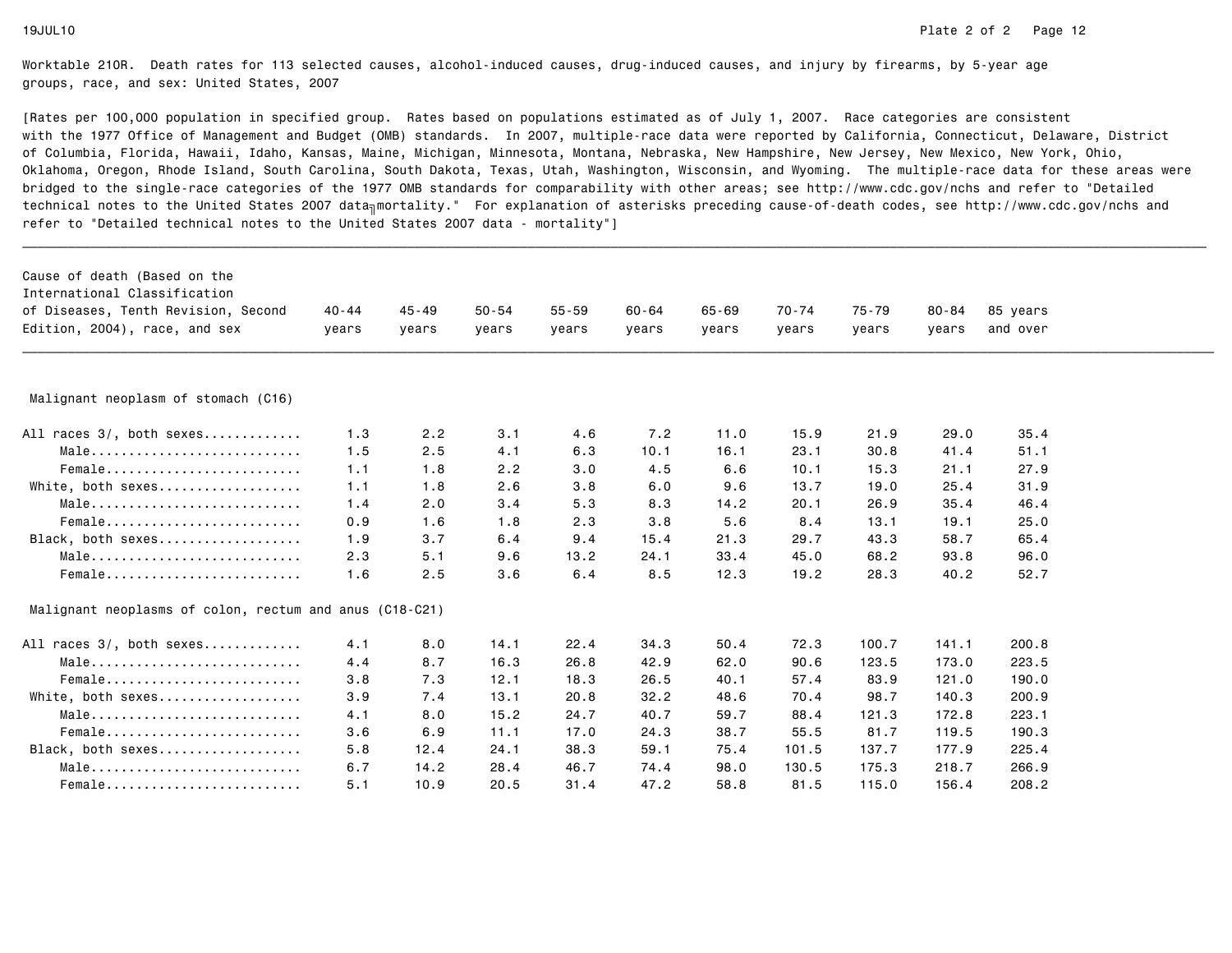Worktable 210R. Death rates for 113 selected causes, alcohol-induced causes, drug-induced causes, and injury by firearms, by 5-year age groups, race, and sex: United States, 2007

[Rates per 100,000 population in specified group. Rates based on populations estimated as of July 1, 2007. Race categories are consistent with the 1977 Office of Management and Budget (OMB) standards. In 2007, multiple-race data were reported by California, Connecticut, Delaware, District of Columbia, Florida, Hawaii, Idaho, Kansas, Maine, Michigan, Minnesota, Montana, Nebraska, New Hampshire, New Jersey, New Mexico, New York, Ohio, Oklahoma, Oregon, Rhode Island, South Carolina, South Dakota, Texas, Utah, Washington, Wisconsin, and Wyoming. The multiple-race data for these areas were bridged to the single-race categories of the 1977 OMB standards for comparability with other areas; see http://www.cdc.gov/nchs and refer to "Detailed technical notes to the United States 2007 data‗mortality." For explanation of asterisks preceding cause-of-death codes, see http://www.cdc.gov/nchs and refer to "Detailed technical notes to the United States 2007 data - mortality"]

| Cause of death (Based on the International Classification of Diseases, Tenth Revision, Second Edition, 2004), race, and sex | 40-44 years | 45-49 years | 50-54 years | 55-59 years | 60-64 years | 65-69 years | 70-74 years | 75-79 years | 80-84 years | 85 years and over |
|---|---|---|---|---|---|---|---|---|---|---|
| **Malignant neoplasm of stomach (C16)** | | | | | | | | | | |
| All races 3/, both sexes | 1.3 | 2.2 | 3.1 | 4.6 | 7.2 | 11.0 | 15.9 | 21.9 | 29.0 | 35.4 |
| Male | 1.5 | 2.5 | 4.1 | 6.3 | 10.1 | 16.1 | 23.1 | 30.8 | 41.4 | 51.1 |
| Female | 1.1 | 1.8 | 2.2 | 3.0 | 4.5 | 6.6 | 10.1 | 15.3 | 21.1 | 27.9 |
| White, both sexes | 1.1 | 1.8 | 2.6 | 3.8 | 6.0 | 9.6 | 13.7 | 19.0 | 25.4 | 31.9 |
| Male | 1.4 | 2.0 | 3.4 | 5.3 | 8.3 | 14.2 | 20.1 | 26.9 | 35.4 | 46.4 |
| Female | 0.9 | 1.6 | 1.8 | 2.3 | 3.8 | 5.6 | 8.4 | 13.1 | 19.1 | 25.0 |
| Black, both sexes | 1.9 | 3.7 | 6.4 | 9.4 | 15.4 | 21.3 | 29.7 | 43.3 | 58.7 | 65.4 |
| Male | 2.3 | 5.1 | 9.6 | 13.2 | 24.1 | 33.4 | 45.0 | 68.2 | 93.8 | 96.0 |
| Female | 1.6 | 2.5 | 3.6 | 6.4 | 8.5 | 12.3 | 19.2 | 28.3 | 40.2 | 52.7 |
| **Malignant neoplasms of colon, rectum and anus (C18-C21)** | | | | | | | | | | |
| All races 3/, both sexes | 4.1 | 8.0 | 14.1 | 22.4 | 34.3 | 50.4 | 72.3 | 100.7 | 141.1 | 200.8 |
| Male | 4.4 | 8.7 | 16.3 | 26.8 | 42.9 | 62.0 | 90.6 | 123.5 | 173.0 | 223.5 |
| Female | 3.8 | 7.3 | 12.1 | 18.3 | 26.5 | 40.1 | 57.4 | 83.9 | 121.0 | 190.0 |
| White, both sexes | 3.9 | 7.4 | 13.1 | 20.8 | 32.2 | 48.6 | 70.4 | 98.7 | 140.3 | 200.9 |
| Male | 4.1 | 8.0 | 15.2 | 24.7 | 40.7 | 59.7 | 88.4 | 121.3 | 172.8 | 223.1 |
| Female | 3.6 | 6.9 | 11.1 | 17.0 | 24.3 | 38.7 | 55.5 | 81.7 | 119.5 | 190.3 |
| Black, both sexes | 5.8 | 12.4 | 24.1 | 38.3 | 59.1 | 75.4 | 101.5 | 137.7 | 177.9 | 225.4 |
| Male | 6.7 | 14.2 | 28.4 | 46.7 | 74.4 | 98.0 | 130.5 | 175.3 | 218.7 | 266.9 |
| Female | 5.1 | 10.9 | 20.5 | 31.4 | 47.2 | 58.8 | 81.5 | 115.0 | 156.4 | 208.2 |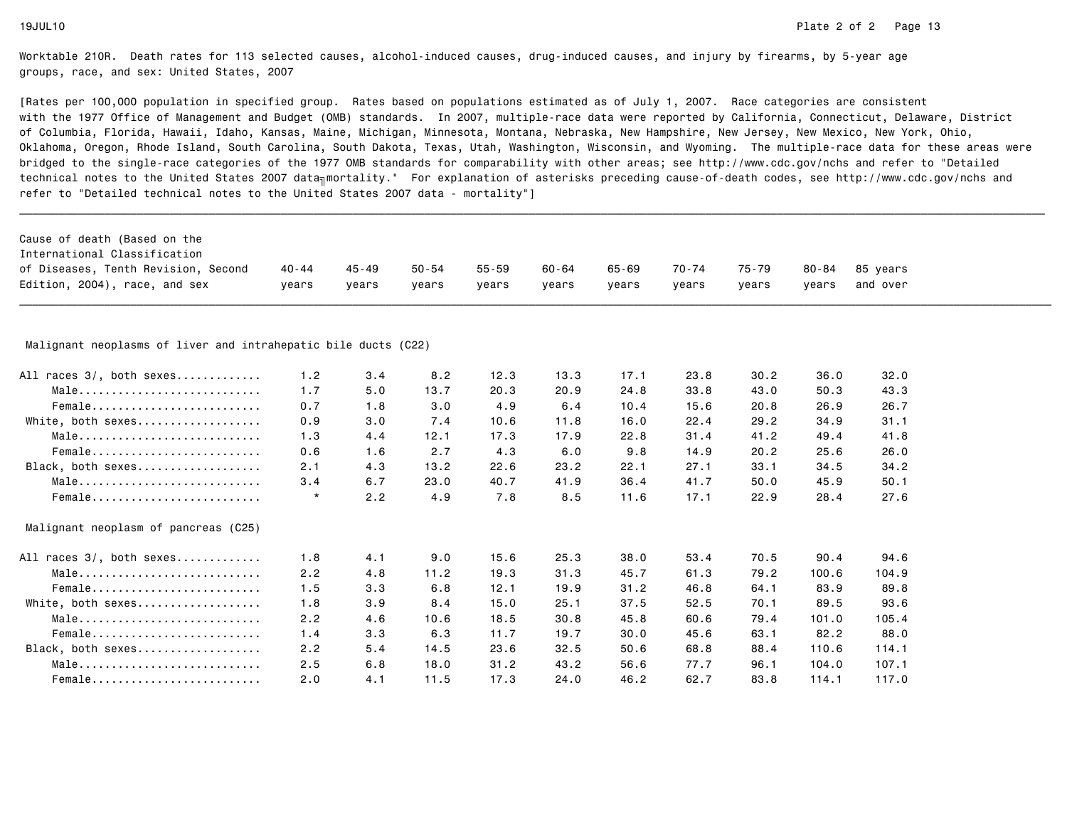Worktable 210R. Death rates for 113 selected causes, alcohol-induced causes, drug-induced causes, and injury by firearms, by 5-year age groups, race, and sex: United States, 2007

[Rates per 100,000 population in specified group. Rates based on populations estimated as of July 1, 2007. Race categories are consistent with the 1977 Office of Management and Budget (OMB) standards. In 2007, multiple-race data were reported by California, Connecticut, Delaware, District of Columbia, Florida, Hawaii, Idaho, Kansas, Maine, Michigan, Minnesota, Montana, Nebraska, New Hampshire, New Jersey, New Mexico, New York, Ohio, Oklahoma, Oregon, Rhode Island, South Carolina, South Dakota, Texas, Utah, Washington, Wisconsin, and Wyoming. The multiple-race data for these areas were bridged to the single-race categories of the 1977 OMB standards for comparability with other areas; see http://www.cdc.gov/nchs and refer to "Detailed technical notes to the United States 2007 data mortality." For explanation of asterisks preceding cause-of-death codes, see http://www.cdc.gov/nchs and refer to "Detailed technical notes to the United States 2007 data - mortality"]

| Cause of death (Based on the International Classification of Diseases, Tenth Revision, Second Edition, 2004), race, and sex | 40-44 years | 45-49 years | 50-54 years | 55-59 years | 60-64 years | 65-69 years | 70-74 years | 75-79 years | 80-84 years | 85 years and over |
|---|---|---|---|---|---|---|---|---|---|---|
| **Malignant neoplasms of liver and intrahepatic bile ducts (C22)** | | | | | | | | | | |
| All races 3/, both sexes | 1.2 | 3.4 | 8.2 | 12.3 | 13.3 | 17.1 | 23.8 | 30.2 | 36.0 | 32.0 |
| Male | 1.7 | 5.0 | 13.7 | 20.3 | 20.9 | 24.8 | 33.8 | 43.0 | 50.3 | 43.3 |
| Female | 0.7 | 1.8 | 3.0 | 4.9 | 6.4 | 10.4 | 15.6 | 20.8 | 26.9 | 26.7 |
| White, both sexes | 0.9 | 3.0 | 7.4 | 10.6 | 11.8 | 16.0 | 22.4 | 29.2 | 34.9 | 31.1 |
| Male | 1.3 | 4.4 | 12.1 | 17.3 | 17.9 | 22.8 | 31.4 | 41.2 | 49.4 | 41.8 |
| Female | 0.6 | 1.6 | 2.7 | 4.3 | 6.0 | 9.8 | 14.9 | 20.2 | 25.6 | 26.0 |
| Black, both sexes | 2.1 | 4.3 | 13.2 | 22.6 | 23.2 | 22.1 | 27.1 | 33.1 | 34.5 | 34.2 |
| Male | 3.4 | 6.7 | 23.0 | 40.7 | 41.9 | 36.4 | 41.7 | 50.0 | 45.9 | 50.1 |
| Female | * | 2.2 | 4.9 | 7.8 | 8.5 | 11.6 | 17.1 | 22.9 | 28.4 | 27.6 |
| **Malignant neoplasm of pancreas (C25)** | | | | | | | | | | |
| All races 3/, both sexes | 1.8 | 4.1 | 9.0 | 15.6 | 25.3 | 38.0 | 53.4 | 70.5 | 90.4 | 94.6 |
| Male | 2.2 | 4.8 | 11.2 | 19.3 | 31.3 | 45.7 | 61.3 | 79.2 | 100.6 | 104.9 |
| Female | 1.5 | 3.3 | 6.8 | 12.1 | 19.9 | 31.2 | 46.8 | 64.1 | 83.9 | 89.8 |
| White, both sexes | 1.8 | 3.9 | 8.4 | 15.0 | 25.1 | 37.5 | 52.5 | 70.1 | 89.5 | 93.6 |
| Male | 2.2 | 4.6 | 10.6 | 18.5 | 30.8 | 45.8 | 60.6 | 79.4 | 101.0 | 105.4 |
| Female | 1.4 | 3.3 | 6.3 | 11.7 | 19.7 | 30.0 | 45.6 | 63.1 | 82.2 | 88.0 |
| Black, both sexes | 2.2 | 5.4 | 14.5 | 23.6 | 32.5 | 50.6 | 68.8 | 88.4 | 110.6 | 114.1 |
| Male | 2.5 | 6.8 | 18.0 | 31.2 | 43.2 | 56.6 | 77.7 | 96.1 | 104.0 | 107.1 |
| Female | 2.0 | 4.1 | 11.5 | 17.3 | 24.0 | 46.2 | 62.7 | 83.8 | 114.1 | 117.0 |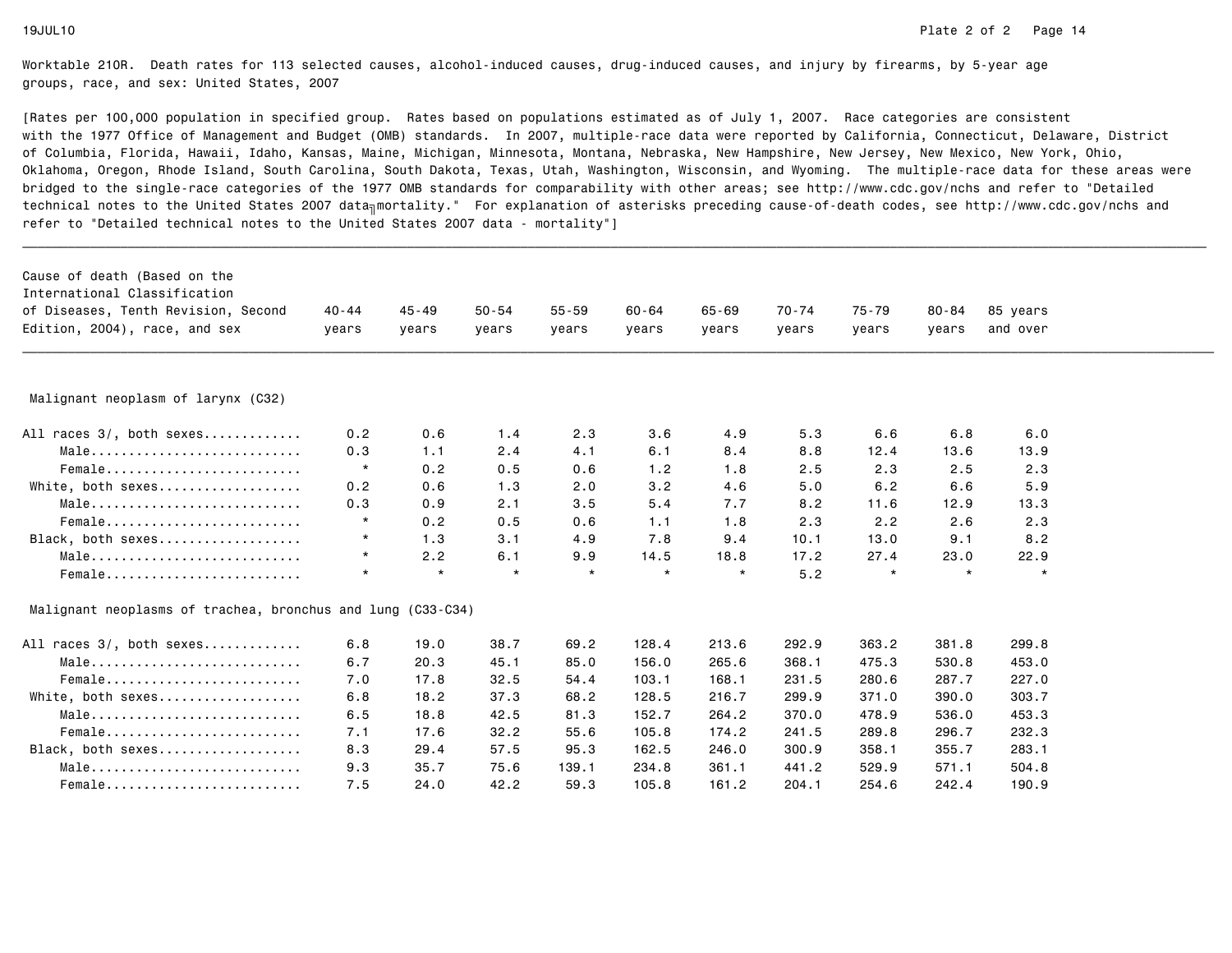Worktable 210R. Death rates for 113 selected causes, alcohol-induced causes, drug-induced causes, and injury by firearms, by 5-year age groups, race, and sex: United States, 2007

[Rates per 100,000 population in specified group. Rates based on populations estimated as of July 1, 2007. Race categories are consistent with the 1977 Office of Management and Budget (OMB) standards. In 2007, multiple-race data were reported by California, Connecticut, Delaware, District of Columbia, Florida, Hawaii, Idaho, Kansas, Maine, Michigan, Minnesota, Montana, Nebraska, New Hampshire, New Jersey, New Mexico, New York, Ohio, Oklahoma, Oregon, Rhode Island, South Carolina, South Dakota, Texas, Utah, Washington, Wisconsin, and Wyoming. The multiple-race data for these areas were bridged to the single-race categories of the 1977 OMB standards for comparability with other areas; see http://www.cdc.gov/nchs and refer to "Detailed technical notes to the United States 2007 data–mortality." For explanation of asterisks preceding cause-of-death codes, see http://www.cdc.gov/nchs and refer to "Detailed technical notes to the United States 2007 data - mortality"]

| Cause of death (Based on the International Classification of Diseases, Tenth Revision, Second Edition, 2004), race, and sex | 40-44 years | 45-49 years | 50-54 years | 55-59 years | 60-64 years | 65-69 years | 70-74 years | 75-79 years | 80-84 years | 85 years and over |
|---|---|---|---|---|---|---|---|---|---|---|
| **Malignant neoplasm of larynx (C32)** | | | | | | | | | | |
| All races 3/, both sexes | 0.2 | 0.6 | 1.4 | 2.3 | 3.6 | 4.9 | 5.3 | 6.6 | 6.8 | 6.0 |
| Male | 0.3 | 1.1 | 2.4 | 4.1 | 6.1 | 8.4 | 8.8 | 12.4 | 13.6 | 13.9 |
| Female | * | 0.2 | 0.5 | 0.6 | 1.2 | 1.8 | 2.5 | 2.3 | 2.5 | 2.3 |
| White, both sexes | 0.2 | 0.6 | 1.3 | 2.0 | 3.2 | 4.6 | 5.0 | 6.2 | 6.6 | 5.9 |
| Male | 0.3 | 0.9 | 2.1 | 3.5 | 5.4 | 7.7 | 8.2 | 11.6 | 12.9 | 13.3 |
| Female | * | 0.2 | 0.5 | 0.6 | 1.1 | 1.8 | 2.3 | 2.2 | 2.6 | 2.3 |
| Black, both sexes | * | 1.3 | 3.1 | 4.9 | 7.8 | 9.4 | 10.1 | 13.0 | 9.1 | 8.2 |
| Male | * | 2.2 | 6.1 | 9.9 | 14.5 | 18.8 | 17.2 | 27.4 | 23.0 | 22.9 |
| Female | * | * | * | * | * | * | 5.2 | * | * | * |
| **Malignant neoplasms of trachea, bronchus and lung (C33-C34)** | | | | | | | | | | |
| All races 3/, both sexes | 6.8 | 19.0 | 38.7 | 69.2 | 128.4 | 213.6 | 292.9 | 363.2 | 381.8 | 299.8 |
| Male | 6.7 | 20.3 | 45.1 | 85.0 | 156.0 | 265.6 | 368.1 | 475.3 | 530.8 | 453.0 |
| Female | 7.0 | 17.8 | 32.5 | 54.4 | 103.1 | 168.1 | 231.5 | 280.6 | 287.7 | 227.0 |
| White, both sexes | 6.8 | 18.2 | 37.3 | 68.2 | 128.5 | 216.7 | 299.9 | 371.0 | 390.0 | 303.7 |
| Male | 6.5 | 18.8 | 42.5 | 81.3 | 152.7 | 264.2 | 370.0 | 478.9 | 536.0 | 453.3 |
| Female | 7.1 | 17.6 | 32.2 | 55.6 | 105.8 | 174.2 | 241.5 | 289.8 | 296.7 | 232.3 |
| Black, both sexes | 8.3 | 29.4 | 57.5 | 95.3 | 162.5 | 246.0 | 300.9 | 358.1 | 355.7 | 283.1 |
| Male | 9.3 | 35.7 | 75.6 | 139.1 | 234.8 | 361.1 | 441.2 | 529.9 | 571.1 | 504.8 |
| Female | 7.5 | 24.0 | 42.2 | 59.3 | 105.8 | 161.2 | 204.1 | 254.6 | 242.4 | 190.9 |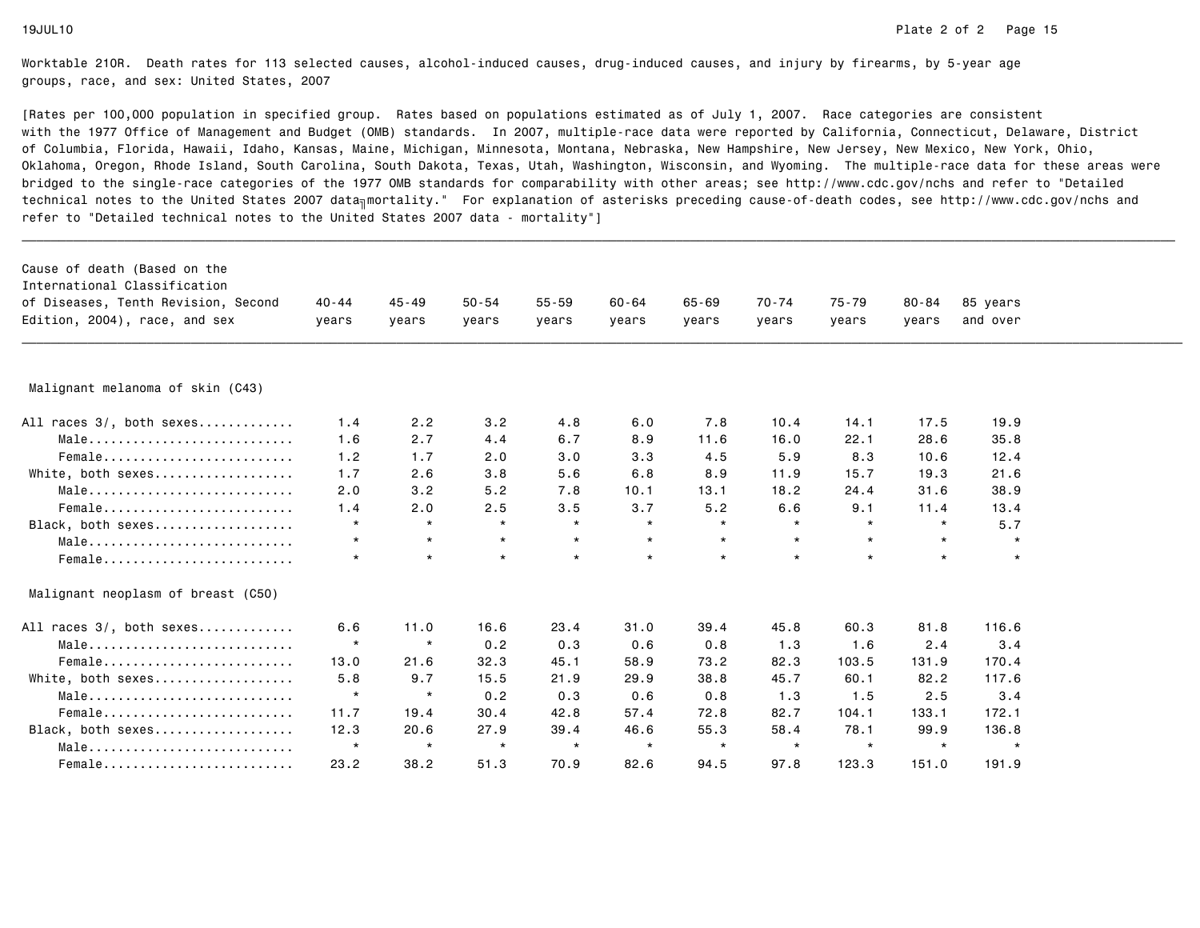Worktable 210R. Death rates for 113 selected causes, alcohol-induced causes, drug-induced causes, and injury by firearms, by 5-year age groups, race, and sex: United States, 2007

[Rates per 100,000 population in specified group. Rates based on populations estimated as of July 1, 2007. Race categories are consistent with the 1977 Office of Management and Budget (OMB) standards. In 2007, multiple-race data were reported by California, Connecticut, Delaware, District of Columbia, Florida, Hawaii, Idaho, Kansas, Maine, Michigan, Minnesota, Montana, Nebraska, New Hampshire, New Jersey, New Mexico, New York, Ohio, Oklahoma, Oregon, Rhode Island, South Carolina, South Dakota, Texas, Utah, Washington, Wisconsin, and Wyoming. The multiple-race data for these areas were bridged to the single-race categories of the 1977 OMB standards for comparability with other areas; see http://www.cdc.gov/nchs and refer to "Detailed technical notes to the United States 2007 data╖mortality." For explanation of asterisks preceding cause-of-death codes, see http://www.cdc.gov/nchs and refer to "Detailed technical notes to the United States 2007 data - mortality"]

| Cause of death (Based on the International Classification of Diseases, Tenth Revision, Second Edition, 2004), race, and sex | 40-44 years | 45-49 years | 50-54 years | 55-59 years | 60-64 years | 65-69 years | 70-74 years | 75-79 years | 80-84 years | 85 years and over |
|---|---|---|---|---|---|---|---|---|---|---|
| **Malignant melanoma of skin (C43)** | | | | | | | | | | |
| All races 3/, both sexes | 1.4 | 2.2 | 3.2 | 4.8 | 6.0 | 7.8 | 10.4 | 14.1 | 17.5 | 19.9 |
| Male | 1.6 | 2.7 | 4.4 | 6.7 | 8.9 | 11.6 | 16.0 | 22.1 | 28.6 | 35.8 |
| Female | 1.2 | 1.7 | 2.0 | 3.0 | 3.3 | 4.5 | 5.9 | 8.3 | 10.6 | 12.4 |
| White, both sexes | 1.7 | 2.6 | 3.8 | 5.6 | 6.8 | 8.9 | 11.9 | 15.7 | 19.3 | 21.6 |
| Male | 2.0 | 3.2 | 5.2 | 7.8 | 10.1 | 13.1 | 18.2 | 24.4 | 31.6 | 38.9 |
| Female | 1.4 | 2.0 | 2.5 | 3.5 | 3.7 | 5.2 | 6.6 | 9.1 | 11.4 | 13.4 |
| Black, both sexes | * | * | * | * | * | * | * | * | * | 5.7 |
| Male | * | * | * | * | * | * | * | * | * | * |
| Female | * | * | * | * | * | * | * | * | * | * |
| **Malignant neoplasm of breast (C50)** | | | | | | | | | | |
| All races 3/, both sexes | 6.6 | 11.0 | 16.6 | 23.4 | 31.0 | 39.4 | 45.8 | 60.3 | 81.8 | 116.6 |
| Male | * | * | 0.2 | 0.3 | 0.6 | 0.8 | 1.3 | 1.6 | 2.4 | 3.4 |
| Female | 13.0 | 21.6 | 32.3 | 45.1 | 58.9 | 73.2 | 82.3 | 103.5 | 131.9 | 170.4 |
| White, both sexes | 5.8 | 9.7 | 15.5 | 21.9 | 29.9 | 38.8 | 45.7 | 60.1 | 82.2 | 117.6 |
| Male | * | * | 0.2 | 0.3 | 0.6 | 0.8 | 1.3 | 1.5 | 2.5 | 3.4 |
| Female | 11.7 | 19.4 | 30.4 | 42.8 | 57.4 | 72.8 | 82.7 | 104.1 | 133.1 | 172.1 |
| Black, both sexes | 12.3 | 20.6 | 27.9 | 39.4 | 46.6 | 55.3 | 58.4 | 78.1 | 99.9 | 136.8 |
| Male | * | * | * | * | * | * | * | * | * | * |
| Female | 23.2 | 38.2 | 51.3 | 70.9 | 82.6 | 94.5 | 97.8 | 123.3 | 151.0 | 191.9 |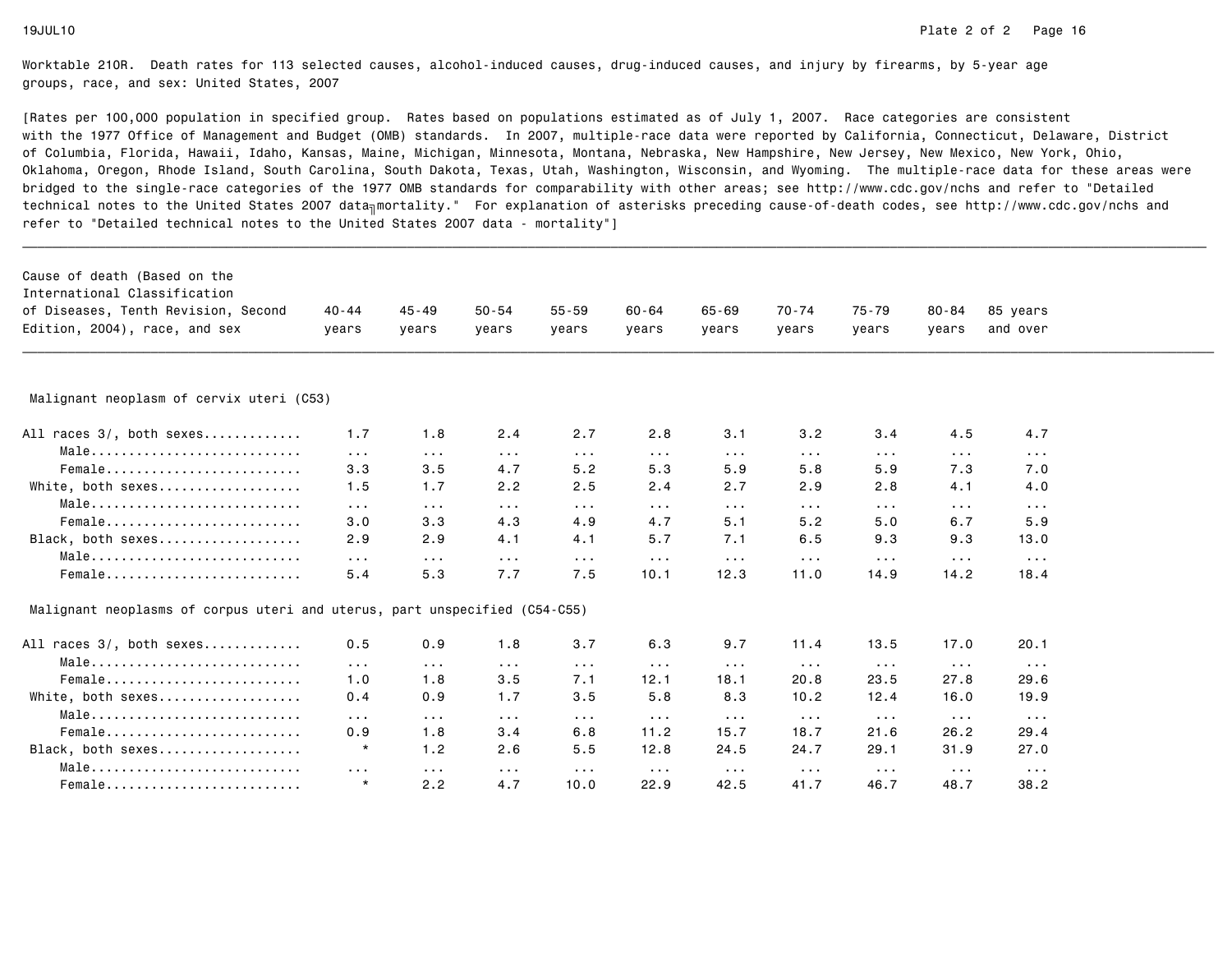Worktable 210R. Death rates for 113 selected causes, alcohol-induced causes, drug-induced causes, and injury by firearms, by 5-year age groups, race, and sex: United States, 2007

[Rates per 100,000 population in specified group. Rates based on populations estimated as of July 1, 2007. Race categories are consistent with the 1977 Office of Management and Budget (OMB) standards. In 2007, multiple-race data were reported by California, Connecticut, Delaware, District of Columbia, Florida, Hawaii, Idaho, Kansas, Maine, Michigan, Minnesota, Montana, Nebraska, New Hampshire, New Jersey, New Mexico, New York, Ohio, Oklahoma, Oregon, Rhode Island, South Carolina, South Dakota, Texas, Utah, Washington, Wisconsin, and Wyoming. The multiple-race data for these areas were bridged to the single-race categories of the 1977 OMB standards for comparability with other areas; see http://www.cdc.gov/nchs and refer to "Detailed technical notes to the United States 2007 data–mortality." For explanation of asterisks preceding cause-of-death codes, see http://www.cdc.gov/nchs and refer to "Detailed technical notes to the United States 2007 data - mortality"]

| Cause of death (Based on the International Classification of Diseases, Tenth Revision, Second Edition, 2004), race, and sex | 40-44 years | 45-49 years | 50-54 years | 55-59 years | 60-64 years | 65-69 years | 70-74 years | 75-79 years | 80-84 years | 85 years and over |
|---|---|---|---|---|---|---|---|---|---|---|
| **Malignant neoplasm of cervix uteri (C53)** | | | | | | | | | | |
| All races 3/, both sexes | 1.7 | 1.8 | 2.4 | 2.7 | 2.8 | 3.1 | 3.2 | 3.4 | 4.5 | 4.7 |
| Male | ... | ... | ... | ... | ... | ... | ... | ... | ... | ... |
| Female | 3.3 | 3.5 | 4.7 | 5.2 | 5.3 | 5.9 | 5.8 | 5.9 | 7.3 | 7.0 |
| White, both sexes | 1.5 | 1.7 | 2.2 | 2.5 | 2.4 | 2.7 | 2.9 | 2.8 | 4.1 | 4.0 |
| Male | ... | ... | ... | ... | ... | ... | ... | ... | ... | ... |
| Female | 3.0 | 3.3 | 4.3 | 4.9 | 4.7 | 5.1 | 5.2 | 5.0 | 6.7 | 5.9 |
| Black, both sexes | 2.9 | 2.9 | 4.1 | 4.1 | 5.7 | 7.1 | 6.5 | 9.3 | 9.3 | 13.0 |
| Male | ... | ... | ... | ... | ... | ... | ... | ... | ... | ... |
| Female | 5.4 | 5.3 | 7.7 | 7.5 | 10.1 | 12.3 | 11.0 | 14.9 | 14.2 | 18.4 |
| **Malignant neoplasms of corpus uteri and uterus, part unspecified (C54-C55)** | | | | | | | | | | |
| All races 3/, both sexes | 0.5 | 0.9 | 1.8 | 3.7 | 6.3 | 9.7 | 11.4 | 13.5 | 17.0 | 20.1 |
| Male | ... | ... | ... | ... | ... | ... | ... | ... | ... | ... |
| Female | 1.0 | 1.8 | 3.5 | 7.1 | 12.1 | 18.1 | 20.8 | 23.5 | 27.8 | 29.6 |
| White, both sexes | 0.4 | 0.9 | 1.7 | 3.5 | 5.8 | 8.3 | 10.2 | 12.4 | 16.0 | 19.9 |
| Male | ... | ... | ... | ... | ... | ... | ... | ... | ... | ... |
| Female | 0.9 | 1.8 | 3.4 | 6.8 | 11.2 | 15.7 | 18.7 | 21.6 | 26.2 | 29.4 |
| Black, both sexes | * | 1.2 | 2.6 | 5.5 | 12.8 | 24.5 | 24.7 | 29.1 | 31.9 | 27.0 |
| Male | ... | ... | ... | ... | ... | ... | ... | ... | ... | ... |
| Female | * | 2.2 | 4.7 | 10.0 | 22.9 | 42.5 | 41.7 | 46.7 | 48.7 | 38.2 |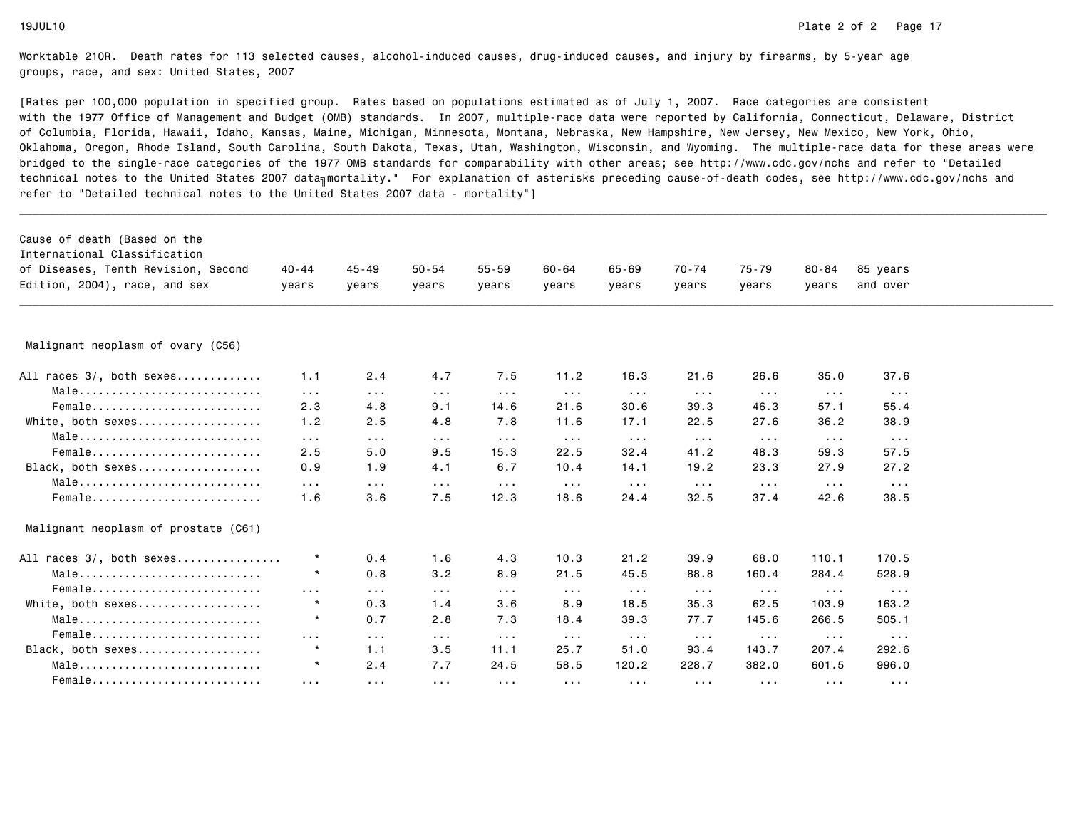Worktable 210R. Death rates for 113 selected causes, alcohol-induced causes, drug-induced causes, and injury by firearms, by 5-year age groups, race, and sex: United States, 2007

[Rates per 100,000 population in specified group. Rates based on populations estimated as of July 1, 2007. Race categories are consistent with the 1977 Office of Management and Budget (OMB) standards. In 2007, multiple-race data were reported by California, Connecticut, Delaware, District of Columbia, Florida, Hawaii, Idaho, Kansas, Maine, Michigan, Minnesota, Montana, Nebraska, New Hampshire, New Jersey, New Mexico, New York, Ohio, Oklahoma, Oregon, Rhode Island, South Carolina, South Dakota, Texas, Utah, Washington, Wisconsin, and Wyoming. The multiple-race data for these areas were bridged to the single-race categories of the 1977 OMB standards for comparability with other areas; see http://www.cdc.gov/nchs and refer to "Detailed technical notes to the United States 2007 data–mortality." For explanation of asterisks preceding cause-of-death codes, see http://www.cdc.gov/nchs and refer to "Detailed technical notes to the United States 2007 data - mortality"]

| Cause of death (Based on the International Classification of Diseases, Tenth Revision, Second Edition, 2004), race, and sex | 40-44 years | 45-49 years | 50-54 years | 55-59 years | 60-64 years | 65-69 years | 70-74 years | 75-79 years | 80-84 years | 85 years and over |
|---|---|---|---|---|---|---|---|---|---|---|
| **Malignant neoplasm of ovary (C56)** | | | | | | | | | | |
| All races 3/, both sexes | 1.1 | 2.4 | 4.7 | 7.5 | 11.2 | 16.3 | 21.6 | 26.6 | 35.0 | 37.6 |
| Male | ... | ... | ... | ... | ... | ... | ... | ... | ... | ... |
| Female | 2.3 | 4.8 | 9.1 | 14.6 | 21.6 | 30.6 | 39.3 | 46.3 | 57.1 | 55.4 |
| White, both sexes | 1.2 | 2.5 | 4.8 | 7.8 | 11.6 | 17.1 | 22.5 | 27.6 | 36.2 | 38.9 |
| Male | ... | ... | ... | ... | ... | ... | ... | ... | ... | ... |
| Female | 2.5 | 5.0 | 9.5 | 15.3 | 22.5 | 32.4 | 41.2 | 48.3 | 59.3 | 57.5 |
| Black, both sexes | 0.9 | 1.9 | 4.1 | 6.7 | 10.4 | 14.1 | 19.2 | 23.3 | 27.9 | 27.2 |
| Male | ... | ... | ... | ... | ... | ... | ... | ... | ... | ... |
| Female | 1.6 | 3.6 | 7.5 | 12.3 | 18.6 | 24.4 | 32.5 | 37.4 | 42.6 | 38.5 |
| **Malignant neoplasm of prostate (C61)** | | | | | | | | | | |
| All races 3/, both sexes | * | 0.4 | 1.6 | 4.3 | 10.3 | 21.2 | 39.9 | 68.0 | 110.1 | 170.5 |
| Male | * | 0.8 | 3.2 | 8.9 | 21.5 | 45.5 | 88.8 | 160.4 | 284.4 | 528.9 |
| Female | ... | ... | ... | ... | ... | ... | ... | ... | ... | ... |
| White, both sexes | * | 0.3 | 1.4 | 3.6 | 8.9 | 18.5 | 35.3 | 62.5 | 103.9 | 163.2 |
| Male | * | 0.7 | 2.8 | 7.3 | 18.4 | 39.3 | 77.7 | 145.6 | 266.5 | 505.1 |
| Female | ... | ... | ... | ... | ... | ... | ... | ... | ... | ... |
| Black, both sexes | * | 1.1 | 3.5 | 11.1 | 25.7 | 51.0 | 93.4 | 143.7 | 207.4 | 292.6 |
| Male | * | 2.4 | 7.7 | 24.5 | 58.5 | 120.2 | 228.7 | 382.0 | 601.5 | 996.0 |
| Female | ... | ... | ... | ... | ... | ... | ... | ... | ... | ... |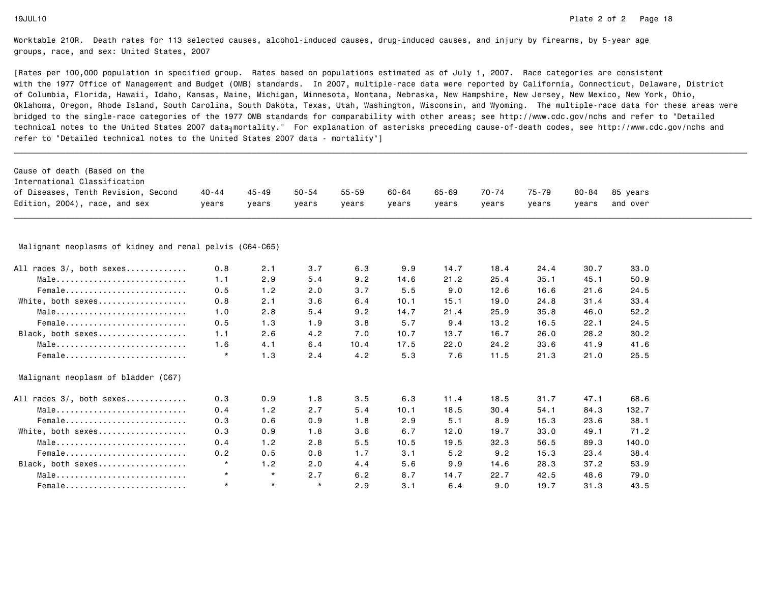Worktable 210R. Death rates for 113 selected causes, alcohol-induced causes, drug-induced causes, and injury by firearms, by 5-year age groups, race, and sex: United States, 2007

[Rates per 100,000 population in specified group. Rates based on populations estimated as of July 1, 2007. Race categories are consistent with the 1977 Office of Management and Budget (OMB) standards. In 2007, multiple-race data were reported by California, Connecticut, Delaware, District of Columbia, Florida, Hawaii, Idaho, Kansas, Maine, Michigan, Minnesota, Montana, Nebraska, New Hampshire, New Jersey, New Mexico, New York, Ohio, Oklahoma, Oregon, Rhode Island, South Carolina, South Dakota, Texas, Utah, Washington, Wisconsin, and Wyoming. The multiple-race data for these areas were bridged to the single-race categories of the 1977 OMB standards for comparability with other areas; see http://www.cdc.gov/nchs and refer to "Detailed technical notes to the United States 2007 data mortality." For explanation of asterisks preceding cause-of-death codes, see http://www.cdc.gov/nchs and refer to "Detailed technical notes to the United States 2007 data - mortality"]

| Cause of death (Based on the International Classification of Diseases, Tenth Revision, Second Edition, 2004), race, and sex | 40-44 years | 45-49 years | 50-54 years | 55-59 years | 60-64 years | 65-69 years | 70-74 years | 75-79 years | 80-84 years | 85 years and over |
|---|---|---|---|---|---|---|---|---|---|---|
| **Malignant neoplasms of kidney and renal pelvis (C64-C65)** | | | | | | | | | | |
| All races 3/, both sexes | 0.8 | 2.1 | 3.7 | 6.3 | 9.9 | 14.7 | 18.4 | 24.4 | 30.7 | 33.0 |
| Male | 1.1 | 2.9 | 5.4 | 9.2 | 14.6 | 21.2 | 25.4 | 35.1 | 45.1 | 50.9 |
| Female | 0.5 | 1.2 | 2.0 | 3.7 | 5.5 | 9.0 | 12.6 | 16.6 | 21.6 | 24.5 |
| White, both sexes | 0.8 | 2.1 | 3.6 | 6.4 | 10.1 | 15.1 | 19.0 | 24.8 | 31.4 | 33.4 |
| Male | 1.0 | 2.8 | 5.4 | 9.2 | 14.7 | 21.4 | 25.9 | 35.8 | 46.0 | 52.2 |
| Female | 0.5 | 1.3 | 1.9 | 3.8 | 5.7 | 9.4 | 13.2 | 16.5 | 22.1 | 24.5 |
| Black, both sexes | 1.1 | 2.6 | 4.2 | 7.0 | 10.7 | 13.7 | 16.7 | 26.0 | 28.2 | 30.2 |
| Male | 1.6 | 4.1 | 6.4 | 10.4 | 17.5 | 22.0 | 24.2 | 33.6 | 41.9 | 41.6 |
| Female | * | 1.3 | 2.4 | 4.2 | 5.3 | 7.6 | 11.5 | 21.3 | 21.0 | 25.5 |
| **Malignant neoplasm of bladder (C67)** | | | | | | | | | | |
| All races 3/, both sexes | 0.3 | 0.9 | 1.8 | 3.5 | 6.3 | 11.4 | 18.5 | 31.7 | 47.1 | 68.6 |
| Male | 0.4 | 1.2 | 2.7 | 5.4 | 10.1 | 18.5 | 30.4 | 54.1 | 84.3 | 132.7 |
| Female | 0.3 | 0.6 | 0.9 | 1.8 | 2.9 | 5.1 | 8.9 | 15.3 | 23.6 | 38.1 |
| White, both sexes | 0.3 | 0.9 | 1.8 | 3.6 | 6.7 | 12.0 | 19.7 | 33.0 | 49.1 | 71.2 |
| Male | 0.4 | 1.2 | 2.8 | 5.5 | 10.5 | 19.5 | 32.3 | 56.5 | 89.3 | 140.0 |
| Female | 0.2 | 0.5 | 0.8 | 1.7 | 3.1 | 5.2 | 9.2 | 15.3 | 23.4 | 38.4 |
| Black, both sexes | * | 1.2 | 2.0 | 4.4 | 5.6 | 9.9 | 14.6 | 28.3 | 37.2 | 53.9 |
| Male | * | * | 2.7 | 6.2 | 8.7 | 14.7 | 22.7 | 42.5 | 48.6 | 79.0 |
| Female | * | * | * | 2.9 | 3.1 | 6.4 | 9.0 | 19.7 | 31.3 | 43.5 |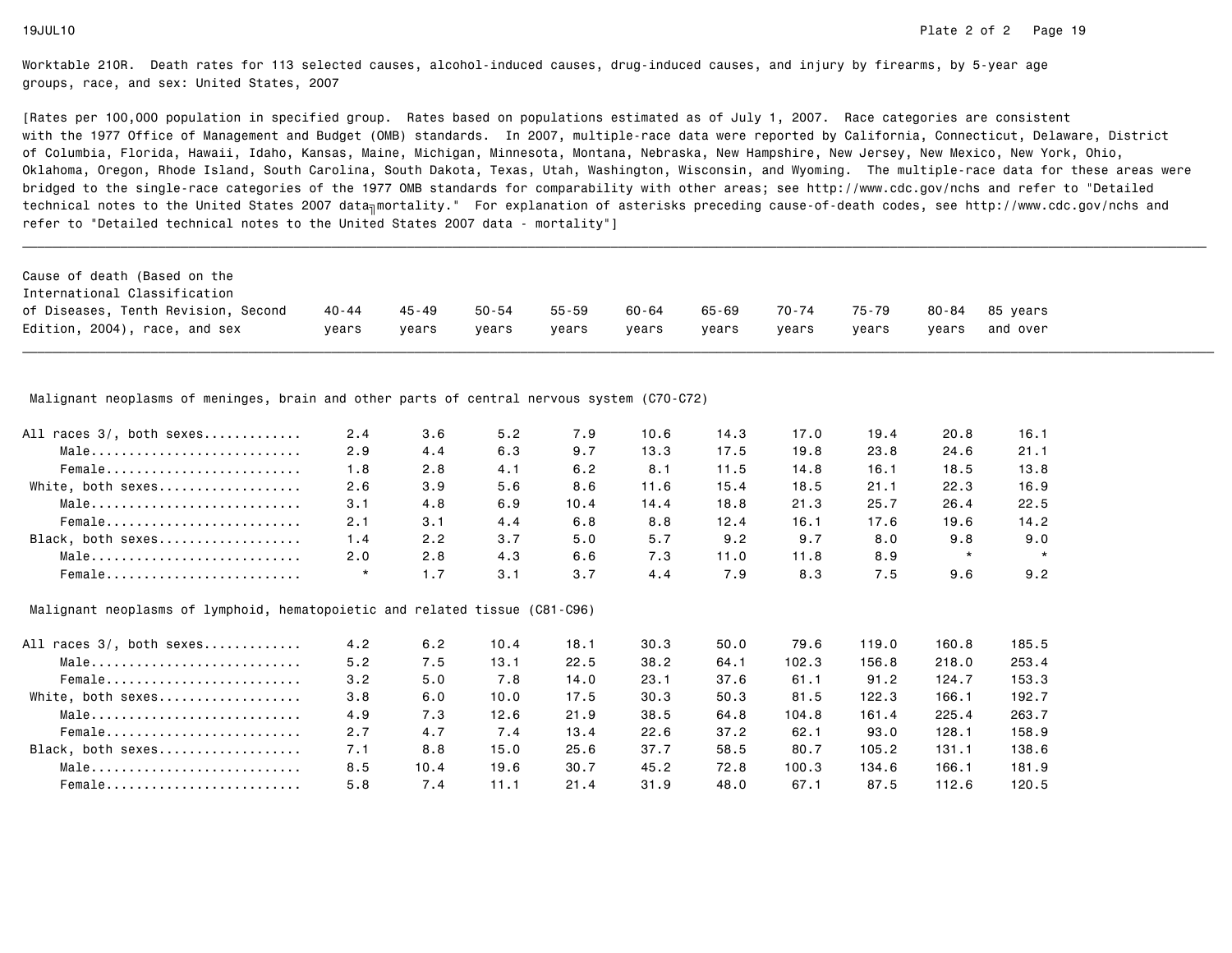Worktable 210R. Death rates for 113 selected causes, alcohol-induced causes, drug-induced causes, and injury by firearms, by 5-year age groups, race, and sex: United States, 2007

[Rates per 100,000 population in specified group. Rates based on populations estimated as of July 1, 2007. Race categories are consistent with the 1977 Office of Management and Budget (OMB) standards. In 2007, multiple-race data were reported by California, Connecticut, Delaware, District of Columbia, Florida, Hawaii, Idaho, Kansas, Maine, Michigan, Minnesota, Montana, Nebraska, New Hampshire, New Jersey, New Mexico, New York, Ohio, Oklahoma, Oregon, Rhode Island, South Carolina, South Dakota, Texas, Utah, Washington, Wisconsin, and Wyoming. The multiple-race data for these areas were bridged to the single-race categories of the 1977 OMB standards for comparability with other areas; see http://www.cdc.gov/nchs and refer to "Detailed technical notes to the United States 2007 data–mortality." For explanation of asterisks preceding cause-of-death codes, see http://www.cdc.gov/nchs and refer to "Detailed technical notes to the United States 2007 data - mortality"]

| Cause of death (Based on the International Classification of Diseases, Tenth Revision, Second Edition, 2004), race, and sex | 40-44 years | 45-49 years | 50-54 years | 55-59 years | 60-64 years | 65-69 years | 70-74 years | 75-79 years | 80-84 years | 85 years and over |
|---|---|---|---|---|---|---|---|---|---|---|
| **Malignant neoplasms of meninges, brain and other parts of central nervous system (C70-C72)** | | | | | | | | | | |
| All races 3/, both sexes | 2.4 | 3.6 | 5.2 | 7.9 | 10.6 | 14.3 | 17.0 | 19.4 | 20.8 | 16.1 |
| Male | 2.9 | 4.4 | 6.3 | 9.7 | 13.3 | 17.5 | 19.8 | 23.8 | 24.6 | 21.1 |
| Female | 1.8 | 2.8 | 4.1 | 6.2 | 8.1 | 11.5 | 14.8 | 16.1 | 18.5 | 13.8 |
| White, both sexes | 2.6 | 3.9 | 5.6 | 8.6 | 11.6 | 15.4 | 18.5 | 21.1 | 22.3 | 16.9 |
| Male | 3.1 | 4.8 | 6.9 | 10.4 | 14.4 | 18.8 | 21.3 | 25.7 | 26.4 | 22.5 |
| Female | 2.1 | 3.1 | 4.4 | 6.8 | 8.8 | 12.4 | 16.1 | 17.6 | 19.6 | 14.2 |
| Black, both sexes | 1.4 | 2.2 | 3.7 | 5.0 | 5.7 | 9.2 | 9.7 | 8.0 | 9.8 | 9.0 |
| Male | 2.0 | 2.8 | 4.3 | 6.6 | 7.3 | 11.0 | 11.8 | 8.9 | * | * |
| Female | * | 1.7 | 3.1 | 3.7 | 4.4 | 7.9 | 8.3 | 7.5 | 9.6 | 9.2 |
| **Malignant neoplasms of lymphoid, hematopoietic and related tissue (C81-C96)** | | | | | | | | | | |
| All races 3/, both sexes | 4.2 | 6.2 | 10.4 | 18.1 | 30.3 | 50.0 | 79.6 | 119.0 | 160.8 | 185.5 |
| Male | 5.2 | 7.5 | 13.1 | 22.5 | 38.2 | 64.1 | 102.3 | 156.8 | 218.0 | 253.4 |
| Female | 3.2 | 5.0 | 7.8 | 14.0 | 23.1 | 37.6 | 61.1 | 91.2 | 124.7 | 153.3 |
| White, both sexes | 3.8 | 6.0 | 10.0 | 17.5 | 30.3 | 50.3 | 81.5 | 122.3 | 166.1 | 192.7 |
| Male | 4.9 | 7.3 | 12.6 | 21.9 | 38.5 | 64.8 | 104.8 | 161.4 | 225.4 | 263.7 |
| Female | 2.7 | 4.7 | 7.4 | 13.4 | 22.6 | 37.2 | 62.1 | 93.0 | 128.1 | 158.9 |
| Black, both sexes | 7.1 | 8.8 | 15.0 | 25.6 | 37.7 | 58.5 | 80.7 | 105.2 | 131.1 | 138.6 |
| Male | 8.5 | 10.4 | 19.6 | 30.7 | 45.2 | 72.8 | 100.3 | 134.6 | 166.1 | 181.9 |
| Female | 5.8 | 7.4 | 11.1 | 21.4 | 31.9 | 48.0 | 67.1 | 87.5 | 112.6 | 120.5 |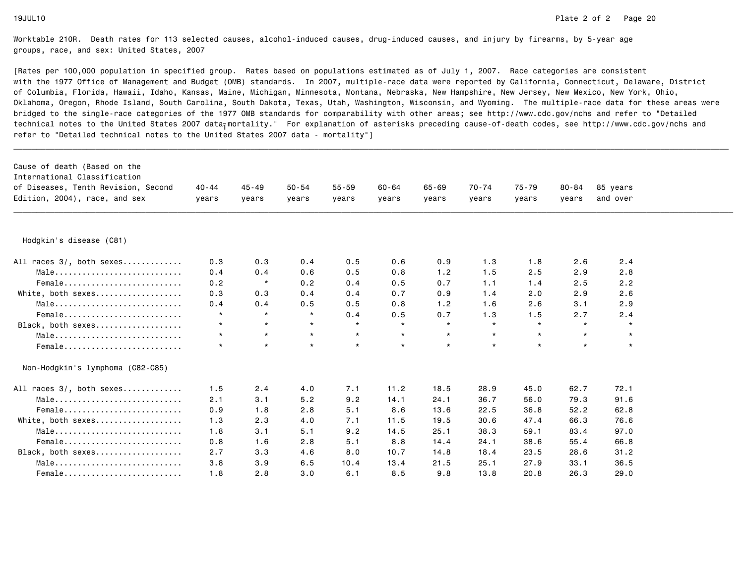Worktable 210R. Death rates for 113 selected causes, alcohol-induced causes, drug-induced causes, and injury by firearms, by 5-year age groups, race, and sex: United States, 2007

[Rates per 100,000 population in specified group. Rates based on populations estimated as of July 1, 2007. Race categories are consistent with the 1977 Office of Management and Budget (OMB) standards. In 2007, multiple-race data were reported by California, Connecticut, Delaware, District of Columbia, Florida, Hawaii, Idaho, Kansas, Maine, Michigan, Minnesota, Montana, Nebraska, New Hampshire, New Jersey, New Mexico, New York, Ohio, Oklahoma, Oregon, Rhode Island, South Carolina, South Dakota, Texas, Utah, Washington, Wisconsin, and Wyoming. The multiple-race data for these areas were bridged to the single-race categories of the 1977 OMB standards for comparability with other areas; see http://www.cdc.gov/nchs and refer to "Detailed technical notes to the United States 2007 data–mortality." For explanation of asterisks preceding cause-of-death codes, see http://www.cdc.gov/nchs and refer to "Detailed technical notes to the United States 2007 data - mortality"]

| Cause of death (Based on the International Classification of Diseases, Tenth Revision, Second Edition, 2004), race, and sex | 40-44 years | 45-49 years | 50-54 years | 55-59 years | 60-64 years | 65-69 years | 70-74 years | 75-79 years | 80-84 years | 85 years and over |
|---|---|---|---|---|---|---|---|---|---|---|
| **Hodgkin's disease (C81)** | | | | | | | | | | |
| All races 3/, both sexes | 0.3 | 0.3 | 0.4 | 0.5 | 0.6 | 0.9 | 1.3 | 1.8 | 2.6 | 2.4 |
| Male | 0.4 | 0.4 | 0.6 | 0.5 | 0.8 | 1.2 | 1.5 | 2.5 | 2.9 | 2.8 |
| Female | 0.2 | * | 0.2 | 0.4 | 0.5 | 0.7 | 1.1 | 1.4 | 2.5 | 2.2 |
| White, both sexes | 0.3 | 0.3 | 0.4 | 0.4 | 0.7 | 0.9 | 1.4 | 2.0 | 2.9 | 2.6 |
| Male | 0.4 | 0.4 | 0.5 | 0.5 | 0.8 | 1.2 | 1.6 | 2.6 | 3.1 | 2.9 |
| Female | * | * | * | 0.4 | 0.5 | 0.7 | 1.3 | 1.5 | 2.7 | 2.4 |
| Black, both sexes | * | * | * | * | * | * | * | * | * | * |
| Male | * | * | * | * | * | * | * | * | * | * |
| Female | * | * | * | * | * | * | * | * | * | * |
| **Non-Hodgkin's lymphoma (C82-C85)** | | | | | | | | | | |
| All races 3/, both sexes | 1.5 | 2.4 | 4.0 | 7.1 | 11.2 | 18.5 | 28.9 | 45.0 | 62.7 | 72.1 |
| Male | 2.1 | 3.1 | 5.2 | 9.2 | 14.1 | 24.1 | 36.7 | 56.0 | 79.3 | 91.6 |
| Female | 0.9 | 1.8 | 2.8 | 5.1 | 8.6 | 13.6 | 22.5 | 36.8 | 52.2 | 62.8 |
| White, both sexes | 1.3 | 2.3 | 4.0 | 7.1 | 11.5 | 19.5 | 30.6 | 47.4 | 66.3 | 76.6 |
| Male | 1.8 | 3.1 | 5.1 | 9.2 | 14.5 | 25.1 | 38.3 | 59.1 | 83.4 | 97.0 |
| Female | 0.8 | 1.6 | 2.8 | 5.1 | 8.8 | 14.4 | 24.1 | 38.6 | 55.4 | 66.8 |
| Black, both sexes | 2.7 | 3.3 | 4.6 | 8.0 | 10.7 | 14.8 | 18.4 | 23.5 | 28.6 | 31.2 |
| Male | 3.8 | 3.9 | 6.5 | 10.4 | 13.4 | 21.5 | 25.1 | 27.9 | 33.1 | 36.5 |
| Female | 1.8 | 2.8 | 3.0 | 6.1 | 8.5 | 9.8 | 13.8 | 20.8 | 26.3 | 29.0 |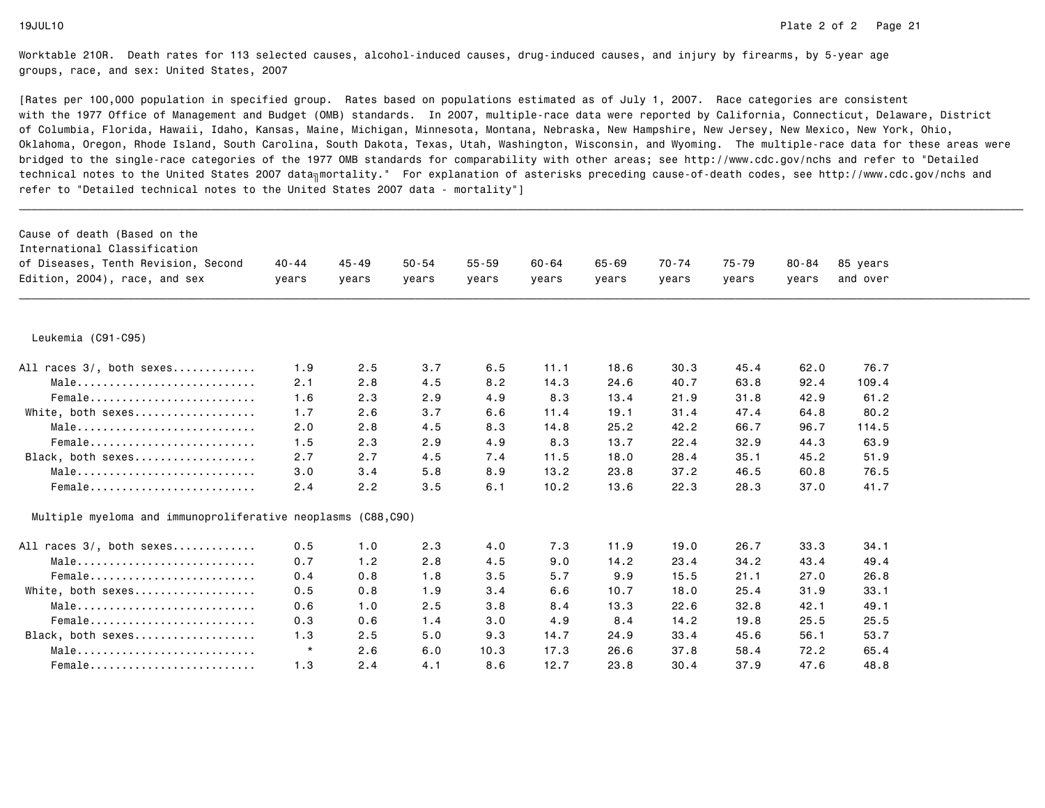Worktable 210R. Death rates for 113 selected causes, alcohol-induced causes, drug-induced causes, and injury by firearms, by 5-year age groups, race, and sex: United States, 2007

[Rates per 100,000 population in specified group. Rates based on populations estimated as of July 1, 2007. Race categories are consistent with the 1977 Office of Management and Budget (OMB) standards. In 2007, multiple-race data were reported by California, Connecticut, Delaware, District of Columbia, Florida, Hawaii, Idaho, Kansas, Maine, Michigan, Minnesota, Montana, Nebraska, New Hampshire, New Jersey, New Mexico, New York, Ohio, Oklahoma, Oregon, Rhode Island, South Carolina, South Dakota, Texas, Utah, Washington, Wisconsin, and Wyoming. The multiple-race data for these areas were bridged to the single-race categories of the 1977 OMB standards for comparability with other areas; see http://www.cdc.gov/nchs and refer to "Detailed technical notes to the United States 2007 data╗mortality." For explanation of asterisks preceding cause-of-death codes, see http://www.cdc.gov/nchs and refer to "Detailed technical notes to the United States 2007 data - mortality"]

| Cause of death (Based on the International Classification of Diseases, Tenth Revision, Second Edition, 2004), race, and sex | 40-44 years | 45-49 years | 50-54 years | 55-59 years | 60-64 years | 65-69 years | 70-74 years | 75-79 years | 80-84 years | 85 years and over |
|---|---|---|---|---|---|---|---|---|---|---|
| **Leukemia (C91-C95)** | | | | | | | | | | |
| All races 3/, both sexes............ | 1.9 | 2.5 | 3.7 | 6.5 | 11.1 | 18.6 | 30.3 | 45.4 | 62.0 | 76.7 |
| Male............................ | 2.1 | 2.8 | 4.5 | 8.2 | 14.3 | 24.6 | 40.7 | 63.8 | 92.4 | 109.4 |
| Female.......................... | 1.6 | 2.3 | 2.9 | 4.9 | 8.3 | 13.4 | 21.9 | 31.8 | 42.9 | 61.2 |
| White, both sexes.................. | 1.7 | 2.6 | 3.7 | 6.6 | 11.4 | 19.1 | 31.4 | 47.4 | 64.8 | 80.2 |
| Male............................ | 2.0 | 2.8 | 4.5 | 8.3 | 14.8 | 25.2 | 42.2 | 66.7 | 96.7 | 114.5 |
| Female.......................... | 1.5 | 2.3 | 2.9 | 4.9 | 8.3 | 13.7 | 22.4 | 32.9 | 44.3 | 63.9 |
| Black, both sexes.................. | 2.7 | 2.7 | 4.5 | 7.4 | 11.5 | 18.0 | 28.4 | 35.1 | 45.2 | 51.9 |
| Male............................ | 3.0 | 3.4 | 5.8 | 8.9 | 13.2 | 23.8 | 37.2 | 46.5 | 60.8 | 76.5 |
| Female.......................... | 2.4 | 2.2 | 3.5 | 6.1 | 10.2 | 13.6 | 22.3 | 28.3 | 37.0 | 41.7 |
| **Multiple myeloma and immunoproliferative neoplasms (C88,C90)** | | | | | | | | | | |
| All races 3/, both sexes............ | 0.5 | 1.0 | 2.3 | 4.0 | 7.3 | 11.9 | 19.0 | 26.7 | 33.3 | 34.1 |
| Male............................ | 0.7 | 1.2 | 2.8 | 4.5 | 9.0 | 14.2 | 23.4 | 34.2 | 43.4 | 49.4 |
| Female.......................... | 0.4 | 0.8 | 1.8 | 3.5 | 5.7 | 9.9 | 15.5 | 21.1 | 27.0 | 26.8 |
| White, both sexes.................. | 0.5 | 0.8 | 1.9 | 3.4 | 6.6 | 10.7 | 18.0 | 25.4 | 31.9 | 33.1 |
| Male............................ | 0.6 | 1.0 | 2.5 | 3.8 | 8.4 | 13.3 | 22.6 | 32.8 | 42.1 | 49.1 |
| Female.......................... | 0.3 | 0.6 | 1.4 | 3.0 | 4.9 | 8.4 | 14.2 | 19.8 | 25.5 | 25.5 |
| Black, both sexes.................. | 1.3 | 2.5 | 5.0 | 9.3 | 14.7 | 24.9 | 33.4 | 45.6 | 56.1 | 53.7 |
| Male............................ | * | 2.6 | 6.0 | 10.3 | 17.3 | 26.6 | 37.8 | 58.4 | 72.2 | 65.4 |
| Female.......................... | 1.3 | 2.4 | 4.1 | 8.6 | 12.7 | 23.8 | 30.4 | 37.9 | 47.6 | 48.8 |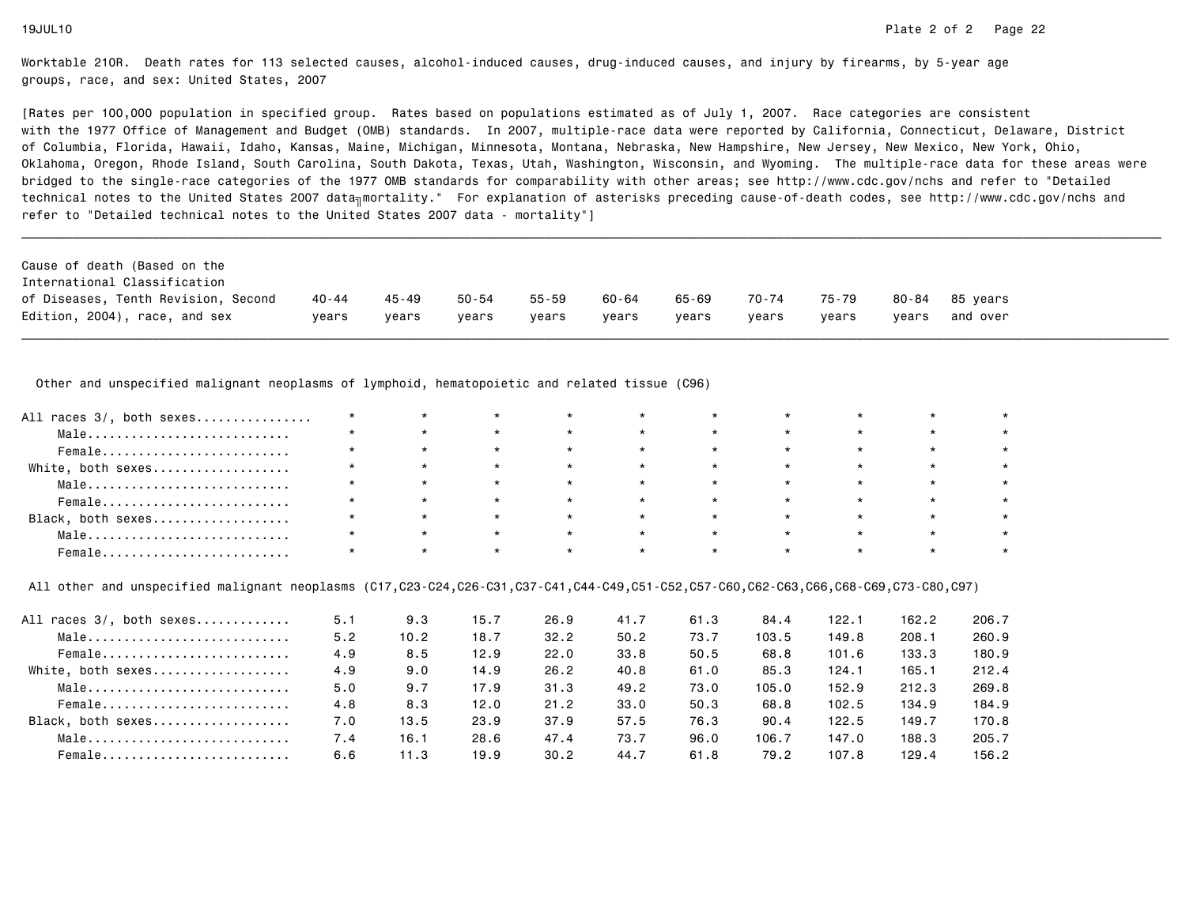Worktable 210R. Death rates for 113 selected causes, alcohol-induced causes, drug-induced causes, and injury by firearms, by 5-year age groups, race, and sex: United States, 2007

[Rates per 100,000 population in specified group. Rates based on populations estimated as of July 1, 2007. Race categories are consistent with the 1977 Office of Management and Budget (OMB) standards. In 2007, multiple-race data were reported by California, Connecticut, Delaware, District of Columbia, Florida, Hawaii, Idaho, Kansas, Maine, Michigan, Minnesota, Montana, Nebraska, New Hampshire, New Jersey, New Mexico, New York, Ohio, Oklahoma, Oregon, Rhode Island, South Carolina, South Dakota, Texas, Utah, Washington, Wisconsin, and Wyoming. The multiple-race data for these areas were bridged to the single-race categories of the 1977 OMB standards for comparability with other areas; see http://www.cdc.gov/nchs and refer to "Detailed technical notes to the United States 2007 data - mortality." For explanation of asterisks preceding cause-of-death codes, see http://www.cdc.gov/nchs and refer to "Detailed technical notes to the United States 2007 data - mortality"]

| Cause of death (Based on the International Classification of Diseases, Tenth Revision, Second Edition, 2004), race, and sex | 40-44 years | 45-49 years | 50-54 years | 55-59 years | 60-64 years | 65-69 years | 70-74 years | 75-79 years | 80-84 years | 85 years and over |
|---|---|---|---|---|---|---|---|---|---|---|
| **Other and unspecified malignant neoplasms of lymphoid, hematopoietic and related tissue (C96)** | | | | | | | | | | |
| All races 3/, both sexes | * | * | * | * | * | * | * | * | * | * |
| Male | * | * | * | * | * | * | * | * | * | * |
| Female | * | * | * | * | * | * | * | * | * | * |
| White, both sexes | * | * | * | * | * | * | * | * | * | * |
| Male | * | * | * | * | * | * | * | * | * | * |
| Female | * | * | * | * | * | * | * | * | * | * |
| Black, both sexes | * | * | * | * | * | * | * | * | * | * |
| Male | * | * | * | * | * | * | * | * | * | * |
| Female | * | * | * | * | * | * | * | * | * | * |
| **All other and unspecified malignant neoplasms (C17,C23-C24,C26-C31,C37-C41,C44-C49,C51-C52,C57-C60,C62-C63,C66,C68-C69,C73-C80,C97)** | | | | | | | | | | |
| All races 3/, both sexes | 5.1 | 9.3 | 15.7 | 26.9 | 41.7 | 61.3 | 84.4 | 122.1 | 162.2 | 206.7 |
| Male | 5.2 | 10.2 | 18.7 | 32.2 | 50.2 | 73.7 | 103.5 | 149.8 | 208.1 | 260.9 |
| Female | 4.9 | 8.5 | 12.9 | 22.0 | 33.8 | 50.5 | 68.8 | 101.6 | 133.3 | 180.9 |
| White, both sexes | 4.9 | 9.0 | 14.9 | 26.2 | 40.8 | 61.0 | 85.3 | 124.1 | 165.1 | 212.4 |
| Male | 5.0 | 9.7 | 17.9 | 31.3 | 49.2 | 73.0 | 105.0 | 152.9 | 212.3 | 269.8 |
| Female | 4.8 | 8.3 | 12.0 | 21.2 | 33.0 | 50.3 | 68.8 | 102.5 | 134.9 | 184.9 |
| Black, both sexes | 7.0 | 13.5 | 23.9 | 37.9 | 57.5 | 76.3 | 90.4 | 122.5 | 149.7 | 170.8 |
| Male | 7.4 | 16.1 | 28.6 | 47.4 | 73.7 | 96.0 | 106.7 | 147.0 | 188.3 | 205.7 |
| Female | 6.6 | 11.3 | 19.9 | 30.2 | 44.7 | 61.8 | 79.2 | 107.8 | 129.4 | 156.2 |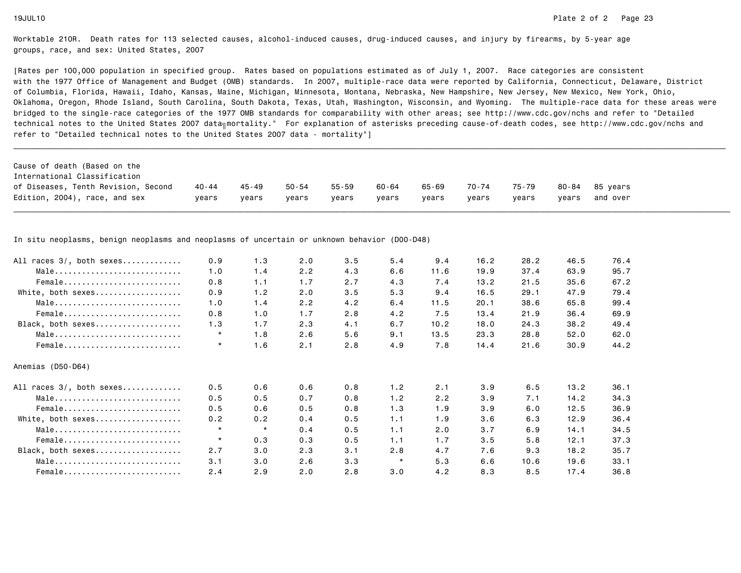Worktable 210R. Death rates for 113 selected causes, alcohol-induced causes, drug-induced causes, and injury by firearms, by 5-year age groups, race, and sex: United States, 2007

[Rates per 100,000 population in specified group. Rates based on populations estimated as of July 1, 2007. Race categories are consistent with the 1977 Office of Management and Budget (OMB) standards. In 2007, multiple-race data were reported by California, Connecticut, Delaware, District of Columbia, Florida, Hawaii, Idaho, Kansas, Maine, Michigan, Minnesota, Montana, Nebraska, New Hampshire, New Jersey, New Mexico, New York, Ohio, Oklahoma, Oregon, Rhode Island, South Carolina, South Dakota, Texas, Utah, Washington, Wisconsin, and Wyoming. The multiple-race data for these areas were bridged to the single-race categories of the 1977 OMB standards for comparability with other areas; see http://www.cdc.gov/nchs and refer to "Detailed technical notes to the United States 2007 data–mortality." For explanation of asterisks preceding cause-of-death codes, see http://www.cdc.gov/nchs and refer to "Detailed technical notes to the United States 2007 data - mortality"]

| Cause of death (Based on the International Classification of Diseases, Tenth Revision, Second Edition, 2004), race, and sex | 40-44 years | 45-49 years | 50-54 years | 55-59 years | 60-64 years | 65-69 years | 70-74 years | 75-79 years | 80-84 years | 85 years and over |
|---|---|---|---|---|---|---|---|---|---|---|
| **In situ neoplasms, benign neoplasms and neoplasms of uncertain or unknown behavior (D00-D48)** | | | | | | | | | | |
| All races 3/, both sexes | 0.9 | 1.3 | 2.0 | 3.5 | 5.4 | 9.4 | 16.2 | 28.2 | 46.5 | 76.4 |
| Male | 1.0 | 1.4 | 2.2 | 4.3 | 6.6 | 11.6 | 19.9 | 37.4 | 63.9 | 95.7 |
| Female | 0.8 | 1.1 | 1.7 | 2.7 | 4.3 | 7.4 | 13.2 | 21.5 | 35.6 | 67.2 |
| White, both sexes | 0.9 | 1.2 | 2.0 | 3.5 | 5.3 | 9.4 | 16.5 | 29.1 | 47.9 | 79.4 |
| Male | 1.0 | 1.4 | 2.2 | 4.2 | 6.4 | 11.5 | 20.1 | 38.6 | 65.8 | 99.4 |
| Female | 0.8 | 1.0 | 1.7 | 2.8 | 4.2 | 7.5 | 13.4 | 21.9 | 36.4 | 69.9 |
| Black, both sexes | 1.3 | 1.7 | 2.3 | 4.1 | 6.7 | 10.2 | 18.0 | 24.3 | 38.2 | 49.4 |
| Male | * | 1.8 | 2.6 | 5.6 | 9.1 | 13.5 | 23.3 | 28.8 | 52.0 | 62.0 |
| Female | * | 1.6 | 2.1 | 2.8 | 4.9 | 7.8 | 14.4 | 21.6 | 30.9 | 44.2 |
| **Anemias (D50-D64)** | | | | | | | | | | |
| All races 3/, both sexes | 0.5 | 0.6 | 0.6 | 0.8 | 1.2 | 2.1 | 3.9 | 6.5 | 13.2 | 36.1 |
| Male | 0.5 | 0.5 | 0.7 | 0.8 | 1.2 | 2.2 | 3.9 | 7.1 | 14.2 | 34.3 |
| Female | 0.5 | 0.6 | 0.5 | 0.8 | 1.3 | 1.9 | 3.9 | 6.0 | 12.5 | 36.9 |
| White, both sexes | 0.2 | 0.2 | 0.4 | 0.5 | 1.1 | 1.9 | 3.6 | 6.3 | 12.9 | 36.4 |
| Male | * | * | 0.4 | 0.5 | 1.1 | 2.0 | 3.7 | 6.9 | 14.1 | 34.5 |
| Female | * | 0.3 | 0.3 | 0.5 | 1.1 | 1.7 | 3.5 | 5.8 | 12.1 | 37.3 |
| Black, both sexes | 2.7 | 3.0 | 2.3 | 3.1 | 2.8 | 4.7 | 7.6 | 9.3 | 18.2 | 35.7 |
| Male | 3.1 | 3.0 | 2.6 | 3.3 | * | 5.3 | 6.6 | 10.6 | 19.6 | 33.1 |
| Female | 2.4 | 2.9 | 2.0 | 2.8 | 3.0 | 4.2 | 8.3 | 8.5 | 17.4 | 36.8 |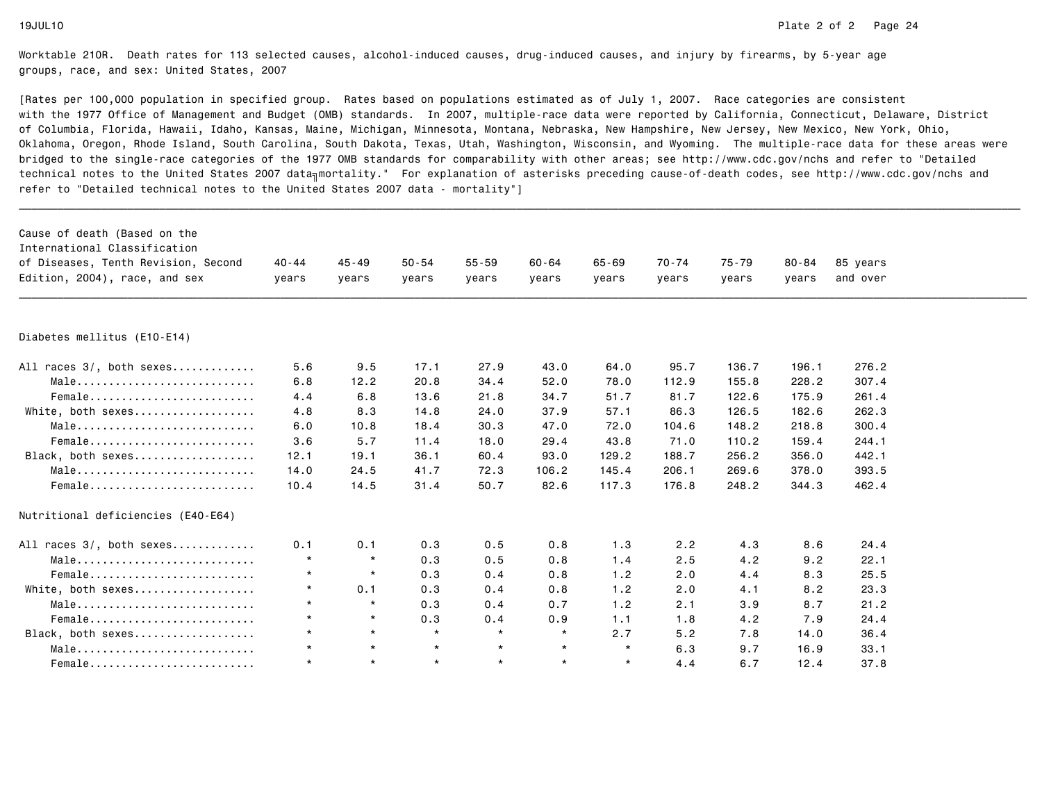Worktable 210R. Death rates for 113 selected causes, alcohol-induced causes, drug-induced causes, and injury by firearms, by 5-year age groups, race, and sex: United States, 2007

[Rates per 100,000 population in specified group. Rates based on populations estimated as of July 1, 2007. Race categories are consistent with the 1977 Office of Management and Budget (OMB) standards. In 2007, multiple-race data were reported by California, Connecticut, Delaware, District of Columbia, Florida, Hawaii, Idaho, Kansas, Maine, Michigan, Minnesota, Montana, Nebraska, New Hampshire, New Jersey, New Mexico, New York, Ohio, Oklahoma, Oregon, Rhode Island, South Carolina, South Dakota, Texas, Utah, Washington, Wisconsin, and Wyoming. The multiple-race data for these areas were bridged to the single-race categories of the 1977 OMB standards for comparability with other areas; see http://www.cdc.gov/nchs and refer to "Detailed technical notes to the United States 2007 data–mortality." For explanation of asterisks preceding cause-of-death codes, see http://www.cdc.gov/nchs and refer to "Detailed technical notes to the United States 2007 data - mortality"]

| Cause of death (Based on the International Classification of Diseases, Tenth Revision, Second Edition, 2004), race, and sex | 40-44 years | 45-49 years | 50-54 years | 55-59 years | 60-64 years | 65-69 years | 70-74 years | 75-79 years | 80-84 years | 85 years and over |
|---|---|---|---|---|---|---|---|---|---|---|
| **Diabetes mellitus (E10-E14)** | | | | | | | | | | |
| All races 3/, both sexes | 5.6 | 9.5 | 17.1 | 27.9 | 43.0 | 64.0 | 95.7 | 136.7 | 196.1 | 276.2 |
| Male | 6.8 | 12.2 | 20.8 | 34.4 | 52.0 | 78.0 | 112.9 | 155.8 | 228.2 | 307.4 |
| Female | 4.4 | 6.8 | 13.6 | 21.8 | 34.7 | 51.7 | 81.7 | 122.6 | 175.9 | 261.4 |
| White, both sexes | 4.8 | 8.3 | 14.8 | 24.0 | 37.9 | 57.1 | 86.3 | 126.5 | 182.6 | 262.3 |
| Male | 6.0 | 10.8 | 18.4 | 30.3 | 47.0 | 72.0 | 104.6 | 148.2 | 218.8 | 300.4 |
| Female | 3.6 | 5.7 | 11.4 | 18.0 | 29.4 | 43.8 | 71.0 | 110.2 | 159.4 | 244.1 |
| Black, both sexes | 12.1 | 19.1 | 36.1 | 60.4 | 93.0 | 129.2 | 188.7 | 256.2 | 356.0 | 442.1 |
| Male | 14.0 | 24.5 | 41.7 | 72.3 | 106.2 | 145.4 | 206.1 | 269.6 | 378.0 | 393.5 |
| Female | 10.4 | 14.5 | 31.4 | 50.7 | 82.6 | 117.3 | 176.8 | 248.2 | 344.3 | 462.4 |
| **Nutritional deficiencies (E40-E64)** | | | | | | | | | | |
| All races 3/, both sexes | 0.1 | 0.1 | 0.3 | 0.5 | 0.8 | 1.3 | 2.2 | 4.3 | 8.6 | 24.4 |
| Male | * | * | 0.3 | 0.5 | 0.8 | 1.4 | 2.5 | 4.2 | 9.2 | 22.1 |
| Female | * | * | 0.3 | 0.4 | 0.8 | 1.2 | 2.0 | 4.4 | 8.3 | 25.5 |
| White, both sexes | * | 0.1 | 0.3 | 0.4 | 0.8 | 1.2 | 2.0 | 4.1 | 8.2 | 23.3 |
| Male | * | * | 0.3 | 0.4 | 0.7 | 1.2 | 2.1 | 3.9 | 8.7 | 21.2 |
| Female | * | * | 0.3 | 0.4 | 0.9 | 1.1 | 1.8 | 4.2 | 7.9 | 24.4 |
| Black, both sexes | * | * | * | * | * | 2.7 | 5.2 | 7.8 | 14.0 | 36.4 |
| Male | * | * | * | * | * | * | 6.3 | 9.7 | 16.9 | 33.1 |
| Female | * | * | * | * | * | * | 4.4 | 6.7 | 12.4 | 37.8 |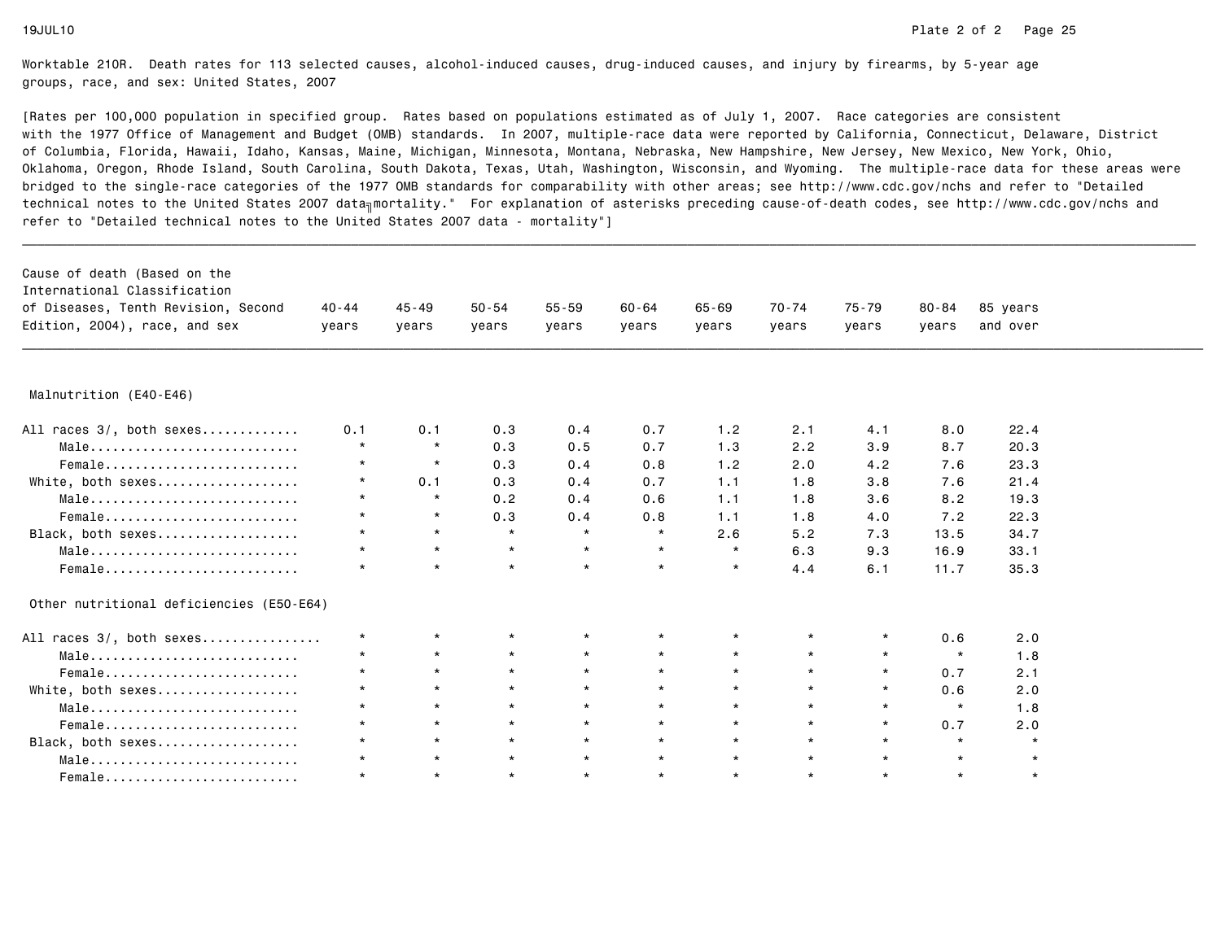Worktable 210R. Death rates for 113 selected causes, alcohol-induced causes, drug-induced causes, and injury by firearms, by 5-year age groups, race, and sex: United States, 2007

[Rates per 100,000 population in specified group. Rates based on populations estimated as of July 1, 2007. Race categories are consistent with the 1977 Office of Management and Budget (OMB) standards. In 2007, multiple-race data were reported by California, Connecticut, Delaware, District of Columbia, Florida, Hawaii, Idaho, Kansas, Maine, Michigan, Minnesota, Montana, Nebraska, New Hampshire, New Jersey, New Mexico, New York, Ohio, Oklahoma, Oregon, Rhode Island, South Carolina, South Dakota, Texas, Utah, Washington, Wisconsin, and Wyoming. The multiple-race data for these areas were bridged to the single-race categories of the 1977 OMB standards for comparability with other areas; see http://www.cdc.gov/nchs and refer to "Detailed technical notes to the United States 2007 data–mortality." For explanation of asterisks preceding cause-of-death codes, see http://www.cdc.gov/nchs and refer to "Detailed technical notes to the United States 2007 data - mortality"]

| Cause of death (Based on the International Classification of Diseases, Tenth Revision, Second Edition, 2004), race, and sex | 40-44 years | 45-49 years | 50-54 years | 55-59 years | 60-64 years | 65-69 years | 70-74 years | 75-79 years | 80-84 years | 85 years and over |
|---|---|---|---|---|---|---|---|---|---|---|
| **Malnutrition (E40-E46)** | | | | | | | | | | |
| All races 3/, both sexes | 0.1 | 0.1 | 0.3 | 0.4 | 0.7 | 1.2 | 2.1 | 4.1 | 8.0 | 22.4 |
| Male | * | * | 0.3 | 0.5 | 0.7 | 1.3 | 2.2 | 3.9 | 8.7 | 20.3 |
| Female | * | * | 0.3 | 0.4 | 0.8 | 1.2 | 2.0 | 4.2 | 7.6 | 23.3 |
| White, both sexes | * | 0.1 | 0.3 | 0.4 | 0.7 | 1.1 | 1.8 | 3.8 | 7.6 | 21.4 |
| Male | * | * | 0.2 | 0.4 | 0.6 | 1.1 | 1.8 | 3.6 | 8.2 | 19.3 |
| Female | * | * | 0.3 | 0.4 | 0.8 | 1.1 | 1.8 | 4.0 | 7.2 | 22.3 |
| Black, both sexes | * | * | * | * | * | 2.6 | 5.2 | 7.3 | 13.5 | 34.7 |
| Male | * | * | * | * | * | * | 6.3 | 9.3 | 16.9 | 33.1 |
| Female | * | * | * | * | * | * | 4.4 | 6.1 | 11.7 | 35.3 |
| **Other nutritional deficiencies (E50-E64)** | | | | | | | | | | |
| All races 3/, both sexes | * | * | * | * | * | * | * | * | 0.6 | 2.0 |
| Male | * | * | * | * | * | * | * | * | * | 1.8 |
| Female | * | * | * | * | * | * | * | * | 0.7 | 2.1 |
| White, both sexes | * | * | * | * | * | * | * | * | 0.6 | 2.0 |
| Male | * | * | * | * | * | * | * | * | * | 1.8 |
| Female | * | * | * | * | * | * | * | * | 0.7 | 2.0 |
| Black, both sexes | * | * | * | * | * | * | * | * | * | * |
| Male | * | * | * | * | * | * | * | * | * | * |
| Female | * | * | * | * | * | * | * | * | * | * |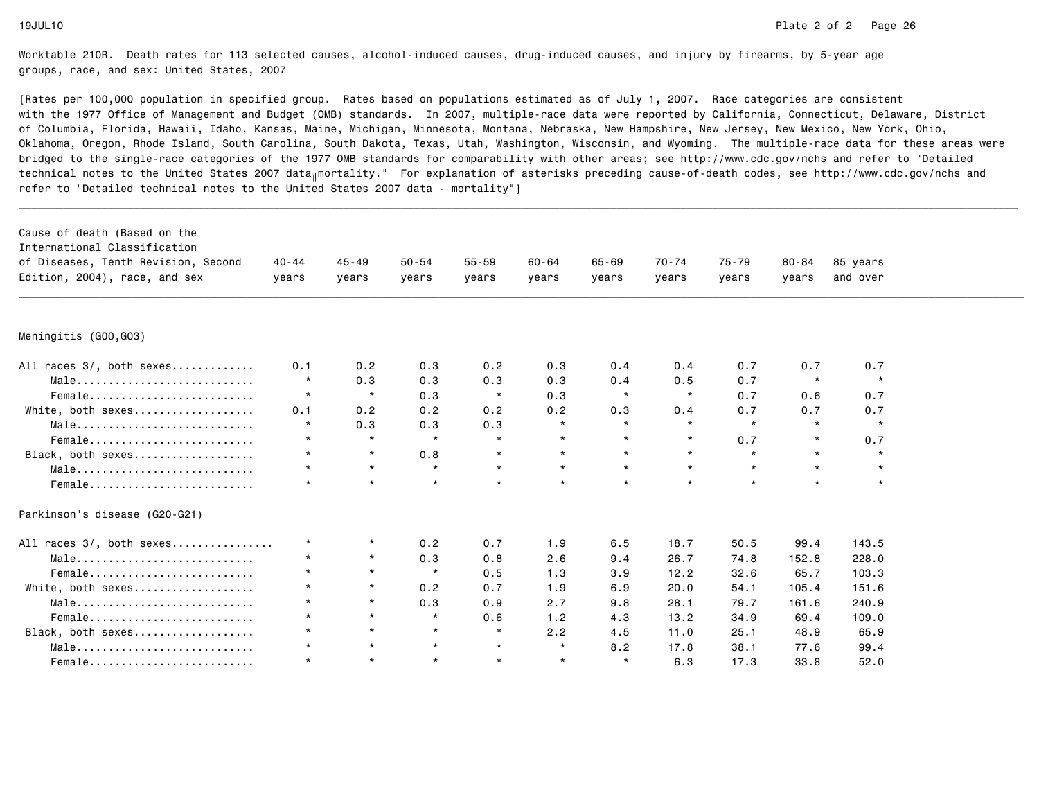Worktable 210R. Death rates for 113 selected causes, alcohol-induced causes, drug-induced causes, and injury by firearms, by 5-year age groups, race, and sex: United States, 2007

[Rates per 100,000 population in specified group. Rates based on populations estimated as of July 1, 2007. Race categories are consistent with the 1977 Office of Management and Budget (OMB) standards. In 2007, multiple-race data were reported by California, Connecticut, Delaware, District of Columbia, Florida, Hawaii, Idaho, Kansas, Maine, Michigan, Minnesota, Montana, Nebraska, New Hampshire, New Jersey, New Mexico, New York, Ohio, Oklahoma, Oregon, Rhode Island, South Carolina, South Dakota, Texas, Utah, Washington, Wisconsin, and Wyoming. The multiple-race data for these areas were bridged to the single-race categories of the 1977 OMB standards for comparability with other areas; see http://www.cdc.gov/nchs and refer to "Detailed technical notes to the United States 2007 data mortality." For explanation of asterisks preceding cause-of-death codes, see http://www.cdc.gov/nchs and refer to "Detailed technical notes to the United States 2007 data - mortality"]

| Cause of death (Based on the International Classification of Diseases, Tenth Revision, Second Edition, 2004), race, and sex | 40-44 years | 45-49 years | 50-54 years | 55-59 years | 60-64 years | 65-69 years | 70-74 years | 75-79 years | 80-84 years | 85 years and over |
|---|---|---|---|---|---|---|---|---|---|---|
| **Meningitis (G00,G03)** | | | | | | | | | | |
| All races 3/, both sexes | 0.1 | 0.2 | 0.3 | 0.2 | 0.3 | 0.4 | 0.4 | 0.7 | 0.7 | 0.7 |
| Male | * | 0.3 | 0.3 | 0.3 | 0.3 | 0.4 | 0.5 | 0.7 | * | * |
| Female | * | * | 0.3 | * | 0.3 | * | * | 0.7 | 0.6 | 0.7 |
| White, both sexes | 0.1 | 0.2 | 0.2 | 0.2 | 0.2 | 0.3 | 0.4 | 0.7 | 0.7 | 0.7 |
| Male | * | 0.3 | 0.3 | 0.3 | * | * | * | * | * | * |
| Female | * | * | * | * | * | * | * | 0.7 | * | 0.7 |
| Black, both sexes | * | * | 0.8 | * | * | * | * | * | * | * |
| Male | * | * | * | * | * | * | * | * | * | * |
| Female | * | * | * | * | * | * | * | * | * | * |
| **Parkinson's disease (G20-G21)** | | | | | | | | | | |
| All races 3/, both sexes | * | * | 0.2 | 0.7 | 1.9 | 6.5 | 18.7 | 50.5 | 99.4 | 143.5 |
| Male | * | * | 0.3 | 0.8 | 2.6 | 9.4 | 26.7 | 74.8 | 152.8 | 228.0 |
| Female | * | * | * | 0.5 | 1.3 | 3.9 | 12.2 | 32.6 | 65.7 | 103.3 |
| White, both sexes | * | * | 0.2 | 0.7 | 1.9 | 6.9 | 20.0 | 54.1 | 105.4 | 151.6 |
| Male | * | * | 0.3 | 0.9 | 2.7 | 9.8 | 28.1 | 79.7 | 161.6 | 240.9 |
| Female | * | * | * | 0.6 | 1.2 | 4.3 | 13.2 | 34.9 | 69.4 | 109.0 |
| Black, both sexes | * | * | * | * | 2.2 | 4.5 | 11.0 | 25.1 | 48.9 | 65.9 |
| Male | * | * | * | * | * | 8.2 | 17.8 | 38.1 | 77.6 | 99.4 |
| Female | * | * | * | * | * | * | 6.3 | 17.3 | 33.8 | 52.0 |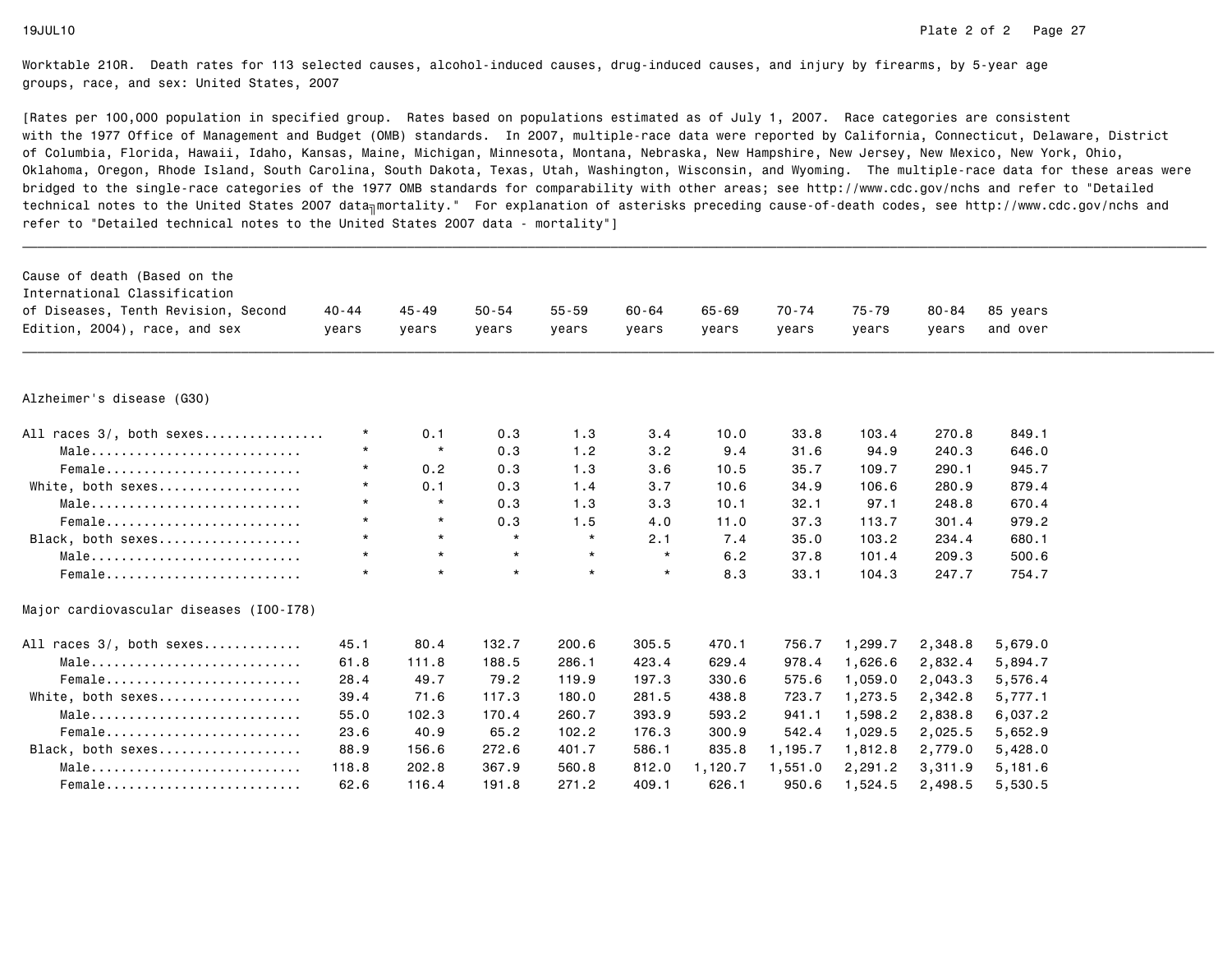Worktable 210R. Death rates for 113 selected causes, alcohol-induced causes, drug-induced causes, and injury by firearms, by 5-year age groups, race, and sex: United States, 2007

[Rates per 100,000 population in specified group. Rates based on populations estimated as of July 1, 2007. Race categories are consistent with the 1977 Office of Management and Budget (OMB) standards. In 2007, multiple-race data were reported by California, Connecticut, Delaware, District of Columbia, Florida, Hawaii, Idaho, Kansas, Maine, Michigan, Minnesota, Montana, Nebraska, New Hampshire, New Jersey, New Mexico, New York, Ohio, Oklahoma, Oregon, Rhode Island, South Carolina, South Dakota, Texas, Utah, Washington, Wisconsin, and Wyoming. The multiple-race data for these areas were bridged to the single-race categories of the 1977 OMB standards for comparability with other areas; see http://www.cdc.gov/nchs and refer to "Detailed technical notes to the United States 2007 data╗mortality." For explanation of asterisks preceding cause-of-death codes, see http://www.cdc.gov/nchs and refer to "Detailed technical notes to the United States 2007 data - mortality"]

| Cause of death (Based on the International Classification of Diseases, Tenth Revision, Second Edition, 2004), race, and sex | 40-44 years | 45-49 years | 50-54 years | 55-59 years | 60-64 years | 65-69 years | 70-74 years | 75-79 years | 80-84 years | 85 years and over |
|---|---|---|---|---|---|---|---|---|---|---|
| **Alzheimer's disease (G30)** | | | | | | | | | | |
| All races 3/, both sexes | * | 0.1 | 0.3 | 1.3 | 3.4 | 10.0 | 33.8 | 103.4 | 270.8 | 849.1 |
| Male | * | * | 0.3 | 1.2 | 3.2 | 9.4 | 31.6 | 94.9 | 240.3 | 646.0 |
| Female | * | 0.2 | 0.3 | 1.3 | 3.6 | 10.5 | 35.7 | 109.7 | 290.1 | 945.7 |
| White, both sexes | * | 0.1 | 0.3 | 1.4 | 3.7 | 10.6 | 34.9 | 106.6 | 280.9 | 879.4 |
| Male | * | * | 0.3 | 1.3 | 3.3 | 10.1 | 32.1 | 97.1 | 248.8 | 670.4 |
| Female | * | * | 0.3 | 1.5 | 4.0 | 11.0 | 37.3 | 113.7 | 301.4 | 979.2 |
| Black, both sexes | * | * | * | * | 2.1 | 7.4 | 35.0 | 103.2 | 234.4 | 680.1 |
| Male | * | * | * | * | * | 6.2 | 37.8 | 101.4 | 209.3 | 500.6 |
| Female | * | * | * | * | * | 8.3 | 33.1 | 104.3 | 247.7 | 754.7 |
| **Major cardiovascular diseases (I00-I78)** | | | | | | | | | | |
| All races 3/, both sexes | 45.1 | 80.4 | 132.7 | 200.6 | 305.5 | 470.1 | 756.7 | 1,299.7 | 2,348.8 | 5,679.0 |
| Male | 61.8 | 111.8 | 188.5 | 286.1 | 423.4 | 629.4 | 978.4 | 1,626.6 | 2,832.4 | 5,894.7 |
| Female | 28.4 | 49.7 | 79.2 | 119.9 | 197.3 | 330.6 | 575.6 | 1,059.0 | 2,043.3 | 5,576.4 |
| White, both sexes | 39.4 | 71.6 | 117.3 | 180.0 | 281.5 | 438.8 | 723.7 | 1,273.5 | 2,342.8 | 5,777.1 |
| Male | 55.0 | 102.3 | 170.4 | 260.7 | 393.9 | 593.2 | 941.1 | 1,598.2 | 2,838.8 | 6,037.2 |
| Female | 23.6 | 40.9 | 65.2 | 102.2 | 176.3 | 300.9 | 542.4 | 1,029.5 | 2,025.5 | 5,652.9 |
| Black, both sexes | 88.9 | 156.6 | 272.6 | 401.7 | 586.1 | 835.8 | 1,195.7 | 1,812.8 | 2,779.0 | 5,428.0 |
| Male | 118.8 | 202.8 | 367.9 | 560.8 | 812.0 | 1,120.7 | 1,551.0 | 2,291.2 | 3,311.9 | 5,181.6 |
| Female | 62.6 | 116.4 | 191.8 | 271.2 | 409.1 | 626.1 | 950.6 | 1,524.5 | 2,498.5 | 5,530.5 |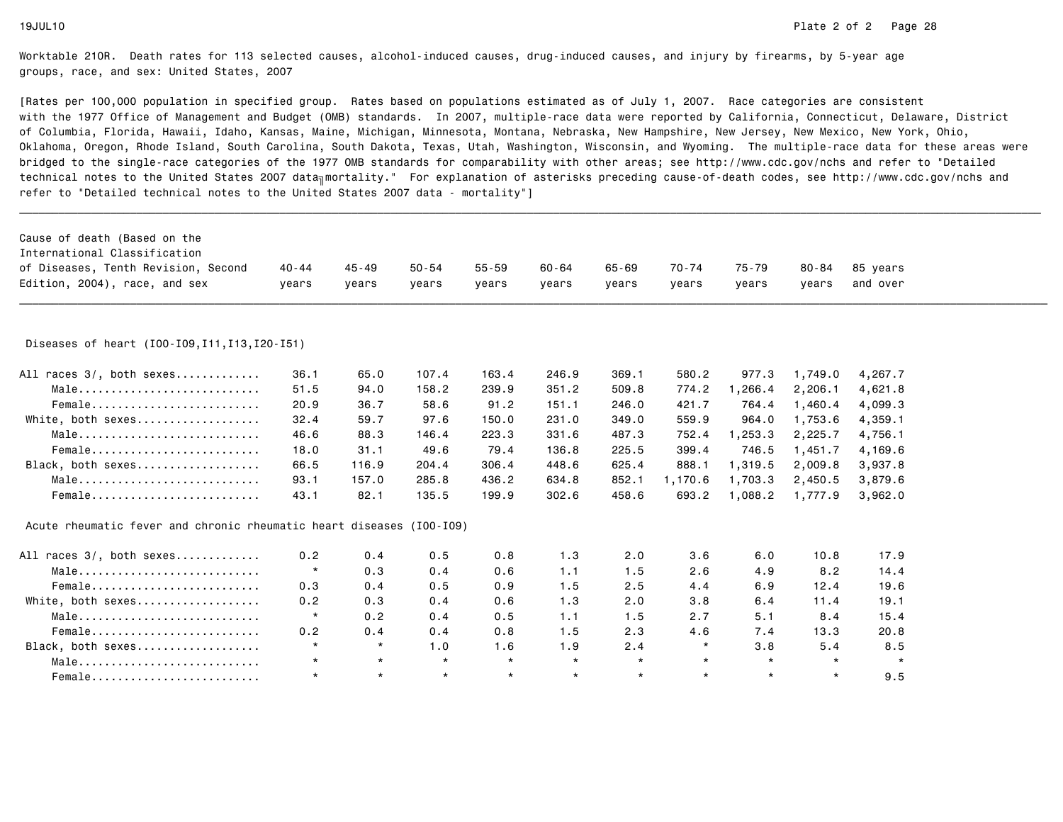Worktable 210R. Death rates for 113 selected causes, alcohol-induced causes, drug-induced causes, and injury by firearms, by 5-year age groups, race, and sex: United States, 2007

[Rates per 100,000 population in specified group. Rates based on populations estimated as of July 1, 2007. Race categories are consistent with the 1977 Office of Management and Budget (OMB) standards. In 2007, multiple-race data were reported by California, Connecticut, Delaware, District of Columbia, Florida, Hawaii, Idaho, Kansas, Maine, Michigan, Minnesota, Montana, Nebraska, New Hampshire, New Jersey, New Mexico, New York, Ohio, Oklahoma, Oregon, Rhode Island, South Carolina, South Dakota, Texas, Utah, Washington, Wisconsin, and Wyoming. The multiple-race data for these areas were bridged to the single-race categories of the 1977 OMB standards for comparability with other areas; see http://www.cdc.gov/nchs and refer to "Detailed technical notes to the United States 2007 data╗mortality." For explanation of asterisks preceding cause-of-death codes, see http://www.cdc.gov/nchs and refer to "Detailed technical notes to the United States 2007 data - mortality"]

| Cause of death (Based on the International Classification of Diseases, Tenth Revision, Second Edition, 2004), race, and sex | 40-44 years | 45-49 years | 50-54 years | 55-59 years | 60-64 years | 65-69 years | 70-74 years | 75-79 years | 80-84 years | 85 years and over |
|---|---|---|---|---|---|---|---|---|---|---|
| **Diseases of heart (I00-I09,I11,I13,I20-I51)** | | | | | | | | | | |
| All races 3/, both sexes | 36.1 | 65.0 | 107.4 | 163.4 | 246.9 | 369.1 | 580.2 | 977.3 | 1,749.0 | 4,267.7 |
| Male | 51.5 | 94.0 | 158.2 | 239.9 | 351.2 | 509.8 | 774.2 | 1,266.4 | 2,206.1 | 4,621.8 |
| Female | 20.9 | 36.7 | 58.6 | 91.2 | 151.1 | 246.0 | 421.7 | 764.4 | 1,460.4 | 4,099.3 |
| White, both sexes | 32.4 | 59.7 | 97.6 | 150.0 | 231.0 | 349.0 | 559.9 | 964.0 | 1,753.6 | 4,359.1 |
| Male | 46.6 | 88.3 | 146.4 | 223.3 | 331.6 | 487.3 | 752.4 | 1,253.3 | 2,225.7 | 4,756.1 |
| Female | 18.0 | 31.1 | 49.6 | 79.4 | 136.8 | 225.5 | 399.4 | 746.5 | 1,451.7 | 4,169.6 |
| Black, both sexes | 66.5 | 116.9 | 204.4 | 306.4 | 448.6 | 625.4 | 888.1 | 1,319.5 | 2,009.8 | 3,937.8 |
| Male | 93.1 | 157.0 | 285.8 | 436.2 | 634.8 | 852.1 | 1,170.6 | 1,703.3 | 2,450.5 | 3,879.6 |
| Female | 43.1 | 82.1 | 135.5 | 199.9 | 302.6 | 458.6 | 693.2 | 1,088.2 | 1,777.9 | 3,962.0 |
| **Acute rheumatic fever and chronic rheumatic heart diseases (I00-I09)** | | | | | | | | | | |
| All races 3/, both sexes | 0.2 | 0.4 | 0.5 | 0.8 | 1.3 | 2.0 | 3.6 | 6.0 | 10.8 | 17.9 |
| Male | * | 0.3 | 0.4 | 0.6 | 1.1 | 1.5 | 2.6 | 4.9 | 8.2 | 14.4 |
| Female | 0.3 | 0.4 | 0.5 | 0.9 | 1.5 | 2.5 | 4.4 | 6.9 | 12.4 | 19.6 |
| White, both sexes | 0.2 | 0.3 | 0.4 | 0.6 | 1.3 | 2.0 | 3.8 | 6.4 | 11.4 | 19.1 |
| Male | * | 0.2 | 0.4 | 0.5 | 1.1 | 1.5 | 2.7 | 5.1 | 8.4 | 15.4 |
| Female | 0.2 | 0.4 | 0.4 | 0.8 | 1.5 | 2.3 | 4.6 | 7.4 | 13.3 | 20.8 |
| Black, both sexes | * | * | 1.0 | 1.6 | 1.9 | 2.4 | * | 3.8 | 5.4 | 8.5 |
| Male | * | * | * | * | * | * | * | * | * | * |
| Female | * | * | * | * | * | * | * | * | * | 9.5 |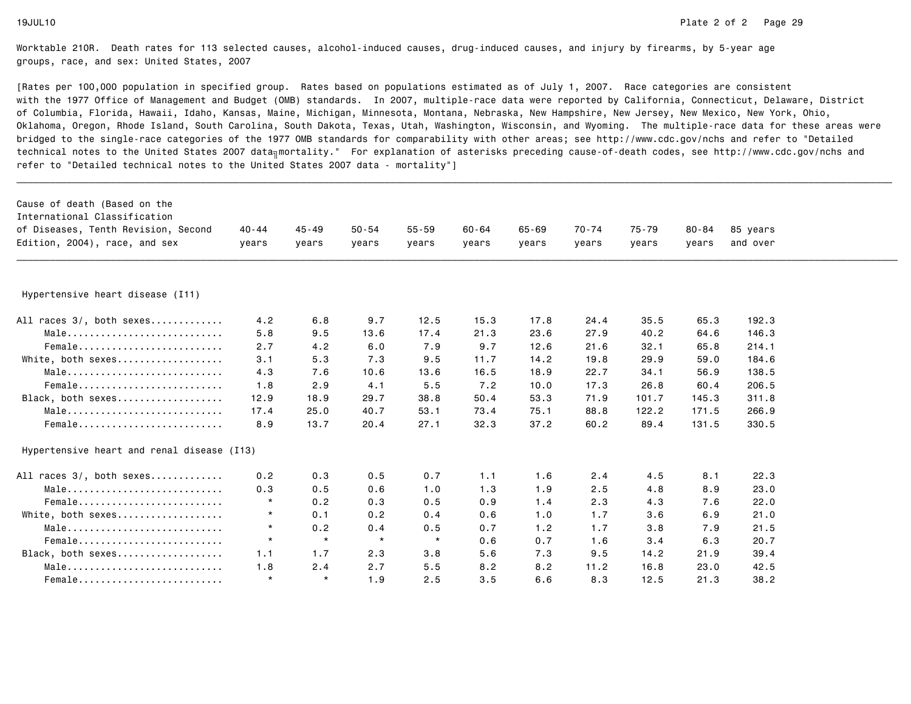Worktable 210R. Death rates for 113 selected causes, alcohol-induced causes, drug-induced causes, and injury by firearms, by 5-year age groups, race, and sex: United States, 2007

[Rates per 100,000 population in specified group. Rates based on populations estimated as of July 1, 2007. Race categories are consistent with the 1977 Office of Management and Budget (OMB) standards. In 2007, multiple-race data were reported by California, Connecticut, Delaware, District of Columbia, Florida, Hawaii, Idaho, Kansas, Maine, Michigan, Minnesota, Montana, Nebraska, New Hampshire, New Jersey, New Mexico, New York, Ohio, Oklahoma, Oregon, Rhode Island, South Carolina, South Dakota, Texas, Utah, Washington, Wisconsin, and Wyoming. The multiple-race data for these areas were bridged to the single-race categories of the 1977 OMB standards for comparability with other areas; see http://www.cdc.gov/nchs and refer to "Detailed technical notes to the United States 2007 data—mortality." For explanation of asterisks preceding cause-of-death codes, see http://www.cdc.gov/nchs and refer to "Detailed technical notes to the United States 2007 data - mortality"]

| Cause of death (Based on the International Classification of Diseases, Tenth Revision, Second Edition, 2004), race, and sex | 40-44 years | 45-49 years | 50-54 years | 55-59 years | 60-64 years | 65-69 years | 70-74 years | 75-79 years | 80-84 years | 85 years and over |
|---|---|---|---|---|---|---|---|---|---|---|
| **Hypertensive heart disease (I11)** | | | | | | | | | | |
| All races 3/, both sexes | 4.2 | 6.8 | 9.7 | 12.5 | 15.3 | 17.8 | 24.4 | 35.5 | 65.3 | 192.3 |
| Male | 5.8 | 9.5 | 13.6 | 17.4 | 21.3 | 23.6 | 27.9 | 40.2 | 64.6 | 146.3 |
| Female | 2.7 | 4.2 | 6.0 | 7.9 | 9.7 | 12.6 | 21.6 | 32.1 | 65.8 | 214.1 |
| White, both sexes | 3.1 | 5.3 | 7.3 | 9.5 | 11.7 | 14.2 | 19.8 | 29.9 | 59.0 | 184.6 |
| Male | 4.3 | 7.6 | 10.6 | 13.6 | 16.5 | 18.9 | 22.7 | 34.1 | 56.9 | 138.5 |
| Female | 1.8 | 2.9 | 4.1 | 5.5 | 7.2 | 10.0 | 17.3 | 26.8 | 60.4 | 206.5 |
| Black, both sexes | 12.9 | 18.9 | 29.7 | 38.8 | 50.4 | 53.3 | 71.9 | 101.7 | 145.3 | 311.8 |
| Male | 17.4 | 25.0 | 40.7 | 53.1 | 73.4 | 75.1 | 88.8 | 122.2 | 171.5 | 266.9 |
| Female | 8.9 | 13.7 | 20.4 | 27.1 | 32.3 | 37.2 | 60.2 | 89.4 | 131.5 | 330.5 |
| **Hypertensive heart and renal disease (I13)** | | | | | | | | | | |
| All races 3/, both sexes | 0.2 | 0.3 | 0.5 | 0.7 | 1.1 | 1.6 | 2.4 | 4.5 | 8.1 | 22.3 |
| Male | 0.3 | 0.5 | 0.6 | 1.0 | 1.3 | 1.9 | 2.5 | 4.8 | 8.9 | 23.0 |
| Female | * | 0.2 | 0.3 | 0.5 | 0.9 | 1.4 | 2.3 | 4.3 | 7.6 | 22.0 |
| White, both sexes | * | 0.1 | 0.2 | 0.4 | 0.6 | 1.0 | 1.7 | 3.6 | 6.9 | 21.0 |
| Male | * | 0.2 | 0.4 | 0.5 | 0.7 | 1.2 | 1.7 | 3.8 | 7.9 | 21.5 |
| Female | * | * | * | * | 0.6 | 0.7 | 1.6 | 3.4 | 6.3 | 20.7 |
| Black, both sexes | 1.1 | 1.7 | 2.3 | 3.8 | 5.6 | 7.3 | 9.5 | 14.2 | 21.9 | 39.4 |
| Male | 1.8 | 2.4 | 2.7 | 5.5 | 8.2 | 8.2 | 11.2 | 16.8 | 23.0 | 42.5 |
| Female | * | * | 1.9 | 2.5 | 3.5 | 6.6 | 8.3 | 12.5 | 21.3 | 38.2 |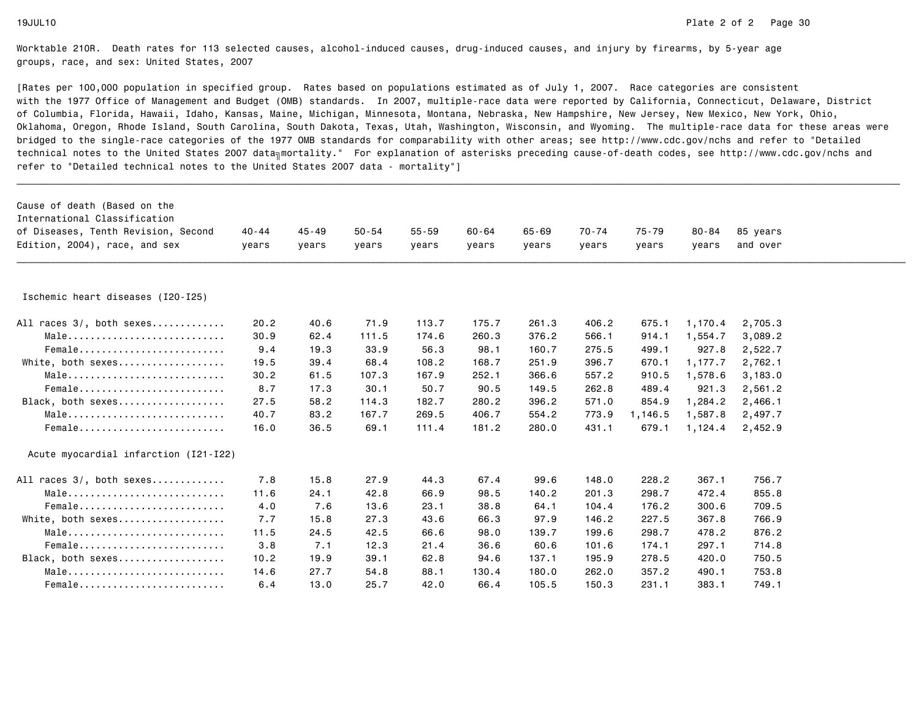Worktable 210R. Death rates for 113 selected causes, alcohol-induced causes, drug-induced causes, and injury by firearms, by 5-year age groups, race, and sex: United States, 2007

[Rates per 100,000 population in specified group. Rates based on populations estimated as of July 1, 2007. Race categories are consistent with the 1977 Office of Management and Budget (OMB) standards. In 2007, multiple-race data were reported by California, Connecticut, Delaware, District of Columbia, Florida, Hawaii, Idaho, Kansas, Maine, Michigan, Minnesota, Montana, Nebraska, New Hampshire, New Jersey, New Mexico, New York, Ohio, Oklahoma, Oregon, Rhode Island, South Carolina, South Dakota, Texas, Utah, Washington, Wisconsin, and Wyoming. The multiple-race data for these areas were bridged to the single-race categories of the 1977 OMB standards for comparability with other areas; see http://www.cdc.gov/nchs and refer to "Detailed technical notes to the United States 2007 data╗mortality." For explanation of asterisks preceding cause-of-death codes, see http://www.cdc.gov/nchs and refer to "Detailed technical notes to the United States 2007 data - mortality"]

| Cause of death (Based on the International Classification of Diseases, Tenth Revision, Second Edition, 2004), race, and sex | 40-44 years | 45-49 years | 50-54 years | 55-59 years | 60-64 years | 65-69 years | 70-74 years | 75-79 years | 80-84 years | 85 years and over |
|---|---|---|---|---|---|---|---|---|---|---|
| **Ischemic heart diseases (I20-I25)** | | | | | | | | | | |
| All races 3/, both sexes | 20.2 | 40.6 | 71.9 | 113.7 | 175.7 | 261.3 | 406.2 | 675.1 | 1,170.4 | 2,705.3 |
| Male | 30.9 | 62.4 | 111.5 | 174.6 | 260.3 | 376.2 | 566.1 | 914.1 | 1,554.7 | 3,089.2 |
| Female | 9.4 | 19.3 | 33.9 | 56.3 | 98.1 | 160.7 | 275.5 | 499.1 | 927.8 | 2,522.7 |
| White, both sexes | 19.5 | 39.4 | 68.4 | 108.2 | 168.7 | 251.9 | 396.7 | 670.1 | 1,177.7 | 2,762.1 |
| Male | 30.2 | 61.5 | 107.3 | 167.9 | 252.1 | 366.6 | 557.2 | 910.5 | 1,578.6 | 3,183.0 |
| Female | 8.7 | 17.3 | 30.1 | 50.7 | 90.5 | 149.5 | 262.8 | 489.4 | 921.3 | 2,561.2 |
| Black, both sexes | 27.5 | 58.2 | 114.3 | 182.7 | 280.2 | 396.2 | 571.0 | 854.9 | 1,284.2 | 2,466.1 |
| Male | 40.7 | 83.2 | 167.7 | 269.5 | 406.7 | 554.2 | 773.9 | 1,146.5 | 1,587.8 | 2,497.7 |
| Female | 16.0 | 36.5 | 69.1 | 111.4 | 181.2 | 280.0 | 431.1 | 679.1 | 1,124.4 | 2,452.9 |
| **Acute myocardial infarction (I21-I22)** | | | | | | | | | | |
| All races 3/, both sexes | 7.8 | 15.8 | 27.9 | 44.3 | 67.4 | 99.6 | 148.0 | 228.2 | 367.1 | 756.7 |
| Male | 11.6 | 24.1 | 42.8 | 66.9 | 98.5 | 140.2 | 201.3 | 298.7 | 472.4 | 855.8 |
| Female | 4.0 | 7.6 | 13.6 | 23.1 | 38.8 | 64.1 | 104.4 | 176.2 | 300.6 | 709.5 |
| White, both sexes | 7.7 | 15.8 | 27.3 | 43.6 | 66.3 | 97.9 | 146.2 | 227.5 | 367.8 | 766.9 |
| Male | 11.5 | 24.5 | 42.5 | 66.6 | 98.0 | 139.7 | 199.6 | 298.7 | 478.2 | 876.2 |
| Female | 3.8 | 7.1 | 12.3 | 21.4 | 36.6 | 60.6 | 101.6 | 174.1 | 297.1 | 714.8 |
| Black, both sexes | 10.2 | 19.9 | 39.1 | 62.8 | 94.6 | 137.1 | 195.9 | 278.5 | 420.0 | 750.5 |
| Male | 14.6 | 27.7 | 54.8 | 88.1 | 130.4 | 180.0 | 262.0 | 357.2 | 490.1 | 753.8 |
| Female | 6.4 | 13.0 | 25.7 | 42.0 | 66.4 | 105.5 | 150.3 | 231.1 | 383.1 | 749.1 |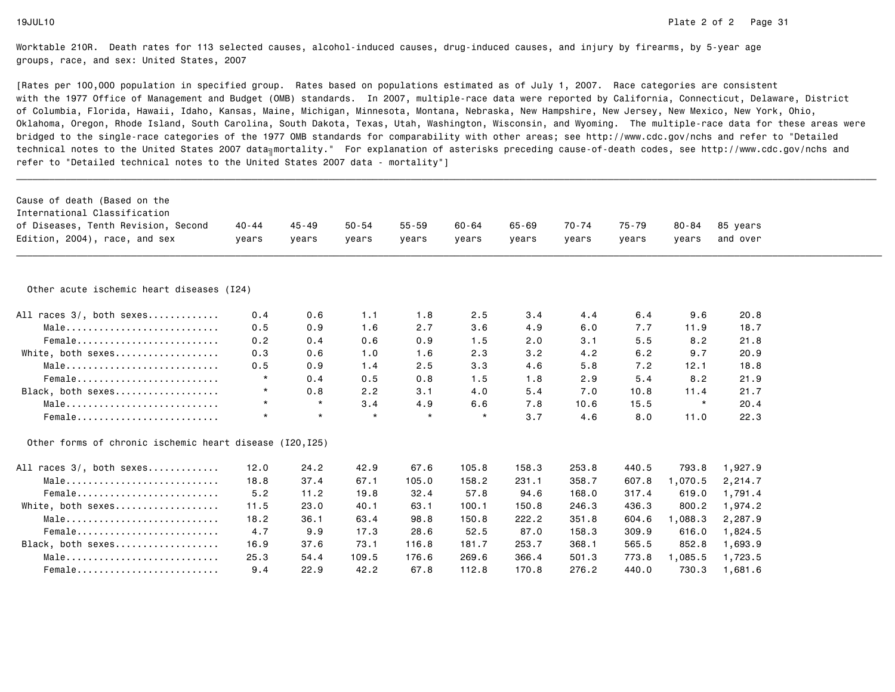Worktable 210R. Death rates for 113 selected causes, alcohol-induced causes, drug-induced causes, and injury by firearms, by 5-year age groups, race, and sex: United States, 2007

[Rates per 100,000 population in specified group. Rates based on populations estimated as of July 1, 2007. Race categories are consistent with the 1977 Office of Management and Budget (OMB) standards. In 2007, multiple-race data were reported by California, Connecticut, Delaware, District of Columbia, Florida, Hawaii, Idaho, Kansas, Maine, Michigan, Minnesota, Montana, Nebraska, New Hampshire, New Jersey, New Mexico, New York, Ohio, Oklahoma, Oregon, Rhode Island, South Carolina, South Dakota, Texas, Utah, Washington, Wisconsin, and Wyoming. The multiple-race data for these areas were bridged to the single-race categories of the 1977 OMB standards for comparability with other areas; see http://www.cdc.gov/nchs and refer to "Detailed technical notes to the United States 2007 data╗mortality." For explanation of asterisks preceding cause-of-death codes, see http://www.cdc.gov/nchs and refer to "Detailed technical notes to the United States 2007 data - mortality"]

| Cause of death (Based on the International Classification of Diseases, Tenth Revision, Second Edition, 2004), race, and sex | 40-44 years | 45-49 years | 50-54 years | 55-59 years | 60-64 years | 65-69 years | 70-74 years | 75-79 years | 80-84 years | 85 years and over |
|---|---|---|---|---|---|---|---|---|---|---|
| **Other acute ischemic heart diseases (I24)** | | | | | | | | | | |
| All races 3/, both sexes | 0.4 | 0.6 | 1.1 | 1.8 | 2.5 | 3.4 | 4.4 | 6.4 | 9.6 | 20.8 |
| Male | 0.5 | 0.9 | 1.6 | 2.7 | 3.6 | 4.9 | 6.0 | 7.7 | 11.9 | 18.7 |
| Female | 0.2 | 0.4 | 0.6 | 0.9 | 1.5 | 2.0 | 3.1 | 5.5 | 8.2 | 21.8 |
| White, both sexes | 0.3 | 0.6 | 1.0 | 1.6 | 2.3 | 3.2 | 4.2 | 6.2 | 9.7 | 20.9 |
| Male | 0.5 | 0.9 | 1.4 | 2.5 | 3.3 | 4.6 | 5.8 | 7.2 | 12.1 | 18.8 |
| Female | * | 0.4 | 0.5 | 0.8 | 1.5 | 1.8 | 2.9 | 5.4 | 8.2 | 21.9 |
| Black, both sexes | * | 0.8 | 2.2 | 3.1 | 4.0 | 5.4 | 7.0 | 10.8 | 11.4 | 21.7 |
| Male | * | * | 3.4 | 4.9 | 6.6 | 7.8 | 10.6 | 15.5 | * | 20.4 |
| Female | * | * | * | * | * | 3.7 | 4.6 | 8.0 | 11.0 | 22.3 |
| **Other forms of chronic ischemic heart disease (I20,I25)** | | | | | | | | | | |
| All races 3/, both sexes | 12.0 | 24.2 | 42.9 | 67.6 | 105.8 | 158.3 | 253.8 | 440.5 | 793.8 | 1,927.9 |
| Male | 18.8 | 37.4 | 67.1 | 105.0 | 158.2 | 231.1 | 358.7 | 607.8 | 1,070.5 | 2,214.7 |
| Female | 5.2 | 11.2 | 19.8 | 32.4 | 57.8 | 94.6 | 168.0 | 317.4 | 619.0 | 1,791.4 |
| White, both sexes | 11.5 | 23.0 | 40.1 | 63.1 | 100.1 | 150.8 | 246.3 | 436.3 | 800.2 | 1,974.2 |
| Male | 18.2 | 36.1 | 63.4 | 98.8 | 150.8 | 222.2 | 351.8 | 604.6 | 1,088.3 | 2,287.9 |
| Female | 4.7 | 9.9 | 17.3 | 28.6 | 52.5 | 87.0 | 158.3 | 309.9 | 616.0 | 1,824.5 |
| Black, both sexes | 16.9 | 37.6 | 73.1 | 116.8 | 181.7 | 253.7 | 368.1 | 565.5 | 852.8 | 1,693.9 |
| Male | 25.3 | 54.4 | 109.5 | 176.6 | 269.6 | 366.4 | 501.3 | 773.8 | 1,085.5 | 1,723.5 |
| Female | 9.4 | 22.9 | 42.2 | 67.8 | 112.8 | 170.8 | 276.2 | 440.0 | 730.3 | 1,681.6 |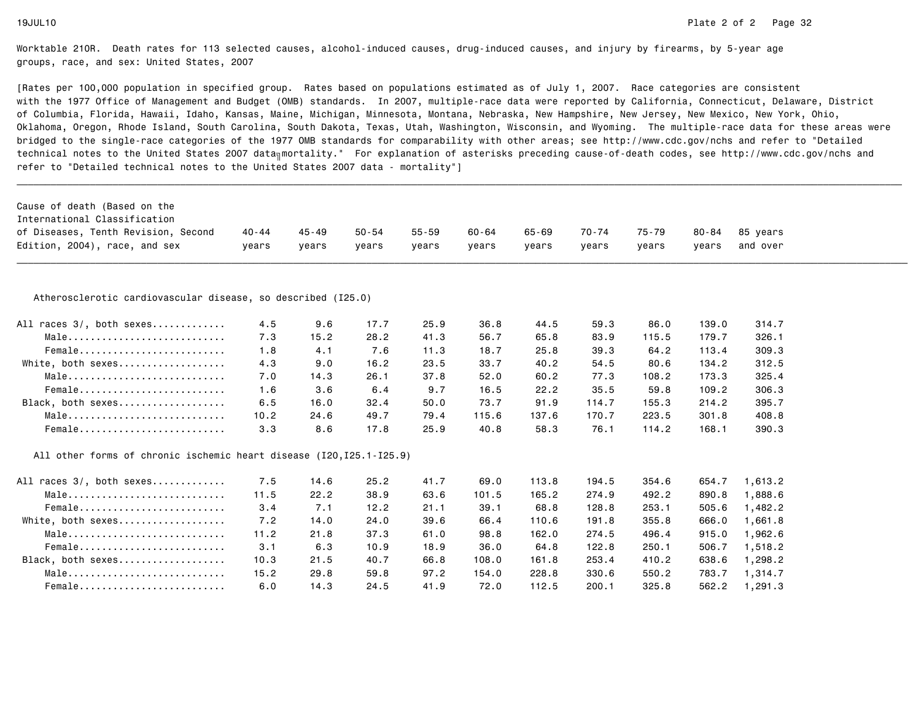Worktable 210R. Death rates for 113 selected causes, alcohol-induced causes, drug-induced causes, and injury by firearms, by 5-year age groups, race, and sex: United States, 2007

[Rates per 100,000 population in specified group. Rates based on populations estimated as of July 1, 2007. Race categories are consistent with the 1977 Office of Management and Budget (OMB) standards. In 2007, multiple-race data were reported by California, Connecticut, Delaware, District of Columbia, Florida, Hawaii, Idaho, Kansas, Maine, Michigan, Minnesota, Montana, Nebraska, New Hampshire, New Jersey, New Mexico, New York, Ohio, Oklahoma, Oregon, Rhode Island, South Carolina, South Dakota, Texas, Utah, Washington, Wisconsin, and Wyoming. The multiple-race data for these areas were bridged to the single-race categories of the 1977 OMB standards for comparability with other areas; see http://www.cdc.gov/nchs and refer to "Detailed technical notes to the United States 2007 data mortality." For explanation of asterisks preceding cause-of-death codes, see http://www.cdc.gov/nchs and refer to "Detailed technical notes to the United States 2007 data - mortality"]

| Cause of death (Based on the International Classification of Diseases, Tenth Revision, Second Edition, 2004), race, and sex | 40-44 years | 45-49 years | 50-54 years | 55-59 years | 60-64 years | 65-69 years | 70-74 years | 75-79 years | 80-84 years | 85 years and over |
|---|---|---|---|---|---|---|---|---|---|---|
| **Atherosclerotic cardiovascular disease, so described (I25.0)** | | | | | | | | | | |
| All races 3/, both sexes | 4.5 | 9.6 | 17.7 | 25.9 | 36.8 | 44.5 | 59.3 | 86.0 | 139.0 | 314.7 |
| Male | 7.3 | 15.2 | 28.2 | 41.3 | 56.7 | 65.8 | 83.9 | 115.5 | 179.7 | 326.1 |
| Female | 1.8 | 4.1 | 7.6 | 11.3 | 18.7 | 25.8 | 39.3 | 64.2 | 113.4 | 309.3 |
| White, both sexes | 4.3 | 9.0 | 16.2 | 23.5 | 33.7 | 40.2 | 54.5 | 80.6 | 134.2 | 312.5 |
| Male | 7.0 | 14.3 | 26.1 | 37.8 | 52.0 | 60.2 | 77.3 | 108.2 | 173.3 | 325.4 |
| Female | 1.6 | 3.6 | 6.4 | 9.7 | 16.5 | 22.2 | 35.5 | 59.8 | 109.2 | 306.3 |
| Black, both sexes | 6.5 | 16.0 | 32.4 | 50.0 | 73.7 | 91.9 | 114.7 | 155.3 | 214.2 | 395.7 |
| Male | 10.2 | 24.6 | 49.7 | 79.4 | 115.6 | 137.6 | 170.7 | 223.5 | 301.8 | 408.8 |
| Female | 3.3 | 8.6 | 17.8 | 25.9 | 40.8 | 58.3 | 76.1 | 114.2 | 168.1 | 390.3 |
| **All other forms of chronic ischemic heart disease (I20,I25.1-I25.9)** | | | | | | | | | | |
| All races 3/, both sexes | 7.5 | 14.6 | 25.2 | 41.7 | 69.0 | 113.8 | 194.5 | 354.6 | 654.7 | 1,613.2 |
| Male | 11.5 | 22.2 | 38.9 | 63.6 | 101.5 | 165.2 | 274.9 | 492.2 | 890.8 | 1,888.6 |
| Female | 3.4 | 7.1 | 12.2 | 21.1 | 39.1 | 68.8 | 128.8 | 253.1 | 505.6 | 1,482.2 |
| White, both sexes | 7.2 | 14.0 | 24.0 | 39.6 | 66.4 | 110.6 | 191.8 | 355.8 | 666.0 | 1,661.8 |
| Male | 11.2 | 21.8 | 37.3 | 61.0 | 98.8 | 162.0 | 274.5 | 496.4 | 915.0 | 1,962.6 |
| Female | 3.1 | 6.3 | 10.9 | 18.9 | 36.0 | 64.8 | 122.8 | 250.1 | 506.7 | 1,518.2 |
| Black, both sexes | 10.3 | 21.5 | 40.7 | 66.8 | 108.0 | 161.8 | 253.4 | 410.2 | 638.6 | 1,298.2 |
| Male | 15.2 | 29.8 | 59.8 | 97.2 | 154.0 | 228.8 | 330.6 | 550.2 | 783.7 | 1,314.7 |
| Female | 6.0 | 14.3 | 24.5 | 41.9 | 72.0 | 112.5 | 200.1 | 325.8 | 562.2 | 1,291.3 |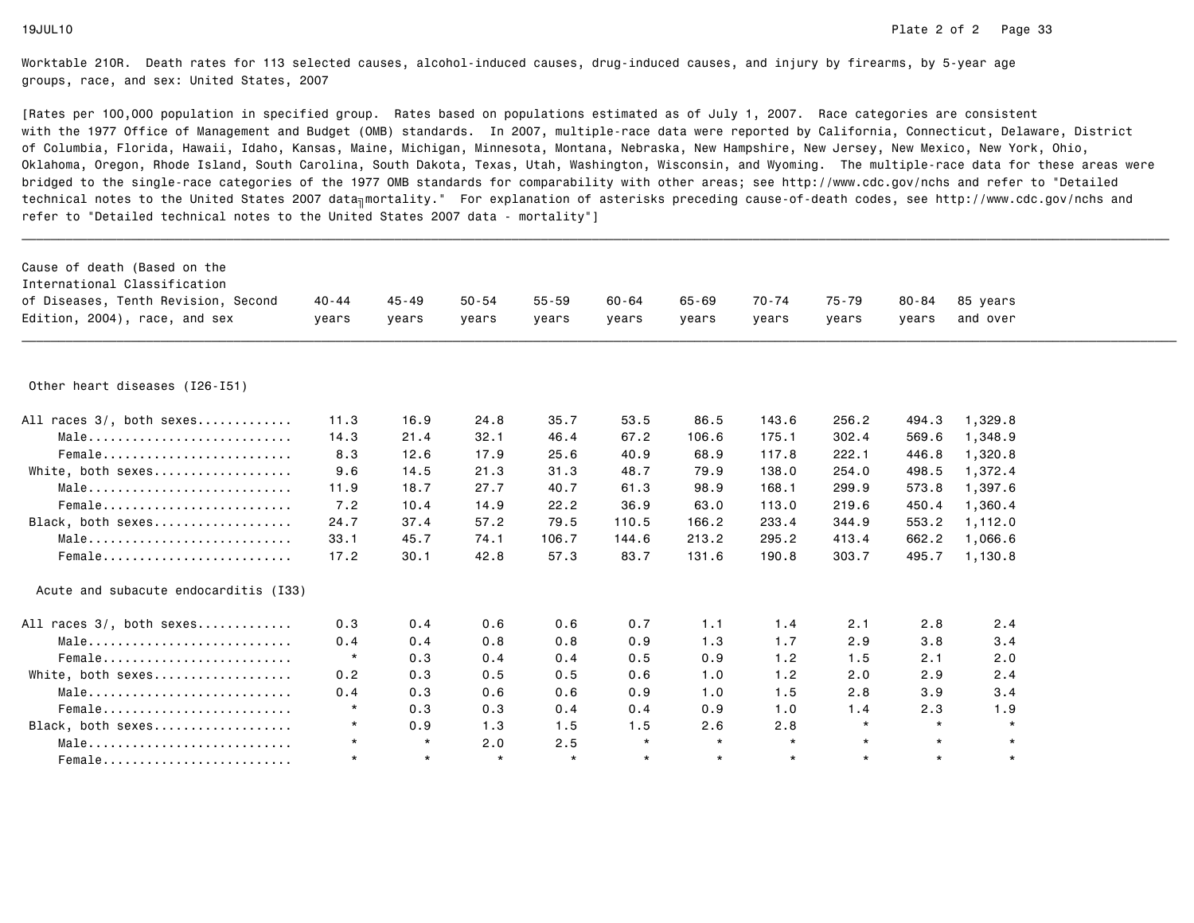Worktable 210R. Death rates for 113 selected causes, alcohol-induced causes, drug-induced causes, and injury by firearms, by 5-year age groups, race, and sex: United States, 2007

[Rates per 100,000 population in specified group. Rates based on populations estimated as of July 1, 2007. Race categories are consistent with the 1977 Office of Management and Budget (OMB) standards. In 2007, multiple-race data were reported by California, Connecticut, Delaware, District of Columbia, Florida, Hawaii, Idaho, Kansas, Maine, Michigan, Minnesota, Montana, Nebraska, New Hampshire, New Jersey, New Mexico, New York, Ohio, Oklahoma, Oregon, Rhode Island, South Carolina, South Dakota, Texas, Utah, Washington, Wisconsin, and Wyoming. The multiple-race data for these areas were bridged to the single-race categories of the 1977 OMB standards for comparability with other areas; see http://www.cdc.gov/nchs and refer to "Detailed technical notes to the United States 2007 data╗mortality." For explanation of asterisks preceding cause-of-death codes, see http://www.cdc.gov/nchs and refer to "Detailed technical notes to the United States 2007 data - mortality"]

| Cause of death (Based on the International Classification of Diseases, Tenth Revision, Second Edition, 2004), race, and sex | 40-44 years | 45-49 years | 50-54 years | 55-59 years | 60-64 years | 65-69 years | 70-74 years | 75-79 years | 80-84 years | 85 years and over |
|---|---|---|---|---|---|---|---|---|---|---|
| **Other heart diseases (I26-I51)** | | | | | | | | | | |
| All races 3/, both sexes............ | 11.3 | 16.9 | 24.8 | 35.7 | 53.5 | 86.5 | 143.6 | 256.2 | 494.3 | 1,329.8 |
| Male........................... | 14.3 | 21.4 | 32.1 | 46.4 | 67.2 | 106.6 | 175.1 | 302.4 | 569.6 | 1,348.9 |
| Female......................... | 8.3 | 12.6 | 17.9 | 25.6 | 40.9 | 68.9 | 117.8 | 222.1 | 446.8 | 1,320.8 |
| White, both sexes.................. | 9.6 | 14.5 | 21.3 | 31.3 | 48.7 | 79.9 | 138.0 | 254.0 | 498.5 | 1,372.4 |
| Male........................... | 11.9 | 18.7 | 27.7 | 40.7 | 61.3 | 98.9 | 168.1 | 299.9 | 573.8 | 1,397.6 |
| Female......................... | 7.2 | 10.4 | 14.9 | 22.2 | 36.9 | 63.0 | 113.0 | 219.6 | 450.4 | 1,360.4 |
| Black, both sexes.................. | 24.7 | 37.4 | 57.2 | 79.5 | 110.5 | 166.2 | 233.4 | 344.9 | 553.2 | 1,112.0 |
| Male........................... | 33.1 | 45.7 | 74.1 | 106.7 | 144.6 | 213.2 | 295.2 | 413.4 | 662.2 | 1,066.6 |
| Female......................... | 17.2 | 30.1 | 42.8 | 57.3 | 83.7 | 131.6 | 190.8 | 303.7 | 495.7 | 1,130.8 |
| **Acute and subacute endocarditis (I33)** | | | | | | | | | | |
| All races 3/, both sexes............ | 0.3 | 0.4 | 0.6 | 0.6 | 0.7 | 1.1 | 1.4 | 2.1 | 2.8 | 2.4 |
| Male........................... | 0.4 | 0.4 | 0.8 | 0.8 | 0.9 | 1.3 | 1.7 | 2.9 | 3.8 | 3.4 |
| Female......................... | * | 0.3 | 0.4 | 0.4 | 0.5 | 0.9 | 1.2 | 1.5 | 2.1 | 2.0 |
| White, both sexes.................. | 0.2 | 0.3 | 0.5 | 0.5 | 0.6 | 1.0 | 1.2 | 2.0 | 2.9 | 2.4 |
| Male........................... | 0.4 | 0.3 | 0.6 | 0.6 | 0.9 | 1.0 | 1.5 | 2.8 | 3.9 | 3.4 |
| Female......................... | * | 0.3 | 0.3 | 0.4 | 0.4 | 0.9 | 1.0 | 1.4 | 2.3 | 1.9 |
| Black, both sexes.................. | * | 0.9 | 1.3 | 1.5 | 1.5 | 2.6 | 2.8 | * | * | * |
| Male........................... | * | * | 2.0 | 2.5 | * | * | * | * | * | * |
| Female......................... | * | * | * | * | * | * | * | * | * | * |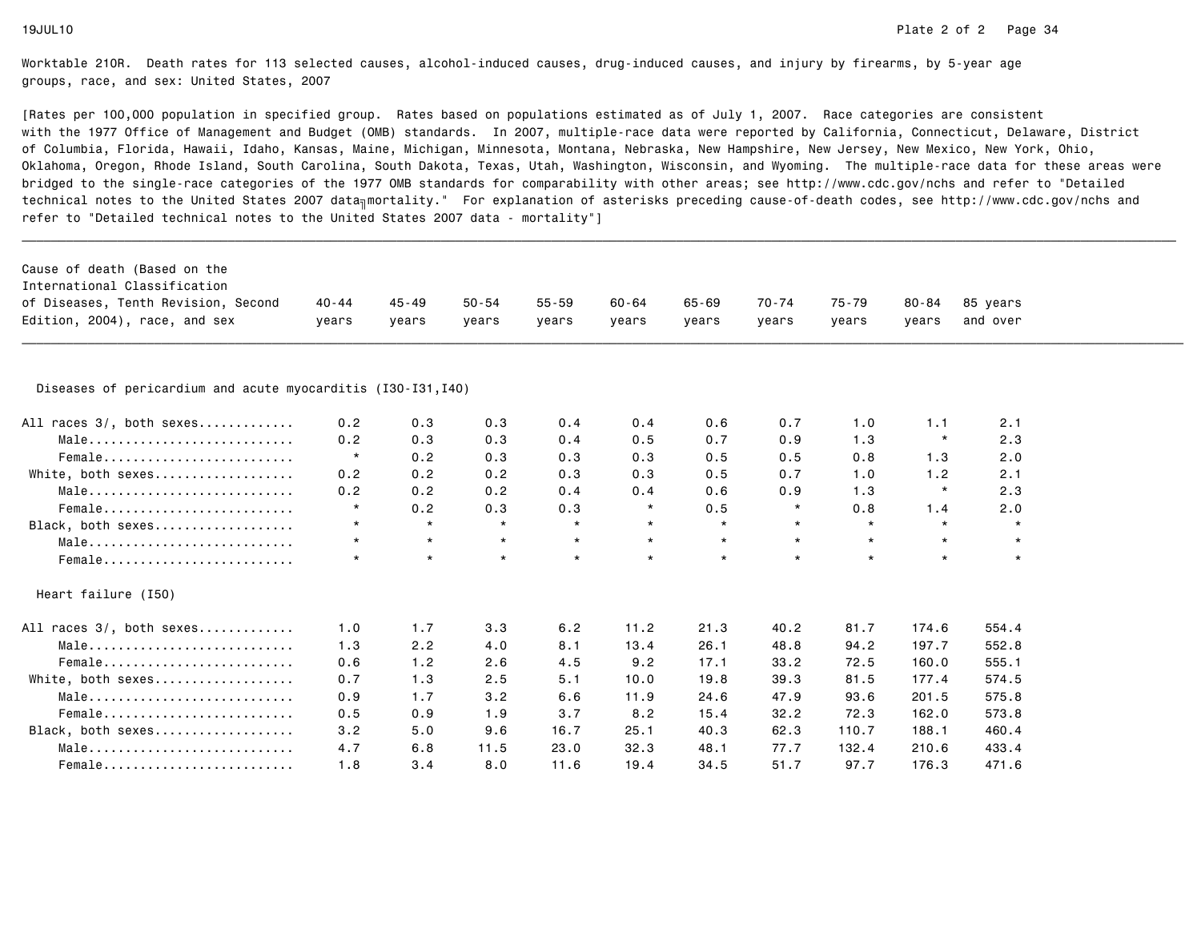Worktable 210R. Death rates for 113 selected causes, alcohol-induced causes, drug-induced causes, and injury by firearms, by 5-year age groups, race, and sex: United States, 2007

[Rates per 100,000 population in specified group. Rates based on populations estimated as of July 1, 2007. Race categories are consistent with the 1977 Office of Management and Budget (OMB) standards. In 2007, multiple-race data were reported by California, Connecticut, Delaware, District of Columbia, Florida, Hawaii, Idaho, Kansas, Maine, Michigan, Minnesota, Montana, Nebraska, New Hampshire, New Jersey, New Mexico, New York, Ohio, Oklahoma, Oregon, Rhode Island, South Carolina, South Dakota, Texas, Utah, Washington, Wisconsin, and Wyoming. The multiple-race data for these areas were bridged to the single-race categories of the 1977 OMB standards for comparability with other areas; see http://www.cdc.gov/nchs and refer to "Detailed technical notes to the United States 2007 data mortality." For explanation of asterisks preceding cause-of-death codes, see http://www.cdc.gov/nchs and refer to "Detailed technical notes to the United States 2007 data - mortality"]

| Cause of death (Based on the International Classification of Diseases, Tenth Revision, Second Edition, 2004), race, and sex | 40-44 years | 45-49 years | 50-54 years | 55-59 years | 60-64 years | 65-69 years | 70-74 years | 75-79 years | 80-84 years | 85 years and over |
|---|---|---|---|---|---|---|---|---|---|---|
| **Diseases of pericardium and acute myocarditis (I30-I31,I40)** | | | | | | | | | | |
| All races 3/, both sexes | 0.2 | 0.3 | 0.3 | 0.4 | 0.4 | 0.6 | 0.7 | 1.0 | 1.1 | 2.1 |
| Male | 0.2 | 0.3 | 0.3 | 0.4 | 0.5 | 0.7 | 0.9 | 1.3 | * | 2.3 |
| Female | * | 0.2 | 0.3 | 0.3 | 0.3 | 0.5 | 0.5 | 0.8 | 1.3 | 2.0 |
| White, both sexes | 0.2 | 0.2 | 0.2 | 0.3 | 0.3 | 0.5 | 0.7 | 1.0 | 1.2 | 2.1 |
| Male | 0.2 | 0.2 | 0.2 | 0.4 | 0.4 | 0.6 | 0.9 | 1.3 | * | 2.3 |
| Female | * | 0.2 | 0.3 | 0.3 | * | 0.5 | * | 0.8 | 1.4 | 2.0 |
| Black, both sexes | * | * | * | * | * | * | * | * | * | * |
| Male | * | * | * | * | * | * | * | * | * | * |
| Female | * | * | * | * | * | * | * | * | * | * |
| **Heart failure (I50)** | | | | | | | | | | |
| All races 3/, both sexes | 1.0 | 1.7 | 3.3 | 6.2 | 11.2 | 21.3 | 40.2 | 81.7 | 174.6 | 554.4 |
| Male | 1.3 | 2.2 | 4.0 | 8.1 | 13.4 | 26.1 | 48.8 | 94.2 | 197.7 | 552.8 |
| Female | 0.6 | 1.2 | 2.6 | 4.5 | 9.2 | 17.1 | 33.2 | 72.5 | 160.0 | 555.1 |
| White, both sexes | 0.7 | 1.3 | 2.5 | 5.1 | 10.0 | 19.8 | 39.3 | 81.5 | 177.4 | 574.5 |
| Male | 0.9 | 1.7 | 3.2 | 6.6 | 11.9 | 24.6 | 47.9 | 93.6 | 201.5 | 575.8 |
| Female | 0.5 | 0.9 | 1.9 | 3.7 | 8.2 | 15.4 | 32.2 | 72.3 | 162.0 | 573.8 |
| Black, both sexes | 3.2 | 5.0 | 9.6 | 16.7 | 25.1 | 40.3 | 62.3 | 110.7 | 188.1 | 460.4 |
| Male | 4.7 | 6.8 | 11.5 | 23.0 | 32.3 | 48.1 | 77.7 | 132.4 | 210.6 | 433.4 |
| Female | 1.8 | 3.4 | 8.0 | 11.6 | 19.4 | 34.5 | 51.7 | 97.7 | 176.3 | 471.6 |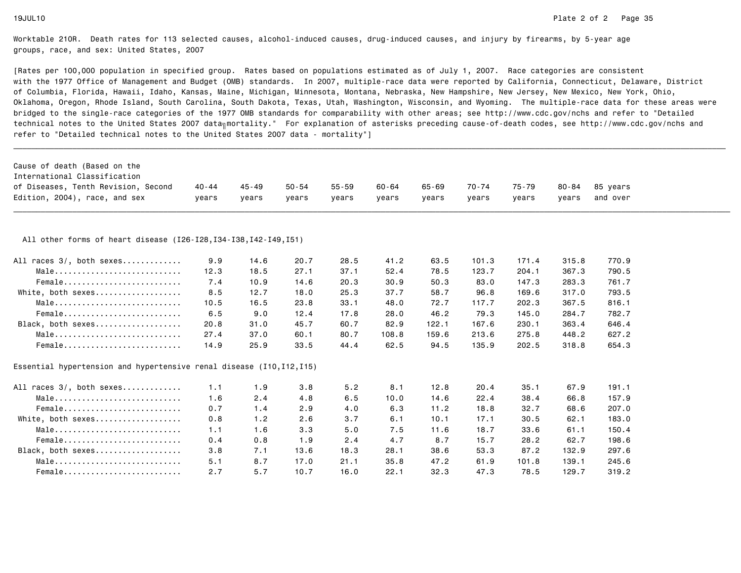Worktable 210R. Death rates for 113 selected causes, alcohol-induced causes, drug-induced causes, and injury by firearms, by 5-year age groups, race, and sex: United States, 2007

[Rates per 100,000 population in specified group. Rates based on populations estimated as of July 1, 2007. Race categories are consistent with the 1977 Office of Management and Budget (OMB) standards. In 2007, multiple-race data were reported by California, Connecticut, Delaware, District of Columbia, Florida, Hawaii, Idaho, Kansas, Maine, Michigan, Minnesota, Montana, Nebraska, New Hampshire, New Jersey, New Mexico, New York, Ohio, Oklahoma, Oregon, Rhode Island, South Carolina, South Dakota, Texas, Utah, Washington, Wisconsin, and Wyoming. The multiple-race data for these areas were bridged to the single-race categories of the 1977 OMB standards for comparability with other areas; see http://www.cdc.gov/nchs and refer to "Detailed technical notes to the United States 2007 data - mortality." For explanation of asterisks preceding cause-of-death codes, see http://www.cdc.gov/nchs and refer to "Detailed technical notes to the United States 2007 data - mortality"]

| Cause of death (Based on the International Classification of Diseases, Tenth Revision, Second Edition, 2004), race, and sex | 40-44 years | 45-49 years | 50-54 years | 55-59 years | 60-64 years | 65-69 years | 70-74 years | 75-79 years | 80-84 years | 85 years and over |
|---|---|---|---|---|---|---|---|---|---|---|
| **All other forms of heart disease (I26-I28,I34-I38,I42-I49,I51)** | | | | | | | | | | |
| All races 3/, both sexes | 9.9 | 14.6 | 20.7 | 28.5 | 41.2 | 63.5 | 101.3 | 171.4 | 315.8 | 770.9 |
| Male | 12.3 | 18.5 | 27.1 | 37.1 | 52.4 | 78.5 | 123.7 | 204.1 | 367.3 | 790.5 |
| Female | 7.4 | 10.9 | 14.6 | 20.3 | 30.9 | 50.3 | 83.0 | 147.3 | 283.3 | 761.7 |
| White, both sexes | 8.5 | 12.7 | 18.0 | 25.3 | 37.7 | 58.7 | 96.8 | 169.6 | 317.0 | 793.5 |
| Male | 10.5 | 16.5 | 23.8 | 33.1 | 48.0 | 72.7 | 117.7 | 202.3 | 367.5 | 816.1 |
| Female | 6.5 | 9.0 | 12.4 | 17.8 | 28.0 | 46.2 | 79.3 | 145.0 | 284.7 | 782.7 |
| Black, both sexes | 20.8 | 31.0 | 45.7 | 60.7 | 82.9 | 122.1 | 167.6 | 230.1 | 363.4 | 646.4 |
| Male | 27.4 | 37.0 | 60.1 | 80.7 | 108.8 | 159.6 | 213.6 | 275.8 | 448.2 | 627.2 |
| Female | 14.9 | 25.9 | 33.5 | 44.4 | 62.5 | 94.5 | 135.9 | 202.5 | 318.8 | 654.3 |
| **Essential hypertension and hypertensive renal disease (I10,I12,I15)** | | | | | | | | | | |
| All races 3/, both sexes | 1.1 | 1.9 | 3.8 | 5.2 | 8.1 | 12.8 | 20.4 | 35.1 | 67.9 | 191.1 |
| Male | 1.6 | 2.4 | 4.8 | 6.5 | 10.0 | 14.6 | 22.4 | 38.4 | 66.8 | 157.9 |
| Female | 0.7 | 1.4 | 2.9 | 4.0 | 6.3 | 11.2 | 18.8 | 32.7 | 68.6 | 207.0 |
| White, both sexes | 0.8 | 1.2 | 2.6 | 3.7 | 6.1 | 10.1 | 17.1 | 30.5 | 62.1 | 183.0 |
| Male | 1.1 | 1.6 | 3.3 | 5.0 | 7.5 | 11.6 | 18.7 | 33.6 | 61.1 | 150.4 |
| Female | 0.4 | 0.8 | 1.9 | 2.4 | 4.7 | 8.7 | 15.7 | 28.2 | 62.7 | 198.6 |
| Black, both sexes | 3.8 | 7.1 | 13.6 | 18.3 | 28.1 | 38.6 | 53.3 | 87.2 | 132.9 | 297.6 |
| Male | 5.1 | 8.7 | 17.0 | 21.1 | 35.8 | 47.2 | 61.9 | 101.8 | 139.1 | 245.6 |
| Female | 2.7 | 5.7 | 10.7 | 16.0 | 22.1 | 32.3 | 47.3 | 78.5 | 129.7 | 319.2 |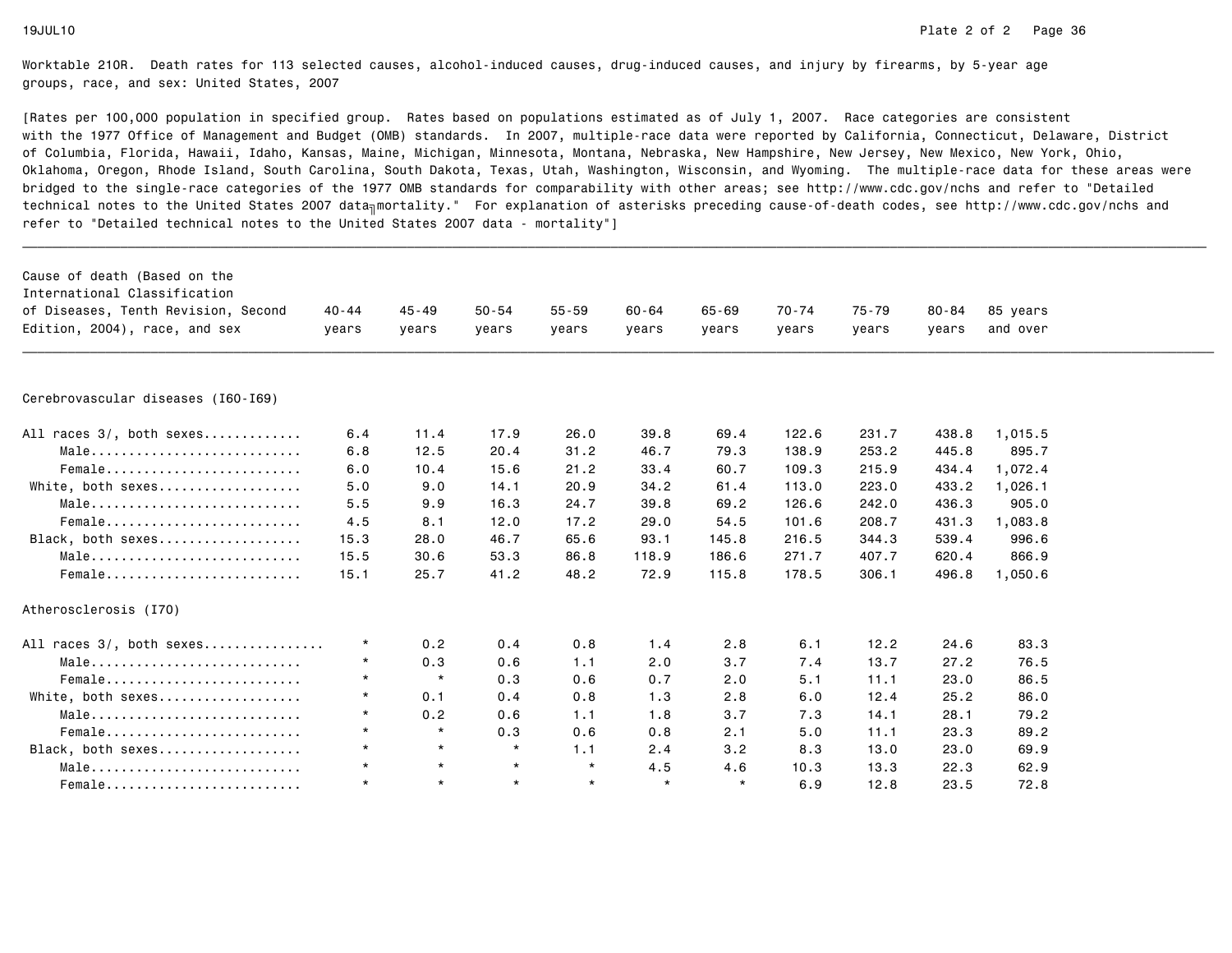Worktable 210R. Death rates for 113 selected causes, alcohol-induced causes, drug-induced causes, and injury by firearms, by 5-year age groups, race, and sex: United States, 2007

[Rates per 100,000 population in specified group. Rates based on populations estimated as of July 1, 2007. Race categories are consistent with the 1977 Office of Management and Budget (OMB) standards. In 2007, multiple-race data were reported by California, Connecticut, Delaware, District of Columbia, Florida, Hawaii, Idaho, Kansas, Maine, Michigan, Minnesota, Montana, Nebraska, New Hampshire, New Jersey, New Mexico, New York, Ohio, Oklahoma, Oregon, Rhode Island, South Carolina, South Dakota, Texas, Utah, Washington, Wisconsin, and Wyoming. The multiple-race data for these areas were bridged to the single-race categories of the 1977 OMB standards for comparability with other areas; see http://www.cdc.gov/nchs and refer to "Detailed technical notes to the United States 2007 data–mortality." For explanation of asterisks preceding cause-of-death codes, see http://www.cdc.gov/nchs and refer to "Detailed technical notes to the United States 2007 data - mortality"]

| Cause of death (Based on the International Classification of Diseases, Tenth Revision, Second Edition, 2004), race, and sex | 40-44 years | 45-49 years | 50-54 years | 55-59 years | 60-64 years | 65-69 years | 70-74 years | 75-79 years | 80-84 years | 85 years and over |
|---|---|---|---|---|---|---|---|---|---|---|
| **Cerebrovascular diseases (I60-I69)** | | | | | | | | | | |
| All races 3/, both sexes | 6.4 | 11.4 | 17.9 | 26.0 | 39.8 | 69.4 | 122.6 | 231.7 | 438.8 | 1,015.5 |
| Male | 6.8 | 12.5 | 20.4 | 31.2 | 46.7 | 79.3 | 138.9 | 253.2 | 445.8 | 895.7 |
| Female | 6.0 | 10.4 | 15.6 | 21.2 | 33.4 | 60.7 | 109.3 | 215.9 | 434.4 | 1,072.4 |
| White, both sexes | 5.0 | 9.0 | 14.1 | 20.9 | 34.2 | 61.4 | 113.0 | 223.0 | 433.2 | 1,026.1 |
| Male | 5.5 | 9.9 | 16.3 | 24.7 | 39.8 | 69.2 | 126.6 | 242.0 | 436.3 | 905.0 |
| Female | 4.5 | 8.1 | 12.0 | 17.2 | 29.0 | 54.5 | 101.6 | 208.7 | 431.3 | 1,083.8 |
| Black, both sexes | 15.3 | 28.0 | 46.7 | 65.6 | 93.1 | 145.8 | 216.5 | 344.3 | 539.4 | 996.6 |
| Male | 15.5 | 30.6 | 53.3 | 86.8 | 118.9 | 186.6 | 271.7 | 407.7 | 620.4 | 866.9 |
| Female | 15.1 | 25.7 | 41.2 | 48.2 | 72.9 | 115.8 | 178.5 | 306.1 | 496.8 | 1,050.6 |
| **Atherosclerosis (I70)** | | | | | | | | | | |
| All races 3/, both sexes | * | 0.2 | 0.4 | 0.8 | 1.4 | 2.8 | 6.1 | 12.2 | 24.6 | 83.3 |
| Male | * | 0.3 | 0.6 | 1.1 | 2.0 | 3.7 | 7.4 | 13.7 | 27.2 | 76.5 |
| Female | * | * | 0.3 | 0.6 | 0.7 | 2.0 | 5.1 | 11.1 | 23.0 | 86.5 |
| White, both sexes | * | 0.1 | 0.4 | 0.8 | 1.3 | 2.8 | 6.0 | 12.4 | 25.2 | 86.0 |
| Male | * | 0.2 | 0.6 | 1.1 | 1.8 | 3.7 | 7.3 | 14.1 | 28.1 | 79.2 |
| Female | * | * | 0.3 | 0.6 | 0.8 | 2.1 | 5.0 | 11.1 | 23.3 | 89.2 |
| Black, both sexes | * | * | * | 1.1 | 2.4 | 3.2 | 8.3 | 13.0 | 23.0 | 69.9 |
| Male | * | * | * | * | 4.5 | 4.6 | 10.3 | 13.3 | 22.3 | 62.9 |
| Female | * | * | * | * | * | * | 6.9 | 12.8 | 23.5 | 72.8 |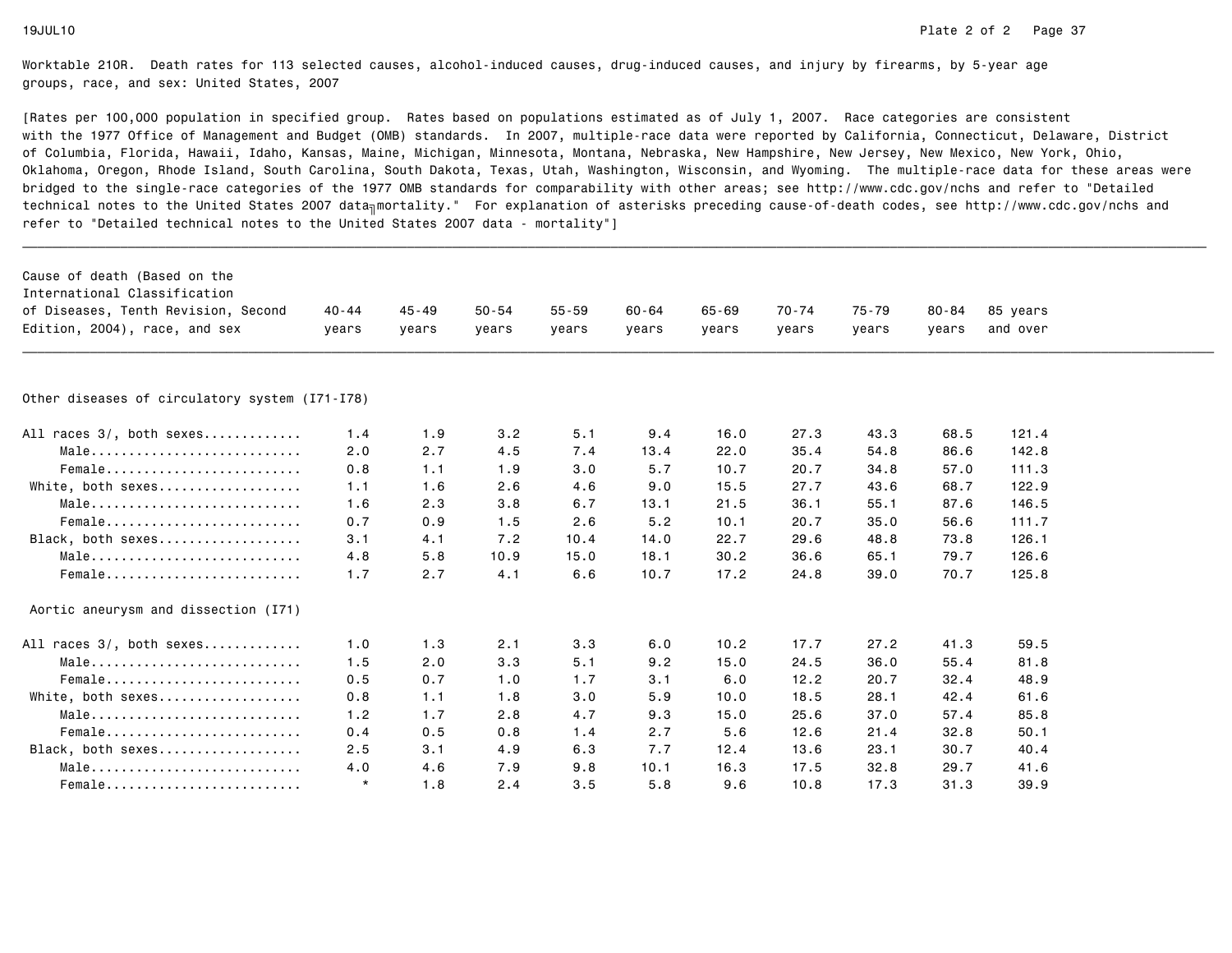Worktable 210R. Death rates for 113 selected causes, alcohol-induced causes, drug-induced causes, and injury by firearms, by 5-year age groups, race, and sex: United States, 2007

[Rates per 100,000 population in specified group. Rates based on populations estimated as of July 1, 2007. Race categories are consistent with the 1977 Office of Management and Budget (OMB) standards. In 2007, multiple-race data were reported by California, Connecticut, Delaware, District of Columbia, Florida, Hawaii, Idaho, Kansas, Maine, Michigan, Minnesota, Montana, Nebraska, New Hampshire, New Jersey, New Mexico, New York, Ohio, Oklahoma, Oregon, Rhode Island, South Carolina, South Dakota, Texas, Utah, Washington, Wisconsin, and Wyoming. The multiple-race data for these areas were bridged to the single-race categories of the 1977 OMB standards for comparability with other areas; see http://www.cdc.gov/nchs and refer to "Detailed technical notes to the United States 2007 data mortality." For explanation of asterisks preceding cause-of-death codes, see http://www.cdc.gov/nchs and refer to "Detailed technical notes to the United States 2007 data - mortality"]

| Cause of death (Based on the International Classification of Diseases, Tenth Revision, Second Edition, 2004), race, and sex | 40-44 years | 45-49 years | 50-54 years | 55-59 years | 60-64 years | 65-69 years | 70-74 years | 75-79 years | 80-84 years | 85 years and over |
|---|---|---|---|---|---|---|---|---|---|---|
| **Other diseases of circulatory system (I71-I78)** | | | | | | | | | | |
| All races 3/, both sexes............ | 1.4 | 1.9 | 3.2 | 5.1 | 9.4 | 16.0 | 27.3 | 43.3 | 68.5 | 121.4 |
| Male............................ | 2.0 | 2.7 | 4.5 | 7.4 | 13.4 | 22.0 | 35.4 | 54.8 | 86.6 | 142.8 |
| Female.......................... | 0.8 | 1.1 | 1.9 | 3.0 | 5.7 | 10.7 | 20.7 | 34.8 | 57.0 | 111.3 |
| White, both sexes................... | 1.1 | 1.6 | 2.6 | 4.6 | 9.0 | 15.5 | 27.7 | 43.6 | 68.7 | 122.9 |
| Male............................ | 1.6 | 2.3 | 3.8 | 6.7 | 13.1 | 21.5 | 36.1 | 55.1 | 87.6 | 146.5 |
| Female.......................... | 0.7 | 0.9 | 1.5 | 2.6 | 5.2 | 10.1 | 20.7 | 35.0 | 56.6 | 111.7 |
| Black, both sexes................... | 3.1 | 4.1 | 7.2 | 10.4 | 14.0 | 22.7 | 29.6 | 48.8 | 73.8 | 126.1 |
| Male............................ | 4.8 | 5.8 | 10.9 | 15.0 | 18.1 | 30.2 | 36.6 | 65.1 | 79.7 | 126.6 |
| Female.......................... | 1.7 | 2.7 | 4.1 | 6.6 | 10.7 | 17.2 | 24.8 | 39.0 | 70.7 | 125.8 |
| **Aortic aneurysm and dissection (I71)** | | | | | | | | | | |
| All races 3/, both sexes............ | 1.0 | 1.3 | 2.1 | 3.3 | 6.0 | 10.2 | 17.7 | 27.2 | 41.3 | 59.5 |
| Male............................ | 1.5 | 2.0 | 3.3 | 5.1 | 9.2 | 15.0 | 24.5 | 36.0 | 55.4 | 81.8 |
| Female.......................... | 0.5 | 0.7 | 1.0 | 1.7 | 3.1 | 6.0 | 12.2 | 20.7 | 32.4 | 48.9 |
| White, both sexes................... | 0.8 | 1.1 | 1.8 | 3.0 | 5.9 | 10.0 | 18.5 | 28.1 | 42.4 | 61.6 |
| Male............................ | 1.2 | 1.7 | 2.8 | 4.7 | 9.3 | 15.0 | 25.6 | 37.0 | 57.4 | 85.8 |
| Female.......................... | 0.4 | 0.5 | 0.8 | 1.4 | 2.7 | 5.6 | 12.6 | 21.4 | 32.8 | 50.1 |
| Black, both sexes................... | 2.5 | 3.1 | 4.9 | 6.3 | 7.7 | 12.4 | 13.6 | 23.1 | 30.7 | 40.4 |
| Male............................ | 4.0 | 4.6 | 7.9 | 9.8 | 10.1 | 16.3 | 17.5 | 32.8 | 29.7 | 41.6 |
| Female.......................... | * | 1.8 | 2.4 | 3.5 | 5.8 | 9.6 | 10.8 | 17.3 | 31.3 | 39.9 |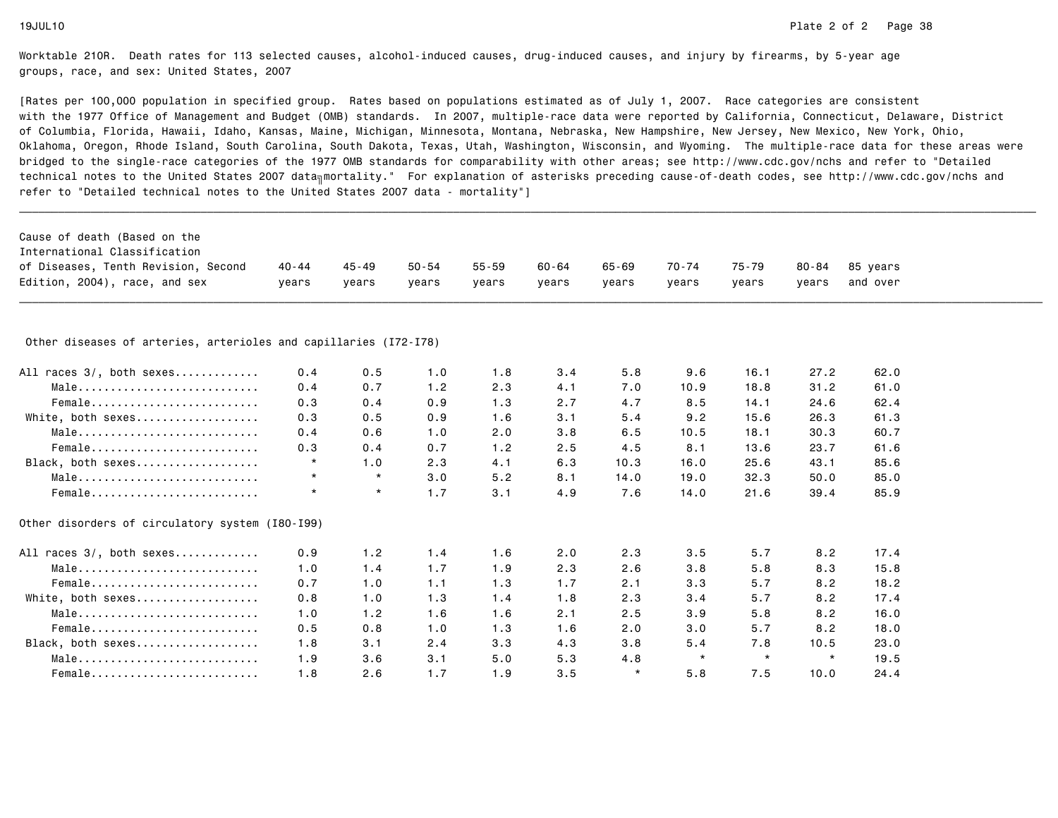Worktable 210R. Death rates for 113 selected causes, alcohol-induced causes, drug-induced causes, and injury by firearms, by 5-year age groups, race, and sex: United States, 2007

[Rates per 100,000 population in specified group. Rates based on populations estimated as of July 1, 2007. Race categories are consistent with the 1977 Office of Management and Budget (OMB) standards. In 2007, multiple-race data were reported by California, Connecticut, Delaware, District of Columbia, Florida, Hawaii, Idaho, Kansas, Maine, Michigan, Minnesota, Montana, Nebraska, New Hampshire, New Jersey, New Mexico, New York, Ohio, Oklahoma, Oregon, Rhode Island, South Carolina, South Dakota, Texas, Utah, Washington, Wisconsin, and Wyoming. The multiple-race data for these areas were bridged to the single-race categories of the 1977 OMB standards for comparability with other areas; see http://www.cdc.gov/nchs and refer to "Detailed technical notes to the United States 2007 data╗mortality." For explanation of asterisks preceding cause-of-death codes, see http://www.cdc.gov/nchs and refer to "Detailed technical notes to the United States 2007 data - mortality"]

| Cause of death (Based on the International Classification of Diseases, Tenth Revision, Second Edition, 2004), race, and sex | 40-44 years | 45-49 years | 50-54 years | 55-59 years | 60-64 years | 65-69 years | 70-74 years | 75-79 years | 80-84 years | 85 years and over |
|---|---|---|---|---|---|---|---|---|---|---|
| **Other diseases of arteries, arterioles and capillaries (I72-I78)** | | | | | | | | | | |
| All races 3/, both sexes............. | 0.4 | 0.5 | 1.0 | 1.8 | 3.4 | 5.8 | 9.6 | 16.1 | 27.2 | 62.0 |
| Male............................ | 0.4 | 0.7 | 1.2 | 2.3 | 4.1 | 7.0 | 10.9 | 18.8 | 31.2 | 61.0 |
| Female.......................... | 0.3 | 0.4 | 0.9 | 1.3 | 2.7 | 4.7 | 8.5 | 14.1 | 24.6 | 62.4 |
| White, both sexes................... | 0.3 | 0.5 | 0.9 | 1.6 | 3.1 | 5.4 | 9.2 | 15.6 | 26.3 | 61.3 |
| Male............................ | 0.4 | 0.6 | 1.0 | 2.0 | 3.8 | 6.5 | 10.5 | 18.1 | 30.3 | 60.7 |
| Female.......................... | 0.3 | 0.4 | 0.7 | 1.2 | 2.5 | 4.5 | 8.1 | 13.6 | 23.7 | 61.6 |
| Black, both sexes................... | * | 1.0 | 2.3 | 4.1 | 6.3 | 10.3 | 16.0 | 25.6 | 43.1 | 85.6 |
| Male............................ | * | * | 3.0 | 5.2 | 8.1 | 14.0 | 19.0 | 32.3 | 50.0 | 85.0 |
| Female.......................... | * | * | 1.7 | 3.1 | 4.9 | 7.6 | 14.0 | 21.6 | 39.4 | 85.9 |
| **Other disorders of circulatory system (I80-I99)** | | | | | | | | | | |
| All races 3/, both sexes............. | 0.9 | 1.2 | 1.4 | 1.6 | 2.0 | 2.3 | 3.5 | 5.7 | 8.2 | 17.4 |
| Male............................ | 1.0 | 1.4 | 1.7 | 1.9 | 2.3 | 2.6 | 3.8 | 5.8 | 8.3 | 15.8 |
| Female.......................... | 0.7 | 1.0 | 1.1 | 1.3 | 1.7 | 2.1 | 3.3 | 5.7 | 8.2 | 18.2 |
| White, both sexes................... | 0.8 | 1.0 | 1.3 | 1.4 | 1.8 | 2.3 | 3.4 | 5.7 | 8.2 | 17.4 |
| Male............................ | 1.0 | 1.2 | 1.6 | 1.6 | 2.1 | 2.5 | 3.9 | 5.8 | 8.2 | 16.0 |
| Female.......................... | 0.5 | 0.8 | 1.0 | 1.3 | 1.6 | 2.0 | 3.0 | 5.7 | 8.2 | 18.0 |
| Black, both sexes................... | 1.8 | 3.1 | 2.4 | 3.3 | 4.3 | 3.8 | 5.4 | 7.8 | 10.5 | 23.0 |
| Male............................ | 1.9 | 3.6 | 3.1 | 5.0 | 5.3 | 4.8 | * | * | * | 19.5 |
| Female.......................... | 1.8 | 2.6 | 1.7 | 1.9 | 3.5 | * | 5.8 | 7.5 | 10.0 | 24.4 |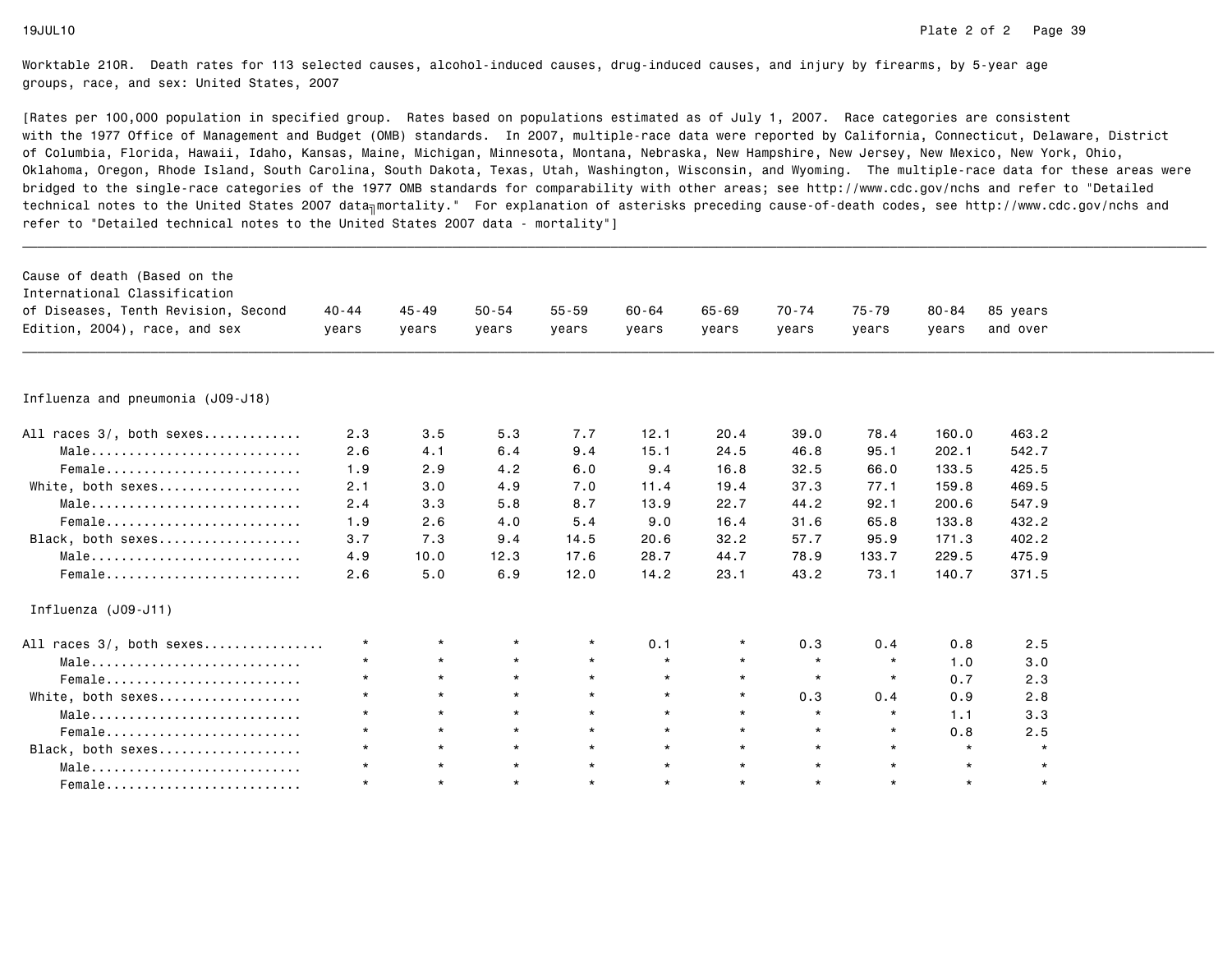Worktable 210R. Death rates for 113 selected causes, alcohol-induced causes, drug-induced causes, and injury by firearms, by 5-year age groups, race, and sex: United States, 2007

[Rates per 100,000 population in specified group. Rates based on populations estimated as of July 1, 2007. Race categories are consistent with the 1977 Office of Management and Budget (OMB) standards. In 2007, multiple-race data were reported by California, Connecticut, Delaware, District of Columbia, Florida, Hawaii, Idaho, Kansas, Maine, Michigan, Minnesota, Montana, Nebraska, New Hampshire, New Jersey, New Mexico, New York, Ohio, Oklahoma, Oregon, Rhode Island, South Carolina, South Dakota, Texas, Utah, Washington, Wisconsin, and Wyoming. The multiple-race data for these areas were bridged to the single-race categories of the 1977 OMB standards for comparability with other areas; see http://www.cdc.gov/nchs and refer to "Detailed technical notes to the United States 2007 data╗mortality." For explanation of asterisks preceding cause-of-death codes, see http://www.cdc.gov/nchs and refer to "Detailed technical notes to the United States 2007 data - mortality"]

| Cause of death (Based on the International Classification of Diseases, Tenth Revision, Second Edition, 2004), race, and sex | 40-44 years | 45-49 years | 50-54 years | 55-59 years | 60-64 years | 65-69 years | 70-74 years | 75-79 years | 80-84 years | 85 years and over |
|---|---|---|---|---|---|---|---|---|---|---|
| **Influenza and pneumonia (J09-J18)** | | | | | | | | | | |
| All races 3/, both sexes............ | 2.3 | 3.5 | 5.3 | 7.7 | 12.1 | 20.4 | 39.0 | 78.4 | 160.0 | 463.2 |
| Male............................ | 2.6 | 4.1 | 6.4 | 9.4 | 15.1 | 24.5 | 46.8 | 95.1 | 202.1 | 542.7 |
| Female.......................... | 1.9 | 2.9 | 4.2 | 6.0 | 9.4 | 16.8 | 32.5 | 66.0 | 133.5 | 425.5 |
| White, both sexes................... | 2.1 | 3.0 | 4.9 | 7.0 | 11.4 | 19.4 | 37.3 | 77.1 | 159.8 | 469.5 |
| Male............................ | 2.4 | 3.3 | 5.8 | 8.7 | 13.9 | 22.7 | 44.2 | 92.1 | 200.6 | 547.9 |
| Female.......................... | 1.9 | 2.6 | 4.0 | 5.4 | 9.0 | 16.4 | 31.6 | 65.8 | 133.8 | 432.2 |
| Black, both sexes................... | 3.7 | 7.3 | 9.4 | 14.5 | 20.6 | 32.2 | 57.7 | 95.9 | 171.3 | 402.2 |
| Male............................ | 4.9 | 10.0 | 12.3 | 17.6 | 28.7 | 44.7 | 78.9 | 133.7 | 229.5 | 475.9 |
| Female.......................... | 2.6 | 5.0 | 6.9 | 12.0 | 14.2 | 23.1 | 43.2 | 73.1 | 140.7 | 371.5 |
| **Influenza (J09-J11)** | | | | | | | | | | |
| All races 3/, both sexes................ | * | * | * | * | 0.1 | * | 0.3 | 0.4 | 0.8 | 2.5 |
| Male............................ | * | * | * | * | * | * | * | * | 1.0 | 3.0 |
| Female.......................... | * | * | * | * | * | * | * | * | 0.7 | 2.3 |
| White, both sexes................... | * | * | * | * | * | * | 0.3 | 0.4 | 0.9 | 2.8 |
| Male............................ | * | * | * | * | * | * | * | * | 1.1 | 3.3 |
| Female.......................... | * | * | * | * | * | * | * | * | 0.8 | 2.5 |
| Black, both sexes................... | * | * | * | * | * | * | * | * | * | * |
| Male............................ | * | * | * | * | * | * | * | * | * | * |
| Female.......................... | * | * | * | * | * | * | * | * | * | * |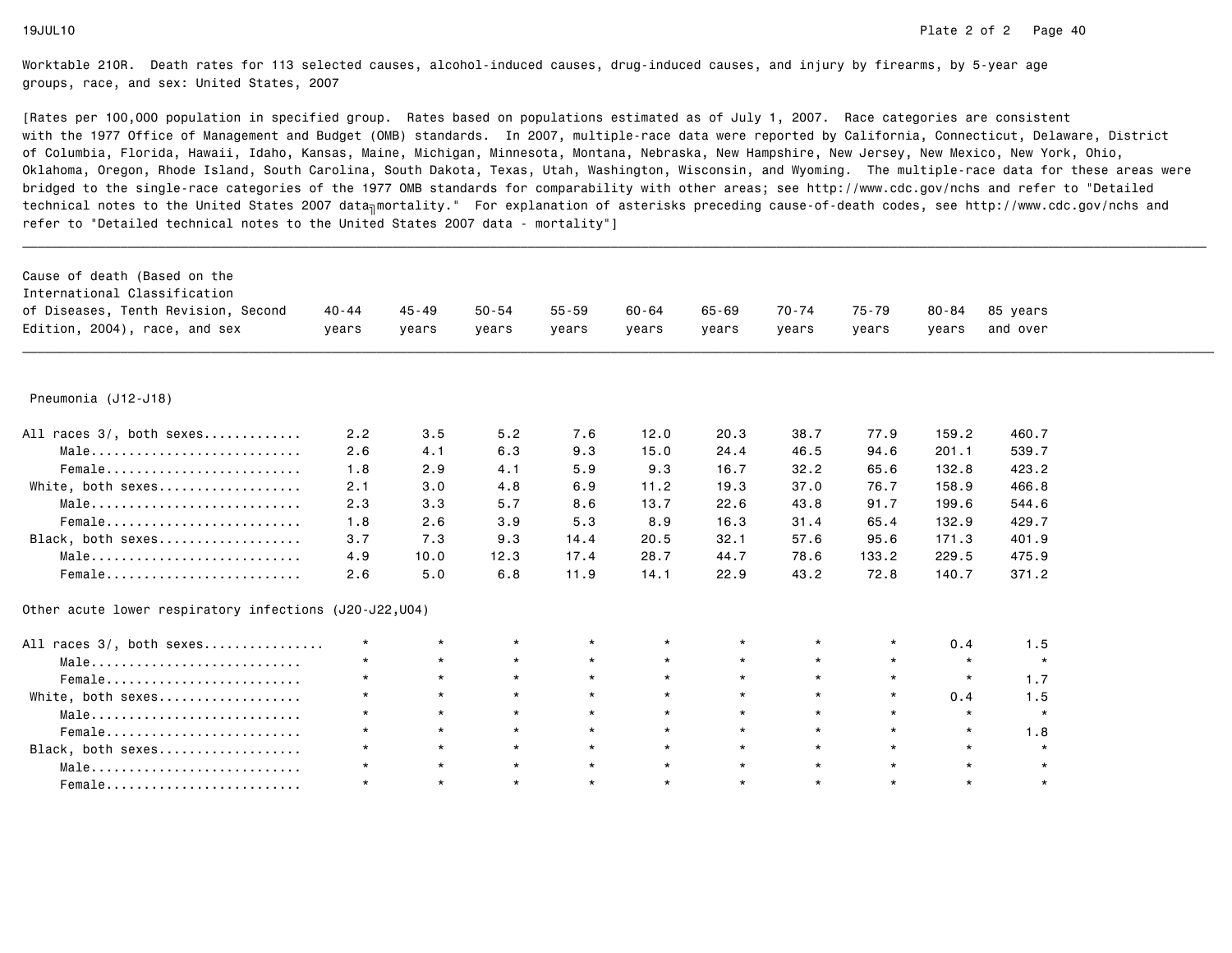Worktable 210R. Death rates for 113 selected causes, alcohol-induced causes, drug-induced causes, and injury by firearms, by 5-year age groups, race, and sex: United States, 2007

[Rates per 100,000 population in specified group. Rates based on populations estimated as of July 1, 2007. Race categories are consistent with the 1977 Office of Management and Budget (OMB) standards. In 2007, multiple-race data were reported by California, Connecticut, Delaware, District of Columbia, Florida, Hawaii, Idaho, Kansas, Maine, Michigan, Minnesota, Montana, Nebraska, New Hampshire, New Jersey, New Mexico, New York, Ohio, Oklahoma, Oregon, Rhode Island, South Carolina, South Dakota, Texas, Utah, Washington, Wisconsin, and Wyoming. The multiple-race data for these areas were bridged to the single-race categories of the 1977 OMB standards for comparability with other areas; see http://www.cdc.gov/nchs and refer to "Detailed technical notes to the United States 2007 data–mortality." For explanation of asterisks preceding cause-of-death codes, see http://www.cdc.gov/nchs and refer to "Detailed technical notes to the United States 2007 data - mortality"]

| Cause of death (Based on the International Classification of Diseases, Tenth Revision, Second Edition, 2004), race, and sex | 40-44 years | 45-49 years | 50-54 years | 55-59 years | 60-64 years | 65-69 years | 70-74 years | 75-79 years | 80-84 years | 85 years and over |
|---|---|---|---|---|---|---|---|---|---|---|
| **Pneumonia (J12-J18)** | | | | | | | | | | |
| All races 3/, both sexes | 2.2 | 3.5 | 5.2 | 7.6 | 12.0 | 20.3 | 38.7 | 77.9 | 159.2 | 460.7 |
| Male | 2.6 | 4.1 | 6.3 | 9.3 | 15.0 | 24.4 | 46.5 | 94.6 | 201.1 | 539.7 |
| Female | 1.8 | 2.9 | 4.1 | 5.9 | 9.3 | 16.7 | 32.2 | 65.6 | 132.8 | 423.2 |
| White, both sexes | 2.1 | 3.0 | 4.8 | 6.9 | 11.2 | 19.3 | 37.0 | 76.7 | 158.9 | 466.8 |
| Male | 2.3 | 3.3 | 5.7 | 8.6 | 13.7 | 22.6 | 43.8 | 91.7 | 199.6 | 544.6 |
| Female | 1.8 | 2.6 | 3.9 | 5.3 | 8.9 | 16.3 | 31.4 | 65.4 | 132.9 | 429.7 |
| Black, both sexes | 3.7 | 7.3 | 9.3 | 14.4 | 20.5 | 32.1 | 57.6 | 95.6 | 171.3 | 401.9 |
| Male | 4.9 | 10.0 | 12.3 | 17.4 | 28.7 | 44.7 | 78.6 | 133.2 | 229.5 | 475.9 |
| Female | 2.6 | 5.0 | 6.8 | 11.9 | 14.1 | 22.9 | 43.2 | 72.8 | 140.7 | 371.2 |
| **Other acute lower respiratory infections (J20-J22,U04)** | | | | | | | | | | |
| All races 3/, both sexes | * | * | * | * | * | * | * | * | 0.4 | 1.5 |
| Male | * | * | * | * | * | * | * | * | * | * |
| Female | * | * | * | * | * | * | * | * | * | 1.7 |
| White, both sexes | * | * | * | * | * | * | * | * | 0.4 | 1.5 |
| Male | * | * | * | * | * | * | * | * | * | * |
| Female | * | * | * | * | * | * | * | * | * | 1.8 |
| Black, both sexes | * | * | * | * | * | * | * | * | * | * |
| Male | * | * | * | * | * | * | * | * | * | * |
| Female | * | * | * | * | * | * | * | * | * | * |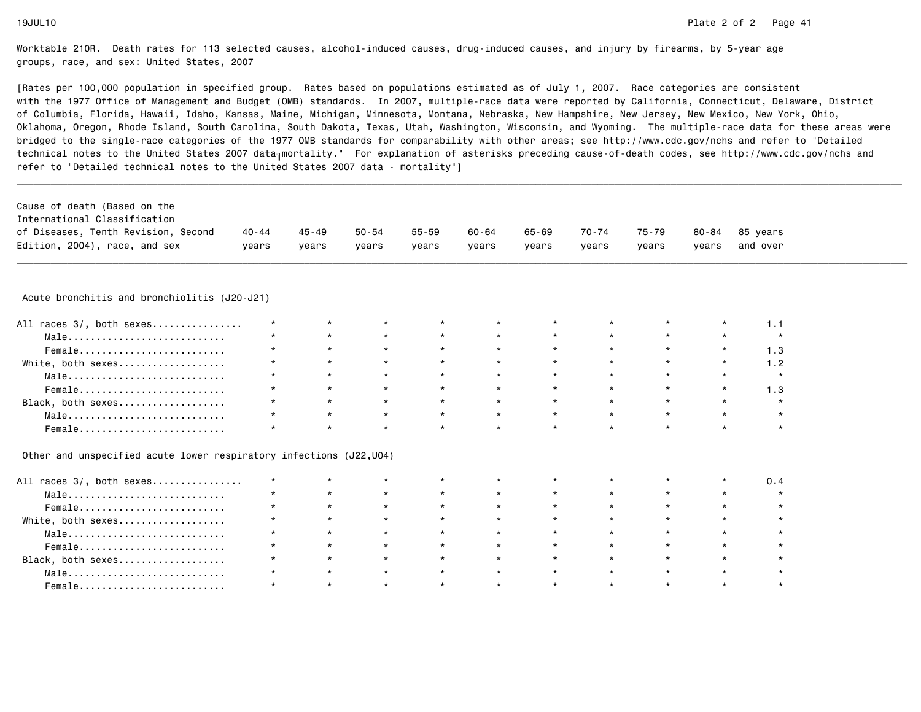Worktable 210R. Death rates for 113 selected causes, alcohol-induced causes, drug-induced causes, and injury by firearms, by 5-year age groups, race, and sex: United States, 2007

[Rates per 100,000 population in specified group. Rates based on populations estimated as of July 1, 2007. Race categories are consistent with the 1977 Office of Management and Budget (OMB) standards. In 2007, multiple-race data were reported by California, Connecticut, Delaware, District of Columbia, Florida, Hawaii, Idaho, Kansas, Maine, Michigan, Minnesota, Montana, Nebraska, New Hampshire, New Jersey, New Mexico, New York, Ohio, Oklahoma, Oregon, Rhode Island, South Carolina, South Dakota, Texas, Utah, Washington, Wisconsin, and Wyoming. The multiple-race data for these areas were bridged to the single-race categories of the 1977 OMB standards for comparability with other areas; see http://www.cdc.gov/nchs and refer to "Detailed technical notes to the United States 2007 data - mortality." For explanation of asterisks preceding cause-of-death codes, see http://www.cdc.gov/nchs and refer to "Detailed technical notes to the United States 2007 data - mortality"]

| Cause of death (Based on the International Classification of Diseases, Tenth Revision, Second Edition, 2004), race, and sex | 40-44 years | 45-49 years | 50-54 years | 55-59 years | 60-64 years | 65-69 years | 70-74 years | 75-79 years | 80-84 years | 85 years and over |
|---|---|---|---|---|---|---|---|---|---|---|
| **Acute bronchitis and bronchiolitis (J20-J21)** | | | | | | | | | | |
| All races 3/, both sexes | * | * | * | * | * | * | * | * | * | 1.1 |
| Male | * | * | * | * | * | * | * | * | * | * |
| Female | * | * | * | * | * | * | * | * | * | 1.3 |
| White, both sexes | * | * | * | * | * | * | * | * | * | 1.2 |
| Male | * | * | * | * | * | * | * | * | * | * |
| Female | * | * | * | * | * | * | * | * | * | 1.3 |
| Black, both sexes | * | * | * | * | * | * | * | * | * | * |
| Male | * | * | * | * | * | * | * | * | * | * |
| Female | * | * | * | * | * | * | * | * | * | * |
| **Other and unspecified acute lower respiratory infections (J22,U04)** | | | | | | | | | | |
| All races 3/, both sexes | * | * | * | * | * | * | * | * | * | 0.4 |
| Male | * | * | * | * | * | * | * | * | * | * |
| Female | * | * | * | * | * | * | * | * | * | * |
| White, both sexes | * | * | * | * | * | * | * | * | * | * |
| Male | * | * | * | * | * | * | * | * | * | * |
| Female | * | * | * | * | * | * | * | * | * | * |
| Black, both sexes | * | * | * | * | * | * | * | * | * | * |
| Male | * | * | * | * | * | * | * | * | * | * |
| Female | * | * | * | * | * | * | * | * | * | * |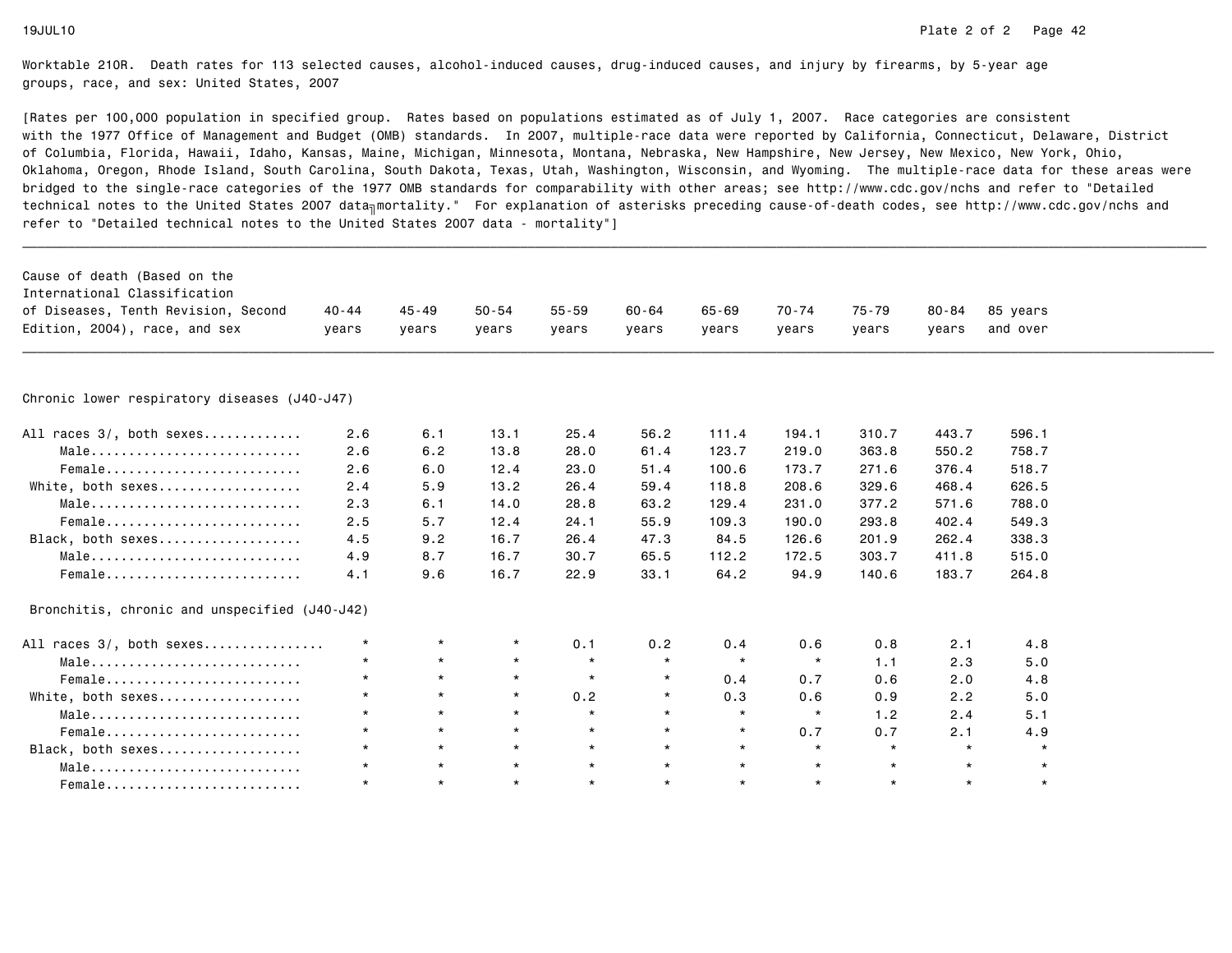Worktable 210R. Death rates for 113 selected causes, alcohol-induced causes, drug-induced causes, and injury by firearms, by 5-year age groups, race, and sex: United States, 2007

[Rates per 100,000 population in specified group. Rates based on populations estimated as of July 1, 2007. Race categories are consistent with the 1977 Office of Management and Budget (OMB) standards. In 2007, multiple-race data were reported by California, Connecticut, Delaware, District of Columbia, Florida, Hawaii, Idaho, Kansas, Maine, Michigan, Minnesota, Montana, Nebraska, New Hampshire, New Jersey, New Mexico, New York, Ohio, Oklahoma, Oregon, Rhode Island, South Carolina, South Dakota, Texas, Utah, Washington, Wisconsin, and Wyoming. The multiple-race data for these areas were bridged to the single-race categories of the 1977 OMB standards for comparability with other areas; see http://www.cdc.gov/nchs and refer to "Detailed technical notes to the United States 2007 data mortality." For explanation of asterisks preceding cause-of-death codes, see http://www.cdc.gov/nchs and refer to "Detailed technical notes to the United States 2007 data - mortality"]

| Cause of death (Based on the International Classification of Diseases, Tenth Revision, Second Edition, 2004), race, and sex | 40-44 years | 45-49 years | 50-54 years | 55-59 years | 60-64 years | 65-69 years | 70-74 years | 75-79 years | 80-84 years | 85 years and over |
|---|---|---|---|---|---|---|---|---|---|---|
| **Chronic lower respiratory diseases (J40-J47)** | | | | | | | | | | |
| All races 3/, both sexes | 2.6 | 6.1 | 13.1 | 25.4 | 56.2 | 111.4 | 194.1 | 310.7 | 443.7 | 596.1 |
| Male | 2.6 | 6.2 | 13.8 | 28.0 | 61.4 | 123.7 | 219.0 | 363.8 | 550.2 | 758.7 |
| Female | 2.6 | 6.0 | 12.4 | 23.0 | 51.4 | 100.6 | 173.7 | 271.6 | 376.4 | 518.7 |
| White, both sexes | 2.4 | 5.9 | 13.2 | 26.4 | 59.4 | 118.8 | 208.6 | 329.6 | 468.4 | 626.5 |
| Male | 2.3 | 6.1 | 14.0 | 28.8 | 63.2 | 129.4 | 231.0 | 377.2 | 571.6 | 788.0 |
| Female | 2.5 | 5.7 | 12.4 | 24.1 | 55.9 | 109.3 | 190.0 | 293.8 | 402.4 | 549.3 |
| Black, both sexes | 4.5 | 9.2 | 16.7 | 26.4 | 47.3 | 84.5 | 126.6 | 201.9 | 262.4 | 338.3 |
| Male | 4.9 | 8.7 | 16.7 | 30.7 | 65.5 | 112.2 | 172.5 | 303.7 | 411.8 | 515.0 |
| Female | 4.1 | 9.6 | 16.7 | 22.9 | 33.1 | 64.2 | 94.9 | 140.6 | 183.7 | 264.8 |
| **Bronchitis, chronic and unspecified (J40-J42)** | | | | | | | | | | |
| All races 3/, both sexes | * | * | * | 0.1 | 0.2 | 0.4 | 0.6 | 0.8 | 2.1 | 4.8 |
| Male | * | * | * | * | * | * | * | 1.1 | 2.3 | 5.0 |
| Female | * | * | * | * | * | 0.4 | 0.7 | 0.6 | 2.0 | 4.8 |
| White, both sexes | * | * | * | 0.2 | * | 0.3 | 0.6 | 0.9 | 2.2 | 5.0 |
| Male | * | * | * | * | * | * | * | 1.2 | 2.4 | 5.1 |
| Female | * | * | * | * | * | * | 0.7 | 0.7 | 2.1 | 4.9 |
| Black, both sexes | * | * | * | * | * | * | * | * | * | * |
| Male | * | * | * | * | * | * | * | * | * | * |
| Female | * | * | * | * | * | * | * | * | * | * |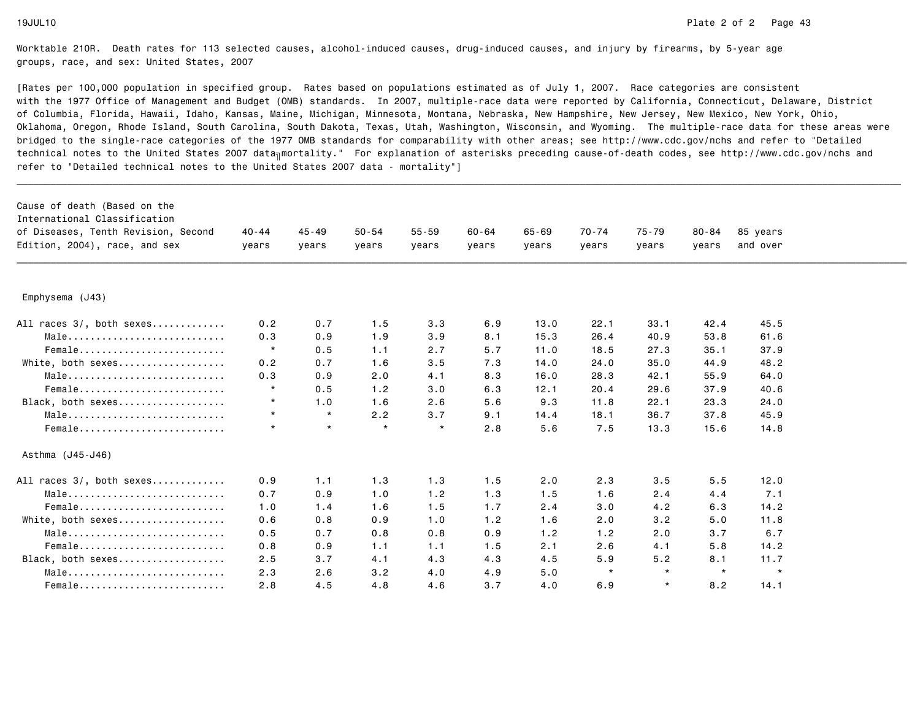Worktable 210R. Death rates for 113 selected causes, alcohol-induced causes, drug-induced causes, and injury by firearms, by 5-year age groups, race, and sex: United States, 2007

[Rates per 100,000 population in specified group. Rates based on populations estimated as of July 1, 2007. Race categories are consistent with the 1977 Office of Management and Budget (OMB) standards. In 2007, multiple-race data were reported by California, Connecticut, Delaware, District of Columbia, Florida, Hawaii, Idaho, Kansas, Maine, Michigan, Minnesota, Montana, Nebraska, New Hampshire, New Jersey, New Mexico, New York, Ohio, Oklahoma, Oregon, Rhode Island, South Carolina, South Dakota, Texas, Utah, Washington, Wisconsin, and Wyoming. The multiple-race data for these areas were bridged to the single-race categories of the 1977 OMB standards for comparability with other areas; see http://www.cdc.gov/nchs and refer to "Detailed technical notes to the United States 2007 data╖mortality." For explanation of asterisks preceding cause-of-death codes, see http://www.cdc.gov/nchs and refer to "Detailed technical notes to the United States 2007 data - mortality"]

| Cause of death (Based on the International Classification of Diseases, Tenth Revision, Second Edition, 2004), race, and sex | 40-44 years | 45-49 years | 50-54 years | 55-59 years | 60-64 years | 65-69 years | 70-74 years | 75-79 years | 80-84 years | 85 years and over |
|---|---|---|---|---|---|---|---|---|---|---|
| **Emphysema (J43)** | | | | | | | | | | |
| All races 3/, both sexes............ | 0.2 | 0.7 | 1.5 | 3.3 | 6.9 | 13.0 | 22.1 | 33.1 | 42.4 | 45.5 |
| Male............................ | 0.3 | 0.9 | 1.9 | 3.9 | 8.1 | 15.3 | 26.4 | 40.9 | 53.8 | 61.6 |
| Female.......................... | * | 0.5 | 1.1 | 2.7 | 5.7 | 11.0 | 18.5 | 27.3 | 35.1 | 37.9 |
| White, both sexes.................. | 0.2 | 0.7 | 1.6 | 3.5 | 7.3 | 14.0 | 24.0 | 35.0 | 44.9 | 48.2 |
| Male............................ | 0.3 | 0.9 | 2.0 | 4.1 | 8.3 | 16.0 | 28.3 | 42.1 | 55.9 | 64.0 |
| Female.......................... | * | 0.5 | 1.2 | 3.0 | 6.3 | 12.1 | 20.4 | 29.6 | 37.9 | 40.6 |
| Black, both sexes.................. | * | 1.0 | 1.6 | 2.6 | 5.6 | 9.3 | 11.8 | 22.1 | 23.3 | 24.0 |
| Male............................ | * | * | 2.2 | 3.7 | 9.1 | 14.4 | 18.1 | 36.7 | 37.8 | 45.9 |
| Female.......................... | * | * | * | * | 2.8 | 5.6 | 7.5 | 13.3 | 15.6 | 14.8 |
| **Asthma (J45-J46)** | | | | | | | | | | |
| All races 3/, both sexes............ | 0.9 | 1.1 | 1.3 | 1.3 | 1.5 | 2.0 | 2.3 | 3.5 | 5.5 | 12.0 |
| Male............................ | 0.7 | 0.9 | 1.0 | 1.2 | 1.3 | 1.5 | 1.6 | 2.4 | 4.4 | 7.1 |
| Female.......................... | 1.0 | 1.4 | 1.6 | 1.5 | 1.7 | 2.4 | 3.0 | 4.2 | 6.3 | 14.2 |
| White, both sexes.................. | 0.6 | 0.8 | 0.9 | 1.0 | 1.2 | 1.6 | 2.0 | 3.2 | 5.0 | 11.8 |
| Male............................ | 0.5 | 0.7 | 0.8 | 0.8 | 0.9 | 1.2 | 1.2 | 2.0 | 3.7 | 6.7 |
| Female.......................... | 0.8 | 0.9 | 1.1 | 1.1 | 1.5 | 2.1 | 2.6 | 4.1 | 5.8 | 14.2 |
| Black, both sexes.................. | 2.5 | 3.7 | 4.1 | 4.3 | 4.3 | 4.5 | 5.9 | 5.2 | 8.1 | 11.7 |
| Male............................ | 2.3 | 2.6 | 3.2 | 4.0 | 4.9 | 5.0 | * | * | * | * |
| Female.......................... | 2.8 | 4.5 | 4.8 | 4.6 | 3.7 | 4.0 | 6.9 | * | 8.2 | 14.1 |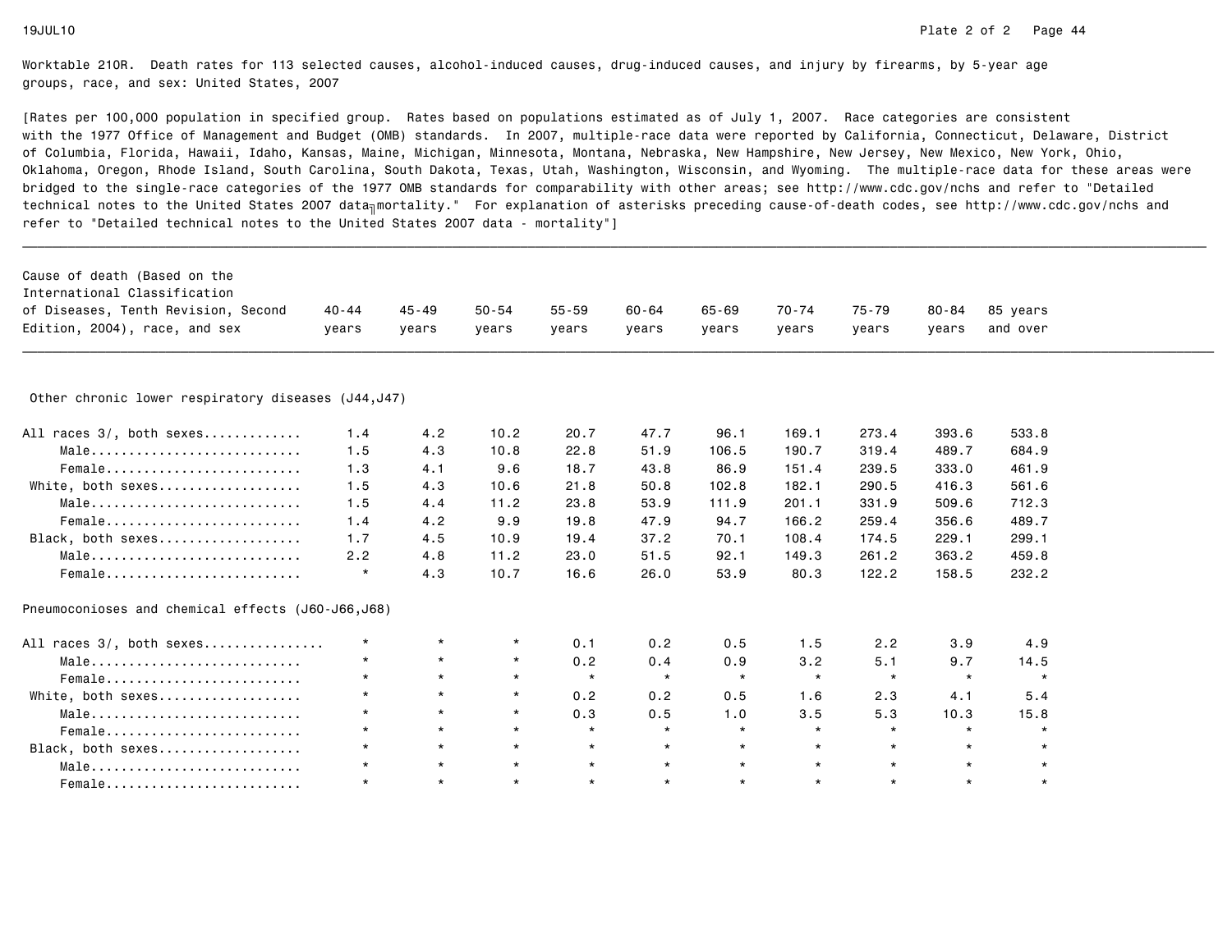Worktable 210R. Death rates for 113 selected causes, alcohol-induced causes, drug-induced causes, and injury by firearms, by 5-year age groups, race, and sex: United States, 2007

[Rates per 100,000 population in specified group. Rates based on populations estimated as of July 1, 2007. Race categories are consistent with the 1977 Office of Management and Budget (OMB) standards. In 2007, multiple-race data were reported by California, Connecticut, Delaware, District of Columbia, Florida, Hawaii, Idaho, Kansas, Maine, Michigan, Minnesota, Montana, Nebraska, New Hampshire, New Jersey, New Mexico, New York, Ohio, Oklahoma, Oregon, Rhode Island, South Carolina, South Dakota, Texas, Utah, Washington, Wisconsin, and Wyoming. The multiple-race data for these areas were bridged to the single-race categories of the 1977 OMB standards for comparability with other areas; see http://www.cdc.gov/nchs and refer to "Detailed technical notes to the United States 2007 data‑mortality." For explanation of asterisks preceding cause-of-death codes, see http://www.cdc.gov/nchs and refer to "Detailed technical notes to the United States 2007 data - mortality"]

| Cause of death (Based on the International Classification of Diseases, Tenth Revision, Second Edition, 2004), race, and sex | 40-44 years | 45-49 years | 50-54 years | 55-59 years | 60-64 years | 65-69 years | 70-74 years | 75-79 years | 80-84 years | 85 years and over |
|---|---|---|---|---|---|---|---|---|---|---|
| **Other chronic lower respiratory diseases (J44,J47)** | | | | | | | | | | |
| All races 3/, both sexes | 1.4 | 4.2 | 10.2 | 20.7 | 47.7 | 96.1 | 169.1 | 273.4 | 393.6 | 533.8 |
| Male | 1.5 | 4.3 | 10.8 | 22.8 | 51.9 | 106.5 | 190.7 | 319.4 | 489.7 | 684.9 |
| Female | 1.3 | 4.1 | 9.6 | 18.7 | 43.8 | 86.9 | 151.4 | 239.5 | 333.0 | 461.9 |
| White, both sexes | 1.5 | 4.3 | 10.6 | 21.8 | 50.8 | 102.8 | 182.1 | 290.5 | 416.3 | 561.6 |
| Male | 1.5 | 4.4 | 11.2 | 23.8 | 53.9 | 111.9 | 201.1 | 331.9 | 509.6 | 712.3 |
| Female | 1.4 | 4.2 | 9.9 | 19.8 | 47.9 | 94.7 | 166.2 | 259.4 | 356.6 | 489.7 |
| Black, both sexes | 1.7 | 4.5 | 10.9 | 19.4 | 37.2 | 70.1 | 108.4 | 174.5 | 229.1 | 299.1 |
| Male | 2.2 | 4.8 | 11.2 | 23.0 | 51.5 | 92.1 | 149.3 | 261.2 | 363.2 | 459.8 |
| Female | * | 4.3 | 10.7 | 16.6 | 26.0 | 53.9 | 80.3 | 122.2 | 158.5 | 232.2 |
| **Pneumoconioses and chemical effects (J60-J66,J68)** | | | | | | | | | | |
| All races 3/, both sexes | * | * | * | 0.1 | 0.2 | 0.5 | 1.5 | 2.2 | 3.9 | 4.9 |
| Male | * | * | * | 0.2 | 0.4 | 0.9 | 3.2 | 5.1 | 9.7 | 14.5 |
| Female | * | * | * | * | * | * | * | * | * | * |
| White, both sexes | * | * | * | 0.2 | 0.2 | 0.5 | 1.6 | 2.3 | 4.1 | 5.4 |
| Male | * | * | * | 0.3 | 0.5 | 1.0 | 3.5 | 5.3 | 10.3 | 15.8 |
| Female | * | * | * | * | * | * | * | * | * | * |
| Black, both sexes | * | * | * | * | * | * | * | * | * | * |
| Male | * | * | * | * | * | * | * | * | * | * |
| Female | * | * | * | * | * | * | * | * | * | * |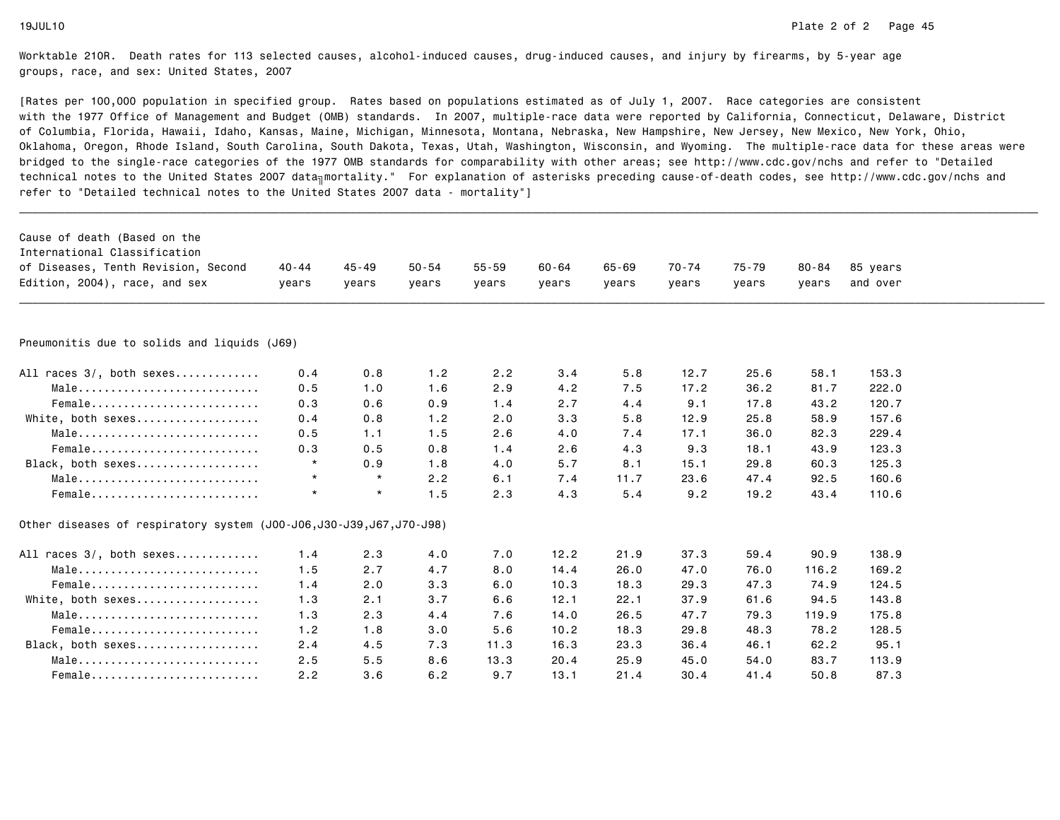Worktable 210R. Death rates for 113 selected causes, alcohol-induced causes, drug-induced causes, and injury by firearms, by 5-year age groups, race, and sex: United States, 2007

[Rates per 100,000 population in specified group. Rates based on populations estimated as of July 1, 2007. Race categories are consistent with the 1977 Office of Management and Budget (OMB) standards. In 2007, multiple-race data were reported by California, Connecticut, Delaware, District of Columbia, Florida, Hawaii, Idaho, Kansas, Maine, Michigan, Minnesota, Montana, Nebraska, New Hampshire, New Jersey, New Mexico, New York, Ohio, Oklahoma, Oregon, Rhode Island, South Carolina, South Dakota, Texas, Utah, Washington, Wisconsin, and Wyoming. The multiple-race data for these areas were bridged to the single-race categories of the 1977 OMB standards for comparability with other areas; see http://www.cdc.gov/nchs and refer to "Detailed technical notes to the United States 2007 data mortality." For explanation of asterisks preceding cause-of-death codes, see http://www.cdc.gov/nchs and refer to "Detailed technical notes to the United States 2007 data - mortality"]

| Cause of death (Based on the International Classification of Diseases, Tenth Revision, Second Edition, 2004), race, and sex | 40-44 years | 45-49 years | 50-54 years | 55-59 years | 60-64 years | 65-69 years | 70-74 years | 75-79 years | 80-84 years | 85 years and over |
|---|---|---|---|---|---|---|---|---|---|---|
| **Pneumonitis due to solids and liquids (J69)** | | | | | | | | | | |
| All races 3/, both sexes............ | 0.4 | 0.8 | 1.2 | 2.2 | 3.4 | 5.8 | 12.7 | 25.6 | 58.1 | 153.3 |
| Male........................... | 0.5 | 1.0 | 1.6 | 2.9 | 4.2 | 7.5 | 17.2 | 36.2 | 81.7 | 222.0 |
| Female......................... | 0.3 | 0.6 | 0.9 | 1.4 | 2.7 | 4.4 | 9.1 | 17.8 | 43.2 | 120.7 |
| White, both sexes.................. | 0.4 | 0.8 | 1.2 | 2.0 | 3.3 | 5.8 | 12.9 | 25.8 | 58.9 | 157.6 |
| Male........................... | 0.5 | 1.1 | 1.5 | 2.6 | 4.0 | 7.4 | 17.1 | 36.0 | 82.3 | 229.4 |
| Female......................... | 0.3 | 0.5 | 0.8 | 1.4 | 2.6 | 4.3 | 9.3 | 18.1 | 43.9 | 123.3 |
| Black, both sexes.................. | * | 0.9 | 1.8 | 4.0 | 5.7 | 8.1 | 15.1 | 29.8 | 60.3 | 125.3 |
| Male........................... | * | * | 2.2 | 6.1 | 7.4 | 11.7 | 23.6 | 47.4 | 92.5 | 160.6 |
| Female......................... | * | * | 1.5 | 2.3 | 4.3 | 5.4 | 9.2 | 19.2 | 43.4 | 110.6 |
| **Other diseases of respiratory system (J00-J06,J30-J39,J67,J70-J98)** | | | | | | | | | | |
| All races 3/, both sexes............ | 1.4 | 2.3 | 4.0 | 7.0 | 12.2 | 21.9 | 37.3 | 59.4 | 90.9 | 138.9 |
| Male........................... | 1.5 | 2.7 | 4.7 | 8.0 | 14.4 | 26.0 | 47.0 | 76.0 | 116.2 | 169.2 |
| Female......................... | 1.4 | 2.0 | 3.3 | 6.0 | 10.3 | 18.3 | 29.3 | 47.3 | 74.9 | 124.5 |
| White, both sexes.................. | 1.3 | 2.1 | 3.7 | 6.6 | 12.1 | 22.1 | 37.9 | 61.6 | 94.5 | 143.8 |
| Male........................... | 1.3 | 2.3 | 4.4 | 7.6 | 14.0 | 26.5 | 47.7 | 79.3 | 119.9 | 175.8 |
| Female......................... | 1.2 | 1.8 | 3.0 | 5.6 | 10.2 | 18.3 | 29.8 | 48.3 | 78.2 | 128.5 |
| Black, both sexes.................. | 2.4 | 4.5 | 7.3 | 11.3 | 16.3 | 23.3 | 36.4 | 46.1 | 62.2 | 95.1 |
| Male........................... | 2.5 | 5.5 | 8.6 | 13.3 | 20.4 | 25.9 | 45.0 | 54.0 | 83.7 | 113.9 |
| Female......................... | 2.2 | 3.6 | 6.2 | 9.7 | 13.1 | 21.4 | 30.4 | 41.4 | 50.8 | 87.3 |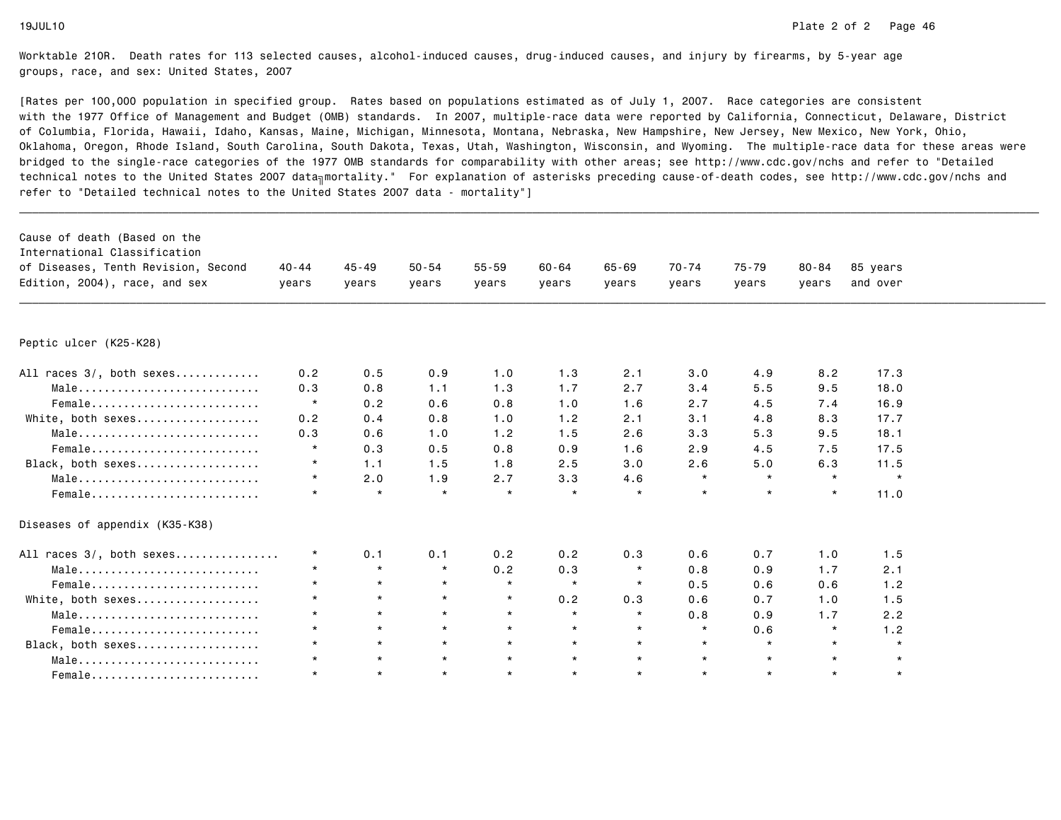Worktable 210R. Death rates for 113 selected causes, alcohol-induced causes, drug-induced causes, and injury by firearms, by 5-year age groups, race, and sex: United States, 2007

[Rates per 100,000 population in specified group. Rates based on populations estimated as of July 1, 2007. Race categories are consistent with the 1977 Office of Management and Budget (OMB) standards. In 2007, multiple-race data were reported by California, Connecticut, Delaware, District of Columbia, Florida, Hawaii, Idaho, Kansas, Maine, Michigan, Minnesota, Montana, Nebraska, New Hampshire, New Jersey, New Mexico, New York, Ohio, Oklahoma, Oregon, Rhode Island, South Carolina, South Dakota, Texas, Utah, Washington, Wisconsin, and Wyoming. The multiple-race data for these areas were bridged to the single-race categories of the 1977 OMB standards for comparability with other areas; see http://www.cdc.gov/nchs and refer to "Detailed technical notes to the United States 2007 data–mortality." For explanation of asterisks preceding cause-of-death codes, see http://www.cdc.gov/nchs and refer to "Detailed technical notes to the United States 2007 data - mortality"]

| Cause of death (Based on the International Classification of Diseases, Tenth Revision, Second Edition, 2004), race, and sex | 40-44 years | 45-49 years | 50-54 years | 55-59 years | 60-64 years | 65-69 years | 70-74 years | 75-79 years | 80-84 years | 85 years and over |
|---|---|---|---|---|---|---|---|---|---|---|
| **Peptic ulcer (K25-K28)** | | | | | | | | | | |
| All races 3/, both sexes | 0.2 | 0.5 | 0.9 | 1.0 | 1.3 | 2.1 | 3.0 | 4.9 | 8.2 | 17.3 |
| Male | 0.3 | 0.8 | 1.1 | 1.3 | 1.7 | 2.7 | 3.4 | 5.5 | 9.5 | 18.0 |
| Female | * | 0.2 | 0.6 | 0.8 | 1.0 | 1.6 | 2.7 | 4.5 | 7.4 | 16.9 |
| White, both sexes | 0.2 | 0.4 | 0.8 | 1.0 | 1.2 | 2.1 | 3.1 | 4.8 | 8.3 | 17.7 |
| Male | 0.3 | 0.6 | 1.0 | 1.2 | 1.5 | 2.6 | 3.3 | 5.3 | 9.5 | 18.1 |
| Female | * | 0.3 | 0.5 | 0.8 | 0.9 | 1.6 | 2.9 | 4.5 | 7.5 | 17.5 |
| Black, both sexes | * | 1.1 | 1.5 | 1.8 | 2.5 | 3.0 | 2.6 | 5.0 | 6.3 | 11.5 |
| Male | * | 2.0 | 1.9 | 2.7 | 3.3 | 4.6 | * | * | * | * |
| Female | * | * | * | * | * | * | * | * | * | 11.0 |
| **Diseases of appendix (K35-K38)** | | | | | | | | | | |
| All races 3/, both sexes | * | 0.1 | 0.1 | 0.2 | 0.2 | 0.3 | 0.6 | 0.7 | 1.0 | 1.5 |
| Male | * | * | * | 0.2 | 0.3 | * | 0.8 | 0.9 | 1.7 | 2.1 |
| Female | * | * | * | * | * | * | 0.5 | 0.6 | 0.6 | 1.2 |
| White, both sexes | * | * | * | * | 0.2 | 0.3 | 0.6 | 0.7 | 1.0 | 1.5 |
| Male | * | * | * | * | * | * | 0.8 | 0.9 | 1.7 | 2.2 |
| Female | * | * | * | * | * | * | * | 0.6 | * | 1.2 |
| Black, both sexes | * | * | * | * | * | * | * | * | * | * |
| Male | * | * | * | * | * | * | * | * | * | * |
| Female | * | * | * | * | * | * | * | * | * | * |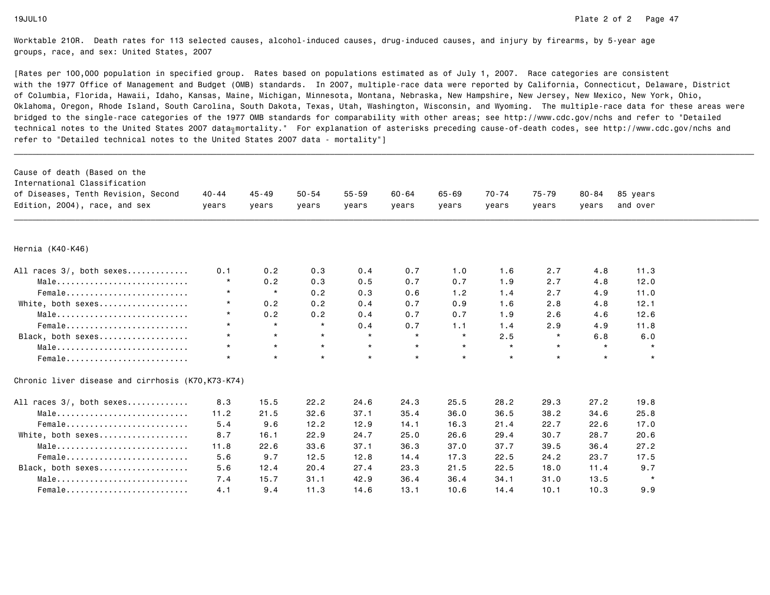Worktable 210R. Death rates for 113 selected causes, alcohol-induced causes, drug-induced causes, and injury by firearms, by 5-year age groups, race, and sex: United States, 2007

[Rates per 100,000 population in specified group. Rates based on populations estimated as of July 1, 2007. Race categories are consistent with the 1977 Office of Management and Budget (OMB) standards. In 2007, multiple-race data were reported by California, Connecticut, Delaware, District of Columbia, Florida, Hawaii, Idaho, Kansas, Maine, Michigan, Minnesota, Montana, Nebraska, New Hampshire, New Jersey, New Mexico, New York, Ohio, Oklahoma, Oregon, Rhode Island, South Carolina, South Dakota, Texas, Utah, Washington, Wisconsin, and Wyoming. The multiple-race data for these areas were bridged to the single-race categories of the 1977 OMB standards for comparability with other areas; see http://www.cdc.gov/nchs and refer to "Detailed technical notes to the United States 2007 data–mortality." For explanation of asterisks preceding cause-of-death codes, see http://www.cdc.gov/nchs and refer to "Detailed technical notes to the United States 2007 data - mortality"]

| Cause of death (Based on the International Classification of Diseases, Tenth Revision, Second Edition, 2004), race, and sex | 40-44 years | 45-49 years | 50-54 years | 55-59 years | 60-64 years | 65-69 years | 70-74 years | 75-79 years | 80-84 years | 85 years and over |
|---|---|---|---|---|---|---|---|---|---|---|
| **Hernia (K40-K46)** | | | | | | | | | | |
| All races 3/, both sexes | 0.1 | 0.2 | 0.3 | 0.4 | 0.7 | 1.0 | 1.6 | 2.7 | 4.8 | 11.3 |
| Male | * | 0.2 | 0.3 | 0.5 | 0.7 | 0.7 | 1.9 | 2.7 | 4.8 | 12.0 |
| Female | * | * | 0.2 | 0.3 | 0.6 | 1.2 | 1.4 | 2.7 | 4.9 | 11.0 |
| White, both sexes | * | 0.2 | 0.2 | 0.4 | 0.7 | 0.9 | 1.6 | 2.8 | 4.8 | 12.1 |
| Male | * | 0.2 | 0.2 | 0.4 | 0.7 | 0.7 | 1.9 | 2.6 | 4.6 | 12.6 |
| Female | * | * | * | 0.4 | 0.7 | 1.1 | 1.4 | 2.9 | 4.9 | 11.8 |
| Black, both sexes | * | * | * | * | * | * | 2.5 | * | 6.8 | 6.0 |
| Male | * | * | * | * | * | * | * | * | * | * |
| Female | * | * | * | * | * | * | * | * | * | * |
| **Chronic liver disease and cirrhosis (K70,K73-K74)** | | | | | | | | | | |
| All races 3/, both sexes | 8.3 | 15.5 | 22.2 | 24.6 | 24.3 | 25.5 | 28.2 | 29.3 | 27.2 | 19.8 |
| Male | 11.2 | 21.5 | 32.6 | 37.1 | 35.4 | 36.0 | 36.5 | 38.2 | 34.6 | 25.8 |
| Female | 5.4 | 9.6 | 12.2 | 12.9 | 14.1 | 16.3 | 21.4 | 22.7 | 22.6 | 17.0 |
| White, both sexes | 8.7 | 16.1 | 22.9 | 24.7 | 25.0 | 26.6 | 29.4 | 30.7 | 28.7 | 20.6 |
| Male | 11.8 | 22.6 | 33.6 | 37.1 | 36.3 | 37.0 | 37.7 | 39.5 | 36.4 | 27.2 |
| Female | 5.6 | 9.7 | 12.5 | 12.8 | 14.4 | 17.3 | 22.5 | 24.2 | 23.7 | 17.5 |
| Black, both sexes | 5.6 | 12.4 | 20.4 | 27.4 | 23.3 | 21.5 | 22.5 | 18.0 | 11.4 | 9.7 |
| Male | 7.4 | 15.7 | 31.1 | 42.9 | 36.4 | 36.4 | 34.1 | 31.0 | 13.5 | * |
| Female | 4.1 | 9.4 | 11.3 | 14.6 | 13.1 | 10.6 | 14.4 | 10.1 | 10.3 | 9.9 |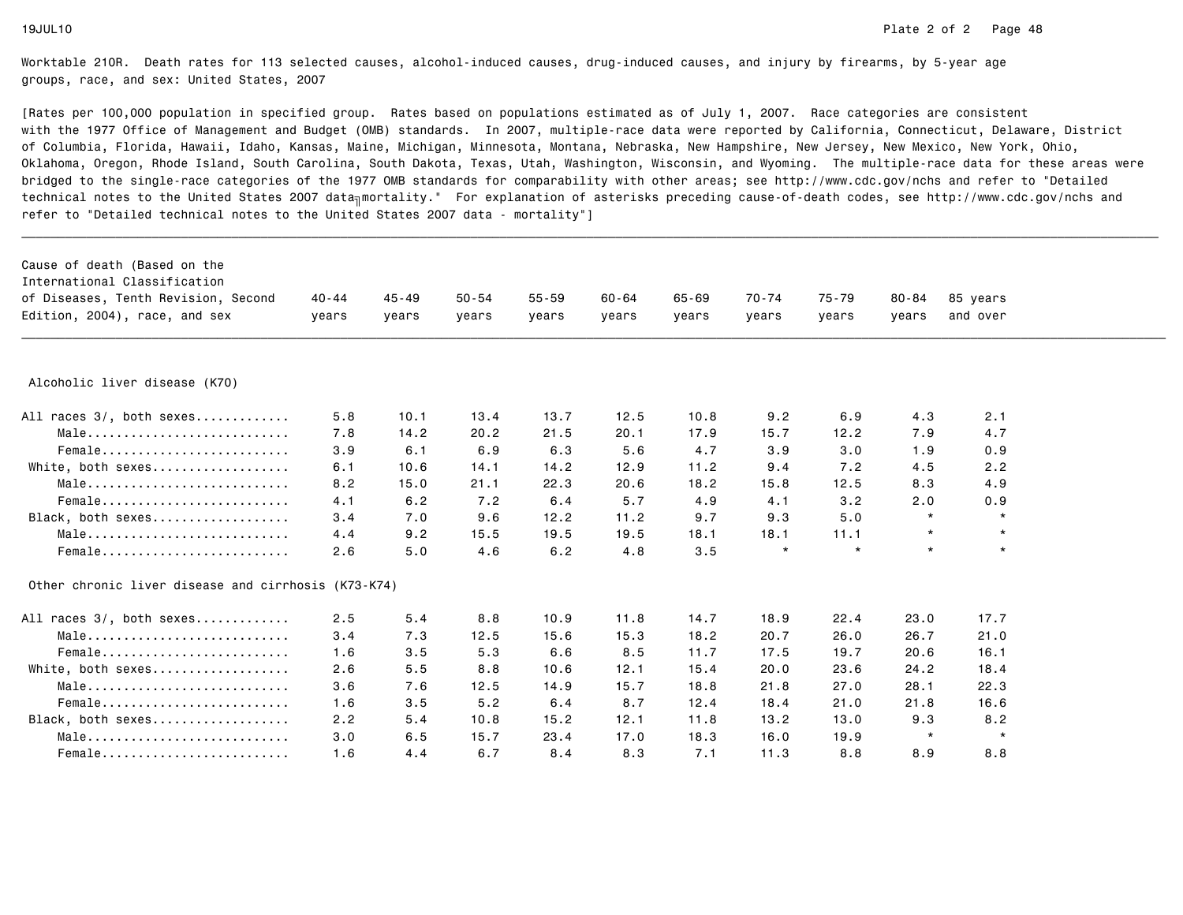Worktable 210R. Death rates for 113 selected causes, alcohol-induced causes, drug-induced causes, and injury by firearms, by 5-year age groups, race, and sex: United States, 2007

[Rates per 100,000 population in specified group. Rates based on populations estimated as of July 1, 2007. Race categories are consistent with the 1977 Office of Management and Budget (OMB) standards. In 2007, multiple-race data were reported by California, Connecticut, Delaware, District of Columbia, Florida, Hawaii, Idaho, Kansas, Maine, Michigan, Minnesota, Montana, Nebraska, New Hampshire, New Jersey, New Mexico, New York, Ohio, Oklahoma, Oregon, Rhode Island, South Carolina, South Dakota, Texas, Utah, Washington, Wisconsin, and Wyoming. The multiple-race data for these areas were bridged to the single-race categories of the 1977 OMB standards for comparability with other areas; see http://www.cdc.gov/nchs and refer to "Detailed technical notes to the United States 2007 data mortality." For explanation of asterisks preceding cause-of-death codes, see http://www.cdc.gov/nchs and refer to "Detailed technical notes to the United States 2007 data - mortality"]

| Cause of death (Based on the International Classification of Diseases, Tenth Revision, Second Edition, 2004), race, and sex | 40-44 years | 45-49 years | 50-54 years | 55-59 years | 60-64 years | 65-69 years | 70-74 years | 75-79 years | 80-84 years | 85 years and over |
|---|---|---|---|---|---|---|---|---|---|---|
| **Alcoholic liver disease (K70)** | | | | | | | | | | |
| All races 3/, both sexes............ | 5.8 | 10.1 | 13.4 | 13.7 | 12.5 | 10.8 | 9.2 | 6.9 | 4.3 | 2.1 |
| Male............................ | 7.8 | 14.2 | 20.2 | 21.5 | 20.1 | 17.9 | 15.7 | 12.2 | 7.9 | 4.7 |
| Female.......................... | 3.9 | 6.1 | 6.9 | 6.3 | 5.6 | 4.7 | 3.9 | 3.0 | 1.9 | 0.9 |
| White, both sexes.................. | 6.1 | 10.6 | 14.1 | 14.2 | 12.9 | 11.2 | 9.4 | 7.2 | 4.5 | 2.2 |
| Male............................ | 8.2 | 15.0 | 21.1 | 22.3 | 20.6 | 18.2 | 15.8 | 12.5 | 8.3 | 4.9 |
| Female.......................... | 4.1 | 6.2 | 7.2 | 6.4 | 5.7 | 4.9 | 4.1 | 3.2 | 2.0 | 0.9 |
| Black, both sexes.................. | 3.4 | 7.0 | 9.6 | 12.2 | 11.2 | 9.7 | 9.3 | 5.0 | * | * |
| Male............................ | 4.4 | 9.2 | 15.5 | 19.5 | 19.5 | 18.1 | 18.1 | 11.1 | * | * |
| Female.......................... | 2.6 | 5.0 | 4.6 | 6.2 | 4.8 | 3.5 | * | * | * | * |
| **Other chronic liver disease and cirrhosis (K73-K74)** | | | | | | | | | | |
| All races 3/, both sexes............ | 2.5 | 5.4 | 8.8 | 10.9 | 11.8 | 14.7 | 18.9 | 22.4 | 23.0 | 17.7 |
| Male............................ | 3.4 | 7.3 | 12.5 | 15.6 | 15.3 | 18.2 | 20.7 | 26.0 | 26.7 | 21.0 |
| Female.......................... | 1.6 | 3.5 | 5.3 | 6.6 | 8.5 | 11.7 | 17.5 | 19.7 | 20.6 | 16.1 |
| White, both sexes.................. | 2.6 | 5.5 | 8.8 | 10.6 | 12.1 | 15.4 | 20.0 | 23.6 | 24.2 | 18.4 |
| Male............................ | 3.6 | 7.6 | 12.5 | 14.9 | 15.7 | 18.8 | 21.8 | 27.0 | 28.1 | 22.3 |
| Female.......................... | 1.6 | 3.5 | 5.2 | 6.4 | 8.7 | 12.4 | 18.4 | 21.0 | 21.8 | 16.6 |
| Black, both sexes.................. | 2.2 | 5.4 | 10.8 | 15.2 | 12.1 | 11.8 | 13.2 | 13.0 | 9.3 | 8.2 |
| Male............................ | 3.0 | 6.5 | 15.7 | 23.4 | 17.0 | 18.3 | 16.0 | 19.9 | * | * |
| Female.......................... | 1.6 | 4.4 | 6.7 | 8.4 | 8.3 | 7.1 | 11.3 | 8.8 | 8.9 | 8.8 |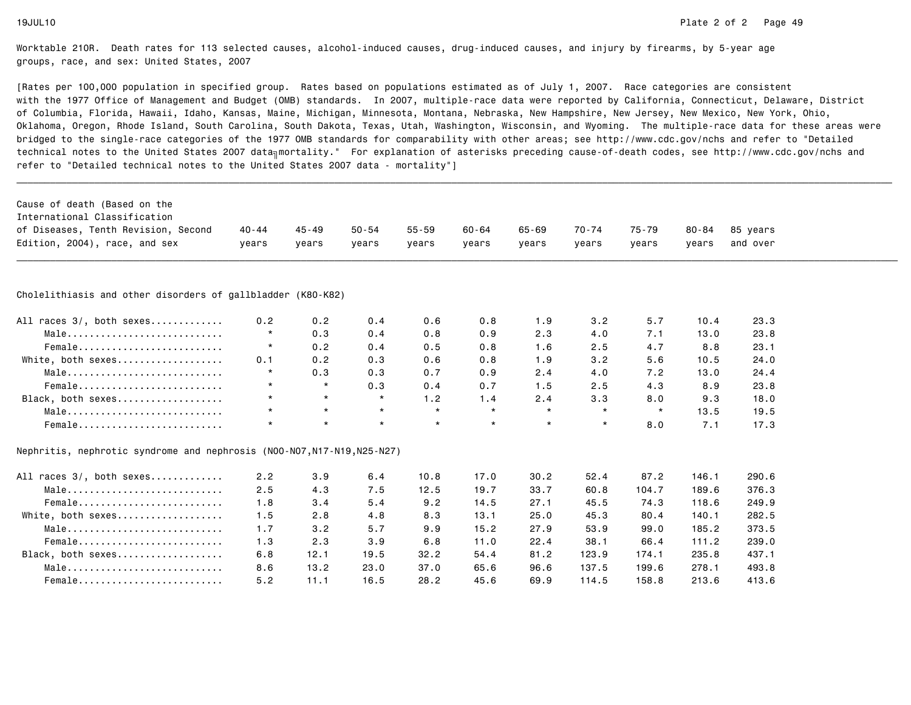Worktable 210R. Death rates for 113 selected causes, alcohol-induced causes, drug-induced causes, and injury by firearms, by 5-year age groups, race, and sex: United States, 2007

[Rates per 100,000 population in specified group. Rates based on populations estimated as of July 1, 2007. Race categories are consistent with the 1977 Office of Management and Budget (OMB) standards. In 2007, multiple-race data were reported by California, Connecticut, Delaware, District of Columbia, Florida, Hawaii, Idaho, Kansas, Maine, Michigan, Minnesota, Montana, Nebraska, New Hampshire, New Jersey, New Mexico, New York, Ohio, Oklahoma, Oregon, Rhode Island, South Carolina, South Dakota, Texas, Utah, Washington, Wisconsin, and Wyoming. The multiple-race data for these areas were bridged to the single-race categories of the 1977 OMB standards for comparability with other areas; see http://www.cdc.gov/nchs and refer to "Detailed technical notes to the United States 2007 data—mortality." For explanation of asterisks preceding cause-of-death codes, see http://www.cdc.gov/nchs and refer to "Detailed technical notes to the United States 2007 data - mortality"]

| Cause of death (Based on the International Classification of Diseases, Tenth Revision, Second Edition, 2004), race, and sex | 40-44 years | 45-49 years | 50-54 years | 55-59 years | 60-64 years | 65-69 years | 70-74 years | 75-79 years | 80-84 years | 85 years and over |
|---|---|---|---|---|---|---|---|---|---|---|
| **Cholelithiasis and other disorders of gallbladder (K80-K82)** | | | | | | | | | | |
| All races 3/, both sexes | 0.2 | 0.2 | 0.4 | 0.6 | 0.8 | 1.9 | 3.2 | 5.7 | 10.4 | 23.3 |
| Male | * | 0.3 | 0.4 | 0.8 | 0.9 | 2.3 | 4.0 | 7.1 | 13.0 | 23.8 |
| Female | * | 0.2 | 0.4 | 0.5 | 0.8 | 1.6 | 2.5 | 4.7 | 8.8 | 23.1 |
| White, both sexes | 0.1 | 0.2 | 0.3 | 0.6 | 0.8 | 1.9 | 3.2 | 5.6 | 10.5 | 24.0 |
| Male | * | 0.3 | 0.3 | 0.7 | 0.9 | 2.4 | 4.0 | 7.2 | 13.0 | 24.4 |
| Female | * | * | 0.3 | 0.4 | 0.7 | 1.5 | 2.5 | 4.3 | 8.9 | 23.8 |
| Black, both sexes | * | * | * | 1.2 | 1.4 | 2.4 | 3.3 | 8.0 | 9.3 | 18.0 |
| Male | * | * | * | * | * | * | * | * | 13.5 | 19.5 |
| Female | * | * | * | * | * | * | * | 8.0 | 7.1 | 17.3 |
| **Nephritis, nephrotic syndrome and nephrosis (N00-N07,N17-N19,N25-N27)** | | | | | | | | | | |
| All races 3/, both sexes | 2.2 | 3.9 | 6.4 | 10.8 | 17.0 | 30.2 | 52.4 | 87.2 | 146.1 | 290.6 |
| Male | 2.5 | 4.3 | 7.5 | 12.5 | 19.7 | 33.7 | 60.8 | 104.7 | 189.6 | 376.3 |
| Female | 1.8 | 3.4 | 5.4 | 9.2 | 14.5 | 27.1 | 45.5 | 74.3 | 118.6 | 249.9 |
| White, both sexes | 1.5 | 2.8 | 4.8 | 8.3 | 13.1 | 25.0 | 45.3 | 80.4 | 140.1 | 282.5 |
| Male | 1.7 | 3.2 | 5.7 | 9.9 | 15.2 | 27.9 | 53.9 | 99.0 | 185.2 | 373.5 |
| Female | 1.3 | 2.3 | 3.9 | 6.8 | 11.0 | 22.4 | 38.1 | 66.4 | 111.2 | 239.0 |
| Black, both sexes | 6.8 | 12.1 | 19.5 | 32.2 | 54.4 | 81.2 | 123.9 | 174.1 | 235.8 | 437.1 |
| Male | 8.6 | 13.2 | 23.0 | 37.0 | 65.6 | 96.6 | 137.5 | 199.6 | 278.1 | 493.8 |
| Female | 5.2 | 11.1 | 16.5 | 28.2 | 45.6 | 69.9 | 114.5 | 158.8 | 213.6 | 413.6 |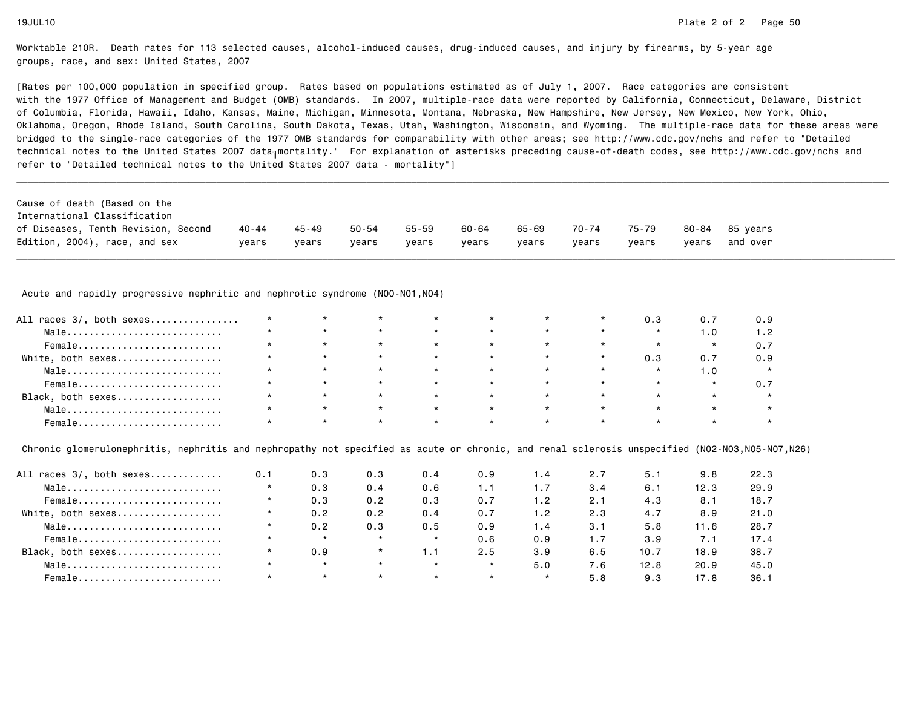Worktable 210R. Death rates for 113 selected causes, alcohol-induced causes, drug-induced causes, and injury by firearms, by 5-year age groups, race, and sex: United States, 2007

[Rates per 100,000 population in specified group. Rates based on populations estimated as of July 1, 2007. Race categories are consistent with the 1977 Office of Management and Budget (OMB) standards. In 2007, multiple-race data were reported by California, Connecticut, Delaware, District of Columbia, Florida, Hawaii, Idaho, Kansas, Maine, Michigan, Minnesota, Montana, Nebraska, New Hampshire, New Jersey, New Mexico, New York, Ohio, Oklahoma, Oregon, Rhode Island, South Carolina, South Dakota, Texas, Utah, Washington, Wisconsin, and Wyoming. The multiple-race data for these areas were bridged to the single-race categories of the 1977 OMB standards for comparability with other areas; see http://www.cdc.gov/nchs and refer to "Detailed technical notes to the United States 2007 data—mortality." For explanation of asterisks preceding cause-of-death codes, see http://www.cdc.gov/nchs and refer to "Detailed technical notes to the United States 2007 data - mortality"]

| Cause of death (Based on the International Classification of Diseases, Tenth Revision, Second Edition, 2004), race, and sex | 40-44 years | 45-49 years | 50-54 years | 55-59 years | 60-64 years | 65-69 years | 70-74 years | 75-79 years | 80-84 years | 85 years and over |
|---|---|---|---|---|---|---|---|---|---|---|
| **Acute and rapidly progressive nephritic and nephrotic syndrome (N00-N01,N04)** | | | | | | | | | | |
| All races 3/, both sexes................ | * | * | * | * | * | * | * | 0.3 | 0.7 | 0.9 |
| Male............................ | * | * | * | * | * | * | * | * | 1.0 | 1.2 |
| Female.......................... | * | * | * | * | * | * | * | * | * | 0.7 |
| White, both sexes................... | * | * | * | * | * | * | * | 0.3 | 0.7 | 0.9 |
| Male............................ | * | * | * | * | * | * | * | * | 1.0 | * |
| Female.......................... | * | * | * | * | * | * | * | * | * | 0.7 |
| Black, both sexes................... | * | * | * | * | * | * | * | * | * | * |
| Male............................ | * | * | * | * | * | * | * | * | * | * |
| Female.......................... | * | * | * | * | * | * | * | * | * | * |
| **Chronic glomerulonephritis, nephritis and nephropathy not specified as acute or chronic, and renal sclerosis unspecified (N02-N03,N05-N07,N26)** | | | | | | | | | | |
| All races 3/, both sexes............ | 0.1 | 0.3 | 0.3 | 0.4 | 0.9 | 1.4 | 2.7 | 5.1 | 9.8 | 22.3 |
| Male............................ | * | 0.3 | 0.4 | 0.6 | 1.1 | 1.7 | 3.4 | 6.1 | 12.3 | 29.9 |
| Female.......................... | * | 0.3 | 0.2 | 0.3 | 0.7 | 1.2 | 2.1 | 4.3 | 8.1 | 18.7 |
| White, both sexes................... | * | 0.2 | 0.2 | 0.4 | 0.7 | 1.2 | 2.3 | 4.7 | 8.9 | 21.0 |
| Male............................ | * | 0.2 | 0.3 | 0.5 | 0.9 | 1.4 | 3.1 | 5.8 | 11.6 | 28.7 |
| Female.......................... | * | * | * | * | 0.6 | 0.9 | 1.7 | 3.9 | 7.1 | 17.4 |
| Black, both sexes................... | * | 0.9 | * | 1.1 | 2.5 | 3.9 | 6.5 | 10.7 | 18.9 | 38.7 |
| Male............................ | * | * | * | * | * | 5.0 | 7.6 | 12.8 | 20.9 | 45.0 |
| Female.......................... | * | * | * | * | * | * | 5.8 | 9.3 | 17.8 | 36.1 |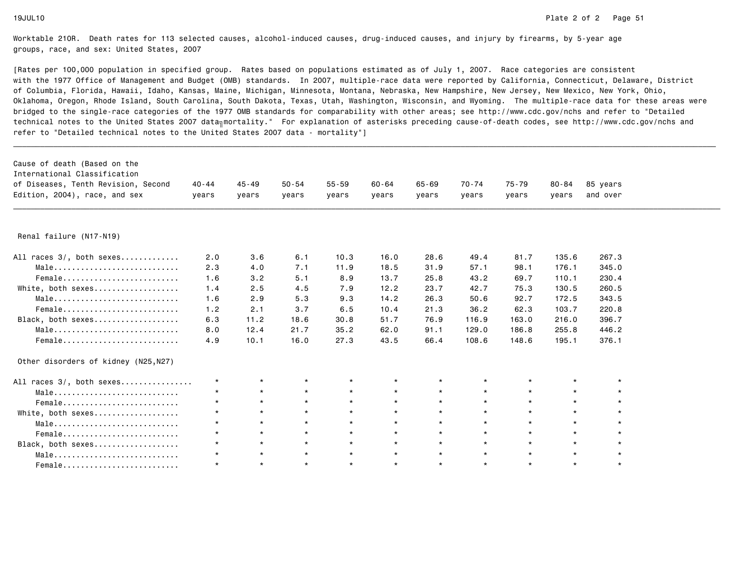Worktable 210R. Death rates for 113 selected causes, alcohol-induced causes, drug-induced causes, and injury by firearms, by 5-year age groups, race, and sex: United States, 2007

[Rates per 100,000 population in specified group. Rates based on populations estimated as of July 1, 2007. Race categories are consistent with the 1977 Office of Management and Budget (OMB) standards. In 2007, multiple-race data were reported by California, Connecticut, Delaware, District of Columbia, Florida, Hawaii, Idaho, Kansas, Maine, Michigan, Minnesota, Montana, Nebraska, New Hampshire, New Jersey, New Mexico, New York, Ohio, Oklahoma, Oregon, Rhode Island, South Carolina, South Dakota, Texas, Utah, Washington, Wisconsin, and Wyoming. The multiple-race data for these areas were bridged to the single-race categories of the 1977 OMB standards for comparability with other areas; see http://www.cdc.gov/nchs and refer to "Detailed technical notes to the United States 2007 data mortality." For explanation of asterisks preceding cause-of-death codes, see http://www.cdc.gov/nchs and refer to "Detailed technical notes to the United States 2007 data - mortality"]

| Cause of death (Based on the International Classification of Diseases, Tenth Revision, Second Edition, 2004), race, and sex | 40-44 years | 45-49 years | 50-54 years | 55-59 years | 60-64 years | 65-69 years | 70-74 years | 75-79 years | 80-84 years | 85 years and over |
|---|---|---|---|---|---|---|---|---|---|---|
| **Renal failure (N17-N19)** | | | | | | | | | | |
| All races 3/, both sexes............ | 2.0 | 3.6 | 6.1 | 10.3 | 16.0 | 28.6 | 49.4 | 81.7 | 135.6 | 267.3 |
| Male........................... | 2.3 | 4.0 | 7.1 | 11.9 | 18.5 | 31.9 | 57.1 | 98.1 | 176.1 | 345.0 |
| Female......................... | 1.6 | 3.2 | 5.1 | 8.9 | 13.7 | 25.8 | 43.2 | 69.7 | 110.1 | 230.4 |
| White, both sexes.................. | 1.4 | 2.5 | 4.5 | 7.9 | 12.2 | 23.7 | 42.7 | 75.3 | 130.5 | 260.5 |
| Male........................... | 1.6 | 2.9 | 5.3 | 9.3 | 14.2 | 26.3 | 50.6 | 92.7 | 172.5 | 343.5 |
| Female......................... | 1.2 | 2.1 | 3.7 | 6.5 | 10.4 | 21.3 | 36.2 | 62.3 | 103.7 | 220.8 |
| Black, both sexes.................. | 6.3 | 11.2 | 18.6 | 30.8 | 51.7 | 76.9 | 116.9 | 163.0 | 216.0 | 396.7 |
| Male........................... | 8.0 | 12.4 | 21.7 | 35.2 | 62.0 | 91.1 | 129.0 | 186.8 | 255.8 | 446.2 |
| Female......................... | 4.9 | 10.1 | 16.0 | 27.3 | 43.5 | 66.4 | 108.6 | 148.6 | 195.1 | 376.1 |
| **Other disorders of kidney (N25,N27)** | | | | | | | | | | |
| All races 3/, both sexes............... | * | * | * | * | * | * | * | * | * | * |
| Male........................... | * | * | * | * | * | * | * | * | * | * |
| Female......................... | * | * | * | * | * | * | * | * | * | * |
| White, both sexes.................. | * | * | * | * | * | * | * | * | * | * |
| Male........................... | * | * | * | * | * | * | * | * | * | * |
| Female......................... | * | * | * | * | * | * | * | * | * | * |
| Black, both sexes.................. | * | * | * | * | * | * | * | * | * | * |
| Male........................... | * | * | * | * | * | * | * | * | * | * |
| Female......................... | * | * | * | * | * | * | * | * | * | * |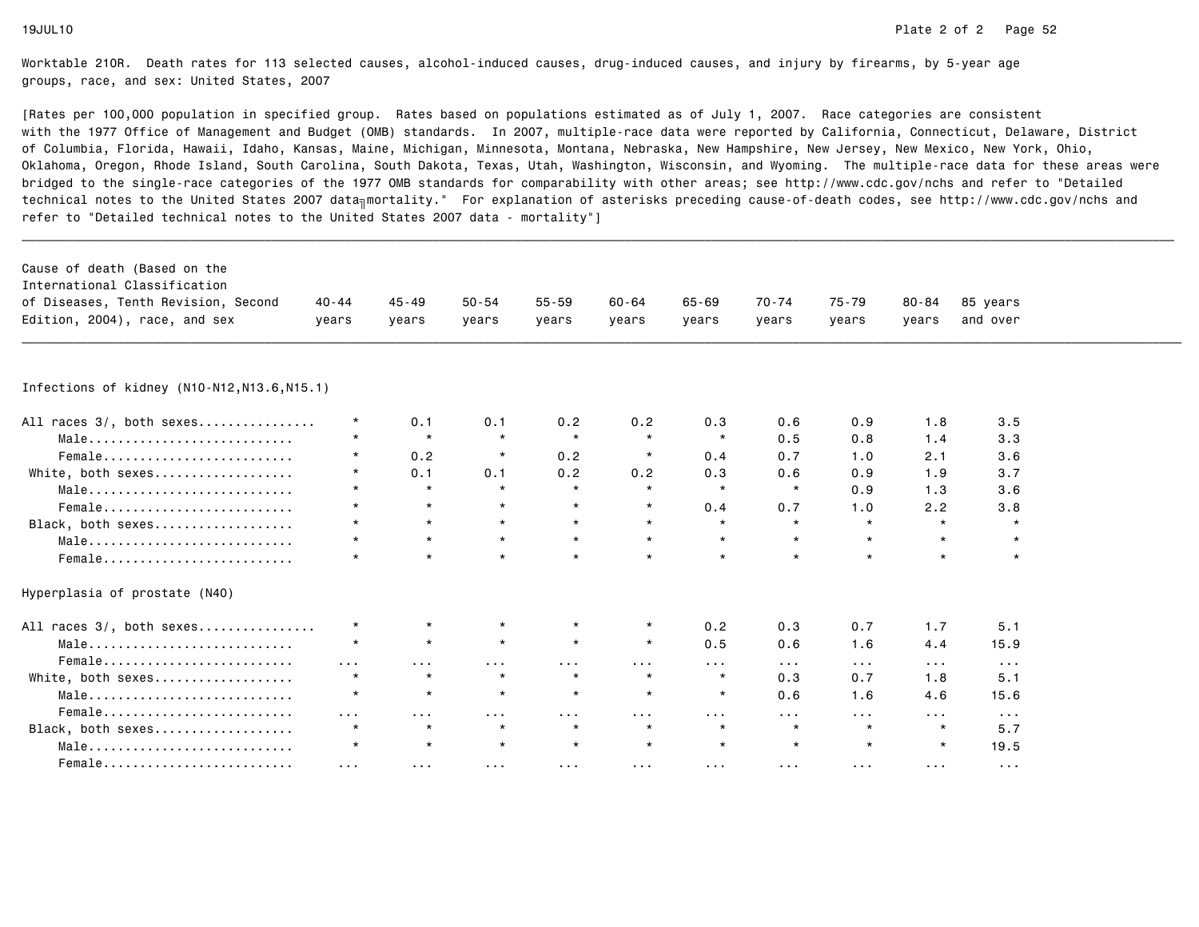Worktable 210R. Death rates for 113 selected causes, alcohol-induced causes, drug-induced causes, and injury by firearms, by 5-year age groups, race, and sex: United States, 2007

[Rates per 100,000 population in specified group. Rates based on populations estimated as of July 1, 2007. Race categories are consistent with the 1977 Office of Management and Budget (OMB) standards. In 2007, multiple-race data were reported by California, Connecticut, Delaware, District of Columbia, Florida, Hawaii, Idaho, Kansas, Maine, Michigan, Minnesota, Montana, Nebraska, New Hampshire, New Jersey, New Mexico, New York, Ohio, Oklahoma, Oregon, Rhode Island, South Carolina, South Dakota, Texas, Utah, Washington, Wisconsin, and Wyoming. The multiple-race data for these areas were bridged to the single-race categories of the 1977 OMB standards for comparability with other areas; see http://www.cdc.gov/nchs and refer to "Detailed technical notes to the United States 2007 data mortality." For explanation of asterisks preceding cause-of-death codes, see http://www.cdc.gov/nchs and refer to "Detailed technical notes to the United States 2007 data - mortality"]

| Cause of death (Based on the International Classification of Diseases, Tenth Revision, Second Edition, 2004), race, and sex | 40-44 years | 45-49 years | 50-54 years | 55-59 years | 60-64 years | 65-69 years | 70-74 years | 75-79 years | 80-84 years | 85 years and over |
|---|---|---|---|---|---|---|---|---|---|---|
| **Infections of kidney (N10-N12,N13.6,N15.1)** | | | | | | | | | | |
| All races 3/, both sexes | * | 0.1 | 0.1 | 0.2 | 0.2 | 0.3 | 0.6 | 0.9 | 1.8 | 3.5 |
| Male | * | * | * | * | * | * | 0.5 | 0.8 | 1.4 | 3.3 |
| Female | * | 0.2 | * | 0.2 | * | 0.4 | 0.7 | 1.0 | 2.1 | 3.6 |
| White, both sexes | * | 0.1 | 0.1 | 0.2 | 0.2 | 0.3 | 0.6 | 0.9 | 1.9 | 3.7 |
| Male | * | * | * | * | * | * | * | 0.9 | 1.3 | 3.6 |
| Female | * | * | * | * | * | 0.4 | 0.7 | 1.0 | 2.2 | 3.8 |
| Black, both sexes | * | * | * | * | * | * | * | * | * | * |
| Male | * | * | * | * | * | * | * | * | * | * |
| Female | * | * | * | * | * | * | * | * | * | * |
| **Hyperplasia of prostate (N40)** | | | | | | | | | | |
| All races 3/, both sexes | * | * | * | * | * | 0.2 | 0.3 | 0.7 | 1.7 | 5.1 |
| Male | * | * | * | * | * | 0.5 | 0.6 | 1.6 | 4.4 | 15.9 |
| Female | ... | ... | ... | ... | ... | ... | ... | ... | ... | ... |
| White, both sexes | * | * | * | * | * | * | 0.3 | 0.7 | 1.8 | 5.1 |
| Male | * | * | * | * | * | * | 0.6 | 1.6 | 4.6 | 15.6 |
| Female | ... | ... | ... | ... | ... | ... | ... | ... | ... | ... |
| Black, both sexes | * | * | * | * | * | * | * | * | * | 5.7 |
| Male | * | * | * | * | * | * | * | * | * | 19.5 |
| Female | ... | ... | ... | ... | ... | ... | ... | ... | ... | ... |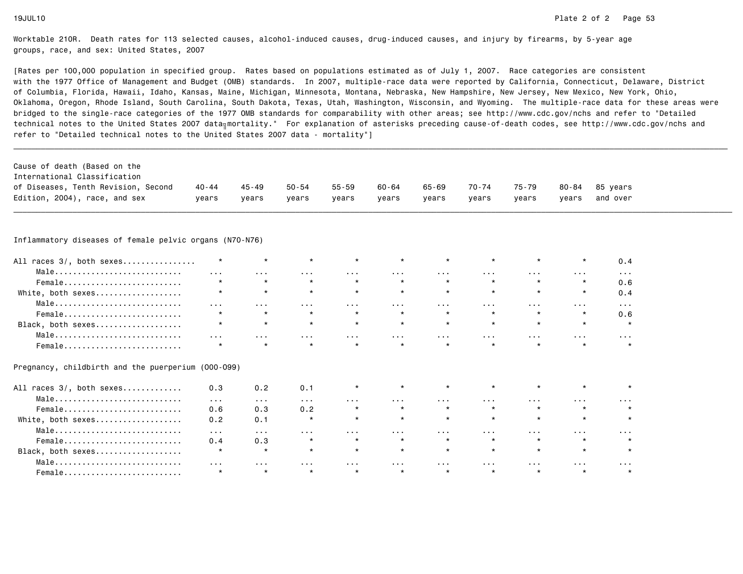Worktable 210R. Death rates for 113 selected causes, alcohol-induced causes, drug-induced causes, and injury by firearms, by 5-year age groups, race, and sex: United States, 2007

[Rates per 100,000 population in specified group. Rates based on populations estimated as of July 1, 2007. Race categories are consistent with the 1977 Office of Management and Budget (OMB) standards. In 2007, multiple-race data were reported by California, Connecticut, Delaware, District of Columbia, Florida, Hawaii, Idaho, Kansas, Maine, Michigan, Minnesota, Montana, Nebraska, New Hampshire, New Jersey, New Mexico, New York, Ohio, Oklahoma, Oregon, Rhode Island, South Carolina, South Dakota, Texas, Utah, Washington, Wisconsin, and Wyoming. The multiple-race data for these areas were bridged to the single-race categories of the 1977 OMB standards for comparability with other areas; see http://www.cdc.gov/nchs and refer to "Detailed technical notes to the United States 2007 data - mortality." For explanation of asterisks preceding cause-of-death codes, see http://www.cdc.gov/nchs and refer to "Detailed technical notes to the United States 2007 data - mortality"]

| Cause of death (Based on the International Classification of Diseases, Tenth Revision, Second Edition, 2004), race, and sex | 40-44 years | 45-49 years | 50-54 years | 55-59 years | 60-64 years | 65-69 years | 70-74 years | 75-79 years | 80-84 years | 85 years and over |
|---|---|---|---|---|---|---|---|---|---|---|
| **Inflammatory diseases of female pelvic organs (N70-N76)** | | | | | | | | | | |
| All races 3/, both sexes | * | * | * | * | * | * | * | * | * | 0.4 |
| Male | ... | ... | ... | ... | ... | ... | ... | ... | ... | ... |
| Female | * | * | * | * | * | * | * | * | * | 0.6 |
| White, both sexes | * | * | * | * | * | * | * | * | * | 0.4 |
| Male | ... | ... | ... | ... | ... | ... | ... | ... | ... | ... |
| Female | * | * | * | * | * | * | * | * | * | 0.6 |
| Black, both sexes | * | * | * | * | * | * | * | * | * | * |
| Male | ... | ... | ... | ... | ... | ... | ... | ... | ... | ... |
| Female | * | * | * | * | * | * | * | * | * | * |
| **Pregnancy, childbirth and the puerperium (O00-O99)** | | | | | | | | | | |
| All races 3/, both sexes | 0.3 | 0.2 | 0.1 | * | * | * | * | * | * | * |
| Male | ... | ... | ... | ... | ... | ... | ... | ... | ... | ... |
| Female | 0.6 | 0.3 | 0.2 | * | * | * | * | * | * | * |
| White, both sexes | 0.2 | 0.1 | * | * | * | * | * | * | * | * |
| Male | ... | ... | ... | ... | ... | ... | ... | ... | ... | ... |
| Female | 0.4 | 0.3 | * | * | * | * | * | * | * | * |
| Black, both sexes | * | * | * | * | * | * | * | * | * | * |
| Male | ... | ... | ... | ... | ... | ... | ... | ... | ... | ... |
| Female | * | * | * | * | * | * | * | * | * | * |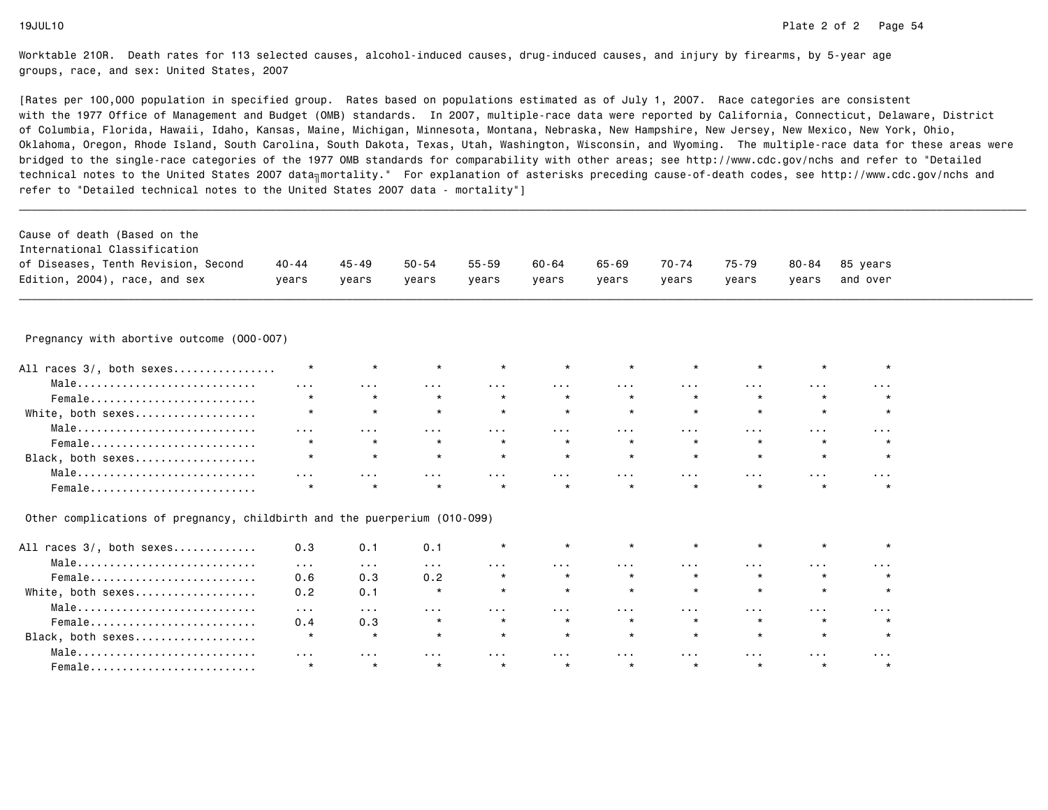Worktable 210R. Death rates for 113 selected causes, alcohol-induced causes, drug-induced causes, and injury by firearms, by 5-year age groups, race, and sex: United States, 2007

[Rates per 100,000 population in specified group. Rates based on populations estimated as of July 1, 2007. Race categories are consistent with the 1977 Office of Management and Budget (OMB) standards. In 2007, multiple-race data were reported by California, Connecticut, Delaware, District of Columbia, Florida, Hawaii, Idaho, Kansas, Maine, Michigan, Minnesota, Montana, Nebraska, New Hampshire, New Jersey, New Mexico, New York, Ohio, Oklahoma, Oregon, Rhode Island, South Carolina, South Dakota, Texas, Utah, Washington, Wisconsin, and Wyoming. The multiple-race data for these areas were bridged to the single-race categories of the 1977 OMB standards for comparability with other areas; see http://www.cdc.gov/nchs and refer to "Detailed technical notes to the United States 2007 data - mortality." For explanation of asterisks preceding cause-of-death codes, see http://www.cdc.gov/nchs and refer to "Detailed technical notes to the United States 2007 data - mortality"]

| Cause of death (Based on the International Classification of Diseases, Tenth Revision, Second Edition, 2004), race, and sex | 40-44 years | 45-49 years | 50-54 years | 55-59 years | 60-64 years | 65-69 years | 70-74 years | 75-79 years | 80-84 years | 85 years and over |
|---|---|---|---|---|---|---|---|---|---|---|
| **Pregnancy with abortive outcome (O00-O07)** | | | | | | | | | | |
| All races 3/, both sexes | * | * | * | * | * | * | * | * | * | * |
| Male | ... | ... | ... | ... | ... | ... | ... | ... | ... | ... |
| Female | * | * | * | * | * | * | * | * | * | * |
| White, both sexes | * | * | * | * | * | * | * | * | * | * |
| Male | ... | ... | ... | ... | ... | ... | ... | ... | ... | ... |
| Female | * | * | * | * | * | * | * | * | * | * |
| Black, both sexes | * | * | * | * | * | * | * | * | * | * |
| Male | ... | ... | ... | ... | ... | ... | ... | ... | ... | ... |
| Female | * | * | * | * | * | * | * | * | * | * |
| **Other complications of pregnancy, childbirth and the puerperium (O10-O99)** | | | | | | | | | | |
| All races 3/, both sexes | 0.3 | 0.1 | 0.1 | * | * | * | * | * | * | * |
| Male | ... | ... | ... | ... | ... | ... | ... | ... | ... | ... |
| Female | 0.6 | 0.3 | 0.2 | * | * | * | * | * | * | * |
| White, both sexes | 0.2 | 0.1 | * | * | * | * | * | * | * | * |
| Male | ... | ... | ... | ... | ... | ... | ... | ... | ... | ... |
| Female | 0.4 | 0.3 | * | * | * | * | * | * | * | * |
| Black, both sexes | * | * | * | * | * | * | * | * | * | * |
| Male | ... | ... | ... | ... | ... | ... | ... | ... | ... | ... |
| Female | * | * | * | * | * | * | * | * | * | * |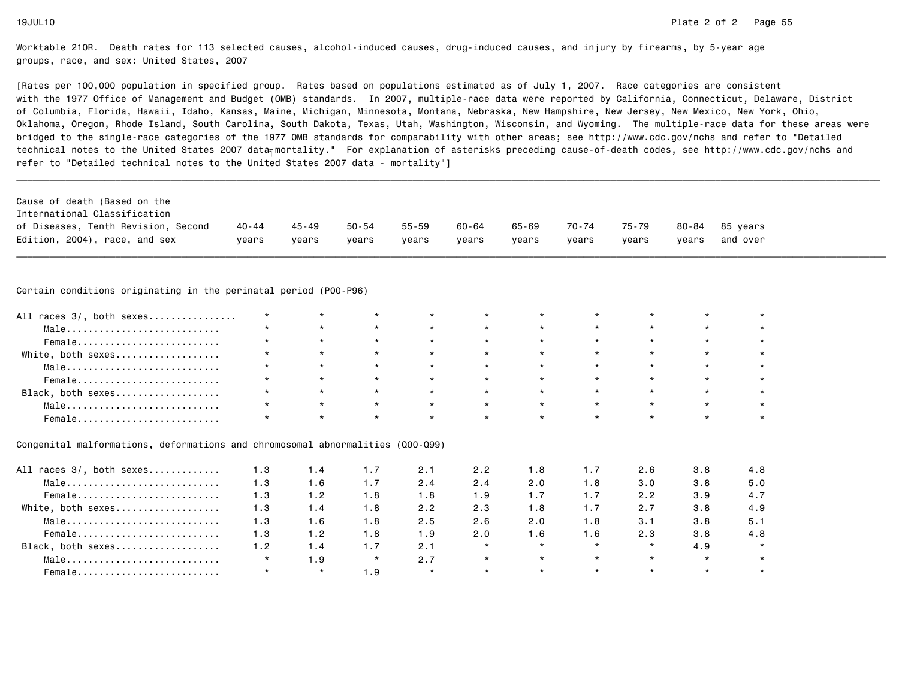Worktable 210R. Death rates for 113 selected causes, alcohol-induced causes, drug-induced causes, and injury by firearms, by 5-year age groups, race, and sex: United States, 2007

[Rates per 100,000 population in specified group. Rates based on populations estimated as of July 1, 2007. Race categories are consistent with the 1977 Office of Management and Budget (OMB) standards. In 2007, multiple-race data were reported by California, Connecticut, Delaware, District of Columbia, Florida, Hawaii, Idaho, Kansas, Maine, Michigan, Minnesota, Montana, Nebraska, New Hampshire, New Jersey, New Mexico, New York, Ohio, Oklahoma, Oregon, Rhode Island, South Carolina, South Dakota, Texas, Utah, Washington, Wisconsin, and Wyoming. The multiple-race data for these areas were bridged to the single-race categories of the 1977 OMB standards for comparability with other areas; see http://www.cdc.gov/nchs and refer to "Detailed technical notes to the United States 2007 data - mortality." For explanation of asterisks preceding cause-of-death codes, see http://www.cdc.gov/nchs and refer to "Detailed technical notes to the United States 2007 data - mortality"]

| Cause of death (Based on the International Classification of Diseases, Tenth Revision, Second Edition, 2004), race, and sex | 40-44 years | 45-49 years | 50-54 years | 55-59 years | 60-64 years | 65-69 years | 70-74 years | 75-79 years | 80-84 years | 85 years and over |
|---|---|---|---|---|---|---|---|---|---|---|
| **Certain conditions originating in the perinatal period (P00-P96)** | | | | | | | | | | |
| All races 3/, both sexes | * | * | * | * | * | * | * | * | * | * |
| Male | * | * | * | * | * | * | * | * | * | * |
| Female | * | * | * | * | * | * | * | * | * | * |
| White, both sexes | * | * | * | * | * | * | * | * | * | * |
| Male | * | * | * | * | * | * | * | * | * | * |
| Female | * | * | * | * | * | * | * | * | * | * |
| Black, both sexes | * | * | * | * | * | * | * | * | * | * |
| Male | * | * | * | * | * | * | * | * | * | * |
| Female | * | * | * | * | * | * | * | * | * | * |
| **Congenital malformations, deformations and chromosomal abnormalities (Q00-Q99)** | | | | | | | | | | |
| All races 3/, both sexes | 1.3 | 1.4 | 1.7 | 2.1 | 2.2 | 1.8 | 1.7 | 2.6 | 3.8 | 4.8 |
| Male | 1.3 | 1.6 | 1.7 | 2.4 | 2.4 | 2.0 | 1.8 | 3.0 | 3.8 | 5.0 |
| Female | 1.3 | 1.2 | 1.8 | 1.8 | 1.9 | 1.7 | 1.7 | 2.2 | 3.9 | 4.7 |
| White, both sexes | 1.3 | 1.4 | 1.8 | 2.2 | 2.3 | 1.8 | 1.7 | 2.7 | 3.8 | 4.9 |
| Male | 1.3 | 1.6 | 1.8 | 2.5 | 2.6 | 2.0 | 1.8 | 3.1 | 3.8 | 5.1 |
| Female | 1.3 | 1.2 | 1.8 | 1.9 | 2.0 | 1.6 | 1.6 | 2.3 | 3.8 | 4.8 |
| Black, both sexes | 1.2 | 1.4 | 1.7 | 2.1 | * | * | * | * | 4.9 | * |
| Male | * | 1.9 | * | 2.7 | * | * | * | * | * | * |
| Female | * | * | 1.9 | * | * | * | * | * | * | * |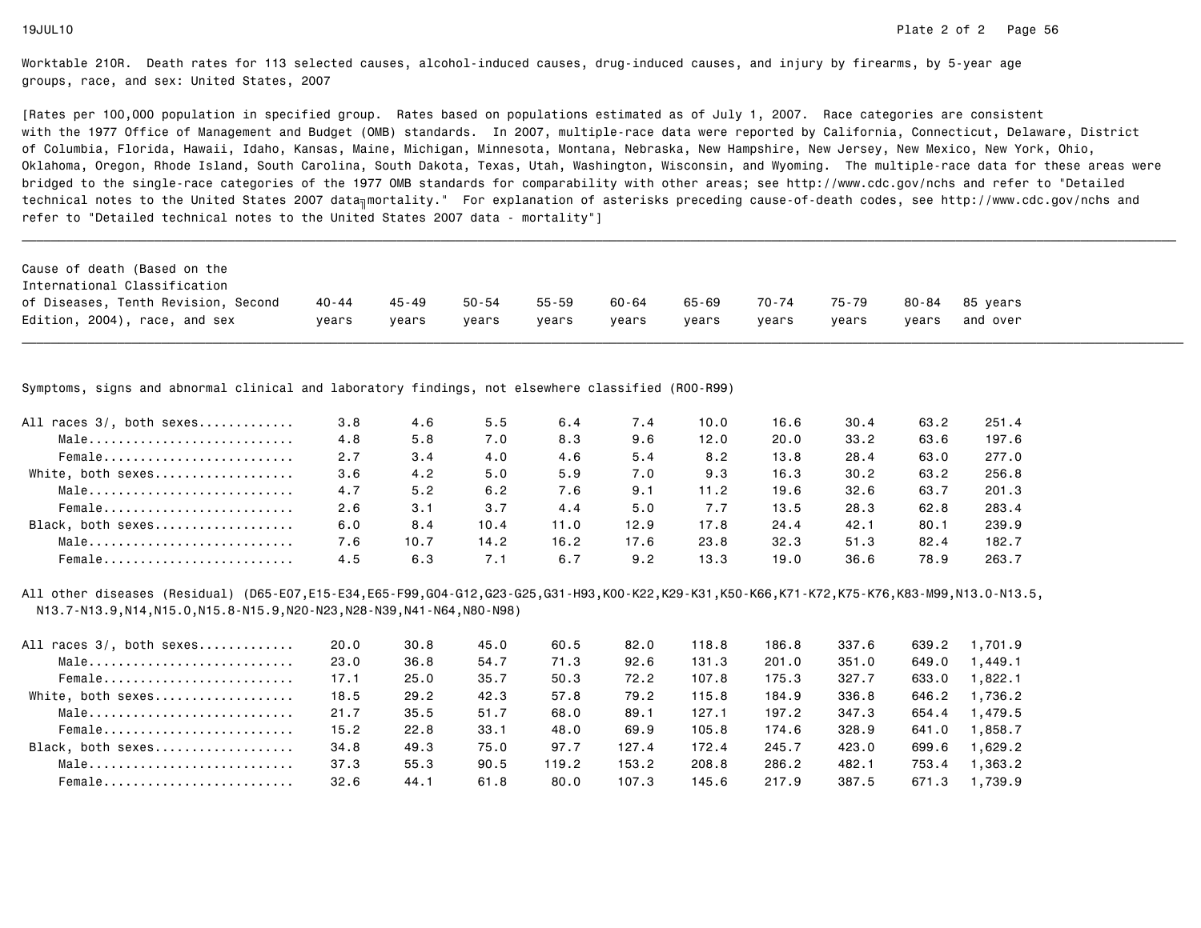Worktable 210R. Death rates for 113 selected causes, alcohol-induced causes, drug-induced causes, and injury by firearms, by 5-year age groups, race, and sex: United States, 2007

[Rates per 100,000 population in specified group. Rates based on populations estimated as of July 1, 2007. Race categories are consistent with the 1977 Office of Management and Budget (OMB) standards. In 2007, multiple-race data were reported by California, Connecticut, Delaware, District of Columbia, Florida, Hawaii, Idaho, Kansas, Maine, Michigan, Minnesota, Montana, Nebraska, New Hampshire, New Jersey, New Mexico, New York, Ohio, Oklahoma, Oregon, Rhode Island, South Carolina, South Dakota, Texas, Utah, Washington, Wisconsin, and Wyoming. The multiple-race data for these areas were bridged to the single-race categories of the 1977 OMB standards for comparability with other areas; see http://www.cdc.gov/nchs and refer to "Detailed technical notes to the United States 2007 data–mortality." For explanation of asterisks preceding cause-of-death codes, see http://www.cdc.gov/nchs and refer to "Detailed technical notes to the United States 2007 data - mortality"]

| Cause of death (Based on the International Classification of Diseases, Tenth Revision, Second Edition, 2004), race, and sex | 40-44 years | 45-49 years | 50-54 years | 55-59 years | 60-64 years | 65-69 years | 70-74 years | 75-79 years | 80-84 years | 85 years and over |
|---|---|---|---|---|---|---|---|---|---|---|
| **Symptoms, signs and abnormal clinical and laboratory findings, not elsewhere classified (R00-R99)** | | | | | | | | | | |
| All races 3/, both sexes | 3.8 | 4.6 | 5.5 | 6.4 | 7.4 | 10.0 | 16.6 | 30.4 | 63.2 | 251.4 |
| Male | 4.8 | 5.8 | 7.0 | 8.3 | 9.6 | 12.0 | 20.0 | 33.2 | 63.6 | 197.6 |
| Female | 2.7 | 3.4 | 4.0 | 4.6 | 5.4 | 8.2 | 13.8 | 28.4 | 63.0 | 277.0 |
| White, both sexes | 3.6 | 4.2 | 5.0 | 5.9 | 7.0 | 9.3 | 16.3 | 30.2 | 63.2 | 256.8 |
| Male | 4.7 | 5.2 | 6.2 | 7.6 | 9.1 | 11.2 | 19.6 | 32.6 | 63.7 | 201.3 |
| Female | 2.6 | 3.1 | 3.7 | 4.4 | 5.0 | 7.7 | 13.5 | 28.3 | 62.8 | 283.4 |
| Black, both sexes | 6.0 | 8.4 | 10.4 | 11.0 | 12.9 | 17.8 | 24.4 | 42.1 | 80.1 | 239.9 |
| Male | 7.6 | 10.7 | 14.2 | 16.2 | 17.6 | 23.8 | 32.3 | 51.3 | 82.4 | 182.7 |
| Female | 4.5 | 6.3 | 7.1 | 6.7 | 9.2 | 13.3 | 19.0 | 36.6 | 78.9 | 263.7 |
| **All other diseases (Residual) (D65-E07,E15-E34,E65-F99,G04-G12,G23-G25,G31-H93,K00-K22,K29-K31,K50-K66,K71-K72,K75-K76,K83-M99,N13.0-N13.5, N13.7-N13.9,N14,N15.0,N15.8-N15.9,N20-N23,N28-N39,N41-N64,N80-N98)** | | | | | | | | | | |
| All races 3/, both sexes | 20.0 | 30.8 | 45.0 | 60.5 | 82.0 | 118.8 | 186.8 | 337.6 | 639.2 | 1,701.9 |
| Male | 23.0 | 36.8 | 54.7 | 71.3 | 92.6 | 131.3 | 201.0 | 351.0 | 649.0 | 1,449.1 |
| Female | 17.1 | 25.0 | 35.7 | 50.3 | 72.2 | 107.8 | 175.3 | 327.7 | 633.0 | 1,822.1 |
| White, both sexes | 18.5 | 29.2 | 42.3 | 57.8 | 79.2 | 115.8 | 184.9 | 336.8 | 646.2 | 1,736.2 |
| Male | 21.7 | 35.5 | 51.7 | 68.0 | 89.1 | 127.1 | 197.2 | 347.3 | 654.4 | 1,479.5 |
| Female | 15.2 | 22.8 | 33.1 | 48.0 | 69.9 | 105.8 | 174.6 | 328.9 | 641.0 | 1,858.7 |
| Black, both sexes | 34.8 | 49.3 | 75.0 | 97.7 | 127.4 | 172.4 | 245.7 | 423.0 | 699.6 | 1,629.2 |
| Male | 37.3 | 55.3 | 90.5 | 119.2 | 153.2 | 208.8 | 286.2 | 482.1 | 753.4 | 1,363.2 |
| Female | 32.6 | 44.1 | 61.8 | 80.0 | 107.3 | 145.6 | 217.9 | 387.5 | 671.3 | 1,739.9 |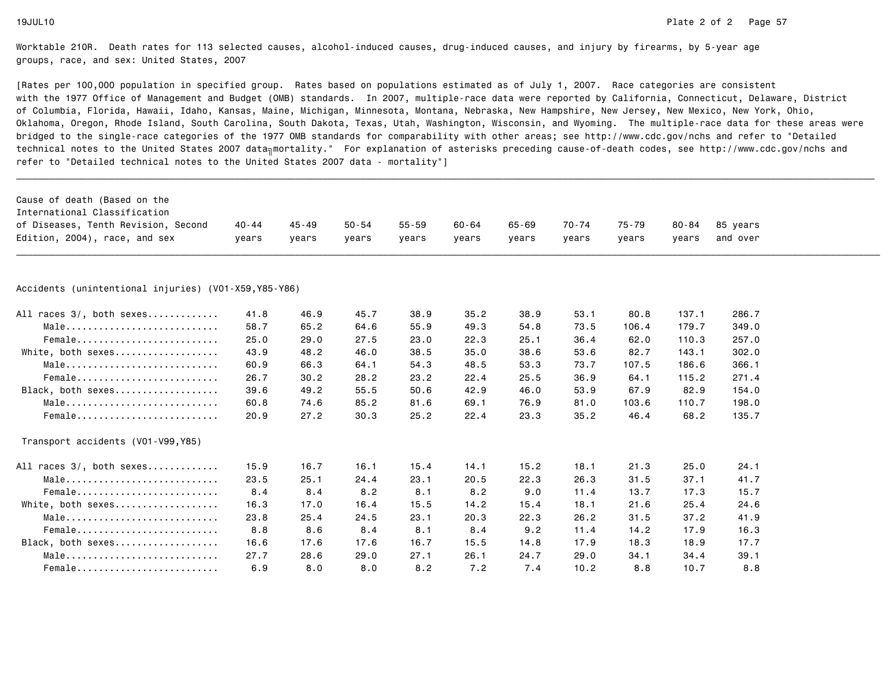Worktable 210R. Death rates for 113 selected causes, alcohol-induced causes, drug-induced causes, and injury by firearms, by 5-year age groups, race, and sex: United States, 2007

[Rates per 100,000 population in specified group. Rates based on populations estimated as of July 1, 2007. Race categories are consistent with the 1977 Office of Management and Budget (OMB) standards. In 2007, multiple-race data were reported by California, Connecticut, Delaware, District of Columbia, Florida, Hawaii, Idaho, Kansas, Maine, Michigan, Minnesota, Montana, Nebraska, New Hampshire, New Jersey, New Mexico, New York, Ohio, Oklahoma, Oregon, Rhode Island, South Carolina, South Dakota, Texas, Utah, Washington, Wisconsin, and Wyoming. The multiple-race data for these areas were bridged to the single-race categories of the 1977 OMB standards for comparability with other areas; see http://www.cdc.gov/nchs and refer to "Detailed technical notes to the United States 2007 data╗mortality." For explanation of asterisks preceding cause-of-death codes, see http://www.cdc.gov/nchs and refer to "Detailed technical notes to the United States 2007 data - mortality"]

| Cause of death (Based on the International Classification of Diseases, Tenth Revision, Second Edition, 2004), race, and sex | 40-44 years | 45-49 years | 50-54 years | 55-59 years | 60-64 years | 65-69 years | 70-74 years | 75-79 years | 80-84 years | 85 years and over |
|---|---|---|---|---|---|---|---|---|---|---|
| **Accidents (unintentional injuries) (V01-X59,Y85-Y86)** | | | | | | | | | | |
| All races 3/, both sexes............ | 41.8 | 46.9 | 45.7 | 38.9 | 35.2 | 38.9 | 53.1 | 80.8 | 137.1 | 286.7 |
| Male............................ | 58.7 | 65.2 | 64.6 | 55.9 | 49.3 | 54.8 | 73.5 | 106.4 | 179.7 | 349.0 |
| Female.......................... | 25.0 | 29.0 | 27.5 | 23.0 | 22.3 | 25.1 | 36.4 | 62.0 | 110.3 | 257.0 |
| White, both sexes................... | 43.9 | 48.2 | 46.0 | 38.5 | 35.0 | 38.6 | 53.6 | 82.7 | 143.1 | 302.0 |
| Male............................ | 60.9 | 66.3 | 64.1 | 54.3 | 48.5 | 53.3 | 73.7 | 107.5 | 186.6 | 366.1 |
| Female.......................... | 26.7 | 30.2 | 28.2 | 23.2 | 22.4 | 25.5 | 36.9 | 64.1 | 115.2 | 271.4 |
| Black, both sexes................... | 39.6 | 49.2 | 55.5 | 50.6 | 42.9 | 46.0 | 53.9 | 67.9 | 82.9 | 154.0 |
| Male............................ | 60.8 | 74.6 | 85.2 | 81.6 | 69.1 | 76.9 | 81.0 | 103.6 | 110.7 | 198.0 |
| Female.......................... | 20.9 | 27.2 | 30.3 | 25.2 | 22.4 | 23.3 | 35.2 | 46.4 | 68.2 | 135.7 |
| **Transport accidents (V01-V99,Y85)** | | | | | | | | | | |
| All races 3/, both sexes............ | 15.9 | 16.7 | 16.1 | 15.4 | 14.1 | 15.2 | 18.1 | 21.3 | 25.0 | 24.1 |
| Male............................ | 23.5 | 25.1 | 24.4 | 23.1 | 20.5 | 22.3 | 26.3 | 31.5 | 37.1 | 41.7 |
| Female.......................... | 8.4 | 8.4 | 8.2 | 8.1 | 8.2 | 9.0 | 11.4 | 13.7 | 17.3 | 15.7 |
| White, both sexes................... | 16.3 | 17.0 | 16.4 | 15.5 | 14.2 | 15.4 | 18.1 | 21.6 | 25.4 | 24.6 |
| Male............................ | 23.8 | 25.4 | 24.5 | 23.1 | 20.3 | 22.3 | 26.2 | 31.5 | 37.2 | 41.9 |
| Female.......................... | 8.8 | 8.6 | 8.4 | 8.1 | 8.4 | 9.2 | 11.4 | 14.2 | 17.9 | 16.3 |
| Black, both sexes................... | 16.6 | 17.6 | 17.6 | 16.7 | 15.5 | 14.8 | 17.9 | 18.3 | 18.9 | 17.7 |
| Male............................ | 27.7 | 28.6 | 29.0 | 27.1 | 26.1 | 24.7 | 29.0 | 34.1 | 34.4 | 39.1 |
| Female.......................... | 6.9 | 8.0 | 8.0 | 8.2 | 7.2 | 7.4 | 10.2 | 8.8 | 10.7 | 8.8 |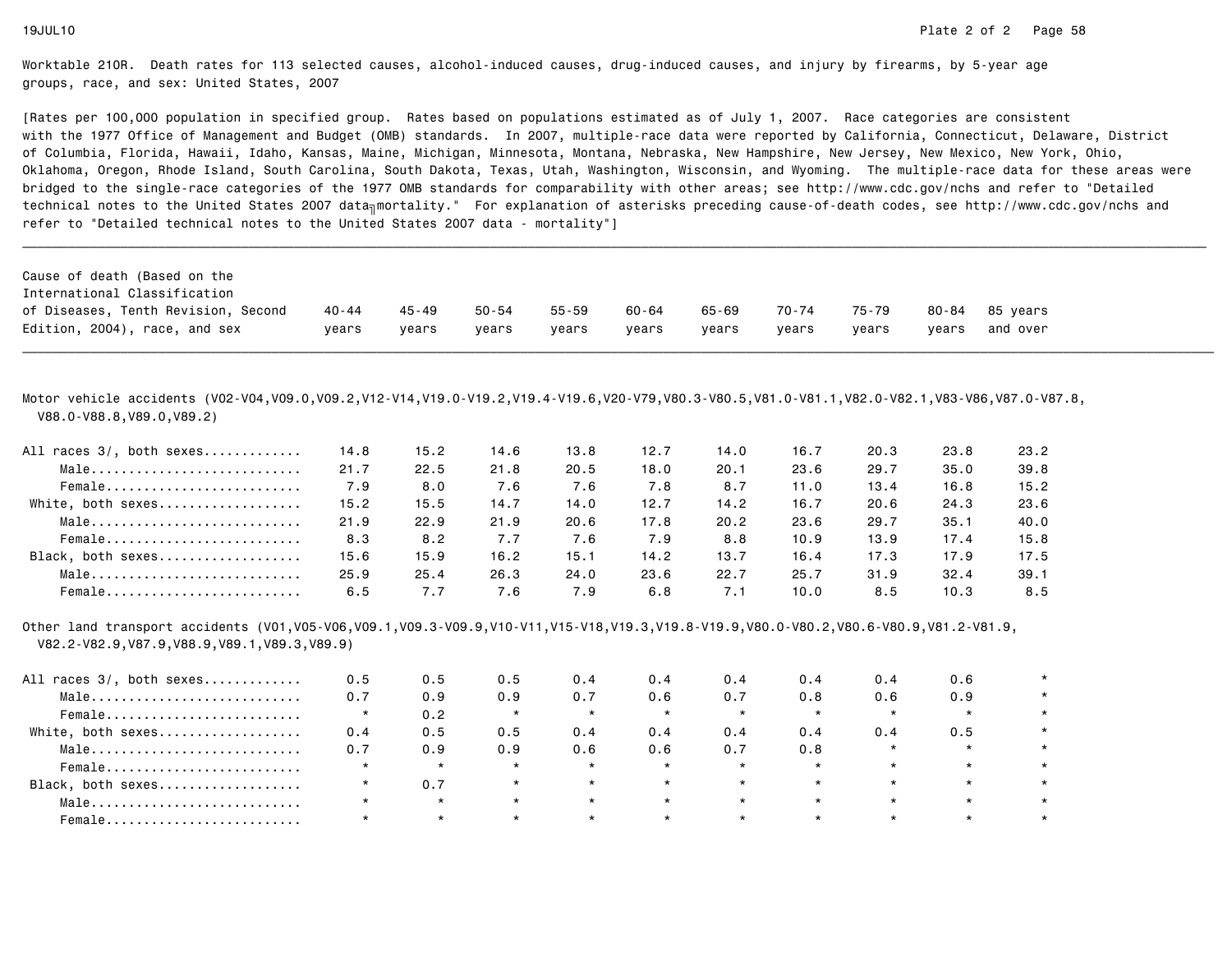Worktable 210R. Death rates for 113 selected causes, alcohol-induced causes, drug-induced causes, and injury by firearms, by 5-year age groups, race, and sex: United States, 2007

[Rates per 100,000 population in specified group. Rates based on populations estimated as of July 1, 2007. Race categories are consistent with the 1977 Office of Management and Budget (OMB) standards. In 2007, multiple-race data were reported by California, Connecticut, Delaware, District of Columbia, Florida, Hawaii, Idaho, Kansas, Maine, Michigan, Minnesota, Montana, Nebraska, New Hampshire, New Jersey, New Mexico, New York, Ohio, Oklahoma, Oregon, Rhode Island, South Carolina, South Dakota, Texas, Utah, Washington, Wisconsin, and Wyoming. The multiple-race data for these areas were bridged to the single-race categories of the 1977 OMB standards for comparability with other areas; see http://www.cdc.gov/nchs and refer to "Detailed technical notes to the United States 2007 data–mortality." For explanation of asterisks preceding cause-of-death codes, see http://www.cdc.gov/nchs and refer to "Detailed technical notes to the United States 2007 data - mortality"]

| Cause of death (Based on the International Classification of Diseases, Tenth Revision, Second Edition, 2004), race, and sex | 40-44 years | 45-49 years | 50-54 years | 55-59 years | 60-64 years | 65-69 years | 70-74 years | 75-79 years | 80-84 years | 85 years and over |
|---|---|---|---|---|---|---|---|---|---|---|
| **Motor vehicle accidents (V02-V04,V09.0,V09.2,V12-V14,V19.0-V19.2,V19.4-V19.6,V20-V79,V80.3-V80.5,V81.0-V81.1,V82.0-V82.1,V83-V86,V87.0-V87.8, V88.0-V88.8,V89.0,V89.2)** | | | | | | | | | | |
| All races 3/, both sexes | 14.8 | 15.2 | 14.6 | 13.8 | 12.7 | 14.0 | 16.7 | 20.3 | 23.8 | 23.2 |
| Male | 21.7 | 22.5 | 21.8 | 20.5 | 18.0 | 20.1 | 23.6 | 29.7 | 35.0 | 39.8 |
| Female | 7.9 | 8.0 | 7.6 | 7.6 | 7.8 | 8.7 | 11.0 | 13.4 | 16.8 | 15.2 |
| White, both sexes | 15.2 | 15.5 | 14.7 | 14.0 | 12.7 | 14.2 | 16.7 | 20.6 | 24.3 | 23.6 |
| Male | 21.9 | 22.9 | 21.9 | 20.6 | 17.8 | 20.2 | 23.6 | 29.7 | 35.1 | 40.0 |
| Female | 8.3 | 8.2 | 7.7 | 7.6 | 7.9 | 8.8 | 10.9 | 13.9 | 17.4 | 15.8 |
| Black, both sexes | 15.6 | 15.9 | 16.2 | 15.1 | 14.2 | 13.7 | 16.4 | 17.3 | 17.9 | 17.5 |
| Male | 25.9 | 25.4 | 26.3 | 24.0 | 23.6 | 22.7 | 25.7 | 31.9 | 32.4 | 39.1 |
| Female | 6.5 | 7.7 | 7.6 | 7.9 | 6.8 | 7.1 | 10.0 | 8.5 | 10.3 | 8.5 |
| **Other land transport accidents (V01,V05-V06,V09.1,V09.3-V09.9,V10-V11,V15-V18,V19.3,V19.8-V19.9,V80.0-V80.2,V80.6-V80.9,V81.2-V81.9, V82.2-V82.9,V87.9,V88.9,V89.1,V89.3,V89.9)** | | | | | | | | | | |
| All races 3/, both sexes | 0.5 | 0.5 | 0.5 | 0.4 | 0.4 | 0.4 | 0.4 | 0.4 | 0.6 | * |
| Male | 0.7 | 0.9 | 0.9 | 0.7 | 0.6 | 0.7 | 0.8 | 0.6 | 0.9 | * |
| Female | * | 0.2 | * | * | * | * | * | * | * | * |
| White, both sexes | 0.4 | 0.5 | 0.5 | 0.4 | 0.4 | 0.4 | 0.4 | 0.4 | 0.5 | * |
| Male | 0.7 | 0.9 | 0.9 | 0.6 | 0.6 | 0.7 | 0.8 | * | * | * |
| Female | * | * | * | * | * | * | * | * | * | * |
| Black, both sexes | * | 0.7 | * | * | * | * | * | * | * | * |
| Male | * | * | * | * | * | * | * | * | * | * |
| Female | * | * | * | * | * | * | * | * | * | * |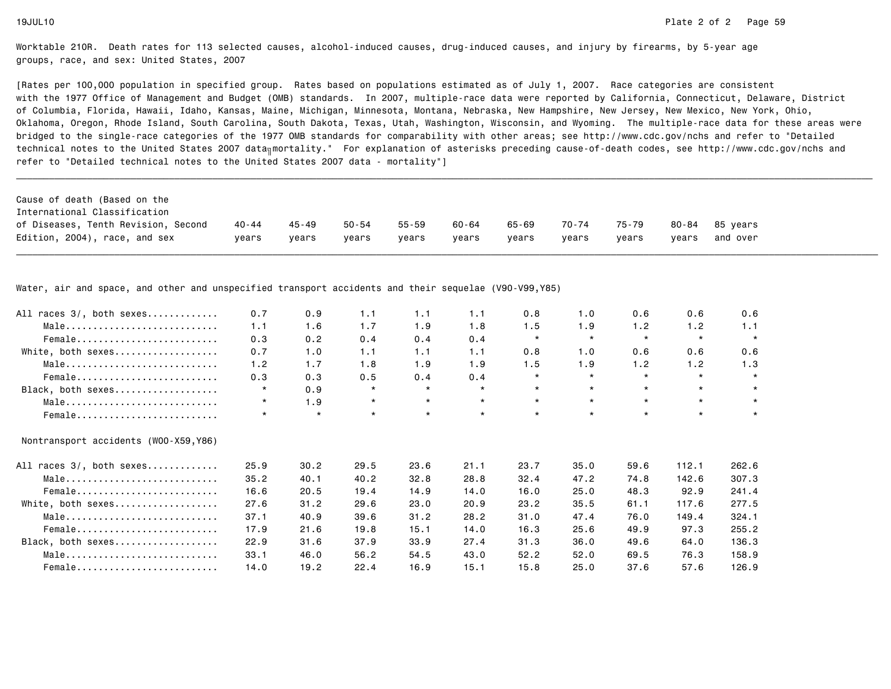Worktable 210R. Death rates for 113 selected causes, alcohol-induced causes, drug-induced causes, and injury by firearms, by 5-year age groups, race, and sex: United States, 2007

[Rates per 100,000 population in specified group. Rates based on populations estimated as of July 1, 2007. Race categories are consistent with the 1977 Office of Management and Budget (OMB) standards. In 2007, multiple-race data were reported by California, Connecticut, Delaware, District of Columbia, Florida, Hawaii, Idaho, Kansas, Maine, Michigan, Minnesota, Montana, Nebraska, New Hampshire, New Jersey, New Mexico, New York, Ohio, Oklahoma, Oregon, Rhode Island, South Carolina, South Dakota, Texas, Utah, Washington, Wisconsin, and Wyoming. The multiple-race data for these areas were bridged to the single-race categories of the 1977 OMB standards for comparability with other areas; see http://www.cdc.gov/nchs and refer to "Detailed technical notes to the United States 2007 data - mortality." For explanation of asterisks preceding cause-of-death codes, see http://www.cdc.gov/nchs and refer to "Detailed technical notes to the United States 2007 data - mortality"]

| Cause of death (Based on the International Classification of Diseases, Tenth Revision, Second Edition, 2004), race, and sex | 40-44 years | 45-49 years | 50-54 years | 55-59 years | 60-64 years | 65-69 years | 70-74 years | 75-79 years | 80-84 years | 85 years and over |
|---|---|---|---|---|---|---|---|---|---|---|
| **Water, air and space, and other and unspecified transport accidents and their sequelae (V90-V99,Y85)** | | | | | | | | | | |
| All races 3/, both sexes | 0.7 | 0.9 | 1.1 | 1.1 | 1.1 | 0.8 | 1.0 | 0.6 | 0.6 | 0.6 |
| Male | 1.1 | 1.6 | 1.7 | 1.9 | 1.8 | 1.5 | 1.9 | 1.2 | 1.2 | 1.1 |
| Female | 0.3 | 0.2 | 0.4 | 0.4 | 0.4 | * | * | * | * | * |
| White, both sexes | 0.7 | 1.0 | 1.1 | 1.1 | 1.1 | 0.8 | 1.0 | 0.6 | 0.6 | 0.6 |
| Male | 1.2 | 1.7 | 1.8 | 1.9 | 1.9 | 1.5 | 1.9 | 1.2 | 1.2 | 1.3 |
| Female | 0.3 | 0.3 | 0.5 | 0.4 | 0.4 | * | * | * | * | * |
| Black, both sexes | * | 0.9 | * | * | * | * | * | * | * | * |
| Male | * | 1.9 | * | * | * | * | * | * | * | * |
| Female | * | * | * | * | * | * | * | * | * | * |
| **Nontransport accidents (W00-X59,Y86)** | | | | | | | | | | |
| All races 3/, both sexes | 25.9 | 30.2 | 29.5 | 23.6 | 21.1 | 23.7 | 35.0 | 59.6 | 112.1 | 262.6 |
| Male | 35.2 | 40.1 | 40.2 | 32.8 | 28.8 | 32.4 | 47.2 | 74.8 | 142.6 | 307.3 |
| Female | 16.6 | 20.5 | 19.4 | 14.9 | 14.0 | 16.0 | 25.0 | 48.3 | 92.9 | 241.4 |
| White, both sexes | 27.6 | 31.2 | 29.6 | 23.0 | 20.9 | 23.2 | 35.5 | 61.1 | 117.6 | 277.5 |
| Male | 37.1 | 40.9 | 39.6 | 31.2 | 28.2 | 31.0 | 47.4 | 76.0 | 149.4 | 324.1 |
| Female | 17.9 | 21.6 | 19.8 | 15.1 | 14.0 | 16.3 | 25.6 | 49.9 | 97.3 | 255.2 |
| Black, both sexes | 22.9 | 31.6 | 37.9 | 33.9 | 27.4 | 31.3 | 36.0 | 49.6 | 64.0 | 136.3 |
| Male | 33.1 | 46.0 | 56.2 | 54.5 | 43.0 | 52.2 | 52.0 | 69.5 | 76.3 | 158.9 |
| Female | 14.0 | 19.2 | 22.4 | 16.9 | 15.1 | 15.8 | 25.0 | 37.6 | 57.6 | 126.9 |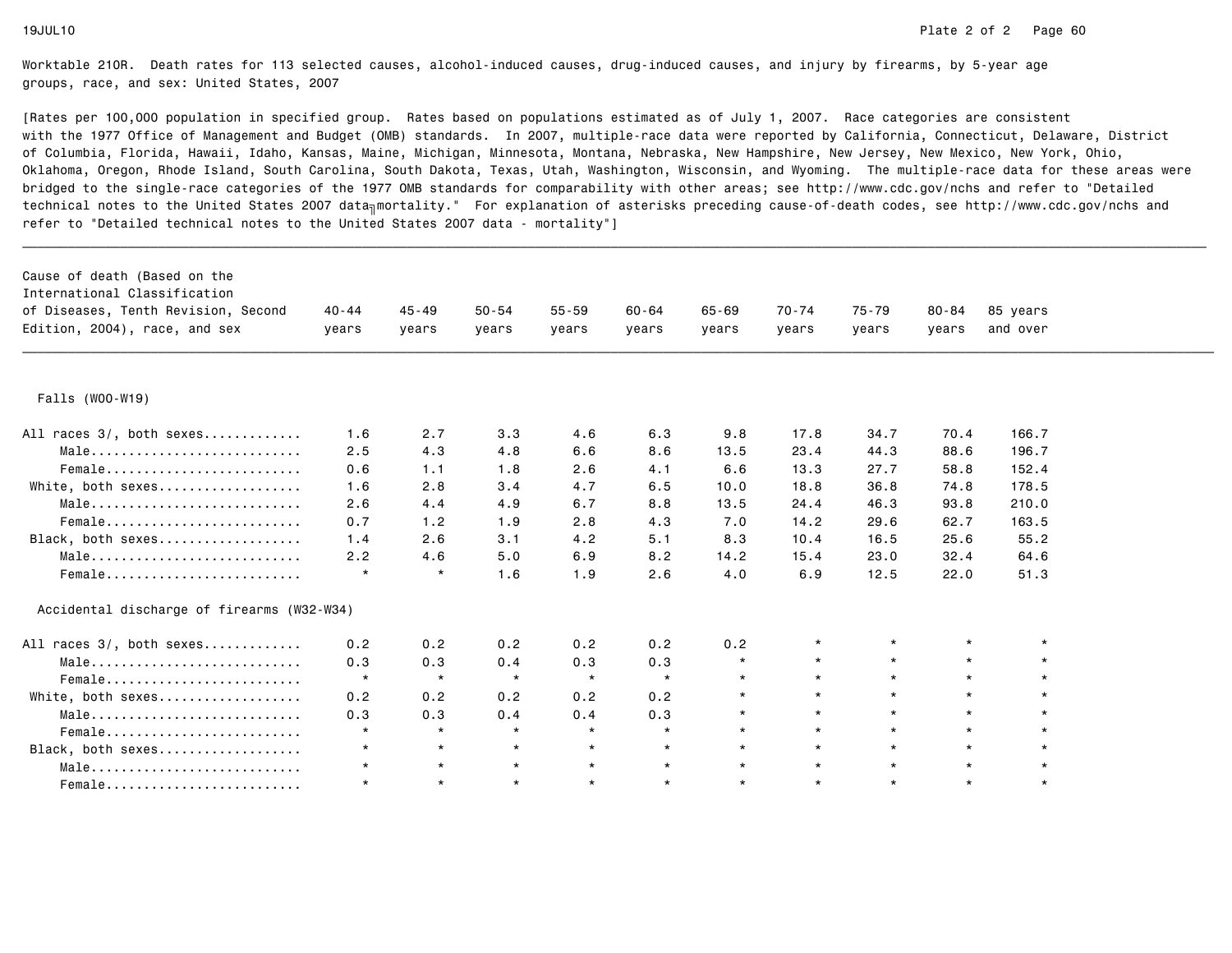Worktable 210R. Death rates for 113 selected causes, alcohol-induced causes, drug-induced causes, and injury by firearms, by 5-year age groups, race, and sex: United States, 2007

[Rates per 100,000 population in specified group. Rates based on populations estimated as of July 1, 2007. Race categories are consistent with the 1977 Office of Management and Budget (OMB) standards. In 2007, multiple-race data were reported by California, Connecticut, Delaware, District of Columbia, Florida, Hawaii, Idaho, Kansas, Maine, Michigan, Minnesota, Montana, Nebraska, New Hampshire, New Jersey, New Mexico, New York, Ohio, Oklahoma, Oregon, Rhode Island, South Carolina, South Dakota, Texas, Utah, Washington, Wisconsin, and Wyoming. The multiple-race data for these areas were bridged to the single-race categories of the 1977 OMB standards for comparability with other areas; see http://www.cdc.gov/nchs and refer to "Detailed technical notes to the United States 2007 data mortality." For explanation of asterisks preceding cause-of-death codes, see http://www.cdc.gov/nchs and refer to "Detailed technical notes to the United States 2007 data - mortality"]

| Cause of death (Based on the International Classification of Diseases, Tenth Revision, Second Edition, 2004), race, and sex | 40-44 years | 45-49 years | 50-54 years | 55-59 years | 60-64 years | 65-69 years | 70-74 years | 75-79 years | 80-84 years | 85 years and over |
|---|---|---|---|---|---|---|---|---|---|---|
| **Falls (W00-W19)** | | | | | | | | | | |
| All races 3/, both sexes | 1.6 | 2.7 | 3.3 | 4.6 | 6.3 | 9.8 | 17.8 | 34.7 | 70.4 | 166.7 |
| Male | 2.5 | 4.3 | 4.8 | 6.6 | 8.6 | 13.5 | 23.4 | 44.3 | 88.6 | 196.7 |
| Female | 0.6 | 1.1 | 1.8 | 2.6 | 4.1 | 6.6 | 13.3 | 27.7 | 58.8 | 152.4 |
| White, both sexes | 1.6 | 2.8 | 3.4 | 4.7 | 6.5 | 10.0 | 18.8 | 36.8 | 74.8 | 178.5 |
| Male | 2.6 | 4.4 | 4.9 | 6.7 | 8.8 | 13.5 | 24.4 | 46.3 | 93.8 | 210.0 |
| Female | 0.7 | 1.2 | 1.9 | 2.8 | 4.3 | 7.0 | 14.2 | 29.6 | 62.7 | 163.5 |
| Black, both sexes | 1.4 | 2.6 | 3.1 | 4.2 | 5.1 | 8.3 | 10.4 | 16.5 | 25.6 | 55.2 |
| Male | 2.2 | 4.6 | 5.0 | 6.9 | 8.2 | 14.2 | 15.4 | 23.0 | 32.4 | 64.6 |
| Female | * | * | 1.6 | 1.9 | 2.6 | 4.0 | 6.9 | 12.5 | 22.0 | 51.3 |
| **Accidental discharge of firearms (W32-W34)** | | | | | | | | | | |
| All races 3/, both sexes | 0.2 | 0.2 | 0.2 | 0.2 | 0.2 | 0.2 | * | * | * | * |
| Male | 0.3 | 0.3 | 0.4 | 0.3 | 0.3 | * | * | * | * | * |
| Female | * | * | * | * | * | * | * | * | * | * |
| White, both sexes | 0.2 | 0.2 | 0.2 | 0.2 | 0.2 | * | * | * | * | * |
| Male | 0.3 | 0.3 | 0.4 | 0.4 | 0.3 | * | * | * | * | * |
| Female | * | * | * | * | * | * | * | * | * | * |
| Black, both sexes | * | * | * | * | * | * | * | * | * | * |
| Male | * | * | * | * | * | * | * | * | * | * |
| Female | * | * | * | * | * | * | * | * | * | * |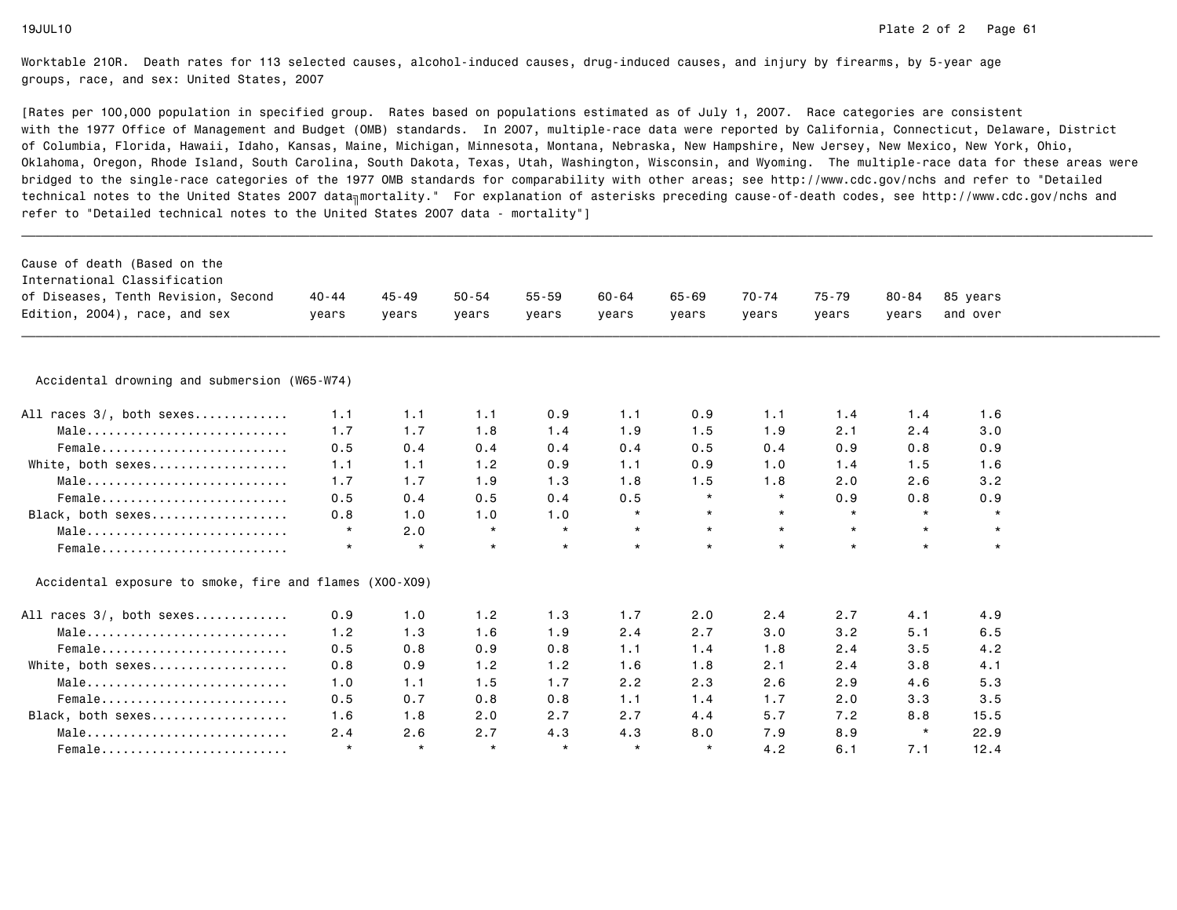Worktable 210R. Death rates for 113 selected causes, alcohol-induced causes, drug-induced causes, and injury by firearms, by 5-year age groups, race, and sex: United States, 2007

[Rates per 100,000 population in specified group. Rates based on populations estimated as of July 1, 2007. Race categories are consistent with the 1977 Office of Management and Budget (OMB) standards. In 2007, multiple-race data were reported by California, Connecticut, Delaware, District of Columbia, Florida, Hawaii, Idaho, Kansas, Maine, Michigan, Minnesota, Montana, Nebraska, New Hampshire, New Jersey, New Mexico, New York, Ohio, Oklahoma, Oregon, Rhode Island, South Carolina, South Dakota, Texas, Utah, Washington, Wisconsin, and Wyoming. The multiple-race data for these areas were bridged to the single-race categories of the 1977 OMB standards for comparability with other areas; see http://www.cdc.gov/nchs and refer to "Detailed technical notes to the United States 2007 data–mortality." For explanation of asterisks preceding cause-of-death codes, see http://www.cdc.gov/nchs and refer to "Detailed technical notes to the United States 2007 data - mortality"]

| Cause of death (Based on the International Classification of Diseases, Tenth Revision, Second Edition, 2004), race, and sex | 40-44 years | 45-49 years | 50-54 years | 55-59 years | 60-64 years | 65-69 years | 70-74 years | 75-79 years | 80-84 years | 85 years and over |
|---|---|---|---|---|---|---|---|---|---|---|
| **Accidental drowning and submersion (W65-W74)** | | | | | | | | | | |
| All races 3/, both sexes | 1.1 | 1.1 | 1.1 | 0.9 | 1.1 | 0.9 | 1.1 | 1.4 | 1.4 | 1.6 |
| Male | 1.7 | 1.7 | 1.8 | 1.4 | 1.9 | 1.5 | 1.9 | 2.1 | 2.4 | 3.0 |
| Female | 0.5 | 0.4 | 0.4 | 0.4 | 0.4 | 0.5 | 0.4 | 0.9 | 0.8 | 0.9 |
| White, both sexes | 1.1 | 1.1 | 1.2 | 0.9 | 1.1 | 0.9 | 1.0 | 1.4 | 1.5 | 1.6 |
| Male | 1.7 | 1.7 | 1.9 | 1.3 | 1.8 | 1.5 | 1.8 | 2.0 | 2.6 | 3.2 |
| Female | 0.5 | 0.4 | 0.5 | 0.4 | 0.5 | * | * | 0.9 | 0.8 | 0.9 |
| Black, both sexes | 0.8 | 1.0 | 1.0 | 1.0 | * | * | * | * | * | * |
| Male | * | 2.0 | * | * | * | * | * | * | * | * |
| Female | * | * | * | * | * | * | * | * | * | * |
| **Accidental exposure to smoke, fire and flames (X00-X09)** | | | | | | | | | | |
| All races 3/, both sexes | 0.9 | 1.0 | 1.2 | 1.3 | 1.7 | 2.0 | 2.4 | 2.7 | 4.1 | 4.9 |
| Male | 1.2 | 1.3 | 1.6 | 1.9 | 2.4 | 2.7 | 3.0 | 3.2 | 5.1 | 6.5 |
| Female | 0.5 | 0.8 | 0.9 | 0.8 | 1.1 | 1.4 | 1.8 | 2.4 | 3.5 | 4.2 |
| White, both sexes | 0.8 | 0.9 | 1.2 | 1.2 | 1.6 | 1.8 | 2.1 | 2.4 | 3.8 | 4.1 |
| Male | 1.0 | 1.1 | 1.5 | 1.7 | 2.2 | 2.3 | 2.6 | 2.9 | 4.6 | 5.3 |
| Female | 0.5 | 0.7 | 0.8 | 0.8 | 1.1 | 1.4 | 1.7 | 2.0 | 3.3 | 3.5 |
| Black, both sexes | 1.6 | 1.8 | 2.0 | 2.7 | 2.7 | 4.4 | 5.7 | 7.2 | 8.8 | 15.5 |
| Male | 2.4 | 2.6 | 2.7 | 4.3 | 4.3 | 8.0 | 7.9 | 8.9 | * | 22.9 |
| Female | * | * | * | * | * | * | 4.2 | 6.1 | 7.1 | 12.4 |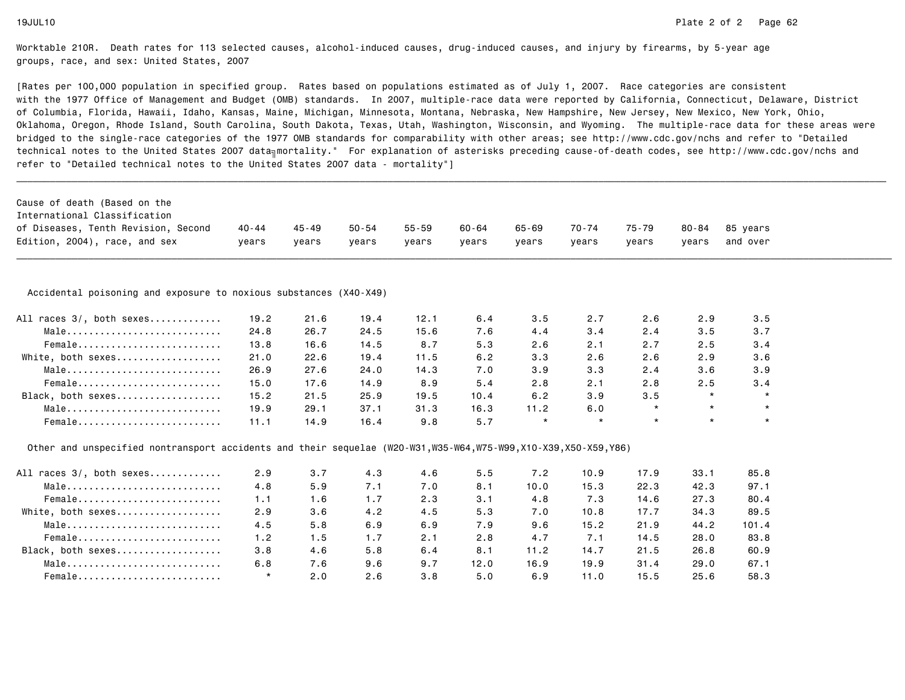Worktable 210R. Death rates for 113 selected causes, alcohol-induced causes, drug-induced causes, and injury by firearms, by 5-year age groups, race, and sex: United States, 2007

[Rates per 100,000 population in specified group. Rates based on populations estimated as of July 1, 2007. Race categories are consistent with the 1977 Office of Management and Budget (OMB) standards. In 2007, multiple-race data were reported by California, Connecticut, Delaware, District of Columbia, Florida, Hawaii, Idaho, Kansas, Maine, Michigan, Minnesota, Montana, Nebraska, New Hampshire, New Jersey, New Mexico, New York, Ohio, Oklahoma, Oregon, Rhode Island, South Carolina, South Dakota, Texas, Utah, Washington, Wisconsin, and Wyoming. The multiple-race data for these areas were bridged to the single-race categories of the 1977 OMB standards for comparability with other areas; see http://www.cdc.gov/nchs and refer to "Detailed technical notes to the United States 2007 data - mortality." For explanation of asterisks preceding cause-of-death codes, see http://www.cdc.gov/nchs and refer to "Detailed technical notes to the United States 2007 data - mortality"]

| Cause of death (Based on the International Classification of Diseases, Tenth Revision, Second Edition, 2004), race, and sex | 40-44 years | 45-49 years | 50-54 years | 55-59 years | 60-64 years | 65-69 years | 70-74 years | 75-79 years | 80-84 years | 85 years and over |
|---|---|---|---|---|---|---|---|---|---|---|
| **Accidental poisoning and exposure to noxious substances (X40-X49)** | | | | | | | | | | |
| All races 3/, both sexes | 19.2 | 21.6 | 19.4 | 12.1 | 6.4 | 3.5 | 2.7 | 2.6 | 2.9 | 3.5 |
| Male | 24.8 | 26.7 | 24.5 | 15.6 | 7.6 | 4.4 | 3.4 | 2.4 | 3.5 | 3.7 |
| Female | 13.8 | 16.6 | 14.5 | 8.7 | 5.3 | 2.6 | 2.1 | 2.7 | 2.5 | 3.4 |
| White, both sexes | 21.0 | 22.6 | 19.4 | 11.5 | 6.2 | 3.3 | 2.6 | 2.6 | 2.9 | 3.6 |
| Male | 26.9 | 27.6 | 24.0 | 14.3 | 7.0 | 3.9 | 3.3 | 2.4 | 3.6 | 3.9 |
| Female | 15.0 | 17.6 | 14.9 | 8.9 | 5.4 | 2.8 | 2.1 | 2.8 | 2.5 | 3.4 |
| Black, both sexes | 15.2 | 21.5 | 25.9 | 19.5 | 10.4 | 6.2 | 3.9 | 3.5 | * | * |
| Male | 19.9 | 29.1 | 37.1 | 31.3 | 16.3 | 11.2 | 6.0 | * | * | * |
| Female | 11.1 | 14.9 | 16.4 | 9.8 | 5.7 | * | * | * | * | * |
| **Other and unspecified nontransport accidents and their sequelae (W20-W31,W35-W64,W75-W99,X10-X39,X50-X59,Y86)** | | | | | | | | | | |
| All races 3/, both sexes | 2.9 | 3.7 | 4.3 | 4.6 | 5.5 | 7.2 | 10.9 | 17.9 | 33.1 | 85.8 |
| Male | 4.8 | 5.9 | 7.1 | 7.0 | 8.1 | 10.0 | 15.3 | 22.3 | 42.3 | 97.1 |
| Female | 1.1 | 1.6 | 1.7 | 2.3 | 3.1 | 4.8 | 7.3 | 14.6 | 27.3 | 80.4 |
| White, both sexes | 2.9 | 3.6 | 4.2 | 4.5 | 5.3 | 7.0 | 10.8 | 17.7 | 34.3 | 89.5 |
| Male | 4.5 | 5.8 | 6.9 | 6.9 | 7.9 | 9.6 | 15.2 | 21.9 | 44.2 | 101.4 |
| Female | 1.2 | 1.5 | 1.7 | 2.1 | 2.8 | 4.7 | 7.1 | 14.5 | 28.0 | 83.8 |
| Black, both sexes | 3.8 | 4.6 | 5.8 | 6.4 | 8.1 | 11.2 | 14.7 | 21.5 | 26.8 | 60.9 |
| Male | 6.8 | 7.6 | 9.6 | 9.7 | 12.0 | 16.9 | 19.9 | 31.4 | 29.0 | 67.1 |
| Female | * | 2.0 | 2.6 | 3.8 | 5.0 | 6.9 | 11.0 | 15.5 | 25.6 | 58.3 |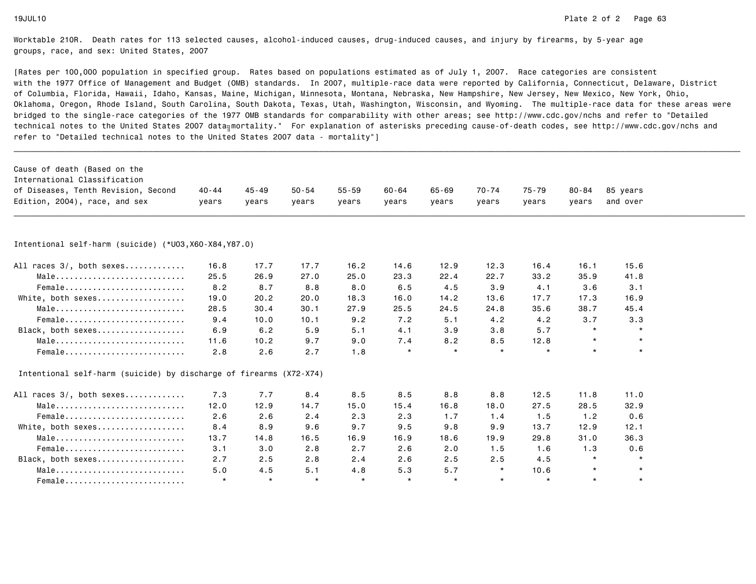Worktable 210R. Death rates for 113 selected causes, alcohol-induced causes, drug-induced causes, and injury by firearms, by 5-year age groups, race, and sex: United States, 2007

[Rates per 100,000 population in specified group. Rates based on populations estimated as of July 1, 2007. Race categories are consistent with the 1977 Office of Management and Budget (OMB) standards. In 2007, multiple-race data were reported by California, Connecticut, Delaware, District of Columbia, Florida, Hawaii, Idaho, Kansas, Maine, Michigan, Minnesota, Montana, Nebraska, New Hampshire, New Jersey, New Mexico, New York, Ohio, Oklahoma, Oregon, Rhode Island, South Carolina, South Dakota, Texas, Utah, Washington, Wisconsin, and Wyoming. The multiple-race data for these areas were bridged to the single-race categories of the 1977 OMB standards for comparability with other areas; see http://www.cdc.gov/nchs and refer to "Detailed technical notes to the United States 2007 data–mortality." For explanation of asterisks preceding cause-of-death codes, see http://www.cdc.gov/nchs and refer to "Detailed technical notes to the United States 2007 data - mortality"]

| Cause of death (Based on the International Classification of Diseases, Tenth Revision, Second Edition, 2004), race, and sex | 40-44 years | 45-49 years | 50-54 years | 55-59 years | 60-64 years | 65-69 years | 70-74 years | 75-79 years | 80-84 years | 85 years and over |
|---|---|---|---|---|---|---|---|---|---|---|
| **Intentional self-harm (suicide) (*U03,X60-X84,Y87.0)** | | | | | | | | | | |
| All races 3/, both sexes............ | 16.8 | 17.7 | 17.7 | 16.2 | 14.6 | 12.9 | 12.3 | 16.4 | 16.1 | 15.6 |
| Male............................ | 25.5 | 26.9 | 27.0 | 25.0 | 23.3 | 22.4 | 22.7 | 33.2 | 35.9 | 41.8 |
| Female.......................... | 8.2 | 8.7 | 8.8 | 8.0 | 6.5 | 4.5 | 3.9 | 4.1 | 3.6 | 3.1 |
| White, both sexes................... | 19.0 | 20.2 | 20.0 | 18.3 | 16.0 | 14.2 | 13.6 | 17.7 | 17.3 | 16.9 |
| Male............................ | 28.5 | 30.4 | 30.1 | 27.9 | 25.5 | 24.5 | 24.8 | 35.6 | 38.7 | 45.4 |
| Female.......................... | 9.4 | 10.0 | 10.1 | 9.2 | 7.2 | 5.1 | 4.2 | 4.2 | 3.7 | 3.3 |
| Black, both sexes................... | 6.9 | 6.2 | 5.9 | 5.1 | 4.1 | 3.9 | 3.8 | 5.7 | * | * |
| Male............................ | 11.6 | 10.2 | 9.7 | 9.0 | 7.4 | 8.2 | 8.5 | 12.8 | * | * |
| Female.......................... | 2.8 | 2.6 | 2.7 | 1.8 | * | * | * | * | * | * |
| **Intentional self-harm (suicide) by discharge of firearms (X72-X74)** | | | | | | | | | | |
| All races 3/, both sexes............ | 7.3 | 7.7 | 8.4 | 8.5 | 8.5 | 8.8 | 8.8 | 12.5 | 11.8 | 11.0 |
| Male............................ | 12.0 | 12.9 | 14.7 | 15.0 | 15.4 | 16.8 | 18.0 | 27.5 | 28.5 | 32.9 |
| Female.......................... | 2.6 | 2.6 | 2.4 | 2.3 | 2.3 | 1.7 | 1.4 | 1.5 | 1.2 | 0.6 |
| White, both sexes................... | 8.4 | 8.9 | 9.6 | 9.7 | 9.5 | 9.8 | 9.9 | 13.7 | 12.9 | 12.1 |
| Male............................ | 13.7 | 14.8 | 16.5 | 16.9 | 16.9 | 18.6 | 19.9 | 29.8 | 31.0 | 36.3 |
| Female.......................... | 3.1 | 3.0 | 2.8 | 2.7 | 2.6 | 2.0 | 1.5 | 1.6 | 1.3 | 0.6 |
| Black, both sexes................... | 2.7 | 2.5 | 2.8 | 2.4 | 2.6 | 2.5 | 2.5 | 4.5 | * | * |
| Male............................ | 5.0 | 4.5 | 5.1 | 4.8 | 5.3 | 5.7 | * | 10.6 | * | * |
| Female.......................... | * | * | * | * | * | * | * | * | * | * |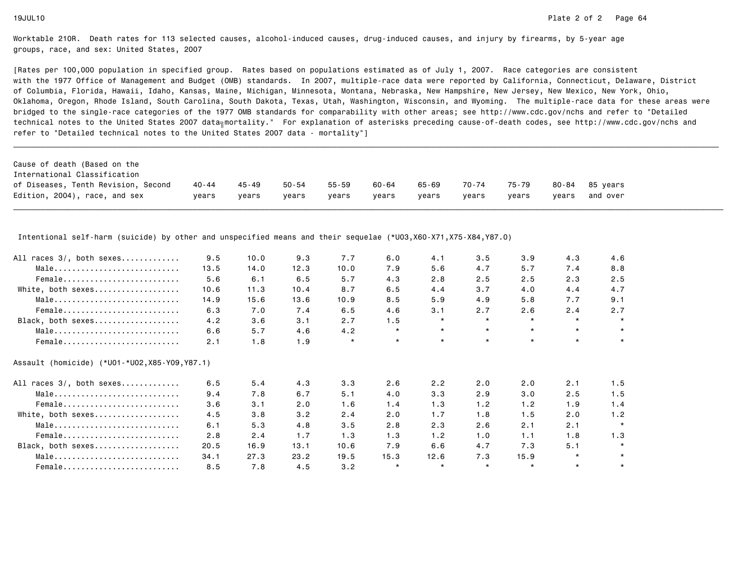Worktable 210R. Death rates for 113 selected causes, alcohol-induced causes, drug-induced causes, and injury by firearms, by 5-year age groups, race, and sex: United States, 2007

[Rates per 100,000 population in specified group. Rates based on populations estimated as of July 1, 2007. Race categories are consistent with the 1977 Office of Management and Budget (OMB) standards. In 2007, multiple-race data were reported by California, Connecticut, Delaware, District of Columbia, Florida, Hawaii, Idaho, Kansas, Maine, Michigan, Minnesota, Montana, Nebraska, New Hampshire, New Jersey, New Mexico, New York, Ohio, Oklahoma, Oregon, Rhode Island, South Carolina, South Dakota, Texas, Utah, Washington, Wisconsin, and Wyoming. The multiple-race data for these areas were bridged to the single-race categories of the 1977 OMB standards for comparability with other areas; see http://www.cdc.gov/nchs and refer to "Detailed technical notes to the United States 2007 data - mortality." For explanation of asterisks preceding cause-of-death codes, see http://www.cdc.gov/nchs and refer to "Detailed technical notes to the United States 2007 data - mortality"]

| Cause of death (Based on the International Classification of Diseases, Tenth Revision, Second Edition, 2004), race, and sex | 40-44 years | 45-49 years | 50-54 years | 55-59 years | 60-64 years | 65-69 years | 70-74 years | 75-79 years | 80-84 years | 85 years and over |
|---|---|---|---|---|---|---|---|---|---|---|
| **Intentional self-harm (suicide) by other and unspecified means and their sequelae (*U03,X60-X71,X75-X84,Y87.0)** | | | | | | | | | | |
| All races 3/, both sexes | 9.5 | 10.0 | 9.3 | 7.7 | 6.0 | 4.1 | 3.5 | 3.9 | 4.3 | 4.6 |
| Male | 13.5 | 14.0 | 12.3 | 10.0 | 7.9 | 5.6 | 4.7 | 5.7 | 7.4 | 8.8 |
| Female | 5.6 | 6.1 | 6.5 | 5.7 | 4.3 | 2.8 | 2.5 | 2.5 | 2.3 | 2.5 |
| White, both sexes | 10.6 | 11.3 | 10.4 | 8.7 | 6.5 | 4.4 | 3.7 | 4.0 | 4.4 | 4.7 |
| Male | 14.9 | 15.6 | 13.6 | 10.9 | 8.5 | 5.9 | 4.9 | 5.8 | 7.7 | 9.1 |
| Female | 6.3 | 7.0 | 7.4 | 6.5 | 4.6 | 3.1 | 2.7 | 2.6 | 2.4 | 2.7 |
| Black, both sexes | 4.2 | 3.6 | 3.1 | 2.7 | 1.5 | * | * | * | * | * |
| Male | 6.6 | 5.7 | 4.6 | 4.2 | * | * | * | * | * | * |
| Female | 2.1 | 1.8 | 1.9 | * | * | * | * | * | * | * |
| **Assault (homicide) (*U01-*U02,X85-Y09,Y87.1)** | | | | | | | | | | |
| All races 3/, both sexes | 6.5 | 5.4 | 4.3 | 3.3 | 2.6 | 2.2 | 2.0 | 2.0 | 2.1 | 1.5 |
| Male | 9.4 | 7.8 | 6.7 | 5.1 | 4.0 | 3.3 | 2.9 | 3.0 | 2.5 | 1.5 |
| Female | 3.6 | 3.1 | 2.0 | 1.6 | 1.4 | 1.3 | 1.2 | 1.2 | 1.9 | 1.4 |
| White, both sexes | 4.5 | 3.8 | 3.2 | 2.4 | 2.0 | 1.7 | 1.8 | 1.5 | 2.0 | 1.2 |
| Male | 6.1 | 5.3 | 4.8 | 3.5 | 2.8 | 2.3 | 2.6 | 2.1 | 2.1 | * |
| Female | 2.8 | 2.4 | 1.7 | 1.3 | 1.3 | 1.2 | 1.0 | 1.1 | 1.8 | 1.3 |
| Black, both sexes | 20.5 | 16.9 | 13.1 | 10.6 | 7.9 | 6.6 | 4.7 | 7.3 | 5.1 | * |
| Male | 34.1 | 27.3 | 23.2 | 19.5 | 15.3 | 12.6 | 7.3 | 15.9 | * | * |
| Female | 8.5 | 7.8 | 4.5 | 3.2 | * | * | * | * | * | * |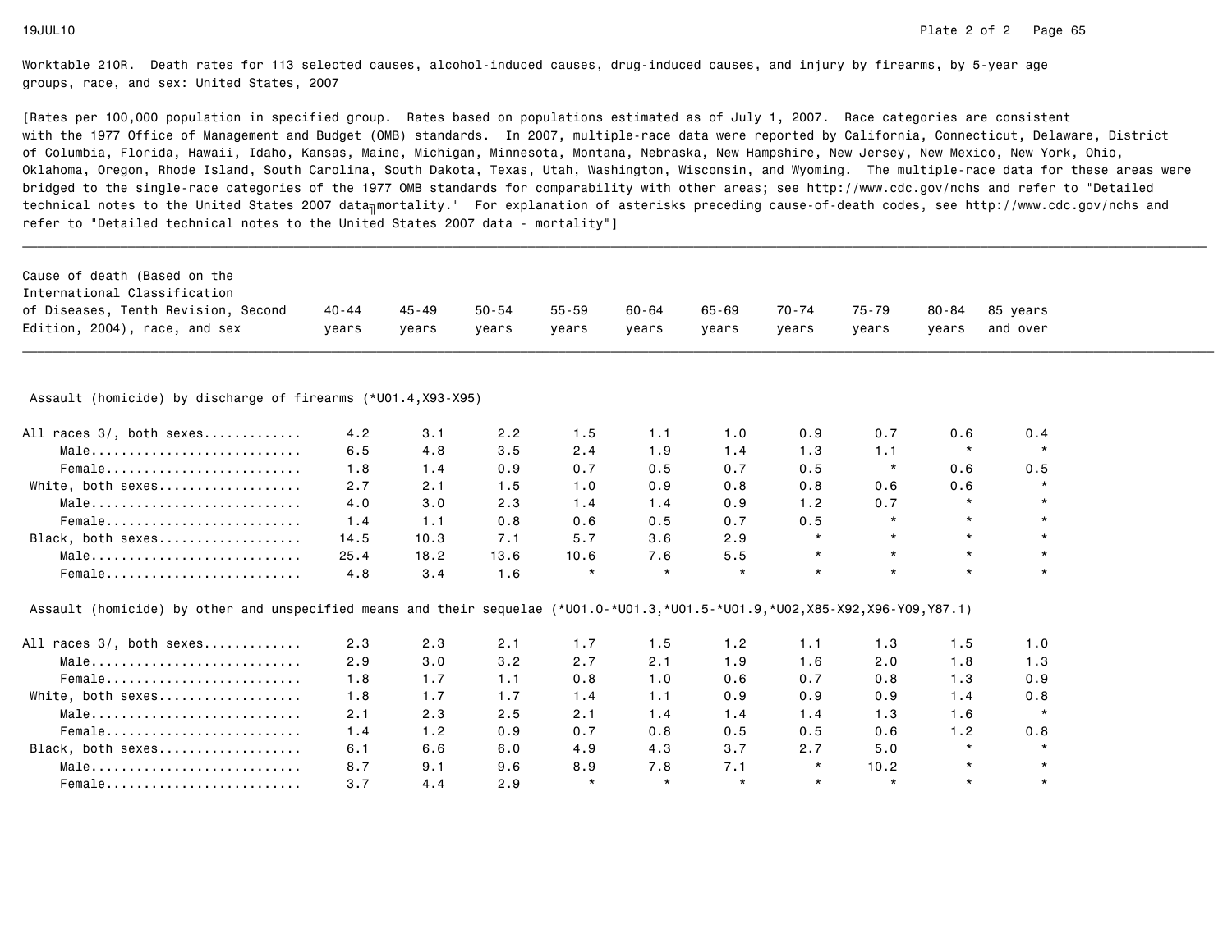Worktable 210R. Death rates for 113 selected causes, alcohol-induced causes, drug-induced causes, and injury by firearms, by 5-year age groups, race, and sex: United States, 2007

[Rates per 100,000 population in specified group. Rates based on populations estimated as of July 1, 2007. Race categories are consistent with the 1977 Office of Management and Budget (OMB) standards. In 2007, multiple-race data were reported by California, Connecticut, Delaware, District of Columbia, Florida, Hawaii, Idaho, Kansas, Maine, Michigan, Minnesota, Montana, Nebraska, New Hampshire, New Jersey, New Mexico, New York, Ohio, Oklahoma, Oregon, Rhode Island, South Carolina, South Dakota, Texas, Utah, Washington, Wisconsin, and Wyoming. The multiple-race data for these areas were bridged to the single-race categories of the 1977 OMB standards for comparability with other areas; see http://www.cdc.gov/nchs and refer to "Detailed technical notes to the United States 2007 data╖mortality." For explanation of asterisks preceding cause-of-death codes, see http://www.cdc.gov/nchs and refer to "Detailed technical notes to the United States 2007 data - mortality"]

| Cause of death (Based on the International Classification of Diseases, Tenth Revision, Second Edition, 2004), race, and sex | 40-44 years | 45-49 years | 50-54 years | 55-59 years | 60-64 years | 65-69 years | 70-74 years | 75-79 years | 80-84 years | 85 years and over |
|---|---|---|---|---|---|---|---|---|---|---|
| **Assault (homicide) by discharge of firearms (*U01.4,X93-X95)** | | | | | | | | | | |
| All races 3/, both sexes............ | 4.2 | 3.1 | 2.2 | 1.5 | 1.1 | 1.0 | 0.9 | 0.7 | 0.6 | 0.4 |
| Male............................ | 6.5 | 4.8 | 3.5 | 2.4 | 1.9 | 1.4 | 1.3 | 1.1 | * | * |
| Female.......................... | 1.8 | 1.4 | 0.9 | 0.7 | 0.5 | 0.7 | 0.5 | * | 0.6 | 0.5 |
| White, both sexes................... | 2.7 | 2.1 | 1.5 | 1.0 | 0.9 | 0.8 | 0.8 | 0.6 | 0.6 | * |
| Male............................ | 4.0 | 3.0 | 2.3 | 1.4 | 1.4 | 0.9 | 1.2 | 0.7 | * | * |
| Female.......................... | 1.4 | 1.1 | 0.8 | 0.6 | 0.5 | 0.7 | 0.5 | * | * | * |
| Black, both sexes................... | 14.5 | 10.3 | 7.1 | 5.7 | 3.6 | 2.9 | * | * | * | * |
| Male............................ | 25.4 | 18.2 | 13.6 | 10.6 | 7.6 | 5.5 | * | * | * | * |
| Female.......................... | 4.8 | 3.4 | 1.6 | * | * | * | * | * | * | * |
| **Assault (homicide) by other and unspecified means and their sequelae (*U01.0-*U01.3,*U01.5-*U01.9,*U02,X85-X92,X96-Y09,Y87.1)** | | | | | | | | | | |
| All races 3/, both sexes............ | 2.3 | 2.3 | 2.1 | 1.7 | 1.5 | 1.2 | 1.1 | 1.3 | 1.5 | 1.0 |
| Male............................ | 2.9 | 3.0 | 3.2 | 2.7 | 2.1 | 1.9 | 1.6 | 2.0 | 1.8 | 1.3 |
| Female.......................... | 1.8 | 1.7 | 1.1 | 0.8 | 1.0 | 0.6 | 0.7 | 0.8 | 1.3 | 0.9 |
| White, both sexes................... | 1.8 | 1.7 | 1.7 | 1.4 | 1.1 | 0.9 | 0.9 | 0.9 | 1.4 | 0.8 |
| Male............................ | 2.1 | 2.3 | 2.5 | 2.1 | 1.4 | 1.4 | 1.4 | 1.3 | 1.6 | * |
| Female.......................... | 1.4 | 1.2 | 0.9 | 0.7 | 0.8 | 0.5 | 0.5 | 0.6 | 1.2 | 0.8 |
| Black, both sexes................... | 6.1 | 6.6 | 6.0 | 4.9 | 4.3 | 3.7 | 2.7 | 5.0 | * | * |
| Male............................ | 8.7 | 9.1 | 9.6 | 8.9 | 7.8 | 7.1 | * | 10.2 | * | * |
| Female.......................... | 3.7 | 4.4 | 2.9 | * | * | * | * | * | * | * |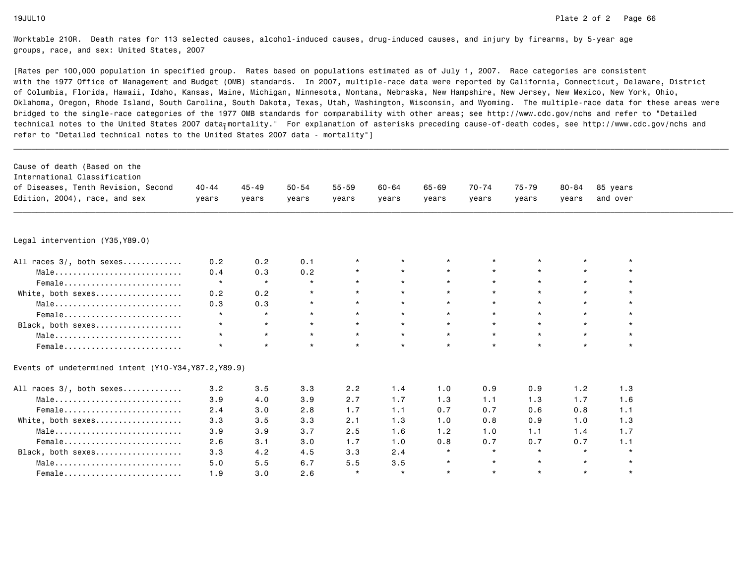Worktable 210R. Death rates for 113 selected causes, alcohol-induced causes, drug-induced causes, and injury by firearms, by 5-year age groups, race, and sex: United States, 2007

[Rates per 100,000 population in specified group. Rates based on populations estimated as of July 1, 2007. Race categories are consistent with the 1977 Office of Management and Budget (OMB) standards. In 2007, multiple-race data were reported by California, Connecticut, Delaware, District of Columbia, Florida, Hawaii, Idaho, Kansas, Maine, Michigan, Minnesota, Montana, Nebraska, New Hampshire, New Jersey, New Mexico, New York, Ohio, Oklahoma, Oregon, Rhode Island, South Carolina, South Dakota, Texas, Utah, Washington, Wisconsin, and Wyoming. The multiple-race data for these areas were bridged to the single-race categories of the 1977 OMB standards for comparability with other areas; see http://www.cdc.gov/nchs and refer to "Detailed technical notes to the United States 2007 data—mortality." For explanation of asterisks preceding cause-of-death codes, see http://www.cdc.gov/nchs and refer to "Detailed technical notes to the United States 2007 data - mortality"]

| Cause of death (Based on the International Classification of Diseases, Tenth Revision, Second Edition, 2004), race, and sex | 40-44 years | 45-49 years | 50-54 years | 55-59 years | 60-64 years | 65-69 years | 70-74 years | 75-79 years | 80-84 years | 85 years and over |
|---|---|---|---|---|---|---|---|---|---|---|
| **Legal intervention (Y35,Y89.0)** | | | | | | | | | | |
| All races 3/, both sexes............ | 0.2 | 0.2 | 0.1 | * | * | * | * | * | * | * |
| Male........................... | 0.4 | 0.3 | 0.2 | * | * | * | * | * | * | * |
| Female......................... | * | * | * | * | * | * | * | * | * | * |
| White, both sexes.................. | 0.2 | 0.2 | * | * | * | * | * | * | * | * |
| Male........................... | 0.3 | 0.3 | * | * | * | * | * | * | * | * |
| Female......................... | * | * | * | * | * | * | * | * | * | * |
| Black, both sexes.................. | * | * | * | * | * | * | * | * | * | * |
| Male........................... | * | * | * | * | * | * | * | * | * | * |
| Female......................... | * | * | * | * | * | * | * | * | * | * |
| **Events of undetermined intent (Y10-Y34,Y87.2,Y89.9)** | | | | | | | | | | |
| All races 3/, both sexes............ | 3.2 | 3.5 | 3.3 | 2.2 | 1.4 | 1.0 | 0.9 | 0.9 | 1.2 | 1.3 |
| Male........................... | 3.9 | 4.0 | 3.9 | 2.7 | 1.7 | 1.3 | 1.1 | 1.3 | 1.7 | 1.6 |
| Female......................... | 2.4 | 3.0 | 2.8 | 1.7 | 1.1 | 0.7 | 0.7 | 0.6 | 0.8 | 1.1 |
| White, both sexes.................. | 3.3 | 3.5 | 3.3 | 2.1 | 1.3 | 1.0 | 0.8 | 0.9 | 1.0 | 1.3 |
| Male........................... | 3.9 | 3.9 | 3.7 | 2.5 | 1.6 | 1.2 | 1.0 | 1.1 | 1.4 | 1.7 |
| Female......................... | 2.6 | 3.1 | 3.0 | 1.7 | 1.0 | 0.8 | 0.7 | 0.7 | 0.7 | 1.1 |
| Black, both sexes.................. | 3.3 | 4.2 | 4.5 | 3.3 | 2.4 | * | * | * | * | * |
| Male........................... | 5.0 | 5.5 | 6.7 | 5.5 | 3.5 | * | * | * | * | * |
| Female......................... | 1.9 | 3.0 | 2.6 | * | * | * | * | * | * | * |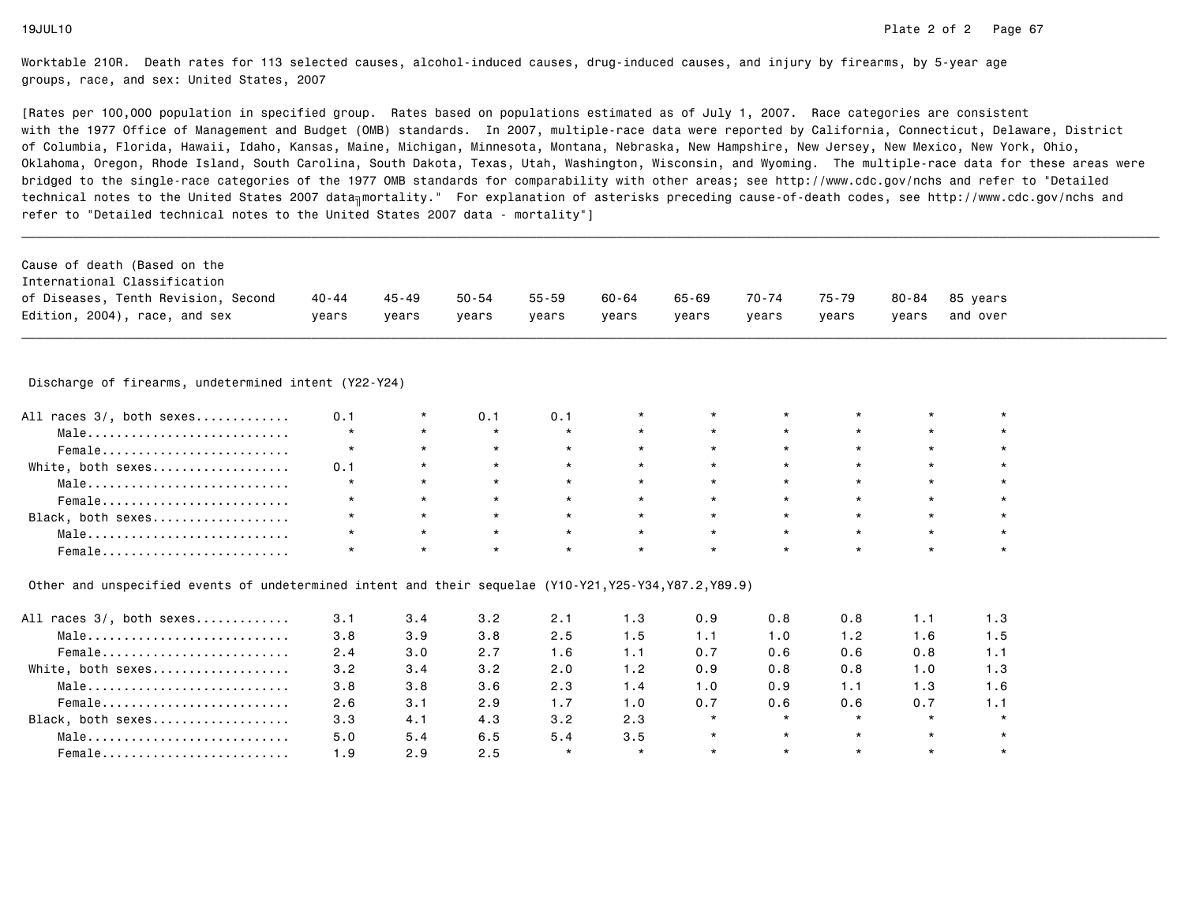Worktable 210R. Death rates for 113 selected causes, alcohol-induced causes, drug-induced causes, and injury by firearms, by 5-year age groups, race, and sex: United States, 2007

[Rates per 100,000 population in specified group. Rates based on populations estimated as of July 1, 2007. Race categories are consistent with the 1977 Office of Management and Budget (OMB) standards. In 2007, multiple-race data were reported by California, Connecticut, Delaware, District of Columbia, Florida, Hawaii, Idaho, Kansas, Maine, Michigan, Minnesota, Montana, Nebraska, New Hampshire, New Jersey, New Mexico, New York, Ohio, Oklahoma, Oregon, Rhode Island, South Carolina, South Dakota, Texas, Utah, Washington, Wisconsin, and Wyoming. The multiple-race data for these areas were bridged to the single-race categories of the 1977 OMB standards for comparability with other areas; see http://www.cdc.gov/nchs and refer to "Detailed technical notes to the United States 2007 data—mortality." For explanation of asterisks preceding cause-of-death codes, see http://www.cdc.gov/nchs and refer to "Detailed technical notes to the United States 2007 data - mortality"]

| Cause of death (Based on the International Classification of Diseases, Tenth Revision, Second Edition, 2004), race, and sex | 40-44 years | 45-49 years | 50-54 years | 55-59 years | 60-64 years | 65-69 years | 70-74 years | 75-79 years | 80-84 years | 85 years and over |
|---|---|---|---|---|---|---|---|---|---|---|
| **Discharge of firearms, undetermined intent (Y22-Y24)** | | | | | | | | | | |
| All races 3/, both sexes | 0.1 | * | 0.1 | 0.1 | * | * | * | * | * | * |
| Male | * | * | * | * | * | * | * | * | * | * |
| Female | * | * | * | * | * | * | * | * | * | * |
| White, both sexes | 0.1 | * | * | * | * | * | * | * | * | * |
| Male | * | * | * | * | * | * | * | * | * | * |
| Female | * | * | * | * | * | * | * | * | * | * |
| Black, both sexes | * | * | * | * | * | * | * | * | * | * |
| Male | * | * | * | * | * | * | * | * | * | * |
| Female | * | * | * | * | * | * | * | * | * | * |
| **Other and unspecified events of undetermined intent and their sequelae (Y10-Y21,Y25-Y34,Y87.2,Y89.9)** | | | | | | | | | | |
| All races 3/, both sexes | 3.1 | 3.4 | 3.2 | 2.1 | 1.3 | 0.9 | 0.8 | 0.8 | 1.1 | 1.3 |
| Male | 3.8 | 3.9 | 3.8 | 2.5 | 1.5 | 1.1 | 1.0 | 1.2 | 1.6 | 1.5 |
| Female | 2.4 | 3.0 | 2.7 | 1.6 | 1.1 | 0.7 | 0.6 | 0.6 | 0.8 | 1.1 |
| White, both sexes | 3.2 | 3.4 | 3.2 | 2.0 | 1.2 | 0.9 | 0.8 | 0.8 | 1.0 | 1.3 |
| Male | 3.8 | 3.8 | 3.6 | 2.3 | 1.4 | 1.0 | 0.9 | 1.1 | 1.3 | 1.6 |
| Female | 2.6 | 3.1 | 2.9 | 1.7 | 1.0 | 0.7 | 0.6 | 0.6 | 0.7 | 1.1 |
| Black, both sexes | 3.3 | 4.1 | 4.3 | 3.2 | 2.3 | * | * | * | * | * |
| Male | 5.0 | 5.4 | 6.5 | 5.4 | 3.5 | * | * | * | * | * |
| Female | 1.9 | 2.9 | 2.5 | * | * | * | * | * | * | * |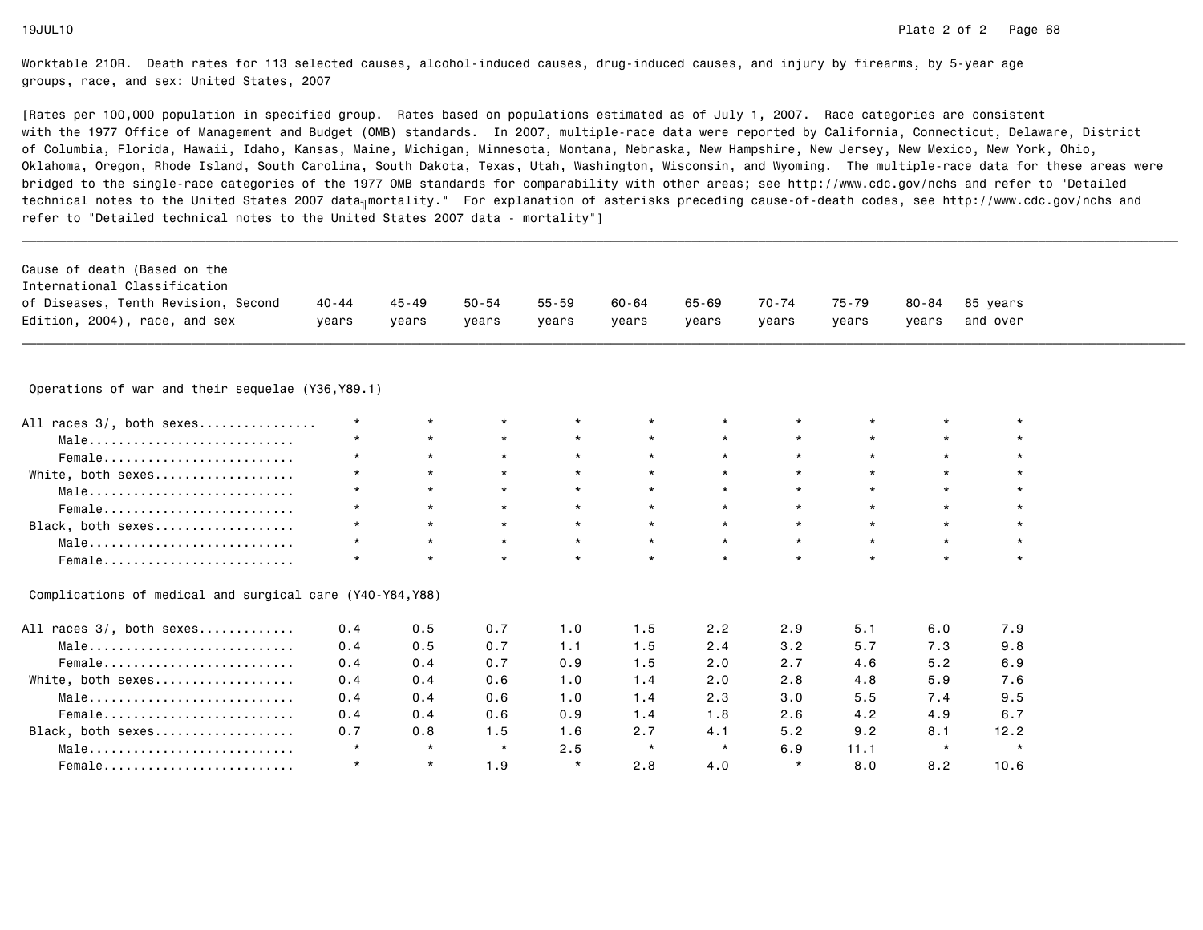Worktable 210R. Death rates for 113 selected causes, alcohol-induced causes, drug-induced causes, and injury by firearms, by 5-year age groups, race, and sex: United States, 2007

[Rates per 100,000 population in specified group. Rates based on populations estimated as of July 1, 2007. Race categories are consistent with the 1977 Office of Management and Budget (OMB) standards. In 2007, multiple-race data were reported by California, Connecticut, Delaware, District of Columbia, Florida, Hawaii, Idaho, Kansas, Maine, Michigan, Minnesota, Montana, Nebraska, New Hampshire, New Jersey, New Mexico, New York, Ohio, Oklahoma, Oregon, Rhode Island, South Carolina, South Dakota, Texas, Utah, Washington, Wisconsin, and Wyoming. The multiple-race data for these areas were bridged to the single-race categories of the 1977 OMB standards for comparability with other areas; see http://www.cdc.gov/nchs and refer to "Detailed technical notes to the United States 2007 data mortality." For explanation of asterisks preceding cause-of-death codes, see http://www.cdc.gov/nchs and refer to "Detailed technical notes to the United States 2007 data - mortality"]

| Cause of death (Based on the International Classification of Diseases, Tenth Revision, Second Edition, 2004), race, and sex | 40-44 years | 45-49 years | 50-54 years | 55-59 years | 60-64 years | 65-69 years | 70-74 years | 75-79 years | 80-84 years | 85 years and over |
|---|---|---|---|---|---|---|---|---|---|---|
| **Operations of war and their sequelae (Y36,Y89.1)** | | | | | | | | | | |
| All races 3/, both sexes | * | * | * | * | * | * | * | * | * | * |
| Male | * | * | * | * | * | * | * | * | * | * |
| Female | * | * | * | * | * | * | * | * | * | * |
| White, both sexes | * | * | * | * | * | * | * | * | * | * |
| Male | * | * | * | * | * | * | * | * | * | * |
| Female | * | * | * | * | * | * | * | * | * | * |
| Black, both sexes | * | * | * | * | * | * | * | * | * | * |
| Male | * | * | * | * | * | * | * | * | * | * |
| Female | * | * | * | * | * | * | * | * | * | * |
| **Complications of medical and surgical care (Y40-Y84,Y88)** | | | | | | | | | | |
| All races 3/, both sexes | 0.4 | 0.5 | 0.7 | 1.0 | 1.5 | 2.2 | 2.9 | 5.1 | 6.0 | 7.9 |
| Male | 0.4 | 0.5 | 0.7 | 1.1 | 1.5 | 2.4 | 3.2 | 5.7 | 7.3 | 9.8 |
| Female | 0.4 | 0.4 | 0.7 | 0.9 | 1.5 | 2.0 | 2.7 | 4.6 | 5.2 | 6.9 |
| White, both sexes | 0.4 | 0.4 | 0.6 | 1.0 | 1.4 | 2.0 | 2.8 | 4.8 | 5.9 | 7.6 |
| Male | 0.4 | 0.4 | 0.6 | 1.0 | 1.4 | 2.3 | 3.0 | 5.5 | 7.4 | 9.5 |
| Female | 0.4 | 0.4 | 0.6 | 0.9 | 1.4 | 1.8 | 2.6 | 4.2 | 4.9 | 6.7 |
| Black, both sexes | 0.7 | 0.8 | 1.5 | 1.6 | 2.7 | 4.1 | 5.2 | 9.2 | 8.1 | 12.2 |
| Male | * | * | * | 2.5 | * | * | 6.9 | 11.1 | * | * |
| Female | * | * | 1.9 | * | 2.8 | 4.0 | * | 8.0 | 8.2 | 10.6 |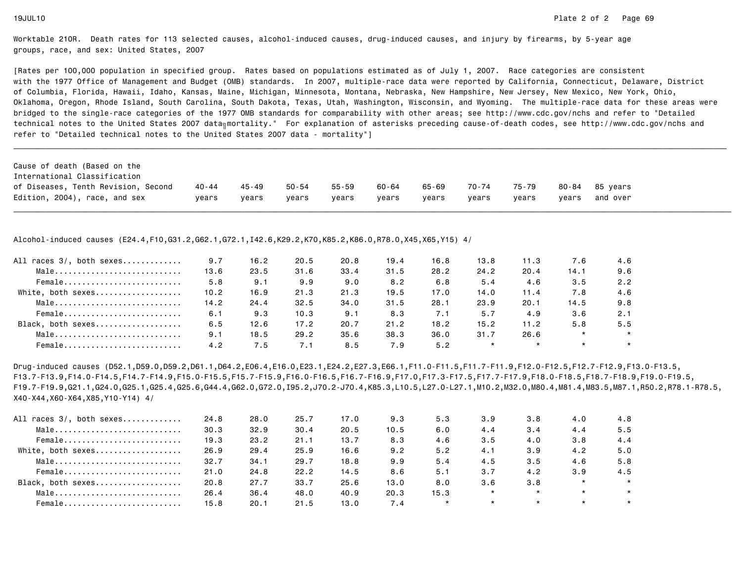Worktable 210R. Death rates for 113 selected causes, alcohol-induced causes, drug-induced causes, and injury by firearms, by 5-year age groups, race, and sex: United States, 2007

[Rates per 100,000 population in specified group. Rates based on populations estimated as of July 1, 2007. Race categories are consistent with the 1977 Office of Management and Budget (OMB) standards. In 2007, multiple-race data were reported by California, Connecticut, Delaware, District of Columbia, Florida, Hawaii, Idaho, Kansas, Maine, Michigan, Minnesota, Montana, Nebraska, New Hampshire, New Jersey, New Mexico, New York, Ohio, Oklahoma, Oregon, Rhode Island, South Carolina, South Dakota, Texas, Utah, Washington, Wisconsin, and Wyoming. The multiple-race data for these areas were bridged to the single-race categories of the 1977 OMB standards for comparability with other areas; see http://www.cdc.gov/nchs and refer to "Detailed technical notes to the United States 2007 data—mortality." For explanation of asterisks preceding cause-of-death codes, see http://www.cdc.gov/nchs and refer to "Detailed technical notes to the United States 2007 data - mortality"]

| Cause of death (Based on the International Classification of Diseases, Tenth Revision, Second Edition, 2004), race, and sex | 40-44 years | 45-49 years | 50-54 years | 55-59 years | 60-64 years | 65-69 years | 70-74 years | 75-79 years | 80-84 years | 85 years and over |
|---|---|---|---|---|---|---|---|---|---|---|
| **Alcohol-induced causes (E24.4,F10,G31.2,G62.1,G72.1,I42.6,K29.2,K70,K85.2,K86.0,R78.0,X45,X65,Y15) 4/** | | | | | | | | | | |
| All races 3/, both sexes............ | 9.7 | 16.2 | 20.5 | 20.8 | 19.4 | 16.8 | 13.8 | 11.3 | 7.6 | 4.6 |
| Male........................... | 13.6 | 23.5 | 31.6 | 33.4 | 31.5 | 28.2 | 24.2 | 20.4 | 14.1 | 9.6 |
| Female......................... | 5.8 | 9.1 | 9.9 | 9.0 | 8.2 | 6.8 | 5.4 | 4.6 | 3.5 | 2.2 |
| White, both sexes.................. | 10.2 | 16.9 | 21.3 | 21.3 | 19.5 | 17.0 | 14.0 | 11.4 | 7.8 | 4.6 |
| Male........................... | 14.2 | 24.4 | 32.5 | 34.0 | 31.5 | 28.1 | 23.9 | 20.1 | 14.5 | 9.8 |
| Female......................... | 6.1 | 9.3 | 10.3 | 9.1 | 8.3 | 7.1 | 5.7 | 4.9 | 3.6 | 2.1 |
| Black, both sexes.................. | 6.5 | 12.6 | 17.2 | 20.7 | 21.2 | 18.2 | 15.2 | 11.2 | 5.8 | 5.5 |
| Male........................... | 9.1 | 18.5 | 29.2 | 35.6 | 38.3 | 36.0 | 31.7 | 26.6 | * | * |
| Female......................... | 4.2 | 7.5 | 7.1 | 8.5 | 7.9 | 5.2 | * | * | * | * |
| **Drug-induced causes (D52.1,D59.0,D59.2,D61.1,D64.2,E06.4,E16.0,E23.1,E24.2,E27.3,E66.1,F11.0-F11.5,F11.7-F11.9,F12.0-F12.5,F12.7-F12.9,F13.0-F13.5, F13.7-F13.9,F14.0-F14.5,F14.7-F14.9,F15.0-F15.5,F15.7-F15.9,F16.0-F16.5,F16.7-F16.9,F17.0,F17.3-F17.5,F17.7-F17.9,F18.0-F18.5,F18.7-F18.9,F19.0-F19.5, F19.7-F19.9,G21.1,G24.0,G25.1,G25.4,G25.6,G44.4,G62.0,G72.0,I95.2,J70.2-J70.4,K85.3,L10.5,L27.0-L27.1,M10.2,M32.0,M80.4,M81.4,M83.5,M87.1,R50.2,R78.1-R78.5, X40-X44,X60-X64,X85,Y10-Y14) 4/** | | | | | | | | | | |
| All races 3/, both sexes............ | 24.8 | 28.0 | 25.7 | 17.0 | 9.3 | 5.3 | 3.9 | 3.8 | 4.0 | 4.8 |
| Male........................... | 30.3 | 32.9 | 30.4 | 20.5 | 10.5 | 6.0 | 4.4 | 3.4 | 4.4 | 5.5 |
| Female......................... | 19.3 | 23.2 | 21.1 | 13.7 | 8.3 | 4.6 | 3.5 | 4.0 | 3.8 | 4.4 |
| White, both sexes.................. | 26.9 | 29.4 | 25.9 | 16.6 | 9.2 | 5.2 | 4.1 | 3.9 | 4.2 | 5.0 |
| Male........................... | 32.7 | 34.1 | 29.7 | 18.8 | 9.9 | 5.4 | 4.5 | 3.5 | 4.6 | 5.8 |
| Female......................... | 21.0 | 24.8 | 22.2 | 14.5 | 8.6 | 5.1 | 3.7 | 4.2 | 3.9 | 4.5 |
| Black, both sexes.................. | 20.8 | 27.7 | 33.7 | 25.6 | 13.0 | 8.0 | 3.6 | 3.8 | * | * |
| Male........................... | 26.4 | 36.4 | 48.0 | 40.9 | 20.3 | 15.3 | * | * | * | * |
| Female......................... | 15.8 | 20.1 | 21.5 | 13.0 | 7.4 | * | * | * | * | * |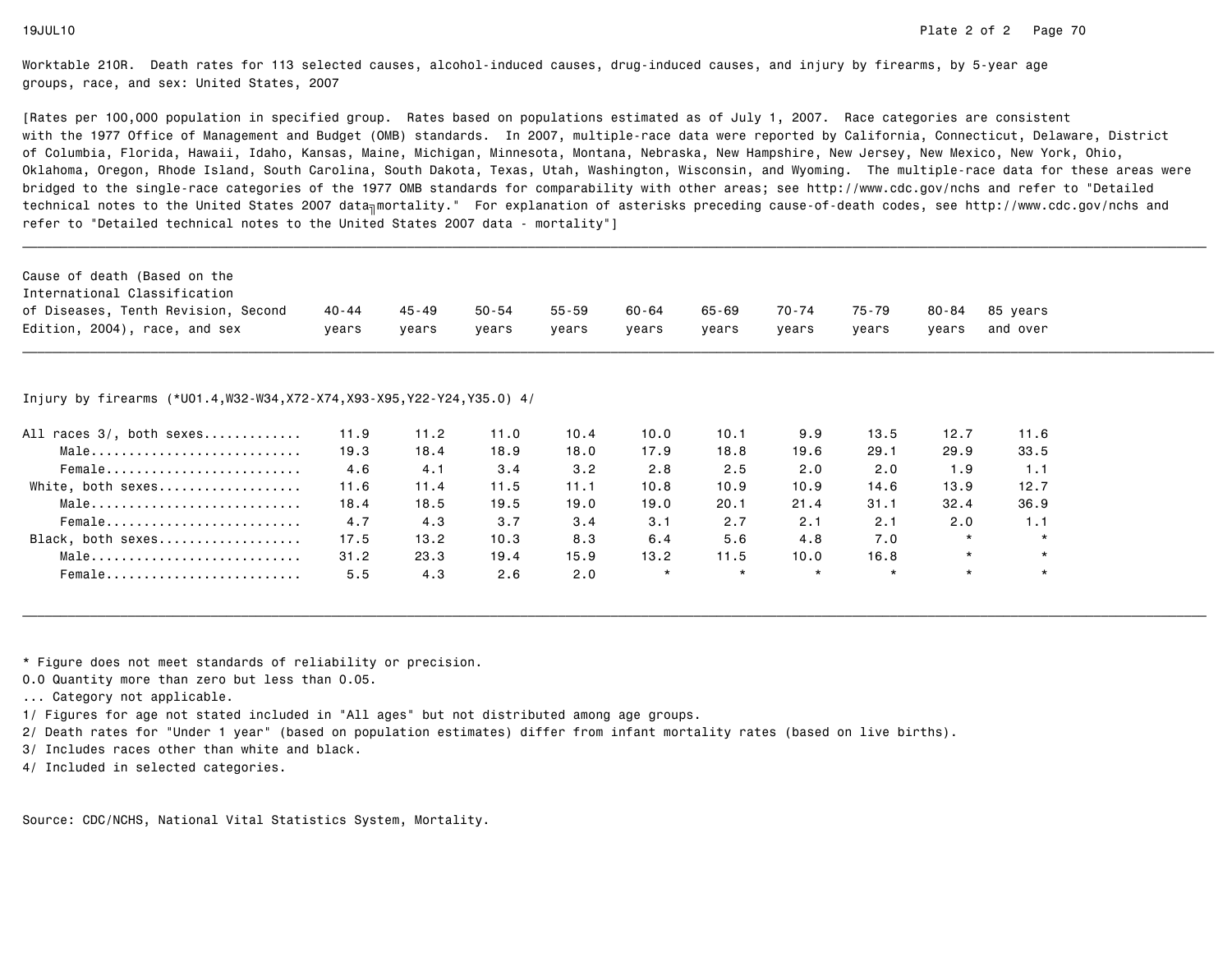Worktable 210R. Death rates for 113 selected causes, alcohol-induced causes, drug-induced causes, and injury by firearms, by 5-year age groups, race, and sex: United States, 2007

[Rates per 100,000 population in specified group. Rates based on populations estimated as of July 1, 2007. Race categories are consistent with the 1977 Office of Management and Budget (OMB) standards. In 2007, multiple-race data were reported by California, Connecticut, Delaware, District of Columbia, Florida, Hawaii, Idaho, Kansas, Maine, Michigan, Minnesota, Montana, Nebraska, New Hampshire, New Jersey, New Mexico, New York, Ohio, Oklahoma, Oregon, Rhode Island, South Carolina, South Dakota, Texas, Utah, Washington, Wisconsin, and Wyoming. The multiple-race data for these areas were bridged to the single-race categories of the 1977 OMB standards for comparability with other areas; see http://www.cdc.gov/nchs and refer to "Detailed technical notes to the United States 2007 data - mortality." For explanation of asterisks preceding cause-of-death codes, see http://www.cdc.gov/nchs and refer to "Detailed technical notes to the United States 2007 data - mortality"]

| Cause of death (Based on the International Classification of Diseases, Tenth Revision, Second Edition, 2004), race, and sex | 40-44 years | 45-49 years | 50-54 years | 55-59 years | 60-64 years | 65-69 years | 70-74 years | 75-79 years | 80-84 years | 85 years and over |
|---|---|---|---|---|---|---|---|---|---|---|
| Injury by firearms (*U01.4,W32-W34,X72-X74,X93-X95,Y22-Y24,Y35.0) 4/ | | | | | | | | | | |
| All races 3/, both sexes............ | 11.9 | 11.2 | 11.0 | 10.4 | 10.0 | 10.1 | 9.9 | 13.5 | 12.7 | 11.6 |
| Male............................ | 19.3 | 18.4 | 18.9 | 18.0 | 17.9 | 18.8 | 19.6 | 29.1 | 29.9 | 33.5 |
| Female.......................... | 4.6 | 4.1 | 3.4 | 3.2 | 2.8 | 2.5 | 2.0 | 2.0 | 1.9 | 1.1 |
| White, both sexes.................. | 11.6 | 11.4 | 11.5 | 11.1 | 10.8 | 10.9 | 10.9 | 14.6 | 13.9 | 12.7 |
| Male............................ | 18.4 | 18.5 | 19.5 | 19.0 | 19.0 | 20.1 | 21.4 | 31.1 | 32.4 | 36.9 |
| Female.......................... | 4.7 | 4.3 | 3.7 | 3.4 | 3.1 | 2.7 | 2.1 | 2.1 | 2.0 | 1.1 |
| Black, both sexes.................. | 17.5 | 13.2 | 10.3 | 8.3 | 6.4 | 5.6 | 4.8 | 7.0 | * | * |
| Male............................ | 31.2 | 23.3 | 19.4 | 15.9 | 13.2 | 11.5 | 10.0 | 16.8 | * | * |
| Female.......................... | 5.5 | 4.3 | 2.6 | 2.0 | * | * | * | * | * | * |

* Figure does not meet standards of reliability or precision.
0.0 Quantity more than zero but less than 0.05.
... Category not applicable.
1/ Figures for age not stated included in "All ages" but not distributed among age groups.
2/ Death rates for "Under 1 year" (based on population estimates) differ from infant mortality rates (based on live births).
3/ Includes races other than white and black.
4/ Included in selected categories.

Source: CDC/NCHS, National Vital Statistics System, Mortality.